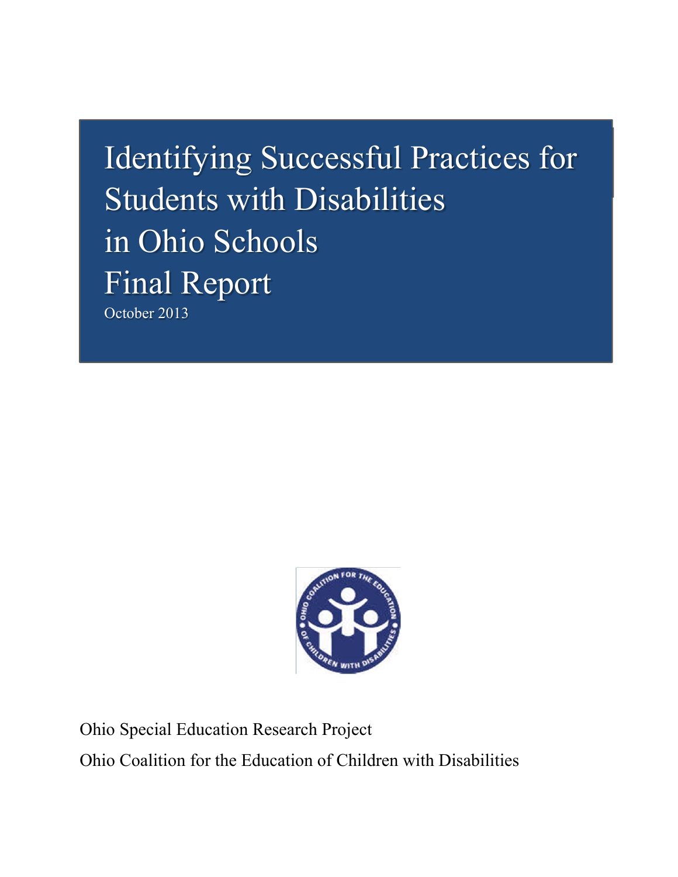# Identifying Successful Practices for Students with Disabilities in Ohio Schools
# Final Report

October 2013

Ohio Special Education Research Project

Ohio Coalition for the Education of Children with Disabilities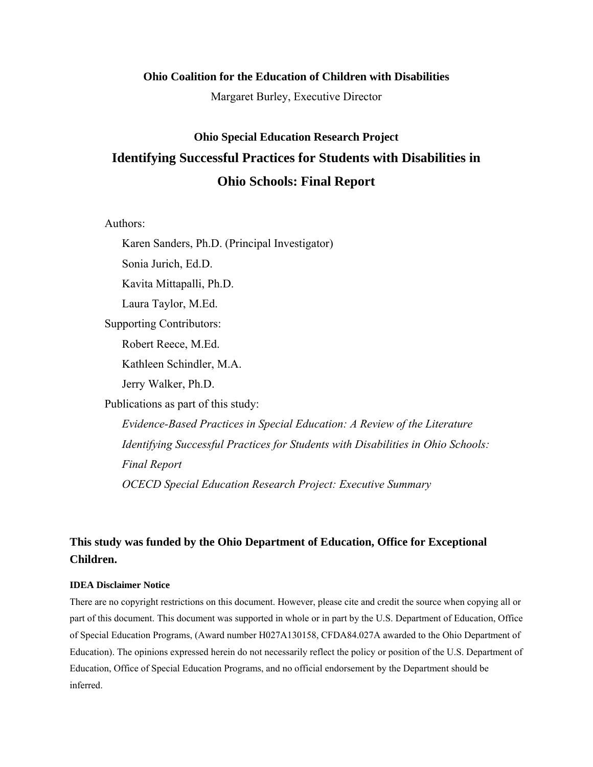**Ohio Coalition for the Education of Children with Disabilities**

Margaret Burley, Executive Director

**Ohio Special Education Research Project**

# Identifying Successful Practices for Students with Disabilities in Ohio Schools: Final Report

Authors:

- Karen Sanders, Ph.D. (Principal Investigator)
- Sonia Jurich, Ed.D.
- Kavita Mittapalli, Ph.D.
- Laura Taylor, M.Ed.

Supporting Contributors:

- Robert Reece, M.Ed.
- Kathleen Schindler, M.A.
- Jerry Walker, Ph.D.

Publications as part of this study:

- *Evidence-Based Practices in Special Education: A Review of the Literature*
- *Identifying Successful Practices for Students with Disabilities in Ohio Schools: Final Report*
- *OCECD Special Education Research Project: Executive Summary*

**This study was funded by the Ohio Department of Education, Office for Exceptional Children.**

**IDEA Disclaimer Notice**

There are no copyright restrictions on this document. However, please cite and credit the source when copying all or part of this document. This document was supported in whole or in part by the U.S. Department of Education, Office of Special Education Programs, (Award number H027A130158, CFDA84.027A awarded to the Ohio Department of Education). The opinions expressed herein do not necessarily reflect the policy or position of the U.S. Department of Education, Office of Special Education Programs, and no official endorsement by the Department should be inferred.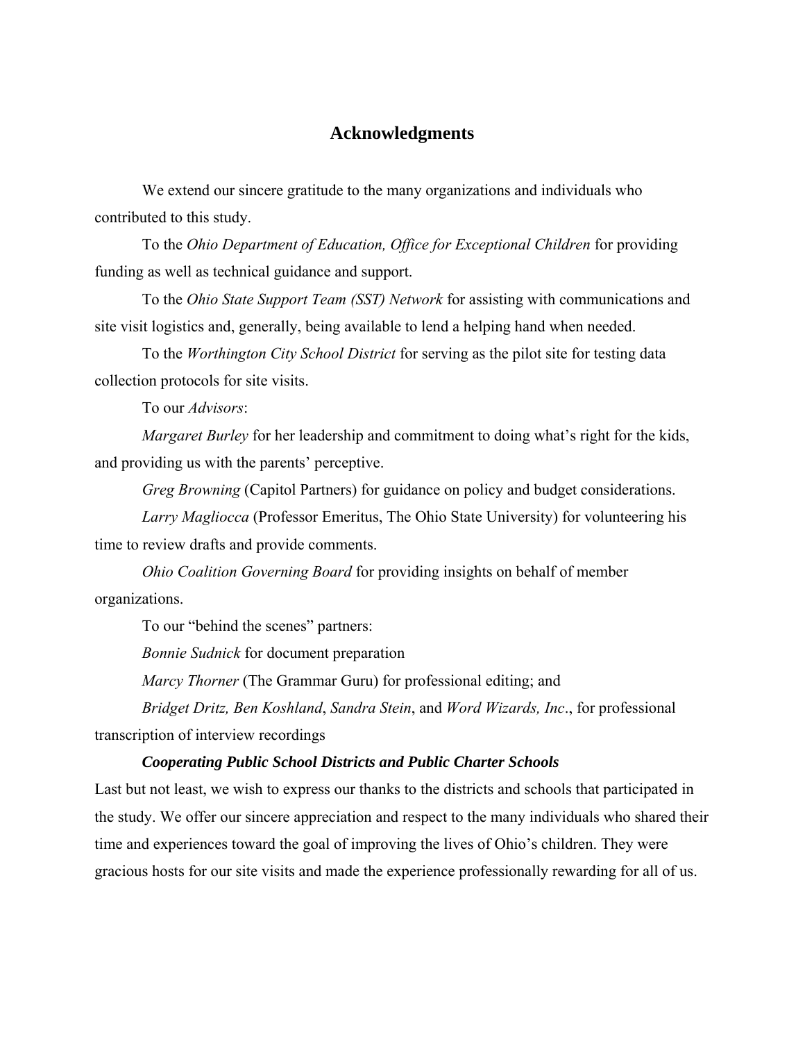# Acknowledgments

We extend our sincere gratitude to the many organizations and individuals who contributed to this study.

To the *Ohio Department of Education, Office for Exceptional Children* for providing funding as well as technical guidance and support.

To the *Ohio State Support Team (SST) Network* for assisting with communications and site visit logistics and, generally, being available to lend a helping hand when needed.

To the *Worthington City School District* for serving as the pilot site for testing data collection protocols for site visits.

To our *Advisors*:

*Margaret Burley* for her leadership and commitment to doing what's right for the kids, and providing us with the parents' perceptive.

*Greg Browning* (Capitol Partners) for guidance on policy and budget considerations.

*Larry Magliocca* (Professor Emeritus, The Ohio State University) for volunteering his time to review drafts and provide comments.

*Ohio Coalition Governing Board* for providing insights on behalf of member organizations.

To our "behind the scenes" partners:

*Bonnie Sudnick* for document preparation

*Marcy Thorner* (The Grammar Guru) for professional editing; and

*Bridget Dritz, Ben Koshland*, *Sandra Stein*, and *Word Wizards, Inc*., for professional transcription of interview recordings

***Cooperating Public School Districts and Public Charter Schools***

Last but not least, we wish to express our thanks to the districts and schools that participated in the study. We offer our sincere appreciation and respect to the many individuals who shared their time and experiences toward the goal of improving the lives of Ohio's children. They were gracious hosts for our site visits and made the experience professionally rewarding for all of us.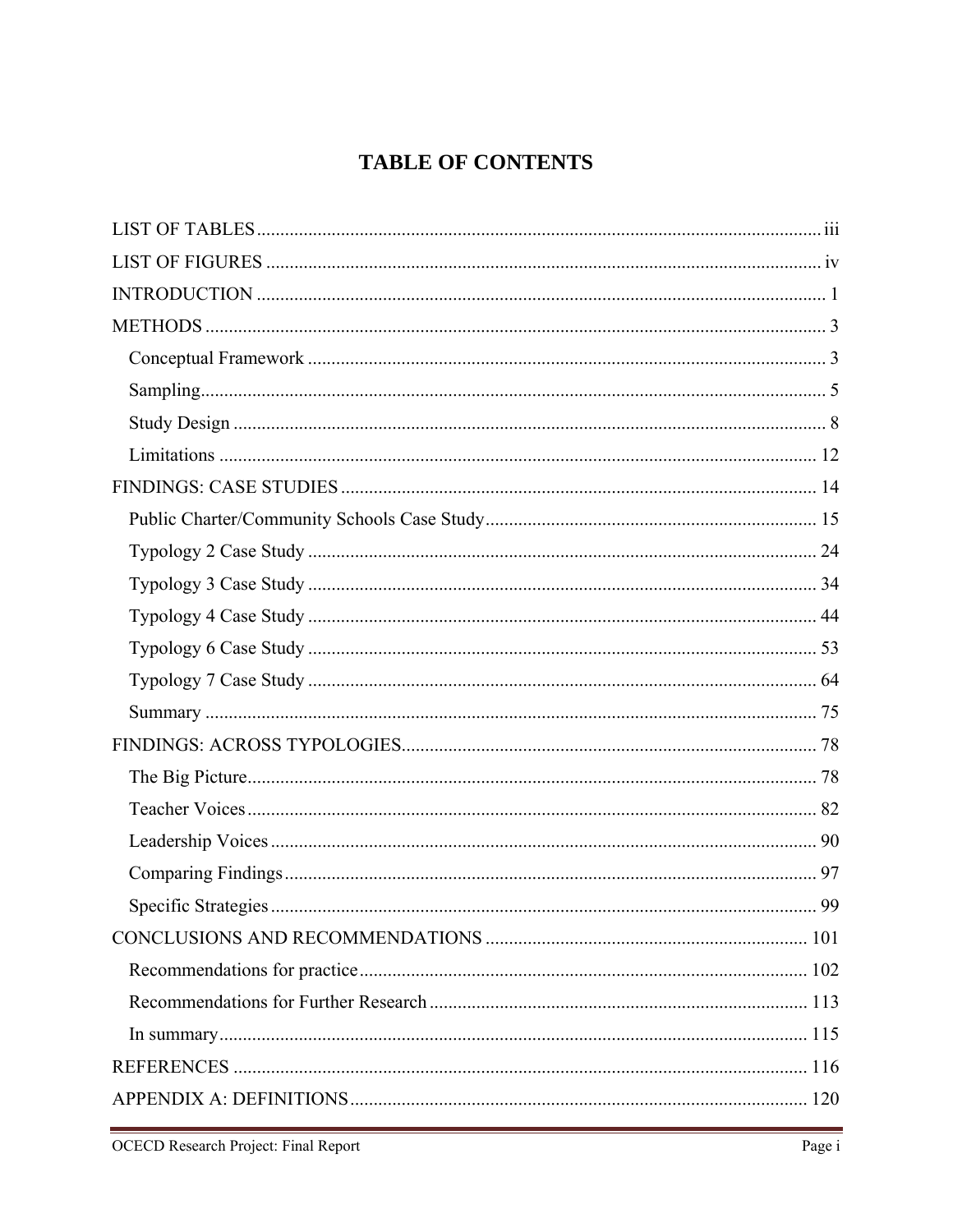# TABLE OF CONTENTS

LIST OF TABLES ........ iii

LIST OF FIGURES ........ iv

INTRODUCTION ........ 1

METHODS ........ 3

- Conceptual Framework ........ 3
- Sampling ........ 5
- Study Design ........ 8
- Limitations ........ 12

FINDINGS: CASE STUDIES ........ 14

- Public Charter/Community Schools Case Study ........ 15
- Typology 2 Case Study ........ 24
- Typology 3 Case Study ........ 34
- Typology 4 Case Study ........ 44
- Typology 6 Case Study ........ 53
- Typology 7 Case Study ........ 64
- Summary ........ 75

FINDINGS: ACROSS TYPOLOGIES ........ 78

- The Big Picture ........ 78
- Teacher Voices ........ 82
- Leadership Voices ........ 90
- Comparing Findings ........ 97
- Specific Strategies ........ 99

CONCLUSIONS AND RECOMMENDATIONS ........ 101

- Recommendations for practice ........ 102
- Recommendations for Further Research ........ 113
- In summary ........ 115

REFERENCES ........ 116

APPENDIX A: DEFINITIONS ........ 120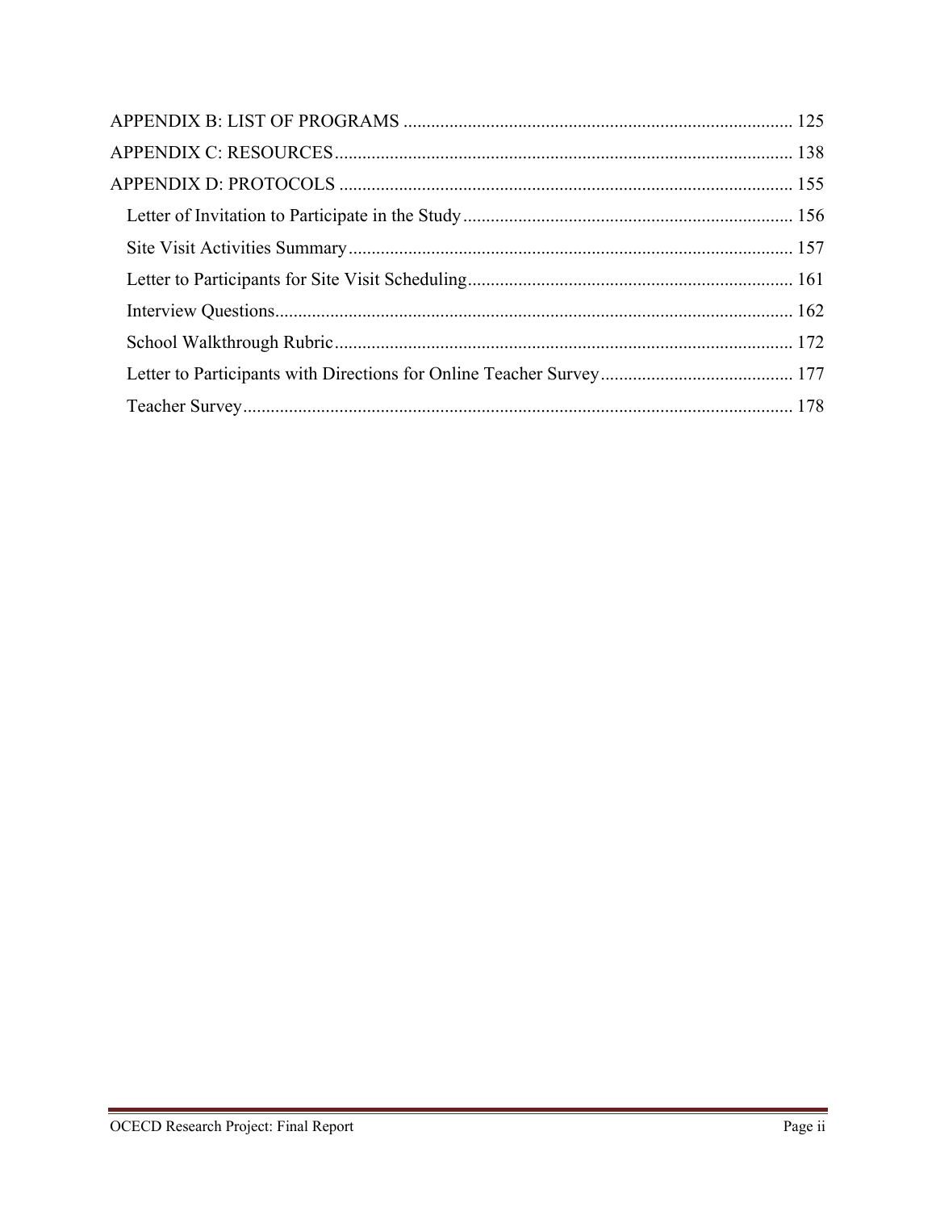APPENDIX B: LIST OF PROGRAMS .................................................................................... 125

APPENDIX C: RESOURCES.................................................................................................. 138

APPENDIX D: PROTOCOLS .................................................................................................. 155

- Letter of Invitation to Participate in the Study....................................................................... 156
- Site Visit Activities Summary................................................................................................ 157
- Letter to Participants for Site Visit Scheduling...................................................................... 161
- Interview Questions................................................................................................................ 162
- School Walkthrough Rubric................................................................................................... 172
- Letter to Participants with Directions for Online Teacher Survey.......................................... 177
- Teacher Survey....................................................................................................................... 178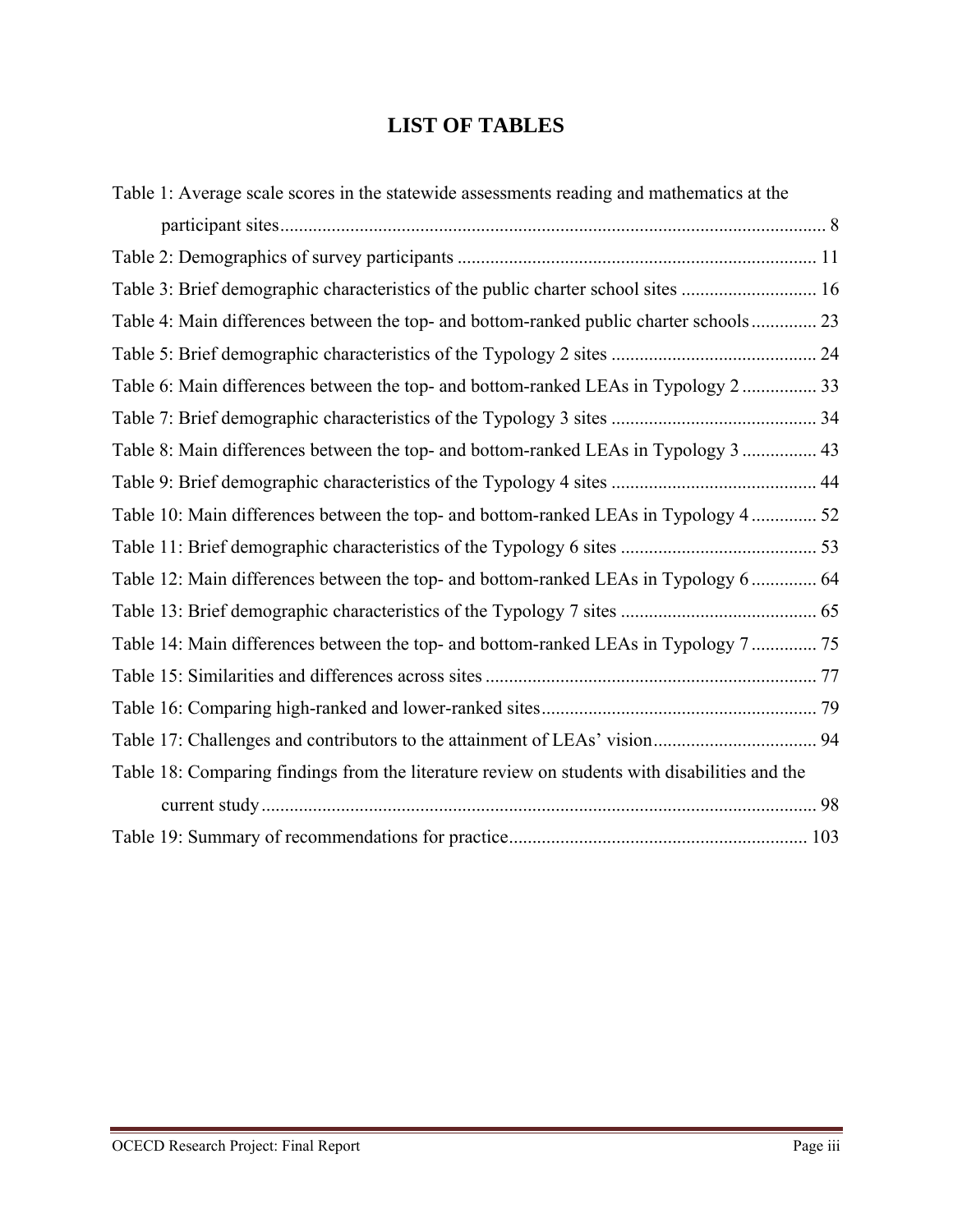# LIST OF TABLES

Table 1: Average scale scores in the statewide assessments reading and mathematics at the participant sites ........ 8

Table 2: Demographics of survey participants ........ 11

Table 3: Brief demographic characteristics of the public charter school sites ........ 16

Table 4: Main differences between the top- and bottom-ranked public charter schools ........ 23

Table 5: Brief demographic characteristics of the Typology 2 sites ........ 24

Table 6: Main differences between the top- and bottom-ranked LEAs in Typology 2 ........ 33

Table 7: Brief demographic characteristics of the Typology 3 sites ........ 34

Table 8: Main differences between the top- and bottom-ranked LEAs in Typology 3 ........ 43

Table 9: Brief demographic characteristics of the Typology 4 sites ........ 44

Table 10: Main differences between the top- and bottom-ranked LEAs in Typology 4 ........ 52

Table 11: Brief demographic characteristics of the Typology 6 sites ........ 53

Table 12: Main differences between the top- and bottom-ranked LEAs in Typology 6 ........ 64

Table 13: Brief demographic characteristics of the Typology 7 sites ........ 65

Table 14: Main differences between the top- and bottom-ranked LEAs in Typology 7 ........ 75

Table 15: Similarities and differences across sites ........ 77

Table 16: Comparing high-ranked and lower-ranked sites ........ 79

Table 17: Challenges and contributors to the attainment of LEAs' vision ........ 94

Table 18: Comparing findings from the literature review on students with disabilities and the current study ........ 98

Table 19: Summary of recommendations for practice ........ 103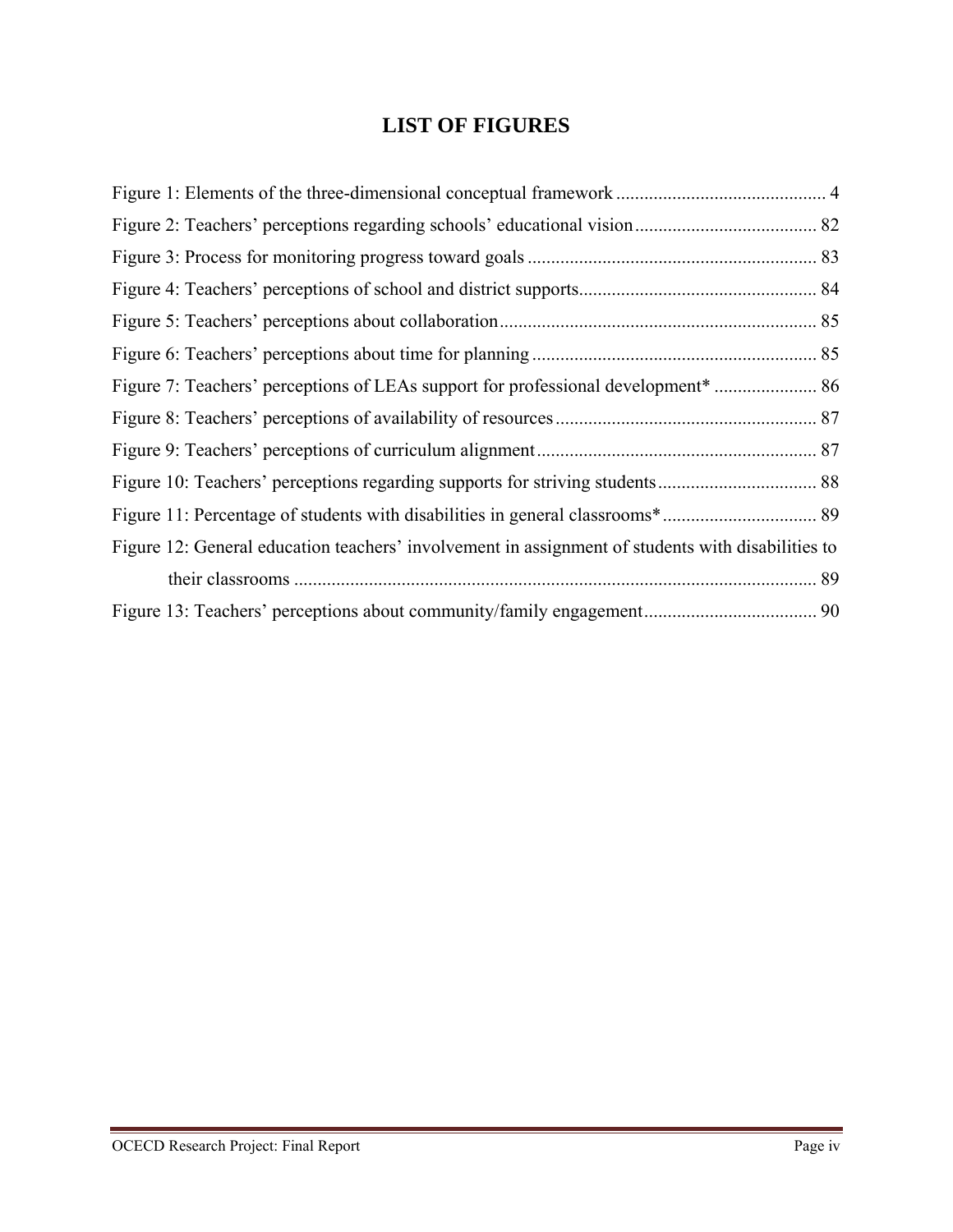# LIST OF FIGURES

Figure 1: Elements of the three-dimensional conceptual framework ............................................ 4

Figure 2: Teachers' perceptions regarding schools' educational vision...................................... 82

Figure 3: Process for monitoring progress toward goals ............................................................. 83

Figure 4: Teachers' perceptions of school and district supports.................................................. 84

Figure 5: Teachers' perceptions about collaboration................................................................... 85

Figure 6: Teachers' perceptions about time for planning ............................................................ 85

Figure 7: Teachers' perceptions of LEAs support for professional development* ...................... 86

Figure 8: Teachers' perceptions of availability of resources ....................................................... 87

Figure 9: Teachers' perceptions of curriculum alignment ........................................................... 87

Figure 10: Teachers' perceptions regarding supports for striving students .................................. 88

Figure 11: Percentage of students with disabilities in general classrooms* ................................ 89

Figure 12: General education teachers' involvement in assignment of students with disabilities to their classrooms ................................................................................................................ 89

Figure 13: Teachers' perceptions about community/family engagement.................................... 90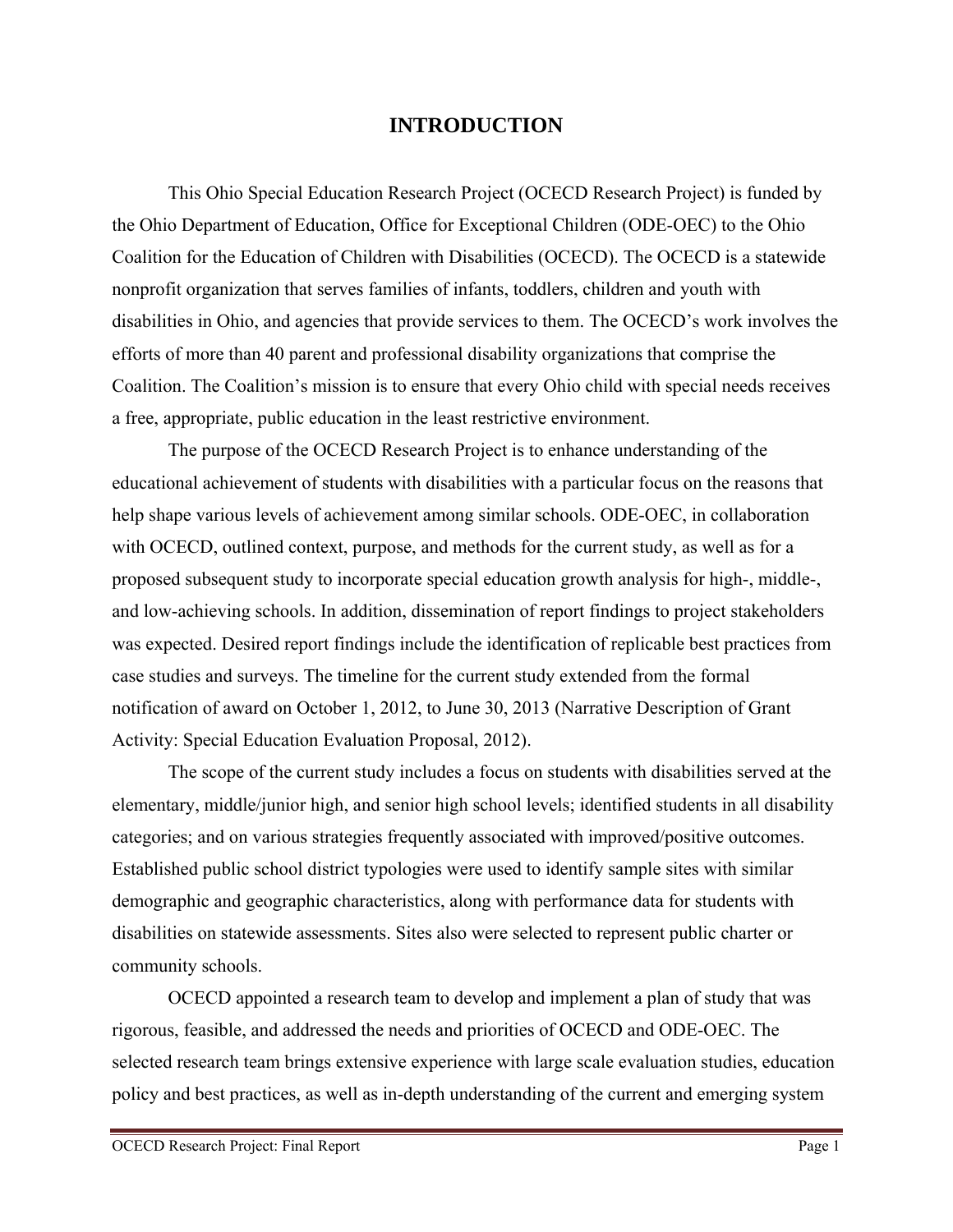# INTRODUCTION

This Ohio Special Education Research Project (OCECD Research Project) is funded by the Ohio Department of Education, Office for Exceptional Children (ODE-OEC) to the Ohio Coalition for the Education of Children with Disabilities (OCECD). The OCECD is a statewide nonprofit organization that serves families of infants, toddlers, children and youth with disabilities in Ohio, and agencies that provide services to them. The OCECD's work involves the efforts of more than 40 parent and professional disability organizations that comprise the Coalition. The Coalition's mission is to ensure that every Ohio child with special needs receives a free, appropriate, public education in the least restrictive environment.

The purpose of the OCECD Research Project is to enhance understanding of the educational achievement of students with disabilities with a particular focus on the reasons that help shape various levels of achievement among similar schools. ODE-OEC, in collaboration with OCECD, outlined context, purpose, and methods for the current study, as well as for a proposed subsequent study to incorporate special education growth analysis for high-, middle-, and low-achieving schools. In addition, dissemination of report findings to project stakeholders was expected. Desired report findings include the identification of replicable best practices from case studies and surveys. The timeline for the current study extended from the formal notification of award on October 1, 2012, to June 30, 2013 (Narrative Description of Grant Activity: Special Education Evaluation Proposal, 2012).

The scope of the current study includes a focus on students with disabilities served at the elementary, middle/junior high, and senior high school levels; identified students in all disability categories; and on various strategies frequently associated with improved/positive outcomes. Established public school district typologies were used to identify sample sites with similar demographic and geographic characteristics, along with performance data for students with disabilities on statewide assessments. Sites also were selected to represent public charter or community schools.

OCECD appointed a research team to develop and implement a plan of study that was rigorous, feasible, and addressed the needs and priorities of OCECD and ODE-OEC. The selected research team brings extensive experience with large scale evaluation studies, education policy and best practices, as well as in-depth understanding of the current and emerging system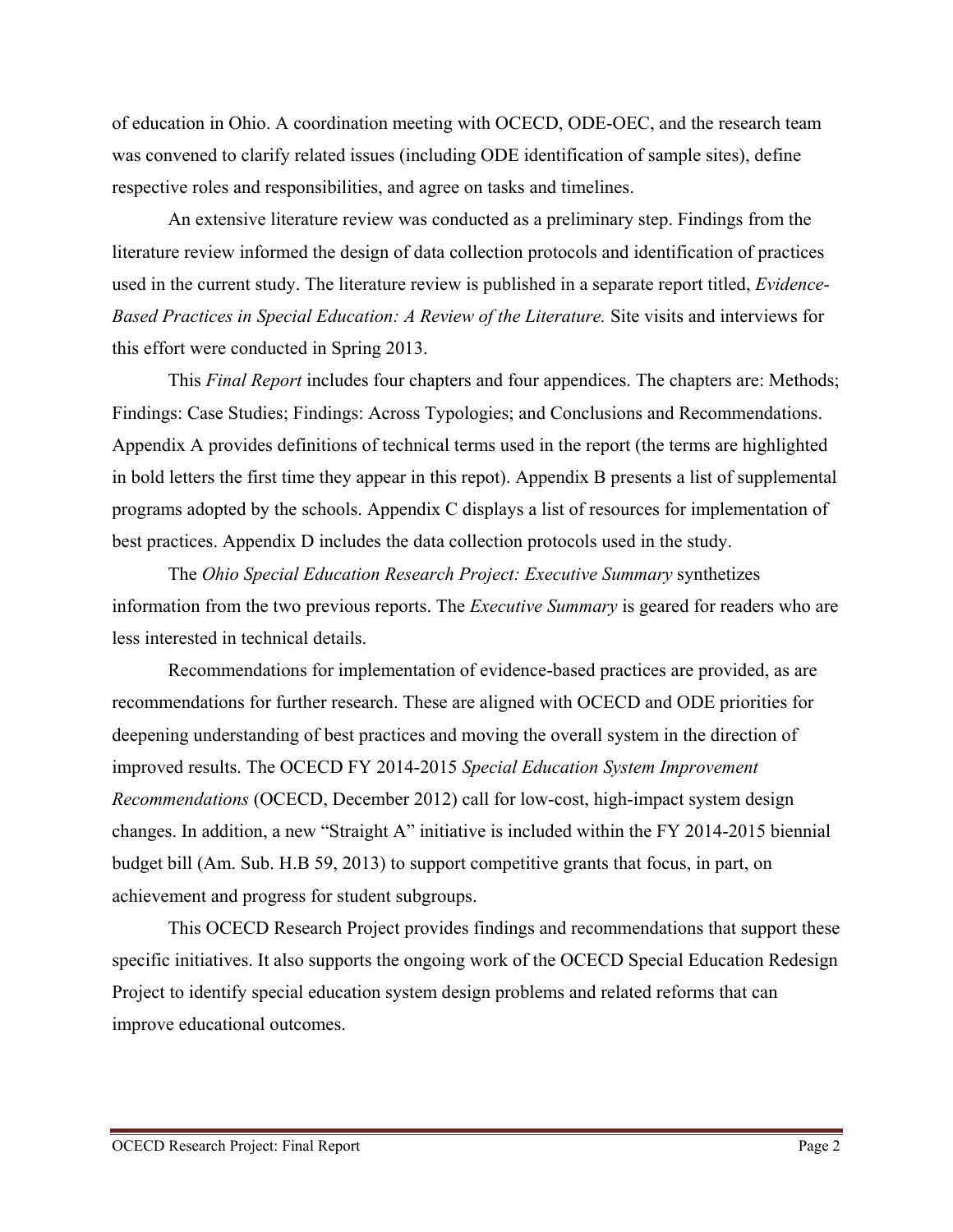of education in Ohio. A coordination meeting with OCECD, ODE-OEC, and the research team was convened to clarify related issues (including ODE identification of sample sites), define respective roles and responsibilities, and agree on tasks and timelines.

An extensive literature review was conducted as a preliminary step. Findings from the literature review informed the design of data collection protocols and identification of practices used in the current study. The literature review is published in a separate report titled, *Evidence-Based Practices in Special Education: A Review of the Literature.* Site visits and interviews for this effort were conducted in Spring 2013.

This *Final Report* includes four chapters and four appendices. The chapters are: Methods; Findings: Case Studies; Findings: Across Typologies; and Conclusions and Recommendations. Appendix A provides definitions of technical terms used in the report (the terms are highlighted in bold letters the first time they appear in this repot). Appendix B presents a list of supplemental programs adopted by the schools. Appendix C displays a list of resources for implementation of best practices. Appendix D includes the data collection protocols used in the study.

The *Ohio Special Education Research Project: Executive Summary* synthetizes information from the two previous reports. The *Executive Summary* is geared for readers who are less interested in technical details.

Recommendations for implementation of evidence-based practices are provided, as are recommendations for further research. These are aligned with OCECD and ODE priorities for deepening understanding of best practices and moving the overall system in the direction of improved results. The OCECD FY 2014-2015 *Special Education System Improvement Recommendations* (OCECD, December 2012) call for low-cost, high-impact system design changes. In addition, a new "Straight A" initiative is included within the FY 2014-2015 biennial budget bill (Am. Sub. H.B 59, 2013) to support competitive grants that focus, in part, on achievement and progress for student subgroups.

This OCECD Research Project provides findings and recommendations that support these specific initiatives. It also supports the ongoing work of the OCECD Special Education Redesign Project to identify special education system design problems and related reforms that can improve educational outcomes.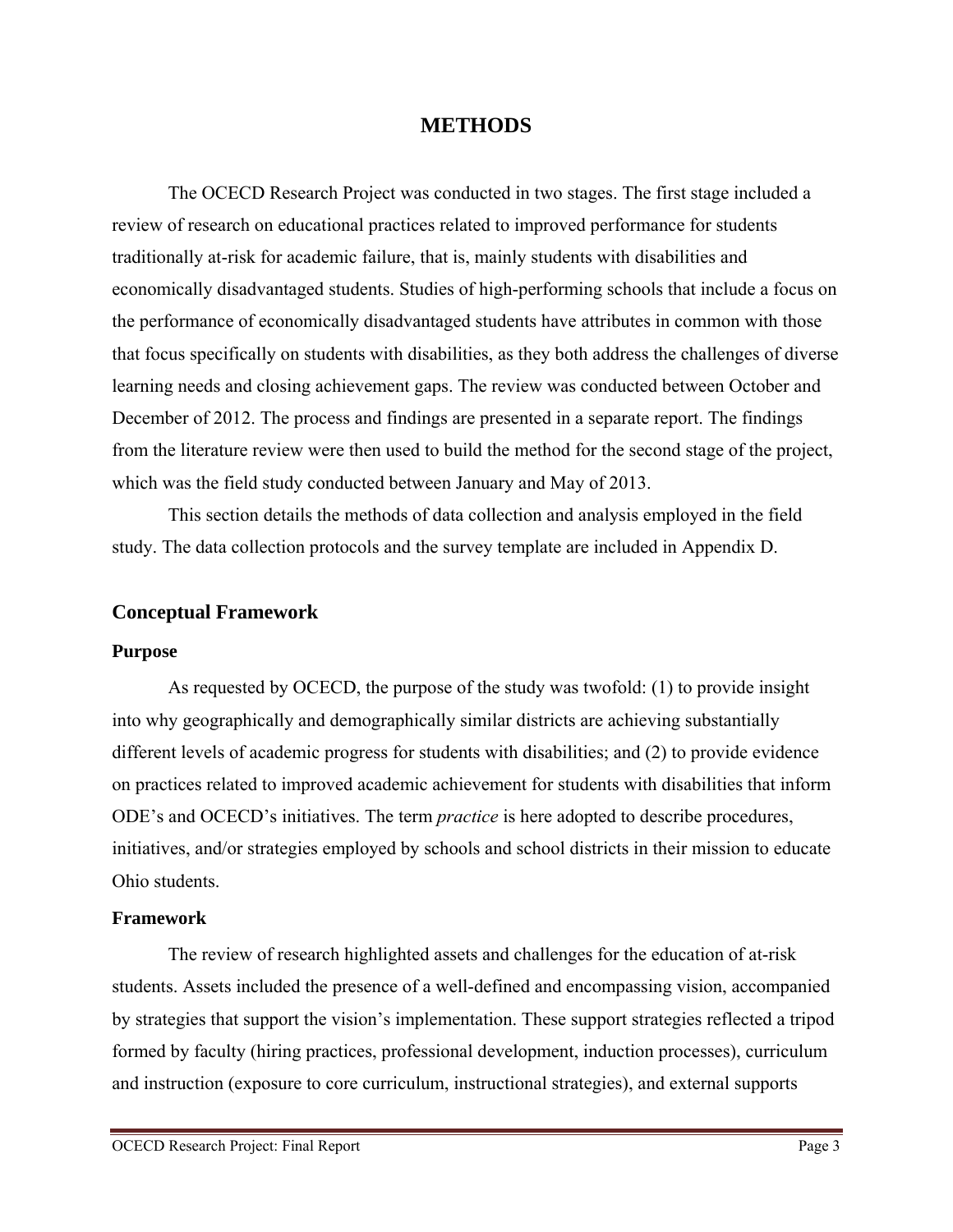# METHODS

The OCECD Research Project was conducted in two stages. The first stage included a review of research on educational practices related to improved performance for students traditionally at-risk for academic failure, that is, mainly students with disabilities and economically disadvantaged students. Studies of high-performing schools that include a focus on the performance of economically disadvantaged students have attributes in common with those that focus specifically on students with disabilities, as they both address the challenges of diverse learning needs and closing achievement gaps. The review was conducted between October and December of 2012. The process and findings are presented in a separate report. The findings from the literature review were then used to build the method for the second stage of the project, which was the field study conducted between January and May of 2013.

This section details the methods of data collection and analysis employed in the field study. The data collection protocols and the survey template are included in Appendix D.

## Conceptual Framework

### Purpose

As requested by OCECD, the purpose of the study was twofold: (1) to provide insight into why geographically and demographically similar districts are achieving substantially different levels of academic progress for students with disabilities; and (2) to provide evidence on practices related to improved academic achievement for students with disabilities that inform ODE's and OCECD's initiatives. The term *practice* is here adopted to describe procedures, initiatives, and/or strategies employed by schools and school districts in their mission to educate Ohio students.

### Framework

The review of research highlighted assets and challenges for the education of at-risk students. Assets included the presence of a well-defined and encompassing vision, accompanied by strategies that support the vision's implementation. These support strategies reflected a tripod formed by faculty (hiring practices, professional development, induction processes), curriculum and instruction (exposure to core curriculum, instructional strategies), and external supports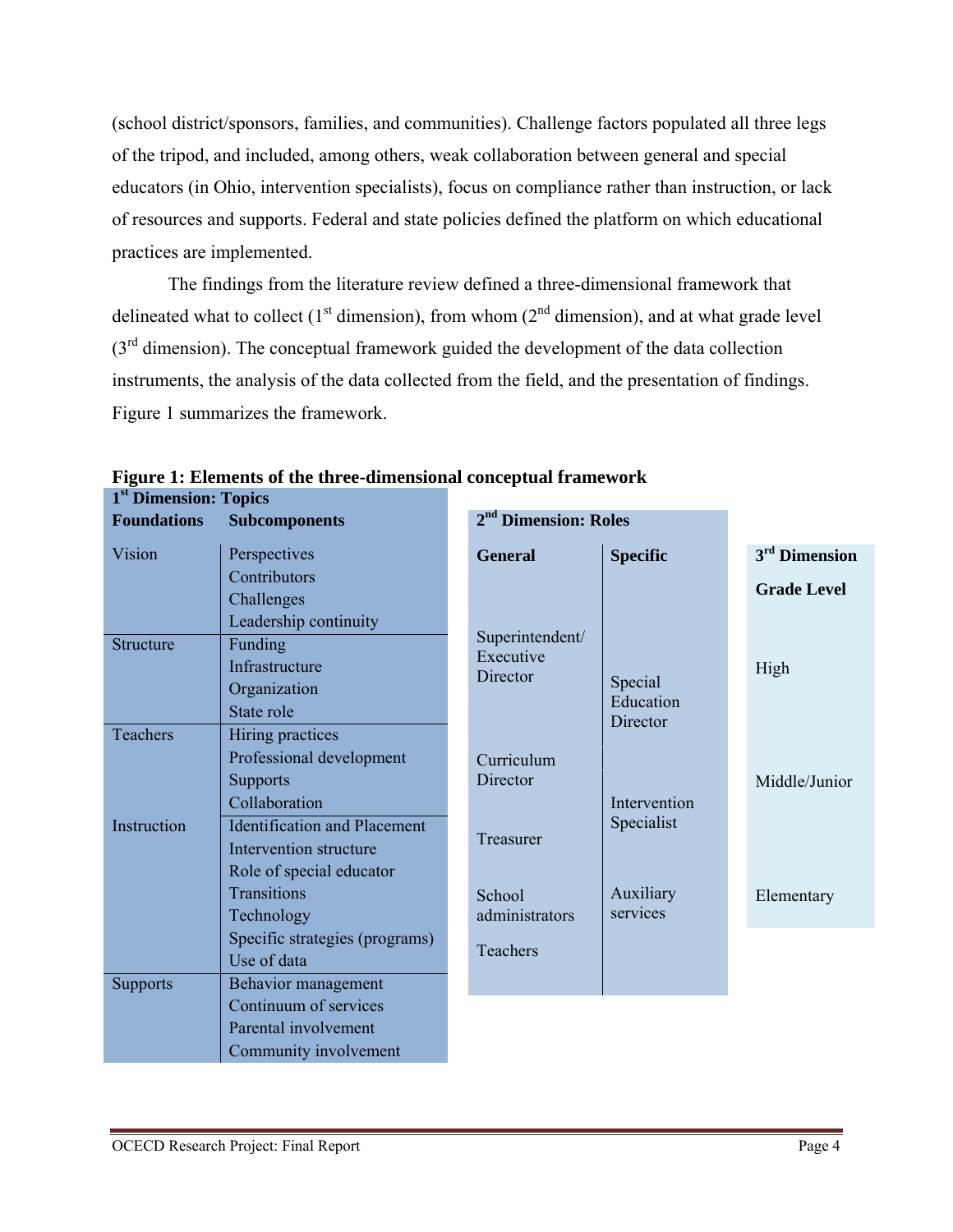(school district/sponsors, families, and communities). Challenge factors populated all three legs of the tripod, and included, among others, weak collaboration between general and special educators (in Ohio, intervention specialists), focus on compliance rather than instruction, or lack of resources and supports. Federal and state policies defined the platform on which educational practices are implemented.

The findings from the literature review defined a three-dimensional framework that delineated what to collect (1st dimension), from whom (2nd dimension), and at what grade level (3rd dimension). The conceptual framework guided the development of the data collection instruments, the analysis of the data collected from the field, and the presentation of findings. Figure 1 summarizes the framework.

**Figure 1: Elements of the three-dimensional conceptual framework**

**1st Dimension: Topics**

| Foundations | Subcomponents |
|---|---|
| Vision | Perspectives<br>Contributors<br>Challenges<br>Leadership continuity |
| Structure | Funding<br>Infrastructure<br>Organization<br>State role |
| Teachers | Hiring practices<br>Professional development<br>Supports<br>Collaboration |
| Instruction | Identification and Placement<br>Intervention structure<br>Role of special educator<br>Transitions<br>Technology<br>Specific strategies (programs)<br>Use of data |
| Supports | Behavior management<br>Continuum of services<br>Parental involvement<br>Community involvement |

**2nd Dimension: Roles**

| General | Specific |
|---|---|
| Superintendent/ Executive Director | Special Education Director |
| Curriculum Director | Intervention Specialist |
| Treasurer | |
| School administrators | Auxiliary services |
| Teachers | |

**3rd Dimension**

| Grade Level |
|---|
| High |
| Middle/Junior |
| Elementary |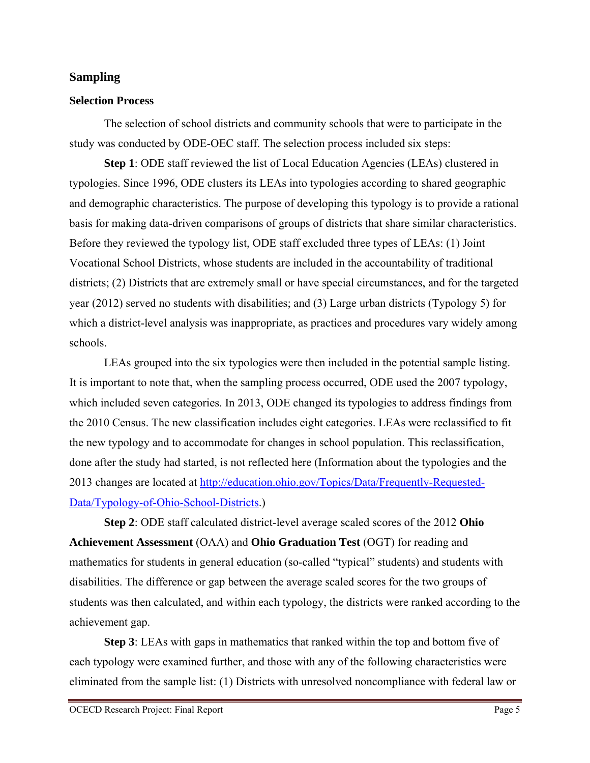## Sampling

### Selection Process

The selection of school districts and community schools that were to participate in the study was conducted by ODE-OEC staff. The selection process included six steps:

**Step 1**: ODE staff reviewed the list of Local Education Agencies (LEAs) clustered in typologies. Since 1996, ODE clusters its LEAs into typologies according to shared geographic and demographic characteristics. The purpose of developing this typology is to provide a rational basis for making data-driven comparisons of groups of districts that share similar characteristics. Before they reviewed the typology list, ODE staff excluded three types of LEAs: (1) Joint Vocational School Districts, whose students are included in the accountability of traditional districts; (2) Districts that are extremely small or have special circumstances, and for the targeted year (2012) served no students with disabilities; and (3) Large urban districts (Typology 5) for which a district-level analysis was inappropriate, as practices and procedures vary widely among schools.

LEAs grouped into the six typologies were then included in the potential sample listing. It is important to note that, when the sampling process occurred, ODE used the 2007 typology, which included seven categories. In 2013, ODE changed its typologies to address findings from the 2010 Census. The new classification includes eight categories. LEAs were reclassified to fit the new typology and to accommodate for changes in school population. This reclassification, done after the study had started, is not reflected here (Information about the typologies and the 2013 changes are located at [http://education.ohio.gov/Topics/Data/Frequently-Requested-Data/Typology-of-Ohio-School-Districts](http://education.ohio.gov/Topics/Data/Frequently-Requested-Data/Typology-of-Ohio-School-Districts).)

**Step 2**: ODE staff calculated district-level average scaled scores of the 2012 **Ohio Achievement Assessment** (OAA) and **Ohio Graduation Test** (OGT) for reading and mathematics for students in general education (so-called "typical" students) and students with disabilities. The difference or gap between the average scaled scores for the two groups of students was then calculated, and within each typology, the districts were ranked according to the achievement gap.

**Step 3**: LEAs with gaps in mathematics that ranked within the top and bottom five of each typology were examined further, and those with any of the following characteristics were eliminated from the sample list: (1) Districts with unresolved noncompliance with federal law or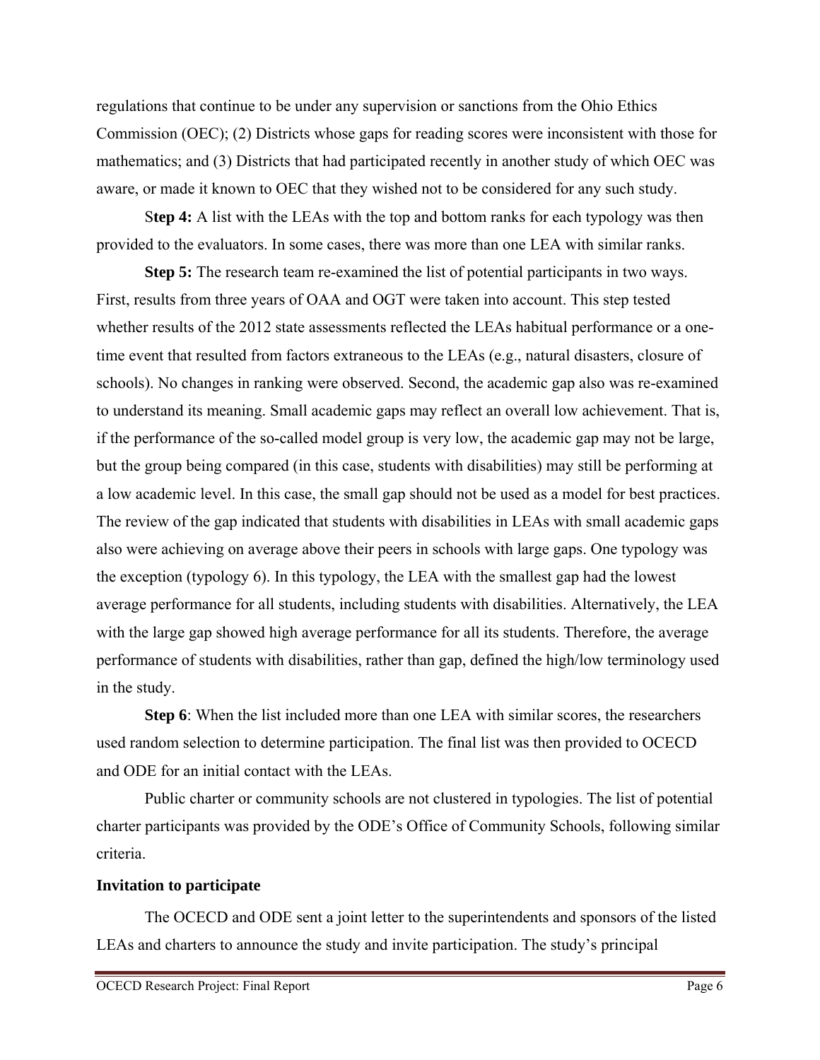regulations that continue to be under any supervision or sanctions from the Ohio Ethics Commission (OEC); (2) Districts whose gaps for reading scores were inconsistent with those for mathematics; and (3) Districts that had participated recently in another study of which OEC was aware, or made it known to OEC that they wished not to be considered for any such study.

S**tep 4:** A list with the LEAs with the top and bottom ranks for each typology was then provided to the evaluators. In some cases, there was more than one LEA with similar ranks.

**Step 5:** The research team re-examined the list of potential participants in two ways. First, results from three years of OAA and OGT were taken into account. This step tested whether results of the 2012 state assessments reflected the LEAs habitual performance or a one-time event that resulted from factors extraneous to the LEAs (e.g., natural disasters, closure of schools). No changes in ranking were observed. Second, the academic gap also was re-examined to understand its meaning. Small academic gaps may reflect an overall low achievement. That is, if the performance of the so-called model group is very low, the academic gap may not be large, but the group being compared (in this case, students with disabilities) may still be performing at a low academic level. In this case, the small gap should not be used as a model for best practices. The review of the gap indicated that students with disabilities in LEAs with small academic gaps also were achieving on average above their peers in schools with large gaps. One typology was the exception (typology 6). In this typology, the LEA with the smallest gap had the lowest average performance for all students, including students with disabilities. Alternatively, the LEA with the large gap showed high average performance for all its students. Therefore, the average performance of students with disabilities, rather than gap, defined the high/low terminology used in the study.

**Step 6**: When the list included more than one LEA with similar scores, the researchers used random selection to determine participation. The final list was then provided to OCECD and ODE for an initial contact with the LEAs.

Public charter or community schools are not clustered in typologies. The list of potential charter participants was provided by the ODE's Office of Community Schools, following similar criteria.

**Invitation to participate**

The OCECD and ODE sent a joint letter to the superintendents and sponsors of the listed LEAs and charters to announce the study and invite participation. The study's principal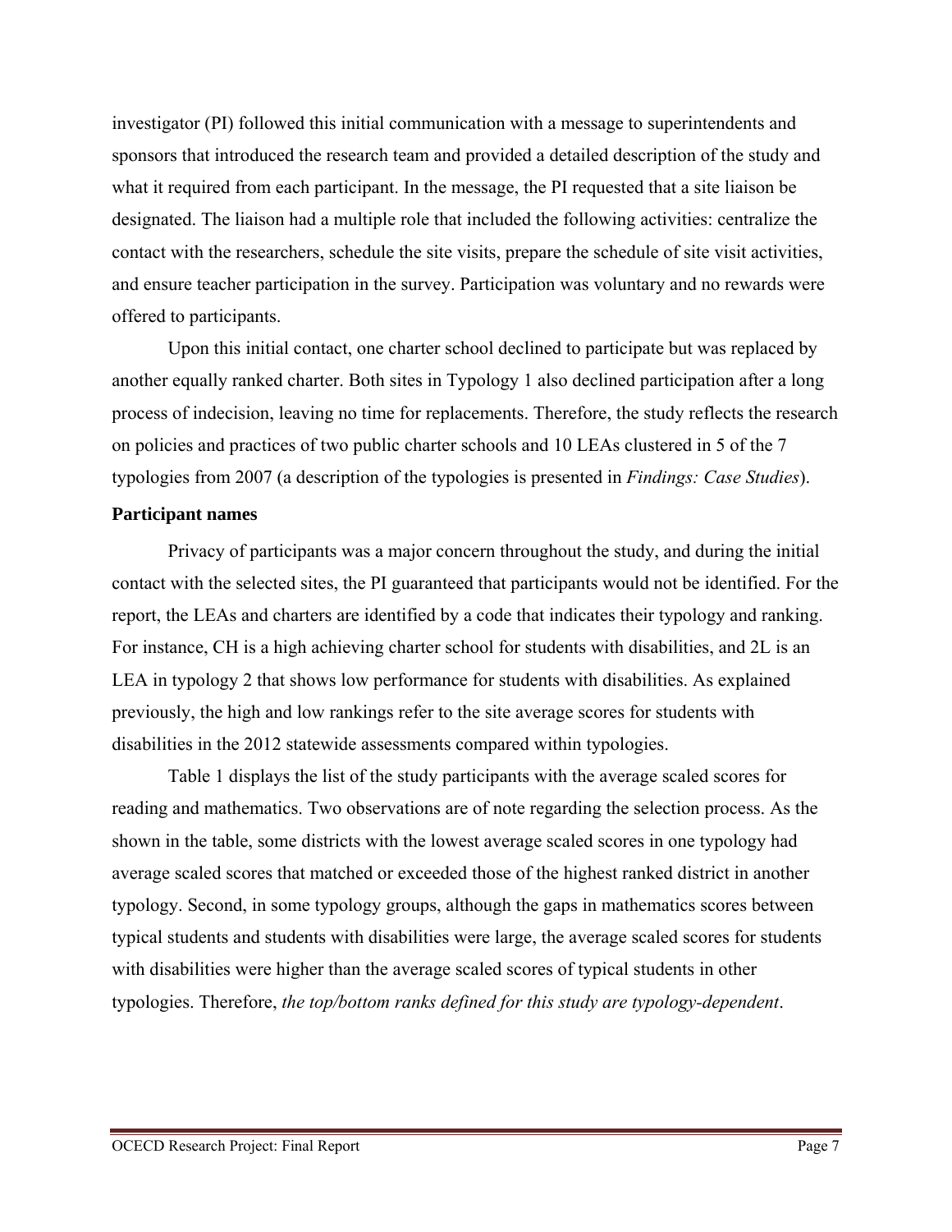investigator (PI) followed this initial communication with a message to superintendents and sponsors that introduced the research team and provided a detailed description of the study and what it required from each participant. In the message, the PI requested that a site liaison be designated. The liaison had a multiple role that included the following activities: centralize the contact with the researchers, schedule the site visits, prepare the schedule of site visit activities, and ensure teacher participation in the survey. Participation was voluntary and no rewards were offered to participants.

Upon this initial contact, one charter school declined to participate but was replaced by another equally ranked charter. Both sites in Typology 1 also declined participation after a long process of indecision, leaving no time for replacements. Therefore, the study reflects the research on policies and practices of two public charter schools and 10 LEAs clustered in 5 of the 7 typologies from 2007 (a description of the typologies is presented in *Findings: Case Studies*).

**Participant names**

Privacy of participants was a major concern throughout the study, and during the initial contact with the selected sites, the PI guaranteed that participants would not be identified. For the report, the LEAs and charters are identified by a code that indicates their typology and ranking. For instance, CH is a high achieving charter school for students with disabilities, and 2L is an LEA in typology 2 that shows low performance for students with disabilities. As explained previously, the high and low rankings refer to the site average scores for students with disabilities in the 2012 statewide assessments compared within typologies.

Table 1 displays the list of the study participants with the average scaled scores for reading and mathematics. Two observations are of note regarding the selection process. As the shown in the table, some districts with the lowest average scaled scores in one typology had average scaled scores that matched or exceeded those of the highest ranked district in another typology. Second, in some typology groups, although the gaps in mathematics scores between typical students and students with disabilities were large, the average scaled scores for students with disabilities were higher than the average scaled scores of typical students in other typologies. Therefore, *the top/bottom ranks defined for this study are typology-dependent*.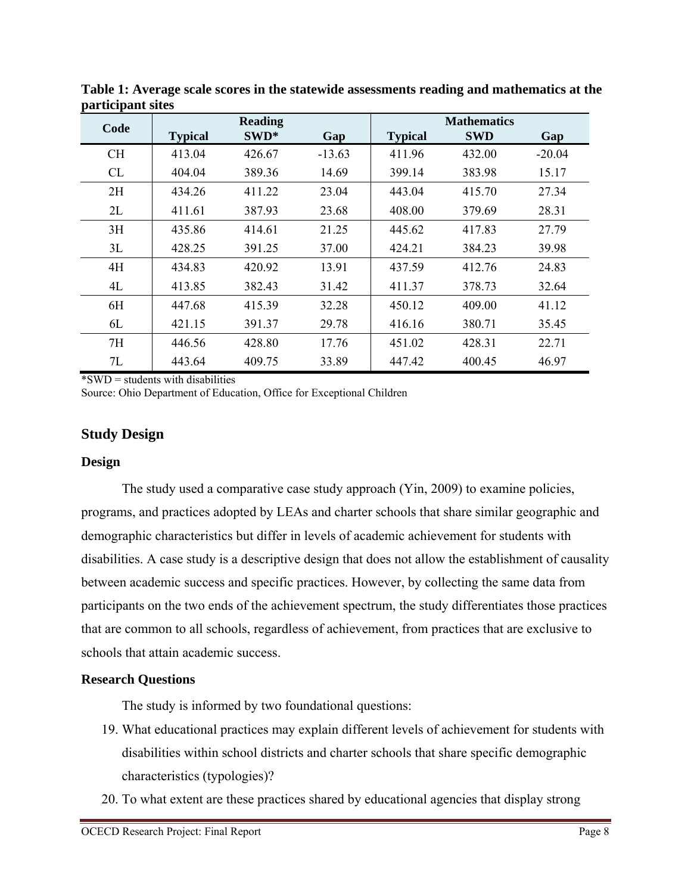**Table 1: Average scale scores in the statewide assessments reading and mathematics at the participant sites**

| Code | Reading | | | Mathematics | | |
|---|---|---|---|---|---|---|
| | Typical | SWD* | Gap | Typical | SWD | Gap |
| CH | 413.04 | 426.67 | -13.63 | 411.96 | 432.00 | -20.04 |
| CL | 404.04 | 389.36 | 14.69 | 399.14 | 383.98 | 15.17 |
| 2H | 434.26 | 411.22 | 23.04 | 443.04 | 415.70 | 27.34 |
| 2L | 411.61 | 387.93 | 23.68 | 408.00 | 379.69 | 28.31 |
| 3H | 435.86 | 414.61 | 21.25 | 445.62 | 417.83 | 27.79 |
| 3L | 428.25 | 391.25 | 37.00 | 424.21 | 384.23 | 39.98 |
| 4H | 434.83 | 420.92 | 13.91 | 437.59 | 412.76 | 24.83 |
| 4L | 413.85 | 382.43 | 31.42 | 411.37 | 378.73 | 32.64 |
| 6H | 447.68 | 415.39 | 32.28 | 450.12 | 409.00 | 41.12 |
| 6L | 421.15 | 391.37 | 29.78 | 416.16 | 380.71 | 35.45 |
| 7H | 446.56 | 428.80 | 17.76 | 451.02 | 428.31 | 22.71 |
| 7L | 443.64 | 409.75 | 33.89 | 447.42 | 400.45 | 46.97 |

*SWD = students with disabilities
Source: Ohio Department of Education, Office for Exceptional Children

## Study Design

### Design

The study used a comparative case study approach (Yin, 2009) to examine policies, programs, and practices adopted by LEAs and charter schools that share similar geographic and demographic characteristics but differ in levels of academic achievement for students with disabilities. A case study is a descriptive design that does not allow the establishment of causality between academic success and specific practices. However, by collecting the same data from participants on the two ends of the achievement spectrum, the study differentiates those practices that are common to all schools, regardless of achievement, from practices that are exclusive to schools that attain academic success.

### Research Questions

The study is informed by two foundational questions:

19. What educational practices may explain different levels of achievement for students with disabilities within school districts and charter schools that share specific demographic characteristics (typologies)?
20. To what extent are these practices shared by educational agencies that display strong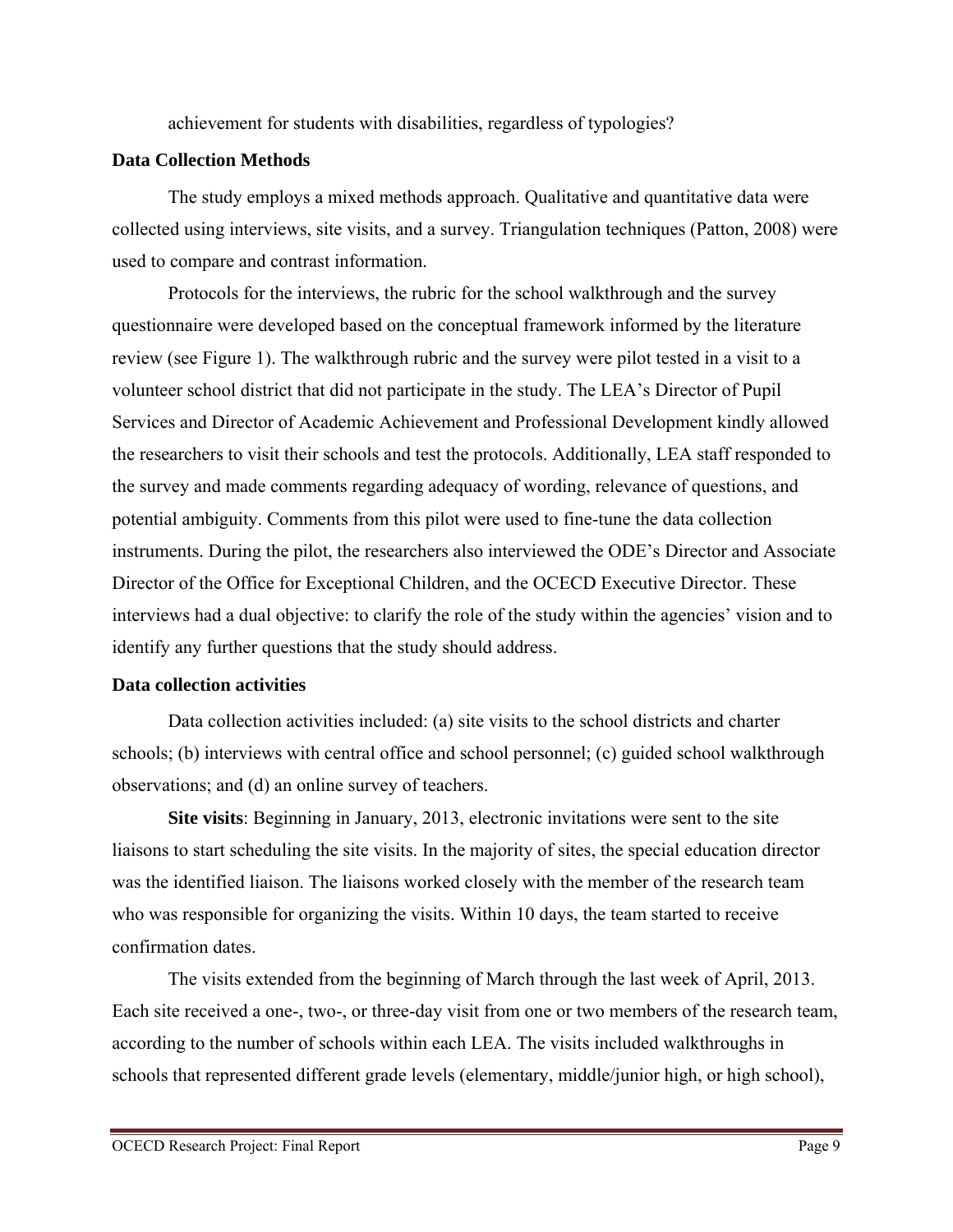achievement for students with disabilities, regardless of typologies?

### Data Collection Methods

The study employs a mixed methods approach. Qualitative and quantitative data were collected using interviews, site visits, and a survey. Triangulation techniques (Patton, 2008) were used to compare and contrast information.

Protocols for the interviews, the rubric for the school walkthrough and the survey questionnaire were developed based on the conceptual framework informed by the literature review (see Figure 1). The walkthrough rubric and the survey were pilot tested in a visit to a volunteer school district that did not participate in the study. The LEA's Director of Pupil Services and Director of Academic Achievement and Professional Development kindly allowed the researchers to visit their schools and test the protocols. Additionally, LEA staff responded to the survey and made comments regarding adequacy of wording, relevance of questions, and potential ambiguity. Comments from this pilot were used to fine-tune the data collection instruments. During the pilot, the researchers also interviewed the ODE's Director and Associate Director of the Office for Exceptional Children, and the OCECD Executive Director. These interviews had a dual objective: to clarify the role of the study within the agencies' vision and to identify any further questions that the study should address.

### Data collection activities

Data collection activities included: (a) site visits to the school districts and charter schools; (b) interviews with central office and school personnel; (c) guided school walkthrough observations; and (d) an online survey of teachers.

**Site visits**: Beginning in January, 2013, electronic invitations were sent to the site liaisons to start scheduling the site visits. In the majority of sites, the special education director was the identified liaison. The liaisons worked closely with the member of the research team who was responsible for organizing the visits. Within 10 days, the team started to receive confirmation dates.

The visits extended from the beginning of March through the last week of April, 2013. Each site received a one-, two-, or three-day visit from one or two members of the research team, according to the number of schools within each LEA. The visits included walkthroughs in schools that represented different grade levels (elementary, middle/junior high, or high school),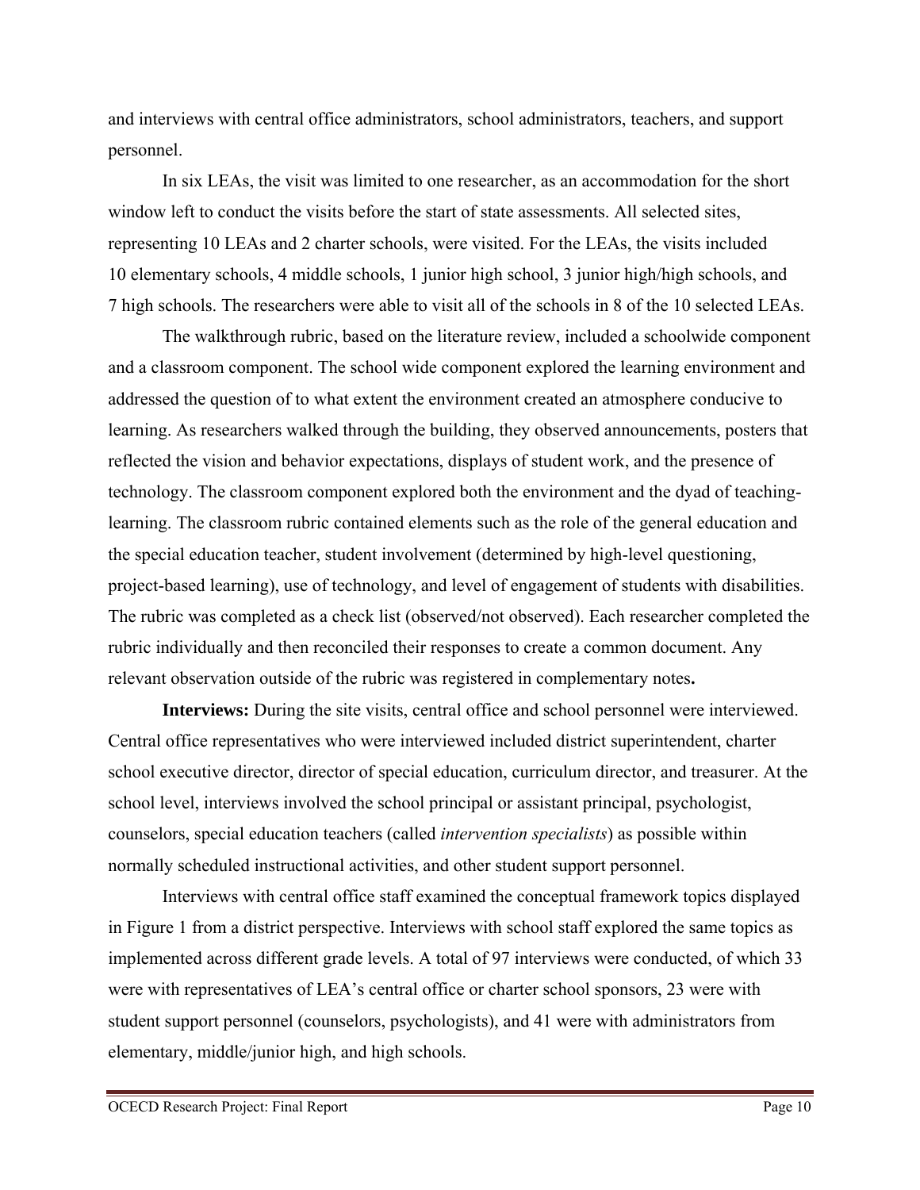and interviews with central office administrators, school administrators, teachers, and support personnel.

In six LEAs, the visit was limited to one researcher, as an accommodation for the short window left to conduct the visits before the start of state assessments. All selected sites, representing 10 LEAs and 2 charter schools, were visited. For the LEAs, the visits included 10 elementary schools, 4 middle schools, 1 junior high school, 3 junior high/high schools, and 7 high schools. The researchers were able to visit all of the schools in 8 of the 10 selected LEAs.

The walkthrough rubric, based on the literature review, included a schoolwide component and a classroom component. The school wide component explored the learning environment and addressed the question of to what extent the environment created an atmosphere conducive to learning. As researchers walked through the building, they observed announcements, posters that reflected the vision and behavior expectations, displays of student work, and the presence of technology. The classroom component explored both the environment and the dyad of teaching-learning. The classroom rubric contained elements such as the role of the general education and the special education teacher, student involvement (determined by high-level questioning, project-based learning), use of technology, and level of engagement of students with disabilities. The rubric was completed as a check list (observed/not observed). Each researcher completed the rubric individually and then reconciled their responses to create a common document. Any relevant observation outside of the rubric was registered in complementary notes**.**

**Interviews:** During the site visits, central office and school personnel were interviewed. Central office representatives who were interviewed included district superintendent, charter school executive director, director of special education, curriculum director, and treasurer. At the school level, interviews involved the school principal or assistant principal, psychologist, counselors, special education teachers (called *intervention specialists*) as possible within normally scheduled instructional activities, and other student support personnel.

Interviews with central office staff examined the conceptual framework topics displayed in Figure 1 from a district perspective. Interviews with school staff explored the same topics as implemented across different grade levels. A total of 97 interviews were conducted, of which 33 were with representatives of LEA's central office or charter school sponsors, 23 were with student support personnel (counselors, psychologists), and 41 were with administrators from elementary, middle/junior high, and high schools.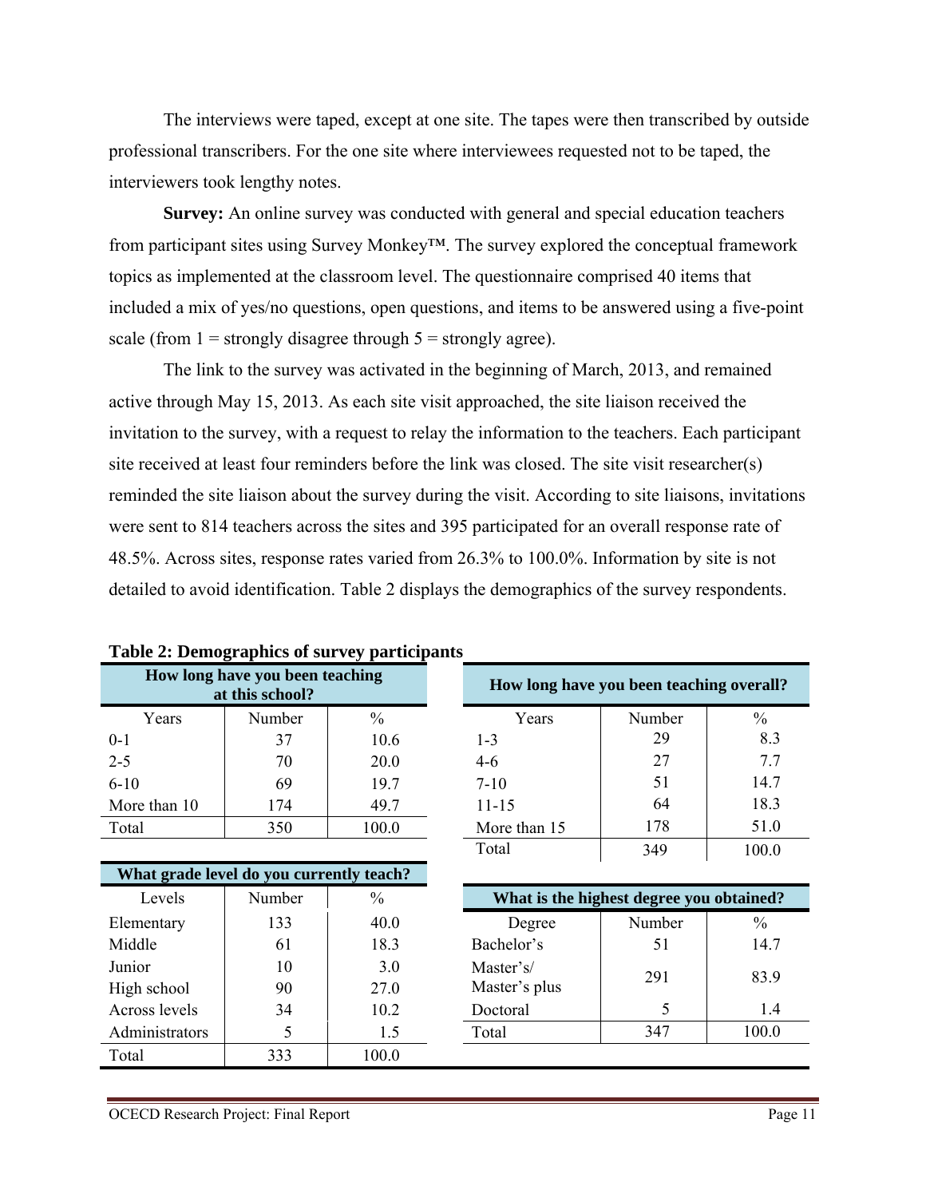The interviews were taped, except at one site. The tapes were then transcribed by outside professional transcribers. For the one site where interviewees requested not to be taped, the interviewers took lengthy notes.

**Survey:** An online survey was conducted with general and special education teachers from participant sites using Survey Monkey™. The survey explored the conceptual framework topics as implemented at the classroom level. The questionnaire comprised 40 items that included a mix of yes/no questions, open questions, and items to be answered using a five-point scale (from 1 = strongly disagree through 5 = strongly agree).

The link to the survey was activated in the beginning of March, 2013, and remained active through May 15, 2013. As each site visit approached, the site liaison received the invitation to the survey, with a request to relay the information to the teachers. Each participant site received at least four reminders before the link was closed. The site visit researcher(s) reminded the site liaison about the survey during the visit. According to site liaisons, invitations were sent to 814 teachers across the sites and 395 participated for an overall response rate of 48.5%. Across sites, response rates varied from 26.3% to 100.0%. Information by site is not detailed to avoid identification. Table 2 displays the demographics of the survey respondents.

**Table 2: Demographics of survey participants**

| How long have you been teaching at this school? | | |
|---|---|---|
| Years | Number | % |
| 0-1 | 37 | 10.6 |
| 2-5 | 70 | 20.0 |
| 6-10 | 69 | 19.7 |
| More than 10 | 174 | 49.7 |
| Total | 350 | 100.0 |

| How long have you been teaching overall? | | |
|---|---|---|
| Years | Number | % |
| 1-3 | 29 | 8.3 |
| 4-6 | 27 | 7.7 |
| 7-10 | 51 | 14.7 |
| 11-15 | 64 | 18.3 |
| More than 15 | 178 | 51.0 |
| Total | 349 | 100.0 |

| What grade level do you currently teach? | | |
|---|---|---|
| Levels | Number | % |
| Elementary | 133 | 40.0 |
| Middle | 61 | 18.3 |
| Junior | 10 | 3.0 |
| High school | 90 | 27.0 |
| Across levels | 34 | 10.2 |
| Administrators | 5 | 1.5 |
| Total | 333 | 100.0 |

| What is the highest degree you obtained? | | |
|---|---|---|
| Degree | Number | % |
| Bachelor's | 51 | 14.7 |
| Master's/ Master's plus | 291 | 83.9 |
| Doctoral | 5 | 1.4 |
| Total | 347 | 100.0 |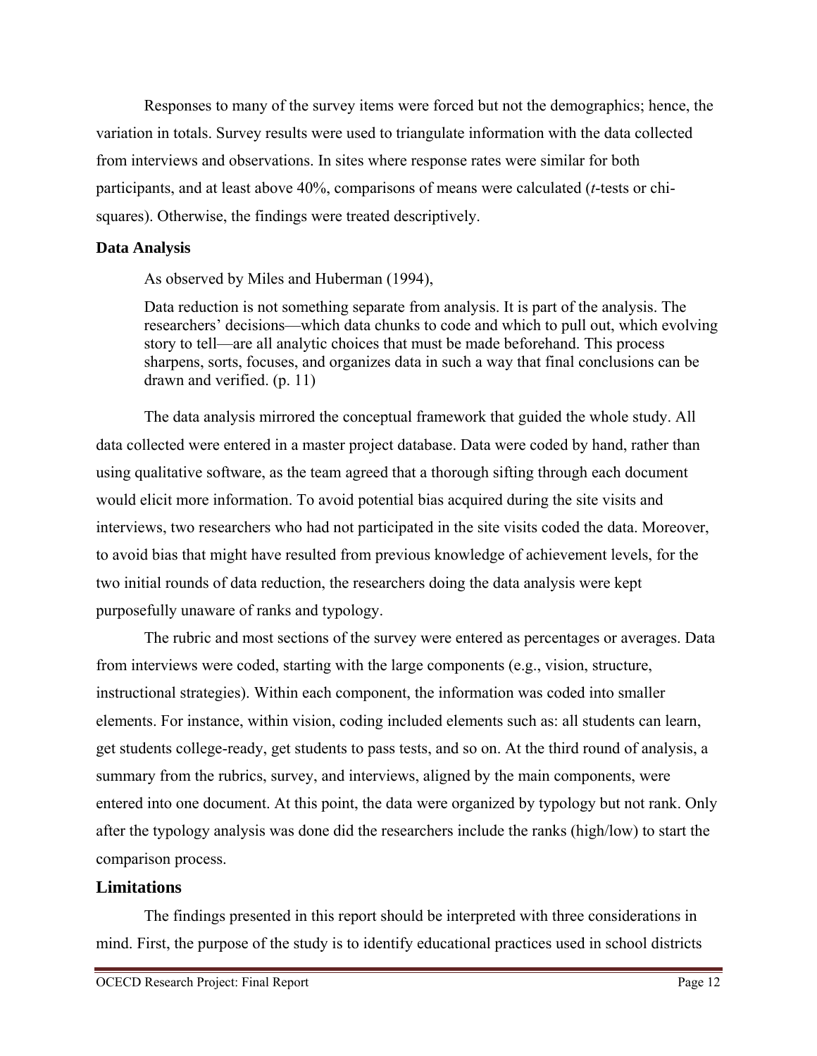Responses to many of the survey items were forced but not the demographics; hence, the variation in totals. Survey results were used to triangulate information with the data collected from interviews and observations. In sites where response rates were similar for both participants, and at least above 40%, comparisons of means were calculated (*t*-tests or chi-squares). Otherwise, the findings were treated descriptively.

### Data Analysis

As observed by Miles and Huberman (1994),

> Data reduction is not something separate from analysis. It is part of the analysis. The researchers' decisions—which data chunks to code and which to pull out, which evolving story to tell—are all analytic choices that must be made beforehand. This process sharpens, sorts, focuses, and organizes data in such a way that final conclusions can be drawn and verified. (p. 11)

The data analysis mirrored the conceptual framework that guided the whole study. All data collected were entered in a master project database. Data were coded by hand, rather than using qualitative software, as the team agreed that a thorough sifting through each document would elicit more information. To avoid potential bias acquired during the site visits and interviews, two researchers who had not participated in the site visits coded the data. Moreover, to avoid bias that might have resulted from previous knowledge of achievement levels, for the two initial rounds of data reduction, the researchers doing the data analysis were kept purposefully unaware of ranks and typology.

The rubric and most sections of the survey were entered as percentages or averages. Data from interviews were coded, starting with the large components (e.g., vision, structure, instructional strategies). Within each component, the information was coded into smaller elements. For instance, within vision, coding included elements such as: all students can learn, get students college-ready, get students to pass tests, and so on. At the third round of analysis, a summary from the rubrics, survey, and interviews, aligned by the main components, were entered into one document. At this point, the data were organized by typology but not rank. Only after the typology analysis was done did the researchers include the ranks (high/low) to start the comparison process.

## Limitations

The findings presented in this report should be interpreted with three considerations in mind. First, the purpose of the study is to identify educational practices used in school districts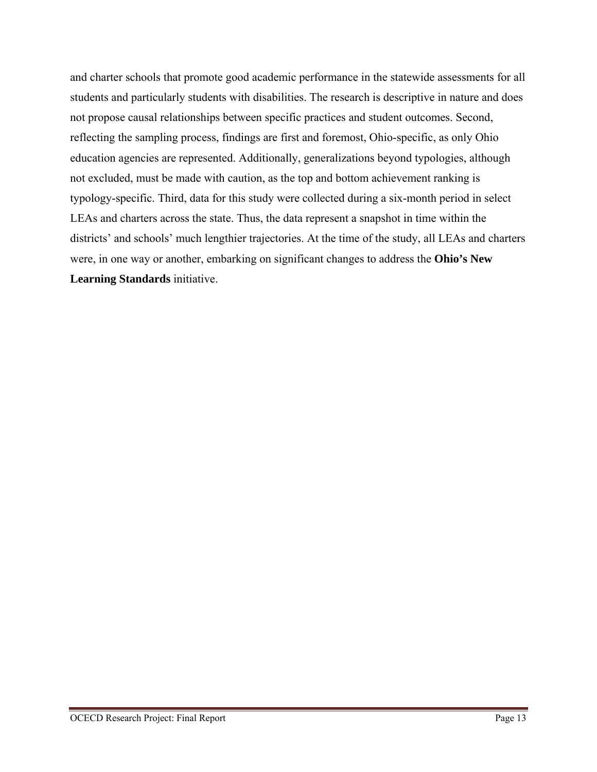and charter schools that promote good academic performance in the statewide assessments for all students and particularly students with disabilities. The research is descriptive in nature and does not propose causal relationships between specific practices and student outcomes. Second, reflecting the sampling process, findings are first and foremost, Ohio-specific, as only Ohio education agencies are represented. Additionally, generalizations beyond typologies, although not excluded, must be made with caution, as the top and bottom achievement ranking is typology-specific. Third, data for this study were collected during a six-month period in select LEAs and charters across the state. Thus, the data represent a snapshot in time within the districts' and schools' much lengthier trajectories. At the time of the study, all LEAs and charters were, in one way or another, embarking on significant changes to address the **Ohio's New Learning Standards** initiative.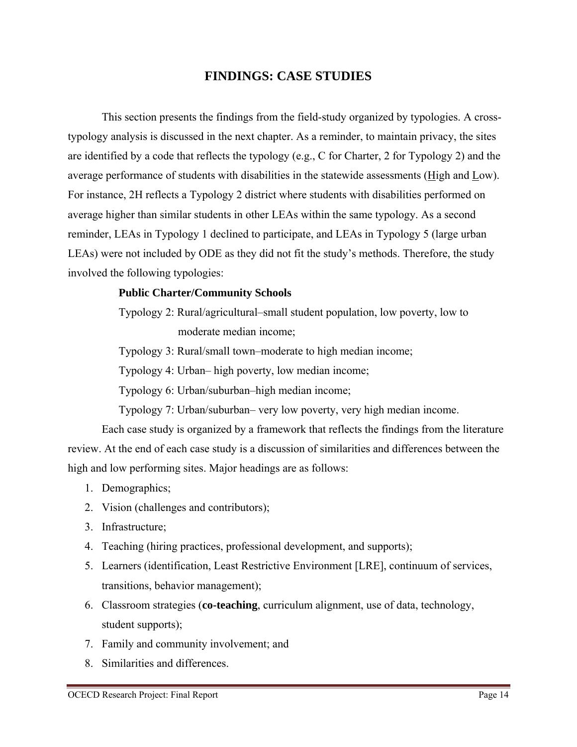# FINDINGS: CASE STUDIES

This section presents the findings from the field-study organized by typologies. A cross-typology analysis is discussed in the next chapter. As a reminder, to maintain privacy, the sites are identified by a code that reflects the typology (e.g., C for Charter, 2 for Typology 2) and the average performance of students with disabilities in the statewide assessments (High and Low). For instance, 2H reflects a Typology 2 district where students with disabilities performed on average higher than similar students in other LEAs within the same typology. As a second reminder, LEAs in Typology 1 declined to participate, and LEAs in Typology 5 (large urban LEAs) were not included by ODE as they did not fit the study's methods. Therefore, the study involved the following typologies:

**Public Charter/Community Schools**

Typology 2: Rural/agricultural–small student population, low poverty, low to moderate median income;

Typology 3: Rural/small town–moderate to high median income;

Typology 4: Urban– high poverty, low median income;

Typology 6: Urban/suburban–high median income;

Typology 7: Urban/suburban– very low poverty, very high median income.

Each case study is organized by a framework that reflects the findings from the literature review. At the end of each case study is a discussion of similarities and differences between the high and low performing sites. Major headings are as follows:

1. Demographics;
2. Vision (challenges and contributors);
3. Infrastructure;
4. Teaching (hiring practices, professional development, and supports);
5. Learners (identification, Least Restrictive Environment [LRE], continuum of services, transitions, behavior management);
6. Classroom strategies (**co-teaching**, curriculum alignment, use of data, technology, student supports);
7. Family and community involvement; and
8. Similarities and differences.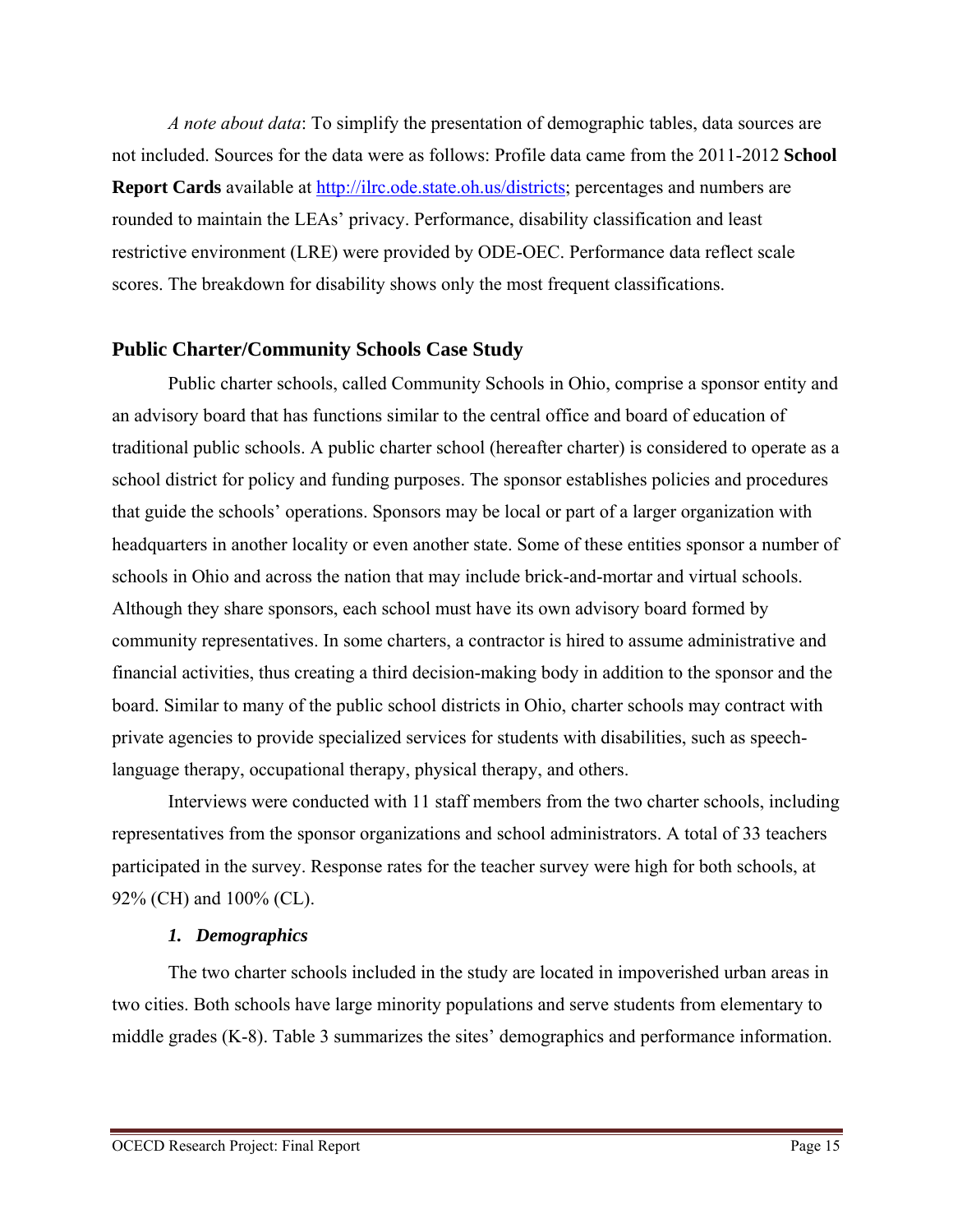*A note about data*: To simplify the presentation of demographic tables, data sources are not included. Sources for the data were as follows: Profile data came from the 2011-2012 **School Report Cards** available at http://ilrc.ode.state.oh.us/districts; percentages and numbers are rounded to maintain the LEAs' privacy. Performance, disability classification and least restrictive environment (LRE) were provided by ODE-OEC. Performance data reflect scale scores. The breakdown for disability shows only the most frequent classifications.

## Public Charter/Community Schools Case Study

Public charter schools, called Community Schools in Ohio, comprise a sponsor entity and an advisory board that has functions similar to the central office and board of education of traditional public schools. A public charter school (hereafter charter) is considered to operate as a school district for policy and funding purposes. The sponsor establishes policies and procedures that guide the schools' operations. Sponsors may be local or part of a larger organization with headquarters in another locality or even another state. Some of these entities sponsor a number of schools in Ohio and across the nation that may include brick-and-mortar and virtual schools. Although they share sponsors, each school must have its own advisory board formed by community representatives. In some charters, a contractor is hired to assume administrative and financial activities, thus creating a third decision-making body in addition to the sponsor and the board. Similar to many of the public school districts in Ohio, charter schools may contract with private agencies to provide specialized services for students with disabilities, such as speech-language therapy, occupational therapy, physical therapy, and others.

Interviews were conducted with 11 staff members from the two charter schools, including representatives from the sponsor organizations and school administrators. A total of 33 teachers participated in the survey. Response rates for the teacher survey were high for both schools, at 92% (CH) and 100% (CL).

### *1. Demographics*

The two charter schools included in the study are located in impoverished urban areas in two cities. Both schools have large minority populations and serve students from elementary to middle grades (K-8). Table 3 summarizes the sites' demographics and performance information.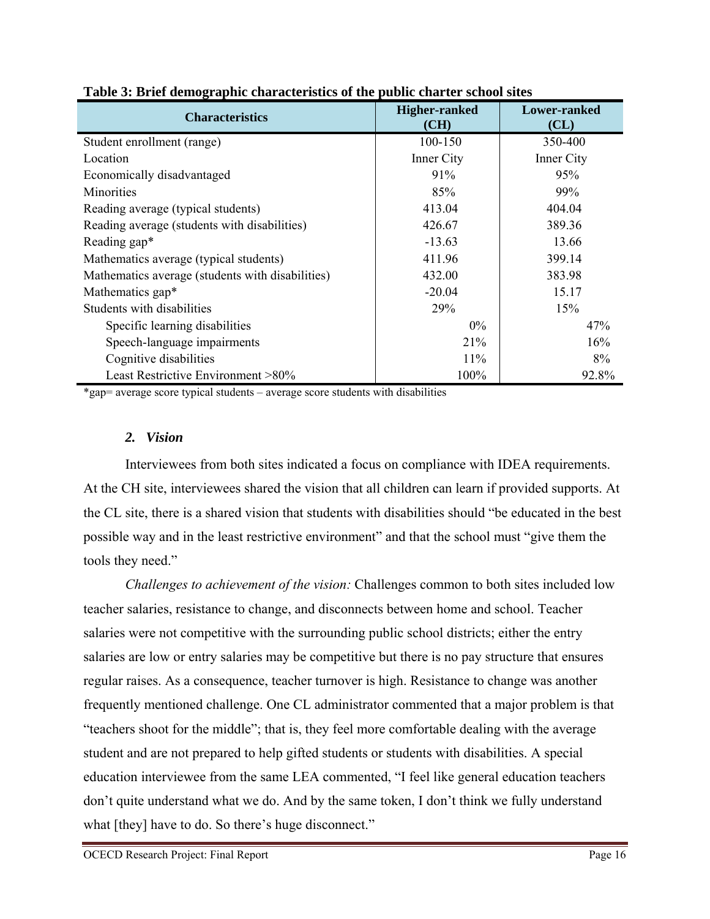**Table 3: Brief demographic characteristics of the public charter school sites**

| Characteristics | Higher-ranked (CH) | Lower-ranked (CL) |
|---|---|---|
| Student enrollment (range) | 100-150 | 350-400 |
| Location | Inner City | Inner City |
| Economically disadvantaged | 91% | 95% |
| Minorities | 85% | 99% |
| Reading average (typical students) | 413.04 | 404.04 |
| Reading average (students with disabilities) | 426.67 | 389.36 |
| Reading gap* | -13.63 | 13.66 |
| Mathematics average (typical students) | 411.96 | 399.14 |
| Mathematics average (students with disabilities) | 432.00 | 383.98 |
| Mathematics gap* | -20.04 | 15.17 |
| Students with disabilities | 29% | 15% |
| Specific learning disabilities | 0% | 47% |
| Speech-language impairments | 21% | 16% |
| Cognitive disabilities | 11% | 8% |
| Least Restrictive Environment >80% | 100% | 92.8% |

*gap= average score typical students – average score students with disabilities

### *2. Vision*

Interviewees from both sites indicated a focus on compliance with IDEA requirements. At the CH site, interviewees shared the vision that all children can learn if provided supports. At the CL site, there is a shared vision that students with disabilities should "be educated in the best possible way and in the least restrictive environment" and that the school must "give them the tools they need."

*Challenges to achievement of the vision:* Challenges common to both sites included low teacher salaries, resistance to change, and disconnects between home and school. Teacher salaries were not competitive with the surrounding public school districts; either the entry salaries are low or entry salaries may be competitive but there is no pay structure that ensures regular raises. As a consequence, teacher turnover is high. Resistance to change was another frequently mentioned challenge. One CL administrator commented that a major problem is that "teachers shoot for the middle"; that is, they feel more comfortable dealing with the average student and are not prepared to help gifted students or students with disabilities. A special education interviewee from the same LEA commented, "I feel like general education teachers don't quite understand what we do. And by the same token, I don't think we fully understand what [they] have to do. So there's huge disconnect."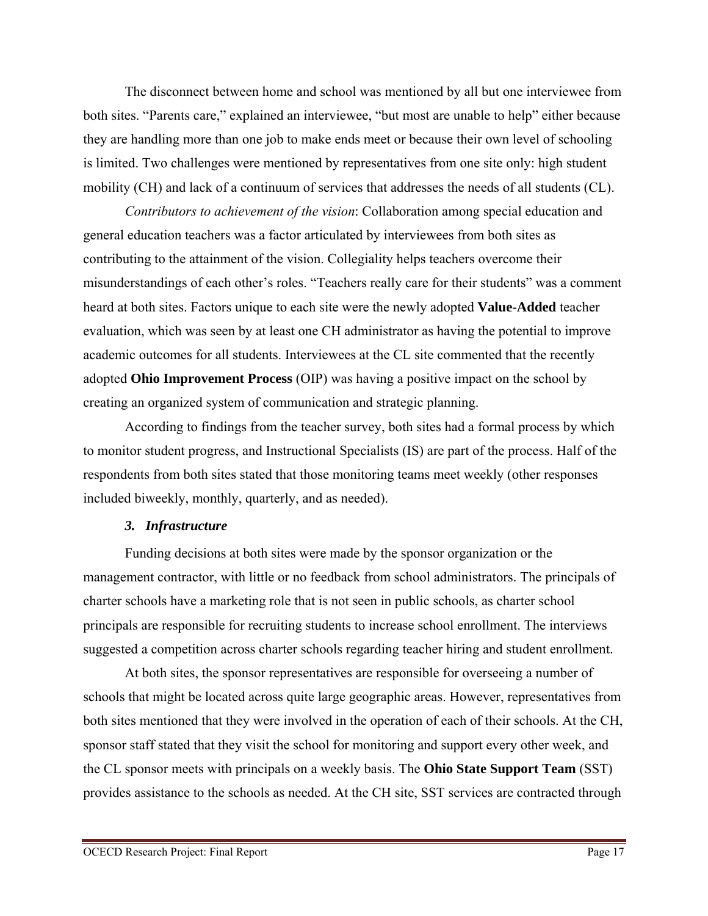The disconnect between home and school was mentioned by all but one interviewee from both sites. "Parents care," explained an interviewee, "but most are unable to help" either because they are handling more than one job to make ends meet or because their own level of schooling is limited. Two challenges were mentioned by representatives from one site only: high student mobility (CH) and lack of a continuum of services that addresses the needs of all students (CL).

*Contributors to achievement of the vision*: Collaboration among special education and general education teachers was a factor articulated by interviewees from both sites as contributing to the attainment of the vision. Collegiality helps teachers overcome their misunderstandings of each other's roles. "Teachers really care for their students" was a comment heard at both sites. Factors unique to each site were the newly adopted **Value-Added** teacher evaluation, which was seen by at least one CH administrator as having the potential to improve academic outcomes for all students. Interviewees at the CL site commented that the recently adopted **Ohio Improvement Process** (OIP) was having a positive impact on the school by creating an organized system of communication and strategic planning.

According to findings from the teacher survey, both sites had a formal process by which to monitor student progress, and Instructional Specialists (IS) are part of the process. Half of the respondents from both sites stated that those monitoring teams meet weekly (other responses included biweekly, monthly, quarterly, and as needed).

### *3. Infrastructure*

Funding decisions at both sites were made by the sponsor organization or the management contractor, with little or no feedback from school administrators. The principals of charter schools have a marketing role that is not seen in public schools, as charter school principals are responsible for recruiting students to increase school enrollment. The interviews suggested a competition across charter schools regarding teacher hiring and student enrollment.

At both sites, the sponsor representatives are responsible for overseeing a number of schools that might be located across quite large geographic areas. However, representatives from both sites mentioned that they were involved in the operation of each of their schools. At the CH, sponsor staff stated that they visit the school for monitoring and support every other week, and the CL sponsor meets with principals on a weekly basis. The **Ohio State Support Team** (SST) provides assistance to the schools as needed. At the CH site, SST services are contracted through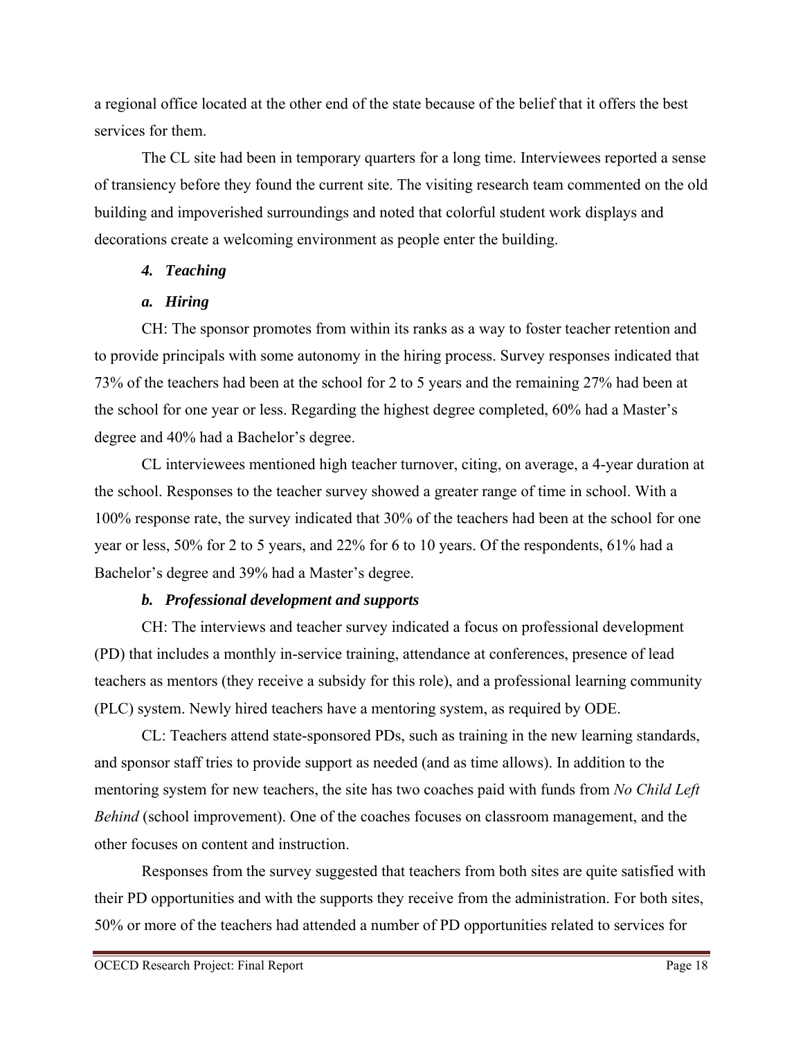a regional office located at the other end of the state because of the belief that it offers the best services for them.

The CL site had been in temporary quarters for a long time. Interviewees reported a sense of transiency before they found the current site. The visiting research team commented on the old building and impoverished surroundings and noted that colorful student work displays and decorations create a welcoming environment as people enter the building.

### *4. Teaching*

#### *a. Hiring*

CH: The sponsor promotes from within its ranks as a way to foster teacher retention and to provide principals with some autonomy in the hiring process. Survey responses indicated that 73% of the teachers had been at the school for 2 to 5 years and the remaining 27% had been at the school for one year or less. Regarding the highest degree completed, 60% had a Master's degree and 40% had a Bachelor's degree.

CL interviewees mentioned high teacher turnover, citing, on average, a 4-year duration at the school. Responses to the teacher survey showed a greater range of time in school. With a 100% response rate, the survey indicated that 30% of the teachers had been at the school for one year or less, 50% for 2 to 5 years, and 22% for 6 to 10 years. Of the respondents, 61% had a Bachelor's degree and 39% had a Master's degree.

#### *b. Professional development and supports*

CH: The interviews and teacher survey indicated a focus on professional development (PD) that includes a monthly in-service training, attendance at conferences, presence of lead teachers as mentors (they receive a subsidy for this role), and a professional learning community (PLC) system. Newly hired teachers have a mentoring system, as required by ODE.

CL: Teachers attend state-sponsored PDs, such as training in the new learning standards, and sponsor staff tries to provide support as needed (and as time allows). In addition to the mentoring system for new teachers, the site has two coaches paid with funds from *No Child Left Behind* (school improvement). One of the coaches focuses on classroom management, and the other focuses on content and instruction.

Responses from the survey suggested that teachers from both sites are quite satisfied with their PD opportunities and with the supports they receive from the administration. For both sites, 50% or more of the teachers had attended a number of PD opportunities related to services for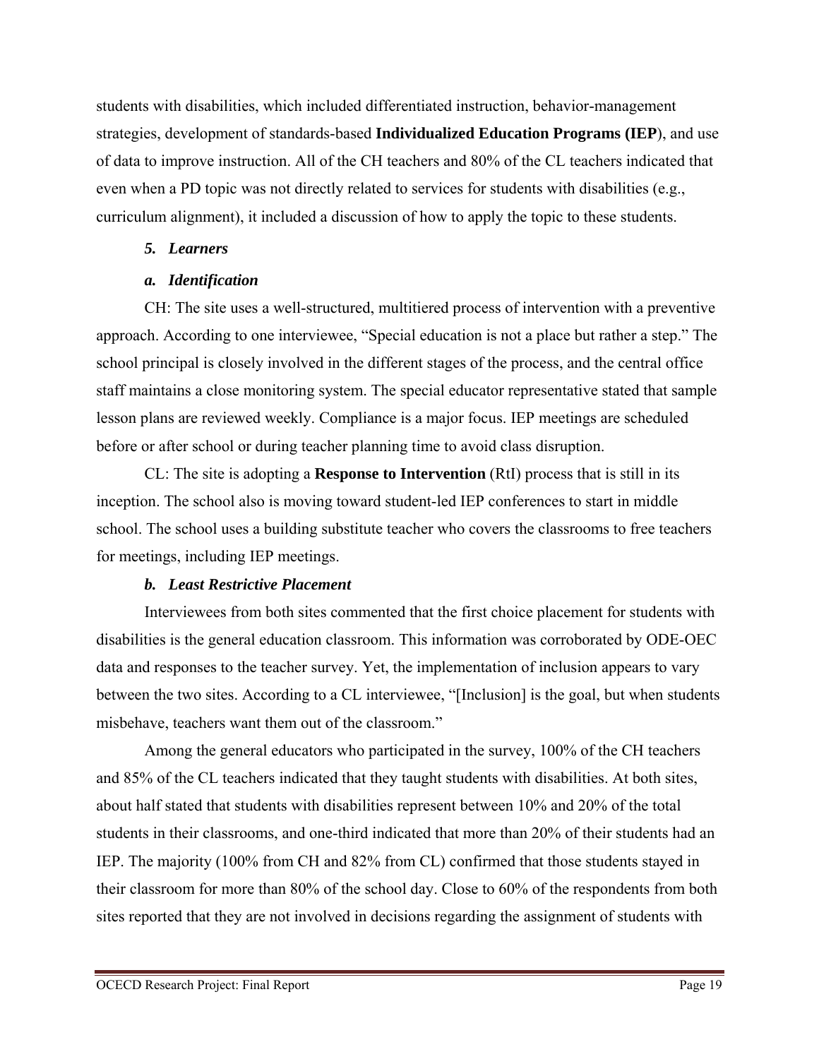students with disabilities, which included differentiated instruction, behavior-management strategies, development of standards-based **Individualized Education Programs (IEP**), and use of data to improve instruction. All of the CH teachers and 80% of the CL teachers indicated that even when a PD topic was not directly related to services for students with disabilities (e.g., curriculum alignment), it included a discussion of how to apply the topic to these students.

### *5. Learners*

#### *a. Identification*

CH: The site uses a well-structured, multitiered process of intervention with a preventive approach. According to one interviewee, "Special education is not a place but rather a step." The school principal is closely involved in the different stages of the process, and the central office staff maintains a close monitoring system. The special educator representative stated that sample lesson plans are reviewed weekly. Compliance is a major focus. IEP meetings are scheduled before or after school or during teacher planning time to avoid class disruption.

CL: The site is adopting a **Response to Intervention** (RtI) process that is still in its inception. The school also is moving toward student-led IEP conferences to start in middle school. The school uses a building substitute teacher who covers the classrooms to free teachers for meetings, including IEP meetings.

#### *b. Least Restrictive Placement*

Interviewees from both sites commented that the first choice placement for students with disabilities is the general education classroom. This information was corroborated by ODE-OEC data and responses to the teacher survey. Yet, the implementation of inclusion appears to vary between the two sites. According to a CL interviewee, "[Inclusion] is the goal, but when students misbehave, teachers want them out of the classroom."

Among the general educators who participated in the survey, 100% of the CH teachers and 85% of the CL teachers indicated that they taught students with disabilities. At both sites, about half stated that students with disabilities represent between 10% and 20% of the total students in their classrooms, and one-third indicated that more than 20% of their students had an IEP. The majority (100% from CH and 82% from CL) confirmed that those students stayed in their classroom for more than 80% of the school day. Close to 60% of the respondents from both sites reported that they are not involved in decisions regarding the assignment of students with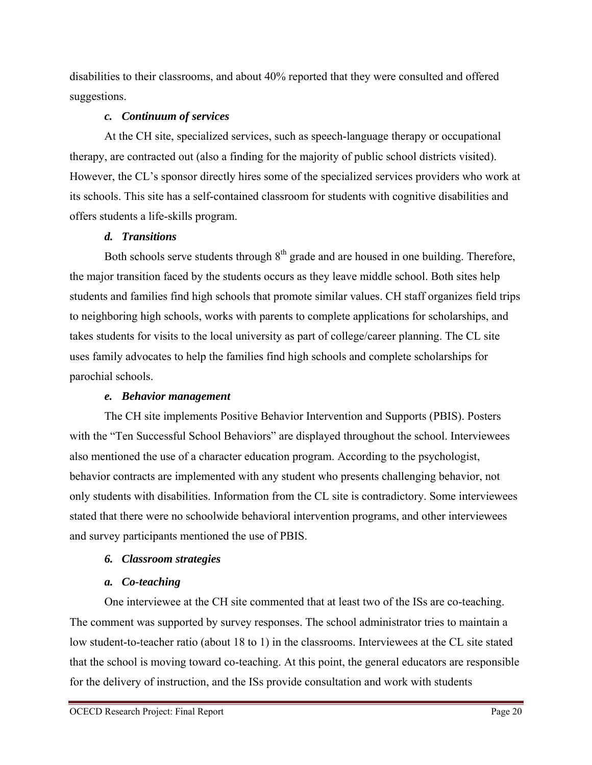disabilities to their classrooms, and about 40% reported that they were consulted and offered suggestions.

### *c. Continuum of services*

At the CH site, specialized services, such as speech-language therapy or occupational therapy, are contracted out (also a finding for the majority of public school districts visited). However, the CL's sponsor directly hires some of the specialized services providers who work at its schools. This site has a self-contained classroom for students with cognitive disabilities and offers students a life-skills program.

### *d. Transitions*

Both schools serve students through 8th grade and are housed in one building. Therefore, the major transition faced by the students occurs as they leave middle school. Both sites help students and families find high schools that promote similar values. CH staff organizes field trips to neighboring high schools, works with parents to complete applications for scholarships, and takes students for visits to the local university as part of college/career planning. The CL site uses family advocates to help the families find high schools and complete scholarships for parochial schools.

### *e. Behavior management*

The CH site implements Positive Behavior Intervention and Supports (PBIS). Posters with the "Ten Successful School Behaviors" are displayed throughout the school. Interviewees also mentioned the use of a character education program. According to the psychologist, behavior contracts are implemented with any student who presents challenging behavior, not only students with disabilities. Information from the CL site is contradictory. Some interviewees stated that there were no schoolwide behavioral intervention programs, and other interviewees and survey participants mentioned the use of PBIS.

## *6. Classroom strategies*

### *a. Co-teaching*

One interviewee at the CH site commented that at least two of the ISs are co-teaching. The comment was supported by survey responses. The school administrator tries to maintain a low student-to-teacher ratio (about 18 to 1) in the classrooms. Interviewees at the CL site stated that the school is moving toward co-teaching. At this point, the general educators are responsible for the delivery of instruction, and the ISs provide consultation and work with students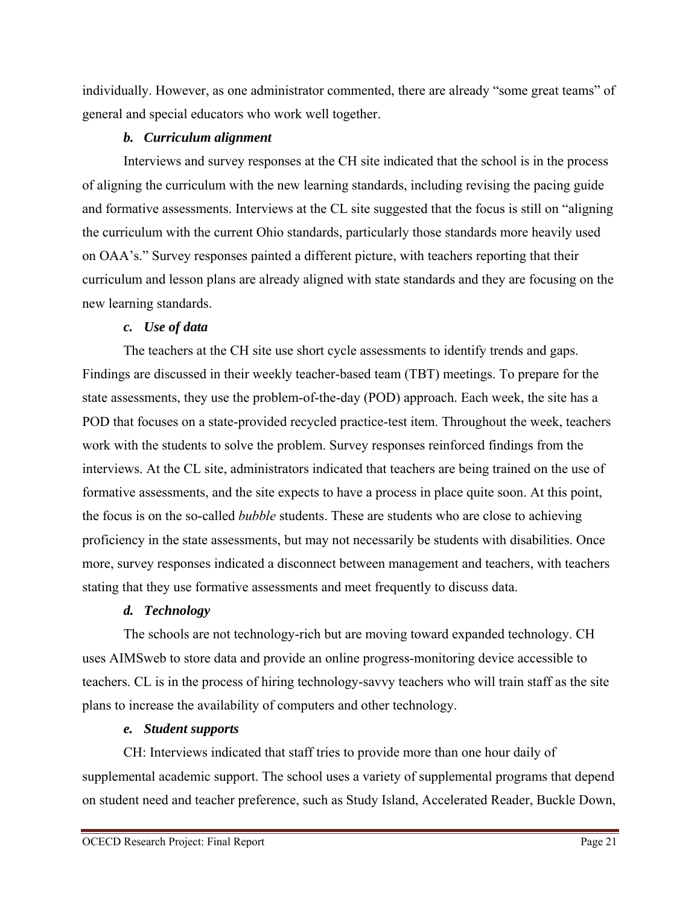individually. However, as one administrator commented, there are already "some great teams" of general and special educators who work well together.

#### *b. Curriculum alignment*

Interviews and survey responses at the CH site indicated that the school is in the process of aligning the curriculum with the new learning standards, including revising the pacing guide and formative assessments. Interviews at the CL site suggested that the focus is still on "aligning the curriculum with the current Ohio standards, particularly those standards more heavily used on OAA's." Survey responses painted a different picture, with teachers reporting that their curriculum and lesson plans are already aligned with state standards and they are focusing on the new learning standards.

#### *c. Use of data*

The teachers at the CH site use short cycle assessments to identify trends and gaps. Findings are discussed in their weekly teacher-based team (TBT) meetings. To prepare for the state assessments, they use the problem-of-the-day (POD) approach. Each week, the site has a POD that focuses on a state-provided recycled practice-test item. Throughout the week, teachers work with the students to solve the problem. Survey responses reinforced findings from the interviews. At the CL site, administrators indicated that teachers are being trained on the use of formative assessments, and the site expects to have a process in place quite soon. At this point, the focus is on the so-called *bubble* students. These are students who are close to achieving proficiency in the state assessments, but may not necessarily be students with disabilities. Once more, survey responses indicated a disconnect between management and teachers, with teachers stating that they use formative assessments and meet frequently to discuss data.

#### *d. Technology*

The schools are not technology-rich but are moving toward expanded technology. CH uses AIMSweb to store data and provide an online progress-monitoring device accessible to teachers. CL is in the process of hiring technology-savvy teachers who will train staff as the site plans to increase the availability of computers and other technology.

#### *e. Student supports*

CH: Interviews indicated that staff tries to provide more than one hour daily of supplemental academic support. The school uses a variety of supplemental programs that depend on student need and teacher preference, such as Study Island, Accelerated Reader, Buckle Down,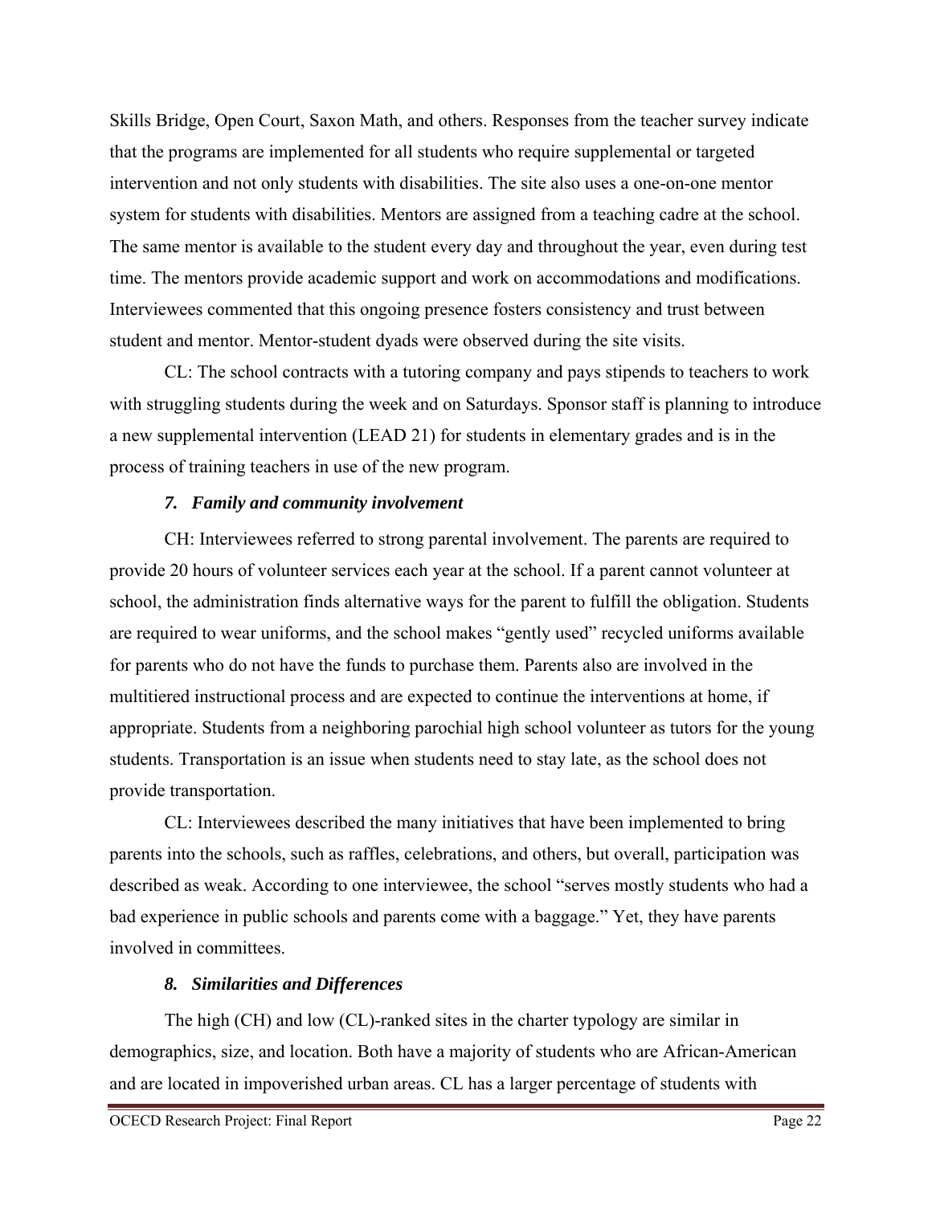Skills Bridge, Open Court, Saxon Math, and others. Responses from the teacher survey indicate that the programs are implemented for all students who require supplemental or targeted intervention and not only students with disabilities. The site also uses a one-on-one mentor system for students with disabilities. Mentors are assigned from a teaching cadre at the school. The same mentor is available to the student every day and throughout the year, even during test time. The mentors provide academic support and work on accommodations and modifications. Interviewees commented that this ongoing presence fosters consistency and trust between student and mentor. Mentor-student dyads were observed during the site visits.

CL: The school contracts with a tutoring company and pays stipends to teachers to work with struggling students during the week and on Saturdays. Sponsor staff is planning to introduce a new supplemental intervention (LEAD 21) for students in elementary grades and is in the process of training teachers in use of the new program.

### *7. Family and community involvement*

CH: Interviewees referred to strong parental involvement. The parents are required to provide 20 hours of volunteer services each year at the school. If a parent cannot volunteer at school, the administration finds alternative ways for the parent to fulfill the obligation. Students are required to wear uniforms, and the school makes "gently used" recycled uniforms available for parents who do not have the funds to purchase them. Parents also are involved in the multitiered instructional process and are expected to continue the interventions at home, if appropriate. Students from a neighboring parochial high school volunteer as tutors for the young students. Transportation is an issue when students need to stay late, as the school does not provide transportation.

CL: Interviewees described the many initiatives that have been implemented to bring parents into the schools, such as raffles, celebrations, and others, but overall, participation was described as weak. According to one interviewee, the school "serves mostly students who had a bad experience in public schools and parents come with a baggage." Yet, they have parents involved in committees.

### *8. Similarities and Differences*

The high (CH) and low (CL)-ranked sites in the charter typology are similar in demographics, size, and location. Both have a majority of students who are African-American and are located in impoverished urban areas. CL has a larger percentage of students with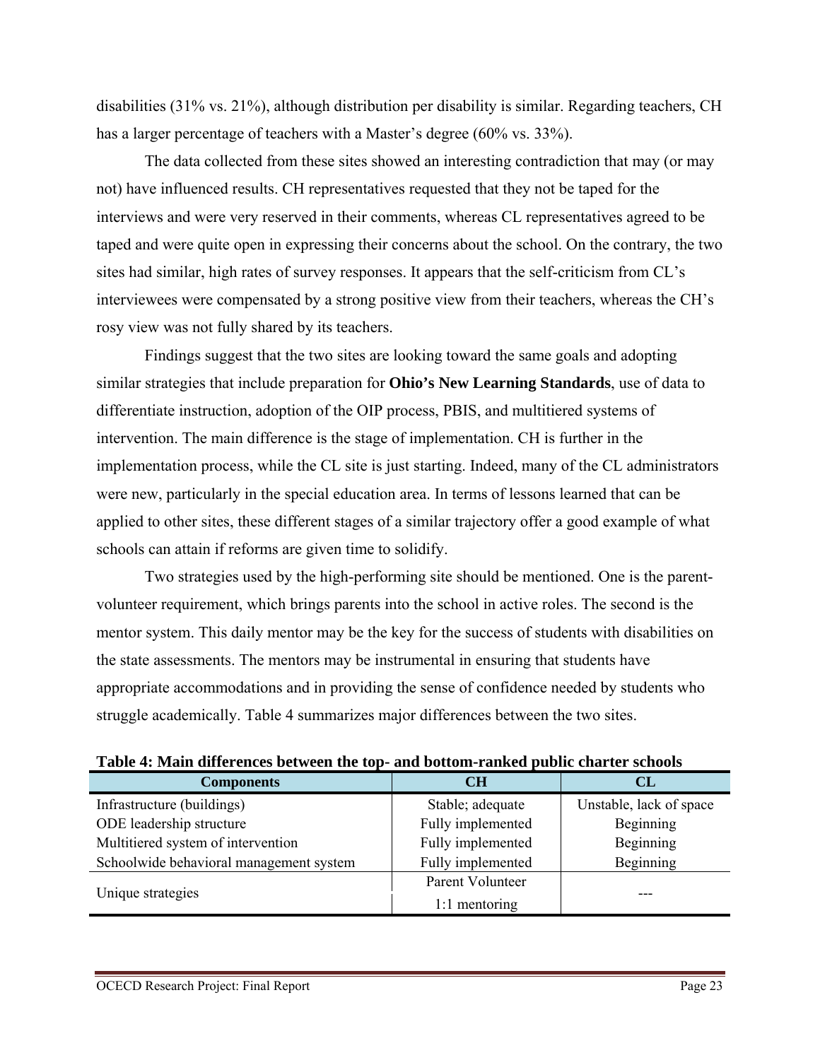disabilities (31% vs. 21%), although distribution per disability is similar. Regarding teachers, CH has a larger percentage of teachers with a Master's degree (60% vs. 33%).

The data collected from these sites showed an interesting contradiction that may (or may not) have influenced results. CH representatives requested that they not be taped for the interviews and were very reserved in their comments, whereas CL representatives agreed to be taped and were quite open in expressing their concerns about the school. On the contrary, the two sites had similar, high rates of survey responses. It appears that the self-criticism from CL's interviewees were compensated by a strong positive view from their teachers, whereas the CH's rosy view was not fully shared by its teachers.

Findings suggest that the two sites are looking toward the same goals and adopting similar strategies that include preparation for **Ohio's New Learning Standards**, use of data to differentiate instruction, adoption of the OIP process, PBIS, and multitiered systems of intervention. The main difference is the stage of implementation. CH is further in the implementation process, while the CL site is just starting. Indeed, many of the CL administrators were new, particularly in the special education area. In terms of lessons learned that can be applied to other sites, these different stages of a similar trajectory offer a good example of what schools can attain if reforms are given time to solidify.

Two strategies used by the high-performing site should be mentioned. One is the parent-volunteer requirement, which brings parents into the school in active roles. The second is the mentor system. This daily mentor may be the key for the success of students with disabilities on the state assessments. The mentors may be instrumental in ensuring that students have appropriate accommodations and in providing the sense of confidence needed by students who struggle academically. Table 4 summarizes major differences between the two sites.

**Table 4: Main differences between the top- and bottom-ranked public charter schools**

| Components | CH | CL |
|---|---|---|
| Infrastructure (buildings) | Stable; adequate | Unstable, lack of space |
| ODE leadership structure | Fully implemented | Beginning |
| Multitiered system of intervention | Fully implemented | Beginning |
| Schoolwide behavioral management system | Fully implemented | Beginning |
| Unique strategies | Parent Volunteer<br>1:1 mentoring | --- |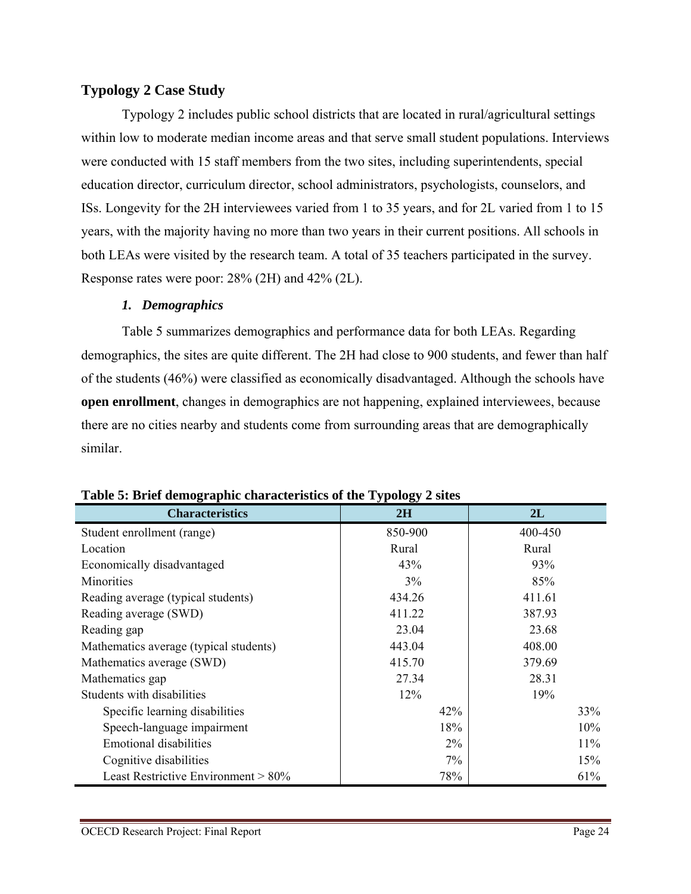## Typology 2 Case Study

Typology 2 includes public school districts that are located in rural/agricultural settings within low to moderate median income areas and that serve small student populations. Interviews were conducted with 15 staff members from the two sites, including superintendents, special education director, curriculum director, school administrators, psychologists, counselors, and ISs. Longevity for the 2H interviewees varied from 1 to 35 years, and for 2L varied from 1 to 15 years, with the majority having no more than two years in their current positions. All schools in both LEAs were visited by the research team. A total of 35 teachers participated in the survey. Response rates were poor: 28% (2H) and 42% (2L).

### *1. Demographics*

Table 5 summarizes demographics and performance data for both LEAs. Regarding demographics, the sites are quite different. The 2H had close to 900 students, and fewer than half of the students (46%) were classified as economically disadvantaged. Although the schools have **open enrollment**, changes in demographics are not happening, explained interviewees, because there are no cities nearby and students come from surrounding areas that are demographically similar.

**Table 5: Brief demographic characteristics of the Typology 2 sites**

| Characteristics | 2H | 2L |
|---|---|---|
| Student enrollment (range) | 850-900 | 400-450 |
| Location | Rural | Rural |
| Economically disadvantaged | 43% | 93% |
| Minorities | 3% | 85% |
| Reading average (typical students) | 434.26 | 411.61 |
| Reading average (SWD) | 411.22 | 387.93 |
| Reading gap | 23.04 | 23.68 |
| Mathematics average (typical students) | 443.04 | 408.00 |
| Mathematics average (SWD) | 415.70 | 379.69 |
| Mathematics gap | 27.34 | 28.31 |
| Students with disabilities | 12% | 19% |
| Specific learning disabilities | 42% | 33% |
| Speech-language impairment | 18% | 10% |
| Emotional disabilities | 2% | 11% |
| Cognitive disabilities | 7% | 15% |
| Least Restrictive Environment > 80% | 78% | 61% |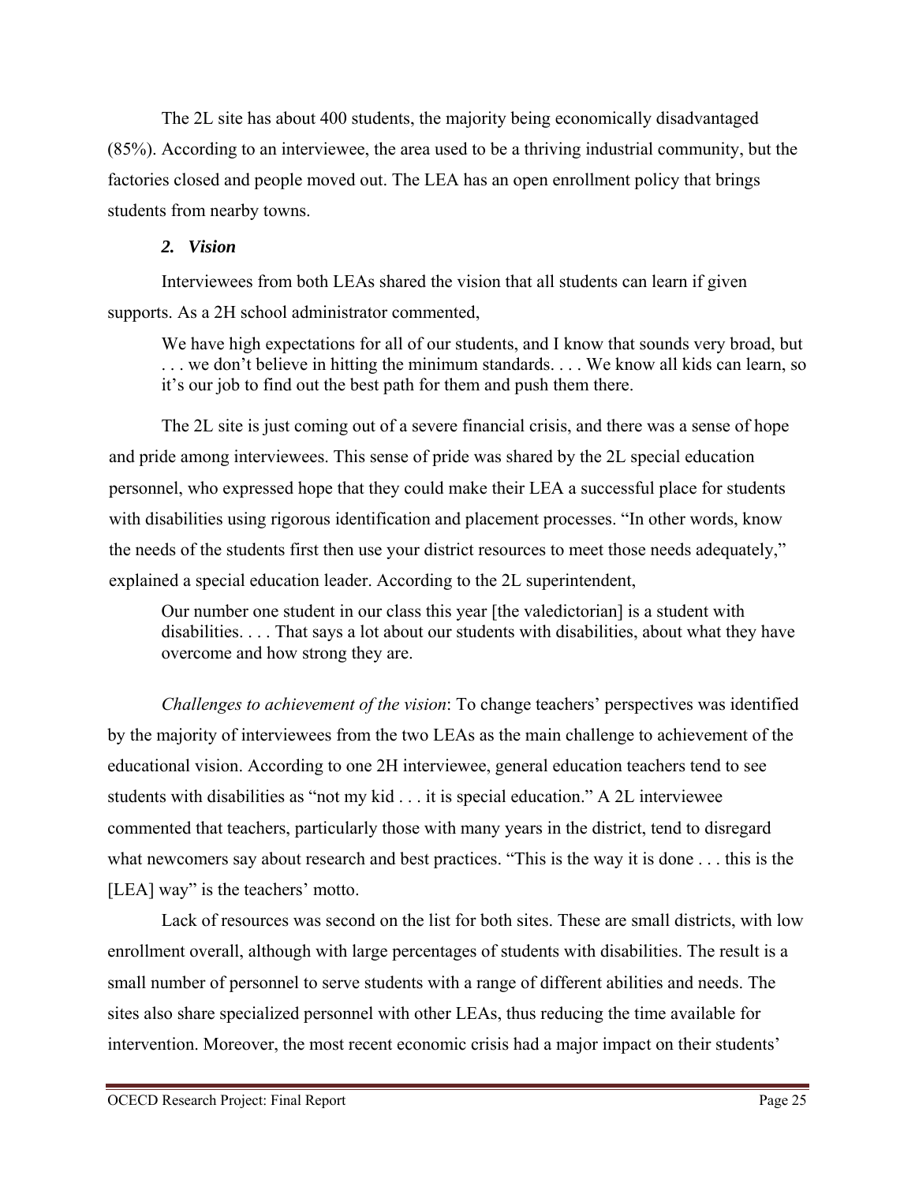The 2L site has about 400 students, the majority being economically disadvantaged (85%). According to an interviewee, the area used to be a thriving industrial community, but the factories closed and people moved out. The LEA has an open enrollment policy that brings students from nearby towns.

### *2. Vision*

Interviewees from both LEAs shared the vision that all students can learn if given supports. As a 2H school administrator commented,

> We have high expectations for all of our students, and I know that sounds very broad, but . . . we don't believe in hitting the minimum standards. . . . We know all kids can learn, so it's our job to find out the best path for them and push them there.

The 2L site is just coming out of a severe financial crisis, and there was a sense of hope and pride among interviewees. This sense of pride was shared by the 2L special education personnel, who expressed hope that they could make their LEA a successful place for students with disabilities using rigorous identification and placement processes. "In other words, know the needs of the students first then use your district resources to meet those needs adequately," explained a special education leader. According to the 2L superintendent,

> Our number one student in our class this year [the valedictorian] is a student with disabilities. . . . That says a lot about our students with disabilities, about what they have overcome and how strong they are.

*Challenges to achievement of the vision*: To change teachers' perspectives was identified by the majority of interviewees from the two LEAs as the main challenge to achievement of the educational vision. According to one 2H interviewee, general education teachers tend to see students with disabilities as "not my kid . . . it is special education." A 2L interviewee commented that teachers, particularly those with many years in the district, tend to disregard what newcomers say about research and best practices. "This is the way it is done . . . this is the [LEA] way" is the teachers' motto.

Lack of resources was second on the list for both sites. These are small districts, with low enrollment overall, although with large percentages of students with disabilities. The result is a small number of personnel to serve students with a range of different abilities and needs. The sites also share specialized personnel with other LEAs, thus reducing the time available for intervention. Moreover, the most recent economic crisis had a major impact on their students'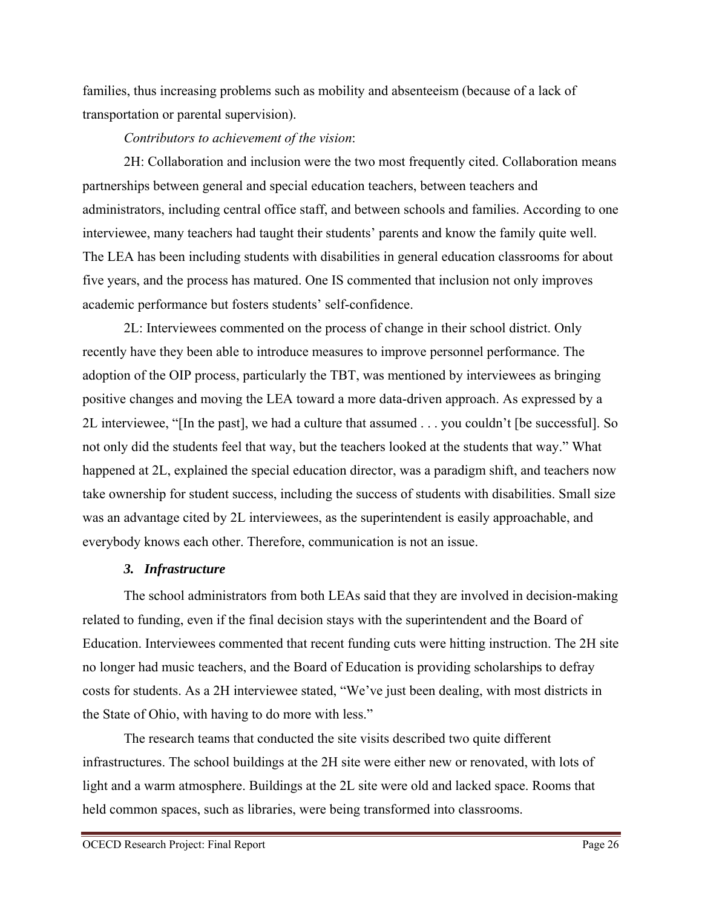families, thus increasing problems such as mobility and absenteeism (because of a lack of transportation or parental supervision).

*Contributors to achievement of the vision*:

2H: Collaboration and inclusion were the two most frequently cited. Collaboration means partnerships between general and special education teachers, between teachers and administrators, including central office staff, and between schools and families. According to one interviewee, many teachers had taught their students' parents and know the family quite well. The LEA has been including students with disabilities in general education classrooms for about five years, and the process has matured. One IS commented that inclusion not only improves academic performance but fosters students' self-confidence.

2L: Interviewees commented on the process of change in their school district. Only recently have they been able to introduce measures to improve personnel performance. The adoption of the OIP process, particularly the TBT, was mentioned by interviewees as bringing positive changes and moving the LEA toward a more data-driven approach. As expressed by a 2L interviewee, "[In the past], we had a culture that assumed . . . you couldn't [be successful]. So not only did the students feel that way, but the teachers looked at the students that way." What happened at 2L, explained the special education director, was a paradigm shift, and teachers now take ownership for student success, including the success of students with disabilities. Small size was an advantage cited by 2L interviewees, as the superintendent is easily approachable, and everybody knows each other. Therefore, communication is not an issue.

### *3. Infrastructure*

The school administrators from both LEAs said that they are involved in decision-making related to funding, even if the final decision stays with the superintendent and the Board of Education. Interviewees commented that recent funding cuts were hitting instruction. The 2H site no longer had music teachers, and the Board of Education is providing scholarships to defray costs for students. As a 2H interviewee stated, "We've just been dealing, with most districts in the State of Ohio, with having to do more with less."

The research teams that conducted the site visits described two quite different infrastructures. The school buildings at the 2H site were either new or renovated, with lots of light and a warm atmosphere. Buildings at the 2L site were old and lacked space. Rooms that held common spaces, such as libraries, were being transformed into classrooms.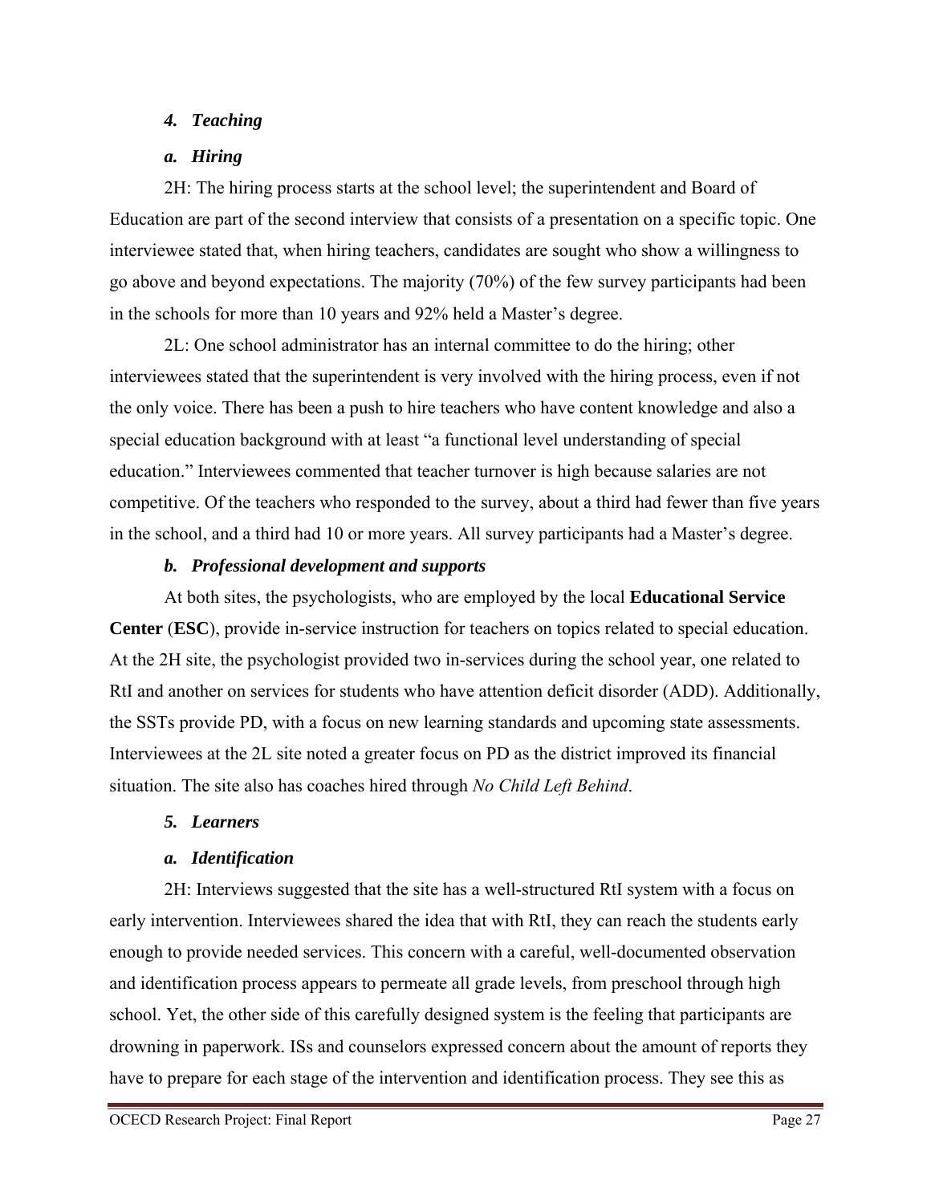### *4. Teaching*

#### *a. Hiring*

2H: The hiring process starts at the school level; the superintendent and Board of Education are part of the second interview that consists of a presentation on a specific topic. One interviewee stated that, when hiring teachers, candidates are sought who show a willingness to go above and beyond expectations. The majority (70%) of the few survey participants had been in the schools for more than 10 years and 92% held a Master's degree.

2L: One school administrator has an internal committee to do the hiring; other interviewees stated that the superintendent is very involved with the hiring process, even if not the only voice. There has been a push to hire teachers who have content knowledge and also a special education background with at least "a functional level understanding of special education." Interviewees commented that teacher turnover is high because salaries are not competitive. Of the teachers who responded to the survey, about a third had fewer than five years in the school, and a third had 10 or more years. All survey participants had a Master's degree.

#### *b. Professional development and supports*

At both sites, the psychologists, who are employed by the local **Educational Service Center** (**ESC**), provide in-service instruction for teachers on topics related to special education. At the 2H site, the psychologist provided two in-services during the school year, one related to RtI and another on services for students who have attention deficit disorder (ADD). Additionally, the SSTs provide PD, with a focus on new learning standards and upcoming state assessments. Interviewees at the 2L site noted a greater focus on PD as the district improved its financial situation. The site also has coaches hired through *No Child Left Behind*.

### *5. Learners*

#### *a. Identification*

2H: Interviews suggested that the site has a well-structured RtI system with a focus on early intervention. Interviewees shared the idea that with RtI, they can reach the students early enough to provide needed services. This concern with a careful, well-documented observation and identification process appears to permeate all grade levels, from preschool through high school. Yet, the other side of this carefully designed system is the feeling that participants are drowning in paperwork. ISs and counselors expressed concern about the amount of reports they have to prepare for each stage of the intervention and identification process. They see this as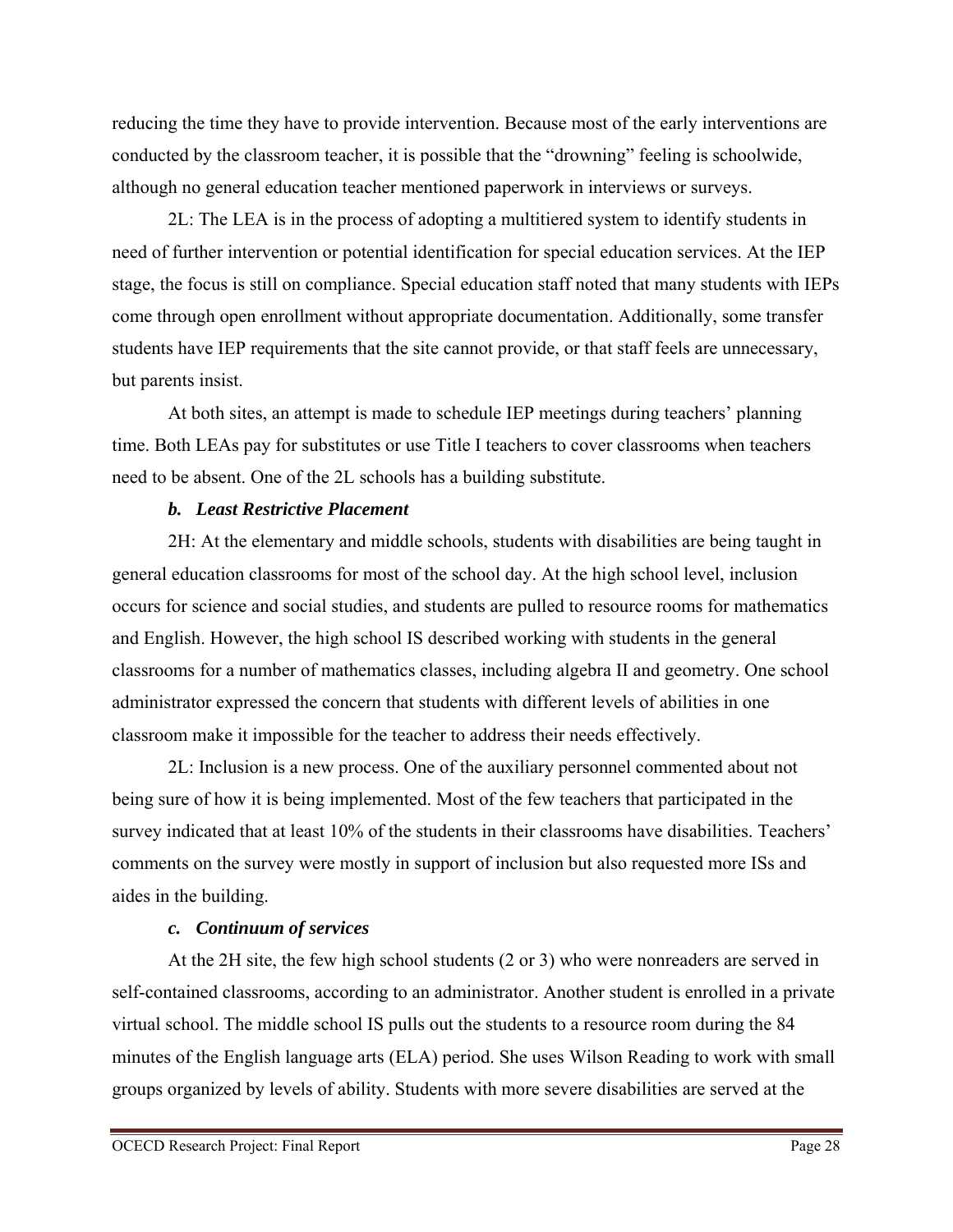reducing the time they have to provide intervention. Because most of the early interventions are conducted by the classroom teacher, it is possible that the "drowning" feeling is schoolwide, although no general education teacher mentioned paperwork in interviews or surveys.

2L: The LEA is in the process of adopting a multitiered system to identify students in need of further intervention or potential identification for special education services. At the IEP stage, the focus is still on compliance. Special education staff noted that many students with IEPs come through open enrollment without appropriate documentation. Additionally, some transfer students have IEP requirements that the site cannot provide, or that staff feels are unnecessary, but parents insist.

At both sites, an attempt is made to schedule IEP meetings during teachers' planning time. Both LEAs pay for substitutes or use Title I teachers to cover classrooms when teachers need to be absent. One of the 2L schools has a building substitute.

***b. Least Restrictive Placement***

2H: At the elementary and middle schools, students with disabilities are being taught in general education classrooms for most of the school day. At the high school level, inclusion occurs for science and social studies, and students are pulled to resource rooms for mathematics and English. However, the high school IS described working with students in the general classrooms for a number of mathematics classes, including algebra II and geometry. One school administrator expressed the concern that students with different levels of abilities in one classroom make it impossible for the teacher to address their needs effectively.

2L: Inclusion is a new process. One of the auxiliary personnel commented about not being sure of how it is being implemented. Most of the few teachers that participated in the survey indicated that at least 10% of the students in their classrooms have disabilities. Teachers' comments on the survey were mostly in support of inclusion but also requested more ISs and aides in the building.

***c. Continuum of services***

At the 2H site, the few high school students (2 or 3) who were nonreaders are served in self-contained classrooms, according to an administrator. Another student is enrolled in a private virtual school. The middle school IS pulls out the students to a resource room during the 84 minutes of the English language arts (ELA) period. She uses Wilson Reading to work with small groups organized by levels of ability. Students with more severe disabilities are served at the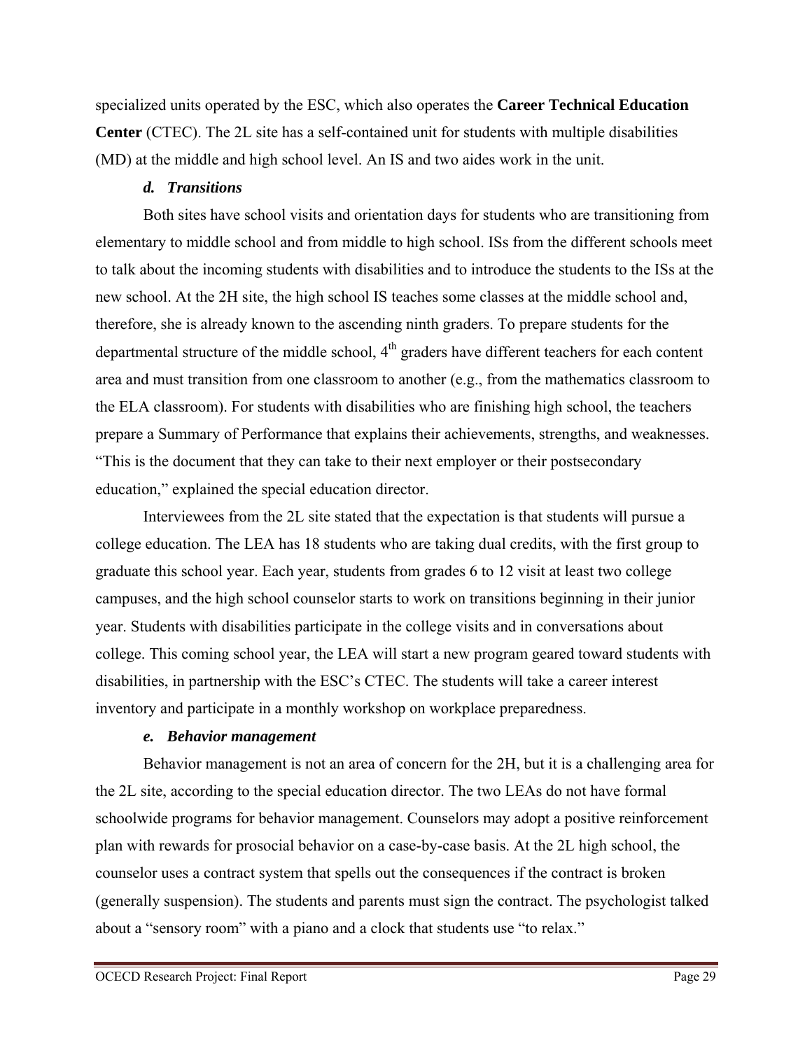specialized units operated by the ESC, which also operates the **Career Technical Education Center** (CTEC). The 2L site has a self-contained unit for students with multiple disabilities (MD) at the middle and high school level. An IS and two aides work in the unit.

#### *d. Transitions*

Both sites have school visits and orientation days for students who are transitioning from elementary to middle school and from middle to high school. ISs from the different schools meet to talk about the incoming students with disabilities and to introduce the students to the ISs at the new school. At the 2H site, the high school IS teaches some classes at the middle school and, therefore, she is already known to the ascending ninth graders. To prepare students for the departmental structure of the middle school, 4th graders have different teachers for each content area and must transition from one classroom to another (e.g., from the mathematics classroom to the ELA classroom). For students with disabilities who are finishing high school, the teachers prepare a Summary of Performance that explains their achievements, strengths, and weaknesses. "This is the document that they can take to their next employer or their postsecondary education," explained the special education director.

Interviewees from the 2L site stated that the expectation is that students will pursue a college education. The LEA has 18 students who are taking dual credits, with the first group to graduate this school year. Each year, students from grades 6 to 12 visit at least two college campuses, and the high school counselor starts to work on transitions beginning in their junior year. Students with disabilities participate in the college visits and in conversations about college. This coming school year, the LEA will start a new program geared toward students with disabilities, in partnership with the ESC's CTEC. The students will take a career interest inventory and participate in a monthly workshop on workplace preparedness.

#### *e. Behavior management*

Behavior management is not an area of concern for the 2H, but it is a challenging area for the 2L site, according to the special education director. The two LEAs do not have formal schoolwide programs for behavior management. Counselors may adopt a positive reinforcement plan with rewards for prosocial behavior on a case-by-case basis. At the 2L high school, the counselor uses a contract system that spells out the consequences if the contract is broken (generally suspension). The students and parents must sign the contract. The psychologist talked about a "sensory room" with a piano and a clock that students use "to relax."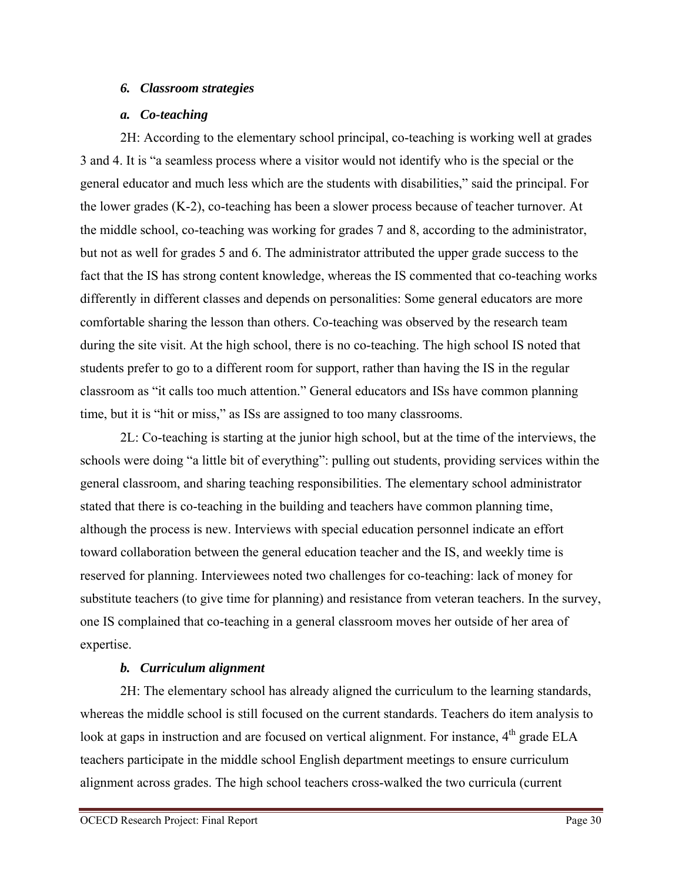### *6. Classroom strategies*

#### *a. Co-teaching*

2H: According to the elementary school principal, co-teaching is working well at grades 3 and 4. It is "a seamless process where a visitor would not identify who is the special or the general educator and much less which are the students with disabilities," said the principal. For the lower grades (K-2), co-teaching has been a slower process because of teacher turnover. At the middle school, co-teaching was working for grades 7 and 8, according to the administrator, but not as well for grades 5 and 6. The administrator attributed the upper grade success to the fact that the IS has strong content knowledge, whereas the IS commented that co-teaching works differently in different classes and depends on personalities: Some general educators are more comfortable sharing the lesson than others. Co-teaching was observed by the research team during the site visit. At the high school, there is no co-teaching. The high school IS noted that students prefer to go to a different room for support, rather than having the IS in the regular classroom as "it calls too much attention." General educators and ISs have common planning time, but it is "hit or miss," as ISs are assigned to too many classrooms.

2L: Co-teaching is starting at the junior high school, but at the time of the interviews, the schools were doing "a little bit of everything": pulling out students, providing services within the general classroom, and sharing teaching responsibilities. The elementary school administrator stated that there is co-teaching in the building and teachers have common planning time, although the process is new. Interviews with special education personnel indicate an effort toward collaboration between the general education teacher and the IS, and weekly time is reserved for planning. Interviewees noted two challenges for co-teaching: lack of money for substitute teachers (to give time for planning) and resistance from veteran teachers. In the survey, one IS complained that co-teaching in a general classroom moves her outside of her area of expertise.

#### *b. Curriculum alignment*

2H: The elementary school has already aligned the curriculum to the learning standards, whereas the middle school is still focused on the current standards. Teachers do item analysis to look at gaps in instruction and are focused on vertical alignment. For instance, 4th grade ELA teachers participate in the middle school English department meetings to ensure curriculum alignment across grades. The high school teachers cross-walked the two curricula (current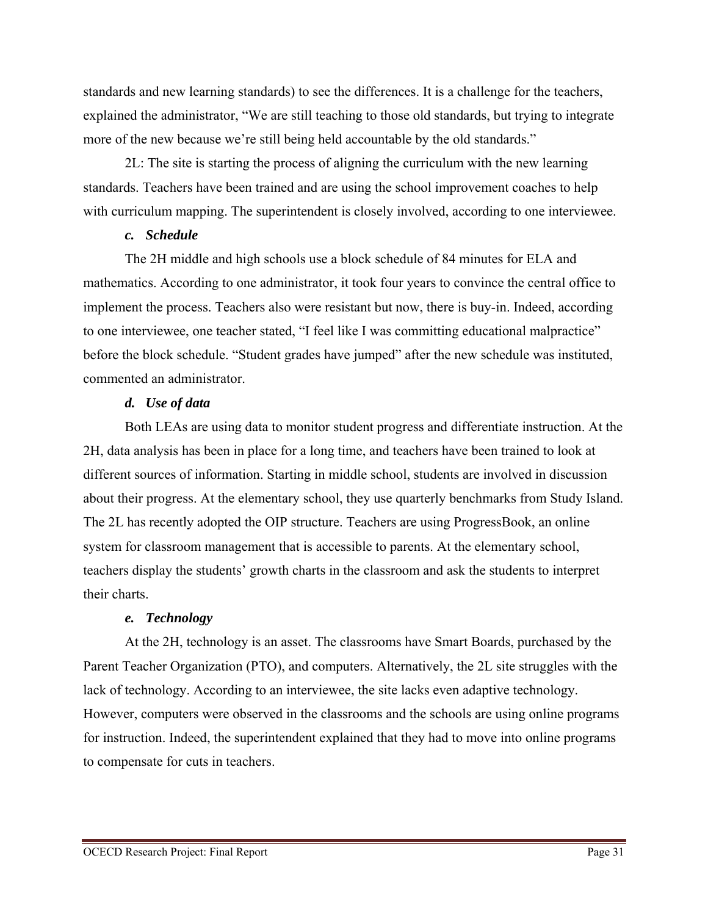standards and new learning standards) to see the differences. It is a challenge for the teachers, explained the administrator, "We are still teaching to those old standards, but trying to integrate more of the new because we're still being held accountable by the old standards."

2L: The site is starting the process of aligning the curriculum with the new learning standards. Teachers have been trained and are using the school improvement coaches to help with curriculum mapping. The superintendent is closely involved, according to one interviewee.

#### *c. Schedule*

The 2H middle and high schools use a block schedule of 84 minutes for ELA and mathematics. According to one administrator, it took four years to convince the central office to implement the process. Teachers also were resistant but now, there is buy-in. Indeed, according to one interviewee, one teacher stated, "I feel like I was committing educational malpractice" before the block schedule. "Student grades have jumped" after the new schedule was instituted, commented an administrator.

#### *d. Use of data*

Both LEAs are using data to monitor student progress and differentiate instruction. At the 2H, data analysis has been in place for a long time, and teachers have been trained to look at different sources of information. Starting in middle school, students are involved in discussion about their progress. At the elementary school, they use quarterly benchmarks from Study Island. The 2L has recently adopted the OIP structure. Teachers are using ProgressBook, an online system for classroom management that is accessible to parents. At the elementary school, teachers display the students' growth charts in the classroom and ask the students to interpret their charts.

#### *e. Technology*

At the 2H, technology is an asset. The classrooms have Smart Boards, purchased by the Parent Teacher Organization (PTO), and computers. Alternatively, the 2L site struggles with the lack of technology. According to an interviewee, the site lacks even adaptive technology. However, computers were observed in the classrooms and the schools are using online programs for instruction. Indeed, the superintendent explained that they had to move into online programs to compensate for cuts in teachers.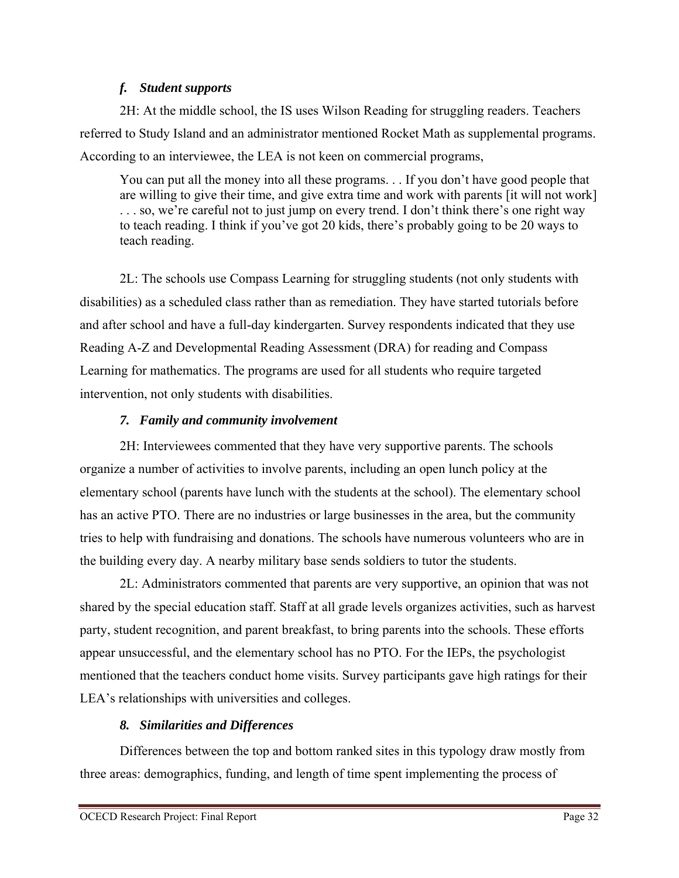### *f. Student supports*

2H: At the middle school, the IS uses Wilson Reading for struggling readers. Teachers referred to Study Island and an administrator mentioned Rocket Math as supplemental programs. According to an interviewee, the LEA is not keen on commercial programs,

> You can put all the money into all these programs. . . If you don't have good people that are willing to give their time, and give extra time and work with parents [it will not work] . . . so, we're careful not to just jump on every trend. I don't think there's one right way to teach reading. I think if you've got 20 kids, there's probably going to be 20 ways to teach reading.

2L: The schools use Compass Learning for struggling students (not only students with disabilities) as a scheduled class rather than as remediation. They have started tutorials before and after school and have a full-day kindergarten. Survey respondents indicated that they use Reading A-Z and Developmental Reading Assessment (DRA) for reading and Compass Learning for mathematics. The programs are used for all students who require targeted intervention, not only students with disabilities.

### *7. Family and community involvement*

2H: Interviewees commented that they have very supportive parents. The schools organize a number of activities to involve parents, including an open lunch policy at the elementary school (parents have lunch with the students at the school). The elementary school has an active PTO. There are no industries or large businesses in the area, but the community tries to help with fundraising and donations. The schools have numerous volunteers who are in the building every day. A nearby military base sends soldiers to tutor the students.

2L: Administrators commented that parents are very supportive, an opinion that was not shared by the special education staff. Staff at all grade levels organizes activities, such as harvest party, student recognition, and parent breakfast, to bring parents into the schools. These efforts appear unsuccessful, and the elementary school has no PTO. For the IEPs, the psychologist mentioned that the teachers conduct home visits. Survey participants gave high ratings for their LEA's relationships with universities and colleges.

### *8. Similarities and Differences*

Differences between the top and bottom ranked sites in this typology draw mostly from three areas: demographics, funding, and length of time spent implementing the process of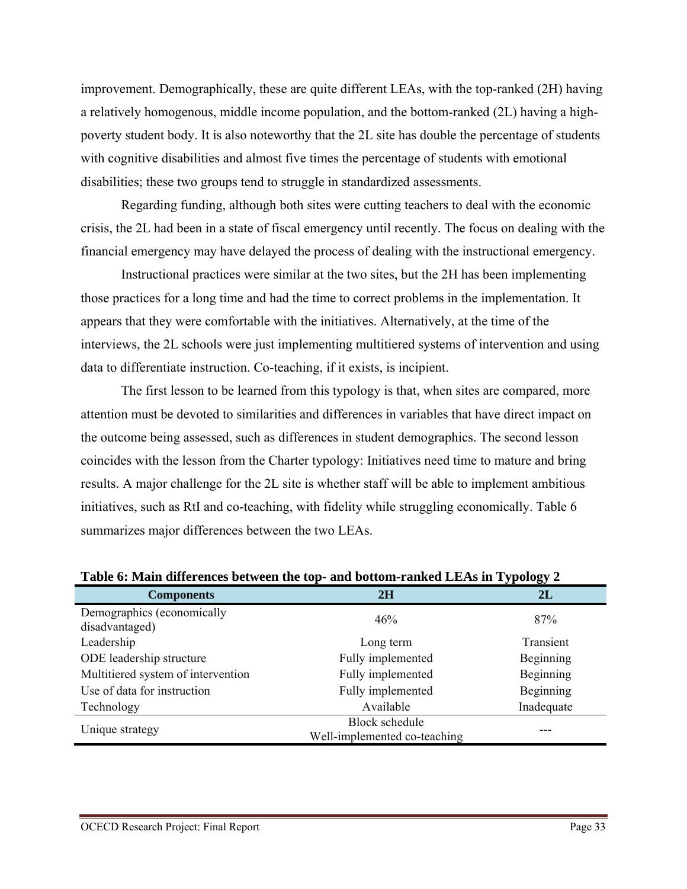improvement. Demographically, these are quite different LEAs, with the top-ranked (2H) having a relatively homogenous, middle income population, and the bottom-ranked (2L) having a high-poverty student body. It is also noteworthy that the 2L site has double the percentage of students with cognitive disabilities and almost five times the percentage of students with emotional disabilities; these two groups tend to struggle in standardized assessments.

Regarding funding, although both sites were cutting teachers to deal with the economic crisis, the 2L had been in a state of fiscal emergency until recently. The focus on dealing with the financial emergency may have delayed the process of dealing with the instructional emergency.

Instructional practices were similar at the two sites, but the 2H has been implementing those practices for a long time and had the time to correct problems in the implementation. It appears that they were comfortable with the initiatives. Alternatively, at the time of the interviews, the 2L schools were just implementing multitiered systems of intervention and using data to differentiate instruction. Co-teaching, if it exists, is incipient.

The first lesson to be learned from this typology is that, when sites are compared, more attention must be devoted to similarities and differences in variables that have direct impact on the outcome being assessed, such as differences in student demographics. The second lesson coincides with the lesson from the Charter typology: Initiatives need time to mature and bring results. A major challenge for the 2L site is whether staff will be able to implement ambitious initiatives, such as RtI and co-teaching, with fidelity while struggling economically. Table 6 summarizes major differences between the two LEAs.

**Table 6: Main differences between the top- and bottom-ranked LEAs in Typology 2**

| Components | 2H | 2L |
|---|---|---|
| Demographics (economically disadvantaged) | 46% | 87% |
| Leadership | Long term | Transient |
| ODE leadership structure | Fully implemented | Beginning |
| Multitiered system of intervention | Fully implemented | Beginning |
| Use of data for instruction | Fully implemented | Beginning |
| Technology | Available | Inadequate |
| Unique strategy | Block schedule<br>Well-implemented co-teaching | --- |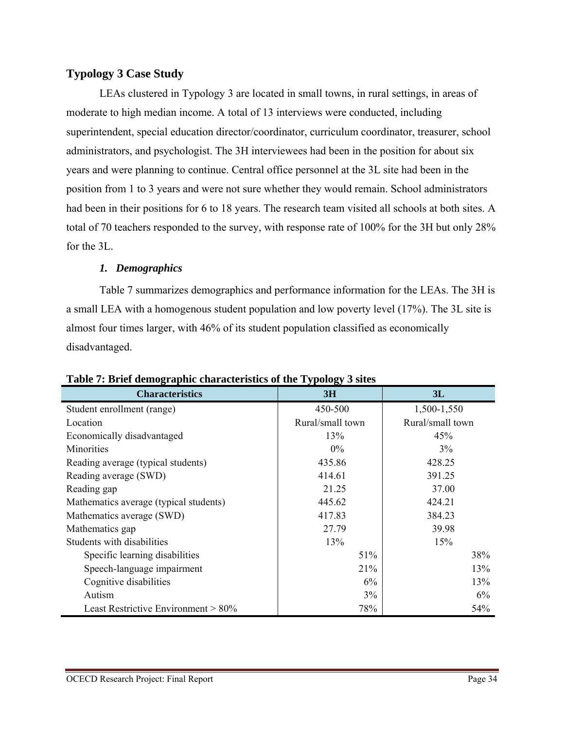## Typology 3 Case Study

LEAs clustered in Typology 3 are located in small towns, in rural settings, in areas of moderate to high median income. A total of 13 interviews were conducted, including superintendent, special education director/coordinator, curriculum coordinator, treasurer, school administrators, and psychologist. The 3H interviewees had been in the position for about six years and were planning to continue. Central office personnel at the 3L site had been in the position from 1 to 3 years and were not sure whether they would remain. School administrators had been in their positions for 6 to 18 years. The research team visited all schools at both sites. A total of 70 teachers responded to the survey, with response rate of 100% for the 3H but only 28% for the 3L.

### *1. Demographics*

Table 7 summarizes demographics and performance information for the LEAs. The 3H is a small LEA with a homogenous student population and low poverty level (17%). The 3L site is almost four times larger, with 46% of its student population classified as economically disadvantaged.

**Table 7: Brief demographic characteristics of the Typology 3 sites**

| Characteristics | 3H | 3L |
|---|---|---|
| Student enrollment (range) | 450-500 | 1,500-1,550 |
| Location | Rural/small town | Rural/small town |
| Economically disadvantaged | 13% | 45% |
| Minorities | 0% | 3% |
| Reading average (typical students) | 435.86 | 428.25 |
| Reading average (SWD) | 414.61 | 391.25 |
| Reading gap | 21.25 | 37.00 |
| Mathematics average (typical students) | 445.62 | 424.21 |
| Mathematics average (SWD) | 417.83 | 384.23 |
| Mathematics gap | 27.79 | 39.98 |
| Students with disabilities | 13% | 15% |
| Specific learning disabilities | 51% | 38% |
| Speech-language impairment | 21% | 13% |
| Cognitive disabilities | 6% | 13% |
| Autism | 3% | 6% |
| Least Restrictive Environment > 80% | 78% | 54% |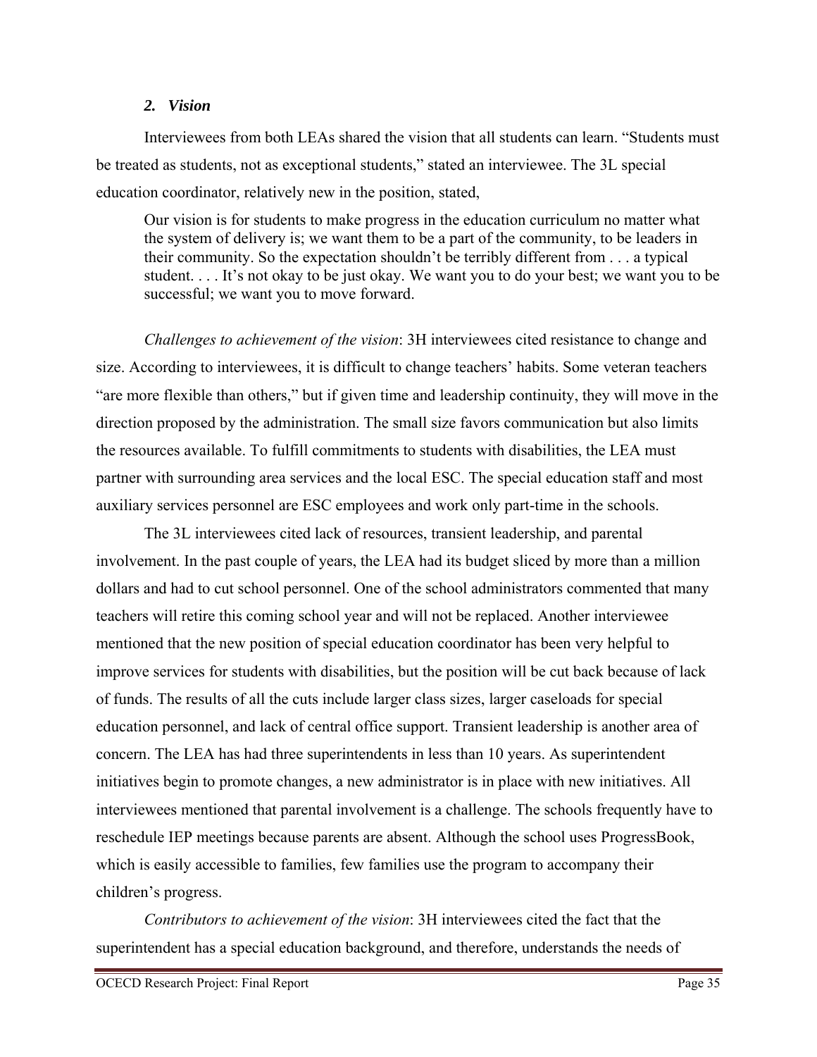### *2. Vision*

Interviewees from both LEAs shared the vision that all students can learn. "Students must be treated as students, not as exceptional students," stated an interviewee. The 3L special education coordinator, relatively new in the position, stated,

> Our vision is for students to make progress in the education curriculum no matter what the system of delivery is; we want them to be a part of the community, to be leaders in their community. So the expectation shouldn't be terribly different from . . . a typical student. . . . It's not okay to be just okay. We want you to do your best; we want you to be successful; we want you to move forward.

*Challenges to achievement of the vision*: 3H interviewees cited resistance to change and size. According to interviewees, it is difficult to change teachers' habits. Some veteran teachers "are more flexible than others," but if given time and leadership continuity, they will move in the direction proposed by the administration. The small size favors communication but also limits the resources available. To fulfill commitments to students with disabilities, the LEA must partner with surrounding area services and the local ESC. The special education staff and most auxiliary services personnel are ESC employees and work only part-time in the schools.

The 3L interviewees cited lack of resources, transient leadership, and parental involvement. In the past couple of years, the LEA had its budget sliced by more than a million dollars and had to cut school personnel. One of the school administrators commented that many teachers will retire this coming school year and will not be replaced. Another interviewee mentioned that the new position of special education coordinator has been very helpful to improve services for students with disabilities, but the position will be cut back because of lack of funds. The results of all the cuts include larger class sizes, larger caseloads for special education personnel, and lack of central office support. Transient leadership is another area of concern. The LEA has had three superintendents in less than 10 years. As superintendent initiatives begin to promote changes, a new administrator is in place with new initiatives. All interviewees mentioned that parental involvement is a challenge. The schools frequently have to reschedule IEP meetings because parents are absent. Although the school uses ProgressBook, which is easily accessible to families, few families use the program to accompany their children's progress.

*Contributors to achievement of the vision*: 3H interviewees cited the fact that the superintendent has a special education background, and therefore, understands the needs of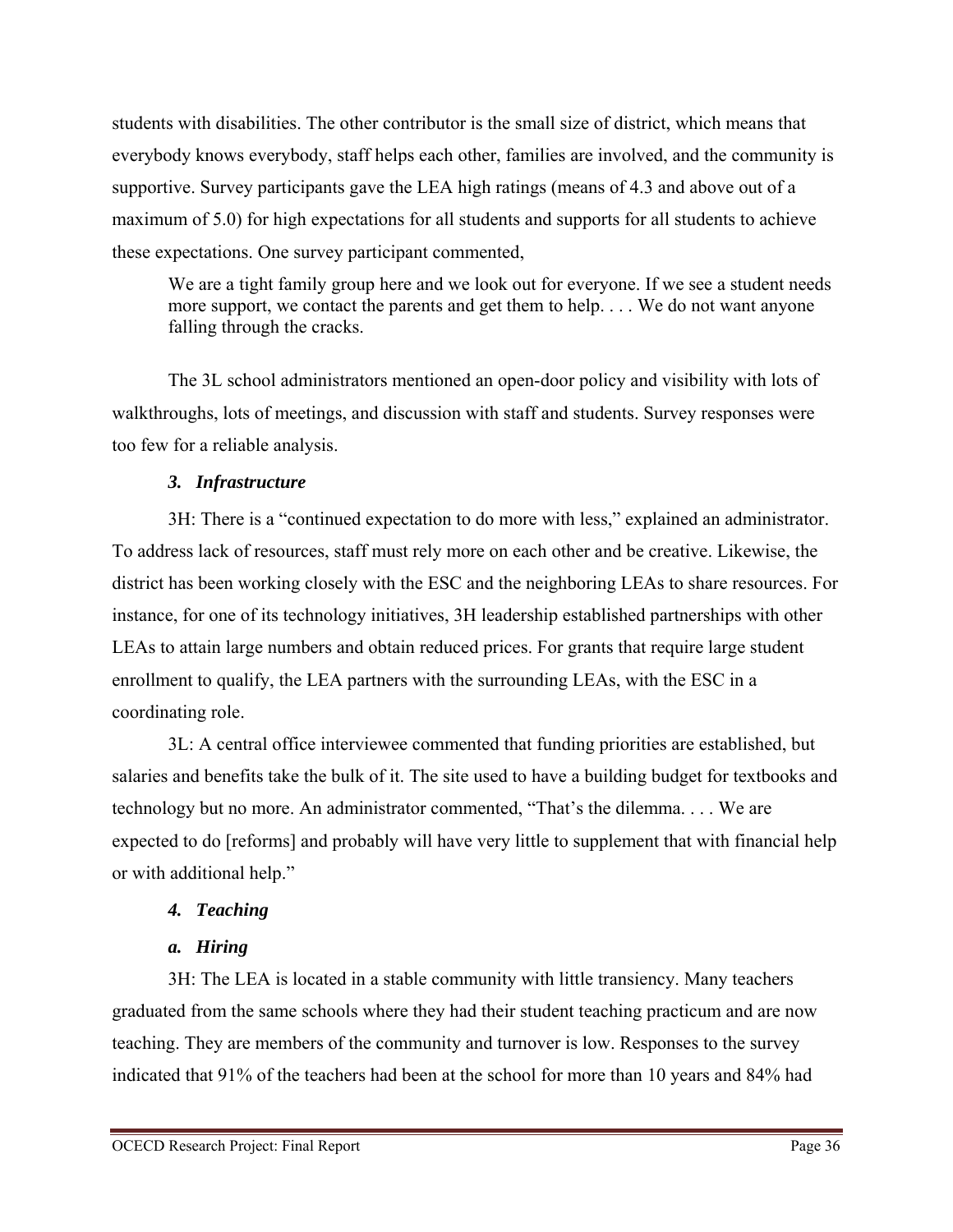students with disabilities. The other contributor is the small size of district, which means that everybody knows everybody, staff helps each other, families are involved, and the community is supportive. Survey participants gave the LEA high ratings (means of 4.3 and above out of a maximum of 5.0) for high expectations for all students and supports for all students to achieve these expectations. One survey participant commented,

> We are a tight family group here and we look out for everyone. If we see a student needs more support, we contact the parents and get them to help. . . . We do not want anyone falling through the cracks.

The 3L school administrators mentioned an open-door policy and visibility with lots of walkthroughs, lots of meetings, and discussion with staff and students. Survey responses were too few for a reliable analysis.

### *3. Infrastructure*

3H: There is a "continued expectation to do more with less," explained an administrator. To address lack of resources, staff must rely more on each other and be creative. Likewise, the district has been working closely with the ESC and the neighboring LEAs to share resources. For instance, for one of its technology initiatives, 3H leadership established partnerships with other LEAs to attain large numbers and obtain reduced prices. For grants that require large student enrollment to qualify, the LEA partners with the surrounding LEAs, with the ESC in a coordinating role.

3L: A central office interviewee commented that funding priorities are established, but salaries and benefits take the bulk of it. The site used to have a building budget for textbooks and technology but no more. An administrator commented, "That's the dilemma. . . . We are expected to do [reforms] and probably will have very little to supplement that with financial help or with additional help."

### *4. Teaching*

#### *a. Hiring*

3H: The LEA is located in a stable community with little transiency. Many teachers graduated from the same schools where they had their student teaching practicum and are now teaching. They are members of the community and turnover is low. Responses to the survey indicated that 91% of the teachers had been at the school for more than 10 years and 84% had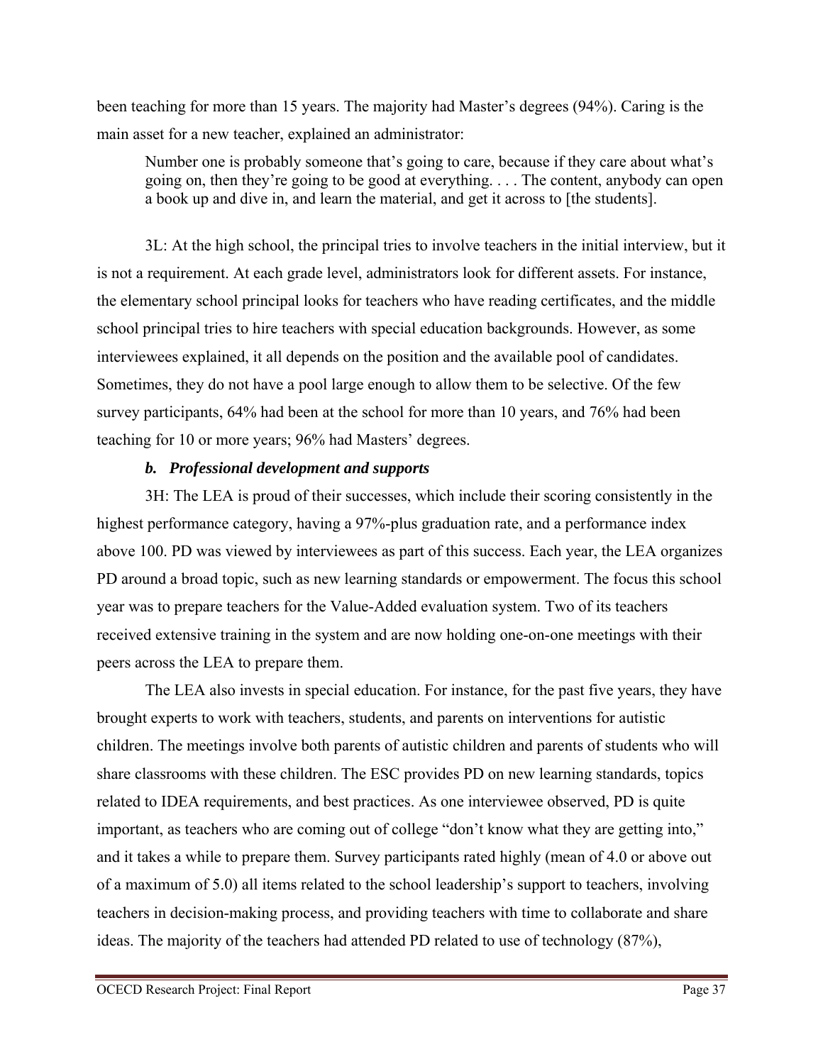been teaching for more than 15 years. The majority had Master's degrees (94%). Caring is the main asset for a new teacher, explained an administrator:

> Number one is probably someone that's going to care, because if they care about what's going on, then they're going to be good at everything. . . . The content, anybody can open a book up and dive in, and learn the material, and get it across to [the students].

3L: At the high school, the principal tries to involve teachers in the initial interview, but it is not a requirement. At each grade level, administrators look for different assets. For instance, the elementary school principal looks for teachers who have reading certificates, and the middle school principal tries to hire teachers with special education backgrounds. However, as some interviewees explained, it all depends on the position and the available pool of candidates. Sometimes, they do not have a pool large enough to allow them to be selective. Of the few survey participants, 64% had been at the school for more than 10 years, and 76% had been teaching for 10 or more years; 96% had Masters' degrees.

#### *b. Professional development and supports*

3H: The LEA is proud of their successes, which include their scoring consistently in the highest performance category, having a 97%-plus graduation rate, and a performance index above 100. PD was viewed by interviewees as part of this success. Each year, the LEA organizes PD around a broad topic, such as new learning standards or empowerment. The focus this school year was to prepare teachers for the Value-Added evaluation system. Two of its teachers received extensive training in the system and are now holding one-on-one meetings with their peers across the LEA to prepare them.

The LEA also invests in special education. For instance, for the past five years, they have brought experts to work with teachers, students, and parents on interventions for autistic children. The meetings involve both parents of autistic children and parents of students who will share classrooms with these children. The ESC provides PD on new learning standards, topics related to IDEA requirements, and best practices. As one interviewee observed, PD is quite important, as teachers who are coming out of college "don't know what they are getting into," and it takes a while to prepare them. Survey participants rated highly (mean of 4.0 or above out of a maximum of 5.0) all items related to the school leadership's support to teachers, involving teachers in decision-making process, and providing teachers with time to collaborate and share ideas. The majority of the teachers had attended PD related to use of technology (87%),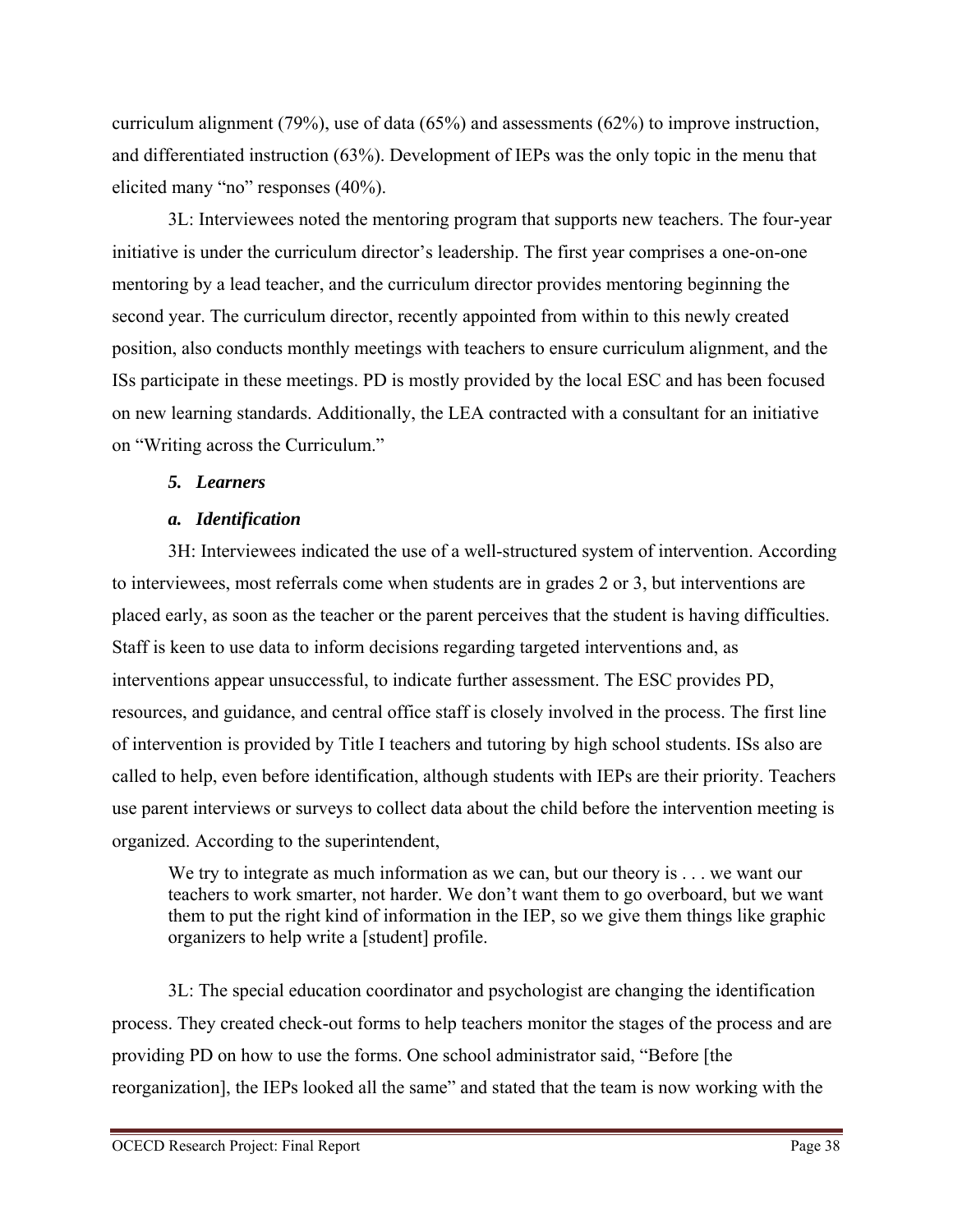curriculum alignment (79%), use of data (65%) and assessments (62%) to improve instruction, and differentiated instruction (63%). Development of IEPs was the only topic in the menu that elicited many "no" responses (40%).

3L: Interviewees noted the mentoring program that supports new teachers. The four-year initiative is under the curriculum director's leadership. The first year comprises a one-on-one mentoring by a lead teacher, and the curriculum director provides mentoring beginning the second year. The curriculum director, recently appointed from within to this newly created position, also conducts monthly meetings with teachers to ensure curriculum alignment, and the ISs participate in these meetings. PD is mostly provided by the local ESC and has been focused on new learning standards. Additionally, the LEA contracted with a consultant for an initiative on "Writing across the Curriculum."

### *5. Learners*

#### *a. Identification*

3H: Interviewees indicated the use of a well-structured system of intervention. According to interviewees, most referrals come when students are in grades 2 or 3, but interventions are placed early, as soon as the teacher or the parent perceives that the student is having difficulties. Staff is keen to use data to inform decisions regarding targeted interventions and, as interventions appear unsuccessful, to indicate further assessment. The ESC provides PD, resources, and guidance, and central office staff is closely involved in the process. The first line of intervention is provided by Title I teachers and tutoring by high school students. ISs also are called to help, even before identification, although students with IEPs are their priority. Teachers use parent interviews or surveys to collect data about the child before the intervention meeting is organized. According to the superintendent,

> We try to integrate as much information as we can, but our theory is . . . we want our teachers to work smarter, not harder. We don't want them to go overboard, but we want them to put the right kind of information in the IEP, so we give them things like graphic organizers to help write a [student] profile.

3L: The special education coordinator and psychologist are changing the identification process. They created check-out forms to help teachers monitor the stages of the process and are providing PD on how to use the forms. One school administrator said, "Before [the reorganization], the IEPs looked all the same" and stated that the team is now working with the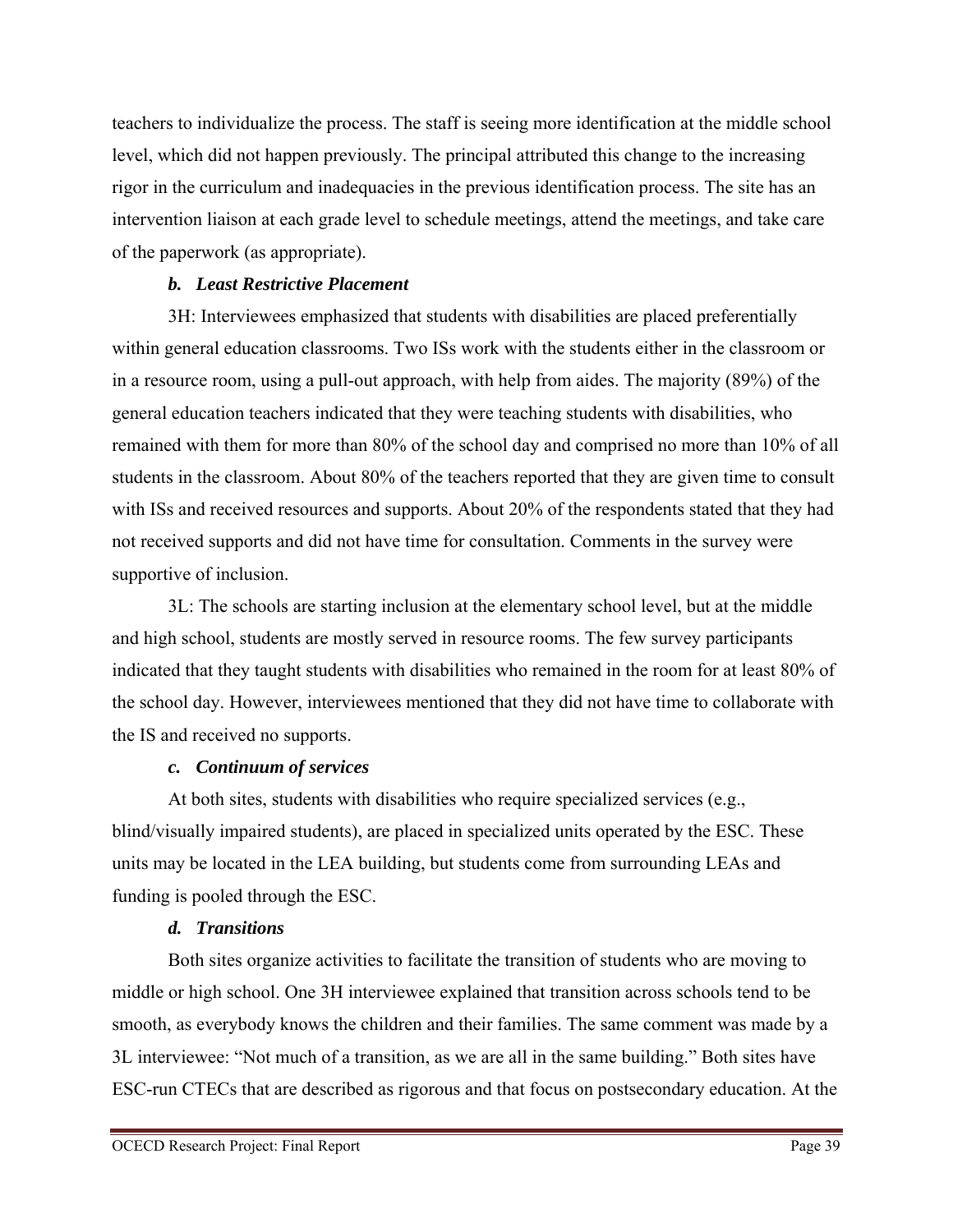teachers to individualize the process. The staff is seeing more identification at the middle school level, which did not happen previously. The principal attributed this change to the increasing rigor in the curriculum and inadequacies in the previous identification process. The site has an intervention liaison at each grade level to schedule meetings, attend the meetings, and take care of the paperwork (as appropriate).

#### *b. Least Restrictive Placement*

3H: Interviewees emphasized that students with disabilities are placed preferentially within general education classrooms. Two ISs work with the students either in the classroom or in a resource room, using a pull-out approach, with help from aides. The majority (89%) of the general education teachers indicated that they were teaching students with disabilities, who remained with them for more than 80% of the school day and comprised no more than 10% of all students in the classroom. About 80% of the teachers reported that they are given time to consult with ISs and received resources and supports. About 20% of the respondents stated that they had not received supports and did not have time for consultation. Comments in the survey were supportive of inclusion.

3L: The schools are starting inclusion at the elementary school level, but at the middle and high school, students are mostly served in resource rooms. The few survey participants indicated that they taught students with disabilities who remained in the room for at least 80% of the school day. However, interviewees mentioned that they did not have time to collaborate with the IS and received no supports.

#### *c. Continuum of services*

At both sites, students with disabilities who require specialized services (e.g., blind/visually impaired students), are placed in specialized units operated by the ESC. These units may be located in the LEA building, but students come from surrounding LEAs and funding is pooled through the ESC.

#### *d. Transitions*

Both sites organize activities to facilitate the transition of students who are moving to middle or high school. One 3H interviewee explained that transition across schools tend to be smooth, as everybody knows the children and their families. The same comment was made by a 3L interviewee: "Not much of a transition, as we are all in the same building." Both sites have ESC-run CTECs that are described as rigorous and that focus on postsecondary education. At the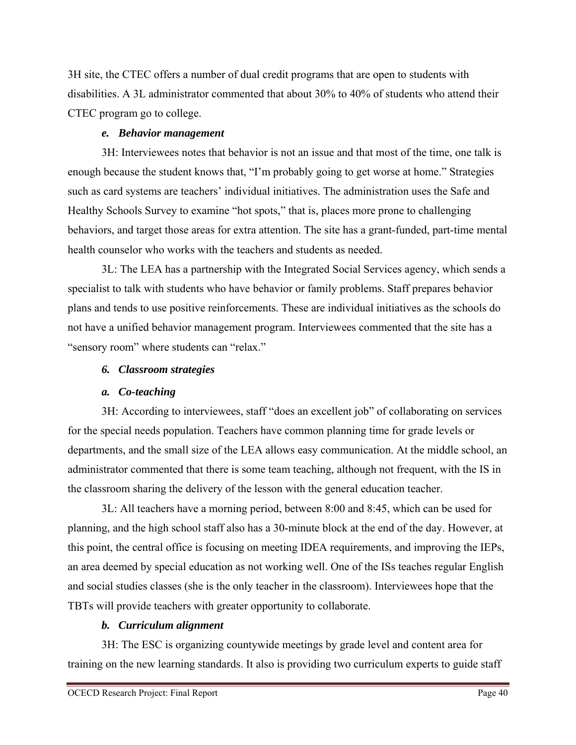3H site, the CTEC offers a number of dual credit programs that are open to students with disabilities. A 3L administrator commented that about 30% to 40% of students who attend their CTEC program go to college.

#### *e. Behavior management*

3H: Interviewees notes that behavior is not an issue and that most of the time, one talk is enough because the student knows that, "I'm probably going to get worse at home." Strategies such as card systems are teachers' individual initiatives. The administration uses the Safe and Healthy Schools Survey to examine "hot spots," that is, places more prone to challenging behaviors, and target those areas for extra attention. The site has a grant-funded, part-time mental health counselor who works with the teachers and students as needed.

3L: The LEA has a partnership with the Integrated Social Services agency, which sends a specialist to talk with students who have behavior or family problems. Staff prepares behavior plans and tends to use positive reinforcements. These are individual initiatives as the schools do not have a unified behavior management program. Interviewees commented that the site has a "sensory room" where students can "relax."

### *6. Classroom strategies*

#### *a. Co-teaching*

3H: According to interviewees, staff "does an excellent job" of collaborating on services for the special needs population. Teachers have common planning time for grade levels or departments, and the small size of the LEA allows easy communication. At the middle school, an administrator commented that there is some team teaching, although not frequent, with the IS in the classroom sharing the delivery of the lesson with the general education teacher.

3L: All teachers have a morning period, between 8:00 and 8:45, which can be used for planning, and the high school staff also has a 30-minute block at the end of the day. However, at this point, the central office is focusing on meeting IDEA requirements, and improving the IEPs, an area deemed by special education as not working well. One of the ISs teaches regular English and social studies classes (she is the only teacher in the classroom). Interviewees hope that the TBTs will provide teachers with greater opportunity to collaborate.

#### *b. Curriculum alignment*

3H: The ESC is organizing countywide meetings by grade level and content area for training on the new learning standards. It also is providing two curriculum experts to guide staff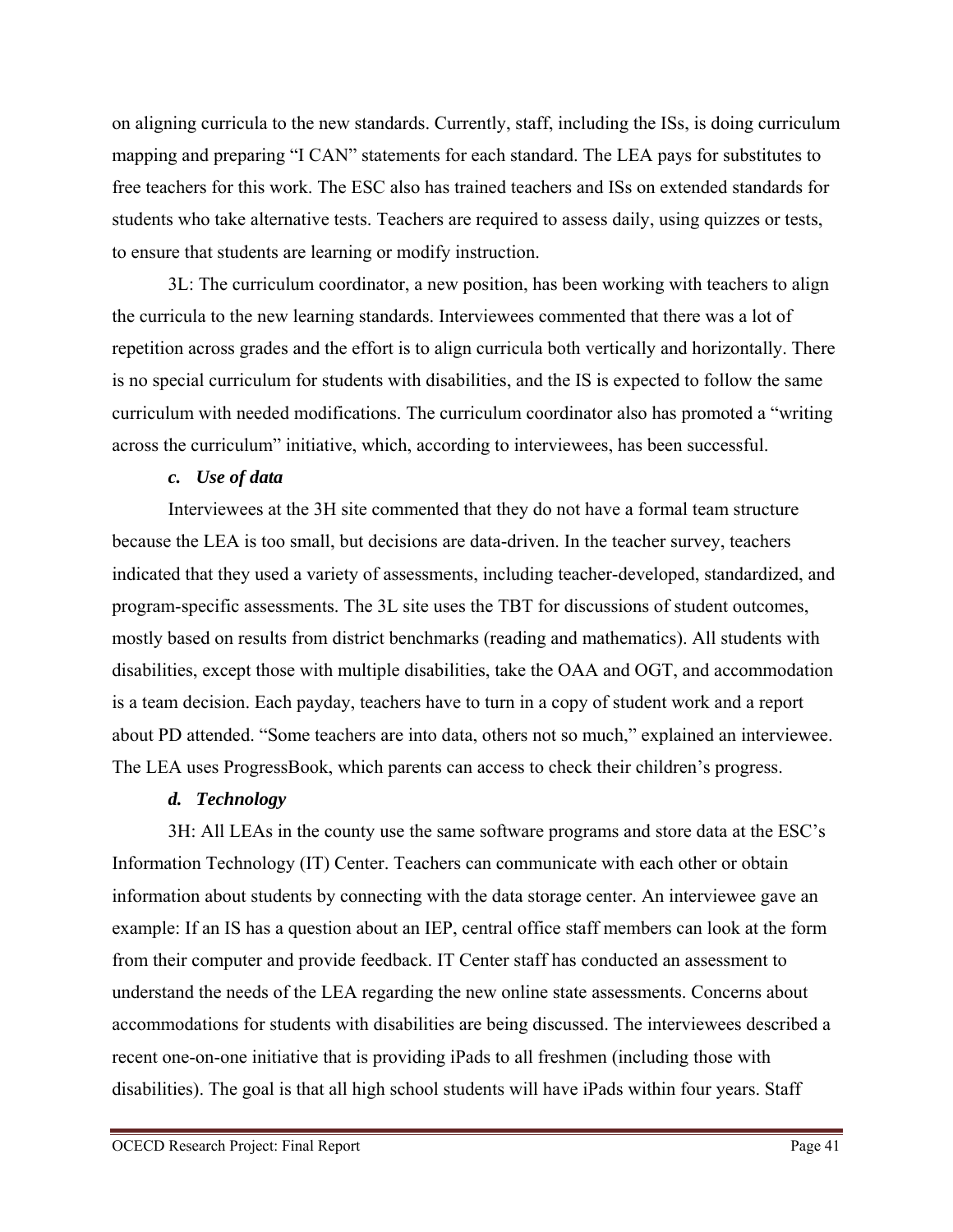on aligning curricula to the new standards. Currently, staff, including the ISs, is doing curriculum mapping and preparing "I CAN" statements for each standard. The LEA pays for substitutes to free teachers for this work. The ESC also has trained teachers and ISs on extended standards for students who take alternative tests. Teachers are required to assess daily, using quizzes or tests, to ensure that students are learning or modify instruction.

3L: The curriculum coordinator, a new position, has been working with teachers to align the curricula to the new learning standards. Interviewees commented that there was a lot of repetition across grades and the effort is to align curricula both vertically and horizontally. There is no special curriculum for students with disabilities, and the IS is expected to follow the same curriculum with needed modifications. The curriculum coordinator also has promoted a "writing across the curriculum" initiative, which, according to interviewees, has been successful.

***c. Use of data***

Interviewees at the 3H site commented that they do not have a formal team structure because the LEA is too small, but decisions are data-driven. In the teacher survey, teachers indicated that they used a variety of assessments, including teacher-developed, standardized, and program-specific assessments. The 3L site uses the TBT for discussions of student outcomes, mostly based on results from district benchmarks (reading and mathematics). All students with disabilities, except those with multiple disabilities, take the OAA and OGT, and accommodation is a team decision. Each payday, teachers have to turn in a copy of student work and a report about PD attended. "Some teachers are into data, others not so much," explained an interviewee. The LEA uses ProgressBook, which parents can access to check their children's progress.

***d. Technology***

3H: All LEAs in the county use the same software programs and store data at the ESC's Information Technology (IT) Center. Teachers can communicate with each other or obtain information about students by connecting with the data storage center. An interviewee gave an example: If an IS has a question about an IEP, central office staff members can look at the form from their computer and provide feedback. IT Center staff has conducted an assessment to understand the needs of the LEA regarding the new online state assessments. Concerns about accommodations for students with disabilities are being discussed. The interviewees described a recent one-on-one initiative that is providing iPads to all freshmen (including those with disabilities). The goal is that all high school students will have iPads within four years. Staff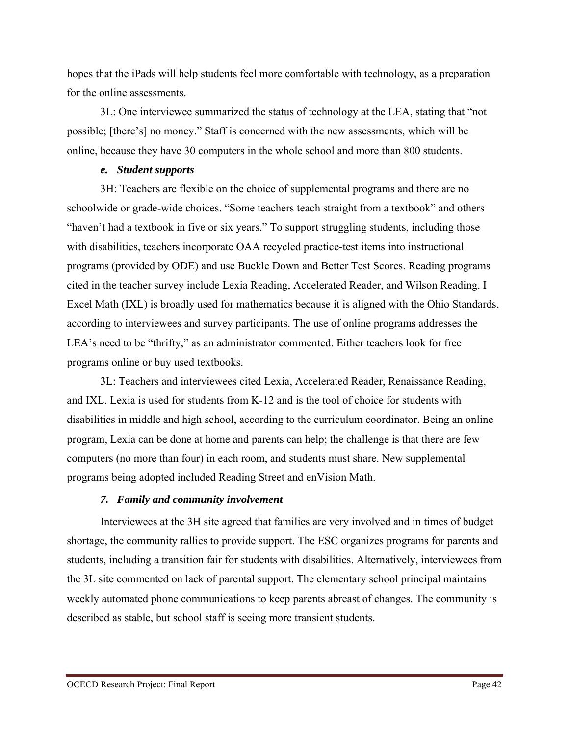hopes that the iPads will help students feel more comfortable with technology, as a preparation for the online assessments.

3L: One interviewee summarized the status of technology at the LEA, stating that "not possible; [there's] no money." Staff is concerned with the new assessments, which will be online, because they have 30 computers in the whole school and more than 800 students.

#### *e. Student supports*

3H: Teachers are flexible on the choice of supplemental programs and there are no schoolwide or grade-wide choices. "Some teachers teach straight from a textbook" and others "haven't had a textbook in five or six years." To support struggling students, including those with disabilities, teachers incorporate OAA recycled practice-test items into instructional programs (provided by ODE) and use Buckle Down and Better Test Scores. Reading programs cited in the teacher survey include Lexia Reading, Accelerated Reader, and Wilson Reading. I Excel Math (IXL) is broadly used for mathematics because it is aligned with the Ohio Standards, according to interviewees and survey participants. The use of online programs addresses the LEA's need to be "thrifty," as an administrator commented. Either teachers look for free programs online or buy used textbooks.

3L: Teachers and interviewees cited Lexia, Accelerated Reader, Renaissance Reading, and IXL. Lexia is used for students from K-12 and is the tool of choice for students with disabilities in middle and high school, according to the curriculum coordinator. Being an online program, Lexia can be done at home and parents can help; the challenge is that there are few computers (no more than four) in each room, and students must share. New supplemental programs being adopted included Reading Street and enVision Math.

### *7. Family and community involvement*

Interviewees at the 3H site agreed that families are very involved and in times of budget shortage, the community rallies to provide support. The ESC organizes programs for parents and students, including a transition fair for students with disabilities. Alternatively, interviewees from the 3L site commented on lack of parental support. The elementary school principal maintains weekly automated phone communications to keep parents abreast of changes. The community is described as stable, but school staff is seeing more transient students.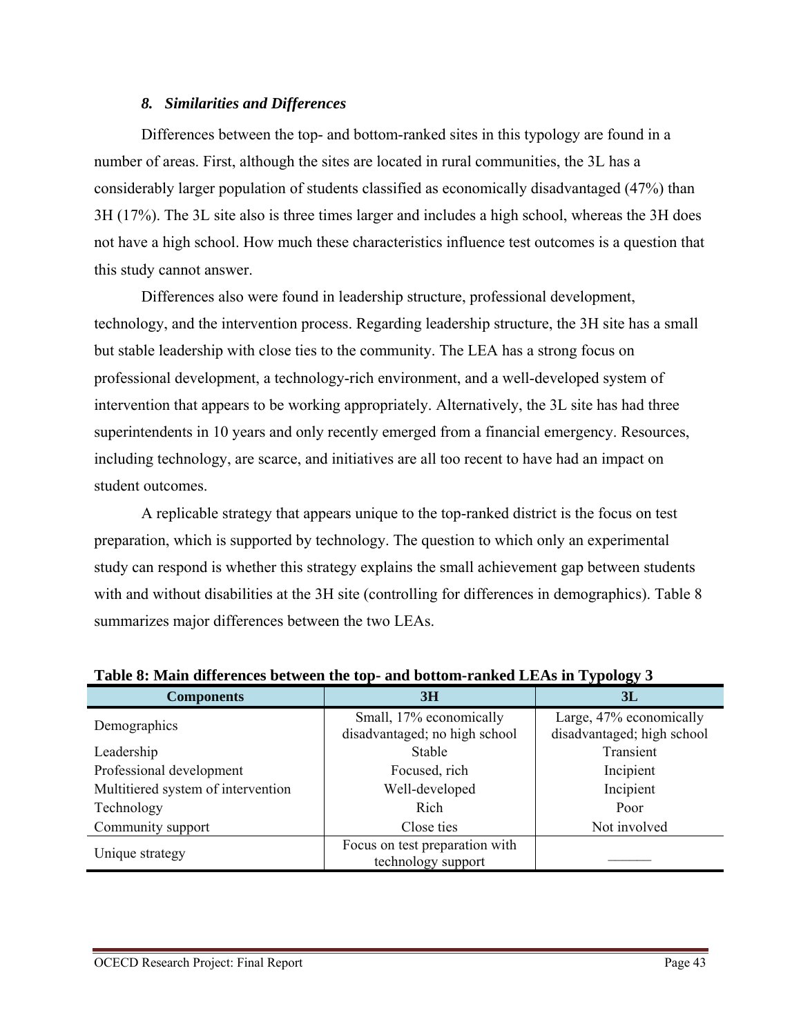### *8. Similarities and Differences*

Differences between the top- and bottom-ranked sites in this typology are found in a number of areas. First, although the sites are located in rural communities, the 3L has a considerably larger population of students classified as economically disadvantaged (47%) than 3H (17%). The 3L site also is three times larger and includes a high school, whereas the 3H does not have a high school. How much these characteristics influence test outcomes is a question that this study cannot answer.

Differences also were found in leadership structure, professional development, technology, and the intervention process. Regarding leadership structure, the 3H site has a small but stable leadership with close ties to the community. The LEA has a strong focus on professional development, a technology-rich environment, and a well-developed system of intervention that appears to be working appropriately. Alternatively, the 3L site has had three superintendents in 10 years and only recently emerged from a financial emergency. Resources, including technology, are scarce, and initiatives are all too recent to have had an impact on student outcomes.

A replicable strategy that appears unique to the top-ranked district is the focus on test preparation, which is supported by technology. The question to which only an experimental study can respond is whether this strategy explains the small achievement gap between students with and without disabilities at the 3H site (controlling for differences in demographics). Table 8 summarizes major differences between the two LEAs.

**Table 8: Main differences between the top- and bottom-ranked LEAs in Typology 3**

| Components | 3H | 3L |
|---|---|---|
| Demographics | Small, 17% economically disadvantaged; no high school | Large, 47% economically disadvantaged; high school |
| Leadership | Stable | Transient |
| Professional development | Focused, rich | Incipient |
| Multitiered system of intervention | Well-developed | Incipient |
| Technology | Rich | Poor |
| Community support | Close ties | Not involved |
| Unique strategy | Focus on test preparation with technology support | ——— |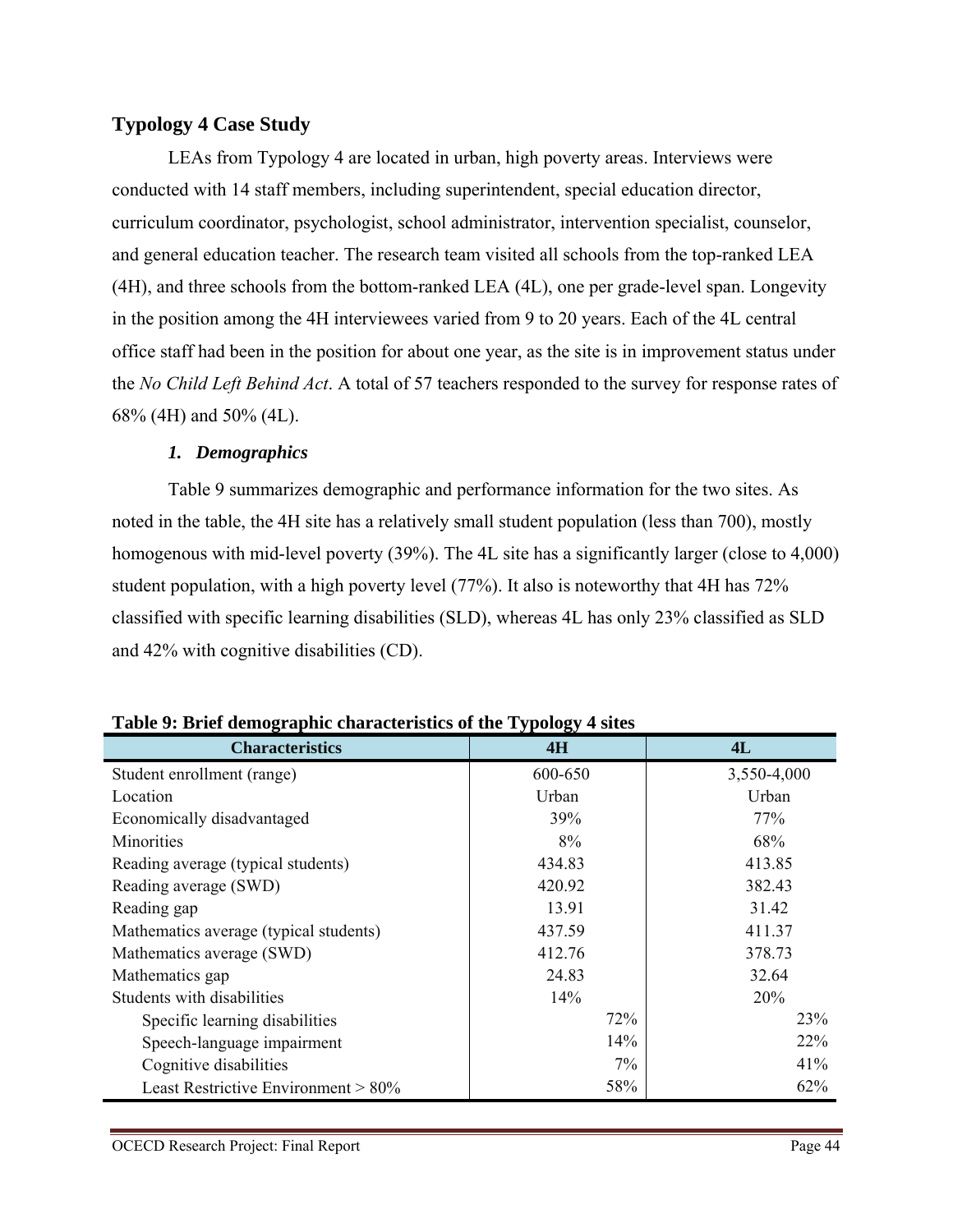## Typology 4 Case Study

LEAs from Typology 4 are located in urban, high poverty areas. Interviews were conducted with 14 staff members, including superintendent, special education director, curriculum coordinator, psychologist, school administrator, intervention specialist, counselor, and general education teacher. The research team visited all schools from the top-ranked LEA (4H), and three schools from the bottom-ranked LEA (4L), one per grade-level span. Longevity in the position among the 4H interviewees varied from 9 to 20 years. Each of the 4L central office staff had been in the position for about one year, as the site is in improvement status under the *No Child Left Behind Act*. A total of 57 teachers responded to the survey for response rates of 68% (4H) and 50% (4L).

### *1. Demographics*

Table 9 summarizes demographic and performance information for the two sites. As noted in the table, the 4H site has a relatively small student population (less than 700), mostly homogenous with mid-level poverty (39%). The 4L site has a significantly larger (close to 4,000) student population, with a high poverty level (77%). It also is noteworthy that 4H has 72% classified with specific learning disabilities (SLD), whereas 4L has only 23% classified as SLD and 42% with cognitive disabilities (CD).

**Table 9: Brief demographic characteristics of the Typology 4 sites**

| Characteristics | 4H | 4L |
|---|---|---|
| Student enrollment (range) | 600-650 | 3,550-4,000 |
| Location | Urban | Urban |
| Economically disadvantaged | 39% | 77% |
| Minorities | 8% | 68% |
| Reading average (typical students) | 434.83 | 413.85 |
| Reading average (SWD) | 420.92 | 382.43 |
| Reading gap | 13.91 | 31.42 |
| Mathematics average (typical students) | 437.59 | 411.37 |
| Mathematics average (SWD) | 412.76 | 378.73 |
| Mathematics gap | 24.83 | 32.64 |
| Students with disabilities | 14% | 20% |
| Specific learning disabilities | 72% | 23% |
| Speech-language impairment | 14% | 22% |
| Cognitive disabilities | 7% | 41% |
| Least Restrictive Environment > 80% | 58% | 62% |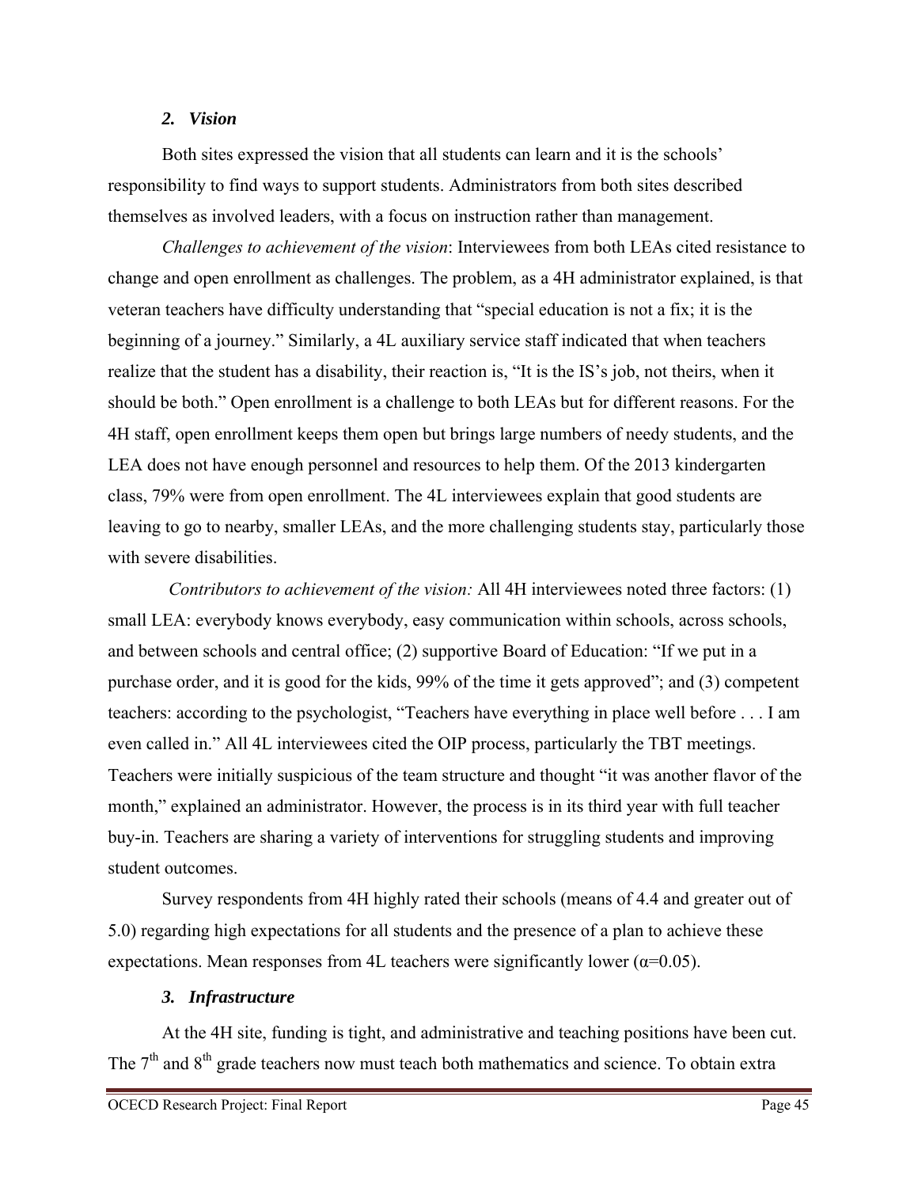### *2. Vision*

Both sites expressed the vision that all students can learn and it is the schools' responsibility to find ways to support students. Administrators from both sites described themselves as involved leaders, with a focus on instruction rather than management.

*Challenges to achievement of the vision*: Interviewees from both LEAs cited resistance to change and open enrollment as challenges. The problem, as a 4H administrator explained, is that veteran teachers have difficulty understanding that "special education is not a fix; it is the beginning of a journey." Similarly, a 4L auxiliary service staff indicated that when teachers realize that the student has a disability, their reaction is, "It is the IS's job, not theirs, when it should be both." Open enrollment is a challenge to both LEAs but for different reasons. For the 4H staff, open enrollment keeps them open but brings large numbers of needy students, and the LEA does not have enough personnel and resources to help them. Of the 2013 kindergarten class, 79% were from open enrollment. The 4L interviewees explain that good students are leaving to go to nearby, smaller LEAs, and the more challenging students stay, particularly those with severe disabilities.

*Contributors to achievement of the vision:* All 4H interviewees noted three factors: (1) small LEA: everybody knows everybody, easy communication within schools, across schools, and between schools and central office; (2) supportive Board of Education: "If we put in a purchase order, and it is good for the kids, 99% of the time it gets approved"; and (3) competent teachers: according to the psychologist, "Teachers have everything in place well before . . . I am even called in." All 4L interviewees cited the OIP process, particularly the TBT meetings. Teachers were initially suspicious of the team structure and thought "it was another flavor of the month," explained an administrator. However, the process is in its third year with full teacher buy-in. Teachers are sharing a variety of interventions for struggling students and improving student outcomes.

Survey respondents from 4H highly rated their schools (means of 4.4 and greater out of 5.0) regarding high expectations for all students and the presence of a plan to achieve these expectations. Mean responses from 4L teachers were significantly lower ($\alpha=0.05$).

### *3. Infrastructure*

At the 4H site, funding is tight, and administrative and teaching positions have been cut. The 7th and 8th grade teachers now must teach both mathematics and science. To obtain extra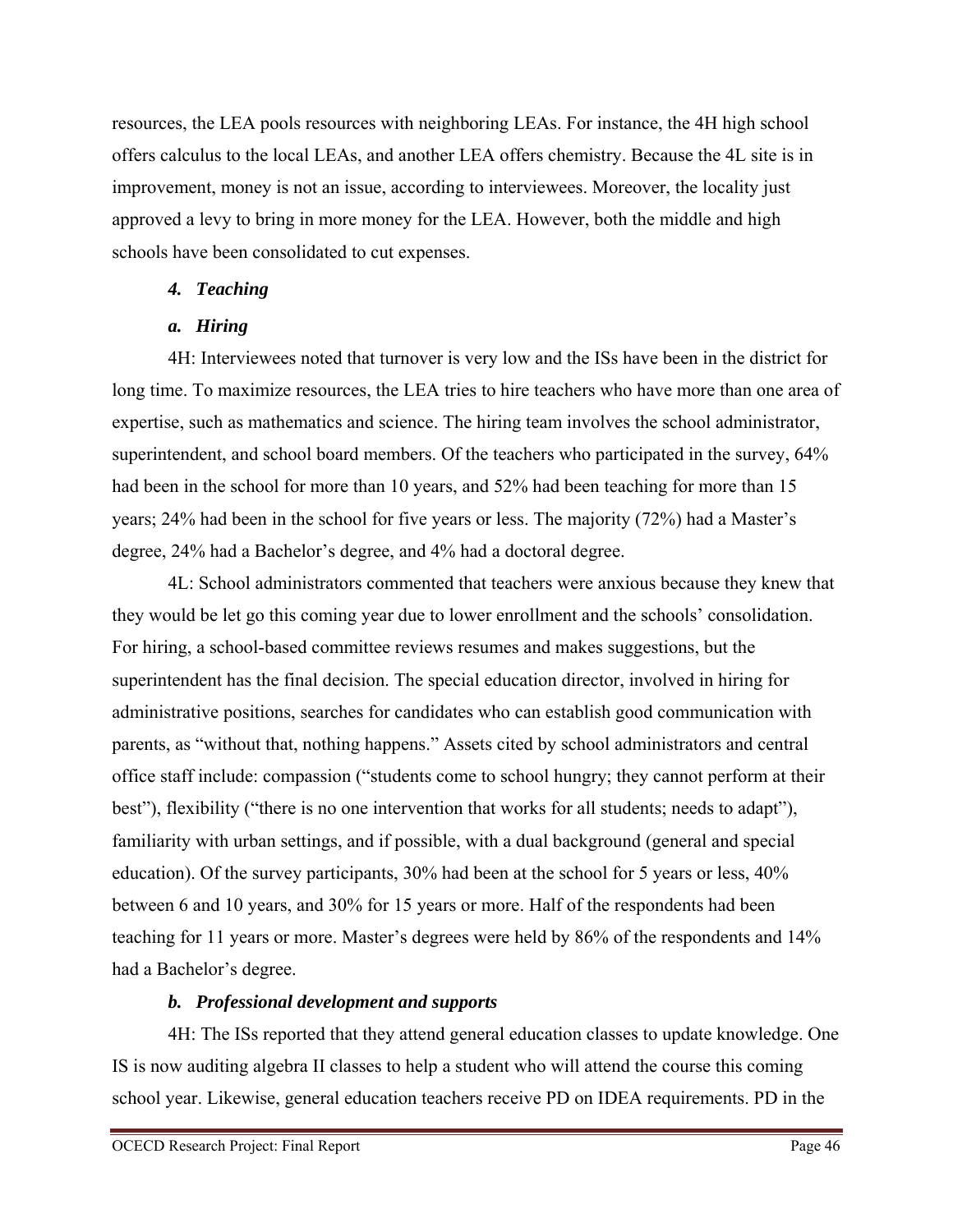resources, the LEA pools resources with neighboring LEAs. For instance, the 4H high school offers calculus to the local LEAs, and another LEA offers chemistry. Because the 4L site is in improvement, money is not an issue, according to interviewees. Moreover, the locality just approved a levy to bring in more money for the LEA. However, both the middle and high schools have been consolidated to cut expenses.

### *4. Teaching*

#### *a. Hiring*

4H: Interviewees noted that turnover is very low and the ISs have been in the district for long time. To maximize resources, the LEA tries to hire teachers who have more than one area of expertise, such as mathematics and science. The hiring team involves the school administrator, superintendent, and school board members. Of the teachers who participated in the survey, 64% had been in the school for more than 10 years, and 52% had been teaching for more than 15 years; 24% had been in the school for five years or less. The majority (72%) had a Master's degree, 24% had a Bachelor's degree, and 4% had a doctoral degree.

4L: School administrators commented that teachers were anxious because they knew that they would be let go this coming year due to lower enrollment and the schools' consolidation. For hiring, a school-based committee reviews resumes and makes suggestions, but the superintendent has the final decision. The special education director, involved in hiring for administrative positions, searches for candidates who can establish good communication with parents, as "without that, nothing happens." Assets cited by school administrators and central office staff include: compassion ("students come to school hungry; they cannot perform at their best"), flexibility ("there is no one intervention that works for all students; needs to adapt"), familiarity with urban settings, and if possible, with a dual background (general and special education). Of the survey participants, 30% had been at the school for 5 years or less, 40% between 6 and 10 years, and 30% for 15 years or more. Half of the respondents had been teaching for 11 years or more. Master's degrees were held by 86% of the respondents and 14% had a Bachelor's degree.

#### *b. Professional development and supports*

4H: The ISs reported that they attend general education classes to update knowledge. One IS is now auditing algebra II classes to help a student who will attend the course this coming school year. Likewise, general education teachers receive PD on IDEA requirements. PD in the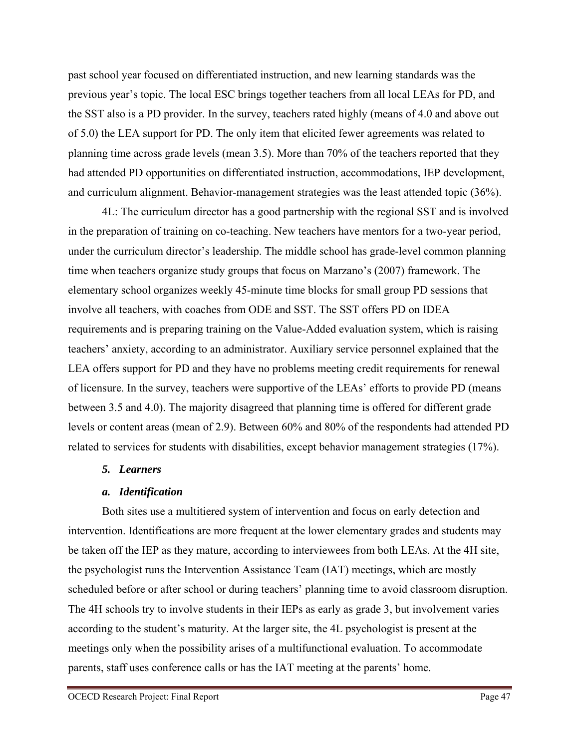past school year focused on differentiated instruction, and new learning standards was the previous year's topic. The local ESC brings together teachers from all local LEAs for PD, and the SST also is a PD provider. In the survey, teachers rated highly (means of 4.0 and above out of 5.0) the LEA support for PD. The only item that elicited fewer agreements was related to planning time across grade levels (mean 3.5). More than 70% of the teachers reported that they had attended PD opportunities on differentiated instruction, accommodations, IEP development, and curriculum alignment. Behavior-management strategies was the least attended topic (36%).

4L: The curriculum director has a good partnership with the regional SST and is involved in the preparation of training on co-teaching. New teachers have mentors for a two-year period, under the curriculum director's leadership. The middle school has grade-level common planning time when teachers organize study groups that focus on Marzano's (2007) framework. The elementary school organizes weekly 45-minute time blocks for small group PD sessions that involve all teachers, with coaches from ODE and SST. The SST offers PD on IDEA requirements and is preparing training on the Value-Added evaluation system, which is raising teachers' anxiety, according to an administrator. Auxiliary service personnel explained that the LEA offers support for PD and they have no problems meeting credit requirements for renewal of licensure. In the survey, teachers were supportive of the LEAs' efforts to provide PD (means between 3.5 and 4.0). The majority disagreed that planning time is offered for different grade levels or content areas (mean of 2.9). Between 60% and 80% of the respondents had attended PD related to services for students with disabilities, except behavior management strategies (17%).

### *5. Learners*

#### *a. Identification*

Both sites use a multitiered system of intervention and focus on early detection and intervention. Identifications are more frequent at the lower elementary grades and students may be taken off the IEP as they mature, according to interviewees from both LEAs. At the 4H site, the psychologist runs the Intervention Assistance Team (IAT) meetings, which are mostly scheduled before or after school or during teachers' planning time to avoid classroom disruption. The 4H schools try to involve students in their IEPs as early as grade 3, but involvement varies according to the student's maturity. At the larger site, the 4L psychologist is present at the meetings only when the possibility arises of a multifunctional evaluation. To accommodate parents, staff uses conference calls or has the IAT meeting at the parents' home.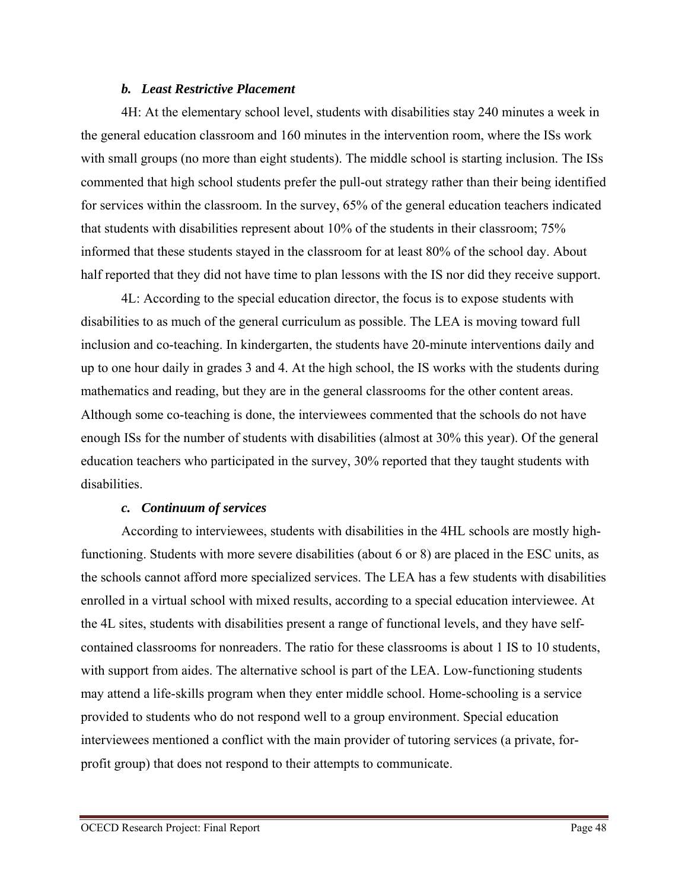### *b. Least Restrictive Placement*

4H: At the elementary school level, students with disabilities stay 240 minutes a week in the general education classroom and 160 minutes in the intervention room, where the ISs work with small groups (no more than eight students). The middle school is starting inclusion. The ISs commented that high school students prefer the pull-out strategy rather than their being identified for services within the classroom. In the survey, 65% of the general education teachers indicated that students with disabilities represent about 10% of the students in their classroom; 75% informed that these students stayed in the classroom for at least 80% of the school day. About half reported that they did not have time to plan lessons with the IS nor did they receive support.

4L: According to the special education director, the focus is to expose students with disabilities to as much of the general curriculum as possible. The LEA is moving toward full inclusion and co-teaching. In kindergarten, the students have 20-minute interventions daily and up to one hour daily in grades 3 and 4. At the high school, the IS works with the students during mathematics and reading, but they are in the general classrooms for the other content areas. Although some co-teaching is done, the interviewees commented that the schools do not have enough ISs for the number of students with disabilities (almost at 30% this year). Of the general education teachers who participated in the survey, 30% reported that they taught students with disabilities.

### *c. Continuum of services*

According to interviewees, students with disabilities in the 4HL schools are mostly high-functioning. Students with more severe disabilities (about 6 or 8) are placed in the ESC units, as the schools cannot afford more specialized services. The LEA has a few students with disabilities enrolled in a virtual school with mixed results, according to a special education interviewee. At the 4L sites, students with disabilities present a range of functional levels, and they have self-contained classrooms for nonreaders. The ratio for these classrooms is about 1 IS to 10 students, with support from aides. The alternative school is part of the LEA. Low-functioning students may attend a life-skills program when they enter middle school. Home-schooling is a service provided to students who do not respond well to a group environment. Special education interviewees mentioned a conflict with the main provider of tutoring services (a private, for-profit group) that does not respond to their attempts to communicate.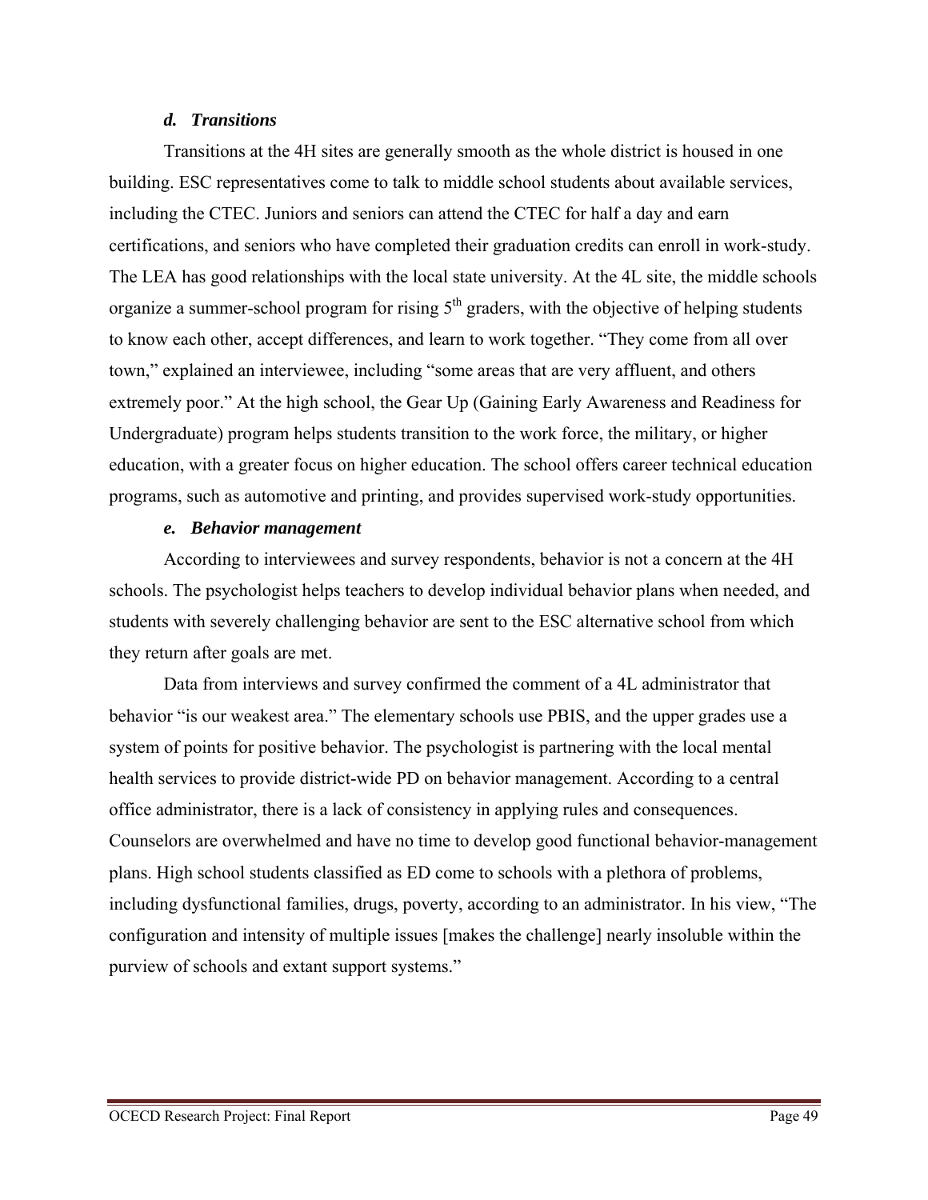#### *d. Transitions*

Transitions at the 4H sites are generally smooth as the whole district is housed in one building. ESC representatives come to talk to middle school students about available services, including the CTEC. Juniors and seniors can attend the CTEC for half a day and earn certifications, and seniors who have completed their graduation credits can enroll in work-study. The LEA has good relationships with the local state university. At the 4L site, the middle schools organize a summer-school program for rising 5th graders, with the objective of helping students to know each other, accept differences, and learn to work together. "They come from all over town," explained an interviewee, including "some areas that are very affluent, and others extremely poor." At the high school, the Gear Up (Gaining Early Awareness and Readiness for Undergraduate) program helps students transition to the work force, the military, or higher education, with a greater focus on higher education. The school offers career technical education programs, such as automotive and printing, and provides supervised work-study opportunities.

#### *e. Behavior management*

According to interviewees and survey respondents, behavior is not a concern at the 4H schools. The psychologist helps teachers to develop individual behavior plans when needed, and students with severely challenging behavior are sent to the ESC alternative school from which they return after goals are met.

Data from interviews and survey confirmed the comment of a 4L administrator that behavior "is our weakest area." The elementary schools use PBIS, and the upper grades use a system of points for positive behavior. The psychologist is partnering with the local mental health services to provide district-wide PD on behavior management. According to a central office administrator, there is a lack of consistency in applying rules and consequences. Counselors are overwhelmed and have no time to develop good functional behavior-management plans. High school students classified as ED come to schools with a plethora of problems, including dysfunctional families, drugs, poverty, according to an administrator. In his view, "The configuration and intensity of multiple issues [makes the challenge] nearly insoluble within the purview of schools and extant support systems."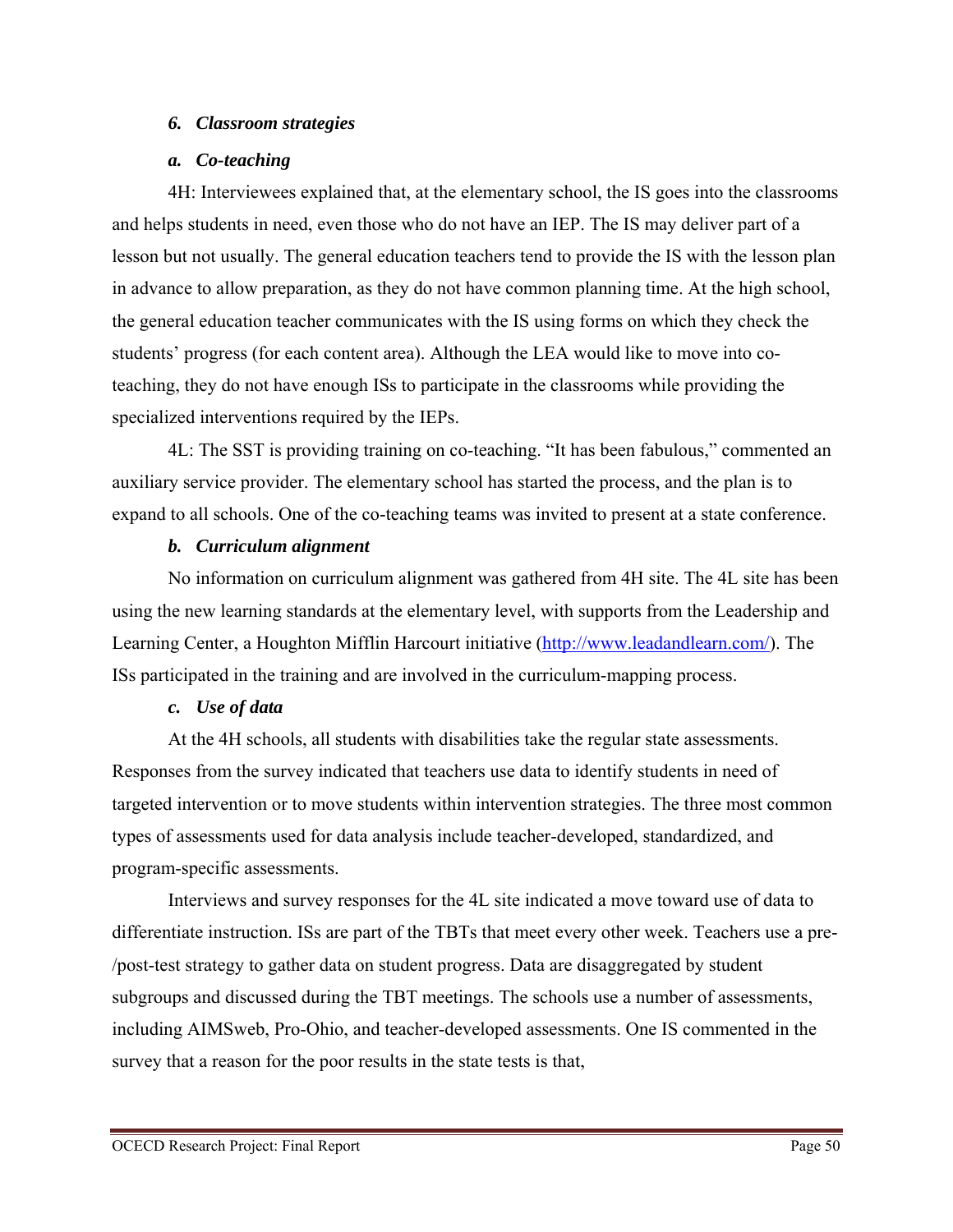### *6. Classroom strategies*

#### *a. Co-teaching*

4H: Interviewees explained that, at the elementary school, the IS goes into the classrooms and helps students in need, even those who do not have an IEP. The IS may deliver part of a lesson but not usually. The general education teachers tend to provide the IS with the lesson plan in advance to allow preparation, as they do not have common planning time. At the high school, the general education teacher communicates with the IS using forms on which they check the students' progress (for each content area). Although the LEA would like to move into co-teaching, they do not have enough ISs to participate in the classrooms while providing the specialized interventions required by the IEPs.

4L: The SST is providing training on co-teaching. "It has been fabulous," commented an auxiliary service provider. The elementary school has started the process, and the plan is to expand to all schools. One of the co-teaching teams was invited to present at a state conference.

#### *b. Curriculum alignment*

No information on curriculum alignment was gathered from 4H site. The 4L site has been using the new learning standards at the elementary level, with supports from the Leadership and Learning Center, a Houghton Mifflin Harcourt initiative (http://www.leadandlearn.com/). The ISs participated in the training and are involved in the curriculum-mapping process.

#### *c. Use of data*

At the 4H schools, all students with disabilities take the regular state assessments. Responses from the survey indicated that teachers use data to identify students in need of targeted intervention or to move students within intervention strategies. The three most common types of assessments used for data analysis include teacher-developed, standardized, and program-specific assessments.

Interviews and survey responses for the 4L site indicated a move toward use of data to differentiate instruction. ISs are part of the TBTs that meet every other week. Teachers use a pre-/post-test strategy to gather data on student progress. Data are disaggregated by student subgroups and discussed during the TBT meetings. The schools use a number of assessments, including AIMSweb, Pro-Ohio, and teacher-developed assessments. One IS commented in the survey that a reason for the poor results in the state tests is that,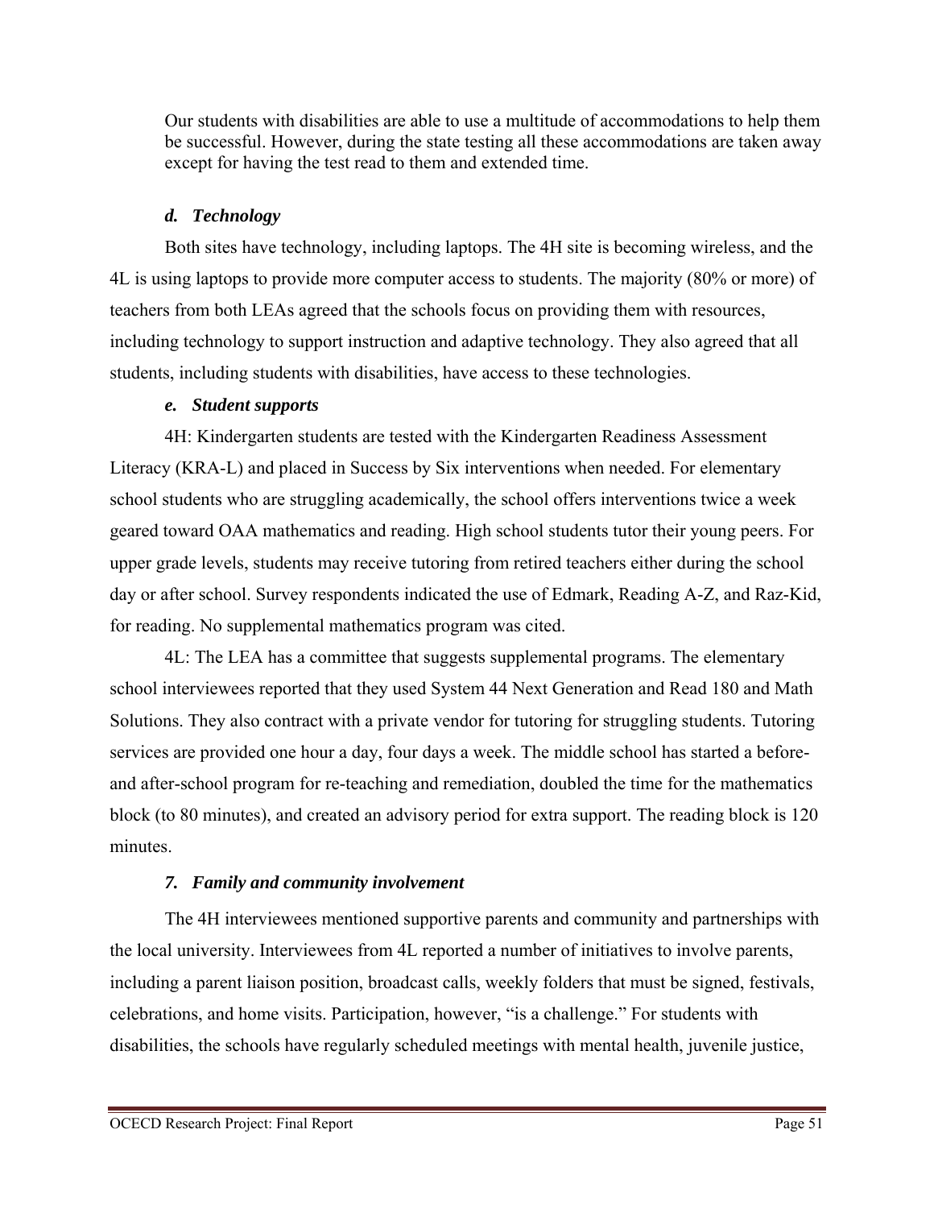> Our students with disabilities are able to use a multitude of accommodations to help them be successful. However, during the state testing all these accommodations are taken away except for having the test read to them and extended time.

#### *d. Technology*

Both sites have technology, including laptops. The 4H site is becoming wireless, and the 4L is using laptops to provide more computer access to students. The majority (80% or more) of teachers from both LEAs agreed that the schools focus on providing them with resources, including technology to support instruction and adaptive technology. They also agreed that all students, including students with disabilities, have access to these technologies.

#### *e. Student supports*

4H: Kindergarten students are tested with the Kindergarten Readiness Assessment Literacy (KRA-L) and placed in Success by Six interventions when needed. For elementary school students who are struggling academically, the school offers interventions twice a week geared toward OAA mathematics and reading. High school students tutor their young peers. For upper grade levels, students may receive tutoring from retired teachers either during the school day or after school. Survey respondents indicated the use of Edmark, Reading A-Z, and Raz-Kid, for reading. No supplemental mathematics program was cited.

4L: The LEA has a committee that suggests supplemental programs. The elementary school interviewees reported that they used System 44 Next Generation and Read 180 and Math Solutions. They also contract with a private vendor for tutoring for struggling students. Tutoring services are provided one hour a day, four days a week. The middle school has started a before- and after-school program for re-teaching and remediation, doubled the time for the mathematics block (to 80 minutes), and created an advisory period for extra support. The reading block is 120 minutes.

### *7. Family and community involvement*

The 4H interviewees mentioned supportive parents and community and partnerships with the local university. Interviewees from 4L reported a number of initiatives to involve parents, including a parent liaison position, broadcast calls, weekly folders that must be signed, festivals, celebrations, and home visits. Participation, however, "is a challenge." For students with disabilities, the schools have regularly scheduled meetings with mental health, juvenile justice,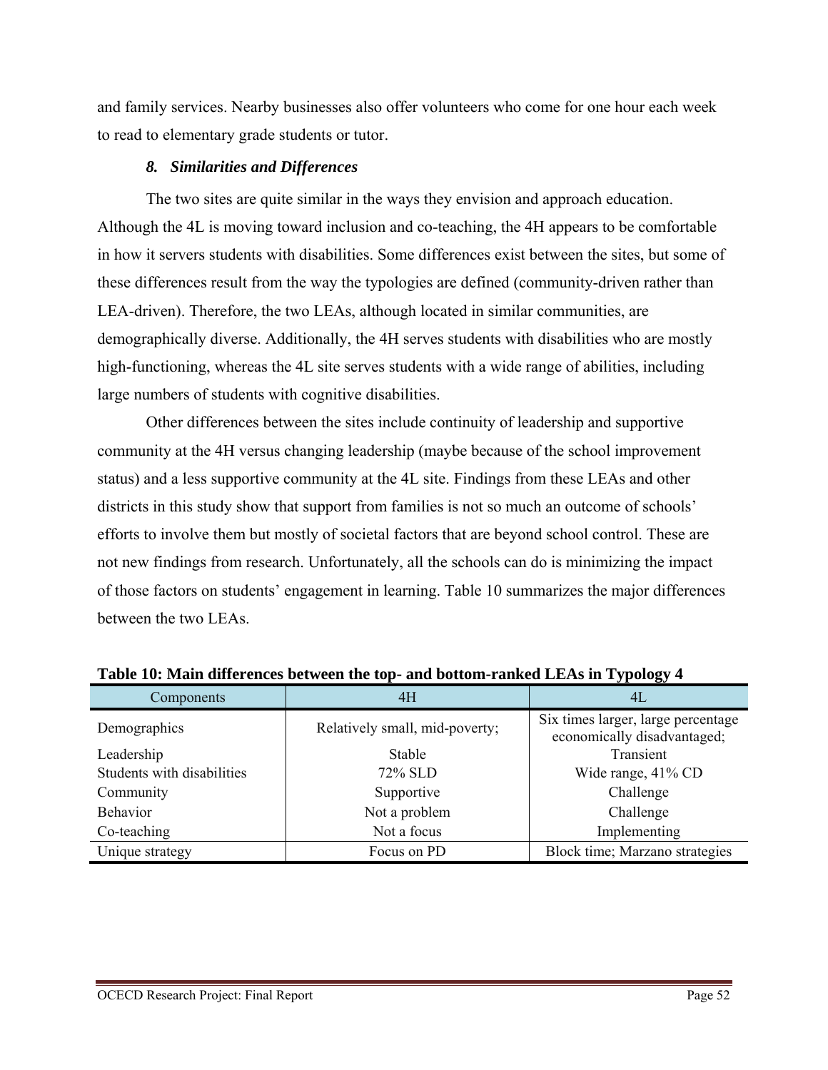and family services. Nearby businesses also offer volunteers who come for one hour each week to read to elementary grade students or tutor.

### *8. Similarities and Differences*

The two sites are quite similar in the ways they envision and approach education. Although the 4L is moving toward inclusion and co-teaching, the 4H appears to be comfortable in how it servers students with disabilities. Some differences exist between the sites, but some of these differences result from the way the typologies are defined (community-driven rather than LEA-driven). Therefore, the two LEAs, although located in similar communities, are demographically diverse. Additionally, the 4H serves students with disabilities who are mostly high-functioning, whereas the 4L site serves students with a wide range of abilities, including large numbers of students with cognitive disabilities.

Other differences between the sites include continuity of leadership and supportive community at the 4H versus changing leadership (maybe because of the school improvement status) and a less supportive community at the 4L site. Findings from these LEAs and other districts in this study show that support from families is not so much an outcome of schools' efforts to involve them but mostly of societal factors that are beyond school control. These are not new findings from research. Unfortunately, all the schools can do is minimizing the impact of those factors on students' engagement in learning. Table 10 summarizes the major differences between the two LEAs.

**Table 10: Main differences between the top- and bottom-ranked LEAs in Typology 4**

| Components | 4H | 4L |
|---|---|---|
| Demographics | Relatively small, mid-poverty; | Six times larger, large percentage economically disadvantaged; |
| Leadership | Stable | Transient |
| Students with disabilities | 72% SLD | Wide range, 41% CD |
| Community | Supportive | Challenge |
| Behavior | Not a problem | Challenge |
| Co-teaching | Not a focus | Implementing |
| Unique strategy | Focus on PD | Block time; Marzano strategies |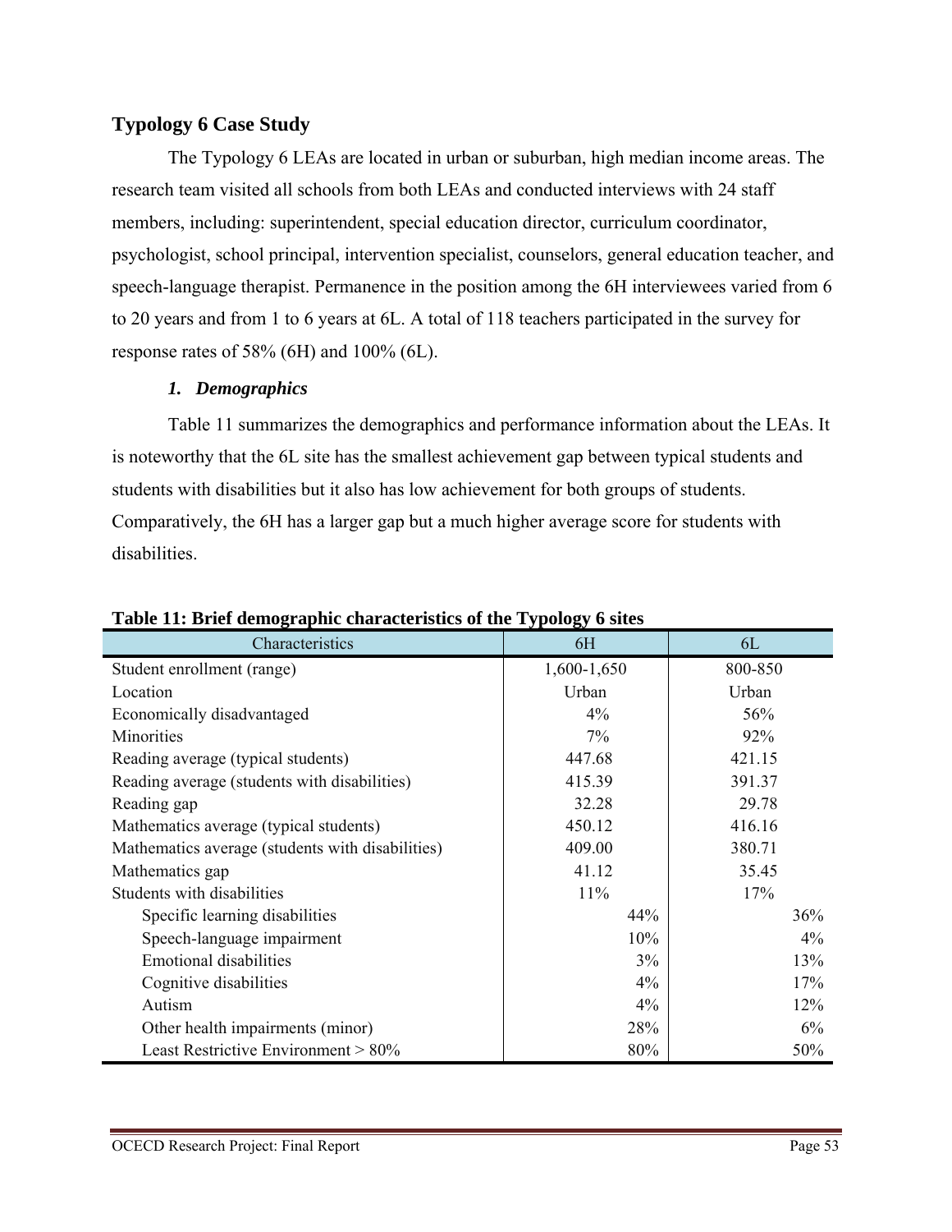## Typology 6 Case Study

The Typology 6 LEAs are located in urban or suburban, high median income areas. The research team visited all schools from both LEAs and conducted interviews with 24 staff members, including: superintendent, special education director, curriculum coordinator, psychologist, school principal, intervention specialist, counselors, general education teacher, and speech-language therapist. Permanence in the position among the 6H interviewees varied from 6 to 20 years and from 1 to 6 years at 6L. A total of 118 teachers participated in the survey for response rates of 58% (6H) and 100% (6L).

### *1. Demographics*

Table 11 summarizes the demographics and performance information about the LEAs. It is noteworthy that the 6L site has the smallest achievement gap between typical students and students with disabilities but it also has low achievement for both groups of students. Comparatively, the 6H has a larger gap but a much higher average score for students with disabilities.

**Table 11: Brief demographic characteristics of the Typology 6 sites**

| Characteristics | 6H | 6L |
|---|---|---|
| Student enrollment (range) | 1,600-1,650 | 800-850 |
| Location | Urban | Urban |
| Economically disadvantaged | 4% | 56% |
| Minorities | 7% | 92% |
| Reading average (typical students) | 447.68 | 421.15 |
| Reading average (students with disabilities) | 415.39 | 391.37 |
| Reading gap | 32.28 | 29.78 |
| Mathematics average (typical students) | 450.12 | 416.16 |
| Mathematics average (students with disabilities) | 409.00 | 380.71 |
| Mathematics gap | 41.12 | 35.45 |
| Students with disabilities | 11% | 17% |
| Specific learning disabilities | 44% | 36% |
| Speech-language impairment | 10% | 4% |
| Emotional disabilities | 3% | 13% |
| Cognitive disabilities | 4% | 17% |
| Autism | 4% | 12% |
| Other health impairments (minor) | 28% | 6% |
| Least Restrictive Environment > 80% | 80% | 50% |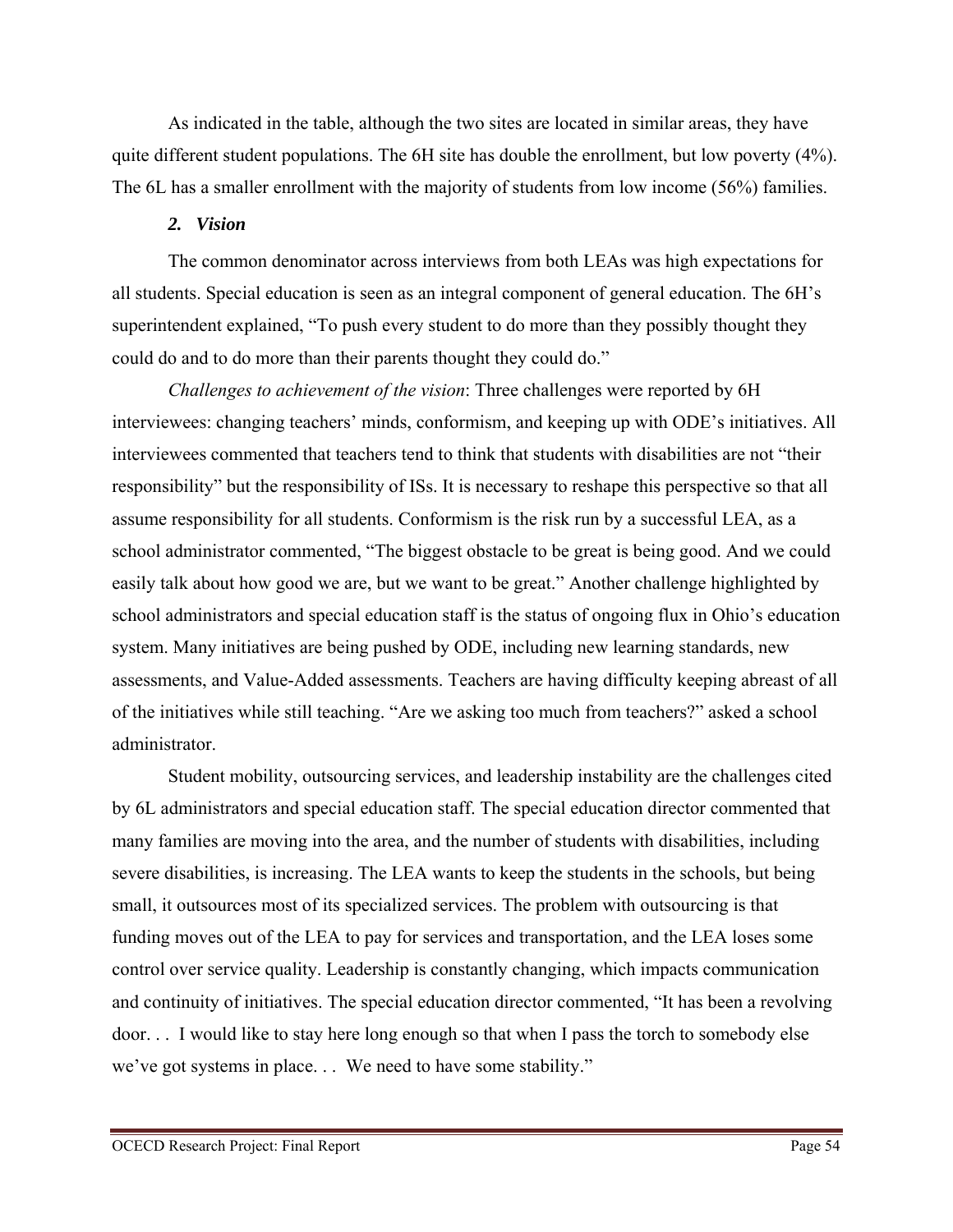As indicated in the table, although the two sites are located in similar areas, they have quite different student populations. The 6H site has double the enrollment, but low poverty (4%). The 6L has a smaller enrollment with the majority of students from low income (56%) families.

### *2. Vision*

The common denominator across interviews from both LEAs was high expectations for all students. Special education is seen as an integral component of general education. The 6H's superintendent explained, "To push every student to do more than they possibly thought they could do and to do more than their parents thought they could do."

*Challenges to achievement of the vision*: Three challenges were reported by 6H interviewees: changing teachers' minds, conformism, and keeping up with ODE's initiatives. All interviewees commented that teachers tend to think that students with disabilities are not "their responsibility" but the responsibility of ISs. It is necessary to reshape this perspective so that all assume responsibility for all students. Conformism is the risk run by a successful LEA, as a school administrator commented, "The biggest obstacle to be great is being good. And we could easily talk about how good we are, but we want to be great." Another challenge highlighted by school administrators and special education staff is the status of ongoing flux in Ohio's education system. Many initiatives are being pushed by ODE, including new learning standards, new assessments, and Value-Added assessments. Teachers are having difficulty keeping abreast of all of the initiatives while still teaching. "Are we asking too much from teachers?" asked a school administrator.

Student mobility, outsourcing services, and leadership instability are the challenges cited by 6L administrators and special education staff. The special education director commented that many families are moving into the area, and the number of students with disabilities, including severe disabilities, is increasing. The LEA wants to keep the students in the schools, but being small, it outsources most of its specialized services. The problem with outsourcing is that funding moves out of the LEA to pay for services and transportation, and the LEA loses some control over service quality. Leadership is constantly changing, which impacts communication and continuity of initiatives. The special education director commented, "It has been a revolving door. . . I would like to stay here long enough so that when I pass the torch to somebody else we've got systems in place. . . We need to have some stability."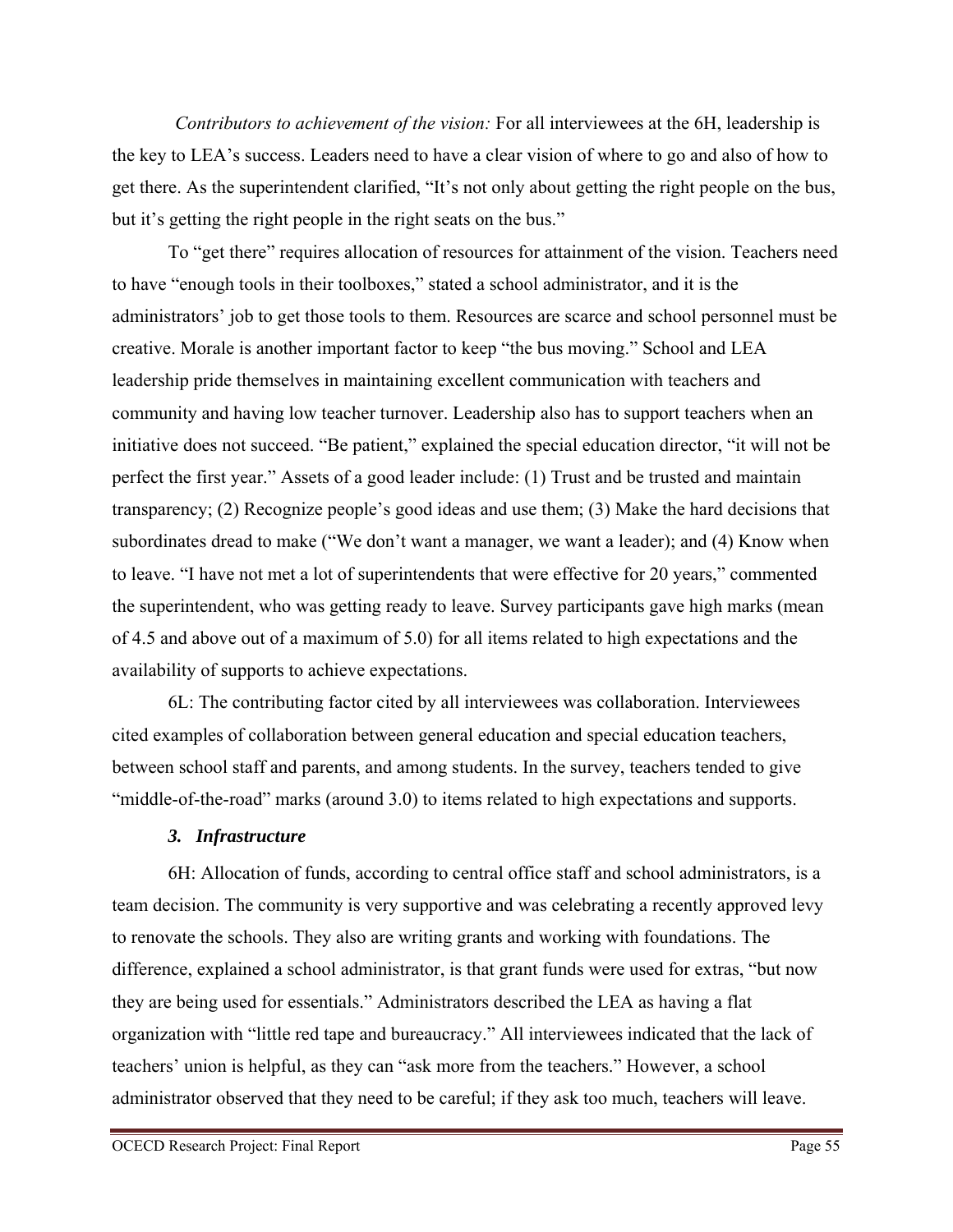*Contributors to achievement of the vision:* For all interviewees at the 6H, leadership is the key to LEA's success. Leaders need to have a clear vision of where to go and also of how to get there. As the superintendent clarified, "It's not only about getting the right people on the bus, but it's getting the right people in the right seats on the bus."

To "get there" requires allocation of resources for attainment of the vision. Teachers need to have "enough tools in their toolboxes," stated a school administrator, and it is the administrators' job to get those tools to them. Resources are scarce and school personnel must be creative. Morale is another important factor to keep "the bus moving." School and LEA leadership pride themselves in maintaining excellent communication with teachers and community and having low teacher turnover. Leadership also has to support teachers when an initiative does not succeed. "Be patient," explained the special education director, "it will not be perfect the first year." Assets of a good leader include: (1) Trust and be trusted and maintain transparency; (2) Recognize people's good ideas and use them; (3) Make the hard decisions that subordinates dread to make ("We don't want a manager, we want a leader); and (4) Know when to leave. "I have not met a lot of superintendents that were effective for 20 years," commented the superintendent, who was getting ready to leave. Survey participants gave high marks (mean of 4.5 and above out of a maximum of 5.0) for all items related to high expectations and the availability of supports to achieve expectations.

6L: The contributing factor cited by all interviewees was collaboration. Interviewees cited examples of collaboration between general education and special education teachers, between school staff and parents, and among students. In the survey, teachers tended to give "middle-of-the-road" marks (around 3.0) to items related to high expectations and supports.

### 3. Infrastructure

6H: Allocation of funds, according to central office staff and school administrators, is a team decision. The community is very supportive and was celebrating a recently approved levy to renovate the schools. They also are writing grants and working with foundations. The difference, explained a school administrator, is that grant funds were used for extras, "but now they are being used for essentials." Administrators described the LEA as having a flat organization with "little red tape and bureaucracy." All interviewees indicated that the lack of teachers' union is helpful, as they can "ask more from the teachers." However, a school administrator observed that they need to be careful; if they ask too much, teachers will leave.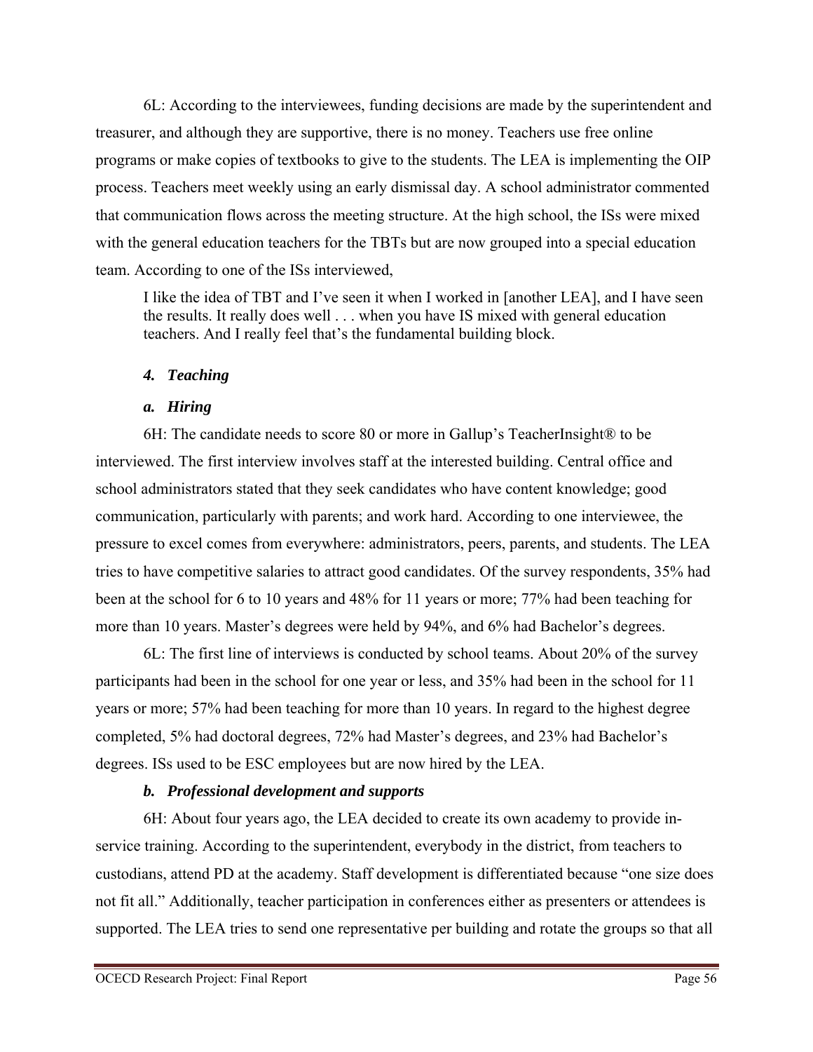6L: According to the interviewees, funding decisions are made by the superintendent and treasurer, and although they are supportive, there is no money. Teachers use free online programs or make copies of textbooks to give to the students. The LEA is implementing the OIP process. Teachers meet weekly using an early dismissal day. A school administrator commented that communication flows across the meeting structure. At the high school, the ISs were mixed with the general education teachers for the TBTs but are now grouped into a special education team. According to one of the ISs interviewed,

> I like the idea of TBT and I've seen it when I worked in [another LEA], and I have seen the results. It really does well . . . when you have IS mixed with general education teachers. And I really feel that's the fundamental building block.

#### *4. Teaching*

##### *a. Hiring*

6H: The candidate needs to score 80 or more in Gallup's TeacherInsight® to be interviewed. The first interview involves staff at the interested building. Central office and school administrators stated that they seek candidates who have content knowledge; good communication, particularly with parents; and work hard. According to one interviewee, the pressure to excel comes from everywhere: administrators, peers, parents, and students. The LEA tries to have competitive salaries to attract good candidates. Of the survey respondents, 35% had been at the school for 6 to 10 years and 48% for 11 years or more; 77% had been teaching for more than 10 years. Master's degrees were held by 94%, and 6% had Bachelor's degrees.

6L: The first line of interviews is conducted by school teams. About 20% of the survey participants had been in the school for one year or less, and 35% had been in the school for 11 years or more; 57% had been teaching for more than 10 years. In regard to the highest degree completed, 5% had doctoral degrees, 72% had Master's degrees, and 23% had Bachelor's degrees. ISs used to be ESC employees but are now hired by the LEA.

##### *b. Professional development and supports*

6H: About four years ago, the LEA decided to create its own academy to provide in-service training. According to the superintendent, everybody in the district, from teachers to custodians, attend PD at the academy. Staff development is differentiated because "one size does not fit all." Additionally, teacher participation in conferences either as presenters or attendees is supported. The LEA tries to send one representative per building and rotate the groups so that all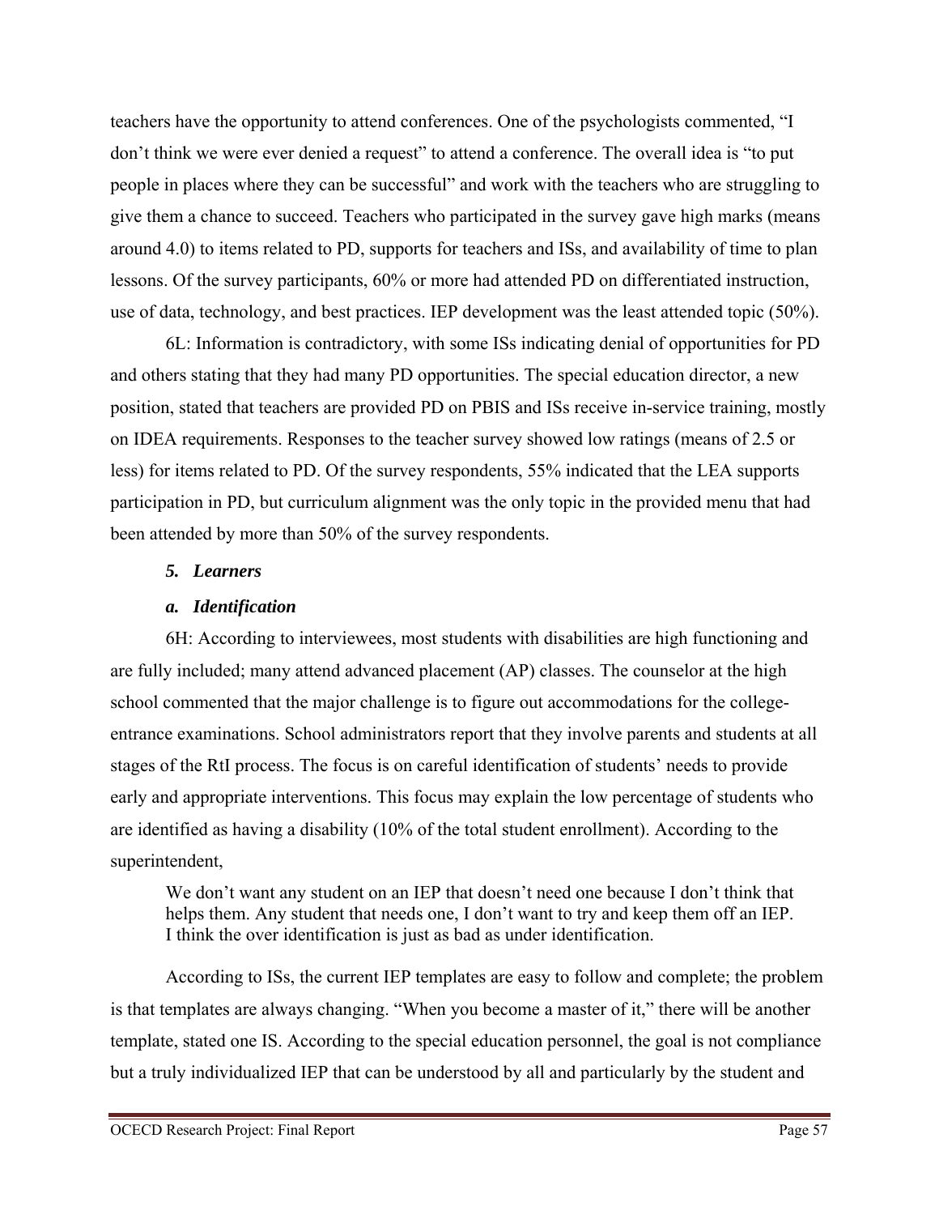teachers have the opportunity to attend conferences. One of the psychologists commented, “I don’t think we were ever denied a request” to attend a conference. The overall idea is “to put people in places where they can be successful” and work with the teachers who are struggling to give them a chance to succeed. Teachers who participated in the survey gave high marks (means around 4.0) to items related to PD, supports for teachers and ISs, and availability of time to plan lessons. Of the survey participants, 60% or more had attended PD on differentiated instruction, use of data, technology, and best practices. IEP development was the least attended topic (50%).

6L: Information is contradictory, with some ISs indicating denial of opportunities for PD and others stating that they had many PD opportunities. The special education director, a new position, stated that teachers are provided PD on PBIS and ISs receive in-service training, mostly on IDEA requirements. Responses to the teacher survey showed low ratings (means of 2.5 or less) for items related to PD. Of the survey respondents, 55% indicated that the LEA supports participation in PD, but curriculum alignment was the only topic in the provided menu that had been attended by more than 50% of the survey respondents.

### *5. Learners*

#### *a. Identification*

6H: According to interviewees, most students with disabilities are high functioning and are fully included; many attend advanced placement (AP) classes. The counselor at the high school commented that the major challenge is to figure out accommodations for the college-entrance examinations. School administrators report that they involve parents and students at all stages of the RtI process. The focus is on careful identification of students’ needs to provide early and appropriate interventions. This focus may explain the low percentage of students who are identified as having a disability (10% of the total student enrollment). According to the superintendent,

> We don’t want any student on an IEP that doesn’t need one because I don’t think that helps them. Any student that needs one, I don’t want to try and keep them off an IEP. I think the over identification is just as bad as under identification.

According to ISs, the current IEP templates are easy to follow and complete; the problem is that templates are always changing. “When you become a master of it,” there will be another template, stated one IS. According to the special education personnel, the goal is not compliance but a truly individualized IEP that can be understood by all and particularly by the student and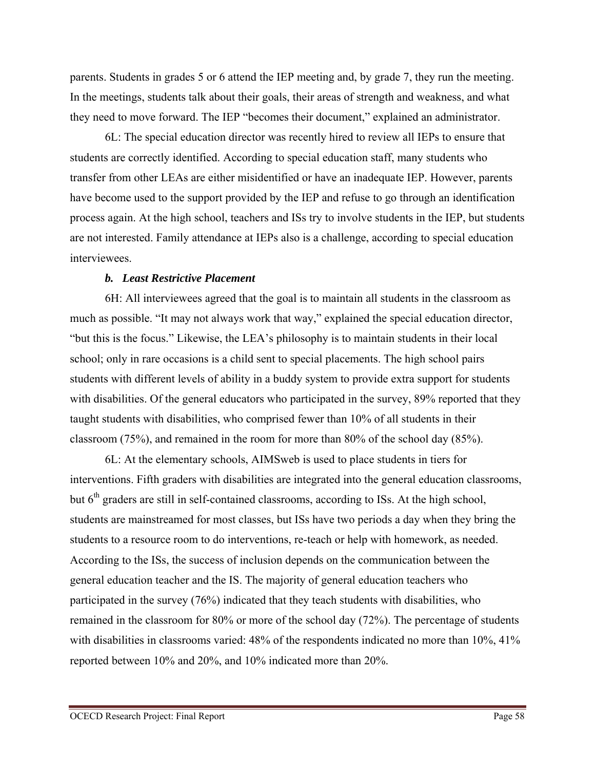parents. Students in grades 5 or 6 attend the IEP meeting and, by grade 7, they run the meeting. In the meetings, students talk about their goals, their areas of strength and weakness, and what they need to move forward. The IEP "becomes their document," explained an administrator.

6L: The special education director was recently hired to review all IEPs to ensure that students are correctly identified. According to special education staff, many students who transfer from other LEAs are either misidentified or have an inadequate IEP. However, parents have become used to the support provided by the IEP and refuse to go through an identification process again. At the high school, teachers and ISs try to involve students in the IEP, but students are not interested. Family attendance at IEPs also is a challenge, according to special education interviewees.

### *b. Least Restrictive Placement*

6H: All interviewees agreed that the goal is to maintain all students in the classroom as much as possible. "It may not always work that way," explained the special education director, "but this is the focus." Likewise, the LEA's philosophy is to maintain students in their local school; only in rare occasions is a child sent to special placements. The high school pairs students with different levels of ability in a buddy system to provide extra support for students with disabilities. Of the general educators who participated in the survey, 89% reported that they taught students with disabilities, who comprised fewer than 10% of all students in their classroom (75%), and remained in the room for more than 80% of the school day (85%).

6L: At the elementary schools, AIMSweb is used to place students in tiers for interventions. Fifth graders with disabilities are integrated into the general education classrooms, but 6th graders are still in self-contained classrooms, according to ISs. At the high school, students are mainstreamed for most classes, but ISs have two periods a day when they bring the students to a resource room to do interventions, re-teach or help with homework, as needed. According to the ISs, the success of inclusion depends on the communication between the general education teacher and the IS. The majority of general education teachers who participated in the survey (76%) indicated that they teach students with disabilities, who remained in the classroom for 80% or more of the school day (72%). The percentage of students with disabilities in classrooms varied: 48% of the respondents indicated no more than 10%, 41% reported between 10% and 20%, and 10% indicated more than 20%.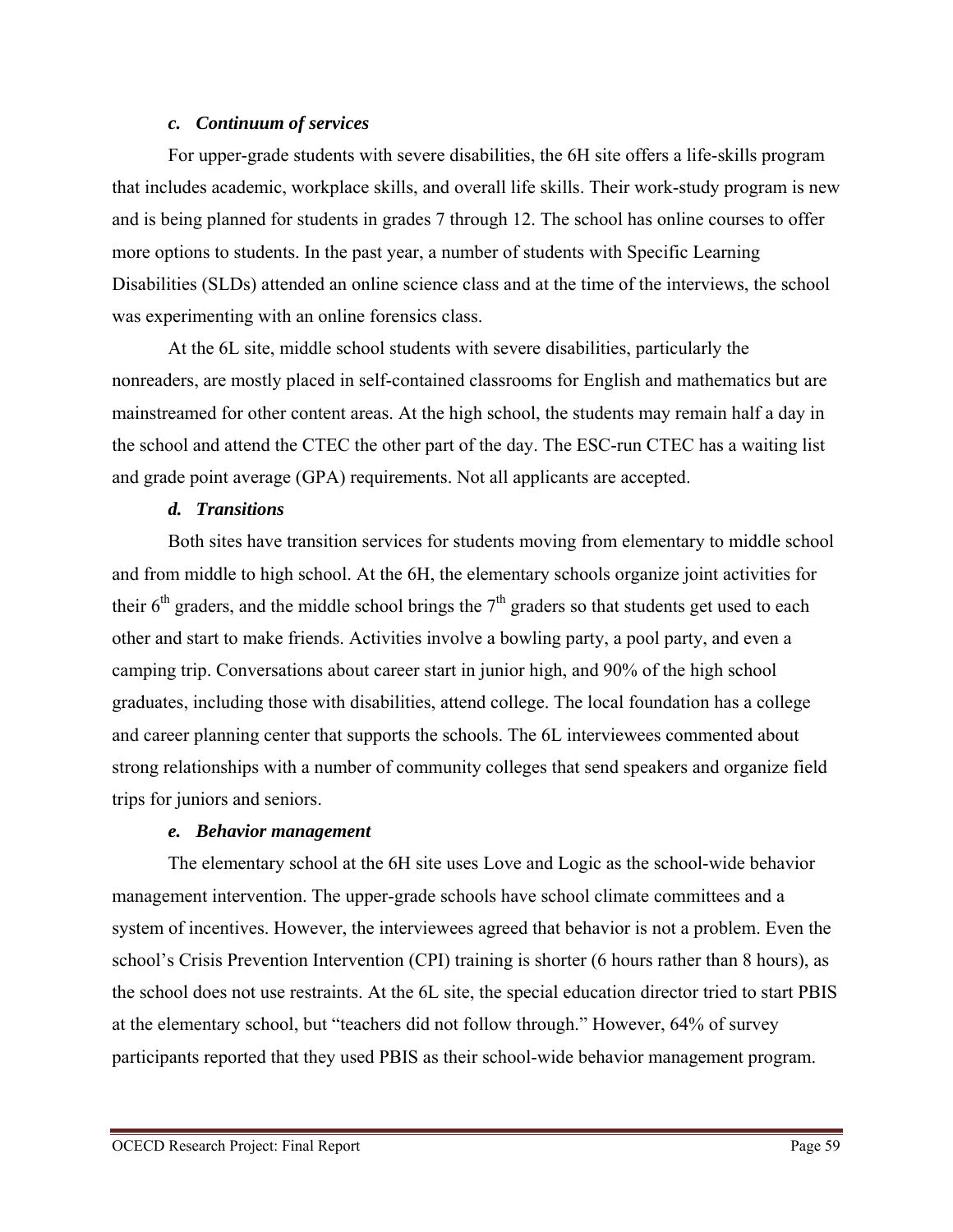#### *c. Continuum of services*

For upper-grade students with severe disabilities, the 6H site offers a life-skills program that includes academic, workplace skills, and overall life skills. Their work-study program is new and is being planned for students in grades 7 through 12. The school has online courses to offer more options to students. In the past year, a number of students with Specific Learning Disabilities (SLDs) attended an online science class and at the time of the interviews, the school was experimenting with an online forensics class.

At the 6L site, middle school students with severe disabilities, particularly the nonreaders, are mostly placed in self-contained classrooms for English and mathematics but are mainstreamed for other content areas. At the high school, the students may remain half a day in the school and attend the CTEC the other part of the day. The ESC-run CTEC has a waiting list and grade point average (GPA) requirements. Not all applicants are accepted.

#### *d. Transitions*

Both sites have transition services for students moving from elementary to middle school and from middle to high school. At the 6H, the elementary schools organize joint activities for their 6th graders, and the middle school brings the 7th graders so that students get used to each other and start to make friends. Activities involve a bowling party, a pool party, and even a camping trip. Conversations about career start in junior high, and 90% of the high school graduates, including those with disabilities, attend college. The local foundation has a college and career planning center that supports the schools. The 6L interviewees commented about strong relationships with a number of community colleges that send speakers and organize field trips for juniors and seniors.

#### *e. Behavior management*

The elementary school at the 6H site uses Love and Logic as the school-wide behavior management intervention. The upper-grade schools have school climate committees and a system of incentives. However, the interviewees agreed that behavior is not a problem. Even the school's Crisis Prevention Intervention (CPI) training is shorter (6 hours rather than 8 hours), as the school does not use restraints. At the 6L site, the special education director tried to start PBIS at the elementary school, but "teachers did not follow through." However, 64% of survey participants reported that they used PBIS as their school-wide behavior management program.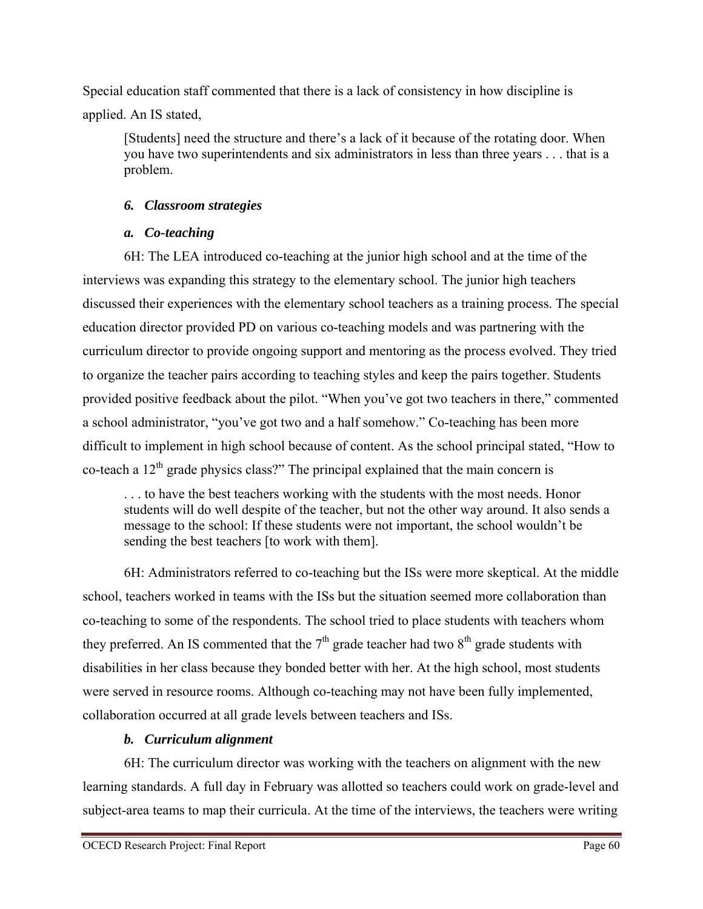Special education staff commented that there is a lack of consistency in how discipline is applied. An IS stated,

> [Students] need the structure and there's a lack of it because of the rotating door. When you have two superintendents and six administrators in less than three years . . . that is a problem.

### *6. Classroom strategies*

#### *a. Co-teaching*

6H: The LEA introduced co-teaching at the junior high school and at the time of the interviews was expanding this strategy to the elementary school. The junior high teachers discussed their experiences with the elementary school teachers as a training process. The special education director provided PD on various co-teaching models and was partnering with the curriculum director to provide ongoing support and mentoring as the process evolved. They tried to organize the teacher pairs according to teaching styles and keep the pairs together. Students provided positive feedback about the pilot. "When you've got two teachers in there," commented a school administrator, "you've got two and a half somehow." Co-teaching has been more difficult to implement in high school because of content. As the school principal stated, "How to co-teach a 12th grade physics class?" The principal explained that the main concern is

> . . . to have the best teachers working with the students with the most needs. Honor students will do well despite of the teacher, but not the other way around. It also sends a message to the school: If these students were not important, the school wouldn't be sending the best teachers [to work with them].

6H: Administrators referred to co-teaching but the ISs were more skeptical. At the middle school, teachers worked in teams with the ISs but the situation seemed more collaboration than co-teaching to some of the respondents. The school tried to place students with teachers whom they preferred. An IS commented that the 7th grade teacher had two 8th grade students with disabilities in her class because they bonded better with her. At the high school, most students were served in resource rooms. Although co-teaching may not have been fully implemented, collaboration occurred at all grade levels between teachers and ISs.

#### *b. Curriculum alignment*

6H: The curriculum director was working with the teachers on alignment with the new learning standards. A full day in February was allotted so teachers could work on grade-level and subject-area teams to map their curricula. At the time of the interviews, the teachers were writing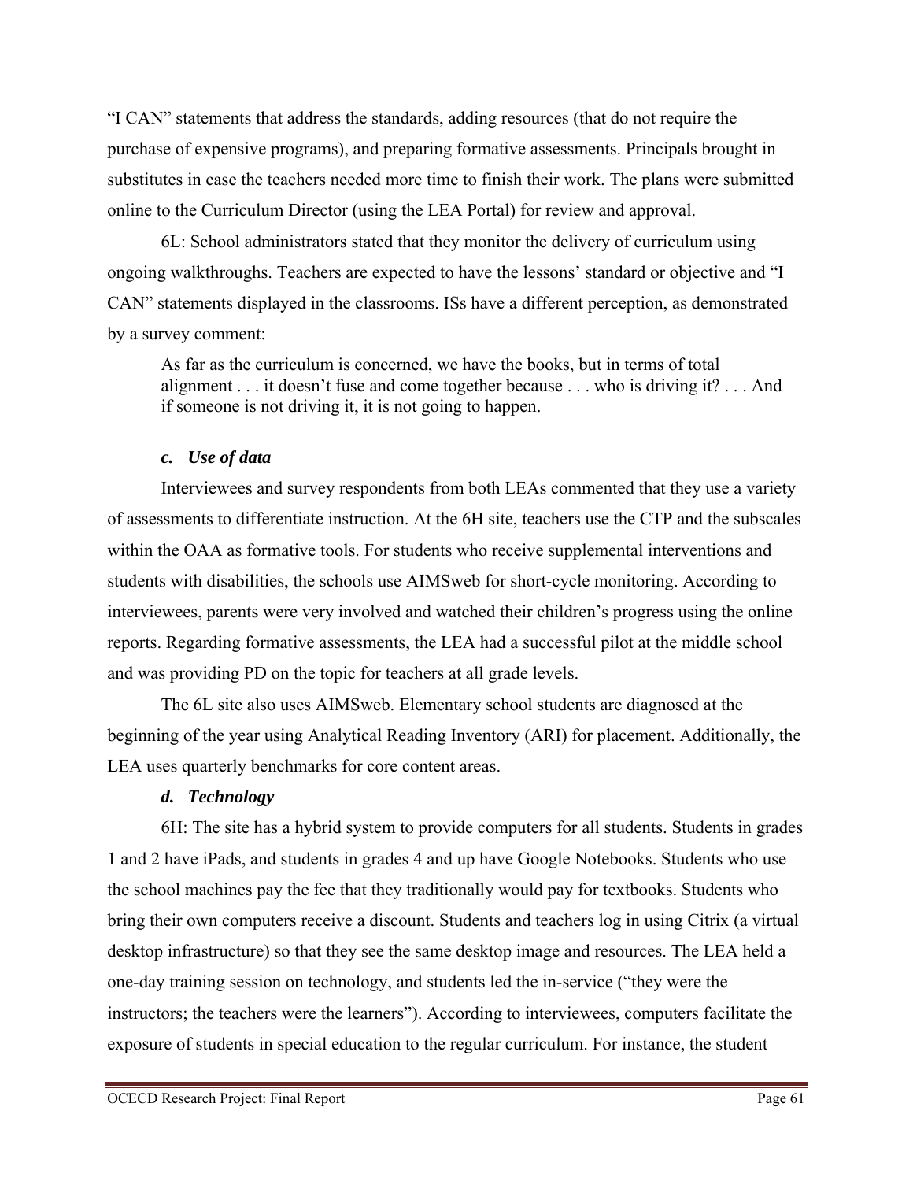"I CAN" statements that address the standards, adding resources (that do not require the purchase of expensive programs), and preparing formative assessments. Principals brought in substitutes in case the teachers needed more time to finish their work. The plans were submitted online to the Curriculum Director (using the LEA Portal) for review and approval.

6L: School administrators stated that they monitor the delivery of curriculum using ongoing walkthroughs. Teachers are expected to have the lessons' standard or objective and "I CAN" statements displayed in the classrooms. ISs have a different perception, as demonstrated by a survey comment:

> As far as the curriculum is concerned, we have the books, but in terms of total alignment . . . it doesn't fuse and come together because . . . who is driving it? . . . And if someone is not driving it, it is not going to happen.

#### *c. Use of data*

Interviewees and survey respondents from both LEAs commented that they use a variety of assessments to differentiate instruction. At the 6H site, teachers use the CTP and the subscales within the OAA as formative tools. For students who receive supplemental interventions and students with disabilities, the schools use AIMSweb for short-cycle monitoring. According to interviewees, parents were very involved and watched their children's progress using the online reports. Regarding formative assessments, the LEA had a successful pilot at the middle school and was providing PD on the topic for teachers at all grade levels.

The 6L site also uses AIMSweb. Elementary school students are diagnosed at the beginning of the year using Analytical Reading Inventory (ARI) for placement. Additionally, the LEA uses quarterly benchmarks for core content areas.

#### *d. Technology*

6H: The site has a hybrid system to provide computers for all students. Students in grades 1 and 2 have iPads, and students in grades 4 and up have Google Notebooks. Students who use the school machines pay the fee that they traditionally would pay for textbooks. Students who bring their own computers receive a discount. Students and teachers log in using Citrix (a virtual desktop infrastructure) so that they see the same desktop image and resources. The LEA held a one-day training session on technology, and students led the in-service ("they were the instructors; the teachers were the learners"). According to interviewees, computers facilitate the exposure of students in special education to the regular curriculum. For instance, the student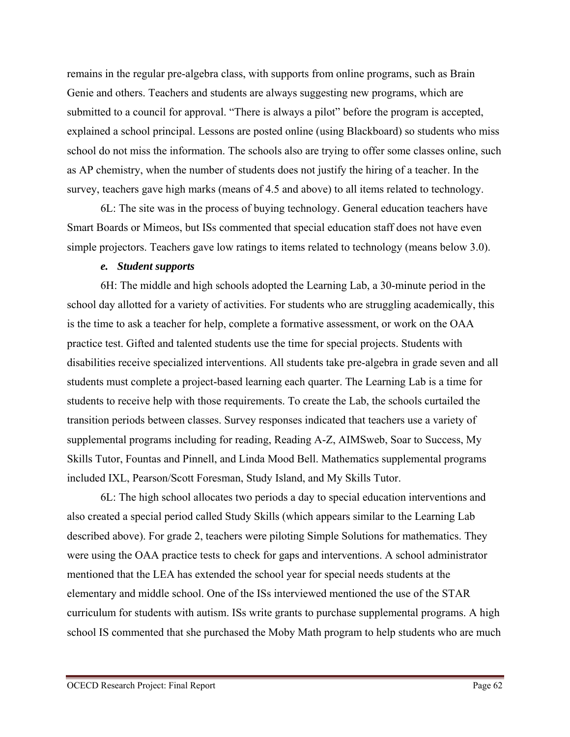remains in the regular pre-algebra class, with supports from online programs, such as Brain Genie and others. Teachers and students are always suggesting new programs, which are submitted to a council for approval. "There is always a pilot" before the program is accepted, explained a school principal. Lessons are posted online (using Blackboard) so students who miss school do not miss the information. The schools also are trying to offer some classes online, such as AP chemistry, when the number of students does not justify the hiring of a teacher. In the survey, teachers gave high marks (means of 4.5 and above) to all items related to technology.

6L: The site was in the process of buying technology. General education teachers have Smart Boards or Mimeos, but ISs commented that special education staff does not have even simple projectors. Teachers gave low ratings to items related to technology (means below 3.0).

***e. Student supports***

6H: The middle and high schools adopted the Learning Lab, a 30-minute period in the school day allotted for a variety of activities. For students who are struggling academically, this is the time to ask a teacher for help, complete a formative assessment, or work on the OAA practice test. Gifted and talented students use the time for special projects. Students with disabilities receive specialized interventions. All students take pre-algebra in grade seven and all students must complete a project-based learning each quarter. The Learning Lab is a time for students to receive help with those requirements. To create the Lab, the schools curtailed the transition periods between classes. Survey responses indicated that teachers use a variety of supplemental programs including for reading, Reading A-Z, AIMSweb, Soar to Success, My Skills Tutor, Fountas and Pinnell, and Linda Mood Bell. Mathematics supplemental programs included IXL, Pearson/Scott Foresman, Study Island, and My Skills Tutor.

6L: The high school allocates two periods a day to special education interventions and also created a special period called Study Skills (which appears similar to the Learning Lab described above). For grade 2, teachers were piloting Simple Solutions for mathematics. They were using the OAA practice tests to check for gaps and interventions. A school administrator mentioned that the LEA has extended the school year for special needs students at the elementary and middle school. One of the ISs interviewed mentioned the use of the STAR curriculum for students with autism. ISs write grants to purchase supplemental programs. A high school IS commented that she purchased the Moby Math program to help students who are much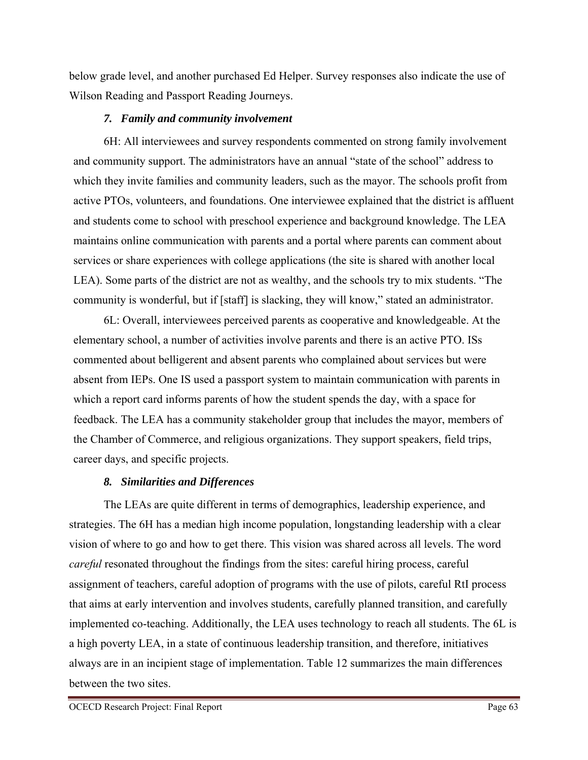below grade level, and another purchased Ed Helper. Survey responses also indicate the use of Wilson Reading and Passport Reading Journeys.

### *7. Family and community involvement*

6H: All interviewees and survey respondents commented on strong family involvement and community support. The administrators have an annual "state of the school" address to which they invite families and community leaders, such as the mayor. The schools profit from active PTOs, volunteers, and foundations. One interviewee explained that the district is affluent and students come to school with preschool experience and background knowledge. The LEA maintains online communication with parents and a portal where parents can comment about services or share experiences with college applications (the site is shared with another local LEA). Some parts of the district are not as wealthy, and the schools try to mix students. "The community is wonderful, but if [staff] is slacking, they will know," stated an administrator.

6L: Overall, interviewees perceived parents as cooperative and knowledgeable. At the elementary school, a number of activities involve parents and there is an active PTO. ISs commented about belligerent and absent parents who complained about services but were absent from IEPs. One IS used a passport system to maintain communication with parents in which a report card informs parents of how the student spends the day, with a space for feedback. The LEA has a community stakeholder group that includes the mayor, members of the Chamber of Commerce, and religious organizations. They support speakers, field trips, career days, and specific projects.

### *8. Similarities and Differences*

The LEAs are quite different in terms of demographics, leadership experience, and strategies. The 6H has a median high income population, longstanding leadership with a clear vision of where to go and how to get there. This vision was shared across all levels. The word *careful* resonated throughout the findings from the sites: careful hiring process, careful assignment of teachers, careful adoption of programs with the use of pilots, careful RtI process that aims at early intervention and involves students, carefully planned transition, and carefully implemented co-teaching. Additionally, the LEA uses technology to reach all students. The 6L is a high poverty LEA, in a state of continuous leadership transition, and therefore, initiatives always are in an incipient stage of implementation. Table 12 summarizes the main differences between the two sites.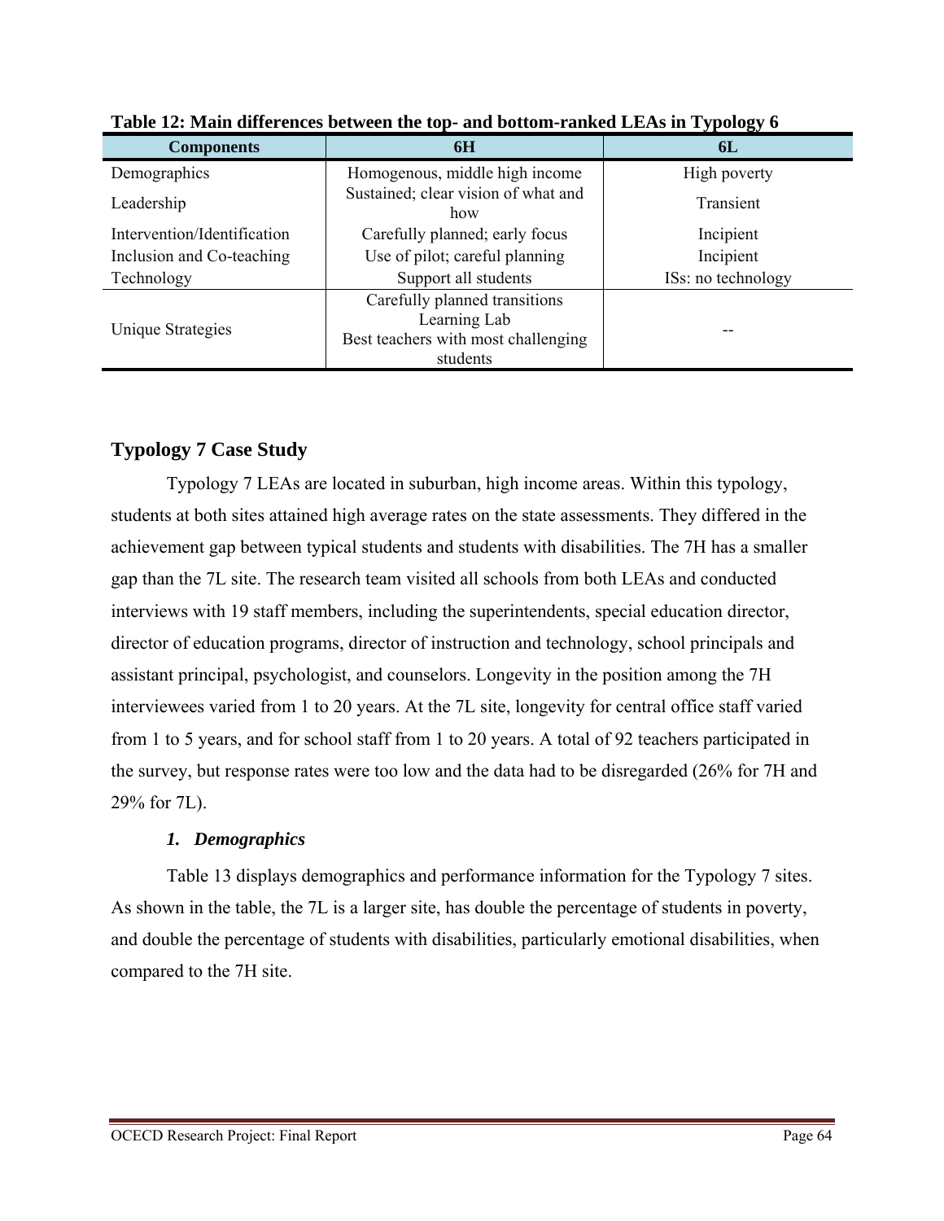**Table 12: Main differences between the top- and bottom-ranked LEAs in Typology 6**

| Components | 6H | 6L |
|---|---|---|
| Demographics | Homogenous, middle high income | High poverty |
| Leadership | Sustained; clear vision of what and how | Transient |
| Intervention/Identification | Carefully planned; early focus | Incipient |
| Inclusion and Co-teaching | Use of pilot; careful planning | Incipient |
| Technology | Support all students | ISs: no technology |
| Unique Strategies | Carefully planned transitions<br>Learning Lab<br>Best teachers with most challenging students | -- |

## Typology 7 Case Study

Typology 7 LEAs are located in suburban, high income areas. Within this typology, students at both sites attained high average rates on the state assessments. They differed in the achievement gap between typical students and students with disabilities. The 7H has a smaller gap than the 7L site. The research team visited all schools from both LEAs and conducted interviews with 19 staff members, including the superintendents, special education director, director of education programs, director of instruction and technology, school principals and assistant principal, psychologist, and counselors. Longevity in the position among the 7H interviewees varied from 1 to 20 years. At the 7L site, longevity for central office staff varied from 1 to 5 years, and for school staff from 1 to 20 years. A total of 92 teachers participated in the survey, but response rates were too low and the data had to be disregarded (26% for 7H and 29% for 7L).

### *1. Demographics*

Table 13 displays demographics and performance information for the Typology 7 sites. As shown in the table, the 7L is a larger site, has double the percentage of students in poverty, and double the percentage of students with disabilities, particularly emotional disabilities, when compared to the 7H site.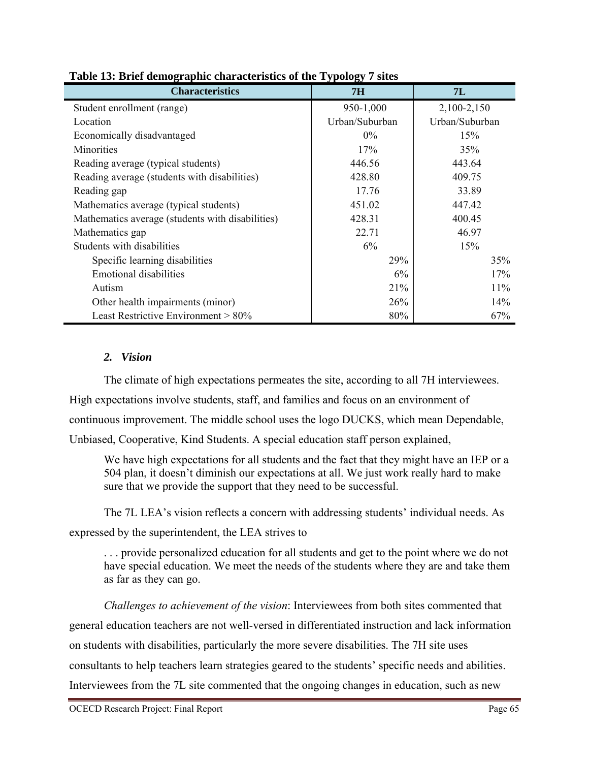**Table 13: Brief demographic characteristics of the Typology 7 sites**

| Characteristics | 7H | 7L |
|---|---|---|
| Student enrollment (range) | 950-1,000 | 2,100-2,150 |
| Location | Urban/Suburban | Urban/Suburban |
| Economically disadvantaged | 0% | 15% |
| Minorities | 17% | 35% |
| Reading average (typical students) | 446.56 | 443.64 |
| Reading average (students with disabilities) | 428.80 | 409.75 |
| Reading gap | 17.76 | 33.89 |
| Mathematics average (typical students) | 451.02 | 447.42 |
| Mathematics average (students with disabilities) | 428.31 | 400.45 |
| Mathematics gap | 22.71 | 46.97 |
| Students with disabilities | 6% | 15% |
| Specific learning disabilities | 29% | 35% |
| Emotional disabilities | 6% | 17% |
| Autism | 21% | 11% |
| Other health impairments (minor) | 26% | 14% |
| Least Restrictive Environment > 80% | 80% | 67% |

### *2. Vision*

The climate of high expectations permeates the site, according to all 7H interviewees. High expectations involve students, staff, and families and focus on an environment of continuous improvement. The middle school uses the logo DUCKS, which mean Dependable, Unbiased, Cooperative, Kind Students. A special education staff person explained,

> We have high expectations for all students and the fact that they might have an IEP or a 504 plan, it doesn't diminish our expectations at all. We just work really hard to make sure that we provide the support that they need to be successful.

The 7L LEA's vision reflects a concern with addressing students' individual needs. As expressed by the superintendent, the LEA strives to

> . . . provide personalized education for all students and get to the point where we do not have special education. We meet the needs of the students where they are and take them as far as they can go.

*Challenges to achievement of the vision*: Interviewees from both sites commented that general education teachers are not well-versed in differentiated instruction and lack information on students with disabilities, particularly the more severe disabilities. The 7H site uses consultants to help teachers learn strategies geared to the students' specific needs and abilities. Interviewees from the 7L site commented that the ongoing changes in education, such as new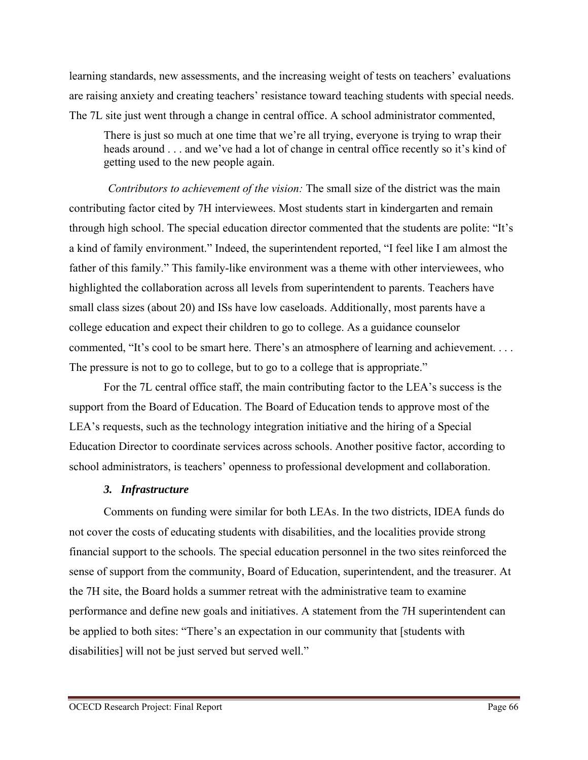learning standards, new assessments, and the increasing weight of tests on teachers' evaluations are raising anxiety and creating teachers' resistance toward teaching students with special needs. The 7L site just went through a change in central office. A school administrator commented,

> There is just so much at one time that we're all trying, everyone is trying to wrap their heads around . . . and we've had a lot of change in central office recently so it's kind of getting used to the new people again.

*Contributors to achievement of the vision:* The small size of the district was the main contributing factor cited by 7H interviewees. Most students start in kindergarten and remain through high school. The special education director commented that the students are polite: "It's a kind of family environment." Indeed, the superintendent reported, "I feel like I am almost the father of this family." This family-like environment was a theme with other interviewees, who highlighted the collaboration across all levels from superintendent to parents. Teachers have small class sizes (about 20) and ISs have low caseloads. Additionally, most parents have a college education and expect their children to go to college. As a guidance counselor commented, "It's cool to be smart here. There's an atmosphere of learning and achievement. . . . The pressure is not to go to college, but to go to a college that is appropriate."

For the 7L central office staff, the main contributing factor to the LEA's success is the support from the Board of Education. The Board of Education tends to approve most of the LEA's requests, such as the technology integration initiative and the hiring of a Special Education Director to coordinate services across schools. Another positive factor, according to school administrators, is teachers' openness to professional development and collaboration.

### *3. Infrastructure*

Comments on funding were similar for both LEAs. In the two districts, IDEA funds do not cover the costs of educating students with disabilities, and the localities provide strong financial support to the schools. The special education personnel in the two sites reinforced the sense of support from the community, Board of Education, superintendent, and the treasurer. At the 7H site, the Board holds a summer retreat with the administrative team to examine performance and define new goals and initiatives. A statement from the 7H superintendent can be applied to both sites: "There's an expectation in our community that [students with disabilities] will not be just served but served well."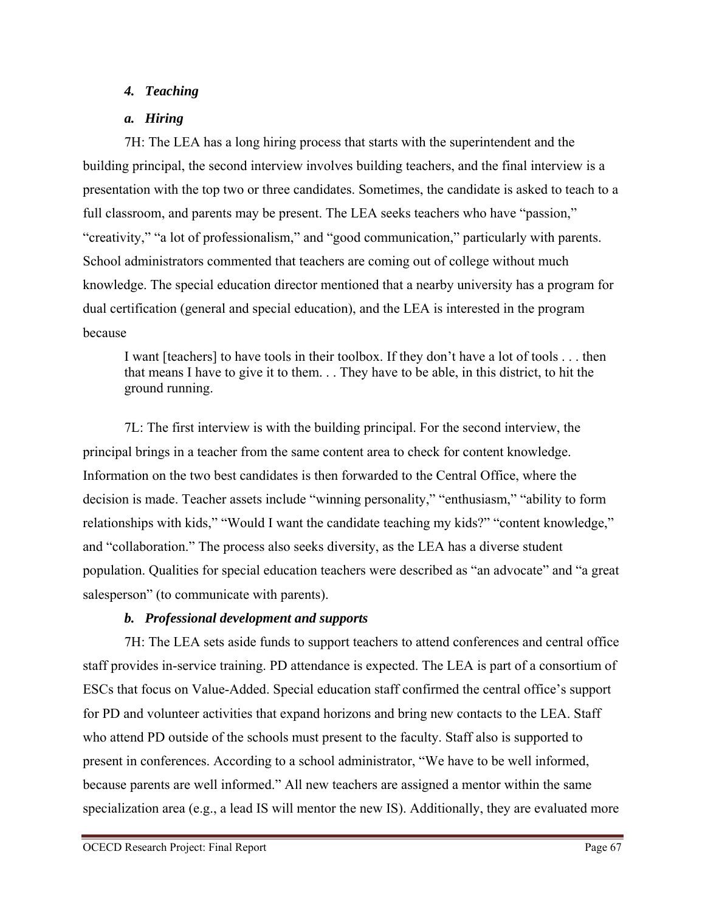### *4. Teaching*

#### *a. Hiring*

7H: The LEA has a long hiring process that starts with the superintendent and the building principal, the second interview involves building teachers, and the final interview is a presentation with the top two or three candidates. Sometimes, the candidate is asked to teach to a full classroom, and parents may be present. The LEA seeks teachers who have "passion," "creativity," "a lot of professionalism," and "good communication," particularly with parents. School administrators commented that teachers are coming out of college without much knowledge. The special education director mentioned that a nearby university has a program for dual certification (general and special education), and the LEA is interested in the program because

> I want [teachers] to have tools in their toolbox. If they don't have a lot of tools . . . then that means I have to give it to them. . . They have to be able, in this district, to hit the ground running.

7L: The first interview is with the building principal. For the second interview, the principal brings in a teacher from the same content area to check for content knowledge. Information on the two best candidates is then forwarded to the Central Office, where the decision is made. Teacher assets include "winning personality," "enthusiasm," "ability to form relationships with kids," "Would I want the candidate teaching my kids?" "content knowledge," and "collaboration." The process also seeks diversity, as the LEA has a diverse student population. Qualities for special education teachers were described as "an advocate" and "a great salesperson" (to communicate with parents).

#### *b. Professional development and supports*

7H: The LEA sets aside funds to support teachers to attend conferences and central office staff provides in-service training. PD attendance is expected. The LEA is part of a consortium of ESCs that focus on Value-Added. Special education staff confirmed the central office's support for PD and volunteer activities that expand horizons and bring new contacts to the LEA. Staff who attend PD outside of the schools must present to the faculty. Staff also is supported to present in conferences. According to a school administrator, "We have to be well informed, because parents are well informed." All new teachers are assigned a mentor within the same specialization area (e.g., a lead IS will mentor the new IS). Additionally, they are evaluated more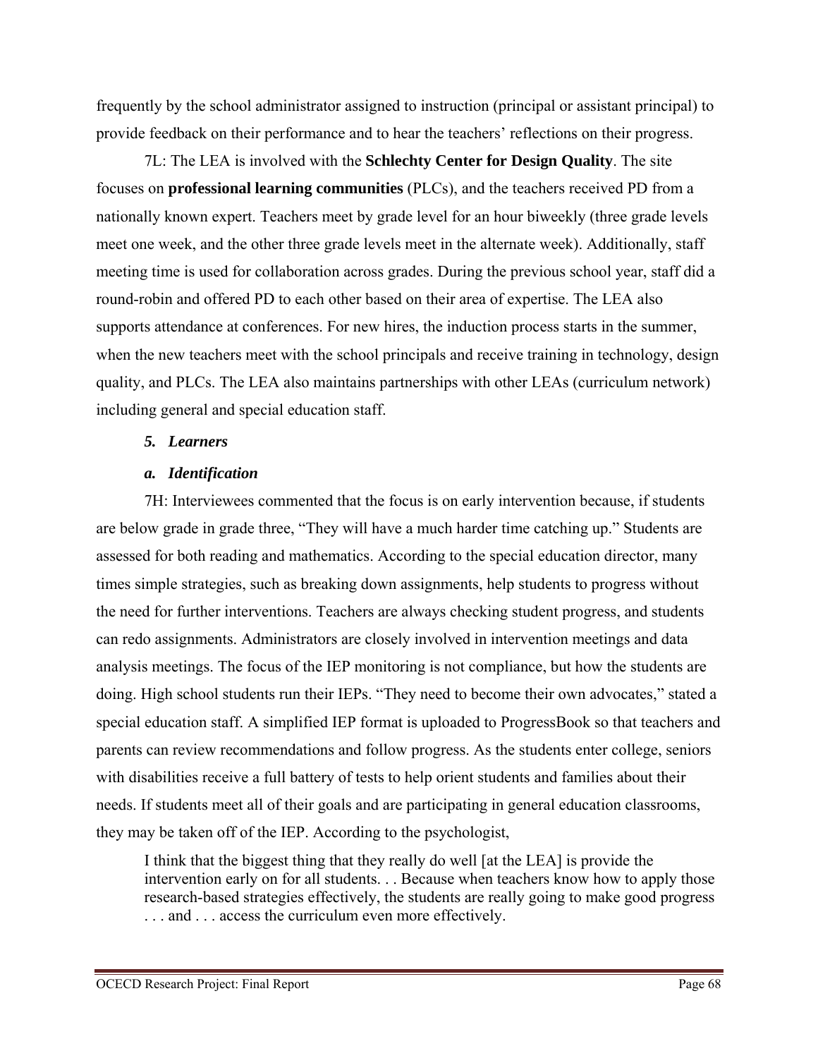frequently by the school administrator assigned to instruction (principal or assistant principal) to provide feedback on their performance and to hear the teachers' reflections on their progress.

7L: The LEA is involved with the **Schlechty Center for Design Quality**. The site focuses on **professional learning communities** (PLCs), and the teachers received PD from a nationally known expert. Teachers meet by grade level for an hour biweekly (three grade levels meet one week, and the other three grade levels meet in the alternate week). Additionally, staff meeting time is used for collaboration across grades. During the previous school year, staff did a round-robin and offered PD to each other based on their area of expertise. The LEA also supports attendance at conferences. For new hires, the induction process starts in the summer, when the new teachers meet with the school principals and receive training in technology, design quality, and PLCs. The LEA also maintains partnerships with other LEAs (curriculum network) including general and special education staff.

### *5. Learners*

#### *a. Identification*

7H: Interviewees commented that the focus is on early intervention because, if students are below grade in grade three, "They will have a much harder time catching up." Students are assessed for both reading and mathematics. According to the special education director, many times simple strategies, such as breaking down assignments, help students to progress without the need for further interventions. Teachers are always checking student progress, and students can redo assignments. Administrators are closely involved in intervention meetings and data analysis meetings. The focus of the IEP monitoring is not compliance, but how the students are doing. High school students run their IEPs. "They need to become their own advocates," stated a special education staff. A simplified IEP format is uploaded to ProgressBook so that teachers and parents can review recommendations and follow progress. As the students enter college, seniors with disabilities receive a full battery of tests to help orient students and families about their needs. If students meet all of their goals and are participating in general education classrooms, they may be taken off of the IEP. According to the psychologist,

> I think that the biggest thing that they really do well [at the LEA] is provide the intervention early on for all students. . . Because when teachers know how to apply those research-based strategies effectively, the students are really going to make good progress . . . and . . . access the curriculum even more effectively.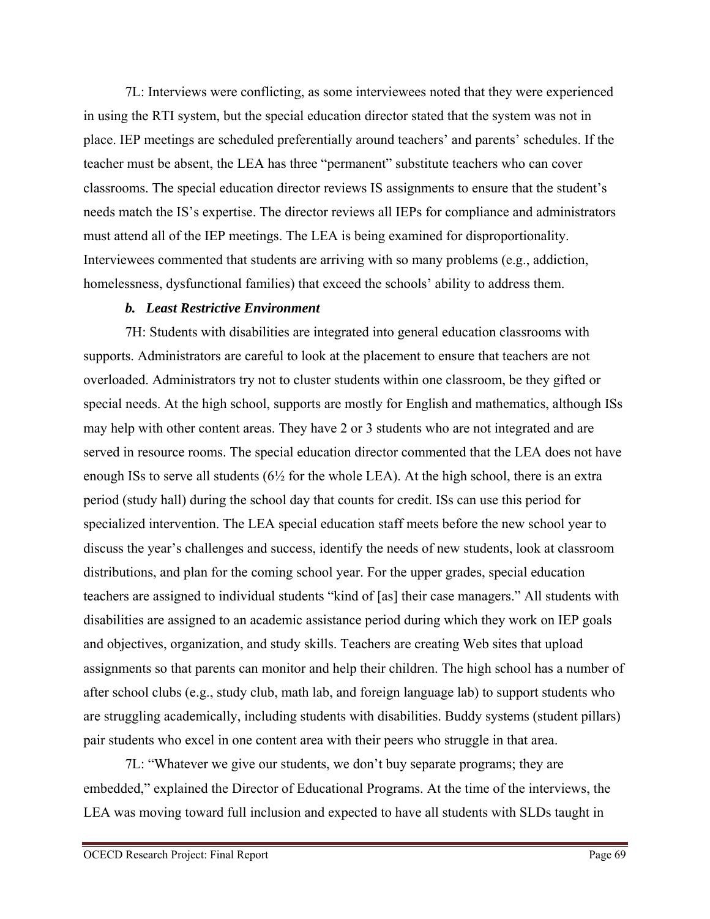7L: Interviews were conflicting, as some interviewees noted that they were experienced in using the RTI system, but the special education director stated that the system was not in place. IEP meetings are scheduled preferentially around teachers' and parents' schedules. If the teacher must be absent, the LEA has three "permanent" substitute teachers who can cover classrooms. The special education director reviews IS assignments to ensure that the student's needs match the IS's expertise. The director reviews all IEPs for compliance and administrators must attend all of the IEP meetings. The LEA is being examined for disproportionality. Interviewees commented that students are arriving with so many problems (e.g., addiction, homelessness, dysfunctional families) that exceed the schools' ability to address them.

### *b. Least Restrictive Environment*

7H: Students with disabilities are integrated into general education classrooms with supports. Administrators are careful to look at the placement to ensure that teachers are not overloaded. Administrators try not to cluster students within one classroom, be they gifted or special needs. At the high school, supports are mostly for English and mathematics, although ISs may help with other content areas. They have 2 or 3 students who are not integrated and are served in resource rooms. The special education director commented that the LEA does not have enough ISs to serve all students (6½ for the whole LEA). At the high school, there is an extra period (study hall) during the school day that counts for credit. ISs can use this period for specialized intervention. The LEA special education staff meets before the new school year to discuss the year's challenges and success, identify the needs of new students, look at classroom distributions, and plan for the coming school year. For the upper grades, special education teachers are assigned to individual students "kind of [as] their case managers." All students with disabilities are assigned to an academic assistance period during which they work on IEP goals and objectives, organization, and study skills. Teachers are creating Web sites that upload assignments so that parents can monitor and help their children. The high school has a number of after school clubs (e.g., study club, math lab, and foreign language lab) to support students who are struggling academically, including students with disabilities. Buddy systems (student pillars) pair students who excel in one content area with their peers who struggle in that area.

7L: "Whatever we give our students, we don't buy separate programs; they are embedded," explained the Director of Educational Programs. At the time of the interviews, the LEA was moving toward full inclusion and expected to have all students with SLDs taught in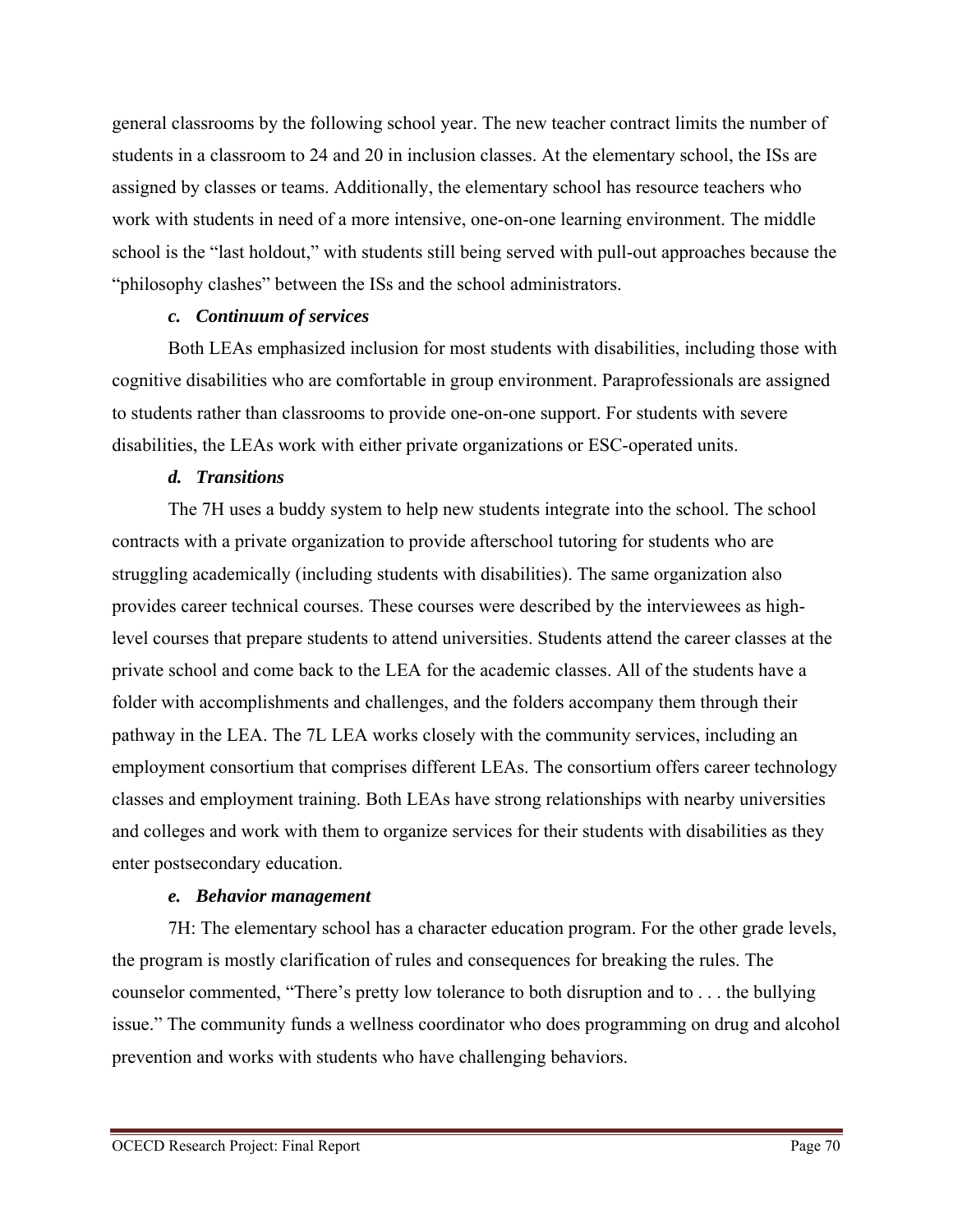general classrooms by the following school year. The new teacher contract limits the number of students in a classroom to 24 and 20 in inclusion classes. At the elementary school, the ISs are assigned by classes or teams. Additionally, the elementary school has resource teachers who work with students in need of a more intensive, one-on-one learning environment. The middle school is the "last holdout," with students still being served with pull-out approaches because the "philosophy clashes" between the ISs and the school administrators.

#### *c. Continuum of services*

Both LEAs emphasized inclusion for most students with disabilities, including those with cognitive disabilities who are comfortable in group environment. Paraprofessionals are assigned to students rather than classrooms to provide one-on-one support. For students with severe disabilities, the LEAs work with either private organizations or ESC-operated units.

#### *d. Transitions*

The 7H uses a buddy system to help new students integrate into the school. The school contracts with a private organization to provide afterschool tutoring for students who are struggling academically (including students with disabilities). The same organization also provides career technical courses. These courses were described by the interviewees as high-level courses that prepare students to attend universities. Students attend the career classes at the private school and come back to the LEA for the academic classes. All of the students have a folder with accomplishments and challenges, and the folders accompany them through their pathway in the LEA. The 7L LEA works closely with the community services, including an employment consortium that comprises different LEAs. The consortium offers career technology classes and employment training. Both LEAs have strong relationships with nearby universities and colleges and work with them to organize services for their students with disabilities as they enter postsecondary education.

#### *e. Behavior management*

7H: The elementary school has a character education program. For the other grade levels, the program is mostly clarification of rules and consequences for breaking the rules. The counselor commented, "There's pretty low tolerance to both disruption and to . . . the bullying issue." The community funds a wellness coordinator who does programming on drug and alcohol prevention and works with students who have challenging behaviors.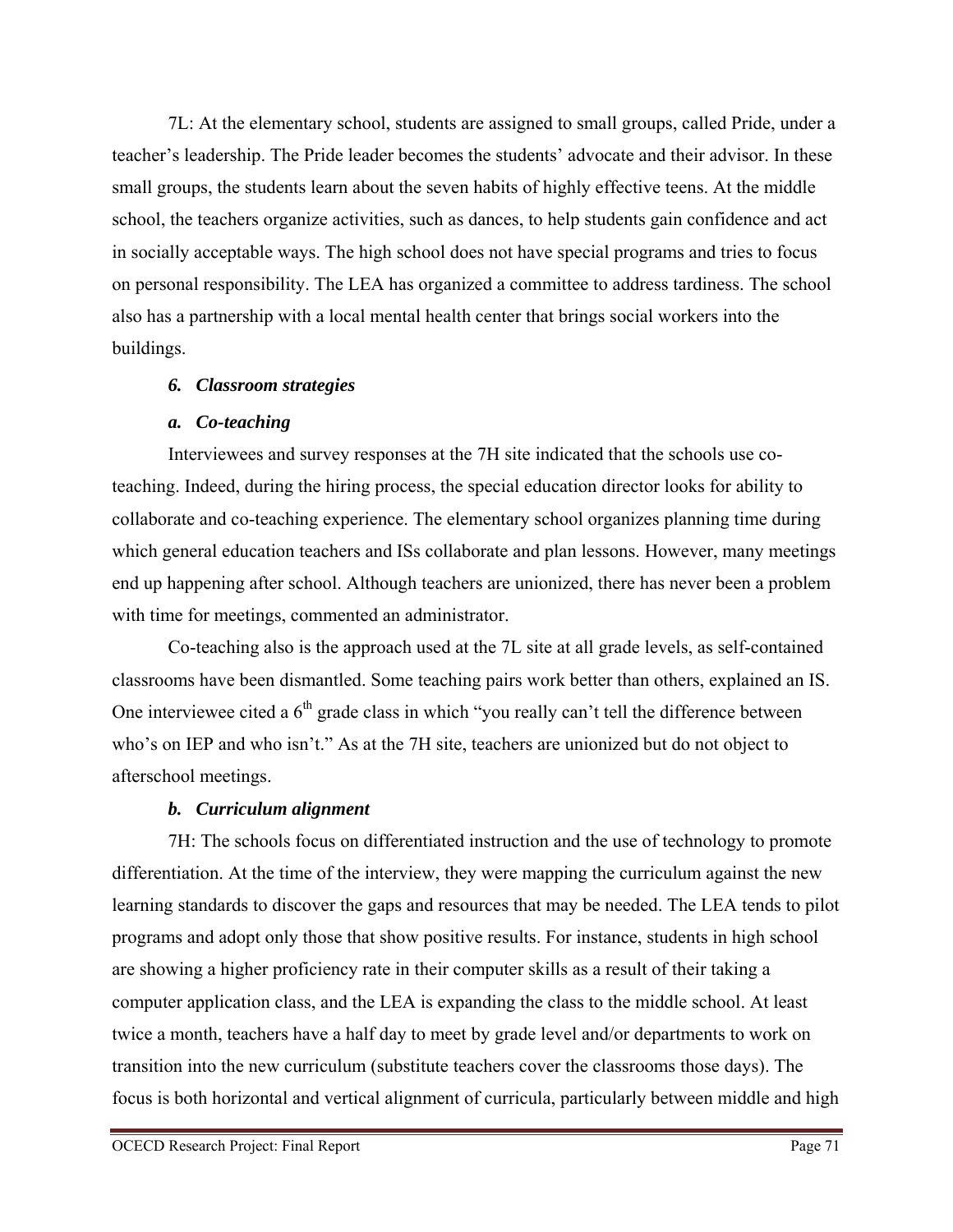7L: At the elementary school, students are assigned to small groups, called Pride, under a teacher's leadership. The Pride leader becomes the students' advocate and their advisor. In these small groups, the students learn about the seven habits of highly effective teens. At the middle school, the teachers organize activities, such as dances, to help students gain confidence and act in socially acceptable ways. The high school does not have special programs and tries to focus on personal responsibility. The LEA has organized a committee to address tardiness. The school also has a partnership with a local mental health center that brings social workers into the buildings.

### *6. Classroom strategies*

#### *a. Co-teaching*

Interviewees and survey responses at the 7H site indicated that the schools use co-teaching. Indeed, during the hiring process, the special education director looks for ability to collaborate and co-teaching experience. The elementary school organizes planning time during which general education teachers and ISs collaborate and plan lessons. However, many meetings end up happening after school. Although teachers are unionized, there has never been a problem with time for meetings, commented an administrator.

Co-teaching also is the approach used at the 7L site at all grade levels, as self-contained classrooms have been dismantled. Some teaching pairs work better than others, explained an IS. One interviewee cited a 6th grade class in which "you really can't tell the difference between who's on IEP and who isn't." As at the 7H site, teachers are unionized but do not object to afterschool meetings.

#### *b. Curriculum alignment*

7H: The schools focus on differentiated instruction and the use of technology to promote differentiation. At the time of the interview, they were mapping the curriculum against the new learning standards to discover the gaps and resources that may be needed. The LEA tends to pilot programs and adopt only those that show positive results. For instance, students in high school are showing a higher proficiency rate in their computer skills as a result of their taking a computer application class, and the LEA is expanding the class to the middle school. At least twice a month, teachers have a half day to meet by grade level and/or departments to work on transition into the new curriculum (substitute teachers cover the classrooms those days). The focus is both horizontal and vertical alignment of curricula, particularly between middle and high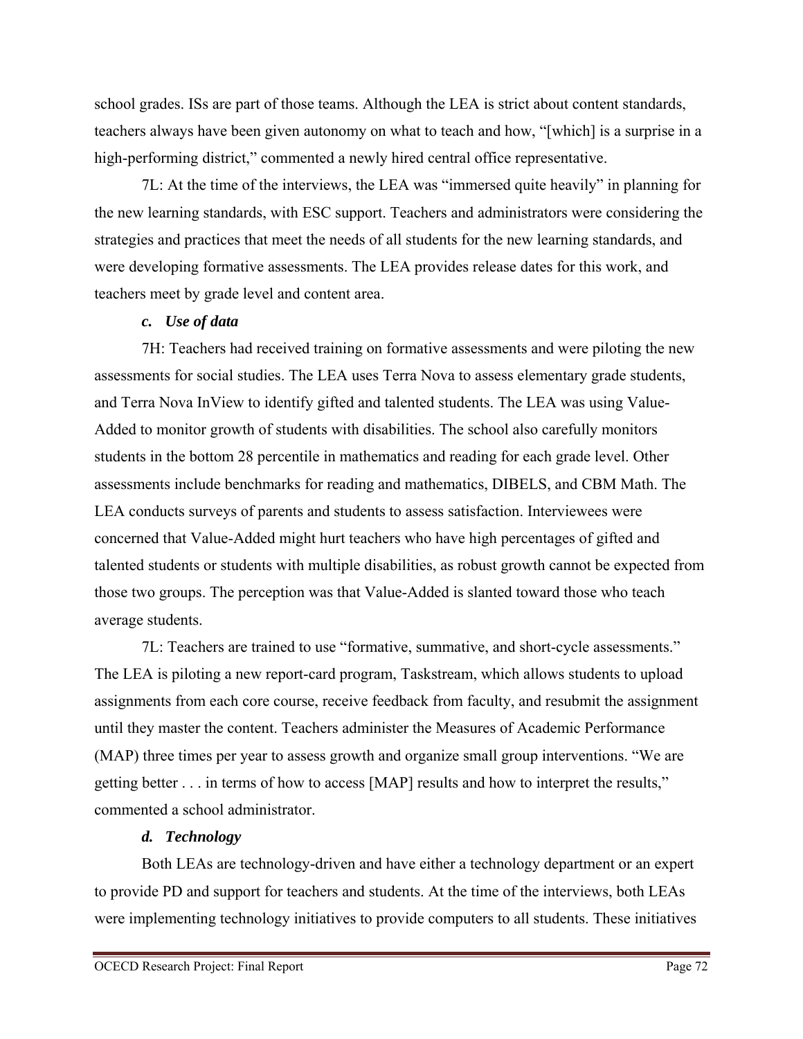school grades. ISs are part of those teams. Although the LEA is strict about content standards, teachers always have been given autonomy on what to teach and how, "[which] is a surprise in a high-performing district," commented a newly hired central office representative.

7L: At the time of the interviews, the LEA was "immersed quite heavily" in planning for the new learning standards, with ESC support. Teachers and administrators were considering the strategies and practices that meet the needs of all students for the new learning standards, and were developing formative assessments. The LEA provides release dates for this work, and teachers meet by grade level and content area.

### *c. Use of data*

7H: Teachers had received training on formative assessments and were piloting the new assessments for social studies. The LEA uses Terra Nova to assess elementary grade students, and Terra Nova InView to identify gifted and talented students. The LEA was using Value-Added to monitor growth of students with disabilities. The school also carefully monitors students in the bottom 28 percentile in mathematics and reading for each grade level. Other assessments include benchmarks for reading and mathematics, DIBELS, and CBM Math. The LEA conducts surveys of parents and students to assess satisfaction. Interviewees were concerned that Value-Added might hurt teachers who have high percentages of gifted and talented students or students with multiple disabilities, as robust growth cannot be expected from those two groups. The perception was that Value-Added is slanted toward those who teach average students.

7L: Teachers are trained to use "formative, summative, and short-cycle assessments." The LEA is piloting a new report-card program, Taskstream, which allows students to upload assignments from each core course, receive feedback from faculty, and resubmit the assignment until they master the content. Teachers administer the Measures of Academic Performance (MAP) three times per year to assess growth and organize small group interventions. "We are getting better . . . in terms of how to access [MAP] results and how to interpret the results," commented a school administrator.

### *d. Technology*

Both LEAs are technology-driven and have either a technology department or an expert to provide PD and support for teachers and students. At the time of the interviews, both LEAs were implementing technology initiatives to provide computers to all students. These initiatives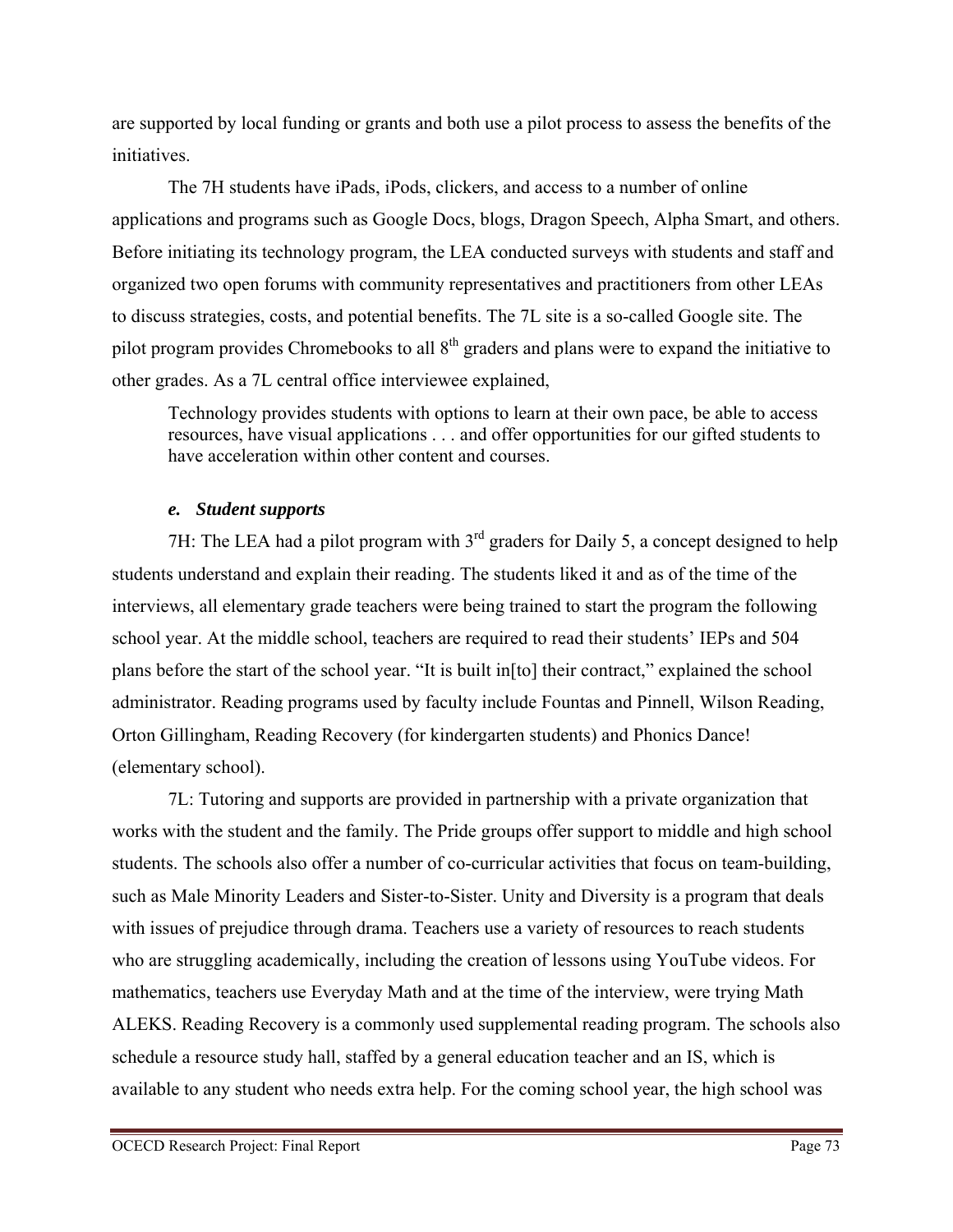are supported by local funding or grants and both use a pilot process to assess the benefits of the initiatives.

The 7H students have iPads, iPods, clickers, and access to a number of online applications and programs such as Google Docs, blogs, Dragon Speech, Alpha Smart, and others. Before initiating its technology program, the LEA conducted surveys with students and staff and organized two open forums with community representatives and practitioners from other LEAs to discuss strategies, costs, and potential benefits. The 7L site is a so-called Google site. The pilot program provides Chromebooks to all 8th graders and plans were to expand the initiative to other grades. As a 7L central office interviewee explained,

> Technology provides students with options to learn at their own pace, be able to access resources, have visual applications . . . and offer opportunities for our gifted students to have acceleration within other content and courses.

### *e. Student supports*

7H: The LEA had a pilot program with 3rd graders for Daily 5, a concept designed to help students understand and explain their reading. The students liked it and as of the time of the interviews, all elementary grade teachers were being trained to start the program the following school year. At the middle school, teachers are required to read their students' IEPs and 504 plans before the start of the school year. "It is built in[to] their contract," explained the school administrator. Reading programs used by faculty include Fountas and Pinnell, Wilson Reading, Orton Gillingham, Reading Recovery (for kindergarten students) and Phonics Dance! (elementary school).

7L: Tutoring and supports are provided in partnership with a private organization that works with the student and the family. The Pride groups offer support to middle and high school students. The schools also offer a number of co-curricular activities that focus on team-building, such as Male Minority Leaders and Sister-to-Sister. Unity and Diversity is a program that deals with issues of prejudice through drama. Teachers use a variety of resources to reach students who are struggling academically, including the creation of lessons using YouTube videos. For mathematics, teachers use Everyday Math and at the time of the interview, were trying Math ALEKS. Reading Recovery is a commonly used supplemental reading program. The schools also schedule a resource study hall, staffed by a general education teacher and an IS, which is available to any student who needs extra help. For the coming school year, the high school was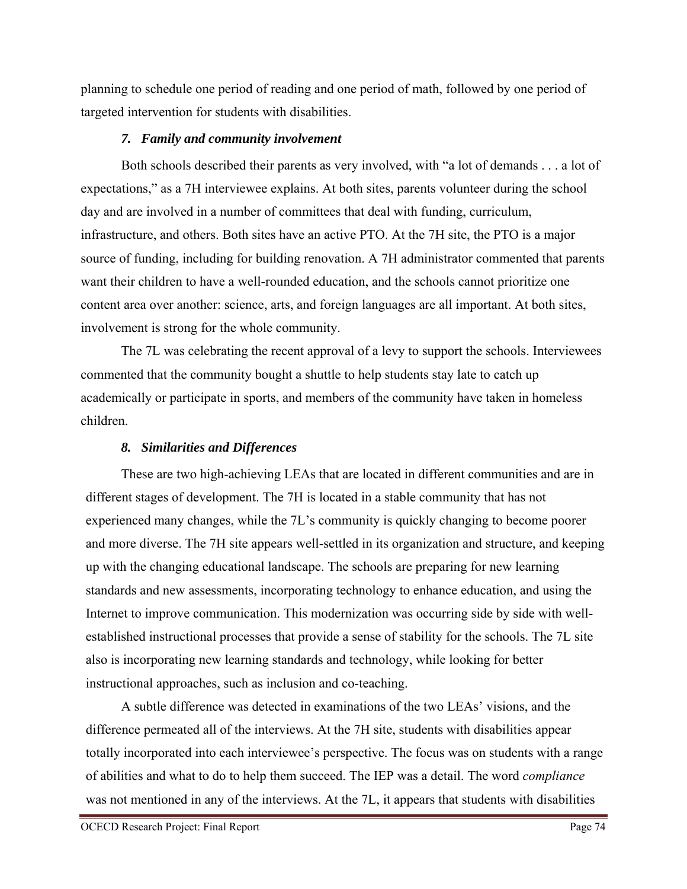planning to schedule one period of reading and one period of math, followed by one period of targeted intervention for students with disabilities.

### *7. Family and community involvement*

Both schools described their parents as very involved, with "a lot of demands . . . a lot of expectations," as a 7H interviewee explains. At both sites, parents volunteer during the school day and are involved in a number of committees that deal with funding, curriculum, infrastructure, and others. Both sites have an active PTO. At the 7H site, the PTO is a major source of funding, including for building renovation. A 7H administrator commented that parents want their children to have a well-rounded education, and the schools cannot prioritize one content area over another: science, arts, and foreign languages are all important. At both sites, involvement is strong for the whole community.

The 7L was celebrating the recent approval of a levy to support the schools. Interviewees commented that the community bought a shuttle to help students stay late to catch up academically or participate in sports, and members of the community have taken in homeless children.

### *8. Similarities and Differences*

These are two high-achieving LEAs that are located in different communities and are in different stages of development. The 7H is located in a stable community that has not experienced many changes, while the 7L's community is quickly changing to become poorer and more diverse. The 7H site appears well-settled in its organization and structure, and keeping up with the changing educational landscape. The schools are preparing for new learning standards and new assessments, incorporating technology to enhance education, and using the Internet to improve communication. This modernization was occurring side by side with well-established instructional processes that provide a sense of stability for the schools. The 7L site also is incorporating new learning standards and technology, while looking for better instructional approaches, such as inclusion and co-teaching.

A subtle difference was detected in examinations of the two LEAs' visions, and the difference permeated all of the interviews. At the 7H site, students with disabilities appear totally incorporated into each interviewee's perspective. The focus was on students with a range of abilities and what to do to help them succeed. The IEP was a detail. The word *compliance* was not mentioned in any of the interviews. At the 7L, it appears that students with disabilities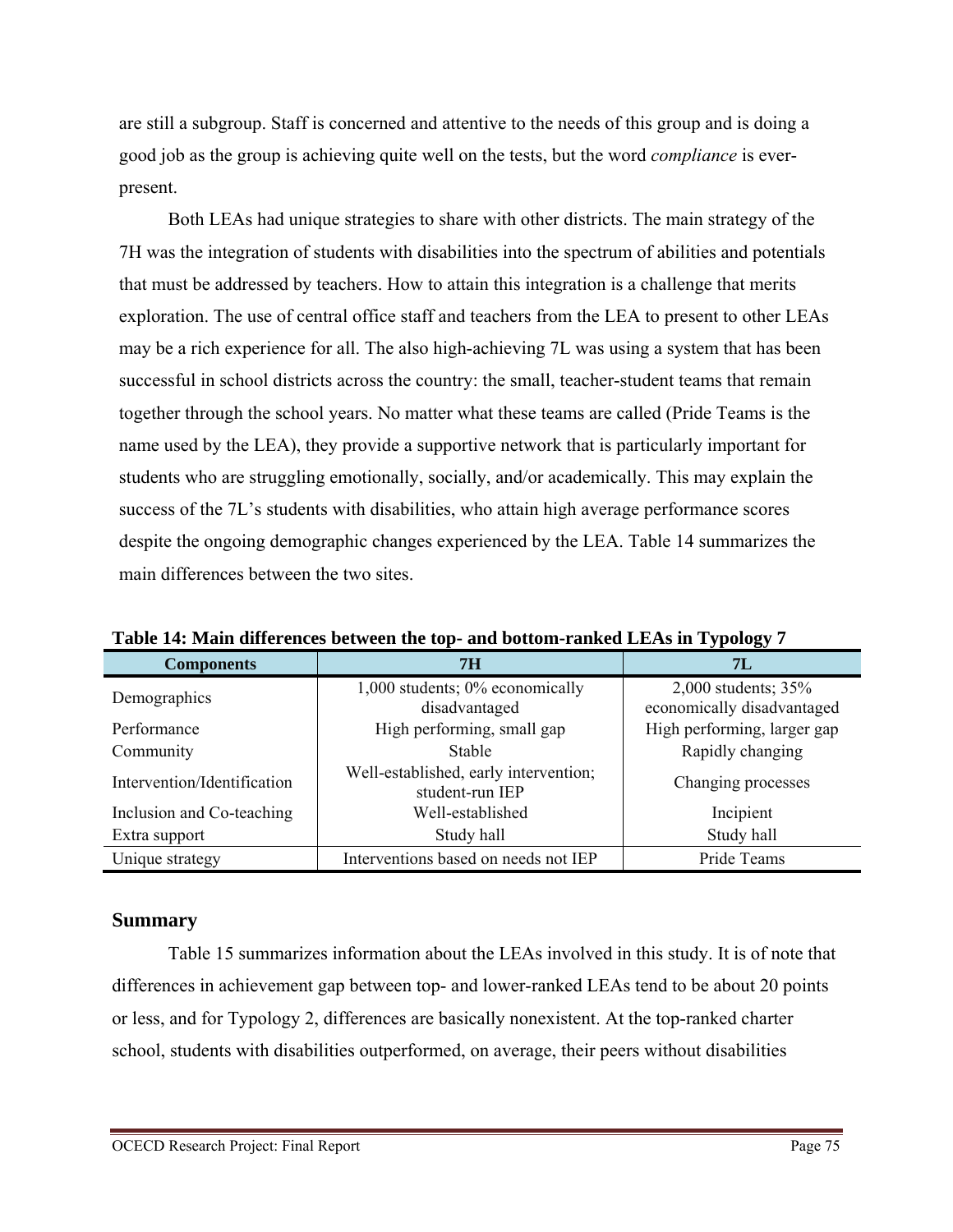are still a subgroup. Staff is concerned and attentive to the needs of this group and is doing a good job as the group is achieving quite well on the tests, but the word *compliance* is ever-present.

Both LEAs had unique strategies to share with other districts. The main strategy of the 7H was the integration of students with disabilities into the spectrum of abilities and potentials that must be addressed by teachers. How to attain this integration is a challenge that merits exploration. The use of central office staff and teachers from the LEA to present to other LEAs may be a rich experience for all. The also high-achieving 7L was using a system that has been successful in school districts across the country: the small, teacher-student teams that remain together through the school years. No matter what these teams are called (Pride Teams is the name used by the LEA), they provide a supportive network that is particularly important for students who are struggling emotionally, socially, and/or academically. This may explain the success of the 7L's students with disabilities, who attain high average performance scores despite the ongoing demographic changes experienced by the LEA. Table 14 summarizes the main differences between the two sites.

**Table 14: Main differences between the top- and bottom-ranked LEAs in Typology 7**

| Components | 7H | 7L |
|---|---|---|
| Demographics | 1,000 students; 0% economically disadvantaged | 2,000 students; 35% economically disadvantaged |
| Performance | High performing, small gap | High performing, larger gap |
| Community | Stable | Rapidly changing |
| Intervention/Identification | Well-established, early intervention; student-run IEP | Changing processes |
| Inclusion and Co-teaching | Well-established | Incipient |
| Extra support | Study hall | Study hall |
| Unique strategy | Interventions based on needs not IEP | Pride Teams |

## Summary

Table 15 summarizes information about the LEAs involved in this study. It is of note that differences in achievement gap between top- and lower-ranked LEAs tend to be about 20 points or less, and for Typology 2, differences are basically nonexistent. At the top-ranked charter school, students with disabilities outperformed, on average, their peers without disabilities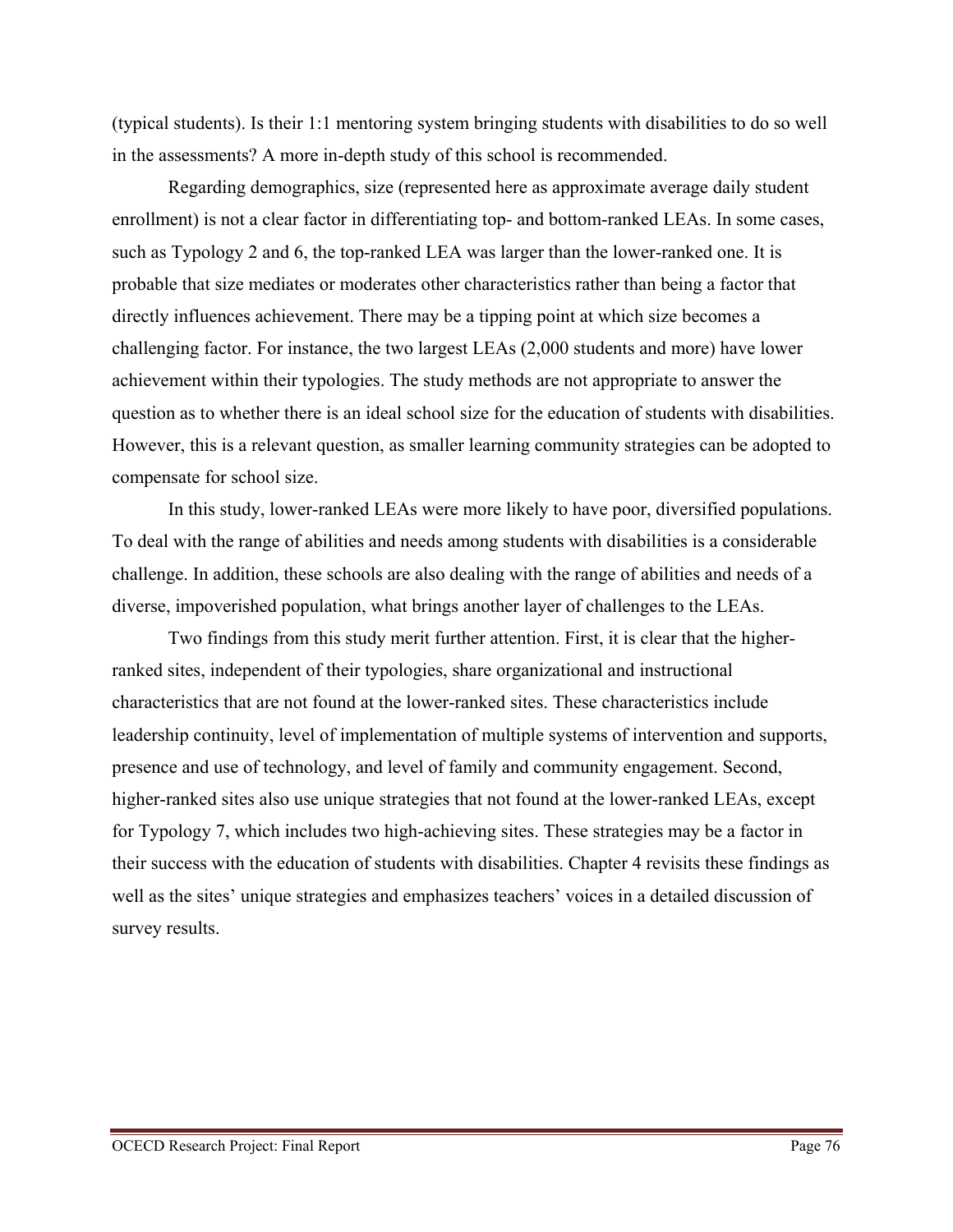(typical students). Is their 1:1 mentoring system bringing students with disabilities to do so well in the assessments? A more in-depth study of this school is recommended.

Regarding demographics, size (represented here as approximate average daily student enrollment) is not a clear factor in differentiating top- and bottom-ranked LEAs. In some cases, such as Typology 2 and 6, the top-ranked LEA was larger than the lower-ranked one. It is probable that size mediates or moderates other characteristics rather than being a factor that directly influences achievement. There may be a tipping point at which size becomes a challenging factor. For instance, the two largest LEAs (2,000 students and more) have lower achievement within their typologies. The study methods are not appropriate to answer the question as to whether there is an ideal school size for the education of students with disabilities. However, this is a relevant question, as smaller learning community strategies can be adopted to compensate for school size.

In this study, lower-ranked LEAs were more likely to have poor, diversified populations. To deal with the range of abilities and needs among students with disabilities is a considerable challenge. In addition, these schools are also dealing with the range of abilities and needs of a diverse, impoverished population, what brings another layer of challenges to the LEAs.

Two findings from this study merit further attention. First, it is clear that the higher-ranked sites, independent of their typologies, share organizational and instructional characteristics that are not found at the lower-ranked sites. These characteristics include leadership continuity, level of implementation of multiple systems of intervention and supports, presence and use of technology, and level of family and community engagement. Second, higher-ranked sites also use unique strategies that not found at the lower-ranked LEAs, except for Typology 7, which includes two high-achieving sites. These strategies may be a factor in their success with the education of students with disabilities. Chapter 4 revisits these findings as well as the sites' unique strategies and emphasizes teachers' voices in a detailed discussion of survey results.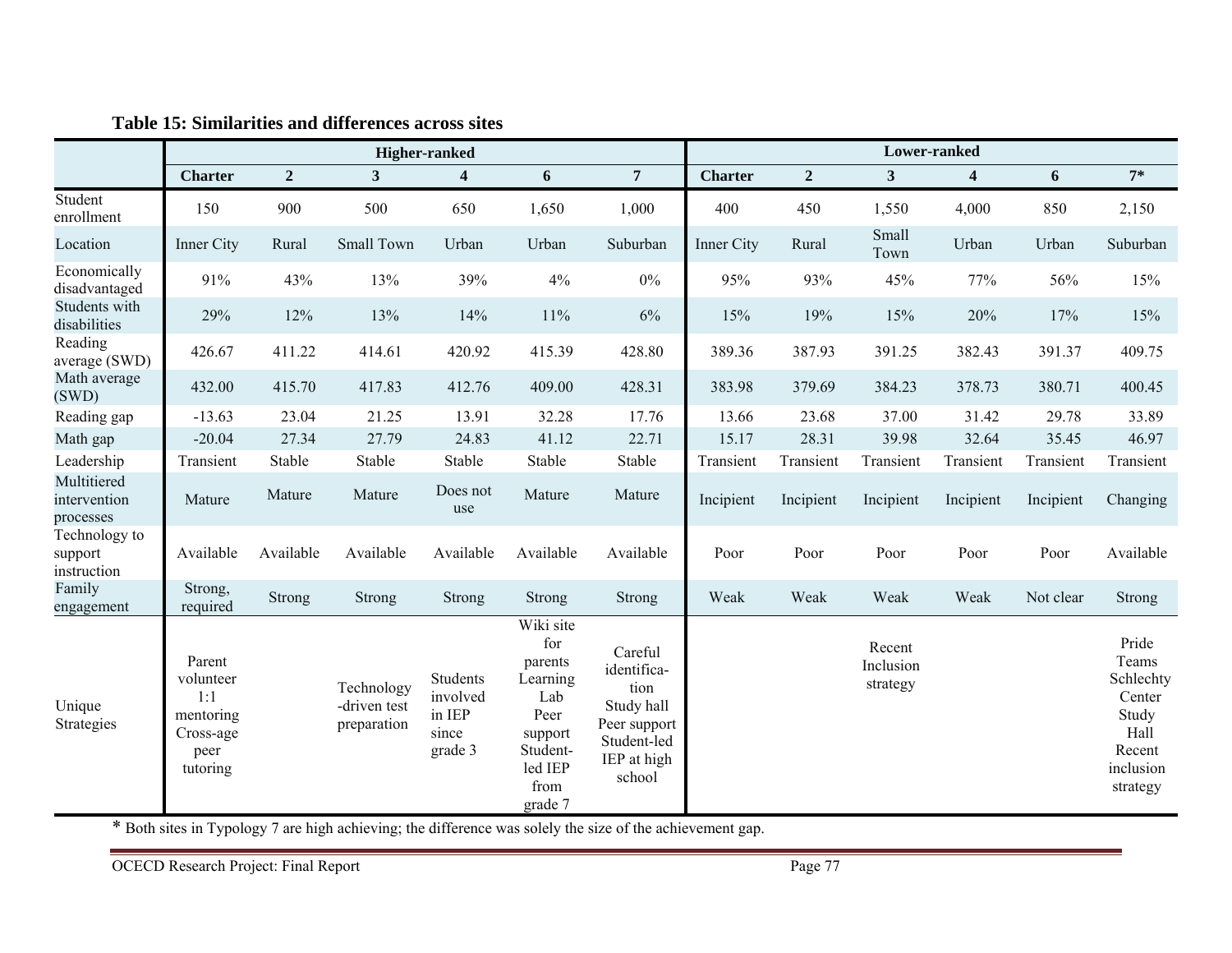**Table 15: Similarities and differences across sites**

| | Higher-ranked | | | | | | Lower-ranked | | | | | |
|---|---|---|---|---|---|---|---|---|---|---|---|---|
| | **Charter** | **2** | **3** | **4** | **6** | **7** | **Charter** | **2** | **3** | **4** | **6** | **7*** |
| Student enrollment | 150 | 900 | 500 | 650 | 1,650 | 1,000 | 400 | 450 | 1,550 | 4,000 | 850 | 2,150 |
| Location | Inner City | Rural | Small Town | Urban | Urban | Suburban | Inner City | Rural | Small Town | Urban | Urban | Suburban |
| Economically disadvantaged | 91% | 43% | 13% | 39% | 4% | 0% | 95% | 93% | 45% | 77% | 56% | 15% |
| Students with disabilities | 29% | 12% | 13% | 14% | 11% | 6% | 15% | 19% | 15% | 20% | 17% | 15% |
| Reading average (SWD) | 426.67 | 411.22 | 414.61 | 420.92 | 415.39 | 428.80 | 389.36 | 387.93 | 391.25 | 382.43 | 391.37 | 409.75 |
| Math average (SWD) | 432.00 | 415.70 | 417.83 | 412.76 | 409.00 | 428.31 | 383.98 | 379.69 | 384.23 | 378.73 | 380.71 | 400.45 |
| Reading gap | -13.63 | 23.04 | 21.25 | 13.91 | 32.28 | 17.76 | 13.66 | 23.68 | 37.00 | 31.42 | 29.78 | 33.89 |
| Math gap | -20.04 | 27.34 | 27.79 | 24.83 | 41.12 | 22.71 | 15.17 | 28.31 | 39.98 | 32.64 | 35.45 | 46.97 |
| Leadership | Transient | Stable | Stable | Stable | Stable | Stable | Transient | Transient | Transient | Transient | Transient | Transient |
| Multitiered intervention processes | Mature | Mature | Mature | Does not use | Mature | Mature | Incipient | Incipient | Incipient | Incipient | Incipient | Changing |
| Technology to support instruction | Available | Available | Available | Available | Available | Available | Poor | Poor | Poor | Poor | Poor | Available |
| Family engagement | Strong, required | Strong | Strong | Strong | Strong | Strong | Weak | Weak | Weak | Weak | Not clear | Strong |
| Unique Strategies | Parent volunteer 1:1 mentoring Cross-age peer tutoring | | Technology-driven test preparation | Students involved in IEP since grade 3 | Wiki site for parents Learning Lab Peer support Student-led IEP from grade 7 | Careful identification Study hall Peer support Student-led IEP at high school | | | Recent Inclusion strategy | | | Pride Teams Schlechty Center Study Hall Recent inclusion strategy |

* Both sites in Typology 7 are high achieving; the difference was solely the size of the achievement gap.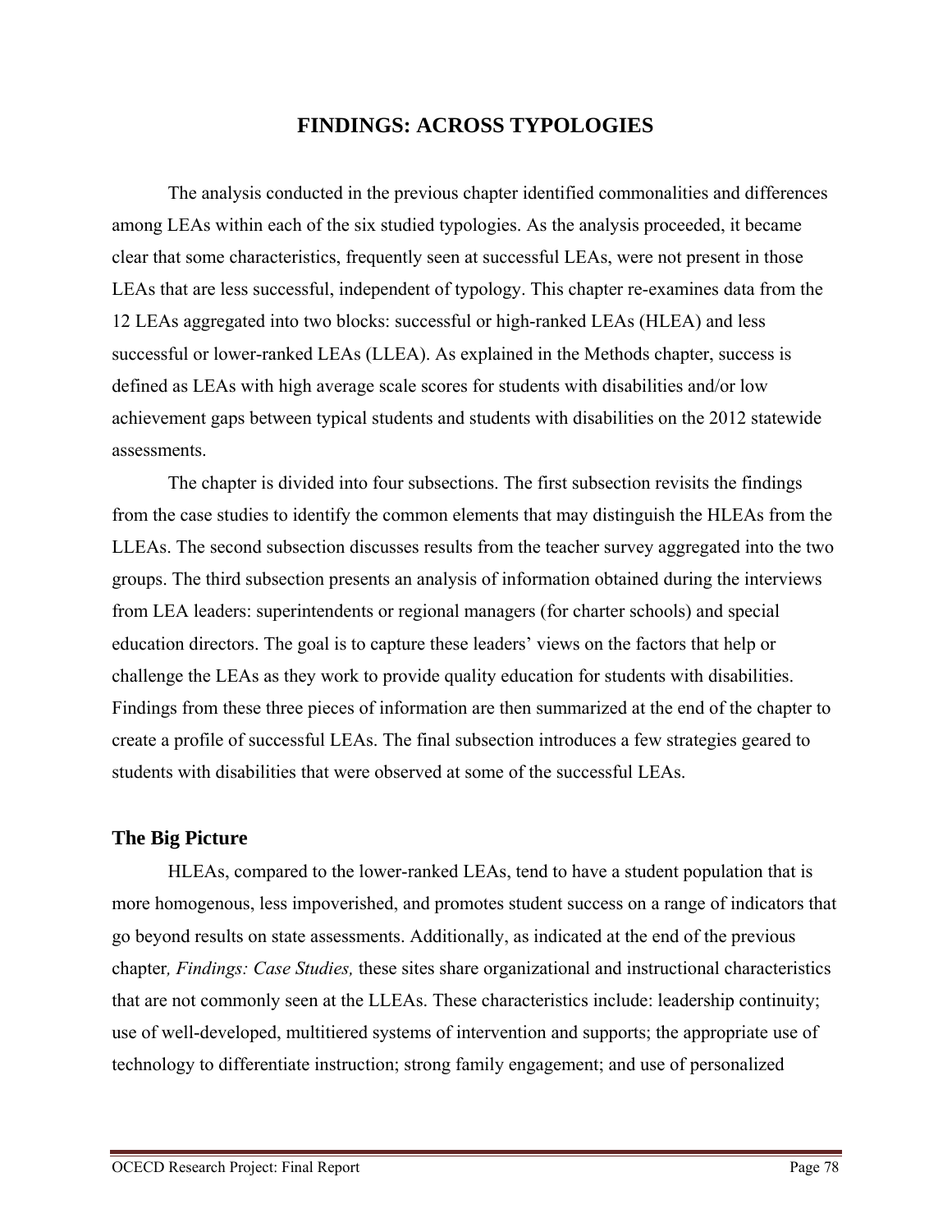# FINDINGS: ACROSS TYPOLOGIES

The analysis conducted in the previous chapter identified commonalities and differences among LEAs within each of the six studied typologies. As the analysis proceeded, it became clear that some characteristics, frequently seen at successful LEAs, were not present in those LEAs that are less successful, independent of typology. This chapter re-examines data from the 12 LEAs aggregated into two blocks: successful or high-ranked LEAs (HLEA) and less successful or lower-ranked LEAs (LLEA). As explained in the Methods chapter, success is defined as LEAs with high average scale scores for students with disabilities and/or low achievement gaps between typical students and students with disabilities on the 2012 statewide assessments.

The chapter is divided into four subsections. The first subsection revisits the findings from the case studies to identify the common elements that may distinguish the HLEAs from the LLEAs. The second subsection discusses results from the teacher survey aggregated into the two groups. The third subsection presents an analysis of information obtained during the interviews from LEA leaders: superintendents or regional managers (for charter schools) and special education directors. The goal is to capture these leaders' views on the factors that help or challenge the LEAs as they work to provide quality education for students with disabilities. Findings from these three pieces of information are then summarized at the end of the chapter to create a profile of successful LEAs. The final subsection introduces a few strategies geared to students with disabilities that were observed at some of the successful LEAs.

## The Big Picture

HLEAs, compared to the lower-ranked LEAs, tend to have a student population that is more homogenous, less impoverished, and promotes student success on a range of indicators that go beyond results on state assessments. Additionally, as indicated at the end of the previous chapter*, Findings: Case Studies,* these sites share organizational and instructional characteristics that are not commonly seen at the LLEAs. These characteristics include: leadership continuity; use of well-developed, multitiered systems of intervention and supports; the appropriate use of technology to differentiate instruction; strong family engagement; and use of personalized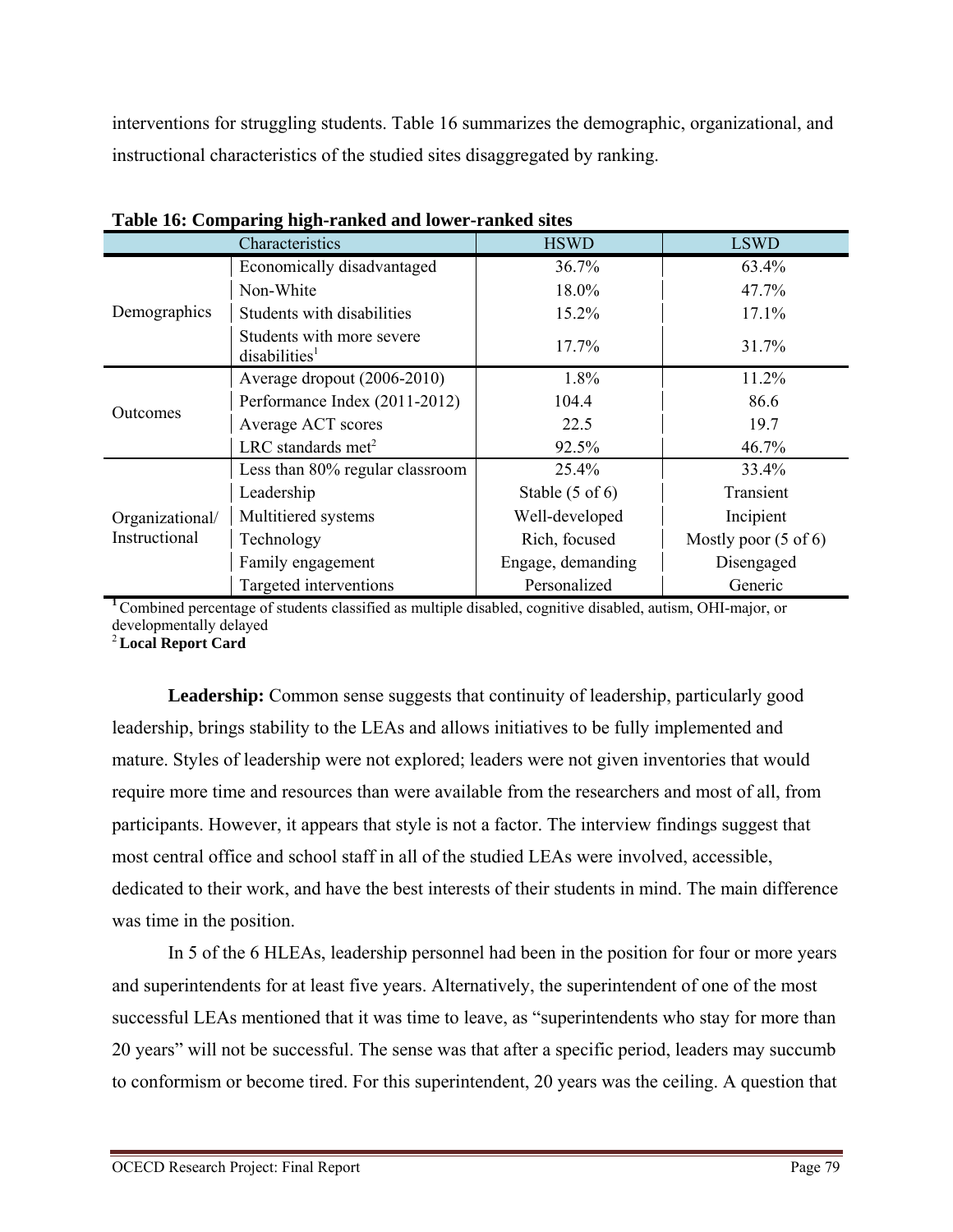interventions for struggling students. Table 16 summarizes the demographic, organizational, and instructional characteristics of the studied sites disaggregated by ranking.

**Table 16: Comparing high-ranked and lower-ranked sites**

| | Characteristics | HSWD | LSWD |
|---|---|---|---|
| Demographics | Economically disadvantaged | 36.7% | 63.4% |
| | Non-White | 18.0% | 47.7% |
| | Students with disabilities | 15.2% | 17.1% |
| | Students with more severe disabilities[1] | 17.7% | 31.7% |
| Outcomes | Average dropout (2006-2010) | 1.8% | 11.2% |
| | Performance Index (2011-2012) | 104.4 | 86.6 |
| | Average ACT scores | 22.5 | 19.7 |
| | LRC standards met[2] | 92.5% | 46.7% |
| Organizational/ Instructional | Less than 80% regular classroom | 25.4% | 33.4% |
| | Leadership | Stable (5 of 6) | Transient |
| | Multitiered systems | Well-developed | Incipient |
| | Technology | Rich, focused | Mostly poor (5 of 6) |
| | Family engagement | Engage, demanding | Disengaged |
| | Targeted interventions | Personalized | Generic |

[1] Combined percentage of students classified as multiple disabled, cognitive disabled, autism, OHI-major, or developmentally delayed

[2] **Local Report Card**

**Leadership:** Common sense suggests that continuity of leadership, particularly good leadership, brings stability to the LEAs and allows initiatives to be fully implemented and mature. Styles of leadership were not explored; leaders were not given inventories that would require more time and resources than were available from the researchers and most of all, from participants. However, it appears that style is not a factor. The interview findings suggest that most central office and school staff in all of the studied LEAs were involved, accessible, dedicated to their work, and have the best interests of their students in mind. The main difference was time in the position.

In 5 of the 6 HLEAs, leadership personnel had been in the position for four or more years and superintendents for at least five years. Alternatively, the superintendent of one of the most successful LEAs mentioned that it was time to leave, as "superintendents who stay for more than 20 years" will not be successful. The sense was that after a specific period, leaders may succumb to conformism or become tired. For this superintendent, 20 years was the ceiling. A question that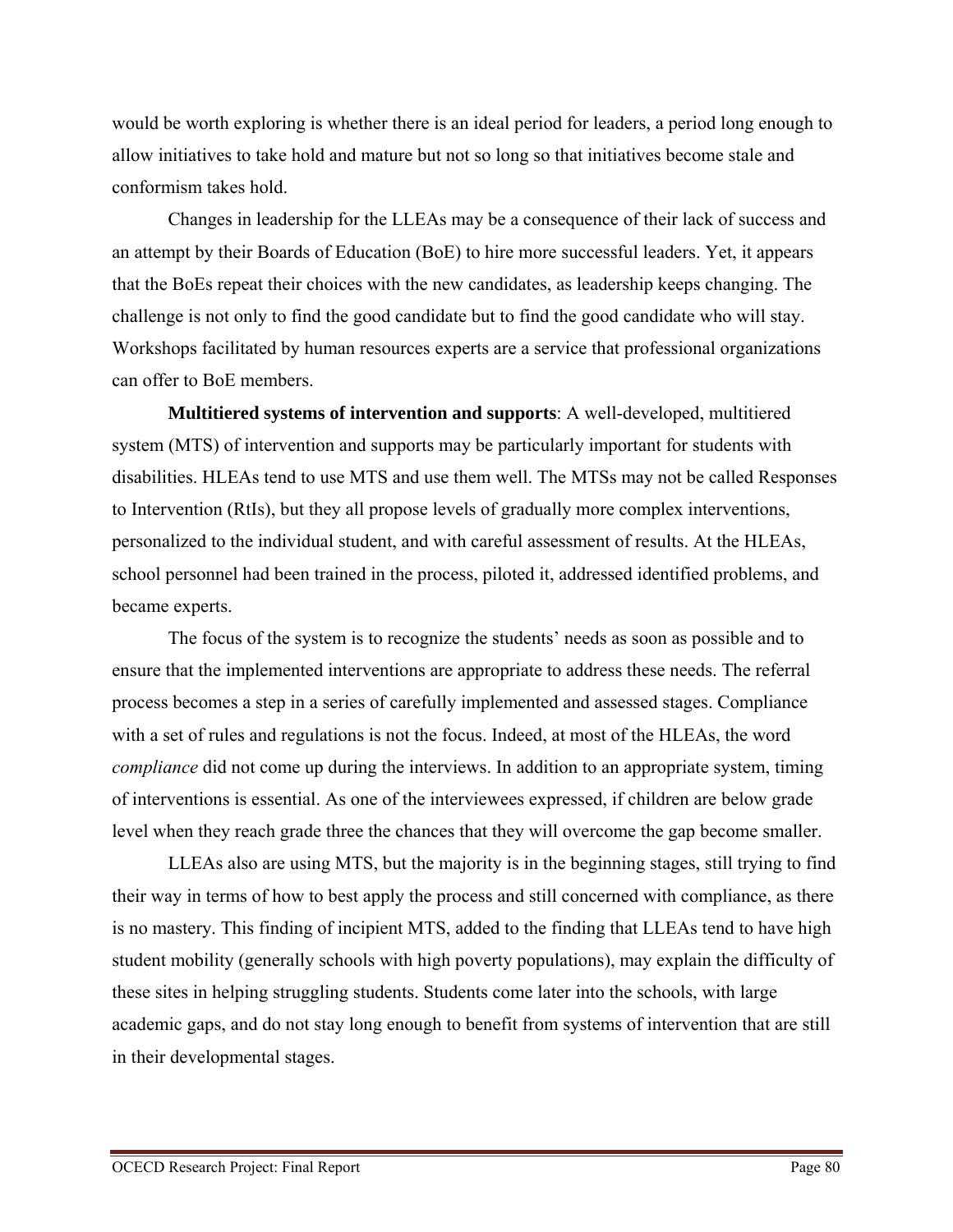would be worth exploring is whether there is an ideal period for leaders, a period long enough to allow initiatives to take hold and mature but not so long so that initiatives become stale and conformism takes hold.

Changes in leadership for the LLEAs may be a consequence of their lack of success and an attempt by their Boards of Education (BoE) to hire more successful leaders. Yet, it appears that the BoEs repeat their choices with the new candidates, as leadership keeps changing. The challenge is not only to find the good candidate but to find the good candidate who will stay. Workshops facilitated by human resources experts are a service that professional organizations can offer to BoE members.

**Multitiered systems of intervention and supports**: A well-developed, multitiered system (MTS) of intervention and supports may be particularly important for students with disabilities. HLEAs tend to use MTS and use them well. The MTSs may not be called Responses to Intervention (RtIs), but they all propose levels of gradually more complex interventions, personalized to the individual student, and with careful assessment of results. At the HLEAs, school personnel had been trained in the process, piloted it, addressed identified problems, and became experts.

The focus of the system is to recognize the students' needs as soon as possible and to ensure that the implemented interventions are appropriate to address these needs. The referral process becomes a step in a series of carefully implemented and assessed stages. Compliance with a set of rules and regulations is not the focus. Indeed, at most of the HLEAs, the word *compliance* did not come up during the interviews. In addition to an appropriate system, timing of interventions is essential. As one of the interviewees expressed, if children are below grade level when they reach grade three the chances that they will overcome the gap become smaller.

LLEAs also are using MTS, but the majority is in the beginning stages, still trying to find their way in terms of how to best apply the process and still concerned with compliance, as there is no mastery. This finding of incipient MTS, added to the finding that LLEAs tend to have high student mobility (generally schools with high poverty populations), may explain the difficulty of these sites in helping struggling students. Students come later into the schools, with large academic gaps, and do not stay long enough to benefit from systems of intervention that are still in their developmental stages.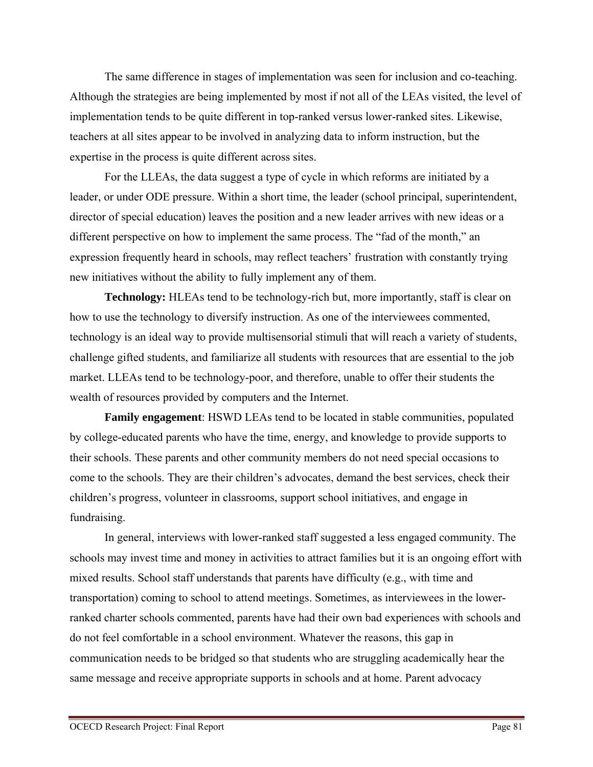The same difference in stages of implementation was seen for inclusion and co-teaching. Although the strategies are being implemented by most if not all of the LEAs visited, the level of implementation tends to be quite different in top-ranked versus lower-ranked sites. Likewise, teachers at all sites appear to be involved in analyzing data to inform instruction, but the expertise in the process is quite different across sites.

For the LLEAs, the data suggest a type of cycle in which reforms are initiated by a leader, or under ODE pressure. Within a short time, the leader (school principal, superintendent, director of special education) leaves the position and a new leader arrives with new ideas or a different perspective on how to implement the same process. The "fad of the month," an expression frequently heard in schools, may reflect teachers' frustration with constantly trying new initiatives without the ability to fully implement any of them.

**Technology:** HLEAs tend to be technology-rich but, more importantly, staff is clear on how to use the technology to diversify instruction. As one of the interviewees commented, technology is an ideal way to provide multisensorial stimuli that will reach a variety of students, challenge gifted students, and familiarize all students with resources that are essential to the job market. LLEAs tend to be technology-poor, and therefore, unable to offer their students the wealth of resources provided by computers and the Internet.

**Family engagement**: HSWD LEAs tend to be located in stable communities, populated by college-educated parents who have the time, energy, and knowledge to provide supports to their schools. These parents and other community members do not need special occasions to come to the schools. They are their children's advocates, demand the best services, check their children's progress, volunteer in classrooms, support school initiatives, and engage in fundraising.

In general, interviews with lower-ranked staff suggested a less engaged community. The schools may invest time and money in activities to attract families but it is an ongoing effort with mixed results. School staff understands that parents have difficulty (e.g., with time and transportation) coming to school to attend meetings. Sometimes, as interviewees in the lower-ranked charter schools commented, parents have had their own bad experiences with schools and do not feel comfortable in a school environment. Whatever the reasons, this gap in communication needs to be bridged so that students who are struggling academically hear the same message and receive appropriate supports in schools and at home. Parent advocacy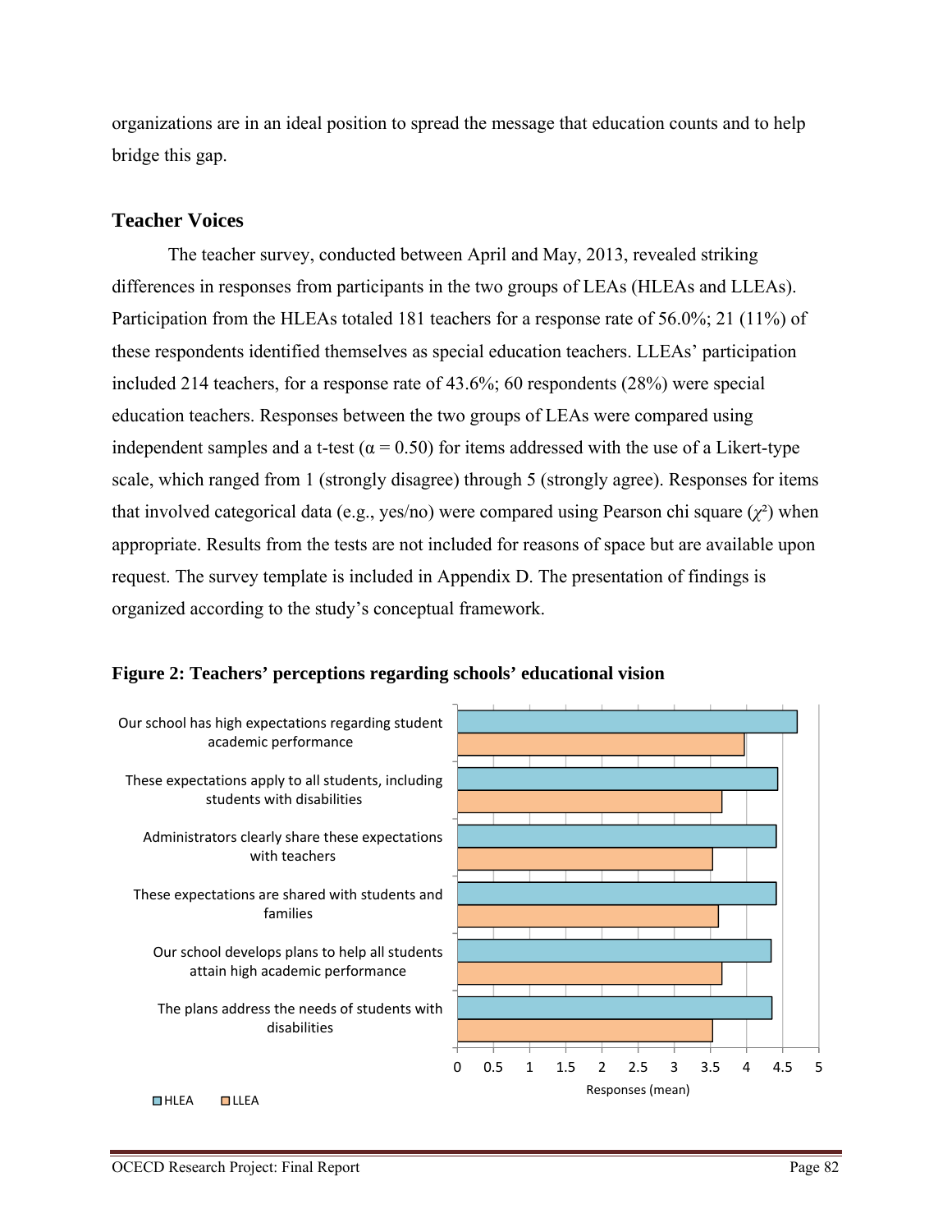organizations are in an ideal position to spread the message that education counts and to help bridge this gap.

### Teacher Voices

The teacher survey, conducted between April and May, 2013, revealed striking differences in responses from participants in the two groups of LEAs (HLEAs and LLEAs). Participation from the HLEAs totaled 181 teachers for a response rate of 56.0%; 21 (11%) of these respondents identified themselves as special education teachers. LLEAs' participation included 214 teachers, for a response rate of 43.6%; 60 respondents (28%) were special education teachers. Responses between the two groups of LEAs were compared using independent samples and a t-test ($\alpha = 0.50$) for items addressed with the use of a Likert-type scale, which ranged from 1 (strongly disagree) through 5 (strongly agree). Responses for items that involved categorical data (e.g., yes/no) were compared using Pearson chi square ($\chi^2$) when appropriate. Results from the tests are not included for reasons of space but are available upon request. The survey template is included in Appendix D. The presentation of findings is organized according to the study's conceptual framework.

**Figure 2: Teachers' perceptions regarding schools' educational vision**

Our school has high expectations regarding student academic performance

These expectations apply to all students, including students with disabilities

Administrators clearly share these expectations with teachers

These expectations are shared with students and families

Our school develops plans to help all students attain high academic performance

The plans address the needs of students with disabilities

0 0.5 1 1.5 2 2.5 3 3.5 4 4.5 5

Responses (mean)

HLEA LLEA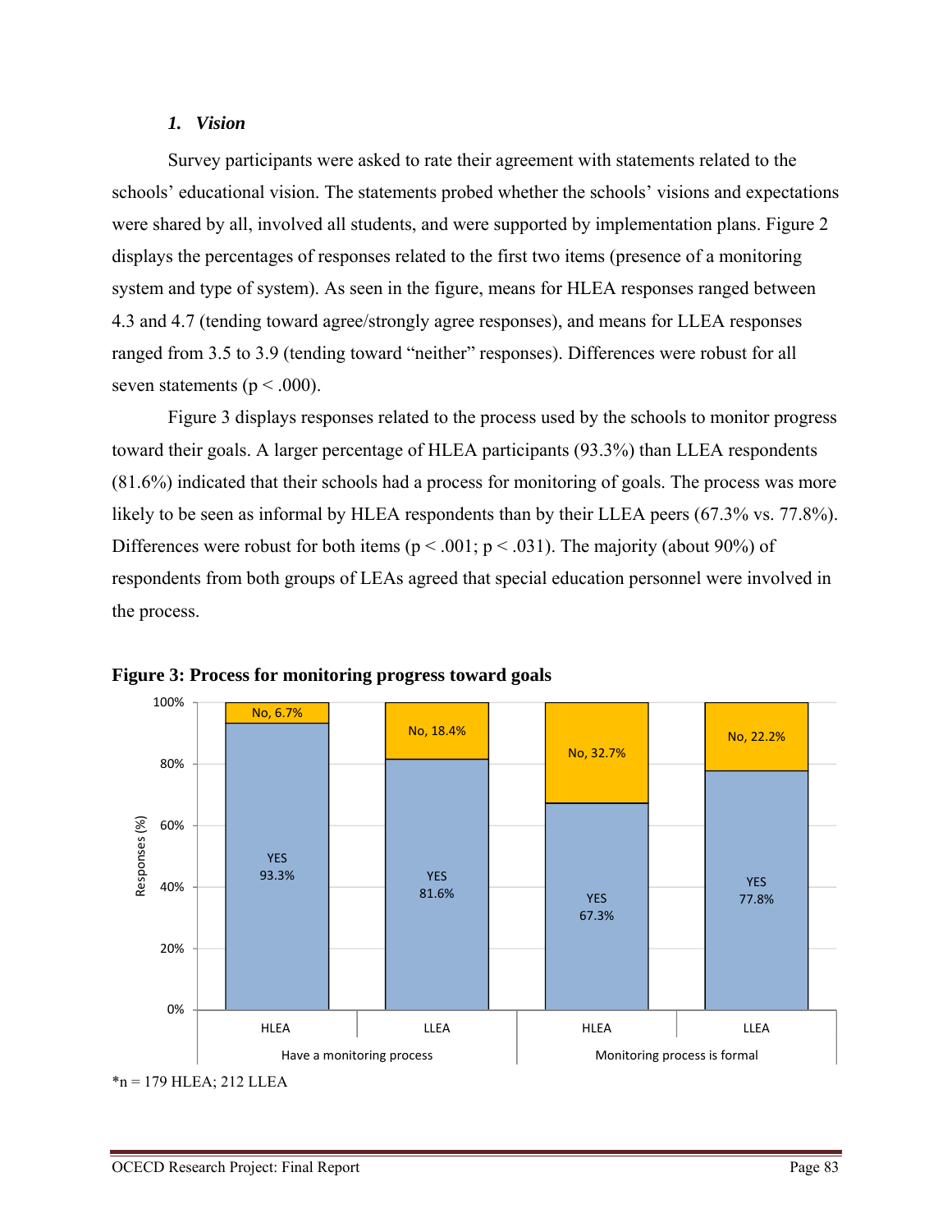### *1. Vision*

Survey participants were asked to rate their agreement with statements related to the schools' educational vision. The statements probed whether the schools' visions and expectations were shared by all, involved all students, and were supported by implementation plans. Figure 2 displays the percentages of responses related to the first two items (presence of a monitoring system and type of system). As seen in the figure, means for HLEA responses ranged between 4.3 and 4.7 (tending toward agree/strongly agree responses), and means for LLEA responses ranged from 3.5 to 3.9 (tending toward "neither" responses). Differences were robust for all seven statements ($p < .000$).

Figure 3 displays responses related to the process used by the schools to monitor progress toward their goals. A larger percentage of HLEA participants (93.3%) than LLEA respondents (81.6%) indicated that their schools had a process for monitoring of goals. The process was more likely to be seen as informal by HLEA respondents than by their LLEA peers (67.3% vs. 77.8%). Differences were robust for both items ($p < .001$; $p < .031$). The majority (about 90%) of respondents from both groups of LEAs agreed that special education personnel were involved in the process.

**Figure 3: Process for monitoring progress toward goals**

| | Have a monitoring process | | Monitoring process is formal | |
|---|---|---|---|---|
| | HLEA | LLEA | HLEA | LLEA |
| YES | 93.3% | 81.6% | 67.3% | 77.8% |
| No | 6.7% | 18.4% | 32.7% | 22.2% |

*n = 179 HLEA; 212 LLEA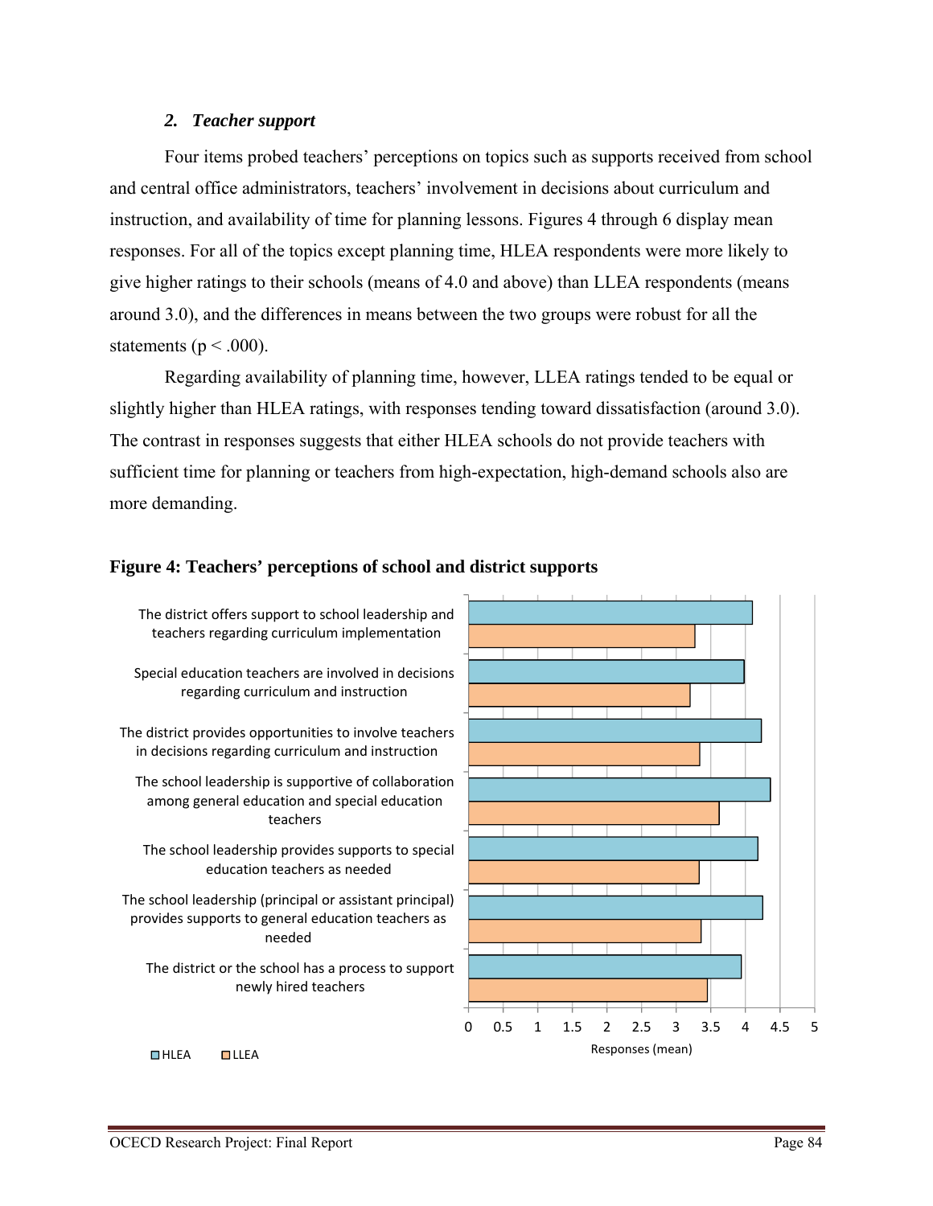### 2. *Teacher support*

Four items probed teachers' perceptions on topics such as supports received from school and central office administrators, teachers' involvement in decisions about curriculum and instruction, and availability of time for planning lessons. Figures 4 through 6 display mean responses. For all of the topics except planning time, HLEA respondents were more likely to give higher ratings to their schools (means of 4.0 and above) than LLEA respondents (means around 3.0), and the differences in means between the two groups were robust for all the statements ($p < .000$).

Regarding availability of planning time, however, LLEA ratings tended to be equal or slightly higher than HLEA ratings, with responses tending toward dissatisfaction (around 3.0). The contrast in responses suggests that either HLEA schools do not provide teachers with sufficient time for planning or teachers from high-expectation, high-demand schools also are more demanding.

**Figure 4: Teachers' perceptions of school and district supports**

The district offers support to school leadership and teachers regarding curriculum implementation

Special education teachers are involved in decisions regarding curriculum and instruction

The district provides opportunities to involve teachers in decisions regarding curriculum and instruction

The school leadership is supportive of collaboration among general education and special education teachers

The school leadership provides supports to special education teachers as needed

The school leadership (principal or assistant principal) provides supports to general education teachers as needed

The district or the school has a process to support newly hired teachers

0 0.5 1 1.5 2 2.5 3 3.5 4 4.5 5

Responses (mean)

HLEA LLEA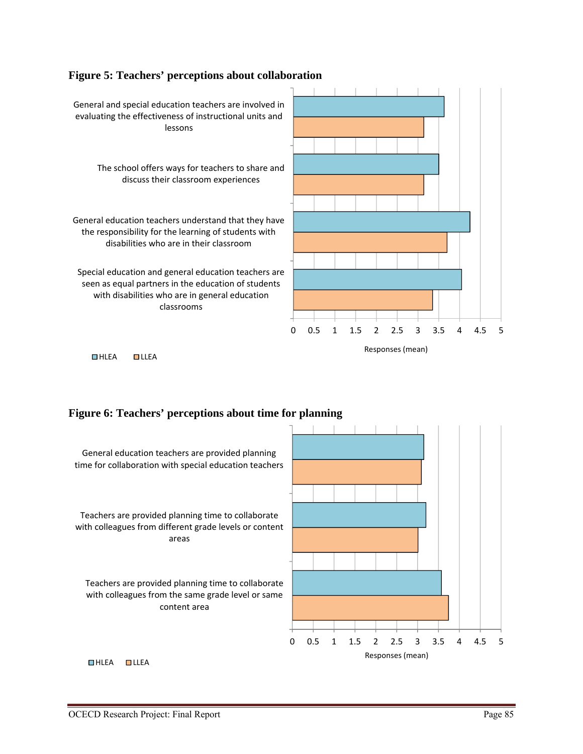**Figure 5: Teachers' perceptions about collaboration**

General and special education teachers are involved in evaluating the effectiveness of instructional units and lessons

The school offers ways for teachers to share and discuss their classroom experiences

General education teachers understand that they have the responsibility for the learning of students with disabilities who are in their classroom

Special education and general education teachers are seen as equal partners in the education of students with disabilities who are in general education classrooms

0 0.5 1 1.5 2 2.5 3 3.5 4 4.5 5

Responses (mean)

HLEA LLEA

**Figure 6: Teachers' perceptions about time for planning**

General education teachers are provided planning time for collaboration with special education teachers

Teachers are provided planning time to collaborate with colleagues from different grade levels or content areas

Teachers are provided planning time to collaborate with colleagues from the same grade level or same content area

0 0.5 1 1.5 2 2.5 3 3.5 4 4.5 5

Responses (mean)

HLEA LLEA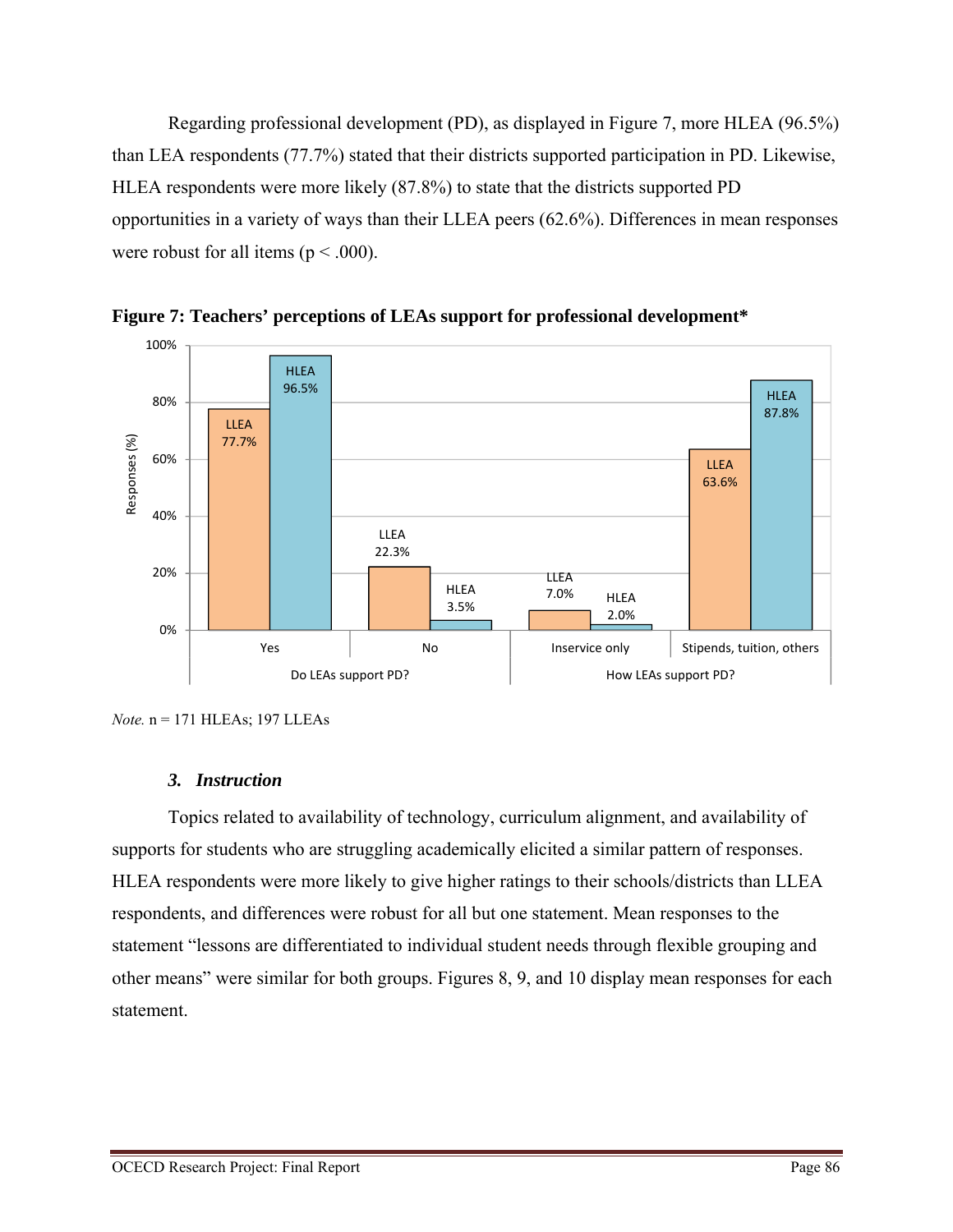Regarding professional development (PD), as displayed in Figure 7, more HLEA (96.5%) than LEA respondents (77.7%) stated that their districts supported participation in PD. Likewise, HLEA respondents were more likely (87.8%) to state that the districts supported PD opportunities in a variety of ways than their LLEA peers (62.6%). Differences in mean responses were robust for all items ($p < .000$).

**Figure 7: Teachers' perceptions of LEAs support for professional development***

| | Do LEAs support PD? | | How LEAs support PD? | |
|---|---|---|---|---|
| | Yes | No | Inservice only | Stipends, tuition, others |
| LLEA | 77.7% | 22.3% | 7.0% | 63.6% |
| HLEA | 96.5% | 3.5% | 2.0% | 87.8% |

*Note.* n = 171 HLEAs; 197 LLEAs

### *3. Instruction*

Topics related to availability of technology, curriculum alignment, and availability of supports for students who are struggling academically elicited a similar pattern of responses. HLEA respondents were more likely to give higher ratings to their schools/districts than LLEA respondents, and differences were robust for all but one statement. Mean responses to the statement "lessons are differentiated to individual student needs through flexible grouping and other means" were similar for both groups. Figures 8, 9, and 10 display mean responses for each statement.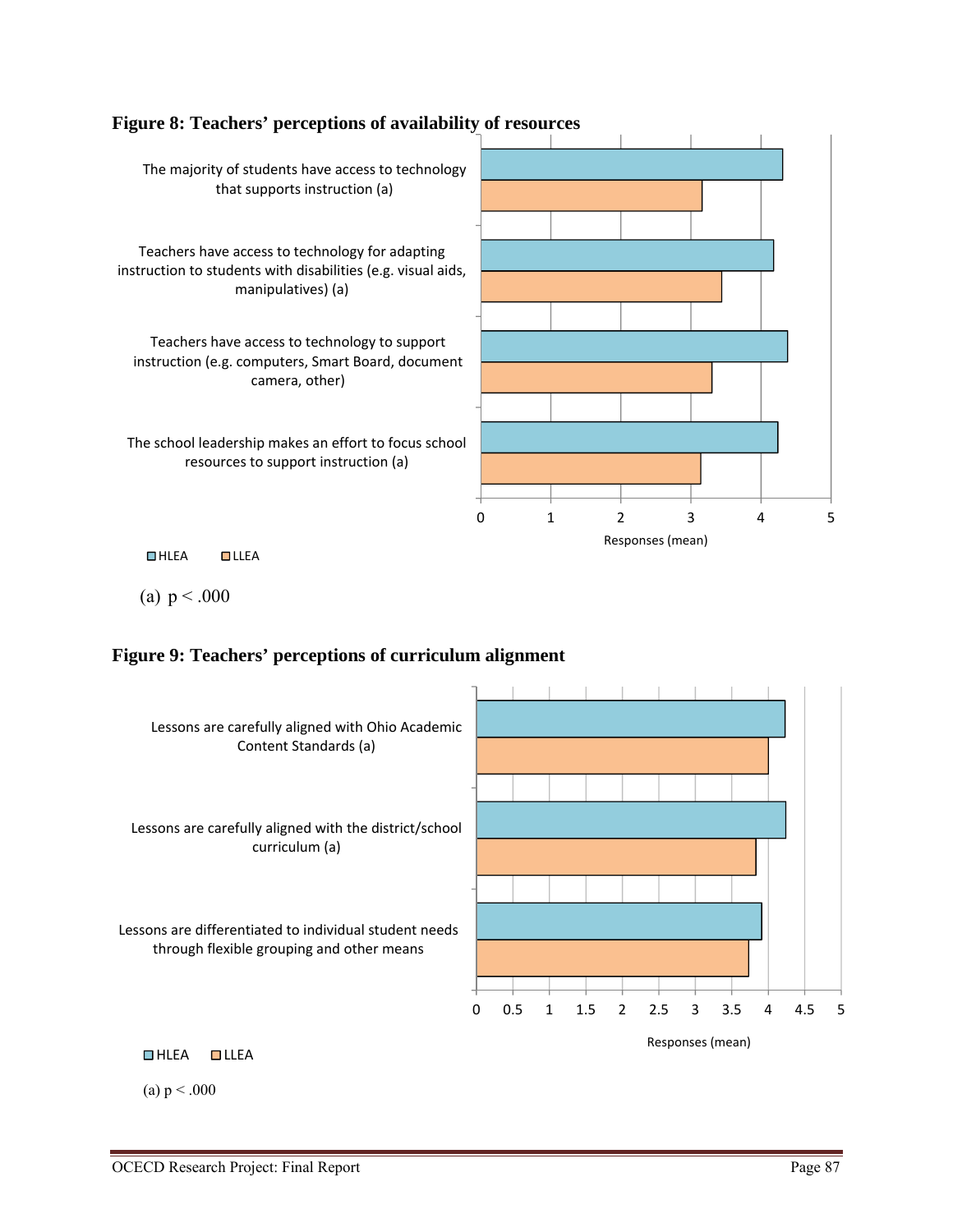**Figure 8: Teachers' perceptions of availability of resources**

The majority of students have access to technology that supports instruction (a)

Teachers have access to technology for adapting instruction to students with disabilities (e.g. visual aids, manipulatives) (a)

Teachers have access to technology to support instruction (e.g. computers, Smart Board, document camera, other)

The school leadership makes an effort to focus school resources to support instruction (a)

0 1 2 3 4 5

Responses (mean)

HLEA LLEA

(a) $p < .000$

**Figure 9: Teachers' perceptions of curriculum alignment**

Lessons are carefully aligned with Ohio Academic Content Standards (a)

Lessons are carefully aligned with the district/school curriculum (a)

Lessons are differentiated to individual student needs through flexible grouping and other means

0 0.5 1 1.5 2 2.5 3 3.5 4 4.5 5

Responses (mean)

HLEA LLEA

(a) $p < .000$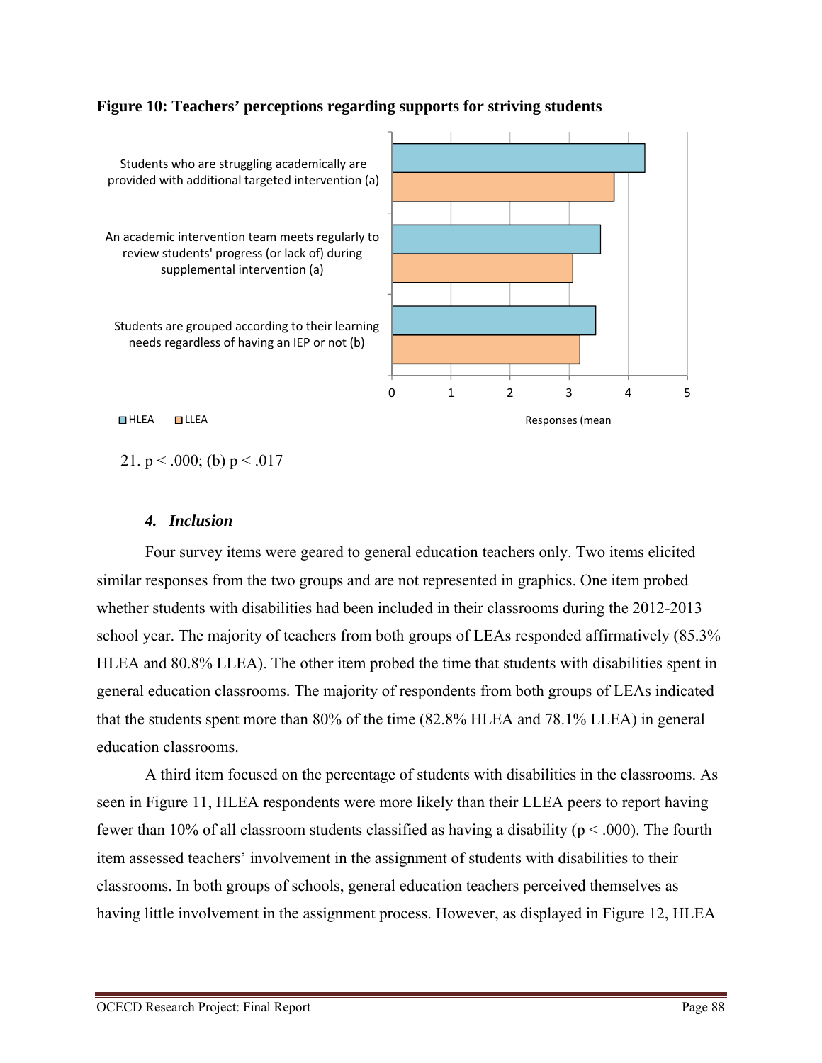**Figure 10: Teachers' perceptions regarding supports for striving students**

| Item | HLEA | LLEA |
|---|---|---|
| Students who are struggling academically are provided with additional targeted intervention (a) | | |
| An academic intervention team meets regularly to review students' progress (or lack of) during supplemental intervention (a) | | |
| Students are grouped according to their learning needs regardless of having an IEP or not (b) | | |

Responses (mean

21. p < .000; (b) p < .017

### *4. Inclusion*

Four survey items were geared to general education teachers only. Two items elicited similar responses from the two groups and are not represented in graphics. One item probed whether students with disabilities had been included in their classrooms during the 2012-2013 school year. The majority of teachers from both groups of LEAs responded affirmatively (85.3% HLEA and 80.8% LLEA). The other item probed the time that students with disabilities spent in general education classrooms. The majority of respondents from both groups of LEAs indicated that the students spent more than 80% of the time (82.8% HLEA and 78.1% LLEA) in general education classrooms.

A third item focused on the percentage of students with disabilities in the classrooms. As seen in Figure 11, HLEA respondents were more likely than their LLEA peers to report having fewer than 10% of all classroom students classified as having a disability ($p < .000$). The fourth item assessed teachers' involvement in the assignment of students with disabilities to their classrooms. In both groups of schools, general education teachers perceived themselves as having little involvement in the assignment process. However, as displayed in Figure 12, HLEA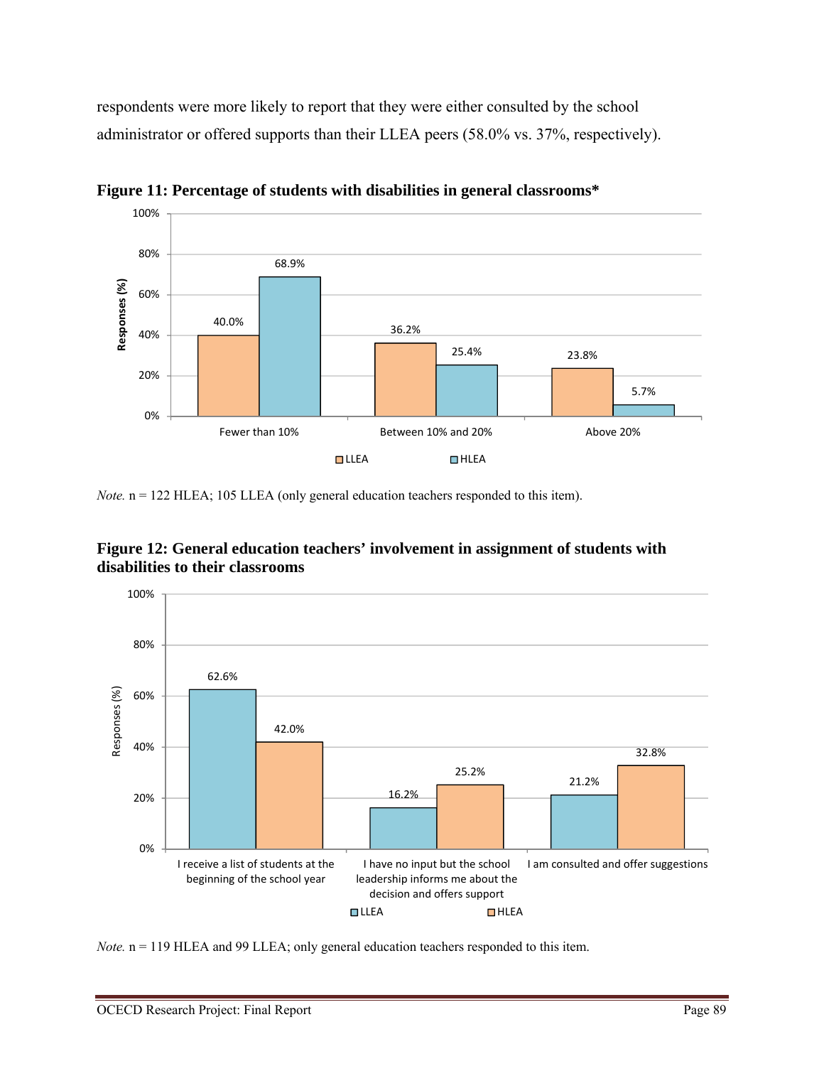respondents were more likely to report that they were either consulted by the school administrator or offered supports than their LLEA peers (58.0% vs. 37%, respectively).

**Figure 11: Percentage of students with disabilities in general classrooms***

| | LLEA | HLEA |
|---|---|---|
| Fewer than 10% | 40.0% | 68.9% |
| Between 10% and 20% | 36.2% | 25.4% |
| Above 20% | 23.8% | 5.7% |

*Note.* n = 122 HLEA; 105 LLEA (only general education teachers responded to this item).

**Figure 12: General education teachers' involvement in assignment of students with disabilities to their classrooms**

| | LLEA | HLEA |
|---|---|---|
| I receive a list of students at the beginning of the school year | 62.6% | 42.0% |
| I have no input but the school leadership informs me about the decision and offers support | 16.2% | 25.2% |
| I am consulted and offer suggestions | 21.2% | 32.8% |

*Note.* n = 119 HLEA and 99 LLEA; only general education teachers responded to this item.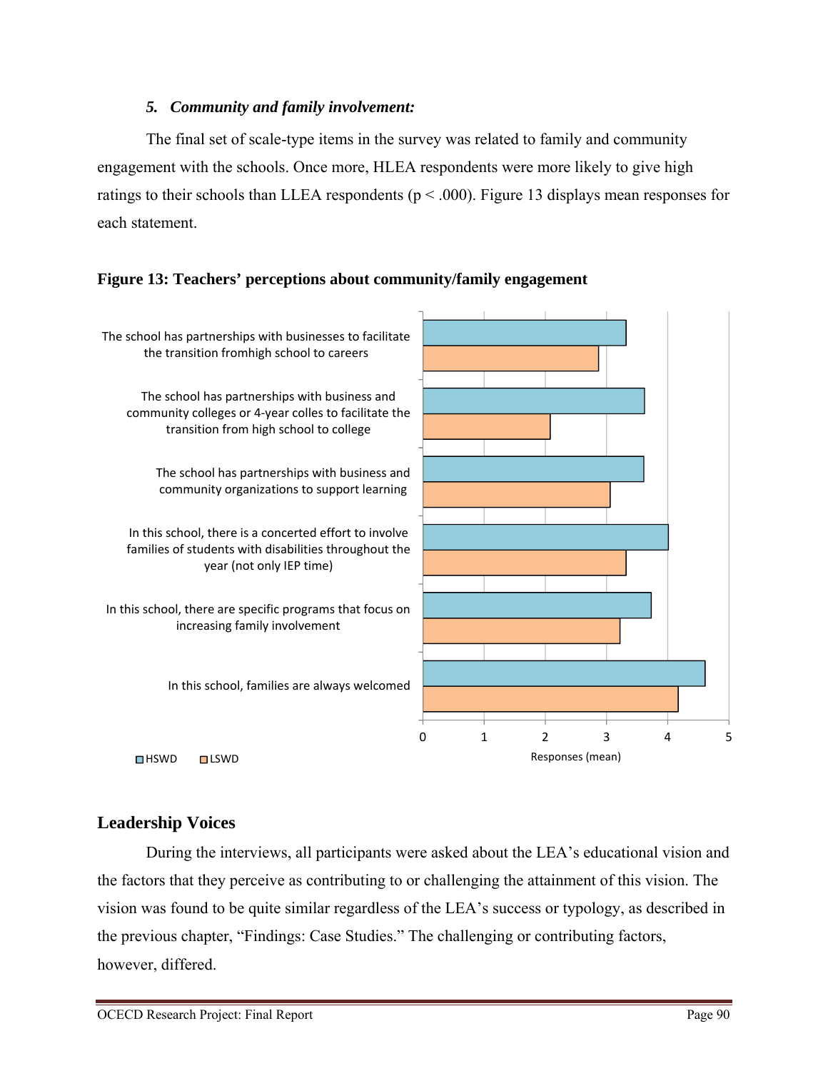### *5. Community and family involvement:*

The final set of scale-type items in the survey was related to family and community engagement with the schools. Once more, HLEA respondents were more likely to give high ratings to their schools than LLEA respondents ($p < .000$). Figure 13 displays mean responses for each statement.

**Figure 13: Teachers' perceptions about community/family engagement**

| Statement | HSWD | LSWD |
|---|---|---|
| The school has partnerships with businesses to facilitate the transition fromhigh school to careers | 3.3 | 2.9 |
| The school has partnerships with business and community colleges or 4-year colles to facilitate the transition from high school to college | 3.6 | 2.1 |
| The school has partnerships with business and community organizations to support learning | 3.6 | 3.1 |
| In this school, there is a concerted effort to involve families of students with disabilities throughout the year (not only IEP time) | 4.0 | 3.3 |
| In this school, there are specific programs that focus on increasing family involvement | 3.7 | 3.2 |
| In this school, families are always welcomed | 4.6 | 4.2 |

Responses (mean)

## Leadership Voices

During the interviews, all participants were asked about the LEA's educational vision and the factors that they perceive as contributing to or challenging the attainment of this vision. The vision was found to be quite similar regardless of the LEA's success or typology, as described in the previous chapter, "Findings: Case Studies." The challenging or contributing factors, however, differed.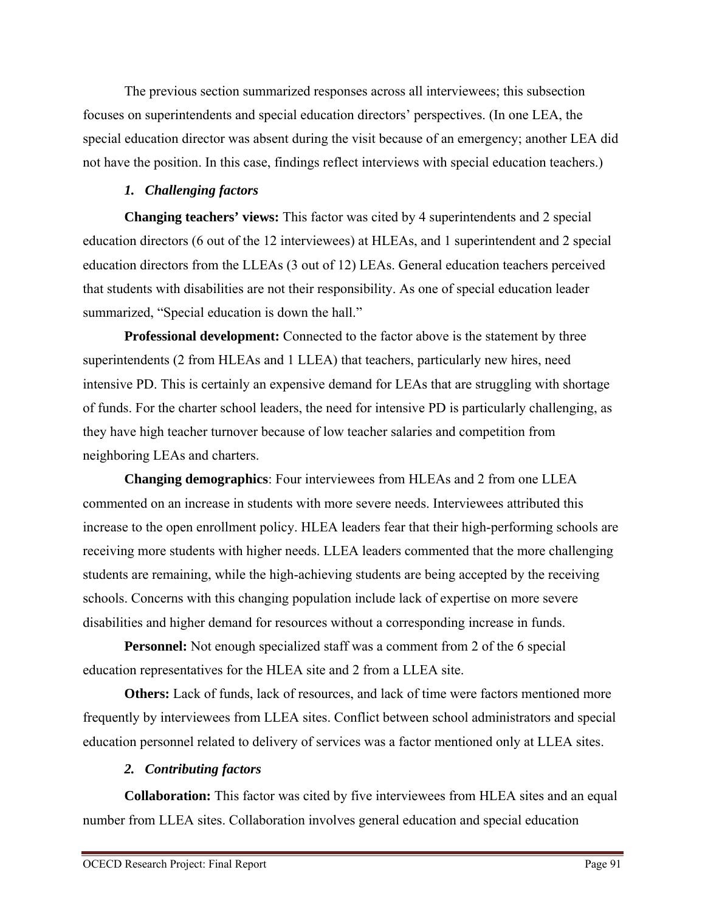The previous section summarized responses across all interviewees; this subsection focuses on superintendents and special education directors' perspectives. (In one LEA, the special education director was absent during the visit because of an emergency; another LEA did not have the position. In this case, findings reflect interviews with special education teachers.)

### *1. Challenging factors*

**Changing teachers' views:** This factor was cited by 4 superintendents and 2 special education directors (6 out of the 12 interviewees) at HLEAs, and 1 superintendent and 2 special education directors from the LLEAs (3 out of 12) LEAs. General education teachers perceived that students with disabilities are not their responsibility. As one of special education leader summarized, "Special education is down the hall."

**Professional development:** Connected to the factor above is the statement by three superintendents (2 from HLEAs and 1 LLEA) that teachers, particularly new hires, need intensive PD. This is certainly an expensive demand for LEAs that are struggling with shortage of funds. For the charter school leaders, the need for intensive PD is particularly challenging, as they have high teacher turnover because of low teacher salaries and competition from neighboring LEAs and charters.

**Changing demographics**: Four interviewees from HLEAs and 2 from one LLEA commented on an increase in students with more severe needs. Interviewees attributed this increase to the open enrollment policy. HLEA leaders fear that their high-performing schools are receiving more students with higher needs. LLEA leaders commented that the more challenging students are remaining, while the high-achieving students are being accepted by the receiving schools. Concerns with this changing population include lack of expertise on more severe disabilities and higher demand for resources without a corresponding increase in funds.

**Personnel:** Not enough specialized staff was a comment from 2 of the 6 special education representatives for the HLEA site and 2 from a LLEA site.

**Others:** Lack of funds, lack of resources, and lack of time were factors mentioned more frequently by interviewees from LLEA sites. Conflict between school administrators and special education personnel related to delivery of services was a factor mentioned only at LLEA sites.

### *2. Contributing factors*

**Collaboration:** This factor was cited by five interviewees from HLEA sites and an equal number from LLEA sites. Collaboration involves general education and special education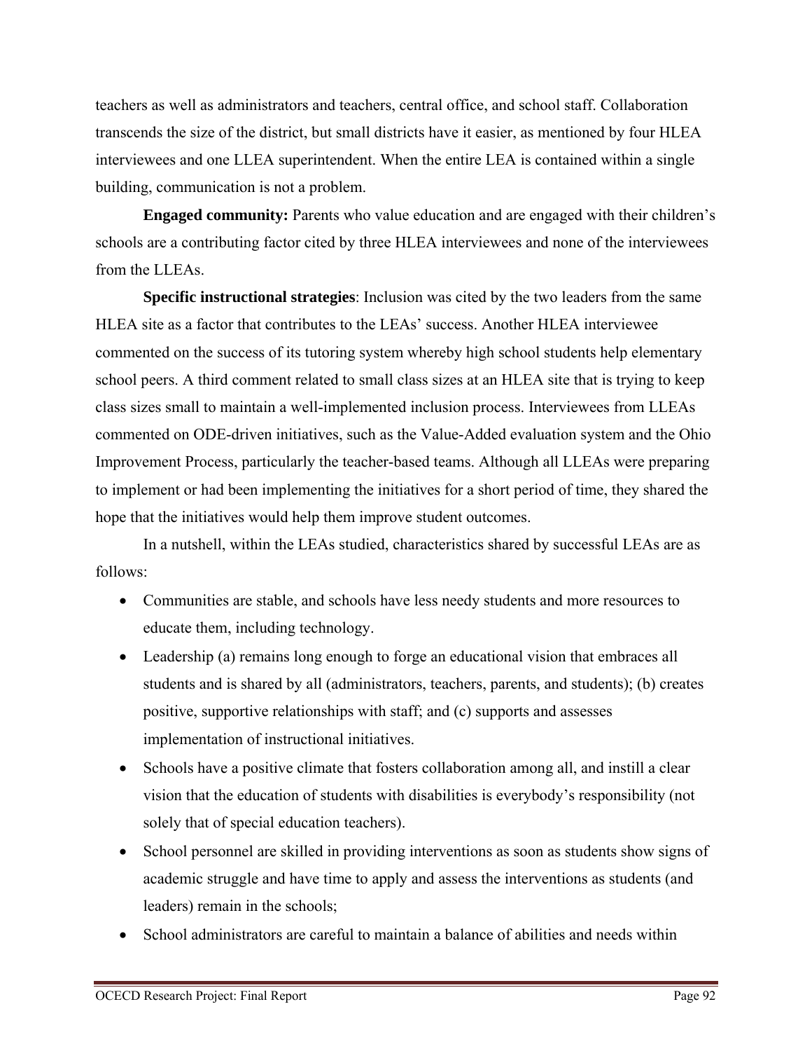teachers as well as administrators and teachers, central office, and school staff. Collaboration transcends the size of the district, but small districts have it easier, as mentioned by four HLEA interviewees and one LLEA superintendent. When the entire LEA is contained within a single building, communication is not a problem.

**Engaged community:** Parents who value education and are engaged with their children's schools are a contributing factor cited by three HLEA interviewees and none of the interviewees from the LLEAs.

**Specific instructional strategies**: Inclusion was cited by the two leaders from the same HLEA site as a factor that contributes to the LEAs' success. Another HLEA interviewee commented on the success of its tutoring system whereby high school students help elementary school peers. A third comment related to small class sizes at an HLEA site that is trying to keep class sizes small to maintain a well-implemented inclusion process. Interviewees from LLEAs commented on ODE-driven initiatives, such as the Value-Added evaluation system and the Ohio Improvement Process, particularly the teacher-based teams. Although all LLEAs were preparing to implement or had been implementing the initiatives for a short period of time, they shared the hope that the initiatives would help them improve student outcomes.

In a nutshell, within the LEAs studied, characteristics shared by successful LEAs are as follows:

- Communities are stable, and schools have less needy students and more resources to educate them, including technology.
- Leadership (a) remains long enough to forge an educational vision that embraces all students and is shared by all (administrators, teachers, parents, and students); (b) creates positive, supportive relationships with staff; and (c) supports and assesses implementation of instructional initiatives.
- Schools have a positive climate that fosters collaboration among all, and instill a clear vision that the education of students with disabilities is everybody's responsibility (not solely that of special education teachers).
- School personnel are skilled in providing interventions as soon as students show signs of academic struggle and have time to apply and assess the interventions as students (and leaders) remain in the schools;
- School administrators are careful to maintain a balance of abilities and needs within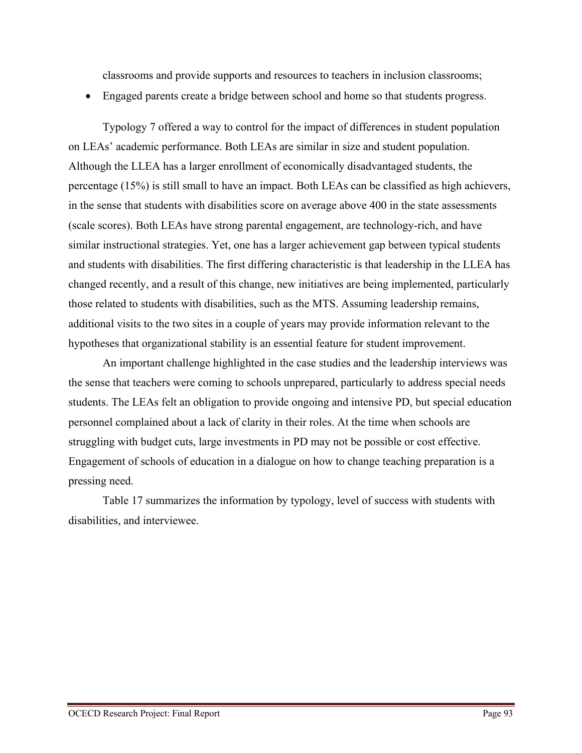classrooms and provide supports and resources to teachers in inclusion classrooms;

- Engaged parents create a bridge between school and home so that students progress.

Typology 7 offered a way to control for the impact of differences in student population on LEAs' academic performance. Both LEAs are similar in size and student population. Although the LLEA has a larger enrollment of economically disadvantaged students, the percentage (15%) is still small to have an impact. Both LEAs can be classified as high achievers, in the sense that students with disabilities score on average above 400 in the state assessments (scale scores). Both LEAs have strong parental engagement, are technology-rich, and have similar instructional strategies. Yet, one has a larger achievement gap between typical students and students with disabilities. The first differing characteristic is that leadership in the LLEA has changed recently, and a result of this change, new initiatives are being implemented, particularly those related to students with disabilities, such as the MTS. Assuming leadership remains, additional visits to the two sites in a couple of years may provide information relevant to the hypotheses that organizational stability is an essential feature for student improvement.

An important challenge highlighted in the case studies and the leadership interviews was the sense that teachers were coming to schools unprepared, particularly to address special needs students. The LEAs felt an obligation to provide ongoing and intensive PD, but special education personnel complained about a lack of clarity in their roles. At the time when schools are struggling with budget cuts, large investments in PD may not be possible or cost effective. Engagement of schools of education in a dialogue on how to change teaching preparation is a pressing need.

Table 17 summarizes the information by typology, level of success with students with disabilities, and interviewee.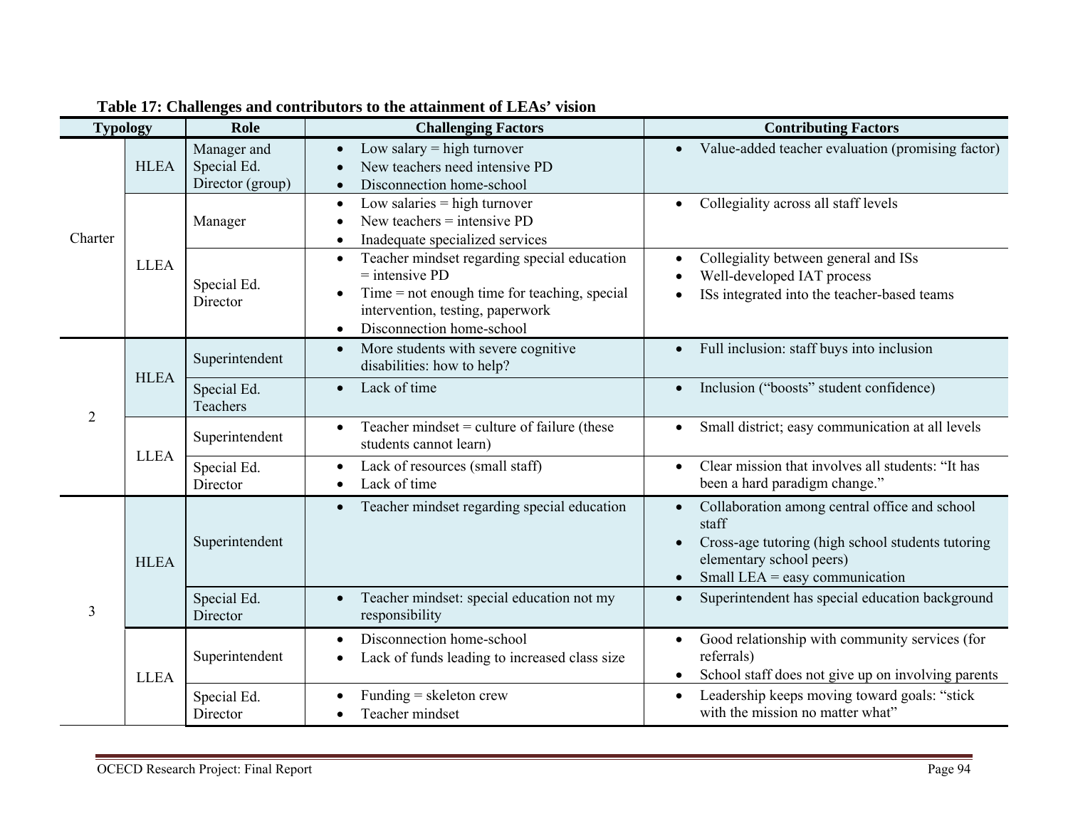**Table 17: Challenges and contributors to the attainment of LEAs' vision**

| Typology | | Role | Challenging Factors | Contributing Factors |
|---|---|---|---|---|
| Charter | HLEA | Manager and Special Ed. Director (group) | • Low salary = high turnover<br>• New teachers need intensive PD<br>• Disconnection home-school | • Value-added teacher evaluation (promising factor) |
| | LLEA | Manager | • Low salaries = high turnover<br>• New teachers = intensive PD<br>• Inadequate specialized services | • Collegiality across all staff levels |
| | | Special Ed. Director | • Teacher mindset regarding special education = intensive PD<br>• Time = not enough time for teaching, special intervention, testing, paperwork<br>• Disconnection home-school | • Collegiality between general and ISs<br>• Well-developed IAT process<br>• ISs integrated into the teacher-based teams |
| 2 | HLEA | Superintendent | • More students with severe cognitive disabilities: how to help? | • Full inclusion: staff buys into inclusion |
| | | Special Ed. Teachers | • Lack of time | • Inclusion ("boosts" student confidence) |
| | LLEA | Superintendent | • Teacher mindset = culture of failure (these students cannot learn) | • Small district; easy communication at all levels |
| | | Special Ed. Director | • Lack of resources (small staff)<br>• Lack of time | • Clear mission that involves all students: "It has been a hard paradigm change." |
| 3 | HLEA | Superintendent | • Teacher mindset regarding special education | • Collaboration among central office and school staff<br>• Cross-age tutoring (high school students tutoring elementary school peers)<br>• Small LEA = easy communication |
| | | Special Ed. Director | • Teacher mindset: special education not my responsibility | • Superintendent has special education background |
| | LLEA | Superintendent | • Disconnection home-school<br>• Lack of funds leading to increased class size | • Good relationship with community services (for referrals)<br>• School staff does not give up on involving parents |
| | | Special Ed. Director | • Funding = skeleton crew<br>• Teacher mindset | • Leadership keeps moving toward goals: "stick with the mission no matter what" |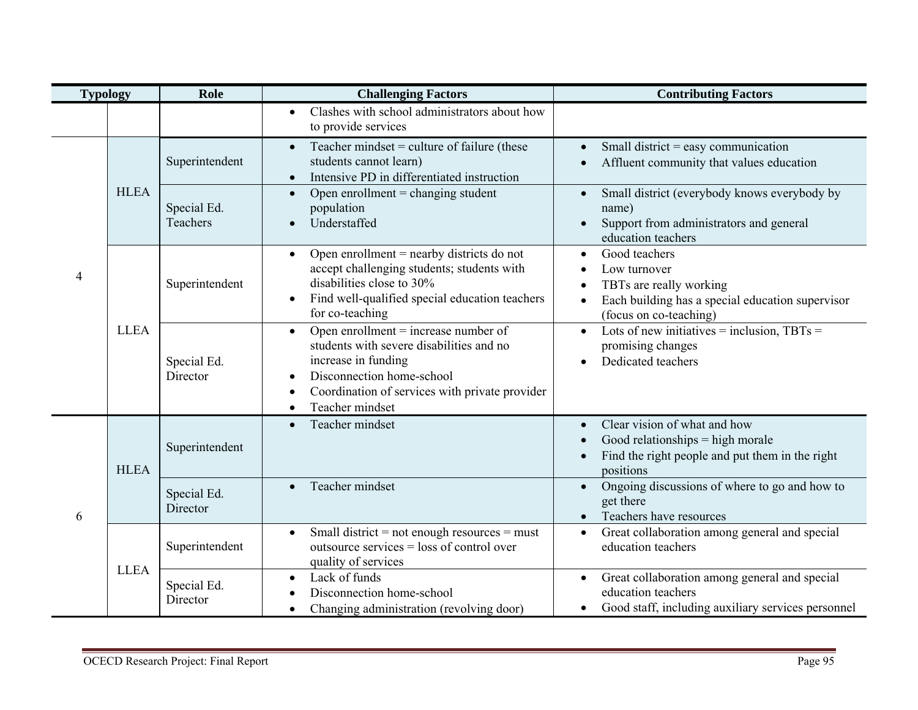| Typology | | Role | Challenging Factors | Contributing Factors |
|---|---|---|---|---|
| | | | • Clashes with school administrators about how to provide services | |
| 4 | HLEA | Superintendent | • Teacher mindset = culture of failure (these students cannot learn)<br>• Intensive PD in differentiated instruction | • Small district = easy communication<br>• Affluent community that values education |
| | | Special Ed. Teachers | • Open enrollment = changing student population<br>• Understaffed | • Small district (everybody knows everybody by name)<br>• Support from administrators and general education teachers |
| | LLEA | Superintendent | • Open enrollment = nearby districts do not accept challenging students; students with disabilities close to 30%<br>• Find well-qualified special education teachers for co-teaching | • Good teachers<br>• Low turnover<br>• TBTs are really working<br>• Each building has a special education supervisor (focus on co-teaching) |
| | | Special Ed. Director | • Open enrollment = increase number of students with severe disabilities and no increase in funding<br>• Disconnection home-school<br>• Coordination of services with private provider<br>• Teacher mindset | • Lots of new initiatives = inclusion, TBTs = promising changes<br>• Dedicated teachers |
| 6 | HLEA | Superintendent | • Teacher mindset | • Clear vision of what and how<br>• Good relationships = high morale<br>• Find the right people and put them in the right positions |
| | | Special Ed. Director | • Teacher mindset | • Ongoing discussions of where to go and how to get there<br>• Teachers have resources |
| | LLEA | Superintendent | • Small district = not enough resources = must outsource services = loss of control over quality of services | • Great collaboration among general and special education teachers |
| | | Special Ed. Director | • Lack of funds<br>• Disconnection home-school<br>• Changing administration (revolving door) | • Great collaboration among general and special education teachers<br>• Good staff, including auxiliary services personnel |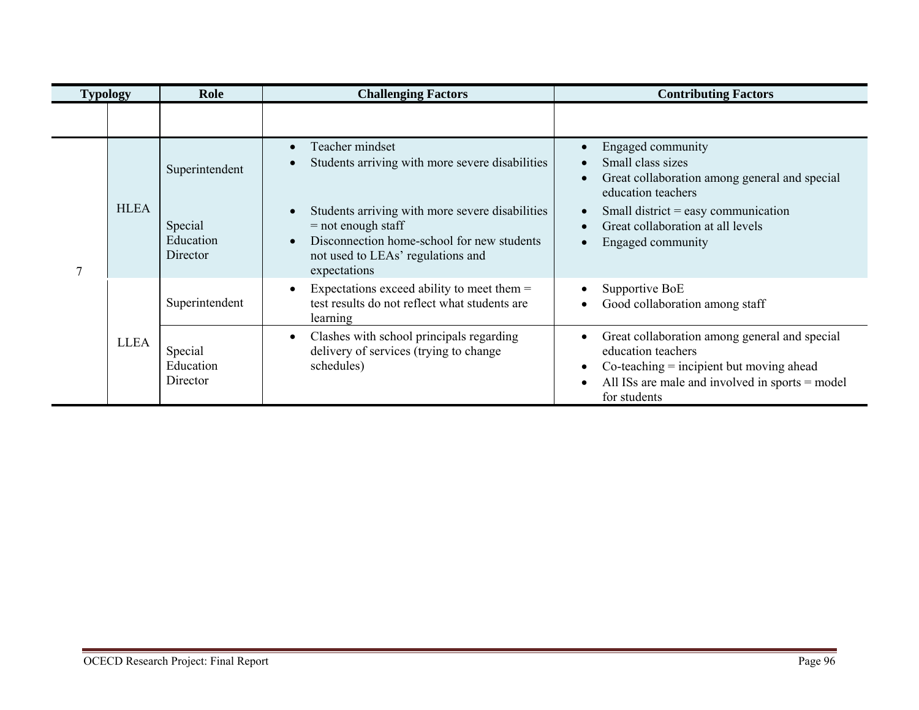| Typology | | Role | Challenging Factors | Contributing Factors |
|---|---|---|---|---|
| | | | | |
| 7 | HLEA | Superintendent | • Teacher mindset<br>• Students arriving with more severe disabilities | • Engaged community<br>• Small class sizes<br>• Great collaboration among general and special education teachers |
| | | Special Education Director | • Students arriving with more severe disabilities = not enough staff<br>• Disconnection home-school for new students not used to LEAs' regulations and expectations | • Small district = easy communication<br>• Great collaboration at all levels<br>• Engaged community |
| | LLEA | Superintendent | • Expectations exceed ability to meet them = test results do not reflect what students are learning | • Supportive BoE<br>• Good collaboration among staff |
| | | Special Education Director | • Clashes with school principals regarding delivery of services (trying to change schedules) | • Great collaboration among general and special education teachers<br>• Co-teaching = incipient but moving ahead<br>• All ISs are male and involved in sports = model for students |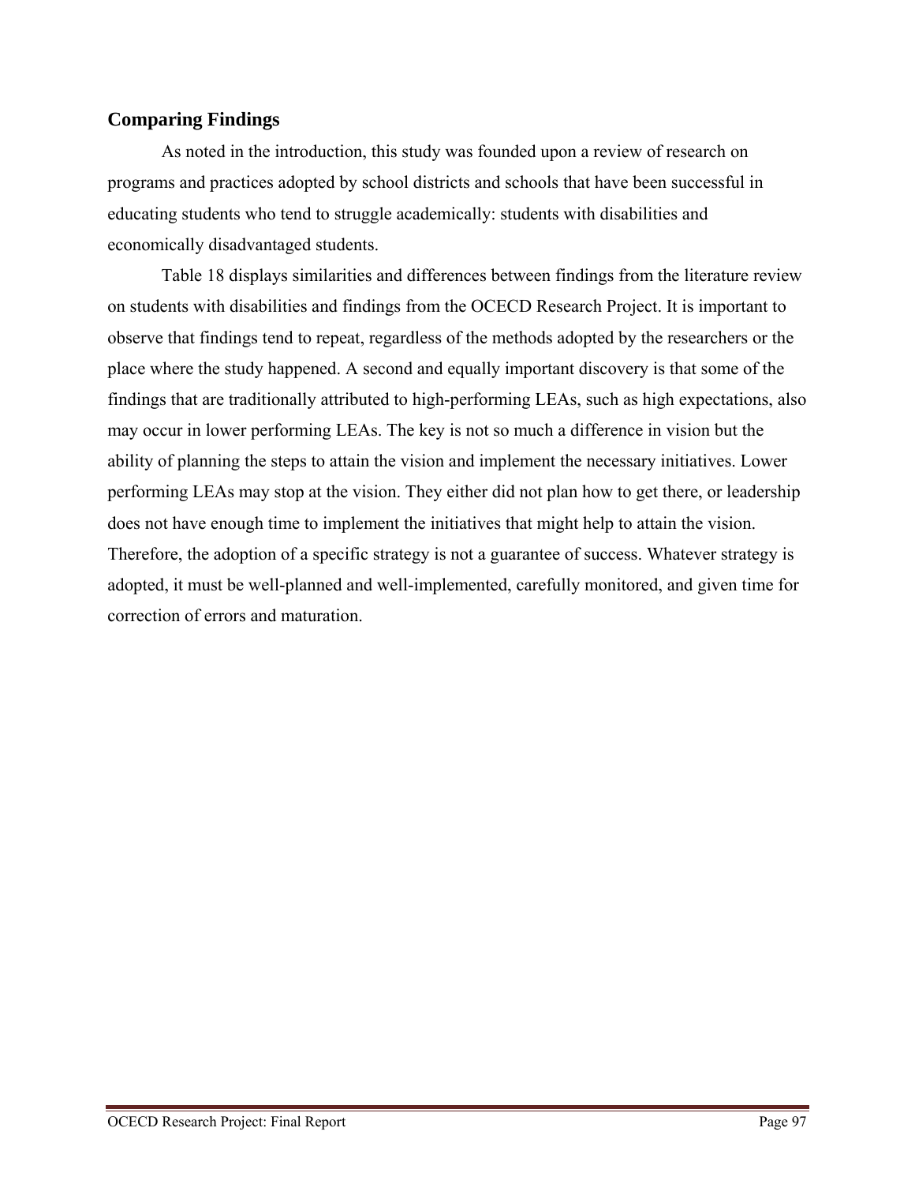## Comparing Findings

As noted in the introduction, this study was founded upon a review of research on programs and practices adopted by school districts and schools that have been successful in educating students who tend to struggle academically: students with disabilities and economically disadvantaged students.

Table 18 displays similarities and differences between findings from the literature review on students with disabilities and findings from the OCECD Research Project. It is important to observe that findings tend to repeat, regardless of the methods adopted by the researchers or the place where the study happened. A second and equally important discovery is that some of the findings that are traditionally attributed to high-performing LEAs, such as high expectations, also may occur in lower performing LEAs. The key is not so much a difference in vision but the ability of planning the steps to attain the vision and implement the necessary initiatives. Lower performing LEAs may stop at the vision. They either did not plan how to get there, or leadership does not have enough time to implement the initiatives that might help to attain the vision. Therefore, the adoption of a specific strategy is not a guarantee of success. Whatever strategy is adopted, it must be well-planned and well-implemented, carefully monitored, and given time for correction of errors and maturation.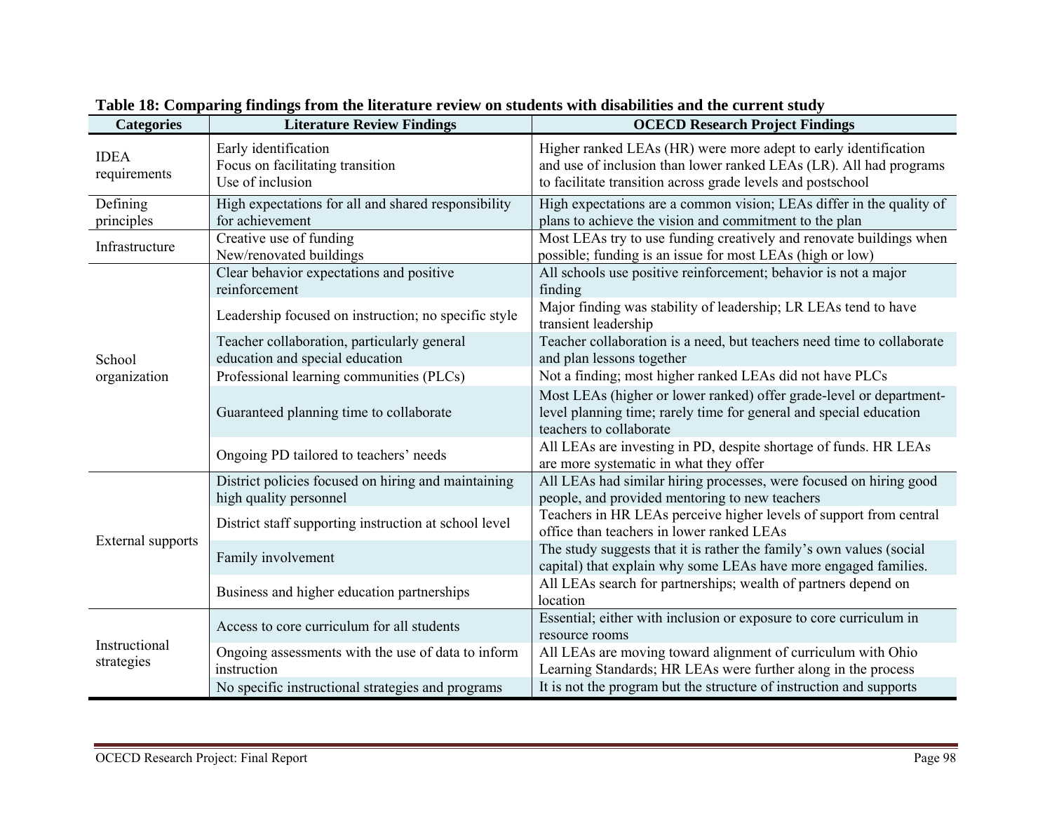**Table 18: Comparing findings from the literature review on students with disabilities and the current study**

| Categories | Literature Review Findings | OCECD Research Project Findings |
|---|---|---|
| IDEA requirements | Early identification<br>Focus on facilitating transition<br>Use of inclusion | Higher ranked LEAs (HR) were more adept to early identification and use of inclusion than lower ranked LEAs (LR). All had programs to facilitate transition across grade levels and postschool |
| Defining principles | High expectations for all and shared responsibility for achievement | High expectations are a common vision; LEAs differ in the quality of plans to achieve the vision and commitment to the plan |
| Infrastructure | Creative use of funding<br>New/renovated buildings | Most LEAs try to use funding creatively and renovate buildings when possible; funding is an issue for most LEAs (high or low) |
| School organization | Clear behavior expectations and positive reinforcement | All schools use positive reinforcement; behavior is not a major finding |
| | Leadership focused on instruction; no specific style | Major finding was stability of leadership; LR LEAs tend to have transient leadership |
| | Teacher collaboration, particularly general education and special education | Teacher collaboration is a need, but teachers need time to collaborate and plan lessons together |
| | Professional learning communities (PLCs) | Not a finding; most higher ranked LEAs did not have PLCs |
| | Guaranteed planning time to collaborate | Most LEAs (higher or lower ranked) offer grade-level or department-level planning time; rarely time for general and special education teachers to collaborate |
| | Ongoing PD tailored to teachers' needs | All LEAs are investing in PD, despite shortage of funds. HR LEAs are more systematic in what they offer |
| External supports | District policies focused on hiring and maintaining high quality personnel | All LEAs had similar hiring processes, were focused on hiring good people, and provided mentoring to new teachers |
| | District staff supporting instruction at school level | Teachers in HR LEAs perceive higher levels of support from central office than teachers in lower ranked LEAs |
| | Family involvement | The study suggests that it is rather the family's own values (social capital) that explain why some LEAs have more engaged families. |
| | Business and higher education partnerships | All LEAs search for partnerships; wealth of partners depend on location |
| Instructional strategies | Access to core curriculum for all students | Essential; either with inclusion or exposure to core curriculum in resource rooms |
| | Ongoing assessments with the use of data to inform instruction | All LEAs are moving toward alignment of curriculum with Ohio Learning Standards; HR LEAs were further along in the process |
| | No specific instructional strategies and programs | It is not the program but the structure of instruction and supports |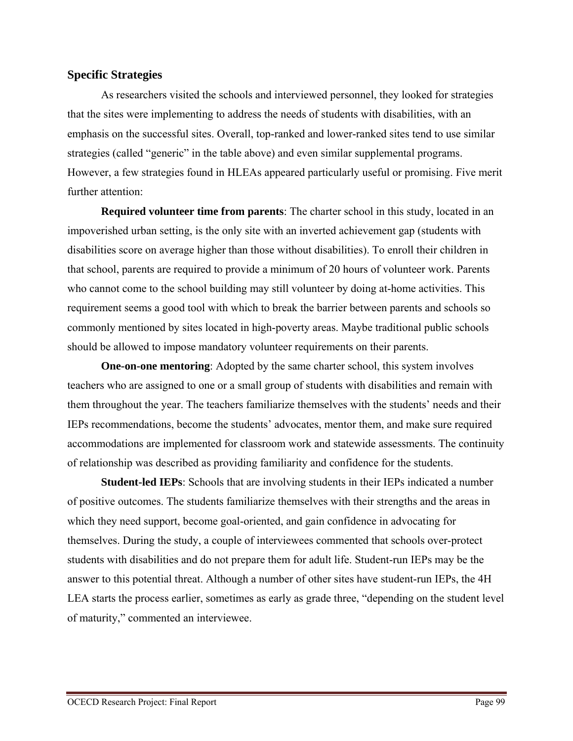## Specific Strategies

As researchers visited the schools and interviewed personnel, they looked for strategies that the sites were implementing to address the needs of students with disabilities, with an emphasis on the successful sites. Overall, top-ranked and lower-ranked sites tend to use similar strategies (called "generic" in the table above) and even similar supplemental programs. However, a few strategies found in HLEAs appeared particularly useful or promising. Five merit further attention:

**Required volunteer time from parents**: The charter school in this study, located in an impoverished urban setting, is the only site with an inverted achievement gap (students with disabilities score on average higher than those without disabilities). To enroll their children in that school, parents are required to provide a minimum of 20 hours of volunteer work. Parents who cannot come to the school building may still volunteer by doing at-home activities. This requirement seems a good tool with which to break the barrier between parents and schools so commonly mentioned by sites located in high-poverty areas. Maybe traditional public schools should be allowed to impose mandatory volunteer requirements on their parents.

**One-on-one mentoring**: Adopted by the same charter school, this system involves teachers who are assigned to one or a small group of students with disabilities and remain with them throughout the year. The teachers familiarize themselves with the students' needs and their IEPs recommendations, become the students' advocates, mentor them, and make sure required accommodations are implemented for classroom work and statewide assessments. The continuity of relationship was described as providing familiarity and confidence for the students.

**Student-led IEPs**: Schools that are involving students in their IEPs indicated a number of positive outcomes. The students familiarize themselves with their strengths and the areas in which they need support, become goal-oriented, and gain confidence in advocating for themselves. During the study, a couple of interviewees commented that schools over-protect students with disabilities and do not prepare them for adult life. Student-run IEPs may be the answer to this potential threat. Although a number of other sites have student-run IEPs, the 4H LEA starts the process earlier, sometimes as early as grade three, "depending on the student level of maturity," commented an interviewee.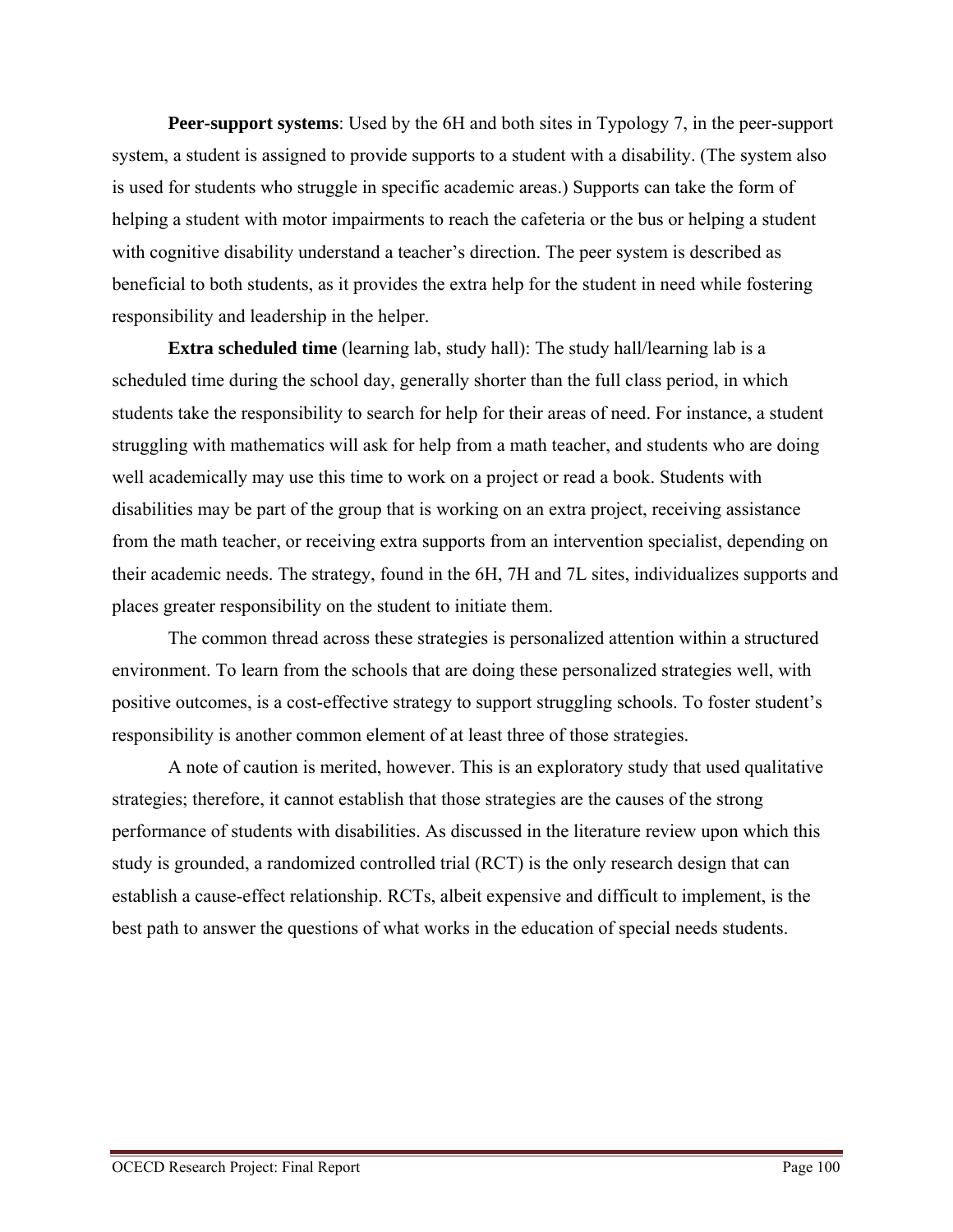**Peer-support systems**: Used by the 6H and both sites in Typology 7, in the peer-support system, a student is assigned to provide supports to a student with a disability. (The system also is used for students who struggle in specific academic areas.) Supports can take the form of helping a student with motor impairments to reach the cafeteria or the bus or helping a student with cognitive disability understand a teacher's direction. The peer system is described as beneficial to both students, as it provides the extra help for the student in need while fostering responsibility and leadership in the helper.

**Extra scheduled time** (learning lab, study hall): The study hall/learning lab is a scheduled time during the school day, generally shorter than the full class period, in which students take the responsibility to search for help for their areas of need. For instance, a student struggling with mathematics will ask for help from a math teacher, and students who are doing well academically may use this time to work on a project or read a book. Students with disabilities may be part of the group that is working on an extra project, receiving assistance from the math teacher, or receiving extra supports from an intervention specialist, depending on their academic needs. The strategy, found in the 6H, 7H and 7L sites, individualizes supports and places greater responsibility on the student to initiate them.

The common thread across these strategies is personalized attention within a structured environment. To learn from the schools that are doing these personalized strategies well, with positive outcomes, is a cost-effective strategy to support struggling schools. To foster student's responsibility is another common element of at least three of those strategies.

A note of caution is merited, however. This is an exploratory study that used qualitative strategies; therefore, it cannot establish that those strategies are the causes of the strong performance of students with disabilities. As discussed in the literature review upon which this study is grounded, a randomized controlled trial (RCT) is the only research design that can establish a cause-effect relationship. RCTs, albeit expensive and difficult to implement, is the best path to answer the questions of what works in the education of special needs students.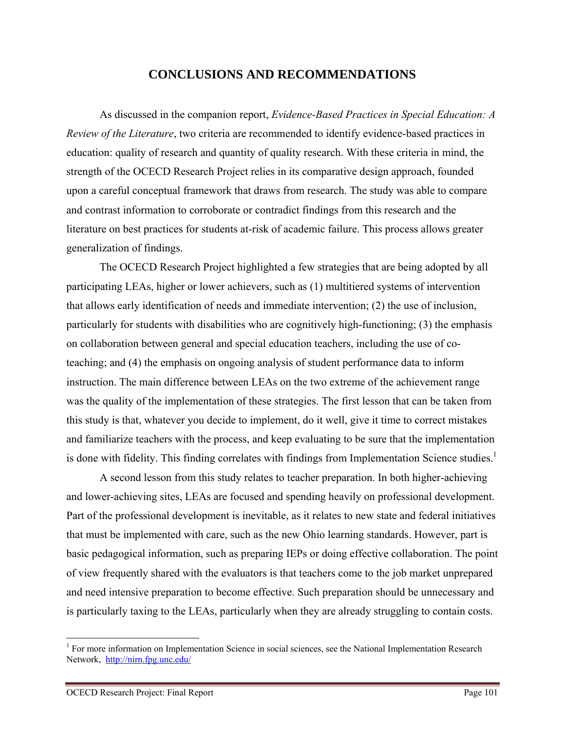# CONCLUSIONS AND RECOMMENDATIONS

As discussed in the companion report, *Evidence-Based Practices in Special Education: A Review of the Literature*, two criteria are recommended to identify evidence-based practices in education: quality of research and quantity of quality research. With these criteria in mind, the strength of the OCECD Research Project relies in its comparative design approach, founded upon a careful conceptual framework that draws from research. The study was able to compare and contrast information to corroborate or contradict findings from this research and the literature on best practices for students at-risk of academic failure. This process allows greater generalization of findings.

The OCECD Research Project highlighted a few strategies that are being adopted by all participating LEAs, higher or lower achievers, such as (1) multitiered systems of intervention that allows early identification of needs and immediate intervention; (2) the use of inclusion, particularly for students with disabilities who are cognitively high-functioning; (3) the emphasis on collaboration between general and special education teachers, including the use of co-teaching; and (4) the emphasis on ongoing analysis of student performance data to inform instruction. The main difference between LEAs on the two extreme of the achievement range was the quality of the implementation of these strategies. The first lesson that can be taken from this study is that, whatever you decide to implement, do it well, give it time to correct mistakes and familiarize teachers with the process, and keep evaluating to be sure that the implementation is done with fidelity. This finding correlates with findings from Implementation Science studies.[1]

A second lesson from this study relates to teacher preparation. In both higher-achieving and lower-achieving sites, LEAs are focused and spending heavily on professional development. Part of the professional development is inevitable, as it relates to new state and federal initiatives that must be implemented with care, such as the new Ohio learning standards. However, part is basic pedagogical information, such as preparing IEPs or doing effective collaboration. The point of view frequently shared with the evaluators is that teachers come to the job market unprepared and need intensive preparation to become effective. Such preparation should be unnecessary and is particularly taxing to the LEAs, particularly when they are already struggling to contain costs.

---

[1] For more information on Implementation Science in social sciences, see the National Implementation Research Network, http://nirn.fpg.unc.edu/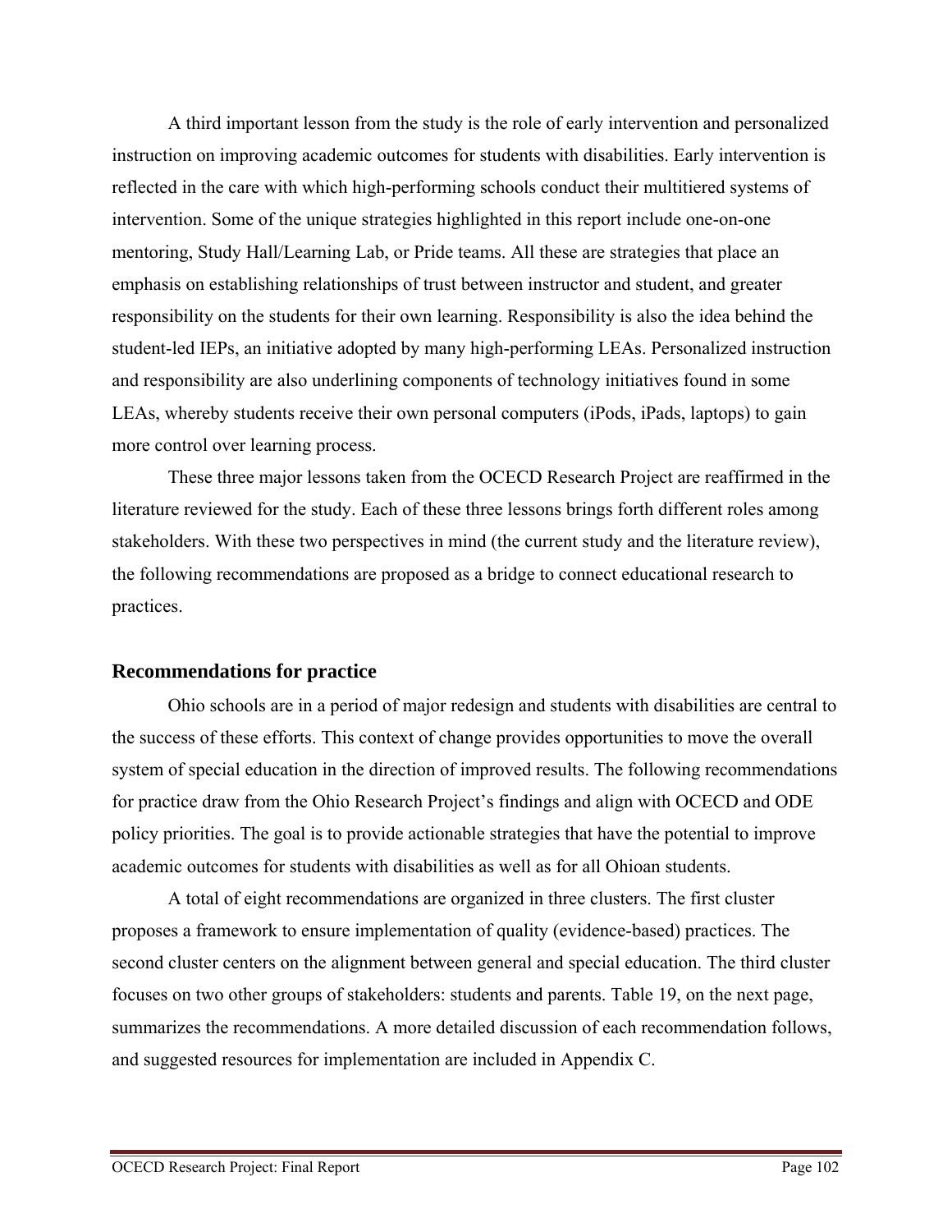A third important lesson from the study is the role of early intervention and personalized instruction on improving academic outcomes for students with disabilities. Early intervention is reflected in the care with which high-performing schools conduct their multitiered systems of intervention. Some of the unique strategies highlighted in this report include one-on-one mentoring, Study Hall/Learning Lab, or Pride teams. All these are strategies that place an emphasis on establishing relationships of trust between instructor and student, and greater responsibility on the students for their own learning. Responsibility is also the idea behind the student-led IEPs, an initiative adopted by many high-performing LEAs. Personalized instruction and responsibility are also underlining components of technology initiatives found in some LEAs, whereby students receive their own personal computers (iPods, iPads, laptops) to gain more control over learning process.

These three major lessons taken from the OCECD Research Project are reaffirmed in the literature reviewed for the study. Each of these three lessons brings forth different roles among stakeholders. With these two perspectives in mind (the current study and the literature review), the following recommendations are proposed as a bridge to connect educational research to practices.

## Recommendations for practice

Ohio schools are in a period of major redesign and students with disabilities are central to the success of these efforts. This context of change provides opportunities to move the overall system of special education in the direction of improved results. The following recommendations for practice draw from the Ohio Research Project's findings and align with OCECD and ODE policy priorities. The goal is to provide actionable strategies that have the potential to improve academic outcomes for students with disabilities as well as for all Ohioan students.

A total of eight recommendations are organized in three clusters. The first cluster proposes a framework to ensure implementation of quality (evidence-based) practices. The second cluster centers on the alignment between general and special education. The third cluster focuses on two other groups of stakeholders: students and parents. Table 19, on the next page, summarizes the recommendations. A more detailed discussion of each recommendation follows, and suggested resources for implementation are included in Appendix C.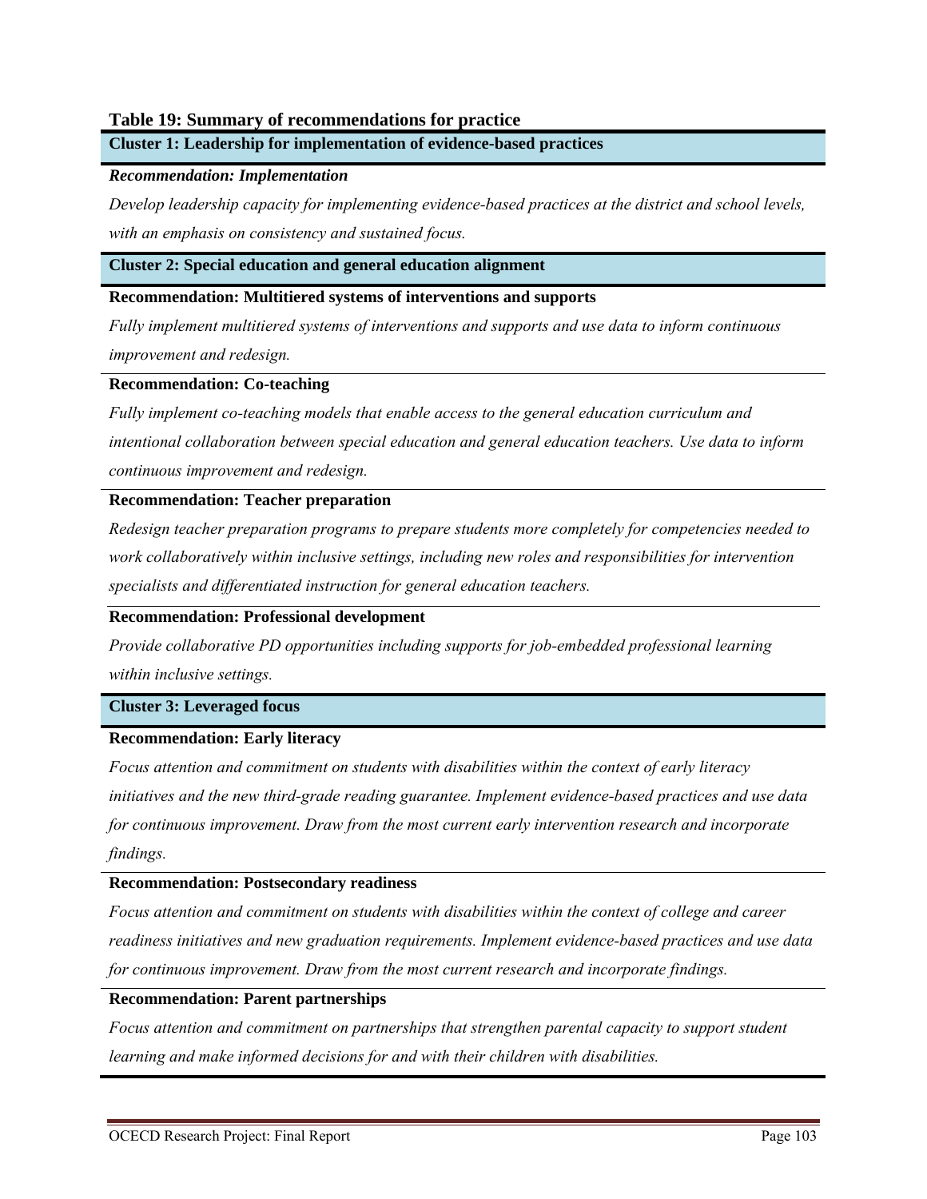**Table 19: Summary of recommendations for practice**

**Cluster 1: Leadership for implementation of evidence-based practices**

***Recommendation: Implementation***

*Develop leadership capacity for implementing evidence-based practices at the district and school levels, with an emphasis on consistency and sustained focus.*

**Cluster 2: Special education and general education alignment**

**Recommendation: Multitiered systems of interventions and supports**

*Fully implement multitiered systems of interventions and supports and use data to inform continuous improvement and redesign.*

**Recommendation: Co-teaching**

*Fully implement co-teaching models that enable access to the general education curriculum and intentional collaboration between special education and general education teachers. Use data to inform continuous improvement and redesign.*

**Recommendation: Teacher preparation**

*Redesign teacher preparation programs to prepare students more completely for competencies needed to work collaboratively within inclusive settings, including new roles and responsibilities for intervention specialists and differentiated instruction for general education teachers.*

**Recommendation: Professional development**

*Provide collaborative PD opportunities including supports for job-embedded professional learning within inclusive settings.*

**Cluster 3: Leveraged focus**

**Recommendation: Early literacy**

*Focus attention and commitment on students with disabilities within the context of early literacy initiatives and the new third-grade reading guarantee. Implement evidence-based practices and use data for continuous improvement. Draw from the most current early intervention research and incorporate findings.*

**Recommendation: Postsecondary readiness**

*Focus attention and commitment on students with disabilities within the context of college and career readiness initiatives and new graduation requirements. Implement evidence-based practices and use data for continuous improvement. Draw from the most current research and incorporate findings.*

**Recommendation: Parent partnerships**

*Focus attention and commitment on partnerships that strengthen parental capacity to support student learning and make informed decisions for and with their children with disabilities.*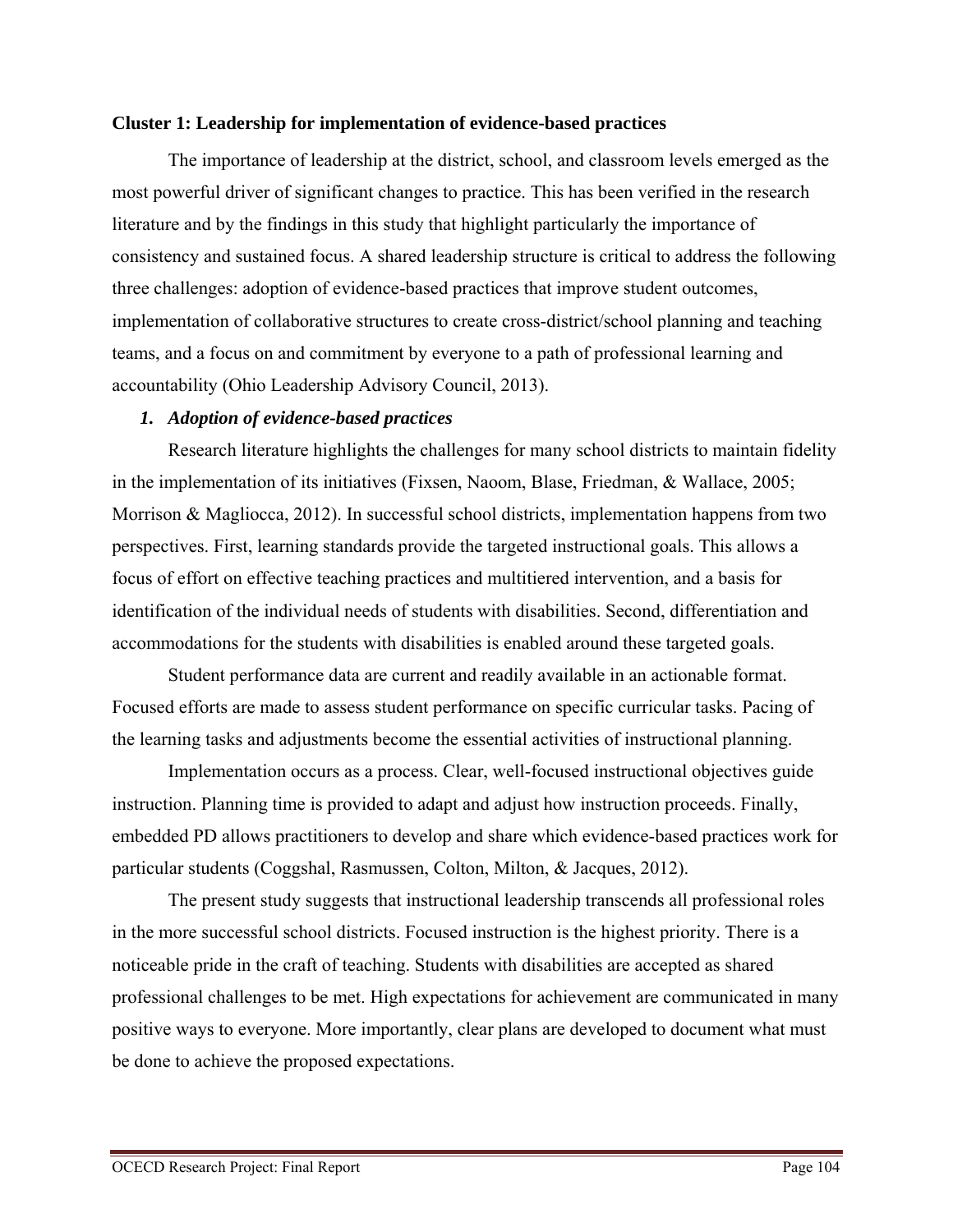**Cluster 1: Leadership for implementation of evidence-based practices**

The importance of leadership at the district, school, and classroom levels emerged as the most powerful driver of significant changes to practice. This has been verified in the research literature and by the findings in this study that highlight particularly the importance of consistency and sustained focus. A shared leadership structure is critical to address the following three challenges: adoption of evidence-based practices that improve student outcomes, implementation of collaborative structures to create cross-district/school planning and teaching teams, and a focus on and commitment by everyone to a path of professional learning and accountability (Ohio Leadership Advisory Council, 2013).

***1. Adoption of evidence-based practices***

Research literature highlights the challenges for many school districts to maintain fidelity in the implementation of its initiatives (Fixsen, Naoom, Blase, Friedman, & Wallace, 2005; Morrison & Magliocca, 2012). In successful school districts, implementation happens from two perspectives. First, learning standards provide the targeted instructional goals. This allows a focus of effort on effective teaching practices and multitiered intervention, and a basis for identification of the individual needs of students with disabilities. Second, differentiation and accommodations for the students with disabilities is enabled around these targeted goals.

Student performance data are current and readily available in an actionable format. Focused efforts are made to assess student performance on specific curricular tasks. Pacing of the learning tasks and adjustments become the essential activities of instructional planning.

Implementation occurs as a process. Clear, well-focused instructional objectives guide instruction. Planning time is provided to adapt and adjust how instruction proceeds. Finally, embedded PD allows practitioners to develop and share which evidence-based practices work for particular students (Coggshal, Rasmussen, Colton, Milton, & Jacques, 2012).

The present study suggests that instructional leadership transcends all professional roles in the more successful school districts. Focused instruction is the highest priority. There is a noticeable pride in the craft of teaching. Students with disabilities are accepted as shared professional challenges to be met. High expectations for achievement are communicated in many positive ways to everyone. More importantly, clear plans are developed to document what must be done to achieve the proposed expectations.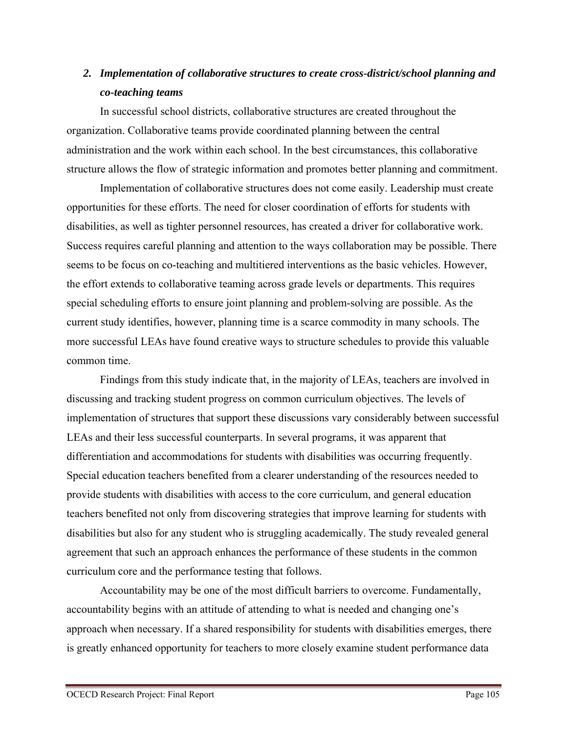## 2. *Implementation of collaborative structures to create cross-district/school planning and co-teaching teams*

In successful school districts, collaborative structures are created throughout the organization. Collaborative teams provide coordinated planning between the central administration and the work within each school. In the best circumstances, this collaborative structure allows the flow of strategic information and promotes better planning and commitment.

Implementation of collaborative structures does not come easily. Leadership must create opportunities for these efforts. The need for closer coordination of efforts for students with disabilities, as well as tighter personnel resources, has created a driver for collaborative work. Success requires careful planning and attention to the ways collaboration may be possible. There seems to be focus on co-teaching and multitiered interventions as the basic vehicles. However, the effort extends to collaborative teaming across grade levels or departments. This requires special scheduling efforts to ensure joint planning and problem-solving are possible. As the current study identifies, however, planning time is a scarce commodity in many schools. The more successful LEAs have found creative ways to structure schedules to provide this valuable common time.

Findings from this study indicate that, in the majority of LEAs, teachers are involved in discussing and tracking student progress on common curriculum objectives. The levels of implementation of structures that support these discussions vary considerably between successful LEAs and their less successful counterparts. In several programs, it was apparent that differentiation and accommodations for students with disabilities was occurring frequently. Special education teachers benefited from a clearer understanding of the resources needed to provide students with disabilities with access to the core curriculum, and general education teachers benefited not only from discovering strategies that improve learning for students with disabilities but also for any student who is struggling academically. The study revealed general agreement that such an approach enhances the performance of these students in the common curriculum core and the performance testing that follows.

Accountability may be one of the most difficult barriers to overcome. Fundamentally, accountability begins with an attitude of attending to what is needed and changing one's approach when necessary. If a shared responsibility for students with disabilities emerges, there is greatly enhanced opportunity for teachers to more closely examine student performance data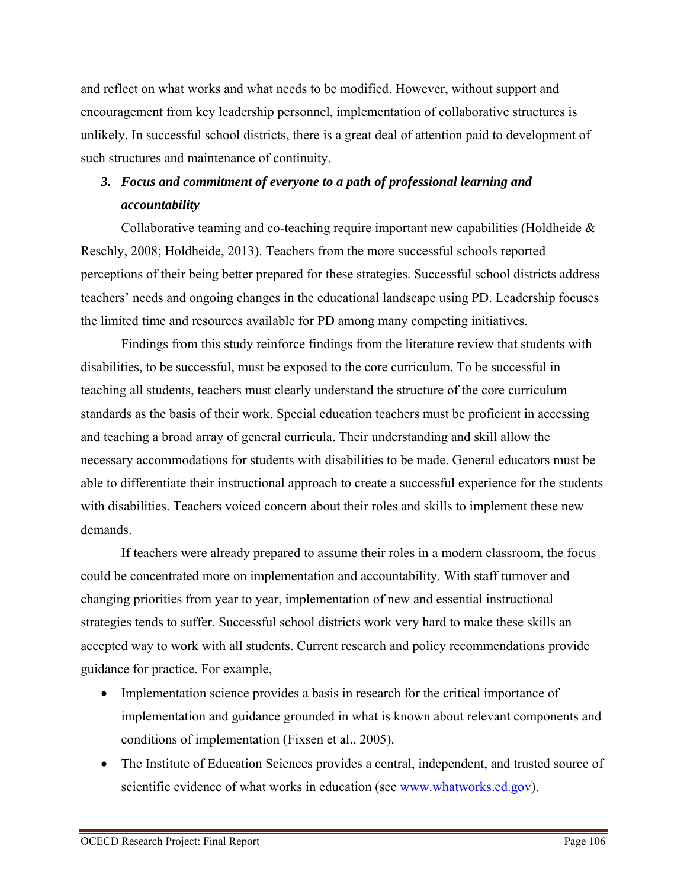and reflect on what works and what needs to be modified. However, without support and encouragement from key leadership personnel, implementation of collaborative structures is unlikely. In successful school districts, there is a great deal of attention paid to development of such structures and maintenance of continuity.

3. ***Focus and commitment of everyone to a path of professional learning and accountability***

Collaborative teaming and co-teaching require important new capabilities (Holdheide & Reschly, 2008; Holdheide, 2013). Teachers from the more successful schools reported perceptions of their being better prepared for these strategies. Successful school districts address teachers' needs and ongoing changes in the educational landscape using PD. Leadership focuses the limited time and resources available for PD among many competing initiatives.

Findings from this study reinforce findings from the literature review that students with disabilities, to be successful, must be exposed to the core curriculum. To be successful in teaching all students, teachers must clearly understand the structure of the core curriculum standards as the basis of their work. Special education teachers must be proficient in accessing and teaching a broad array of general curricula. Their understanding and skill allow the necessary accommodations for students with disabilities to be made. General educators must be able to differentiate their instructional approach to create a successful experience for the students with disabilities. Teachers voiced concern about their roles and skills to implement these new demands.

If teachers were already prepared to assume their roles in a modern classroom, the focus could be concentrated more on implementation and accountability. With staff turnover and changing priorities from year to year, implementation of new and essential instructional strategies tends to suffer. Successful school districts work very hard to make these skills an accepted way to work with all students. Current research and policy recommendations provide guidance for practice. For example,

- Implementation science provides a basis in research for the critical importance of implementation and guidance grounded in what is known about relevant components and conditions of implementation (Fixsen et al., 2005).
- The Institute of Education Sciences provides a central, independent, and trusted source of scientific evidence of what works in education (see [www.whatworks.ed.gov](http://www.whatworks.ed.gov)).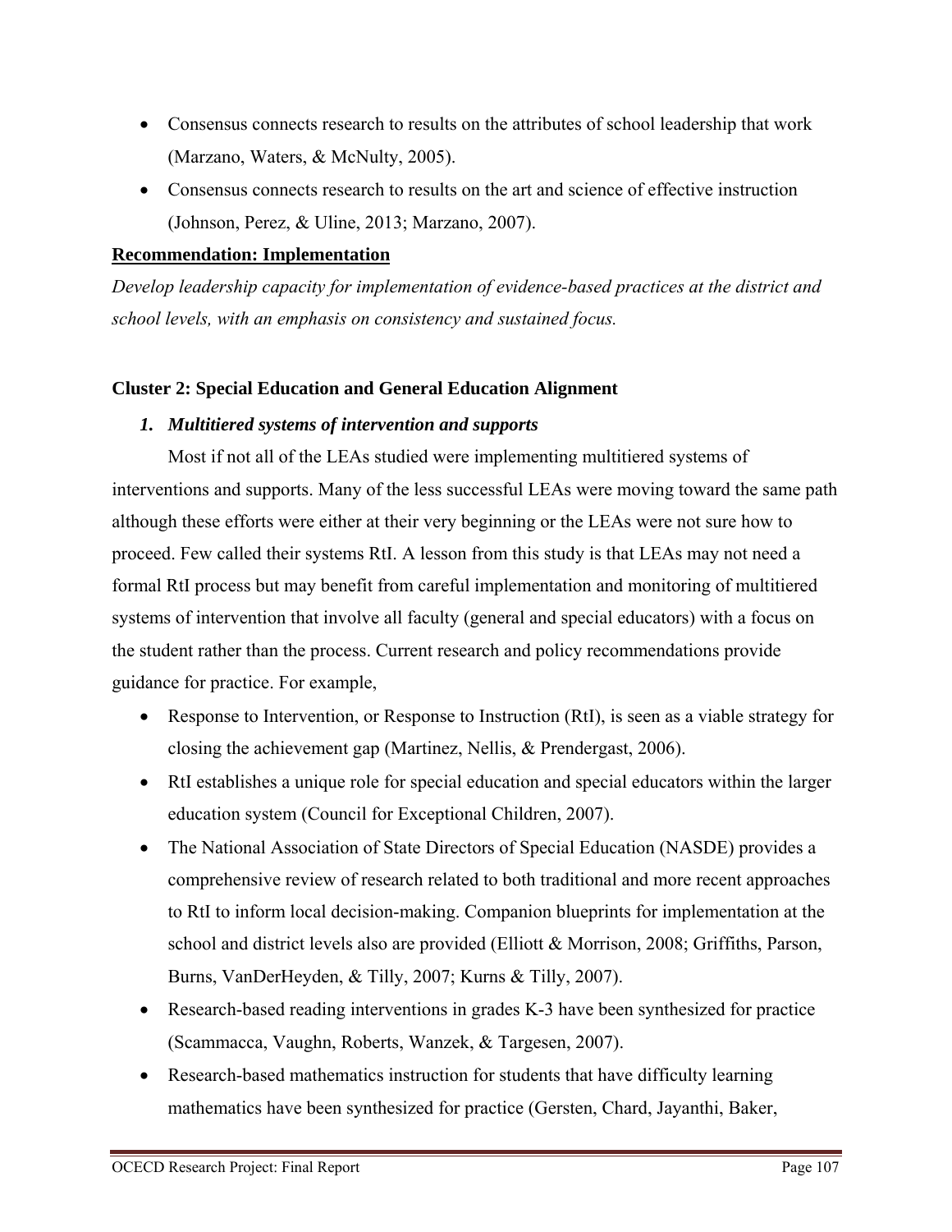- Consensus connects research to results on the attributes of school leadership that work (Marzano, Waters, & McNulty, 2005).
- Consensus connects research to results on the art and science of effective instruction (Johnson, Perez, & Uline, 2013; Marzano, 2007).

**Recommendation: Implementation**

*Develop leadership capacity for implementation of evidence-based practices at the district and school levels, with an emphasis on consistency and sustained focus.*

### Cluster 2: Special Education and General Education Alignment

#### *1. Multitiered systems of intervention and supports*

Most if not all of the LEAs studied were implementing multitiered systems of interventions and supports. Many of the less successful LEAs were moving toward the same path although these efforts were either at their very beginning or the LEAs were not sure how to proceed. Few called their systems RtI. A lesson from this study is that LEAs may not need a formal RtI process but may benefit from careful implementation and monitoring of multitiered systems of intervention that involve all faculty (general and special educators) with a focus on the student rather than the process. Current research and policy recommendations provide guidance for practice. For example,

- Response to Intervention, or Response to Instruction (RtI), is seen as a viable strategy for closing the achievement gap (Martinez, Nellis, & Prendergast, 2006).
- RtI establishes a unique role for special education and special educators within the larger education system (Council for Exceptional Children, 2007).
- The National Association of State Directors of Special Education (NASDE) provides a comprehensive review of research related to both traditional and more recent approaches to RtI to inform local decision-making. Companion blueprints for implementation at the school and district levels also are provided (Elliott & Morrison, 2008; Griffiths, Parson, Burns, VanDerHeyden, & Tilly, 2007; Kurns & Tilly, 2007).
- Research-based reading interventions in grades K-3 have been synthesized for practice (Scammacca, Vaughn, Roberts, Wanzek, & Targesen, 2007).
- Research-based mathematics instruction for students that have difficulty learning mathematics have been synthesized for practice (Gersten, Chard, Jayanthi, Baker,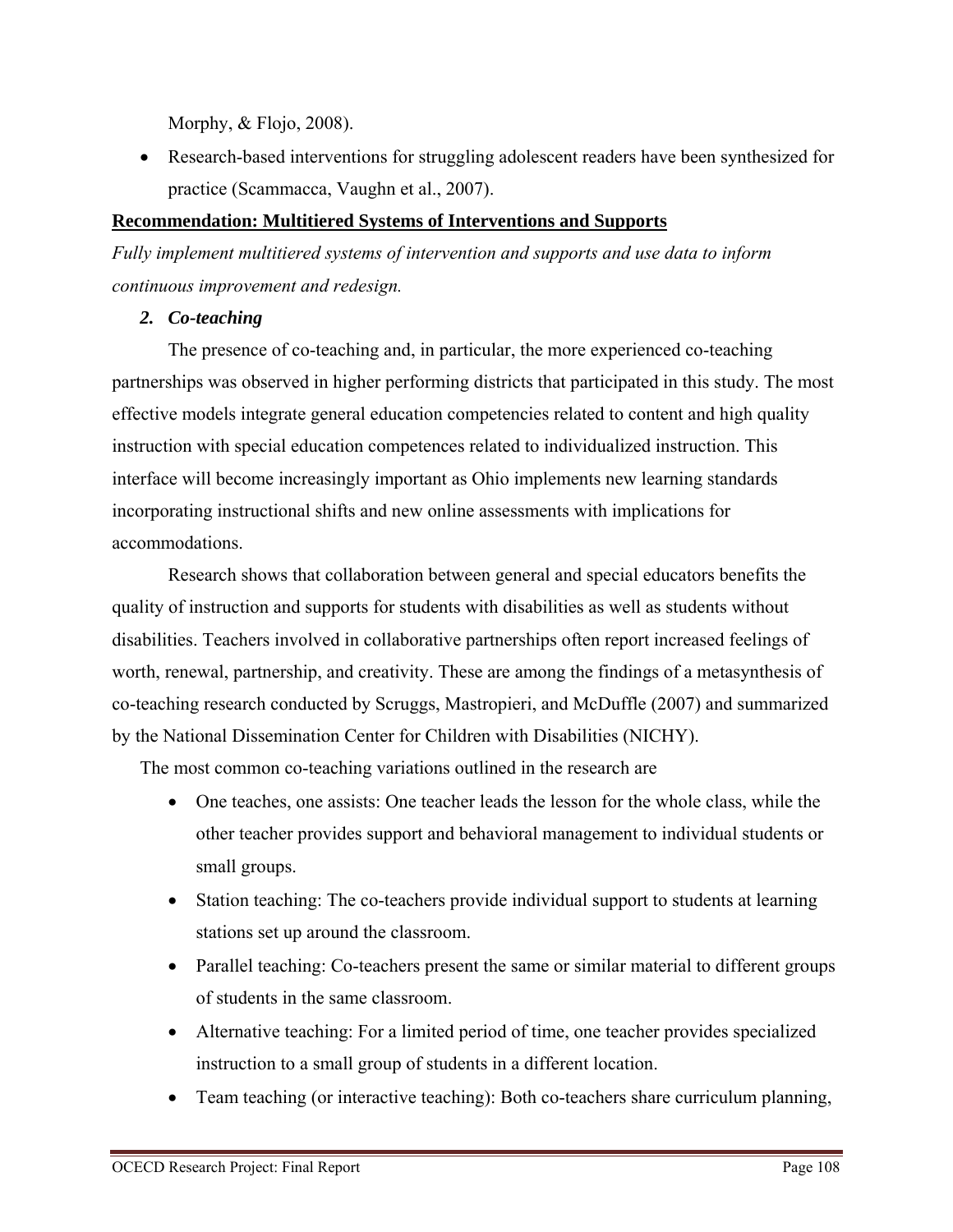Morphy, & Flojo, 2008).

- Research-based interventions for struggling adolescent readers have been synthesized for practice (Scammacca, Vaughn et al., 2007).

**Recommendation: Multitiered Systems of Interventions and Supports**

*Fully implement multitiered systems of intervention and supports and use data to inform continuous improvement and redesign.*

### *2. Co-teaching*

The presence of co-teaching and, in particular, the more experienced co-teaching partnerships was observed in higher performing districts that participated in this study. The most effective models integrate general education competencies related to content and high quality instruction with special education competences related to individualized instruction. This interface will become increasingly important as Ohio implements new learning standards incorporating instructional shifts and new online assessments with implications for accommodations.

Research shows that collaboration between general and special educators benefits the quality of instruction and supports for students with disabilities as well as students without disabilities. Teachers involved in collaborative partnerships often report increased feelings of worth, renewal, partnership, and creativity. These are among the findings of a metasynthesis of co-teaching research conducted by Scruggs, Mastropieri, and McDuffle (2007) and summarized by the National Dissemination Center for Children with Disabilities (NICHY).

The most common co-teaching variations outlined in the research are

- One teaches, one assists: One teacher leads the lesson for the whole class, while the other teacher provides support and behavioral management to individual students or small groups.
- Station teaching: The co-teachers provide individual support to students at learning stations set up around the classroom.
- Parallel teaching: Co-teachers present the same or similar material to different groups of students in the same classroom.
- Alternative teaching: For a limited period of time, one teacher provides specialized instruction to a small group of students in a different location.
- Team teaching (or interactive teaching): Both co-teachers share curriculum planning,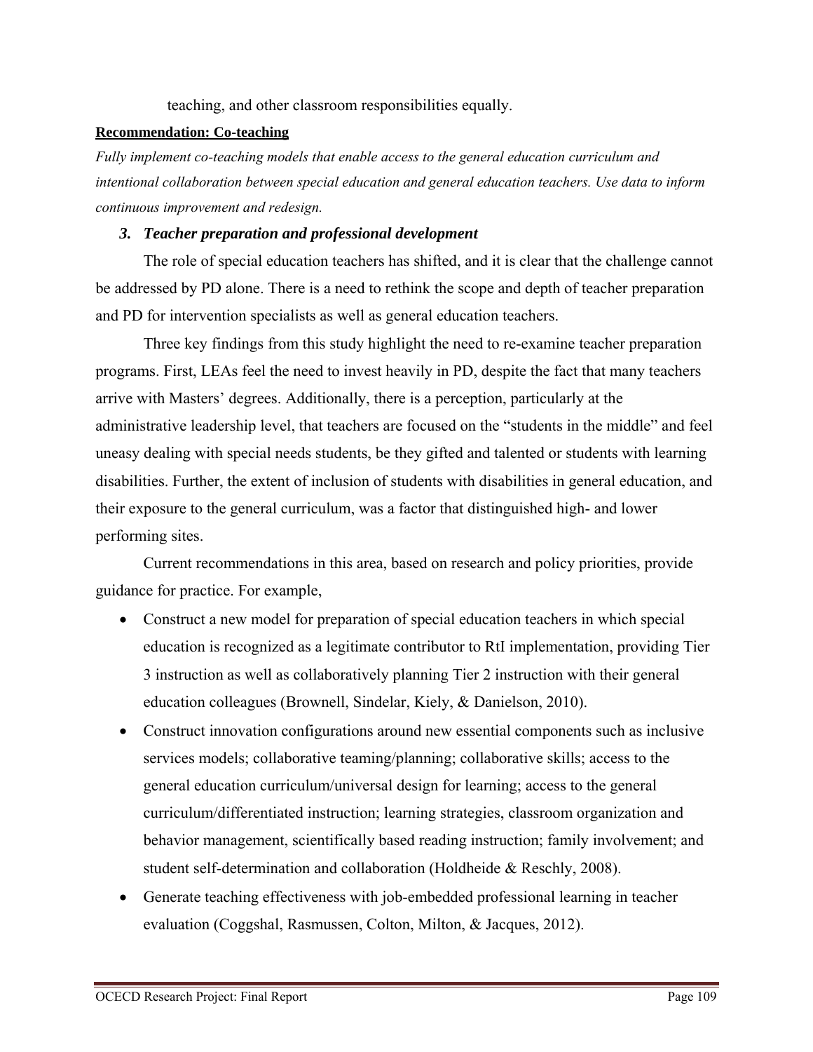teaching, and other classroom responsibilities equally.

**Recommendation: Co-teaching**

*Fully implement co-teaching models that enable access to the general education curriculum and intentional collaboration between special education and general education teachers. Use data to inform continuous improvement and redesign.*

### *3. Teacher preparation and professional development*

The role of special education teachers has shifted, and it is clear that the challenge cannot be addressed by PD alone. There is a need to rethink the scope and depth of teacher preparation and PD for intervention specialists as well as general education teachers.

Three key findings from this study highlight the need to re-examine teacher preparation programs. First, LEAs feel the need to invest heavily in PD, despite the fact that many teachers arrive with Masters' degrees. Additionally, there is a perception, particularly at the administrative leadership level, that teachers are focused on the "students in the middle" and feel uneasy dealing with special needs students, be they gifted and talented or students with learning disabilities. Further, the extent of inclusion of students with disabilities in general education, and their exposure to the general curriculum, was a factor that distinguished high- and lower performing sites.

Current recommendations in this area, based on research and policy priorities, provide guidance for practice. For example,

- Construct a new model for preparation of special education teachers in which special education is recognized as a legitimate contributor to RtI implementation, providing Tier 3 instruction as well as collaboratively planning Tier 2 instruction with their general education colleagues (Brownell, Sindelar, Kiely, & Danielson, 2010).
- Construct innovation configurations around new essential components such as inclusive services models; collaborative teaming/planning; collaborative skills; access to the general education curriculum/universal design for learning; access to the general curriculum/differentiated instruction; learning strategies, classroom organization and behavior management, scientifically based reading instruction; family involvement; and student self-determination and collaboration (Holdheide & Reschly, 2008).
- Generate teaching effectiveness with job-embedded professional learning in teacher evaluation (Coggshal, Rasmussen, Colton, Milton, & Jacques, 2012).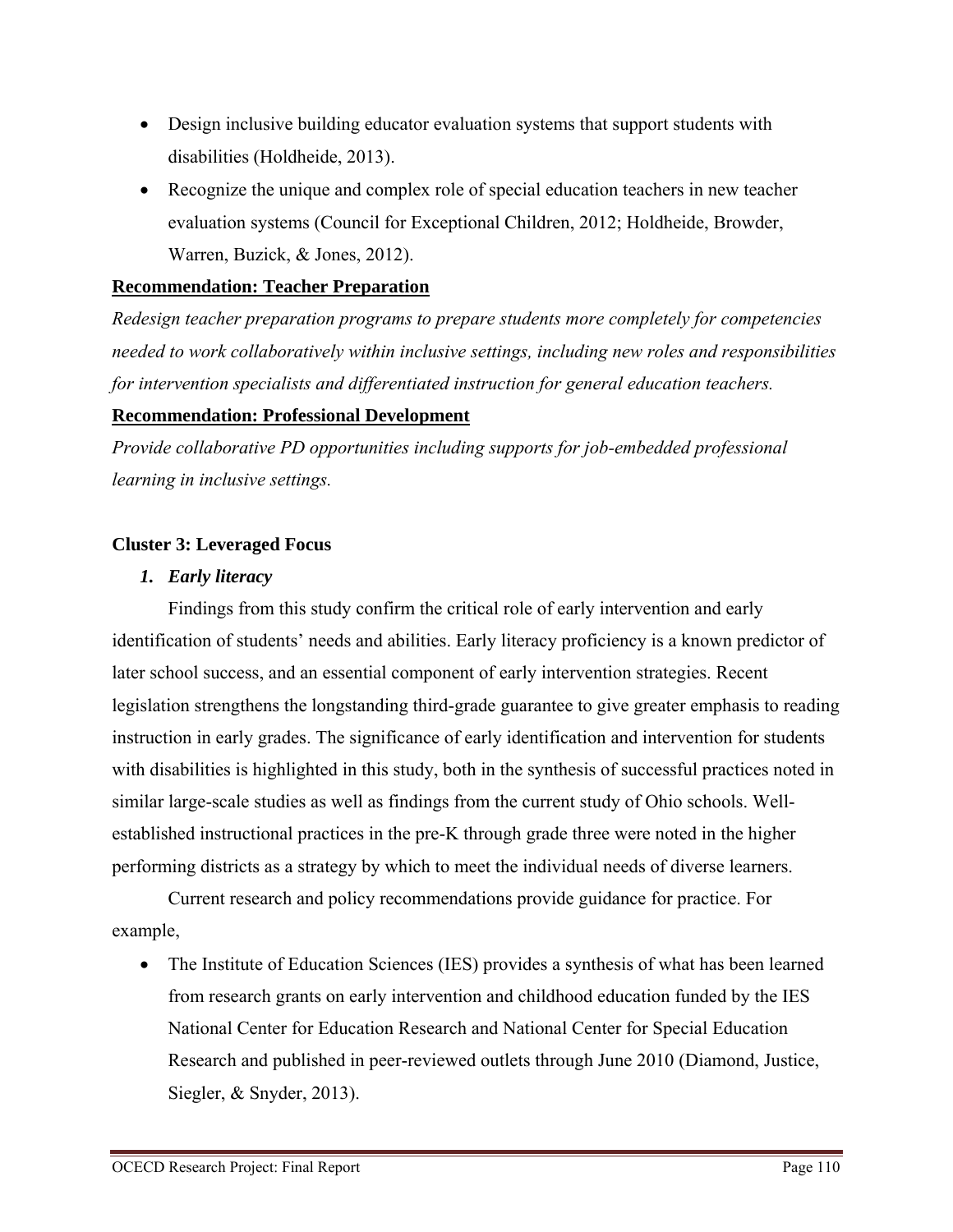- Design inclusive building educator evaluation systems that support students with disabilities (Holdheide, 2013).
- Recognize the unique and complex role of special education teachers in new teacher evaluation systems (Council for Exceptional Children, 2012; Holdheide, Browder, Warren, Buzick, & Jones, 2012).

**Recommendation: Teacher Preparation**

*Redesign teacher preparation programs to prepare students more completely for competencies needed to work collaboratively within inclusive settings, including new roles and responsibilities for intervention specialists and differentiated instruction for general education teachers.*

**Recommendation: Professional Development**

*Provide collaborative PD opportunities including supports for job-embedded professional learning in inclusive settings.*

### Cluster 3: Leveraged Focus

1. ***Early literacy***

Findings from this study confirm the critical role of early intervention and early identification of students' needs and abilities. Early literacy proficiency is a known predictor of later school success, and an essential component of early intervention strategies. Recent legislation strengthens the longstanding third-grade guarantee to give greater emphasis to reading instruction in early grades. The significance of early identification and intervention for students with disabilities is highlighted in this study, both in the synthesis of successful practices noted in similar large-scale studies as well as findings from the current study of Ohio schools. Well-established instructional practices in the pre-K through grade three were noted in the higher performing districts as a strategy by which to meet the individual needs of diverse learners.

Current research and policy recommendations provide guidance for practice. For example,

- The Institute of Education Sciences (IES) provides a synthesis of what has been learned from research grants on early intervention and childhood education funded by the IES National Center for Education Research and National Center for Special Education Research and published in peer-reviewed outlets through June 2010 (Diamond, Justice, Siegler, & Snyder, 2013).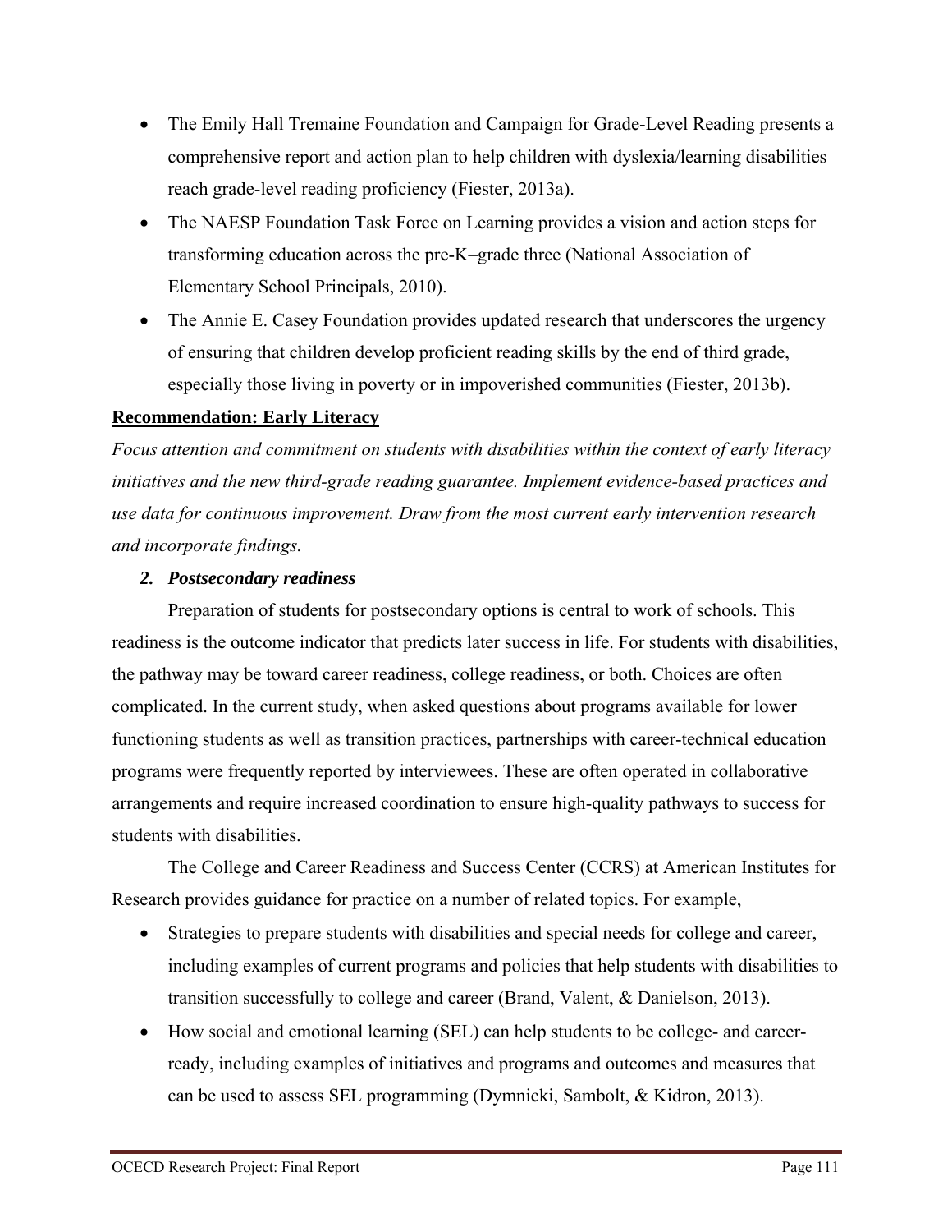- The Emily Hall Tremaine Foundation and Campaign for Grade-Level Reading presents a comprehensive report and action plan to help children with dyslexia/learning disabilities reach grade-level reading proficiency (Fiester, 2013a).
- The NAESP Foundation Task Force on Learning provides a vision and action steps for transforming education across the pre-K–grade three (National Association of Elementary School Principals, 2010).
- The Annie E. Casey Foundation provides updated research that underscores the urgency of ensuring that children develop proficient reading skills by the end of third grade, especially those living in poverty or in impoverished communities (Fiester, 2013b).

**Recommendation: Early Literacy**

*Focus attention and commitment on students with disabilities within the context of early literacy initiatives and the new third-grade reading guarantee. Implement evidence-based practices and use data for continuous improvement. Draw from the most current early intervention research and incorporate findings.*

***2. Postsecondary readiness***

Preparation of students for postsecondary options is central to work of schools. This readiness is the outcome indicator that predicts later success in life. For students with disabilities, the pathway may be toward career readiness, college readiness, or both. Choices are often complicated. In the current study, when asked questions about programs available for lower functioning students as well as transition practices, partnerships with career-technical education programs were frequently reported by interviewees. These are often operated in collaborative arrangements and require increased coordination to ensure high-quality pathways to success for students with disabilities.

The College and Career Readiness and Success Center (CCRS) at American Institutes for Research provides guidance for practice on a number of related topics. For example,

- Strategies to prepare students with disabilities and special needs for college and career, including examples of current programs and policies that help students with disabilities to transition successfully to college and career (Brand, Valent, & Danielson, 2013).
- How social and emotional learning (SEL) can help students to be college- and career-ready, including examples of initiatives and programs and outcomes and measures that can be used to assess SEL programming (Dymnicki, Sambolt, & Kidron, 2013).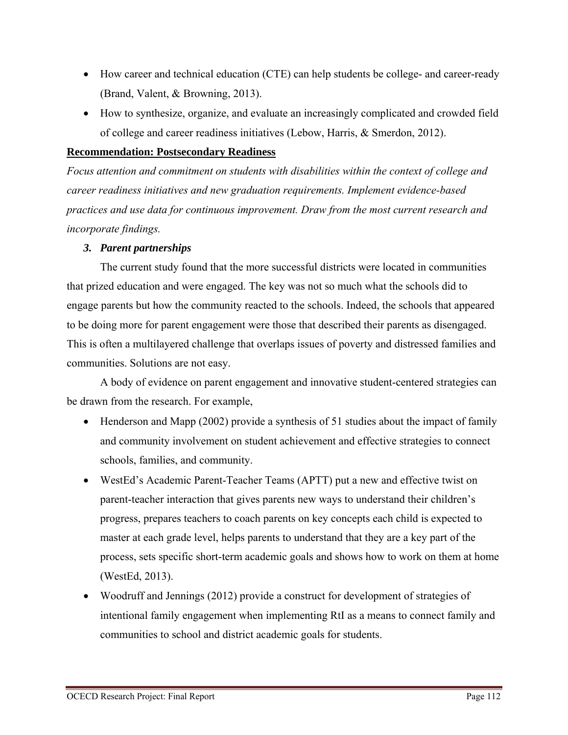- How career and technical education (CTE) can help students be college- and career-ready (Brand, Valent, & Browning, 2013).
- How to synthesize, organize, and evaluate an increasingly complicated and crowded field of college and career readiness initiatives (Lebow, Harris, & Smerdon, 2012).

**Recommendation: Postsecondary Readiness**

*Focus attention and commitment on students with disabilities within the context of college and career readiness initiatives and new graduation requirements. Implement evidence-based practices and use data for continuous improvement. Draw from the most current research and incorporate findings.*

### *3. Parent partnerships*

The current study found that the more successful districts were located in communities that prized education and were engaged. The key was not so much what the schools did to engage parents but how the community reacted to the schools. Indeed, the schools that appeared to be doing more for parent engagement were those that described their parents as disengaged. This is often a multilayered challenge that overlaps issues of poverty and distressed families and communities. Solutions are not easy.

A body of evidence on parent engagement and innovative student-centered strategies can be drawn from the research. For example,

- Henderson and Mapp (2002) provide a synthesis of 51 studies about the impact of family and community involvement on student achievement and effective strategies to connect schools, families, and community.
- WestEd's Academic Parent-Teacher Teams (APTT) put a new and effective twist on parent-teacher interaction that gives parents new ways to understand their children's progress, prepares teachers to coach parents on key concepts each child is expected to master at each grade level, helps parents to understand that they are a key part of the process, sets specific short-term academic goals and shows how to work on them at home (WestEd, 2013).
- Woodruff and Jennings (2012) provide a construct for development of strategies of intentional family engagement when implementing RtI as a means to connect family and communities to school and district academic goals for students.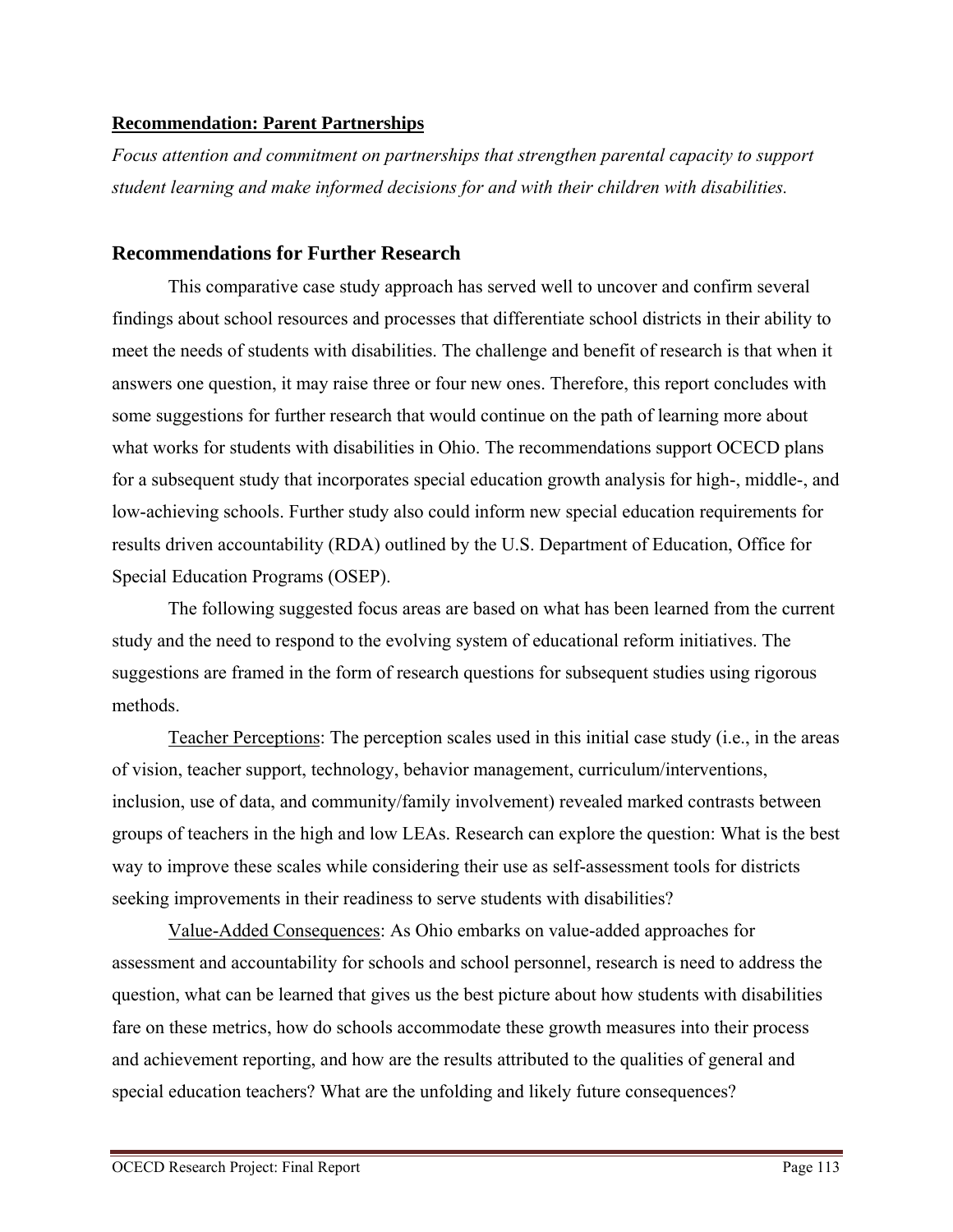**Recommendation: Parent Partnerships**

*Focus attention and commitment on partnerships that strengthen parental capacity to support student learning and make informed decisions for and with their children with disabilities.*

## Recommendations for Further Research

This comparative case study approach has served well to uncover and confirm several findings about school resources and processes that differentiate school districts in their ability to meet the needs of students with disabilities. The challenge and benefit of research is that when it answers one question, it may raise three or four new ones. Therefore, this report concludes with some suggestions for further research that would continue on the path of learning more about what works for students with disabilities in Ohio. The recommendations support OCECD plans for a subsequent study that incorporates special education growth analysis for high-, middle-, and low-achieving schools. Further study also could inform new special education requirements for results driven accountability (RDA) outlined by the U.S. Department of Education, Office for Special Education Programs (OSEP).

The following suggested focus areas are based on what has been learned from the current study and the need to respond to the evolving system of educational reform initiatives. The suggestions are framed in the form of research questions for subsequent studies using rigorous methods.

Teacher Perceptions: The perception scales used in this initial case study (i.e., in the areas of vision, teacher support, technology, behavior management, curriculum/interventions, inclusion, use of data, and community/family involvement) revealed marked contrasts between groups of teachers in the high and low LEAs. Research can explore the question: What is the best way to improve these scales while considering their use as self-assessment tools for districts seeking improvements in their readiness to serve students with disabilities?

Value-Added Consequences: As Ohio embarks on value-added approaches for assessment and accountability for schools and school personnel, research is need to address the question, what can be learned that gives us the best picture about how students with disabilities fare on these metrics, how do schools accommodate these growth measures into their process and achievement reporting, and how are the results attributed to the qualities of general and special education teachers? What are the unfolding and likely future consequences?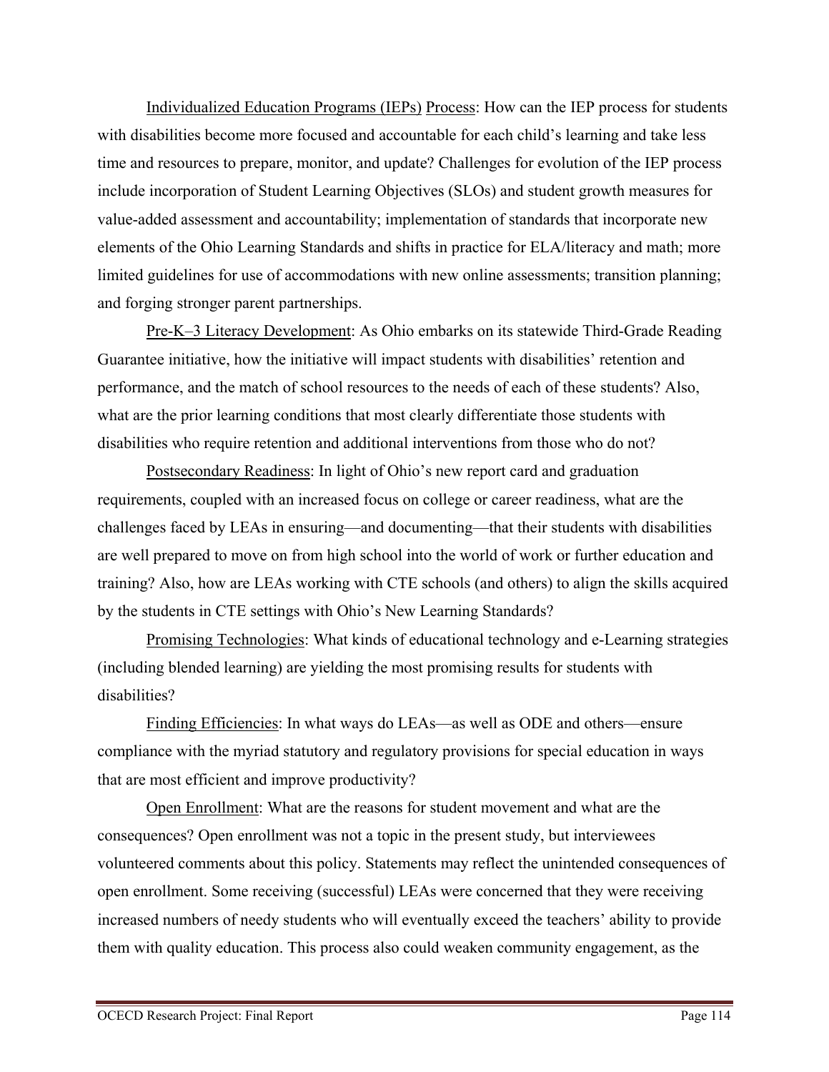Individualized Education Programs (IEPs) Process: How can the IEP process for students with disabilities become more focused and accountable for each child's learning and take less time and resources to prepare, monitor, and update? Challenges for evolution of the IEP process include incorporation of Student Learning Objectives (SLOs) and student growth measures for value-added assessment and accountability; implementation of standards that incorporate new elements of the Ohio Learning Standards and shifts in practice for ELA/literacy and math; more limited guidelines for use of accommodations with new online assessments; transition planning; and forging stronger parent partnerships.

Pre-K–3 Literacy Development: As Ohio embarks on its statewide Third-Grade Reading Guarantee initiative, how the initiative will impact students with disabilities' retention and performance, and the match of school resources to the needs of each of these students? Also, what are the prior learning conditions that most clearly differentiate those students with disabilities who require retention and additional interventions from those who do not?

Postsecondary Readiness: In light of Ohio's new report card and graduation requirements, coupled with an increased focus on college or career readiness, what are the challenges faced by LEAs in ensuring—and documenting—that their students with disabilities are well prepared to move on from high school into the world of work or further education and training? Also, how are LEAs working with CTE schools (and others) to align the skills acquired by the students in CTE settings with Ohio's New Learning Standards?

Promising Technologies: What kinds of educational technology and e-Learning strategies (including blended learning) are yielding the most promising results for students with disabilities?

Finding Efficiencies: In what ways do LEAs—as well as ODE and others—ensure compliance with the myriad statutory and regulatory provisions for special education in ways that are most efficient and improve productivity?

Open Enrollment: What are the reasons for student movement and what are the consequences? Open enrollment was not a topic in the present study, but interviewees volunteered comments about this policy. Statements may reflect the unintended consequences of open enrollment. Some receiving (successful) LEAs were concerned that they were receiving increased numbers of needy students who will eventually exceed the teachers' ability to provide them with quality education. This process also could weaken community engagement, as the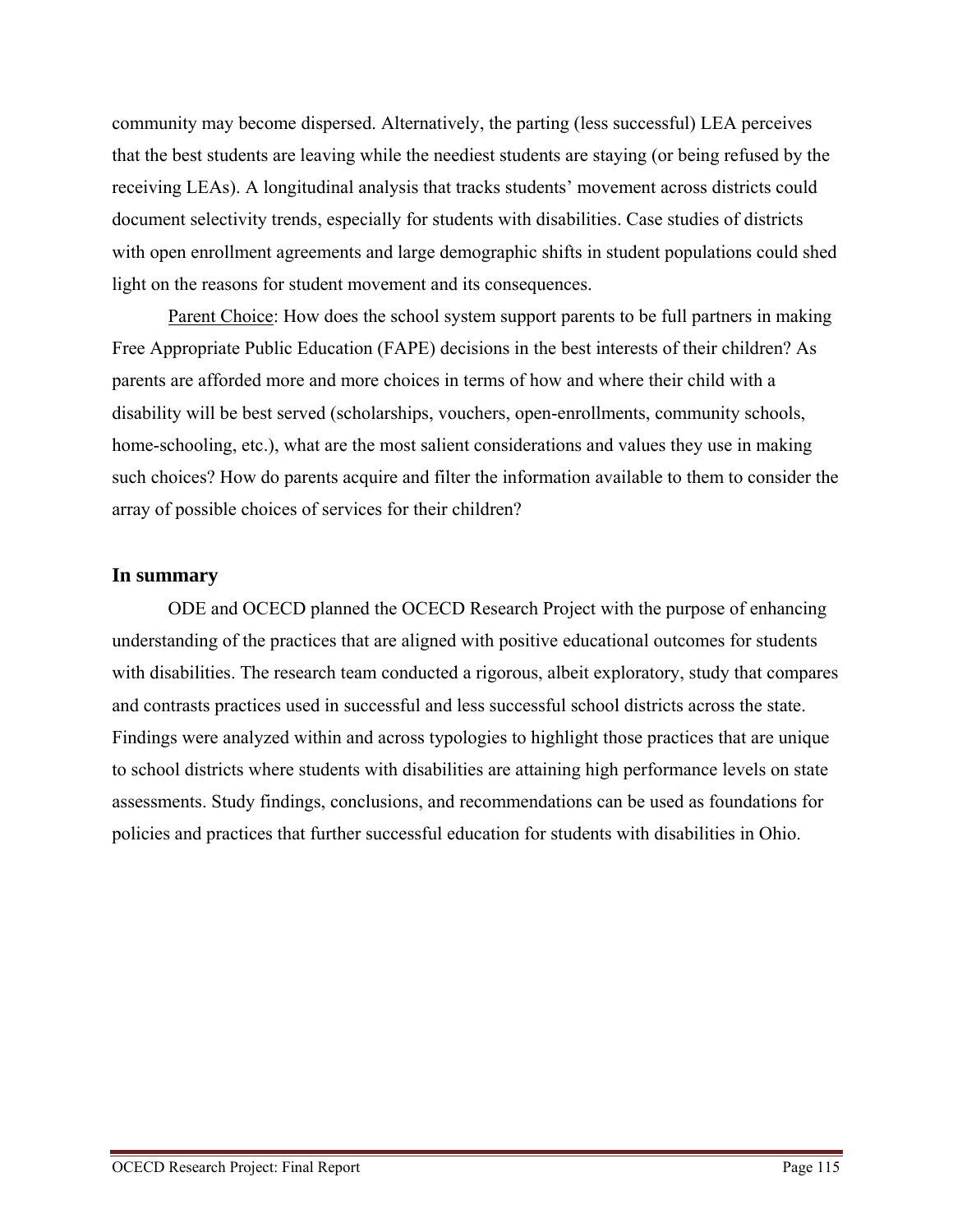community may become dispersed. Alternatively, the parting (less successful) LEA perceives that the best students are leaving while the neediest students are staying (or being refused by the receiving LEAs). A longitudinal analysis that tracks students' movement across districts could document selectivity trends, especially for students with disabilities. Case studies of districts with open enrollment agreements and large demographic shifts in student populations could shed light on the reasons for student movement and its consequences.

Parent Choice: How does the school system support parents to be full partners in making Free Appropriate Public Education (FAPE) decisions in the best interests of their children? As parents are afforded more and more choices in terms of how and where their child with a disability will be best served (scholarships, vouchers, open-enrollments, community schools, home-schooling, etc.), what are the most salient considerations and values they use in making such choices? How do parents acquire and filter the information available to them to consider the array of possible choices of services for their children?

### In summary

ODE and OCECD planned the OCECD Research Project with the purpose of enhancing understanding of the practices that are aligned with positive educational outcomes for students with disabilities. The research team conducted a rigorous, albeit exploratory, study that compares and contrasts practices used in successful and less successful school districts across the state. Findings were analyzed within and across typologies to highlight those practices that are unique to school districts where students with disabilities are attaining high performance levels on state assessments. Study findings, conclusions, and recommendations can be used as foundations for policies and practices that further successful education for students with disabilities in Ohio.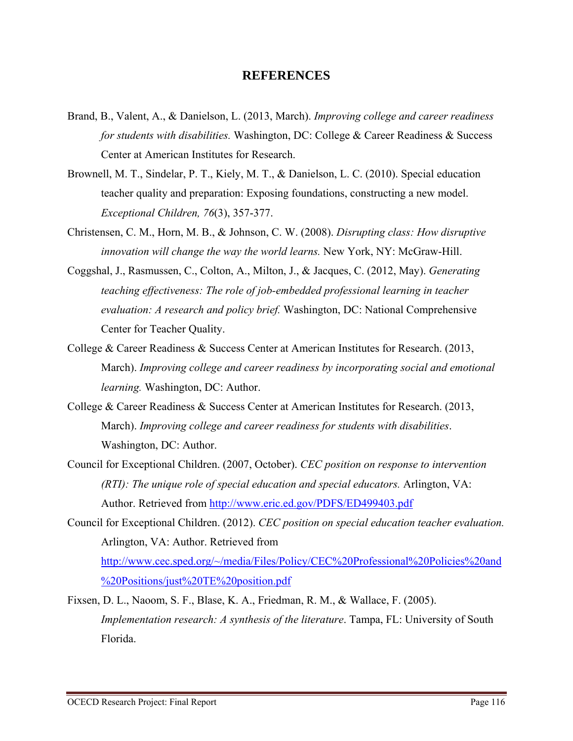# REFERENCES

Brand, B., Valent, A., & Danielson, L. (2013, March). *Improving college and career readiness for students with disabilities.* Washington, DC: College & Career Readiness & Success Center at American Institutes for Research.

Brownell, M. T., Sindelar, P. T., Kiely, M. T., & Danielson, L. C. (2010). Special education teacher quality and preparation: Exposing foundations, constructing a new model. *Exceptional Children, 76*(3), 357-377.

Christensen, C. M., Horn, M. B., & Johnson, C. W. (2008). *Disrupting class: How disruptive innovation will change the way the world learns.* New York, NY: McGraw-Hill.

Coggshal, J., Rasmussen, C., Colton, A., Milton, J., & Jacques, C. (2012, May). *Generating teaching effectiveness: The role of job-embedded professional learning in teacher evaluation: A research and policy brief.* Washington, DC: National Comprehensive Center for Teacher Quality.

College & Career Readiness & Success Center at American Institutes for Research. (2013, March). *Improving college and career readiness by incorporating social and emotional learning.* Washington, DC: Author.

College & Career Readiness & Success Center at American Institutes for Research. (2013, March). *Improving college and career readiness for students with disabilities*. Washington, DC: Author.

Council for Exceptional Children. (2007, October). *CEC position on response to intervention (RTI): The unique role of special education and special educators.* Arlington, VA: Author. Retrieved from http://www.eric.ed.gov/PDFS/ED499403.pdf

Council for Exceptional Children. (2012). *CEC position on special education teacher evaluation.* Arlington, VA: Author. Retrieved from http://www.cec.sped.org/~/media/Files/Policy/CEC%20Professional%20Policies%20and%20Positions/just%20TE%20position.pdf

Fixsen, D. L., Naoom, S. F., Blase, K. A., Friedman, R. M., & Wallace, F. (2005). *Implementation research: A synthesis of the literature*. Tampa, FL: University of South Florida.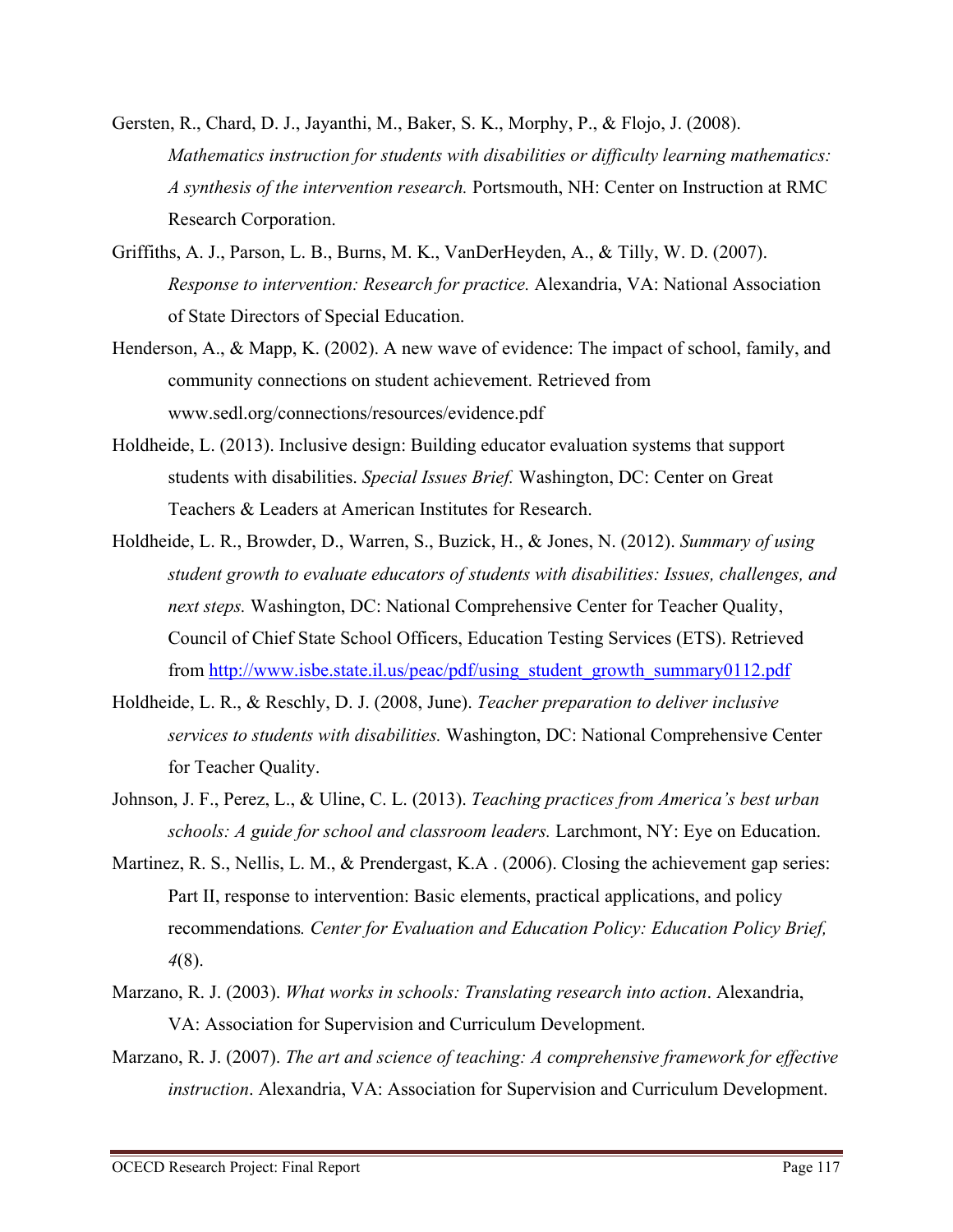Gersten, R., Chard, D. J., Jayanthi, M., Baker, S. K., Morphy, P., & Flojo, J. (2008). *Mathematics instruction for students with disabilities or difficulty learning mathematics: A synthesis of the intervention research.* Portsmouth, NH: Center on Instruction at RMC Research Corporation.

Griffiths, A. J., Parson, L. B., Burns, M. K., VanDerHeyden, A., & Tilly, W. D. (2007). *Response to intervention: Research for practice.* Alexandria, VA: National Association of State Directors of Special Education.

Henderson, A., & Mapp, K. (2002). A new wave of evidence: The impact of school, family, and community connections on student achievement. Retrieved from www.sedl.org/connections/resources/evidence.pdf

Holdheide, L. (2013). Inclusive design: Building educator evaluation systems that support students with disabilities. *Special Issues Brief.* Washington, DC: Center on Great Teachers & Leaders at American Institutes for Research.

Holdheide, L. R., Browder, D., Warren, S., Buzick, H., & Jones, N. (2012). *Summary of using student growth to evaluate educators of students with disabilities: Issues, challenges, and next steps.* Washington, DC: National Comprehensive Center for Teacher Quality, Council of Chief State School Officers, Education Testing Services (ETS). Retrieved from http://www.isbe.state.il.us/peac/pdf/using_student_growth_summary0112.pdf

Holdheide, L. R., & Reschly, D. J. (2008, June). *Teacher preparation to deliver inclusive services to students with disabilities.* Washington, DC: National Comprehensive Center for Teacher Quality.

Johnson, J. F., Perez, L., & Uline, C. L. (2013). *Teaching practices from America's best urban schools: A guide for school and classroom leaders.* Larchmont, NY: Eye on Education.

Martinez, R. S., Nellis, L. M., & Prendergast, K.A . (2006). Closing the achievement gap series: Part II, response to intervention: Basic elements, practical applications, and policy recommendations*.* *Center for Evaluation and Education Policy: Education Policy Brief, 4*(8).

Marzano, R. J. (2003). *What works in schools: Translating research into action*. Alexandria, VA: Association for Supervision and Curriculum Development.

Marzano, R. J. (2007). *The art and science of teaching: A comprehensive framework for effective instruction*. Alexandria, VA: Association for Supervision and Curriculum Development.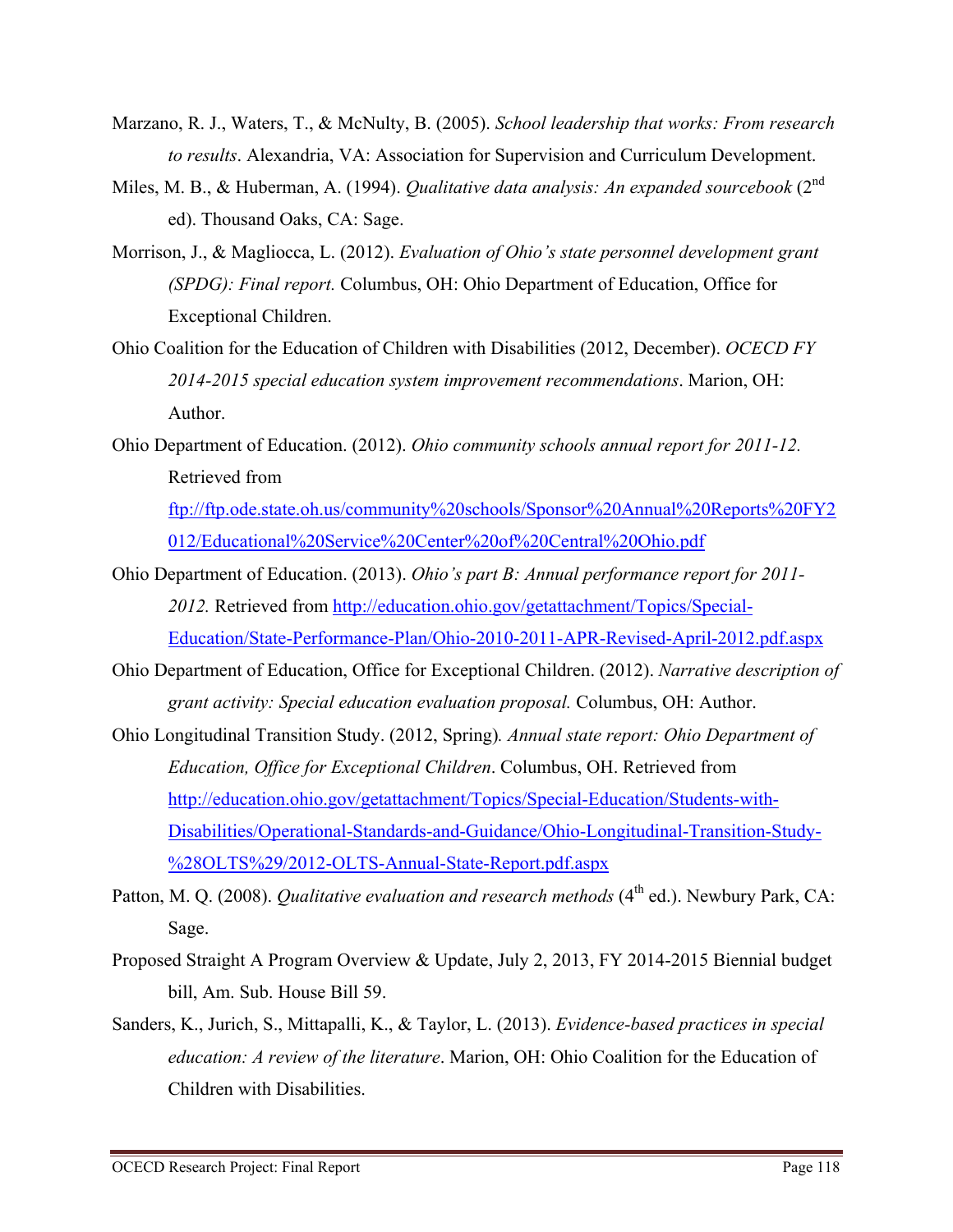Marzano, R. J., Waters, T., & McNulty, B. (2005). *School leadership that works: From research to results*. Alexandria, VA: Association for Supervision and Curriculum Development.

Miles, M. B., & Huberman, A. (1994). *Qualitative data analysis: An expanded sourcebook* (2nd ed). Thousand Oaks, CA: Sage.

Morrison, J., & Magliocca, L. (2012). *Evaluation of Ohio's state personnel development grant (SPDG): Final report.* Columbus, OH: Ohio Department of Education, Office for Exceptional Children.

Ohio Coalition for the Education of Children with Disabilities (2012, December). *OCECD FY 2014-2015 special education system improvement recommendations*. Marion, OH: Author.

Ohio Department of Education. (2012). *Ohio community schools annual report for 2011-12.* Retrieved from ftp://ftp.ode.state.oh.us/community%20schools/Sponsor%20Annual%20Reports%20FY2012/Educational%20Service%20Center%20of%20Central%20Ohio.pdf

Ohio Department of Education. (2013). *Ohio's part B: Annual performance report for 2011-2012.* Retrieved from http://education.ohio.gov/getattachment/Topics/Special-Education/State-Performance-Plan/Ohio-2010-2011-APR-Revised-April-2012.pdf.aspx

Ohio Department of Education, Office for Exceptional Children. (2012). *Narrative description of grant activity: Special education evaluation proposal.* Columbus, OH: Author.

Ohio Longitudinal Transition Study. (2012, Spring). *Annual state report: Ohio Department of Education, Office for Exceptional Children*. Columbus, OH. Retrieved from http://education.ohio.gov/getattachment/Topics/Special-Education/Students-with-Disabilities/Operational-Standards-and-Guidance/Ohio-Longitudinal-Transition-Study-%28OLTS%29/2012-OLTS-Annual-State-Report.pdf.aspx

Patton, M. Q. (2008). *Qualitative evaluation and research methods* (4th ed.). Newbury Park, CA: Sage.

Proposed Straight A Program Overview & Update, July 2, 2013, FY 2014-2015 Biennial budget bill, Am. Sub. House Bill 59.

Sanders, K., Jurich, S., Mittapalli, K., & Taylor, L. (2013). *Evidence-based practices in special education: A review of the literature*. Marion, OH: Ohio Coalition for the Education of Children with Disabilities.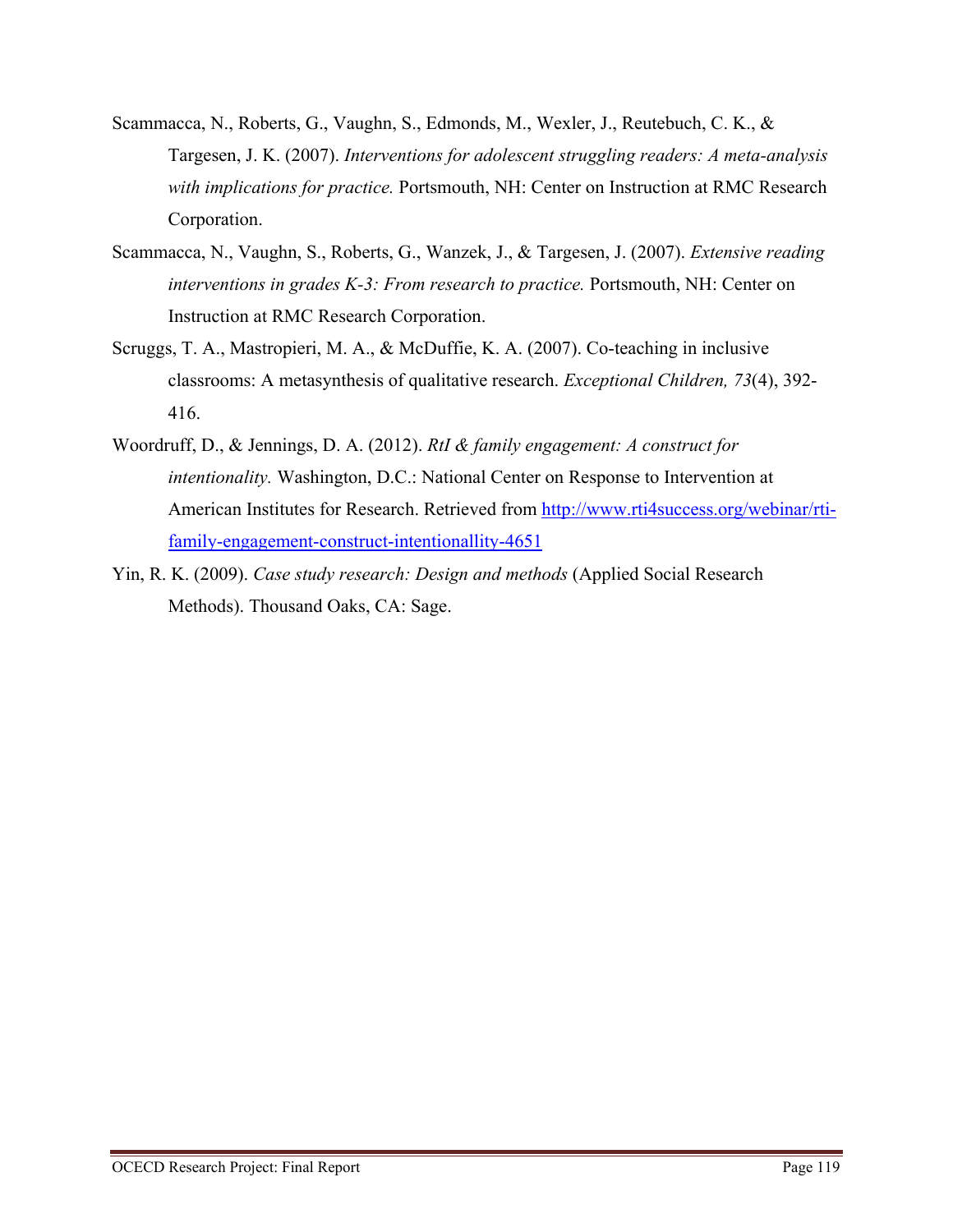Scammacca, N., Roberts, G., Vaughn, S., Edmonds, M., Wexler, J., Reutebuch, C. K., & Targesen, J. K. (2007). *Interventions for adolescent struggling readers: A meta-analysis with implications for practice.* Portsmouth, NH: Center on Instruction at RMC Research Corporation.

Scammacca, N., Vaughn, S., Roberts, G., Wanzek, J., & Targesen, J. (2007). *Extensive reading interventions in grades K-3: From research to practice.* Portsmouth, NH: Center on Instruction at RMC Research Corporation.

Scruggs, T. A., Mastropieri, M. A., & McDuffie, K. A. (2007). Co-teaching in inclusive classrooms: A metasynthesis of qualitative research. *Exceptional Children, 73*(4), 392-416.

Woordruff, D., & Jennings, D. A. (2012). *RtI & family engagement: A construct for intentionality.* Washington, D.C.: National Center on Response to Intervention at American Institutes for Research. Retrieved from http://www.rti4success.org/webinar/rti-family-engagement-construct-intentionallity-4651

Yin, R. K. (2009). *Case study research: Design and methods* (Applied Social Research Methods). Thousand Oaks, CA: Sage.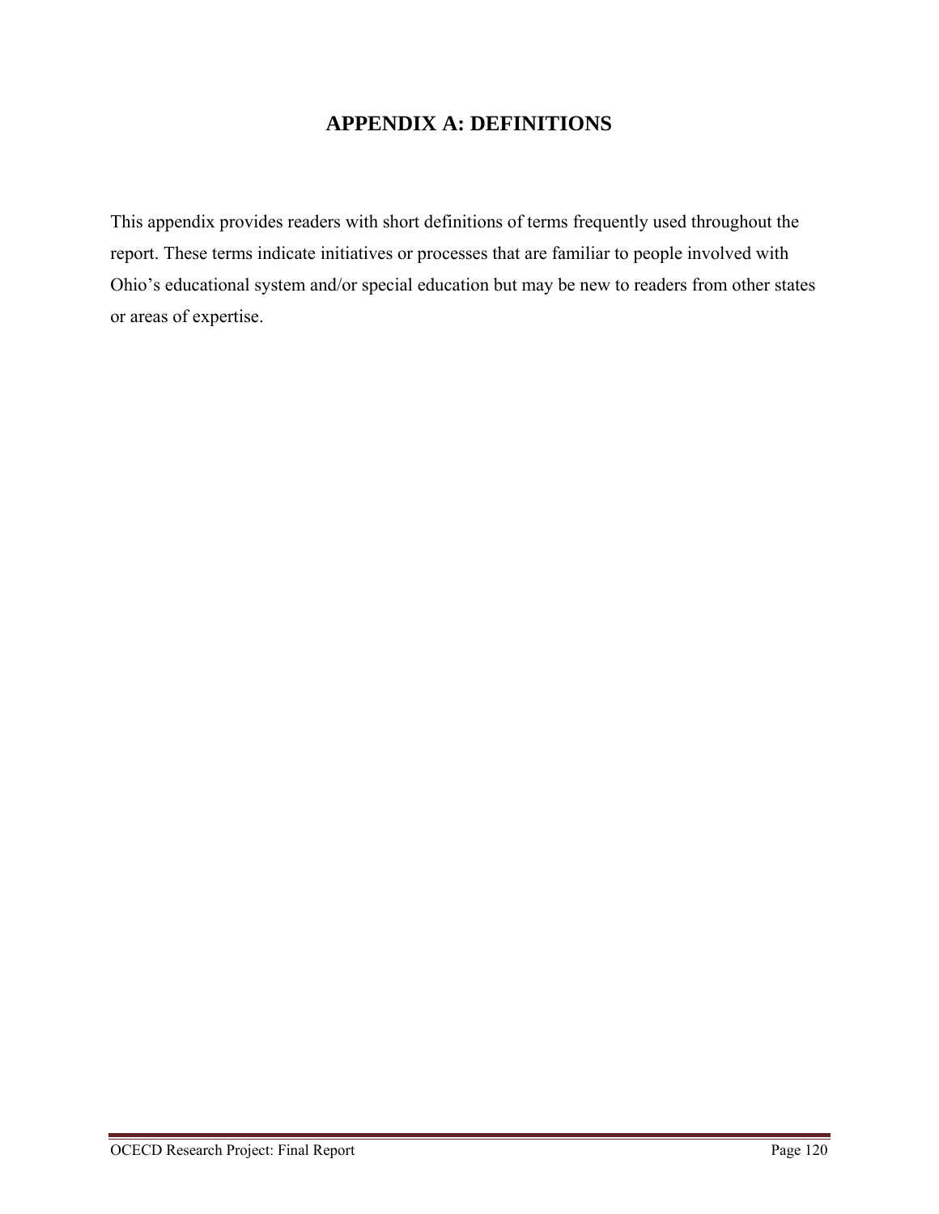# APPENDIX A: DEFINITIONS

This appendix provides readers with short definitions of terms frequently used throughout the report. These terms indicate initiatives or processes that are familiar to people involved with Ohio's educational system and/or special education but may be new to readers from other states or areas of expertise.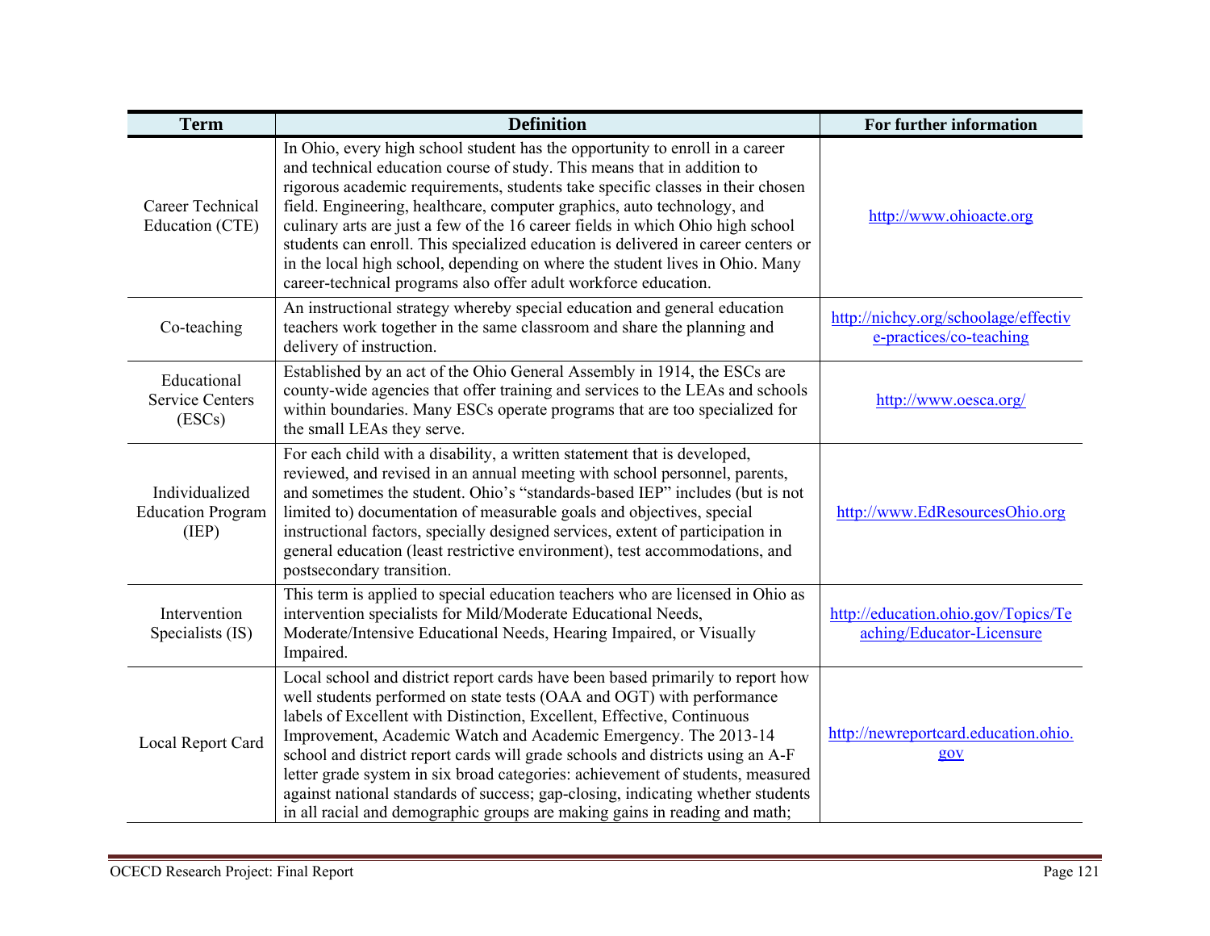| Term | Definition | For further information |
|---|---|---|
| Career Technical Education (CTE) | In Ohio, every high school student has the opportunity to enroll in a career and technical education course of study. This means that in addition to rigorous academic requirements, students take specific classes in their chosen field. Engineering, healthcare, computer graphics, auto technology, and culinary arts are just a few of the 16 career fields in which Ohio high school students can enroll. This specialized education is delivered in career centers or in the local high school, depending on where the student lives in Ohio. Many career-technical programs also offer adult workforce education. | http://www.ohioacte.org |
| Co-teaching | An instructional strategy whereby special education and general education teachers work together in the same classroom and share the planning and delivery of instruction. | http://nichcy.org/schoolage/effective-practices/co-teaching |
| Educational Service Centers (ESCs) | Established by an act of the Ohio General Assembly in 1914, the ESCs are county-wide agencies that offer training and services to the LEAs and schools within boundaries. Many ESCs operate programs that are too specialized for the small LEAs they serve. | http://www.oesca.org/ |
| Individualized Education Program (IEP) | For each child with a disability, a written statement that is developed, reviewed, and revised in an annual meeting with school personnel, parents, and sometimes the student. Ohio's "standards-based IEP" includes (but is not limited to) documentation of measurable goals and objectives, special instructional factors, specially designed services, extent of participation in general education (least restrictive environment), test accommodations, and postsecondary transition. | http://www.EdResourcesOhio.org |
| Intervention Specialists (IS) | This term is applied to special education teachers who are licensed in Ohio as intervention specialists for Mild/Moderate Educational Needs, Moderate/Intensive Educational Needs, Hearing Impaired, or Visually Impaired. | http://education.ohio.gov/Topics/Teaching/Educator-Licensure |
| Local Report Card | Local school and district report cards have been based primarily to report how well students performed on state tests (OAA and OGT) with performance labels of Excellent with Distinction, Excellent, Effective, Continuous Improvement, Academic Watch and Academic Emergency. The 2013-14 school and district report cards will grade schools and districts using an A-F letter grade system in six broad categories: achievement of students, measured against national standards of success; gap-closing, indicating whether students in all racial and demographic groups are making gains in reading and math; | http://newreportcard.education.ohio.gov |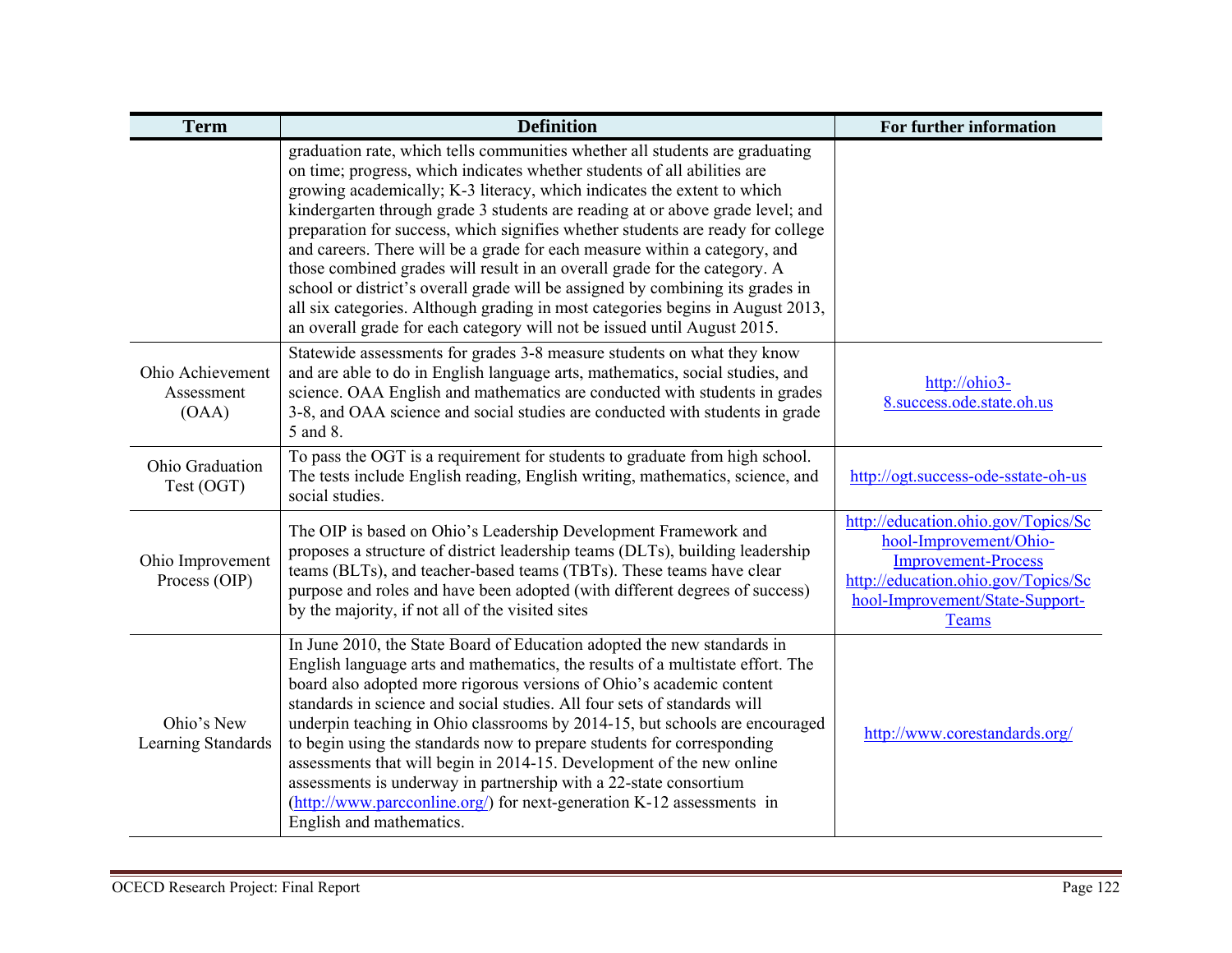| Term | Definition | For further information |
|---|---|---|
| | graduation rate, which tells communities whether all students are graduating on time; progress, which indicates whether students of all abilities are growing academically; K-3 literacy, which indicates the extent to which kindergarten through grade 3 students are reading at or above grade level; and preparation for success, which signifies whether students are ready for college and careers. There will be a grade for each measure within a category, and those combined grades will result in an overall grade for the category. A school or district's overall grade will be assigned by combining its grades in all six categories. Although grading in most categories begins in August 2013, an overall grade for each category will not be issued until August 2015. | |
| Ohio Achievement Assessment (OAA) | Statewide assessments for grades 3-8 measure students on what they know and are able to do in English language arts, mathematics, social studies, and science. OAA English and mathematics are conducted with students in grades 3-8, and OAA science and social studies are conducted with students in grade 5 and 8. | http://ohio3-8.success.ode.state.oh.us |
| Ohio Graduation Test (OGT) | To pass the OGT is a requirement for students to graduate from high school. The tests include English reading, English writing, mathematics, science, and social studies. | http://ogt.success-ode-sstate-oh-us |
| Ohio Improvement Process (OIP) | The OIP is based on Ohio's Leadership Development Framework and proposes a structure of district leadership teams (DLTs), building leadership teams (BLTs), and teacher-based teams (TBTs). These teams have clear purpose and roles and have been adopted (with different degrees of success) by the majority, if not all of the visited sites | http://education.ohio.gov/Topics/School-Improvement/Ohio-Improvement-Process http://education.ohio.gov/Topics/School-Improvement/State-Support-Teams |
| Ohio's New Learning Standards | In June 2010, the State Board of Education adopted the new standards in English language arts and mathematics, the results of a multistate effort. The board also adopted more rigorous versions of Ohio's academic content standards in science and social studies. All four sets of standards will underpin teaching in Ohio classrooms by 2014-15, but schools are encouraged to begin using the standards now to prepare students for corresponding assessments that will begin in 2014-15. Development of the new online assessments is underway in partnership with a 22-state consortium (http://www.parcconline.org/) for next-generation K-12 assessments in English and mathematics. | http://www.corestandards.org/ |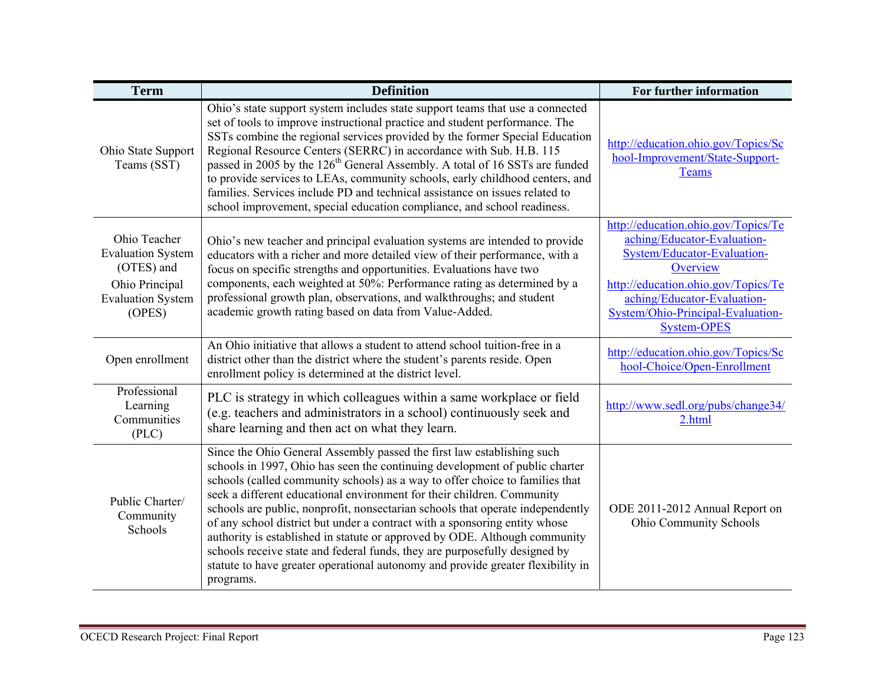| Term | Definition | For further information |
| --- | --- | --- |
| Ohio State Support Teams (SST) | Ohio's state support system includes state support teams that use a connected set of tools to improve instructional practice and student performance. The SSTs combine the regional services provided by the former Special Education Regional Resource Centers (SERRC) in accordance with Sub. H.B. 115 passed in 2005 by the 126th General Assembly. A total of 16 SSTs are funded to provide services to LEAs, community schools, early childhood centers, and families. Services include PD and technical assistance on issues related to school improvement, special education compliance, and school readiness. | http://education.ohio.gov/Topics/School-Improvement/State-Support-Teams |
| Ohio Teacher Evaluation System (OTES) and Ohio Principal Evaluation System (OPES) | Ohio's new teacher and principal evaluation systems are intended to provide educators with a richer and more detailed view of their performance, with a focus on specific strengths and opportunities. Evaluations have two components, each weighted at 50%: Performance rating as determined by a professional growth plan, observations, and walkthroughs; and student academic growth rating based on data from Value-Added. | http://education.ohio.gov/Topics/Teaching/Educator-Evaluation-System/Educator-Evaluation-Overview http://education.ohio.gov/Topics/Teaching/Educator-Evaluation-System/Ohio-Principal-Evaluation-System-OPES |
| Open enrollment | An Ohio initiative that allows a student to attend school tuition-free in a district other than the district where the student's parents reside. Open enrollment policy is determined at the district level. | http://education.ohio.gov/Topics/School-Choice/Open-Enrollment |
| Professional Learning Communities (PLC) | PLC is strategy in which colleagues within a same workplace or field (e.g. teachers and administrators in a school) continuously seek and share learning and then act on what they learn. | http://www.sedl.org/pubs/change34/2.html |
| Public Charter/ Community Schools | Since the Ohio General Assembly passed the first law establishing such schools in 1997, Ohio has seen the continuing development of public charter schools (called community schools) as a way to offer choice to families that seek a different educational environment for their children. Community schools are public, nonprofit, nonsectarian schools that operate independently of any school district but under a contract with a sponsoring entity whose authority is established in statute or approved by ODE. Although community schools receive state and federal funds, they are purposefully designed by statute to have greater operational autonomy and provide greater flexibility in programs. | ODE 2011-2012 Annual Report on Ohio Community Schools |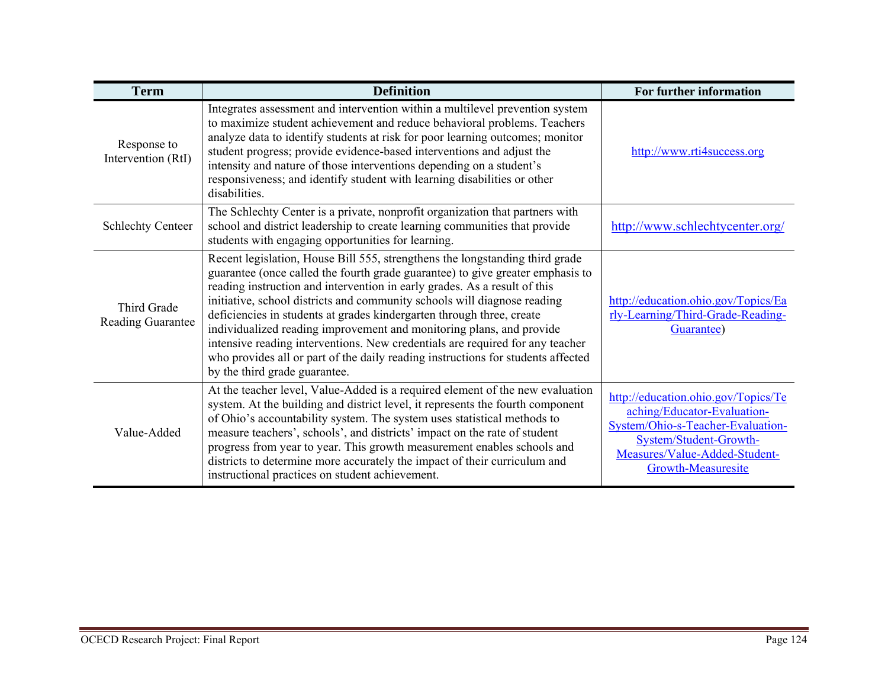| Term | Definition | For further information |
|---|---|---|
| Response to Intervention (RtI) | Integrates assessment and intervention within a multilevel prevention system to maximize student achievement and reduce behavioral problems. Teachers analyze data to identify students at risk for poor learning outcomes; monitor student progress; provide evidence-based interventions and adjust the intensity and nature of those interventions depending on a student's responsiveness; and identify student with learning disabilities or other disabilities. | http://www.rti4success.org |
| Schlechty Centeer | The Schlechty Center is a private, nonprofit organization that partners with school and district leadership to create learning communities that provide students with engaging opportunities for learning. | http://www.schlechtycenter.org/ |
| Third Grade Reading Guarantee | Recent legislation, House Bill 555, strengthens the longstanding third grade guarantee (once called the fourth grade guarantee) to give greater emphasis to reading instruction and intervention in early grades. As a result of this initiative, school districts and community schools will diagnose reading deficiencies in students at grades kindergarten through three, create individualized reading improvement and monitoring plans, and provide intensive reading interventions. New credentials are required for any teacher who provides all or part of the daily reading instructions for students affected by the third grade guarantee. | http://education.ohio.gov/Topics/Early-Learning/Third-Grade-Reading-Guarantee) |
| Value-Added | At the teacher level, Value-Added is a required element of the new evaluation system. At the building and district level, it represents the fourth component of Ohio's accountability system. The system uses statistical methods to measure teachers', schools', and districts' impact on the rate of student progress from year to year. This growth measurement enables schools and districts to determine more accurately the impact of their curriculum and instructional practices on student achievement. | http://education.ohio.gov/Topics/Teaching/Educator-Evaluation-System/Ohio-s-Teacher-Evaluation-System/Student-Growth-Measures/Value-Added-Student-Growth-Measuresite |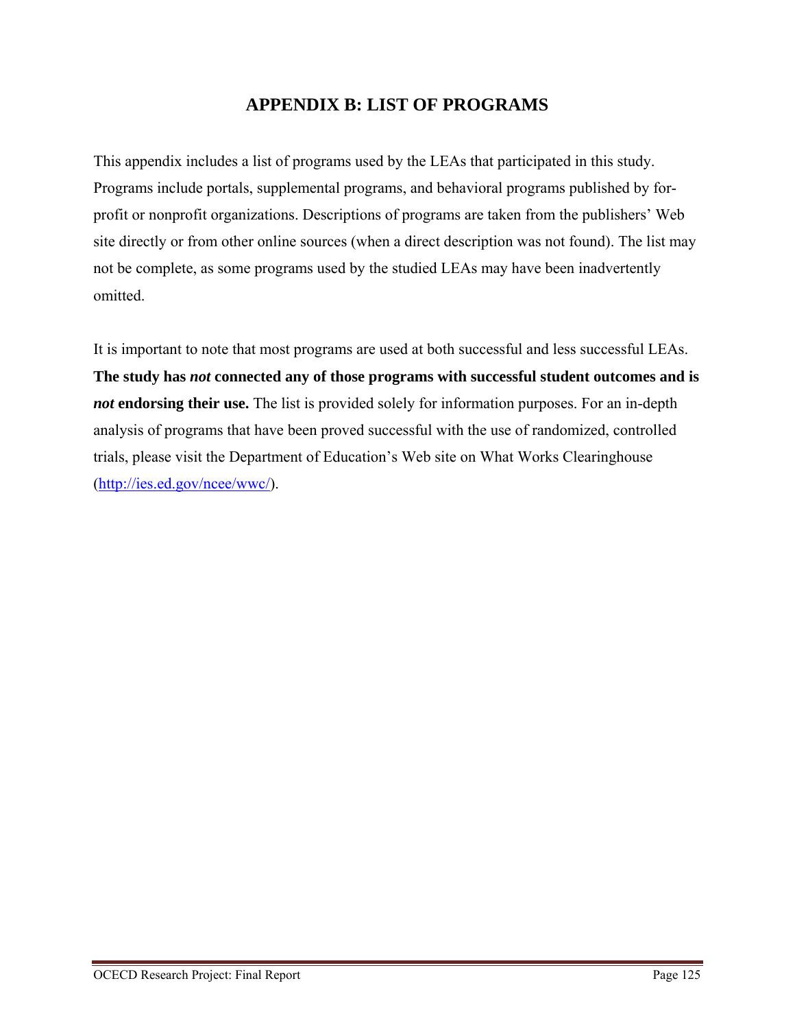# APPENDIX B: LIST OF PROGRAMS

This appendix includes a list of programs used by the LEAs that participated in this study. Programs include portals, supplemental programs, and behavioral programs published by for-profit or nonprofit organizations. Descriptions of programs are taken from the publishers' Web site directly or from other online sources (when a direct description was not found). The list may not be complete, as some programs used by the studied LEAs may have been inadvertently omitted.

It is important to note that most programs are used at both successful and less successful LEAs. **The study has *not* connected any of those programs with successful student outcomes and is *not* endorsing their use.** The list is provided solely for information purposes. For an in-depth analysis of programs that have been proved successful with the use of randomized, controlled trials, please visit the Department of Education's Web site on What Works Clearinghouse (http://ies.ed.gov/ncee/wwc/).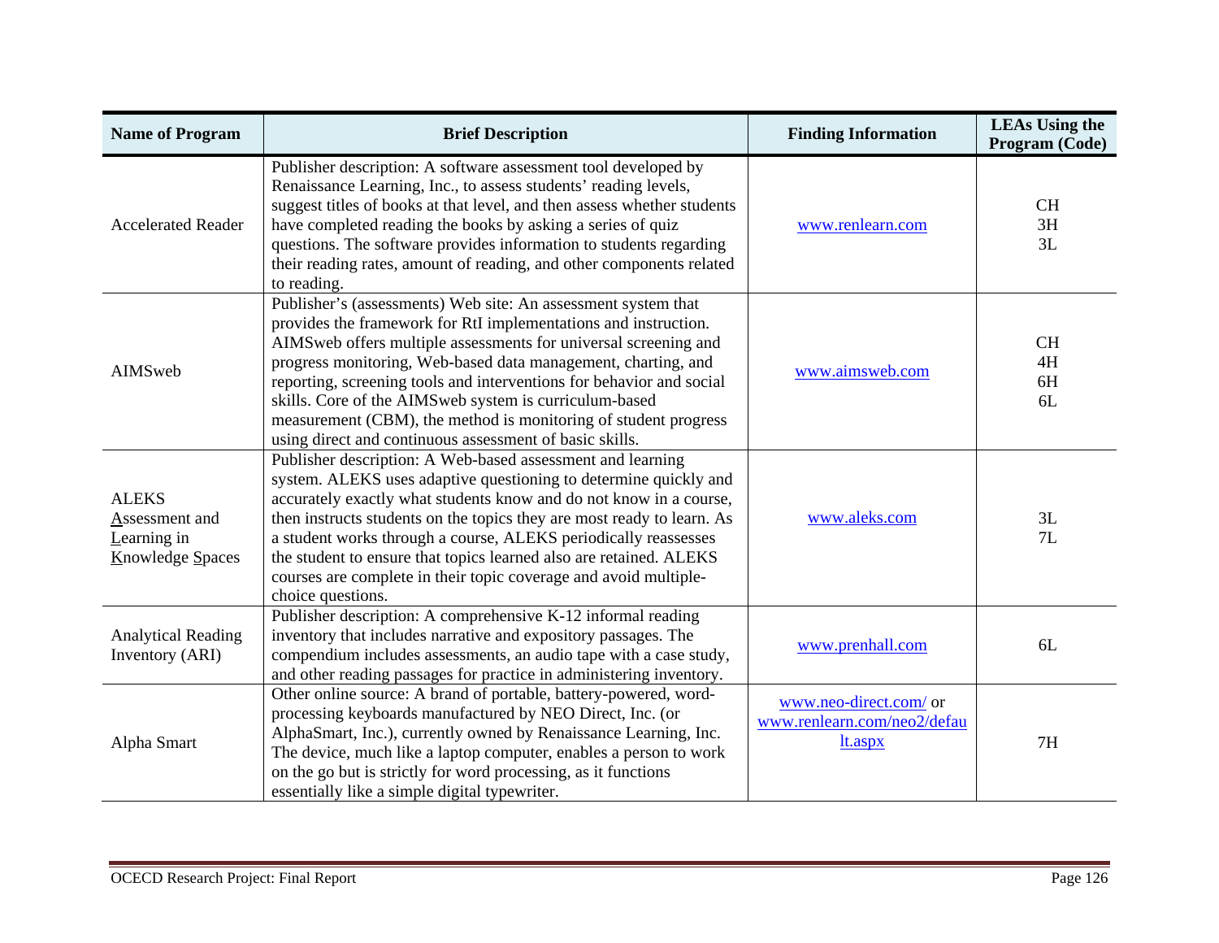| Name of Program | Brief Description | Finding Information | LEAs Using the Program (Code) |
|---|---|---|---|
| Accelerated Reader | Publisher description: A software assessment tool developed by Renaissance Learning, Inc., to assess students' reading levels, suggest titles of books at that level, and then assess whether students have completed reading the books by asking a series of quiz questions. The software provides information to students regarding their reading rates, amount of reading, and other components related to reading. | www.renlearn.com | CH<br>3H<br>3L |
| AIMSweb | Publisher's (assessments) Web site: An assessment system that provides the framework for RtI implementations and instruction. AIMSweb offers multiple assessments for universal screening and progress monitoring, Web-based data management, charting, and reporting, screening tools and interventions for behavior and social skills. Core of the AIMSweb system is curriculum-based measurement (CBM), the method is monitoring of student progress using direct and continuous assessment of basic skills. | www.aimsweb.com | CH<br>4H<br>6H<br>6L |
| ALEKS<br>Assessment and Learning in Knowledge Spaces | Publisher description: A Web-based assessment and learning system. ALEKS uses adaptive questioning to determine quickly and accurately exactly what students know and do not know in a course, then instructs students on the topics they are most ready to learn. As a student works through a course, ALEKS periodically reassesses the student to ensure that topics learned also are retained. ALEKS courses are complete in their topic coverage and avoid multiple-choice questions. | www.aleks.com | 3L<br>7L |
| Analytical Reading Inventory (ARI) | Publisher description: A comprehensive K-12 informal reading inventory that includes narrative and expository passages. The compendium includes assessments, an audio tape with a case study, and other reading passages for practice in administering inventory. | www.prenhall.com | 6L |
| Alpha Smart | Other online source: A brand of portable, battery-powered, word-processing keyboards manufactured by NEO Direct, Inc. (or AlphaSmart, Inc.), currently owned by Renaissance Learning, Inc. The device, much like a laptop computer, enables a person to work on the go but is strictly for word processing, as it functions essentially like a simple digital typewriter. | www.neo-direct.com/ or www.renlearn.com/neo2/default.aspx | 7H |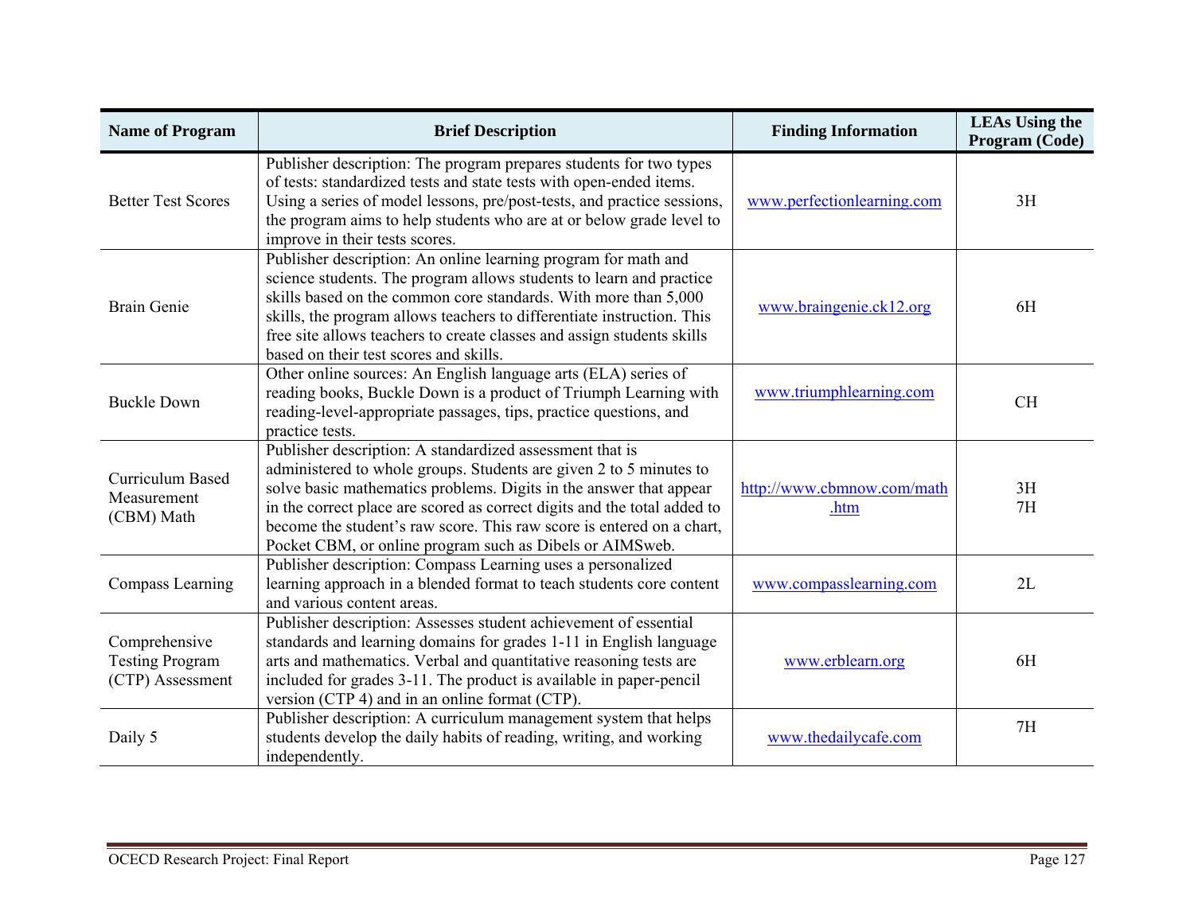| Name of Program | Brief Description | Finding Information | LEAs Using the Program (Code) |
|---|---|---|---|
| Better Test Scores | Publisher description: The program prepares students for two types of tests: standardized tests and state tests with open-ended items. Using a series of model lessons, pre/post-tests, and practice sessions, the program aims to help students who are at or below grade level to improve in their tests scores. | www.perfectionlearning.com | 3H |
| Brain Genie | Publisher description: An online learning program for math and science students. The program allows students to learn and practice skills based on the common core standards. With more than 5,000 skills, the program allows teachers to differentiate instruction. This free site allows teachers to create classes and assign students skills based on their test scores and skills. | www.braingenie.ck12.org | 6H |
| Buckle Down | Other online sources: An English language arts (ELA) series of reading books, Buckle Down is a product of Triumph Learning with reading-level-appropriate passages, tips, practice questions, and practice tests. | www.triumphlearning.com | CH |
| Curriculum Based Measurement (CBM) Math | Publisher description: A standardized assessment that is administered to whole groups. Students are given 2 to 5 minutes to solve basic mathematics problems. Digits in the answer that appear in the correct place are scored as correct digits and the total added to become the student's raw score. This raw score is entered on a chart, Pocket CBM, or online program such as Dibels or AIMSweb. | http://www.cbmnow.com/math.htm | 3H<br>7H |
| Compass Learning | Publisher description: Compass Learning uses a personalized learning approach in a blended format to teach students core content and various content areas. | www.compasslearning.com | 2L |
| Comprehensive Testing Program (CTP) Assessment | Publisher description: Assesses student achievement of essential standards and learning domains for grades 1-11 in English language arts and mathematics. Verbal and quantitative reasoning tests are included for grades 3-11. The product is available in paper-pencil version (CTP 4) and in an online format (CTP). | www.erblearn.org | 6H |
| Daily 5 | Publisher description: A curriculum management system that helps students develop the daily habits of reading, writing, and working independently. | www.thedailycafe.com | 7H |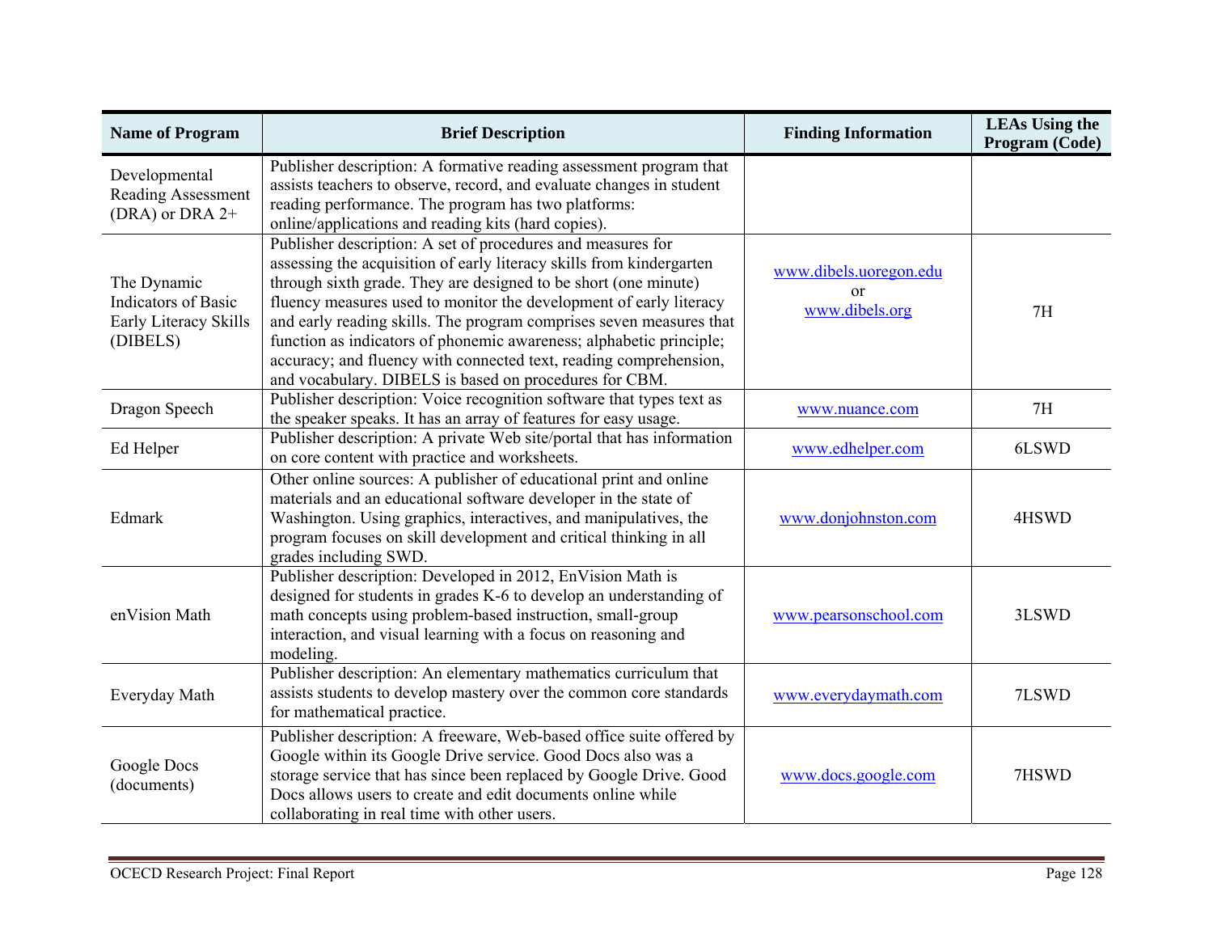| Name of Program | Brief Description | Finding Information | LEAs Using the Program (Code) |
| --- | --- | --- | --- |
| Developmental Reading Assessment (DRA) or DRA 2+ | Publisher description: A formative reading assessment program that assists teachers to observe, record, and evaluate changes in student reading performance. The program has two platforms: online/applications and reading kits (hard copies). | | |
| The Dynamic Indicators of Basic Early Literacy Skills (DIBELS) | Publisher description: A set of procedures and measures for assessing the acquisition of early literacy skills from kindergarten through sixth grade. They are designed to be short (one minute) fluency measures used to monitor the development of early literacy and early reading skills. The program comprises seven measures that function as indicators of phonemic awareness; alphabetic principle; accuracy; and fluency with connected text, reading comprehension, and vocabulary. DIBELS is based on procedures for CBM. | www.dibels.uoregon.edu or www.dibels.org | 7H |
| Dragon Speech | Publisher description: Voice recognition software that types text as the speaker speaks. It has an array of features for easy usage. | www.nuance.com | 7H |
| Ed Helper | Publisher description: A private Web site/portal that has information on core content with practice and worksheets. | www.edhelper.com | 6LSWD |
| Edmark | Other online sources: A publisher of educational print and online materials and an educational software developer in the state of Washington. Using graphics, interactives, and manipulatives, the program focuses on skill development and critical thinking in all grades including SWD. | www.donjohnston.com | 4HSWD |
| enVision Math | Publisher description: Developed in 2012, EnVision Math is designed for students in grades K-6 to develop an understanding of math concepts using problem-based instruction, small-group interaction, and visual learning with a focus on reasoning and modeling. | www.pearsonschool.com | 3LSWD |
| Everyday Math | Publisher description: An elementary mathematics curriculum that assists students to develop mastery over the common core standards for mathematical practice. | www.everydaymath.com | 7LSWD |
| Google Docs (documents) | Publisher description: A freeware, Web-based office suite offered by Google within its Google Drive service. Good Docs also was a storage service that has since been replaced by Google Drive. Good Docs allows users to create and edit documents online while collaborating in real time with other users. | www.docs.google.com | 7HSWD |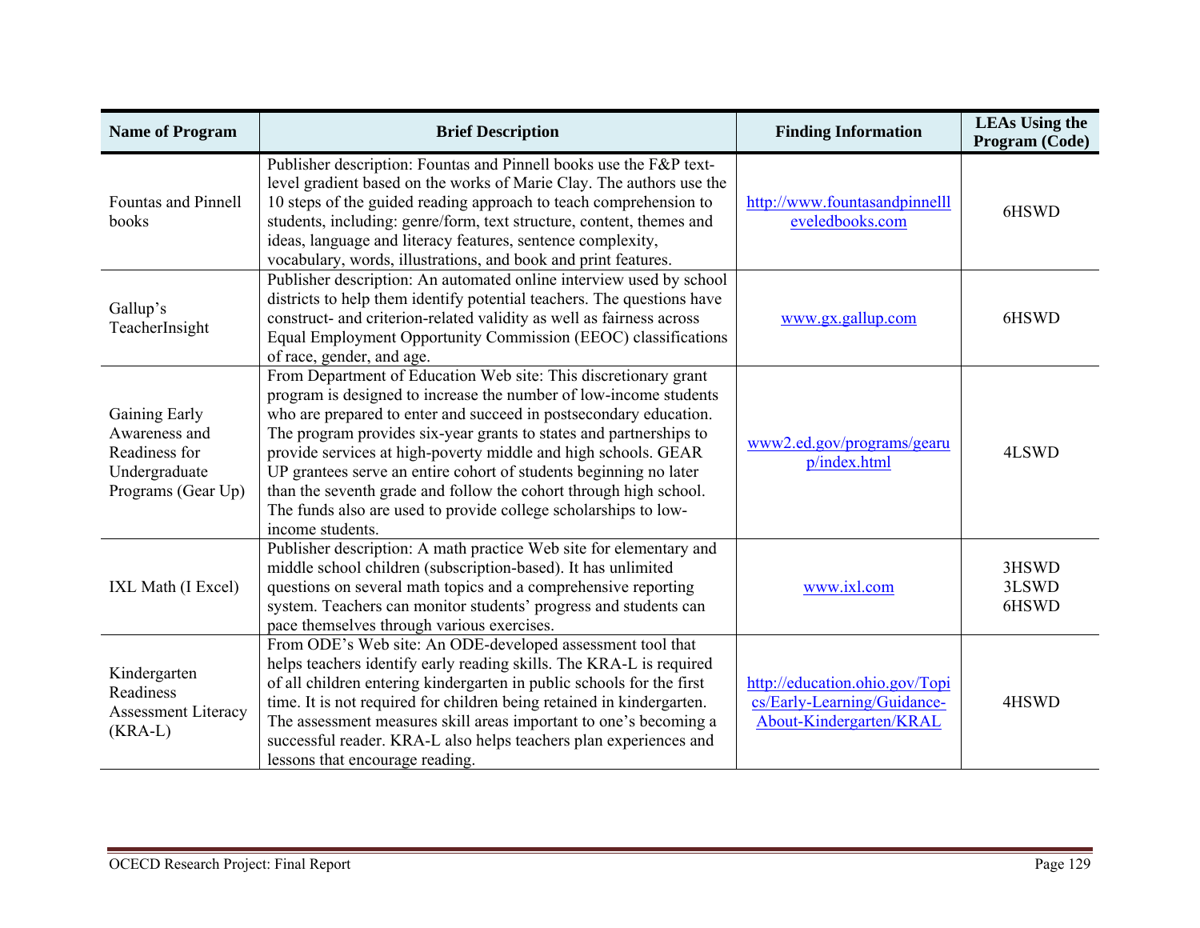| Name of Program | Brief Description | Finding Information | LEAs Using the Program (Code) |
|---|---|---|---|
| Fountas and Pinnell books | Publisher description: Fountas and Pinnell books use the F&P text-level gradient based on the works of Marie Clay. The authors use the 10 steps of the guided reading approach to teach comprehension to students, including: genre/form, text structure, content, themes and ideas, language and literacy features, sentence complexity, vocabulary, words, illustrations, and book and print features. | http://www.fountasandpinnellleveledbooks.com | 6HSWD |
| Gallup's TeacherInsight | Publisher description: An automated online interview used by school districts to help them identify potential teachers. The questions have construct- and criterion-related validity as well as fairness across Equal Employment Opportunity Commission (EEOC) classifications of race, gender, and age. | www.gx.gallup.com | 6HSWD |
| Gaining Early Awareness and Readiness for Undergraduate Programs (Gear Up) | From Department of Education Web site: This discretionary grant program is designed to increase the number of low-income students who are prepared to enter and succeed in postsecondary education. The program provides six-year grants to states and partnerships to provide services at high-poverty middle and high schools. GEAR UP grantees serve an entire cohort of students beginning no later than the seventh grade and follow the cohort through high school. The funds also are used to provide college scholarships to low-income students. | www2.ed.gov/programs/gearup/index.html | 4LSWD |
| IXL Math (I Excel) | Publisher description: A math practice Web site for elementary and middle school children (subscription-based). It has unlimited questions on several math topics and a comprehensive reporting system. Teachers can monitor students' progress and students can pace themselves through various exercises. | www.ixl.com | 3HSWD<br>3LSWD<br>6HSWD |
| Kindergarten Readiness Assessment Literacy (KRA-L) | From ODE's Web site: An ODE-developed assessment tool that helps teachers identify early reading skills. The KRA-L is required of all children entering kindergarten in public schools for the first time. It is not required for children being retained in kindergarten. The assessment measures skill areas important to one's becoming a successful reader. KRA-L also helps teachers plan experiences and lessons that encourage reading. | http://education.ohio.gov/Topics/Early-Learning/Guidance-About-Kindergarten/KRAL | 4HSWD |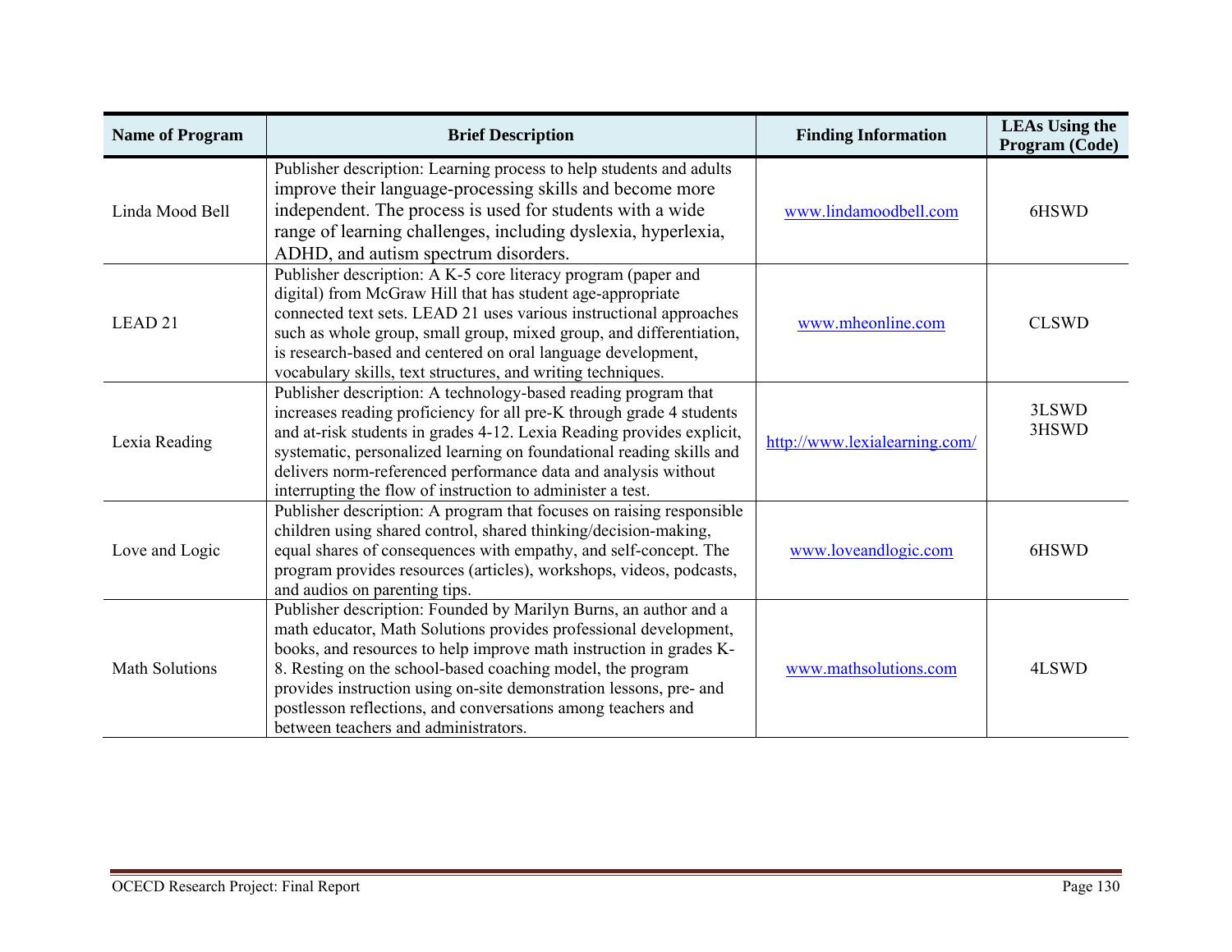| Name of Program | Brief Description | Finding Information | LEAs Using the Program (Code) |
|---|---|---|---|
| Linda Mood Bell | Publisher description: Learning process to help students and adults improve their language-processing skills and become more independent. The process is used for students with a wide range of learning challenges, including dyslexia, hyperlexia, ADHD, and autism spectrum disorders. | www.lindamoodbell.com | 6HSWD |
| LEAD 21 | Publisher description: A K-5 core literacy program (paper and digital) from McGraw Hill that has student age-appropriate connected text sets. LEAD 21 uses various instructional approaches such as whole group, small group, mixed group, and differentiation, is research-based and centered on oral language development, vocabulary skills, text structures, and writing techniques. | www.mheonline.com | CLSWD |
| Lexia Reading | Publisher description: A technology-based reading program that increases reading proficiency for all pre-K through grade 4 students and at-risk students in grades 4-12. Lexia Reading provides explicit, systematic, personalized learning on foundational reading skills and delivers norm-referenced performance data and analysis without interrupting the flow of instruction to administer a test. | http://www.lexialearning.com/ | 3LSWD<br>3HSWD |
| Love and Logic | Publisher description: A program that focuses on raising responsible children using shared control, shared thinking/decision-making, equal shares of consequences with empathy, and self-concept. The program provides resources (articles), workshops, videos, podcasts, and audios on parenting tips. | www.loveandlogic.com | 6HSWD |
| Math Solutions | Publisher description: Founded by Marilyn Burns, an author and a math educator, Math Solutions provides professional development, books, and resources to help improve math instruction in grades K-8. Resting on the school-based coaching model, the program provides instruction using on-site demonstration lessons, pre- and postlesson reflections, and conversations among teachers and between teachers and administrators. | www.mathsolutions.com | 4LSWD |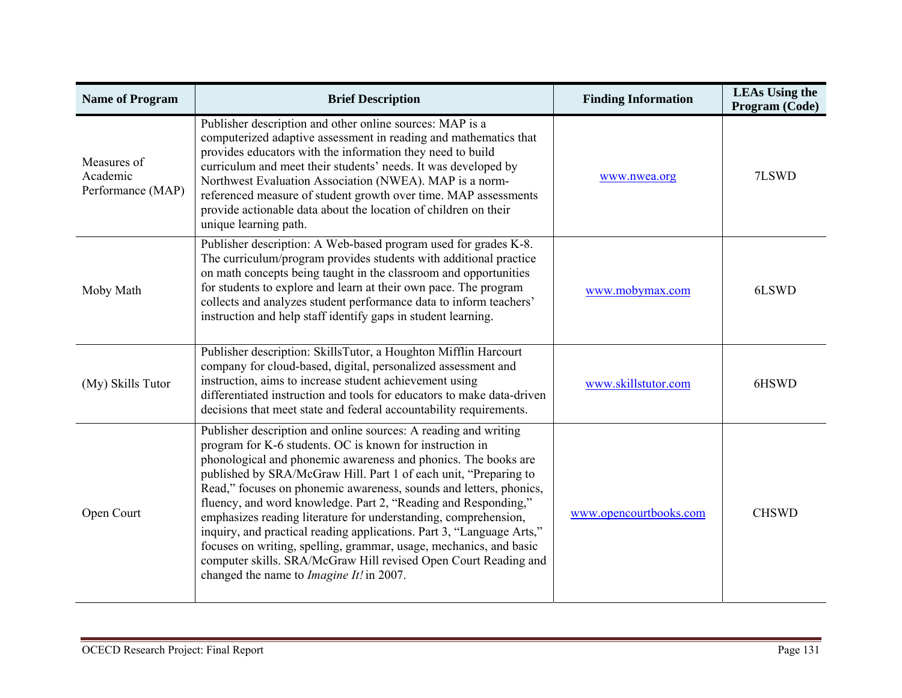| Name of Program | Brief Description | Finding Information | LEAs Using the Program (Code) |
|---|---|---|---|
| Measures of Academic Performance (MAP) | Publisher description and other online sources: MAP is a computerized adaptive assessment in reading and mathematics that provides educators with the information they need to build curriculum and meet their students' needs. It was developed by Northwest Evaluation Association (NWEA). MAP is a norm-referenced measure of student growth over time. MAP assessments provide actionable data about the location of children on their unique learning path. | www.nwea.org | 7LSWD |
| Moby Math | Publisher description: A Web-based program used for grades K-8. The curriculum/program provides students with additional practice on math concepts being taught in the classroom and opportunities for students to explore and learn at their own pace. The program collects and analyzes student performance data to inform teachers' instruction and help staff identify gaps in student learning. | www.mobymax.com | 6LSWD |
| (My) Skills Tutor | Publisher description: SkillsTutor, a Houghton Mifflin Harcourt company for cloud-based, digital, personalized assessment and instruction, aims to increase student achievement using differentiated instruction and tools for educators to make data-driven decisions that meet state and federal accountability requirements. | www.skillstutor.com | 6HSWD |
| Open Court | Publisher description and online sources: A reading and writing program for K-6 students. OC is known for instruction in phonological and phonemic awareness and phonics. The books are published by SRA/McGraw Hill. Part 1 of each unit, "Preparing to Read," focuses on phonemic awareness, sounds and letters, phonics, fluency, and word knowledge. Part 2, "Reading and Responding," emphasizes reading literature for understanding, comprehension, inquiry, and practical reading applications. Part 3, "Language Arts," focuses on writing, spelling, grammar, usage, mechanics, and basic computer skills. SRA/McGraw Hill revised Open Court Reading and changed the name to *Imagine It!* in 2007. | www.opencourtbooks.com | CHSWD |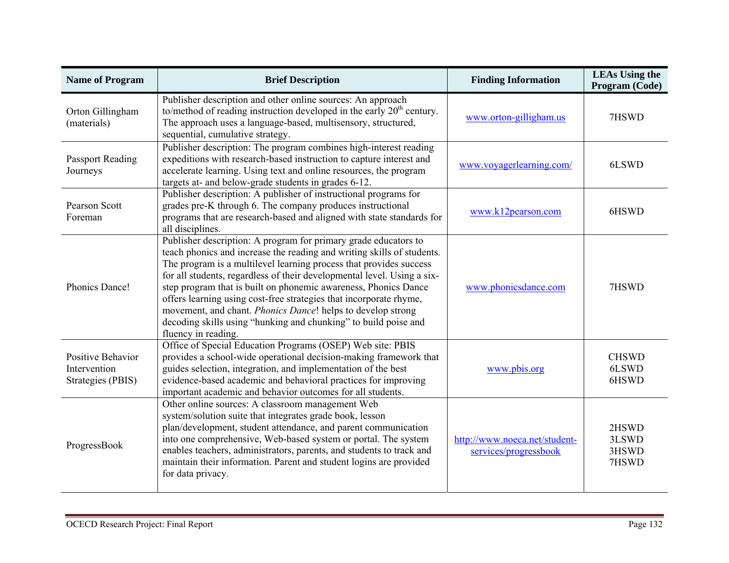| Name of Program | Brief Description | Finding Information | LEAs Using the Program (Code) |
|---|---|---|---|
| Orton Gillingham (materials) | Publisher description and other online sources: An approach to/method of reading instruction developed in the early 20th century. The approach uses a language-based, multisensory, structured, sequential, cumulative strategy. | www.orton-gilligham.us | 7HSWD |
| Passport Reading Journeys | Publisher description: The program combines high-interest reading expeditions with research-based instruction to capture interest and accelerate learning. Using text and online resources, the program targets at- and below-grade students in grades 6-12. | www.voyagerlearning.com/ | 6LSWD |
| Pearson Scott Foreman | Publisher description: A publisher of instructional programs for grades pre-K through 6. The company produces instructional programs that are research-based and aligned with state standards for all disciplines. | www.k12pearson.com | 6HSWD |
| Phonics Dance! | Publisher description: A program for primary grade educators to teach phonics and increase the reading and writing skills of students. The program is a multilevel learning process that provides success for all students, regardless of their developmental level. Using a six-step program that is built on phonemic awareness, Phonics Dance offers learning using cost-free strategies that incorporate rhyme, movement, and chant. *Phonics Dance*! helps to develop strong decoding skills using "hunking and chunking" to build poise and fluency in reading. | www.phonicsdance.com | 7HSWD |
| Positive Behavior Intervention Strategies (PBIS) | Office of Special Education Programs (OSEP) Web site: PBIS provides a school-wide operational decision-making framework that guides selection, integration, and implementation of the best evidence-based academic and behavioral practices for improving important academic and behavior outcomes for all students. | www.pbis.org | CHSWD<br>6LSWD<br>6HSWD |
| ProgressBook | Other online sources: A classroom management Web system/solution suite that integrates grade book, lesson plan/development, student attendance, and parent communication into one comprehensive, Web-based system or portal. The system enables teachers, administrators, parents, and students to track and maintain their information. Parent and student logins are provided for data privacy. | http://www.noeca.net/student-services/progressbook | 2HSWD<br>3LSWD<br>3HSWD<br>7HSWD |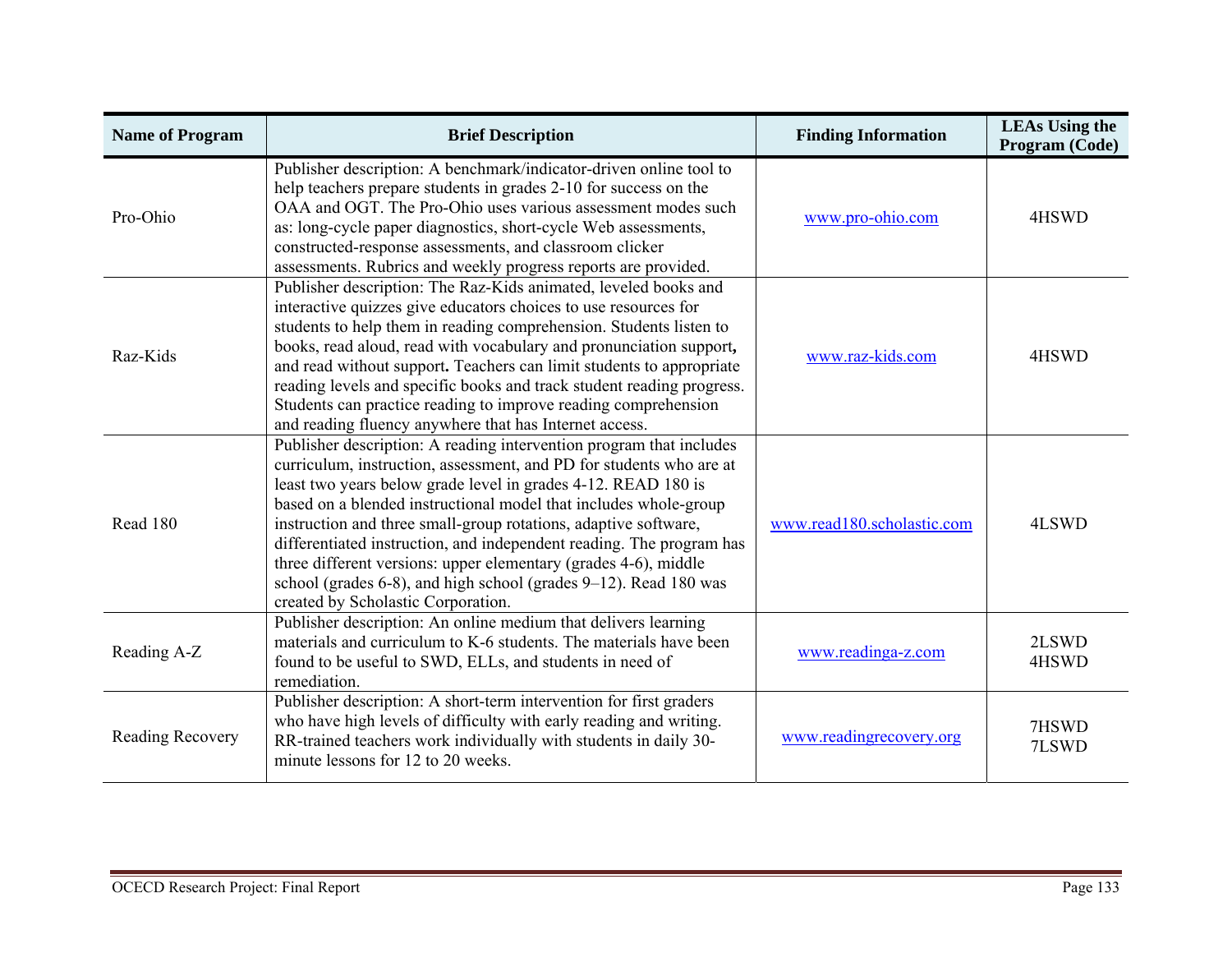| Name of Program | Brief Description | Finding Information | LEAs Using the Program (Code) |
|---|---|---|---|
| Pro-Ohio | Publisher description: A benchmark/indicator-driven online tool to help teachers prepare students in grades 2-10 for success on the OAA and OGT. The Pro-Ohio uses various assessment modes such as: long-cycle paper diagnostics, short-cycle Web assessments, constructed-response assessments, and classroom clicker assessments. Rubrics and weekly progress reports are provided. | www.pro-ohio.com | 4HSWD |
| Raz-Kids | Publisher description: The Raz-Kids animated, leveled books and interactive quizzes give educators choices to use resources for students to help them in reading comprehension. Students listen to books, read aloud, read with vocabulary and pronunciation support**,** and read without support**.** Teachers can limit students to appropriate reading levels and specific books and track student reading progress. Students can practice reading to improve reading comprehension and reading fluency anywhere that has Internet access. | www.raz-kids.com | 4HSWD |
| Read 180 | Publisher description: A reading intervention program that includes curriculum, instruction, assessment, and PD for students who are at least two years below grade level in grades 4-12. READ 180 is based on a blended instructional model that includes whole-group instruction and three small-group rotations, adaptive software, differentiated instruction, and independent reading. The program has three different versions: upper elementary (grades 4-6), middle school (grades 6-8), and high school (grades 9–12). Read 180 was created by Scholastic Corporation. | www.read180.scholastic.com | 4LSWD |
| Reading A-Z | Publisher description: An online medium that delivers learning materials and curriculum to K-6 students. The materials have been found to be useful to SWD, ELLs, and students in need of remediation. | www.readinga-z.com | 2LSWD<br>4HSWD |
| Reading Recovery | Publisher description: A short-term intervention for first graders who have high levels of difficulty with early reading and writing. RR-trained teachers work individually with students in daily 30-minute lessons for 12 to 20 weeks. | www.readingrecovery.org | 7HSWD<br>7LSWD |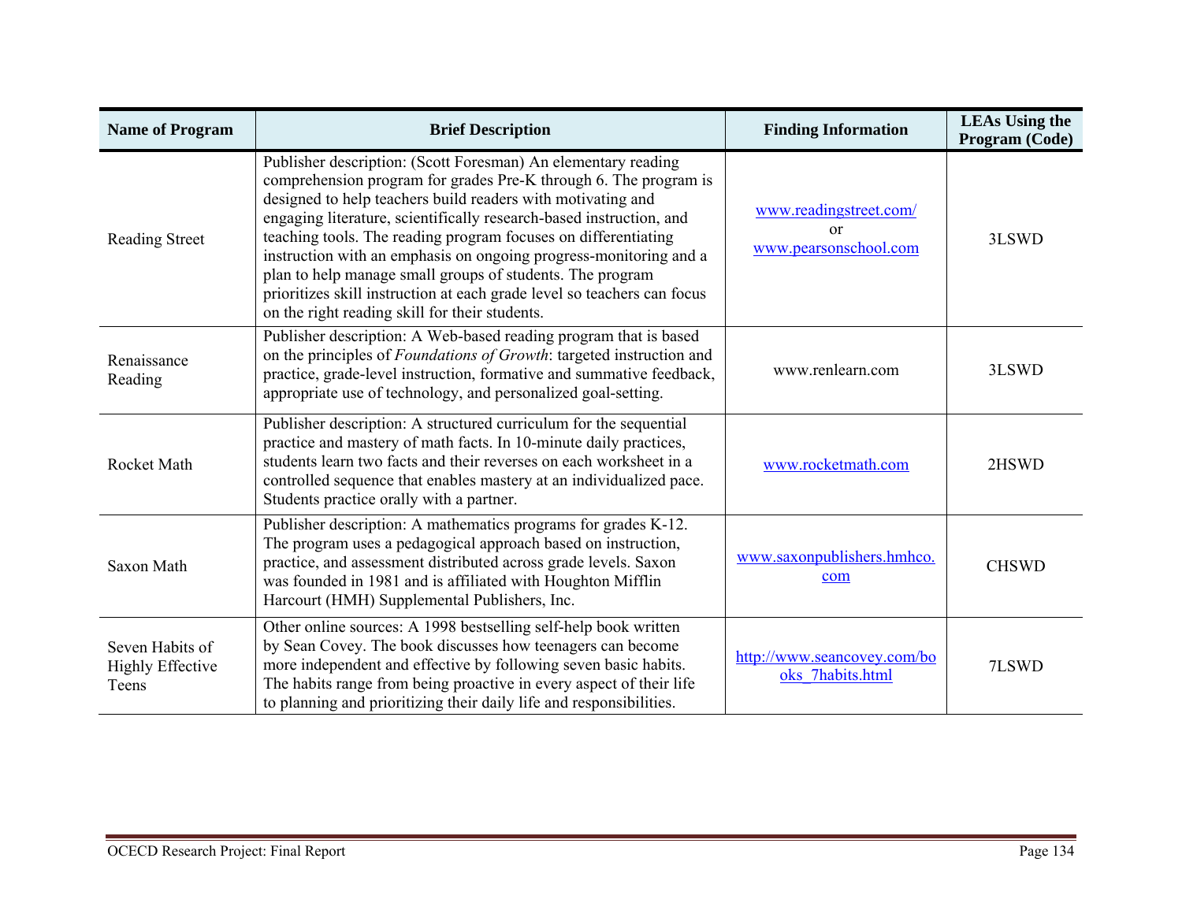| Name of Program | Brief Description | Finding Information | LEAs Using the Program (Code) |
|---|---|---|---|
| Reading Street | Publisher description: (Scott Foresman) An elementary reading comprehension program for grades Pre-K through 6. The program is designed to help teachers build readers with motivating and engaging literature, scientifically research-based instruction, and teaching tools. The reading program focuses on differentiating instruction with an emphasis on ongoing progress-monitoring and a plan to help manage small groups of students. The program prioritizes skill instruction at each grade level so teachers can focus on the right reading skill for their students. | www.readingstreet.com/ or www.pearsonschool.com | 3LSWD |
| Renaissance Reading | Publisher description: A Web-based reading program that is based on the principles of *Foundations of Growth*: targeted instruction and practice, grade-level instruction, formative and summative feedback, appropriate use of technology, and personalized goal-setting. | www.renlearn.com | 3LSWD |
| Rocket Math | Publisher description: A structured curriculum for the sequential practice and mastery of math facts. In 10-minute daily practices, students learn two facts and their reverses on each worksheet in a controlled sequence that enables mastery at an individualized pace. Students practice orally with a partner. | www.rocketmath.com | 2HSWD |
| Saxon Math | Publisher description: A mathematics programs for grades K-12. The program uses a pedagogical approach based on instruction, practice, and assessment distributed across grade levels. Saxon was founded in 1981 and is affiliated with Houghton Mifflin Harcourt (HMH) Supplemental Publishers, Inc. | www.saxonpublishers.hmhco.com | CHSWD |
| Seven Habits of Highly Effective Teens | Other online sources: A 1998 bestselling self-help book written by Sean Covey. The book discusses how teenagers can become more independent and effective by following seven basic habits. The habits range from being proactive in every aspect of their life to planning and prioritizing their daily life and responsibilities. | http://www.seancovey.com/books_7habits.html | 7LSWD |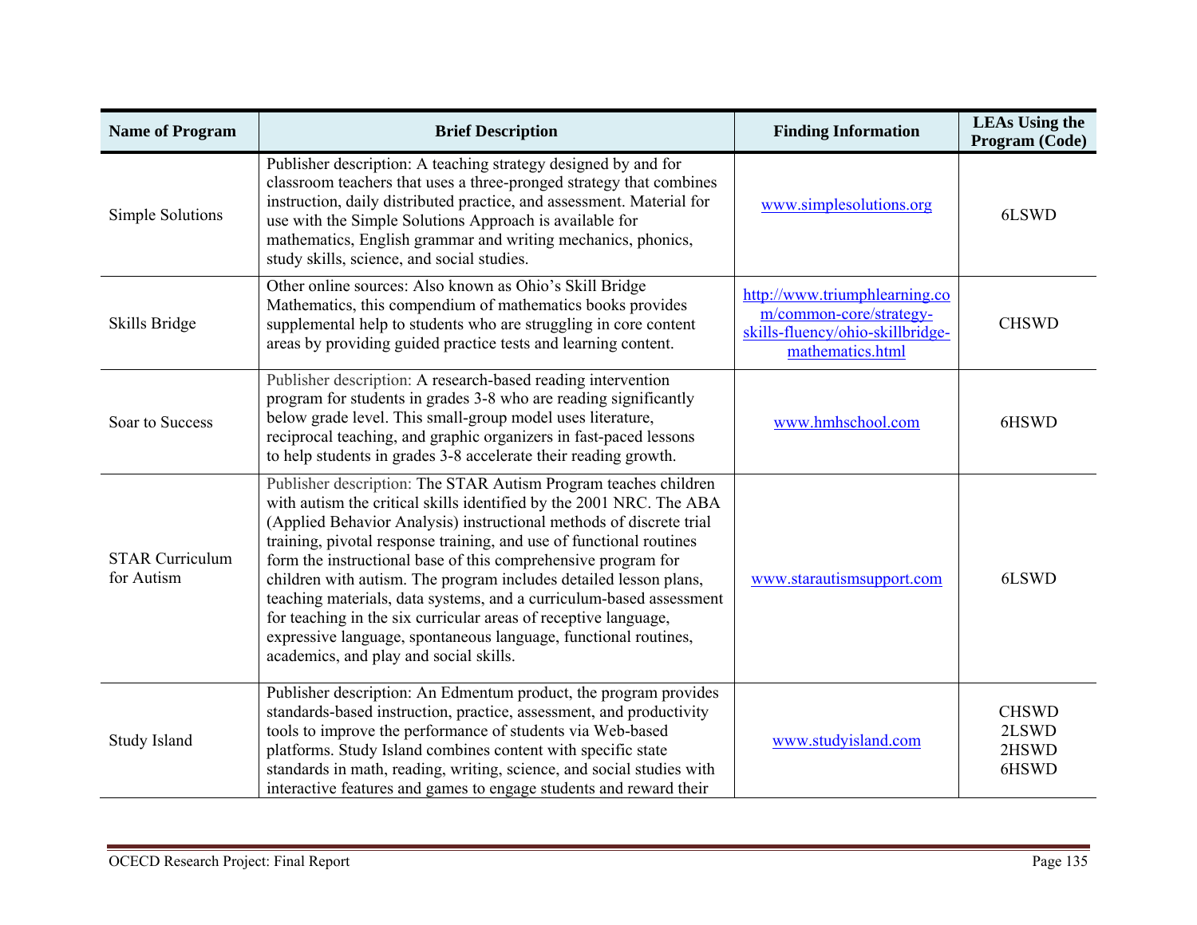| Name of Program | Brief Description | Finding Information | LEAs Using the Program (Code) |
|---|---|---|---|
| Simple Solutions | Publisher description: A teaching strategy designed by and for classroom teachers that uses a three-pronged strategy that combines instruction, daily distributed practice, and assessment. Material for use with the Simple Solutions Approach is available for mathematics, English grammar and writing mechanics, phonics, study skills, science, and social studies. | www.simplesolutions.org | 6LSWD |
| Skills Bridge | Other online sources: Also known as Ohio's Skill Bridge Mathematics, this compendium of mathematics books provides supplemental help to students who are struggling in core content areas by providing guided practice tests and learning content. | http://www.triumphlearning.com/common-core/strategy-skills-fluency/ohio-skillbridge-mathematics.html | CHSWD |
| Soar to Success | Publisher description: A research-based reading intervention program for students in grades 3-8 who are reading significantly below grade level. This small-group model uses literature, reciprocal teaching, and graphic organizers in fast-paced lessons to help students in grades 3-8 accelerate their reading growth. | www.hmhschool.com | 6HSWD |
| STAR Curriculum for Autism | Publisher description: The STAR Autism Program teaches children with autism the critical skills identified by the 2001 NRC. The ABA (Applied Behavior Analysis) instructional methods of discrete trial training, pivotal response training, and use of functional routines form the instructional base of this comprehensive program for children with autism. The program includes detailed lesson plans, teaching materials, data systems, and a curriculum-based assessment for teaching in the six curricular areas of receptive language, expressive language, spontaneous language, functional routines, academics, and play and social skills. | www.starautismsupport.com | 6LSWD |
| Study Island | Publisher description: An Edmentum product, the program provides standards-based instruction, practice, assessment, and productivity tools to improve the performance of students via Web-based platforms. Study Island combines content with specific state standards in math, reading, writing, science, and social studies with interactive features and games to engage students and reward their | www.studyisland.com | CHSWD<br>2LSWD<br>2HSWD<br>6HSWD |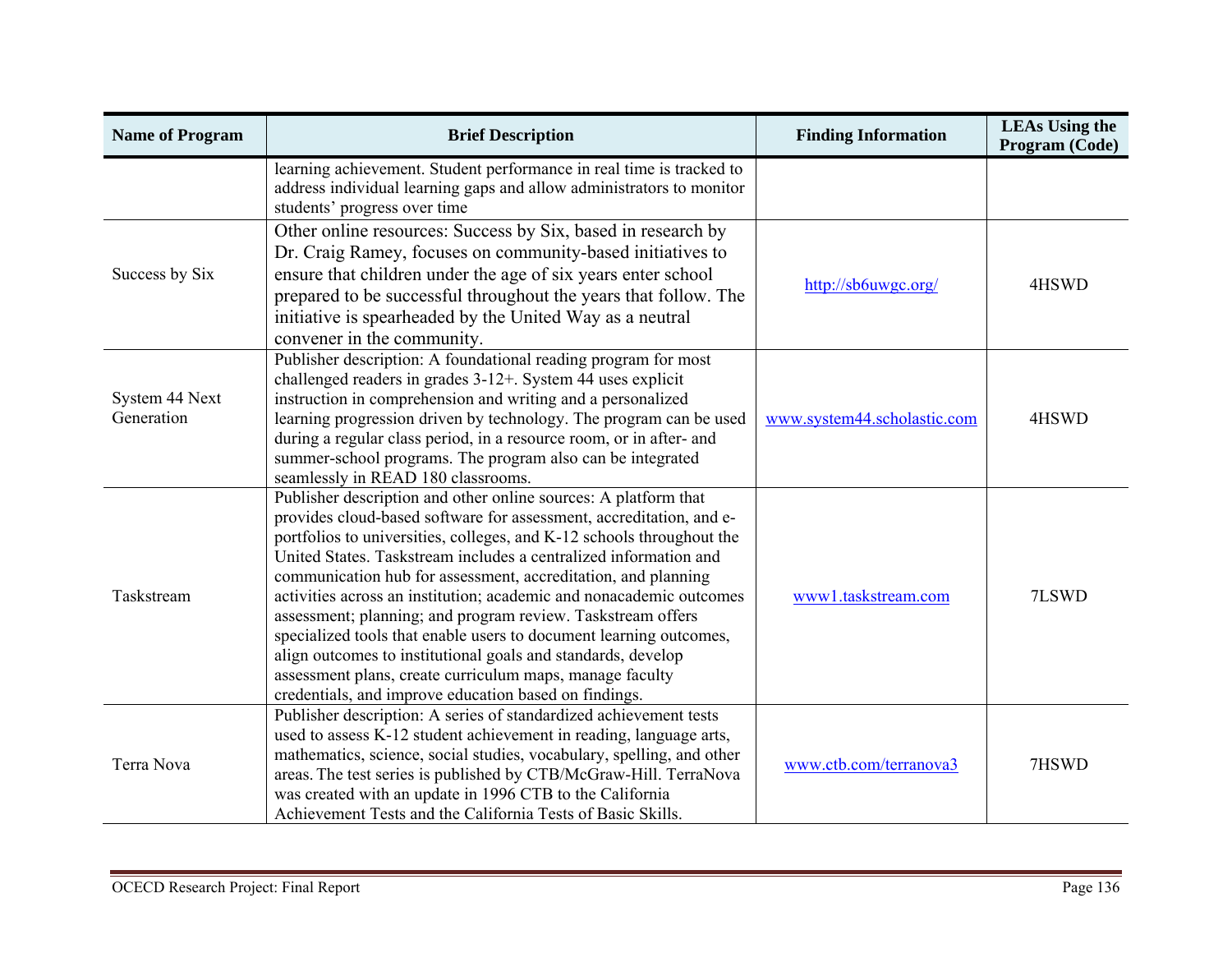| Name of Program | Brief Description | Finding Information | LEAs Using the Program (Code) |
|---|---|---|---|
| | learning achievement. Student performance in real time is tracked to address individual learning gaps and allow administrators to monitor students' progress over time | | |
| Success by Six | Other online resources: Success by Six, based in research by Dr. Craig Ramey, focuses on community-based initiatives to ensure that children under the age of six years enter school prepared to be successful throughout the years that follow. The initiative is spearheaded by the United Way as a neutral convener in the community. | http://sb6uwgc.org/ | 4HSWD |
| System 44 Next Generation | Publisher description: A foundational reading program for most challenged readers in grades 3-12+. System 44 uses explicit instruction in comprehension and writing and a personalized learning progression driven by technology. The program can be used during a regular class period, in a resource room, or in after- and summer-school programs. The program also can be integrated seamlessly in READ 180 classrooms. | www.system44.scholastic.com | 4HSWD |
| Taskstream | Publisher description and other online sources: A platform that provides cloud-based software for assessment, accreditation, and e-portfolios to universities, colleges, and K-12 schools throughout the United States. Taskstream includes a centralized information and communication hub for assessment, accreditation, and planning activities across an institution; academic and nonacademic outcomes assessment; planning; and program review. Taskstream offers specialized tools that enable users to document learning outcomes, align outcomes to institutional goals and standards, develop assessment plans, create curriculum maps, manage faculty credentials, and improve education based on findings. | www1.taskstream.com | 7LSWD |
| Terra Nova | Publisher description: A series of standardized achievement tests used to assess K-12 student achievement in reading, language arts, mathematics, science, social studies, vocabulary, spelling, and other areas. The test series is published by CTB/McGraw-Hill. TerraNova was created with an update in 1996 CTB to the California Achievement Tests and the California Tests of Basic Skills. | www.ctb.com/terranova3 | 7HSWD |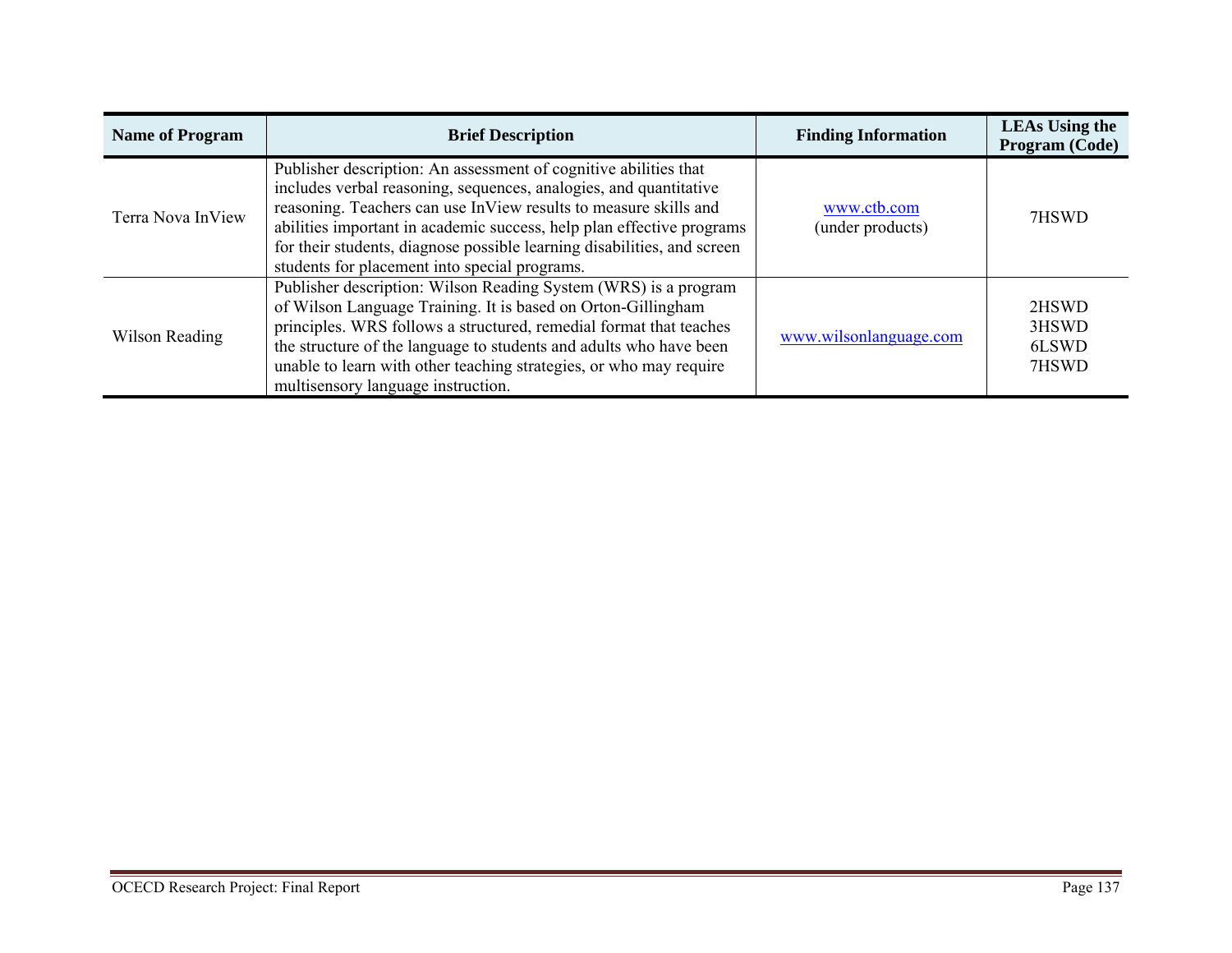| Name of Program | Brief Description | Finding Information | LEAs Using the Program (Code) |
|---|---|---|---|
| Terra Nova InView | Publisher description: An assessment of cognitive abilities that includes verbal reasoning, sequences, analogies, and quantitative reasoning. Teachers can use InView results to measure skills and abilities important in academic success, help plan effective programs for their students, diagnose possible learning disabilities, and screen students for placement into special programs. | www.ctb.com (under products) | 7HSWD |
| Wilson Reading | Publisher description: Wilson Reading System (WRS) is a program of Wilson Language Training. It is based on Orton-Gillingham principles. WRS follows a structured, remedial format that teaches the structure of the language to students and adults who have been unable to learn with other teaching strategies, or who may require multisensory language instruction. | www.wilsonlanguage.com | 2HSWD<br>3HSWD<br>6LSWD<br>7HSWD |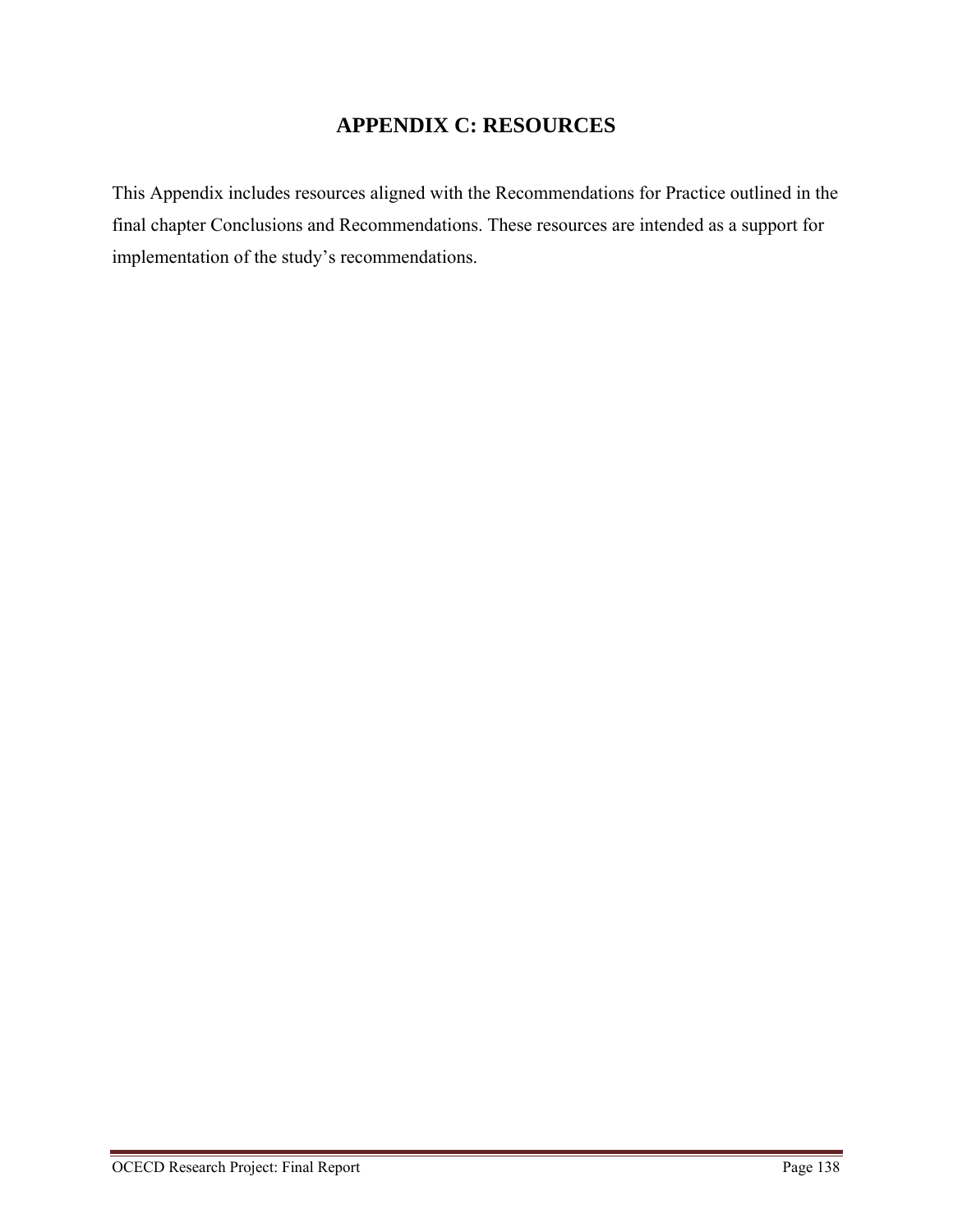# APPENDIX C: RESOURCES

This Appendix includes resources aligned with the Recommendations for Practice outlined in the final chapter Conclusions and Recommendations. These resources are intended as a support for implementation of the study's recommendations.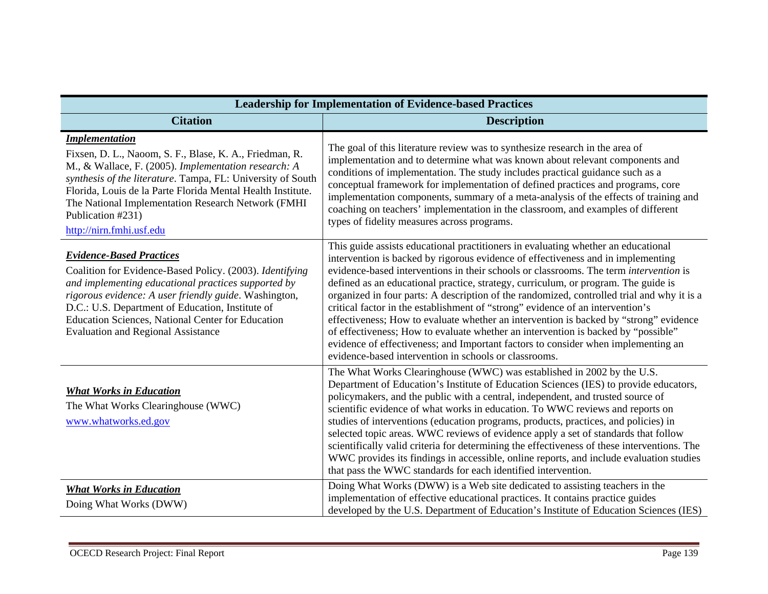| Leadership for Implementation of Evidence-based Practices | |
|---|---|
| **Citation** | **Description** |
| ***Implementation*** Fixsen, D. L., Naoom, S. F., Blase, K. A., Friedman, R. M., & Wallace, F. (2005). *Implementation research: A synthesis of the literature*. Tampa, FL: University of South Florida, Louis de la Parte Florida Mental Health Institute. The National Implementation Research Network (FMHI Publication #231) http://nirn.fmhi.usf.edu | The goal of this literature review was to synthesize research in the area of implementation and to determine what was known about relevant components and conditions of implementation. The study includes practical guidance such as a conceptual framework for implementation of defined practices and programs, core implementation components, summary of a meta-analysis of the effects of training and coaching on teachers' implementation in the classroom, and examples of different types of fidelity measures across programs. |
| ***Evidence-Based Practices*** Coalition for Evidence-Based Policy. (2003). *Identifying and implementing educational practices supported by rigorous evidence: A user friendly guide*. Washington, D.C.: U.S. Department of Education, Institute of Education Sciences, National Center for Education Evaluation and Regional Assistance | This guide assists educational practitioners in evaluating whether an educational intervention is backed by rigorous evidence of effectiveness and in implementing evidence-based interventions in their schools or classrooms. The term *intervention* is defined as an educational practice, strategy, curriculum, or program. The guide is organized in four parts: A description of the randomized, controlled trial and why it is a critical factor in the establishment of "strong" evidence of an intervention's effectiveness; How to evaluate whether an intervention is backed by "strong" evidence of effectiveness; How to evaluate whether an intervention is backed by "possible" evidence of effectiveness; and Important factors to consider when implementing an evidence-based intervention in schools or classrooms. |
| ***What Works in Education*** The What Works Clearinghouse (WWC) www.whatworks.ed.gov | The What Works Clearinghouse (WWC) was established in 2002 by the U.S. Department of Education's Institute of Education Sciences (IES) to provide educators, policymakers, and the public with a central, independent, and trusted source of scientific evidence of what works in education. To WWC reviews and reports on studies of interventions (education programs, products, practices, and policies) in selected topic areas. WWC reviews of evidence apply a set of standards that follow scientifically valid criteria for determining the effectiveness of these interventions. The WWC provides its findings in accessible, online reports, and include evaluation studies that pass the WWC standards for each identified intervention. |
| ***What Works in Education*** Doing What Works (DWW) | Doing What Works (DWW) is a Web site dedicated to assisting teachers in the implementation of effective educational practices. It contains practice guides developed by the U.S. Department of Education's Institute of Education Sciences (IES) |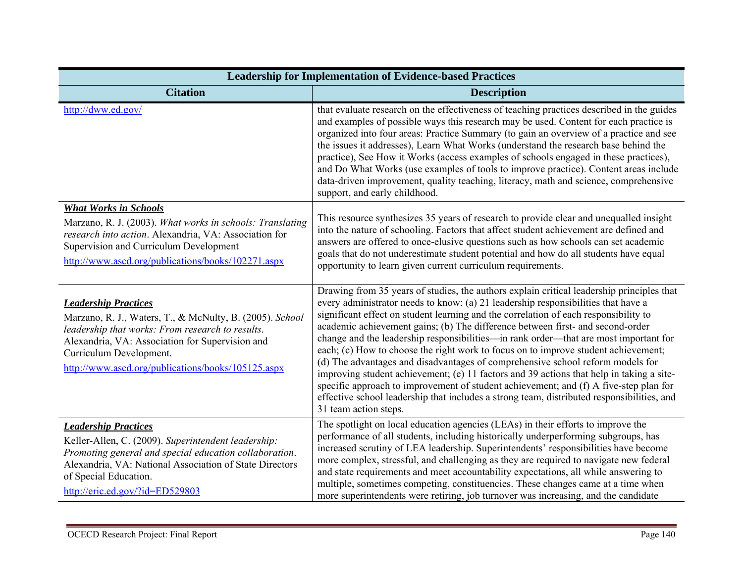| Leadership for Implementation of Evidence-based Practices | |
|---|---|
| **Citation** | **Description** |
| http://dww.ed.gov/ | that evaluate research on the effectiveness of teaching practices described in the guides and examples of possible ways this research may be used. Content for each practice is organized into four areas: Practice Summary (to gain an overview of a practice and see the issues it addresses), Learn What Works (understand the research base behind the practice), See How it Works (access examples of schools engaged in these practices), and Do What Works (use examples of tools to improve practice). Content areas include data-driven improvement, quality teaching, literacy, math and science, comprehensive support, and early childhood. |
| ***What Works in Schools*** <br> Marzano, R. J. (2003). *What works in schools: Translating research into action*. Alexandria, VA: Association for Supervision and Curriculum Development <br> http://www.ascd.org/publications/books/102271.aspx | This resource synthesizes 35 years of research to provide clear and unequalled insight into the nature of schooling. Factors that affect student achievement are defined and answers are offered to once-elusive questions such as how schools can set academic goals that do not underestimate student potential and how do all students have equal opportunity to learn given current curriculum requirements. |
| ***Leadership Practices*** <br> Marzano, R. J., Waters, T., & McNulty, B. (2005). *School leadership that works: From research to results*. Alexandria, VA: Association for Supervision and Curriculum Development. <br> http://www.ascd.org/publications/books/105125.aspx | Drawing from 35 years of studies, the authors explain critical leadership principles that every administrator needs to know: (a) 21 leadership responsibilities that have a significant effect on student learning and the correlation of each responsibility to academic achievement gains; (b) The difference between first- and second-order change and the leadership responsibilities—in rank order—that are most important for each; (c) How to choose the right work to focus on to improve student achievement; (d) The advantages and disadvantages of comprehensive school reform models for improving student achievement; (e) 11 factors and 39 actions that help in taking a site-specific approach to improvement of student achievement; and (f) A five-step plan for effective school leadership that includes a strong team, distributed responsibilities, and 31 team action steps. |
| ***Leadership Practices*** <br> Keller-Allen, C. (2009). *Superintendent leadership: Promoting general and special education collaboration*. Alexandria, VA: National Association of State Directors of Special Education. <br> http://eric.ed.gov/?id=ED529803 | The spotlight on local education agencies (LEAs) in their efforts to improve the performance of all students, including historically underperforming subgroups, has increased scrutiny of LEA leadership. Superintendents' responsibilities have become more complex, stressful, and challenging as they are required to navigate new federal and state requirements and meet accountability expectations, all while answering to multiple, sometimes competing, constituencies. These changes came at a time when more superintendents were retiring, job turnover was increasing, and the candidate |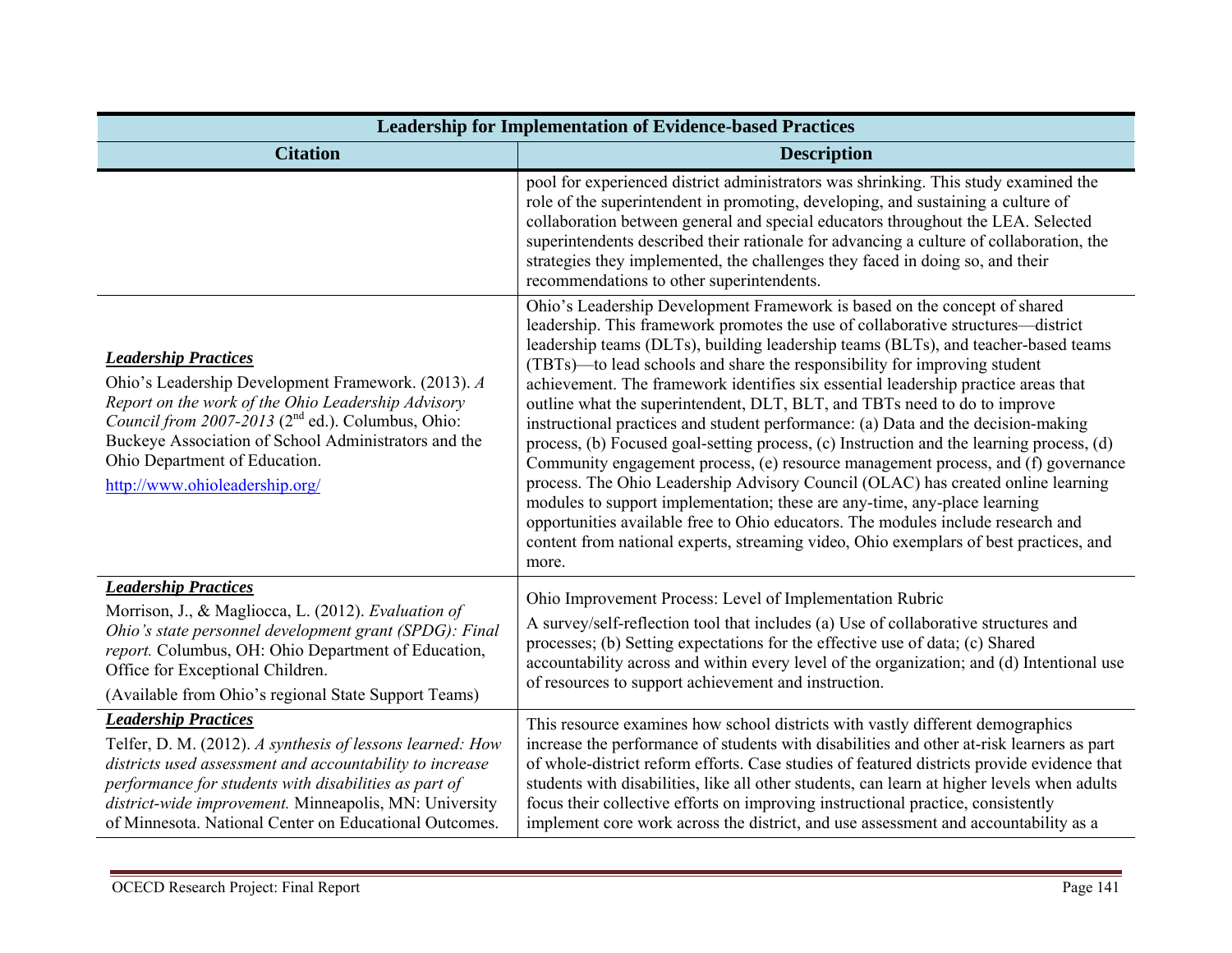| Leadership for Implementation of Evidence-based Practices | |
|---|---|
| **Citation** | **Description** |
| | pool for experienced district administrators was shrinking. This study examined the role of the superintendent in promoting, developing, and sustaining a culture of collaboration between general and special educators throughout the LEA. Selected superintendents described their rationale for advancing a culture of collaboration, the strategies they implemented, the challenges they faced in doing so, and their recommendations to other superintendents. |
| ***Leadership Practices*** <br> Ohio's Leadership Development Framework. (2013). *A Report on the work of the Ohio Leadership Advisory Council from 2007-2013* (2nd ed.). Columbus, Ohio: Buckeye Association of School Administrators and the Ohio Department of Education. <br> http://www.ohioleadership.org/ | Ohio's Leadership Development Framework is based on the concept of shared leadership. This framework promotes the use of collaborative structures—district leadership teams (DLTs), building leadership teams (BLTs), and teacher-based teams (TBTs)—to lead schools and share the responsibility for improving student achievement. The framework identifies six essential leadership practice areas that outline what the superintendent, DLT, BLT, and TBTs need to do to improve instructional practices and student performance: (a) Data and the decision-making process, (b) Focused goal-setting process, (c) Instruction and the learning process, (d) Community engagement process, (e) resource management process, and (f) governance process. The Ohio Leadership Advisory Council (OLAC) has created online learning modules to support implementation; these are any-time, any-place learning opportunities available free to Ohio educators. The modules include research and content from national experts, streaming video, Ohio exemplars of best practices, and more. |
| ***Leadership Practices*** <br> Morrison, J., & Magliocca, L. (2012). *Evaluation of Ohio's state personnel development grant (SPDG): Final report.* Columbus, OH: Ohio Department of Education, Office for Exceptional Children. <br> (Available from Ohio's regional State Support Teams) | Ohio Improvement Process: Level of Implementation Rubric <br> A survey/self-reflection tool that includes (a) Use of collaborative structures and processes; (b) Setting expectations for the effective use of data; (c) Shared accountability across and within every level of the organization; and (d) Intentional use of resources to support achievement and instruction. |
| ***Leadership Practices*** <br> Telfer, D. M. (2012). *A synthesis of lessons learned: How districts used assessment and accountability to increase performance for students with disabilities as part of district-wide improvement.* Minneapolis, MN: University of Minnesota. National Center on Educational Outcomes. | This resource examines how school districts with vastly different demographics increase the performance of students with disabilities and other at-risk learners as part of whole-district reform efforts. Case studies of featured districts provide evidence that students with disabilities, like all other students, can learn at higher levels when adults focus their collective efforts on improving instructional practice, consistently implement core work across the district, and use assessment and accountability as a |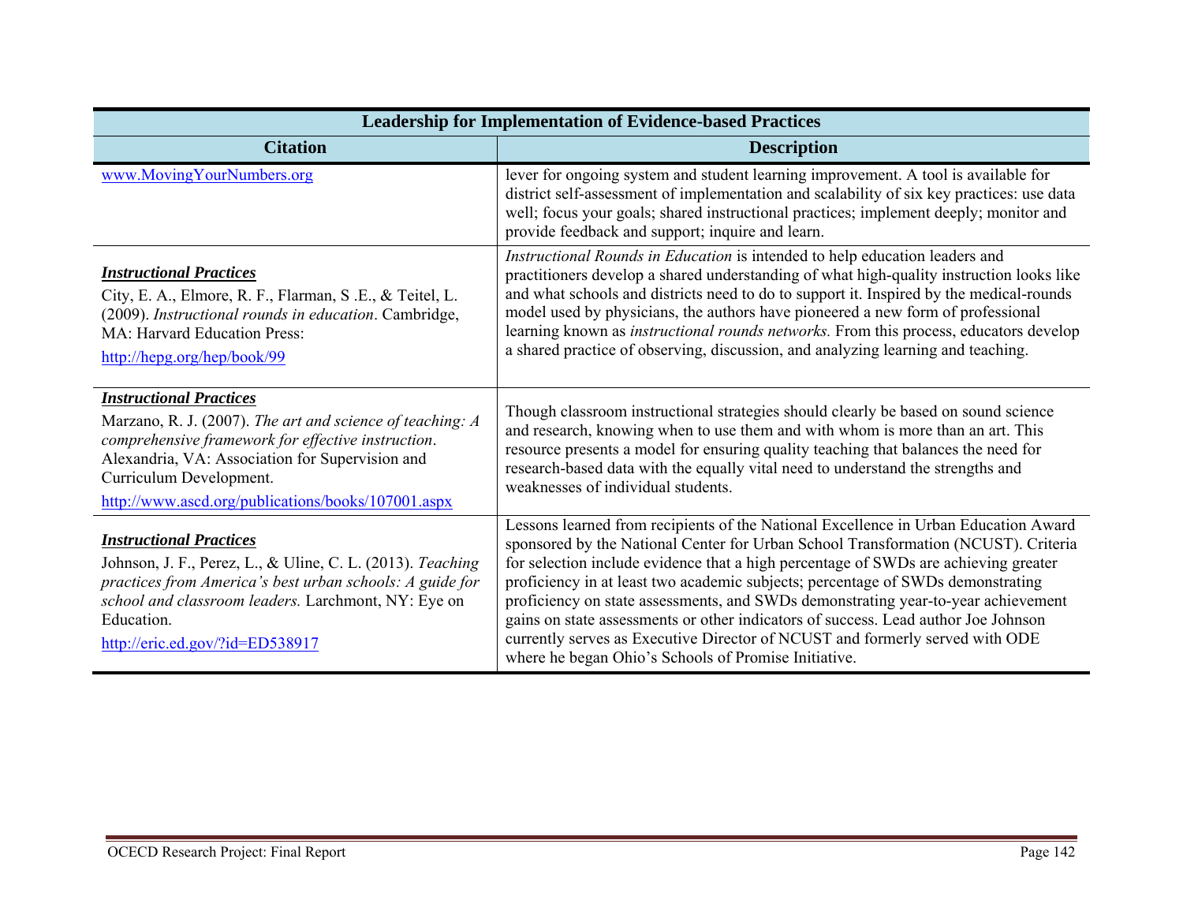| Leadership for Implementation of Evidence-based Practices | |
|---|---|
| **Citation** | **Description** |
| www.MovingYourNumbers.org | lever for ongoing system and student learning improvement. A tool is available for district self-assessment of implementation and scalability of six key practices: use data well; focus your goals; shared instructional practices; implement deeply; monitor and provide feedback and support; inquire and learn. |
| ***Instructional Practices*** City, E. A., Elmore, R. F., Flarman, S .E., & Teitel, L. (2009). *Instructional rounds in education*. Cambridge, MA: Harvard Education Press: http://hepg.org/hep/book/99 | *Instructional Rounds in Education* is intended to help education leaders and practitioners develop a shared understanding of what high-quality instruction looks like and what schools and districts need to do to support it. Inspired by the medical-rounds model used by physicians, the authors have pioneered a new form of professional learning known as *instructional rounds networks.* From this process, educators develop a shared practice of observing, discussion, and analyzing learning and teaching. |
| ***Instructional Practices*** Marzano, R. J. (2007). *The art and science of teaching: A comprehensive framework for effective instruction*. Alexandria, VA: Association for Supervision and Curriculum Development. http://www.ascd.org/publications/books/107001.aspx | Though classroom instructional strategies should clearly be based on sound science and research, knowing when to use them and with whom is more than an art. This resource presents a model for ensuring quality teaching that balances the need for research-based data with the equally vital need to understand the strengths and weaknesses of individual students. |
| ***Instructional Practices*** Johnson, J. F., Perez, L., & Uline, C. L. (2013). *Teaching practices from America's best urban schools: A guide for school and classroom leaders.* Larchmont, NY: Eye on Education. http://eric.ed.gov/?id=ED538917 | Lessons learned from recipients of the National Excellence in Urban Education Award sponsored by the National Center for Urban School Transformation (NCUST). Criteria for selection include evidence that a high percentage of SWDs are achieving greater proficiency in at least two academic subjects; percentage of SWDs demonstrating proficiency on state assessments, and SWDs demonstrating year-to-year achievement gains on state assessments or other indicators of success. Lead author Joe Johnson currently serves as Executive Director of NCUST and formerly served with ODE where he began Ohio's Schools of Promise Initiative. |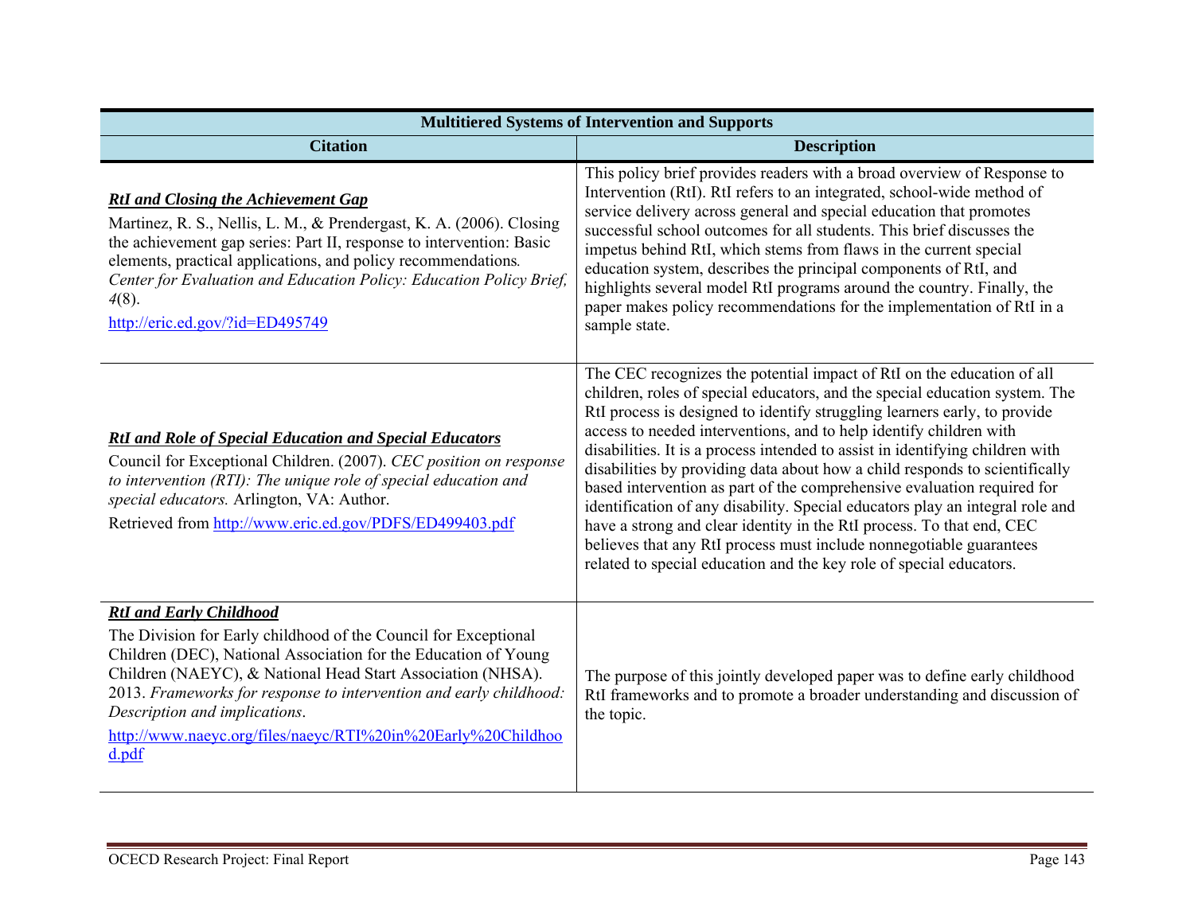| Multitiered Systems of Intervention and Supports | |
|---|---|
| **Citation** | **Description** |
| ***RtI and Closing the Achievement Gap*** <br> Martinez, R. S., Nellis, L. M., & Prendergast, K. A. (2006). Closing the achievement gap series: Part II, response to intervention: Basic elements, practical applications, and policy recommendations*. Center for Evaluation and Education Policy: Education Policy Brief, 4*(8). <br> http://eric.ed.gov/?id=ED495749 | This policy brief provides readers with a broad overview of Response to Intervention (RtI). RtI refers to an integrated, school-wide method of service delivery across general and special education that promotes successful school outcomes for all students. This brief discusses the impetus behind RtI, which stems from flaws in the current special education system, describes the principal components of RtI, and highlights several model RtI programs around the country. Finally, the paper makes policy recommendations for the implementation of RtI in a sample state. |
| ***RtI and Role of Special Education and Special Educators*** <br> Council for Exceptional Children. (2007). *CEC position on response to intervention (RTI): The unique role of special education and special educators.* Arlington, VA: Author. <br> Retrieved from http://www.eric.ed.gov/PDFS/ED499403.pdf | The CEC recognizes the potential impact of RtI on the education of all children, roles of special educators, and the special education system. The RtI process is designed to identify struggling learners early, to provide access to needed interventions, and to help identify children with disabilities. It is a process intended to assist in identifying children with disabilities by providing data about how a child responds to scientifically based intervention as part of the comprehensive evaluation required for identification of any disability. Special educators play an integral role and have a strong and clear identity in the RtI process. To that end, CEC believes that any RtI process must include nonnegotiable guarantees related to special education and the key role of special educators. |
| ***RtI and Early Childhood*** <br> The Division for Early childhood of the Council for Exceptional Children (DEC), National Association for the Education of Young Children (NAEYC), & National Head Start Association (NHSA). 2013. *Frameworks for response to intervention and early childhood: Description and implications*. <br> http://www.naeyc.org/files/naeyc/RTI%20in%20Early%20Childhood.pdf | The purpose of this jointly developed paper was to define early childhood RtI frameworks and to promote a broader understanding and discussion of the topic. |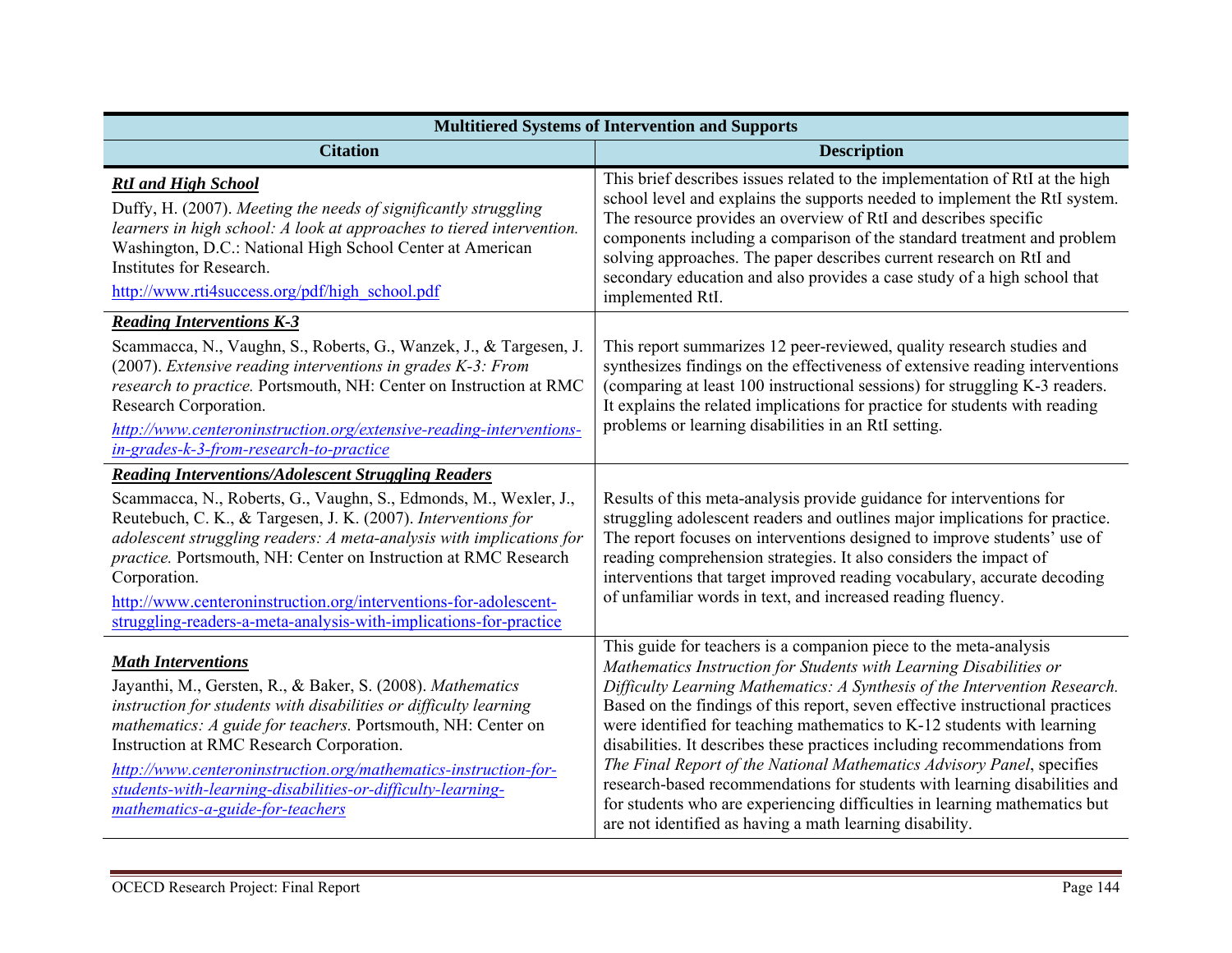| Multitiered Systems of Intervention and Supports | |
|---|---|
| **Citation** | **Description** |
| ***RtI and High School*** <br> Duffy, H. (2007). *Meeting the needs of significantly struggling learners in high school: A look at approaches to tiered intervention.* Washington, D.C.: National High School Center at American Institutes for Research. <br> http://www.rti4success.org/pdf/high_school.pdf | This brief describes issues related to the implementation of RtI at the high school level and explains the supports needed to implement the RtI system. The resource provides an overview of RtI and describes specific components including a comparison of the standard treatment and problem solving approaches. The paper describes current research on RtI and secondary education and also provides a case study of a high school that implemented RtI. |
| ***Reading Interventions K-3*** <br> Scammacca, N., Vaughn, S., Roberts, G., Wanzek, J., & Targesen, J. (2007). *Extensive reading interventions in grades K-3: From research to practice.* Portsmouth, NH: Center on Instruction at RMC Research Corporation. <br> *http://www.centeroninstruction.org/extensive-reading-interventions-in-grades-k-3-from-research-to-practice* | This report summarizes 12 peer-reviewed, quality research studies and synthesizes findings on the effectiveness of extensive reading interventions (comparing at least 100 instructional sessions) for struggling K-3 readers. It explains the related implications for practice for students with reading problems or learning disabilities in an RtI setting. |
| ***Reading Interventions/Adolescent Struggling Readers*** <br> Scammacca, N., Roberts, G., Vaughn, S., Edmonds, M., Wexler, J., Reutebuch, C. K., & Targesen, J. K. (2007). *Interventions for adolescent struggling readers: A meta-analysis with implications for practice.* Portsmouth, NH: Center on Instruction at RMC Research Corporation. <br> http://www.centeroninstruction.org/interventions-for-adolescent-struggling-readers-a-meta-analysis-with-implications-for-practice | Results of this meta-analysis provide guidance for interventions for struggling adolescent readers and outlines major implications for practice. The report focuses on interventions designed to improve students' use of reading comprehension strategies. It also considers the impact of interventions that target improved reading vocabulary, accurate decoding of unfamiliar words in text, and increased reading fluency. |
| ***Math Interventions*** <br> Jayanthi, M., Gersten, R., & Baker, S. (2008). *Mathematics instruction for students with disabilities or difficulty learning mathematics: A guide for teachers.* Portsmouth, NH: Center on Instruction at RMC Research Corporation. <br> *http://www.centeroninstruction.org/mathematics-instruction-for-students-with-learning-disabilities-or-difficulty-learning-mathematics-a-guide-for-teachers* | This guide for teachers is a companion piece to the meta-analysis *Mathematics Instruction for Students with Learning Disabilities or Difficulty Learning Mathematics: A Synthesis of the Intervention Research.* Based on the findings of this report, seven effective instructional practices were identified for teaching mathematics to K-12 students with learning disabilities. It describes these practices including recommendations from *The Final Report of the National Mathematics Advisory Panel*, specifies research-based recommendations for students with learning disabilities and for students who are experiencing difficulties in learning mathematics but are not identified as having a math learning disability. |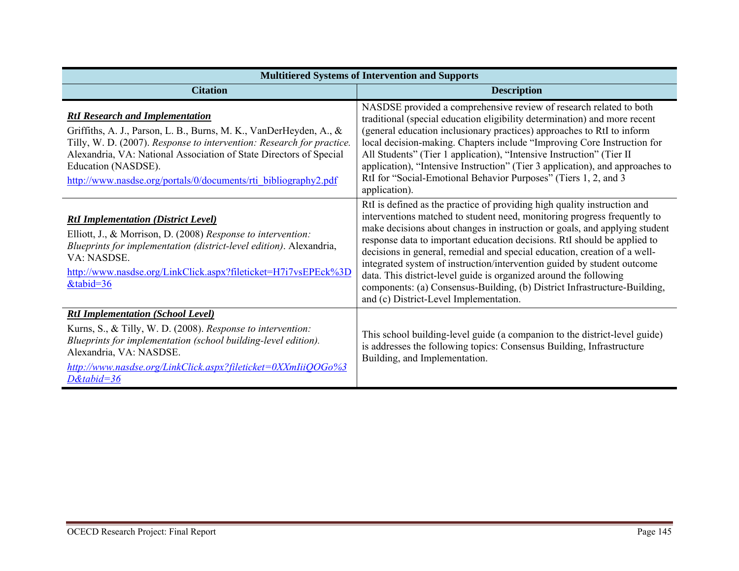| Multitiered Systems of Intervention and Supports | |
|---|---|
| **Citation** | **Description** |
| ***RtI Research and Implementation*** <br> Griffiths, A. J., Parson, L. B., Burns, M. K., VanDerHeyden, A., & Tilly, W. D. (2007). *Response to intervention: Research for practice.* Alexandria, VA: National Association of State Directors of Special Education (NASDSE). <br> http://www.nasdse.org/portals/0/documents/rti_bibliography2.pdf | NASDSE provided a comprehensive review of research related to both traditional (special education eligibility determination) and more recent (general education inclusionary practices) approaches to RtI to inform local decision-making. Chapters include "Improving Core Instruction for All Students" (Tier 1 application), "Intensive Instruction" (Tier II application), "Intensive Instruction" (Tier 3 application), and approaches to RtI for "Social-Emotional Behavior Purposes" (Tiers 1, 2, and 3 application). |
| ***RtI Implementation (District Level)*** <br> Elliott, J., & Morrison, D. (2008) *Response to intervention: Blueprints for implementation (district-level edition)*. Alexandria, VA: NASDSE. <br> http://www.nasdse.org/LinkClick.aspx?fileticket=H7i7vsEPEck%3D&tabid=36 | RtI is defined as the practice of providing high quality instruction and interventions matched to student need, monitoring progress frequently to make decisions about changes in instruction or goals, and applying student response data to important education decisions. RtI should be applied to decisions in general, remedial and special education, creation of a well-integrated system of instruction/intervention guided by student outcome data. This district-level guide is organized around the following components: (a) Consensus-Building, (b) District Infrastructure-Building, and (c) District-Level Implementation. |
| ***RtI Implementation (School Level)*** <br> Kurns, S., & Tilly, W. D. (2008). *Response to intervention: Blueprints for implementation (school building-level edition).* Alexandria, VA: NASDSE. <br> *http://www.nasdse.org/LinkClick.aspx?fileticket=0XXmIiiQOGo%3D&tabid=36* | This school building-level guide (a companion to the district-level guide) is addresses the following topics: Consensus Building, Infrastructure Building, and Implementation. |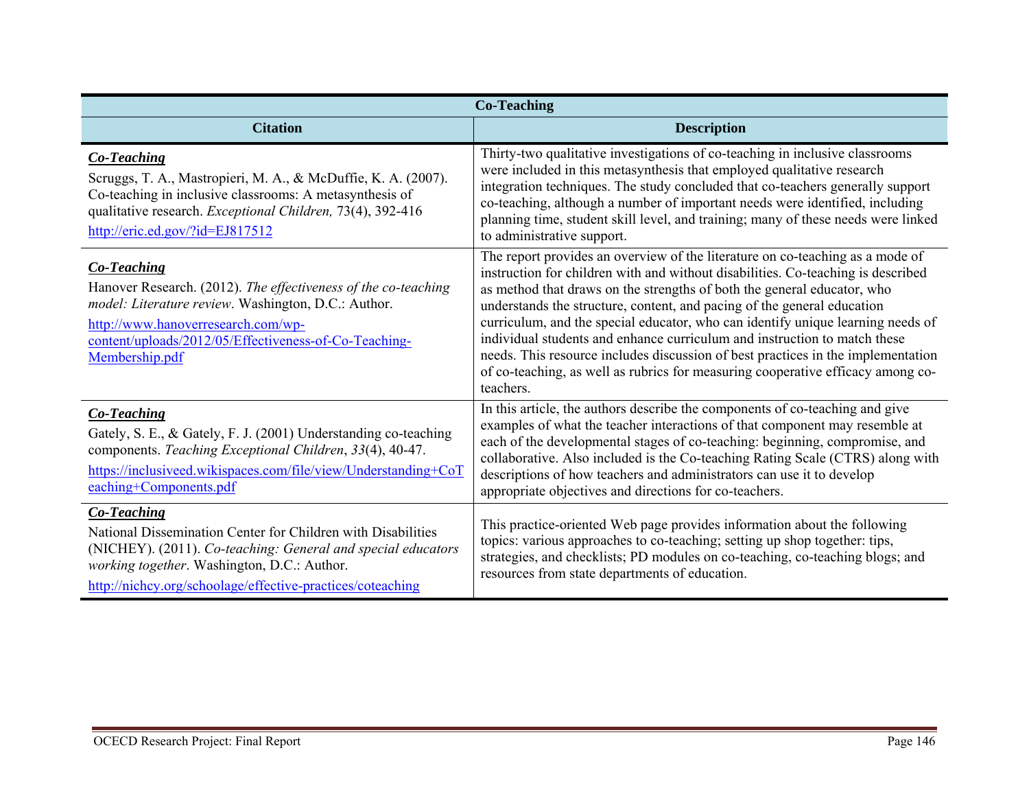| Co-Teaching | |
|---|---|
| **Citation** | **Description** |
| ***Co-Teaching***<br>Scruggs, T. A., Mastropieri, M. A., & McDuffie, K. A. (2007). Co-teaching in inclusive classrooms: A metasynthesis of qualitative research. *Exceptional Children,* 73(4), 392-416<br>http://eric.ed.gov/?id=EJ817512 | Thirty-two qualitative investigations of co-teaching in inclusive classrooms were included in this metasynthesis that employed qualitative research integration techniques. The study concluded that co-teachers generally support co-teaching, although a number of important needs were identified, including planning time, student skill level, and training; many of these needs were linked to administrative support. |
| ***Co-Teaching***<br>Hanover Research. (2012). *The effectiveness of the co-teaching model: Literature review*. Washington, D.C.: Author.<br>http://www.hanoverresearch.com/wp-content/uploads/2012/05/Effectiveness-of-Co-Teaching-Membership.pdf | The report provides an overview of the literature on co-teaching as a mode of instruction for children with and without disabilities. Co-teaching is described as method that draws on the strengths of both the general educator, who understands the structure, content, and pacing of the general education curriculum, and the special educator, who can identify unique learning needs of individual students and enhance curriculum and instruction to match these needs. This resource includes discussion of best practices in the implementation of co-teaching, as well as rubrics for measuring cooperative efficacy among co-teachers. |
| ***Co-Teaching***<br>Gately, S. E., & Gately, F. J. (2001) Understanding co-teaching components. *Teaching Exceptional Children*, *33*(4), 40-47.<br>https://inclusiveed.wikispaces.com/file/view/Understanding+CoTeaching+Components.pdf | In this article, the authors describe the components of co-teaching and give examples of what the teacher interactions of that component may resemble at each of the developmental stages of co-teaching: beginning, compromise, and collaborative. Also included is the Co-teaching Rating Scale (CTRS) along with descriptions of how teachers and administrators can use it to develop appropriate objectives and directions for co-teachers. |
| ***Co-Teaching***<br>National Dissemination Center for Children with Disabilities (NICHEY). (2011). *Co-teaching: General and special educators working together*. Washington, D.C.: Author.<br>http://nichcy.org/schoolage/effective-practices/coteaching | This practice-oriented Web page provides information about the following topics: various approaches to co-teaching; setting up shop together: tips, strategies, and checklists; PD modules on co-teaching, co-teaching blogs; and resources from state departments of education. |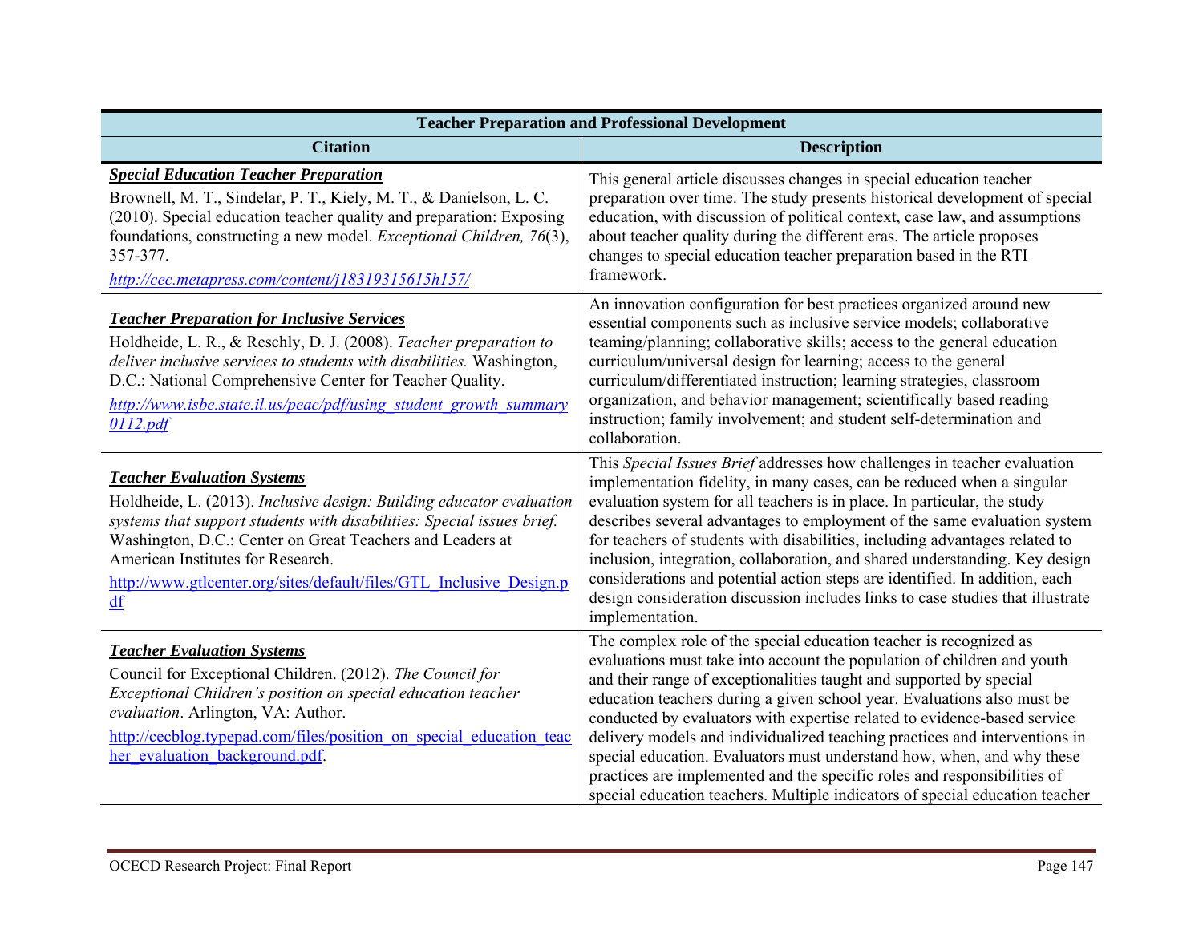| Teacher Preparation and Professional Development | |
|---|---|
| **Citation** | **Description** |
| ***Special Education Teacher Preparation***<br>Brownell, M. T., Sindelar, P. T., Kiely, M. T., & Danielson, L. C. (2010). Special education teacher quality and preparation: Exposing foundations, constructing a new model. *Exceptional Children, 76*(3), 357-377.<br>*http://cec.metapress.com/content/j18319315615h157/* | This general article discusses changes in special education teacher preparation over time. The study presents historical development of special education, with discussion of political context, case law, and assumptions about teacher quality during the different eras. The article proposes changes to special education teacher preparation based in the RTI framework. |
| ***Teacher Preparation for Inclusive Services***<br>Holdheide, L. R., & Reschly, D. J. (2008). *Teacher preparation to deliver inclusive services to students with disabilities.* Washington, D.C.: National Comprehensive Center for Teacher Quality.<br>*http://www.isbe.state.il.us/peac/pdf/using_student_growth_summary0112.pdf* | An innovation configuration for best practices organized around new essential components such as inclusive service models; collaborative teaming/planning; collaborative skills; access to the general education curriculum/universal design for learning; access to the general curriculum/differentiated instruction; learning strategies, classroom organization, and behavior management; scientifically based reading instruction; family involvement; and student self-determination and collaboration. |
| ***Teacher Evaluation Systems***<br>Holdheide, L. (2013). *Inclusive design: Building educator evaluation systems that support students with disabilities: Special issues brief.* Washington, D.C.: Center on Great Teachers and Leaders at American Institutes for Research.<br>http://www.gtlcenter.org/sites/default/files/GTL_Inclusive_Design.pdf | This *Special Issues Brief* addresses how challenges in teacher evaluation implementation fidelity, in many cases, can be reduced when a singular evaluation system for all teachers is in place. In particular, the study describes several advantages to employment of the same evaluation system for teachers of students with disabilities, including advantages related to inclusion, integration, collaboration, and shared understanding. Key design considerations and potential action steps are identified. In addition, each design consideration discussion includes links to case studies that illustrate implementation. |
| ***Teacher Evaluation Systems***<br>Council for Exceptional Children. (2012). *The Council for Exceptional Children's position on special education teacher evaluation*. Arlington, VA: Author.<br>http://cecblog.typepad.com/files/position_on_special_education_teacher_evaluation_background.pdf. | The complex role of the special education teacher is recognized as evaluations must take into account the population of children and youth and their range of exceptionalities taught and supported by special education teachers during a given school year. Evaluations also must be conducted by evaluators with expertise related to evidence-based service delivery models and individualized teaching practices and interventions in special education. Evaluators must understand how, when, and why these practices are implemented and the specific roles and responsibilities of special education teachers. Multiple indicators of special education teacher |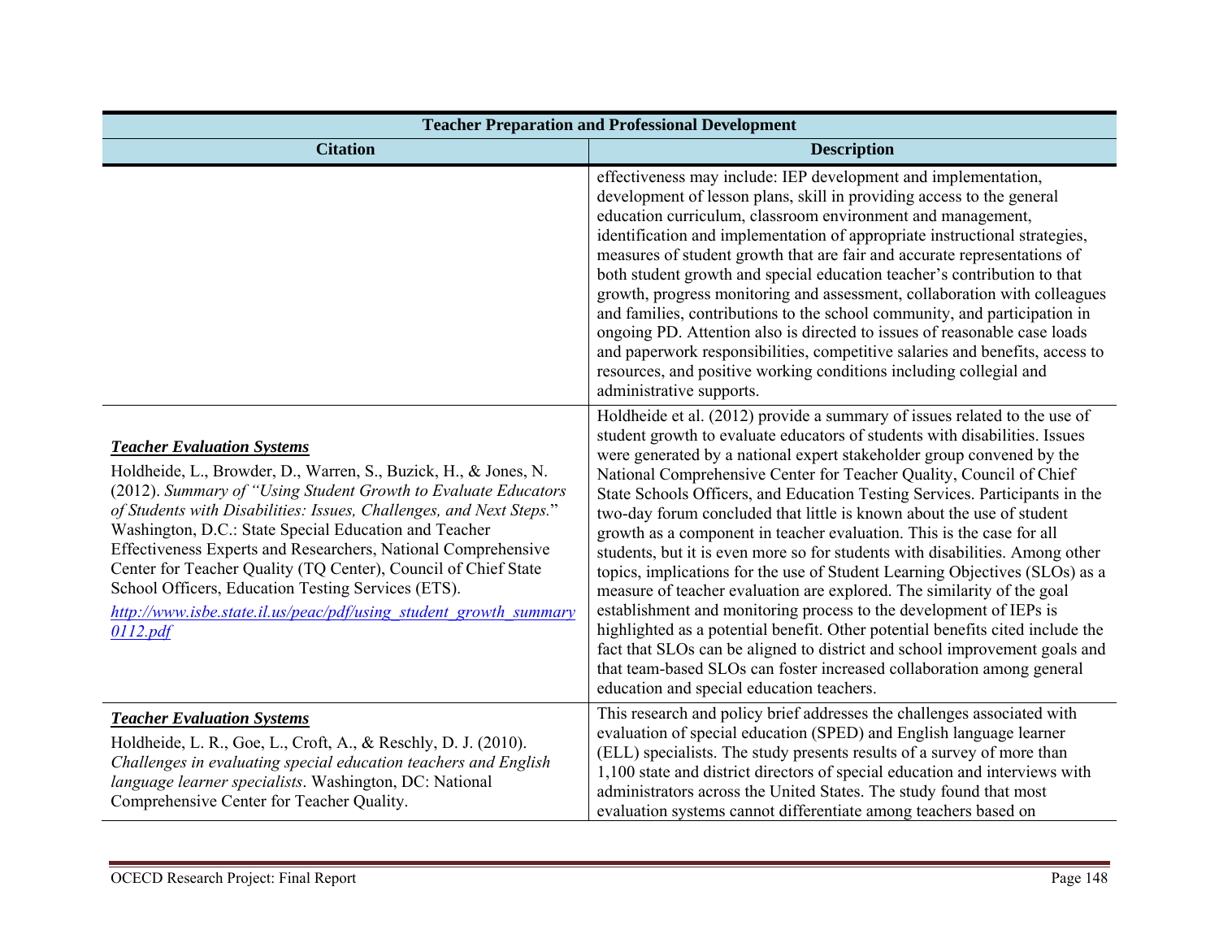| Teacher Preparation and Professional Development | |
|---|---|
| **Citation** | **Description** |
| | effectiveness may include: IEP development and implementation, development of lesson plans, skill in providing access to the general education curriculum, classroom environment and management, identification and implementation of appropriate instructional strategies, measures of student growth that are fair and accurate representations of both student growth and special education teacher's contribution to that growth, progress monitoring and assessment, collaboration with colleagues and families, contributions to the school community, and participation in ongoing PD. Attention also is directed to issues of reasonable case loads and paperwork responsibilities, competitive salaries and benefits, access to resources, and positive working conditions including collegial and administrative supports. |
| ***Teacher Evaluation Systems*** Holdheide, L., Browder, D., Warren, S., Buzick, H., & Jones, N. (2012). *Summary of "Using Student Growth to Evaluate Educators of Students with Disabilities: Issues, Challenges, and Next Steps.*" Washington, D.C.: State Special Education and Teacher Effectiveness Experts and Researchers, National Comprehensive Center for Teacher Quality (TQ Center), Council of Chief State School Officers, Education Testing Services (ETS). http://www.isbe.state.il.us/peac/pdf/using_student_growth_summary0112.pdf | Holdheide et al. (2012) provide a summary of issues related to the use of student growth to evaluate educators of students with disabilities. Issues were generated by a national expert stakeholder group convened by the National Comprehensive Center for Teacher Quality, Council of Chief State Schools Officers, and Education Testing Services. Participants in the two-day forum concluded that little is known about the use of student growth as a component in teacher evaluation. This is the case for all students, but it is even more so for students with disabilities. Among other topics, implications for the use of Student Learning Objectives (SLOs) as a measure of teacher evaluation are explored. The similarity of the goal establishment and monitoring process to the development of IEPs is highlighted as a potential benefit. Other potential benefits cited include the fact that SLOs can be aligned to district and school improvement goals and that team-based SLOs can foster increased collaboration among general education and special education teachers. |
| ***Teacher Evaluation Systems*** Holdheide, L. R., Goe, L., Croft, A., & Reschly, D. J. (2010). *Challenges in evaluating special education teachers and English language learner specialists*. Washington, DC: National Comprehensive Center for Teacher Quality. | This research and policy brief addresses the challenges associated with evaluation of special education (SPED) and English language learner (ELL) specialists. The study presents results of a survey of more than 1,100 state and district directors of special education and interviews with administrators across the United States. The study found that most evaluation systems cannot differentiate among teachers based on |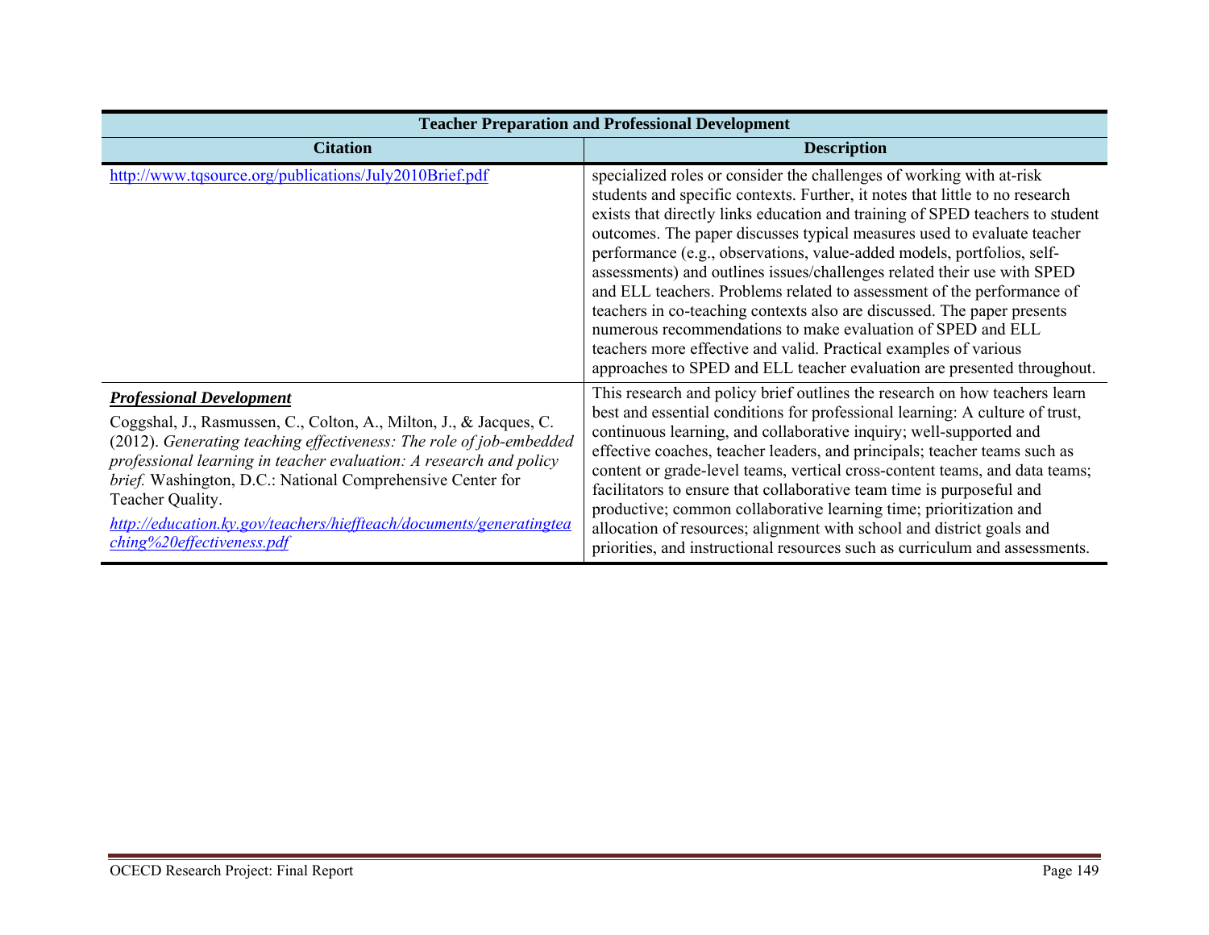| Teacher Preparation and Professional Development | |
|---|---|
| **Citation** | **Description** |
| http://www.tqsource.org/publications/July2010Brief.pdf | specialized roles or consider the challenges of working with at-risk students and specific contexts. Further, it notes that little to no research exists that directly links education and training of SPED teachers to student outcomes. The paper discusses typical measures used to evaluate teacher performance (e.g., observations, value-added models, portfolios, self-assessments) and outlines issues/challenges related their use with SPED and ELL teachers. Problems related to assessment of the performance of teachers in co-teaching contexts also are discussed. The paper presents numerous recommendations to make evaluation of SPED and ELL teachers more effective and valid. Practical examples of various approaches to SPED and ELL teacher evaluation are presented throughout. |
| ***Professional Development*** <br> Coggshal, J., Rasmussen, C., Colton, A., Milton, J., & Jacques, C. (2012). *Generating teaching effectiveness: The role of job-embedded professional learning in teacher evaluation: A research and policy brief.* Washington, D.C.: National Comprehensive Center for Teacher Quality. <br> *http://education.ky.gov/teachers/hieffteach/documents/generatingteaching%20effectiveness.pdf* | This research and policy brief outlines the research on how teachers learn best and essential conditions for professional learning: A culture of trust, continuous learning, and collaborative inquiry; well-supported and effective coaches, teacher leaders, and principals; teacher teams such as content or grade-level teams, vertical cross-content teams, and data teams; facilitators to ensure that collaborative team time is purposeful and productive; common collaborative learning time; prioritization and allocation of resources; alignment with school and district goals and priorities, and instructional resources such as curriculum and assessments. |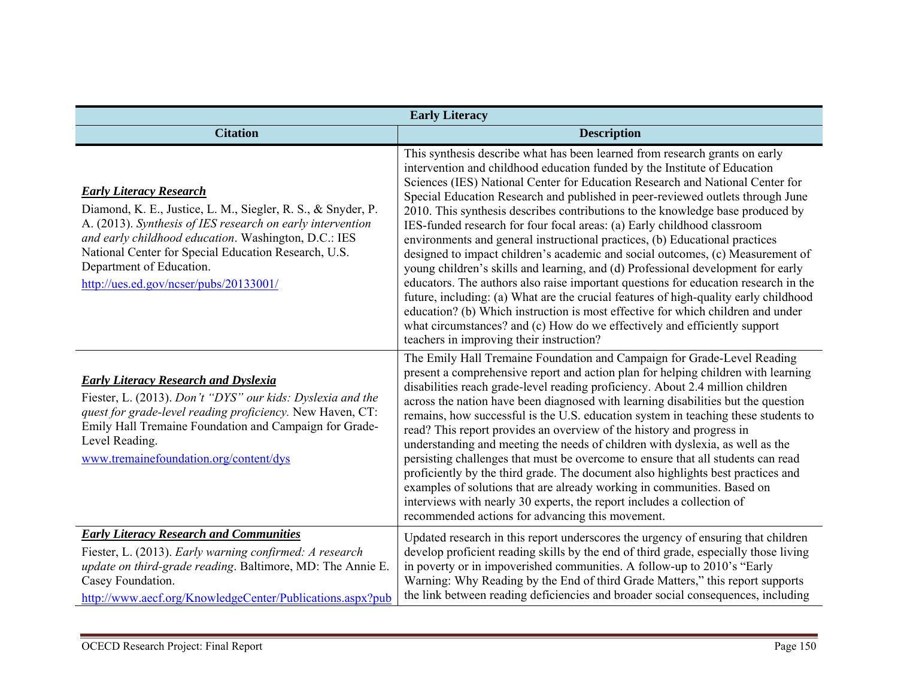| Early Literacy | |
|---|---|
| **Citation** | **Description** |
| ***Early Literacy Research*** <br> Diamond, K. E., Justice, L. M., Siegler, R. S., & Snyder, P. A. (2013). *Synthesis of IES research on early intervention and early childhood education*. Washington, D.C.: IES National Center for Special Education Research, U.S. Department of Education. <br> http://ues.ed.gov/ncser/pubs/20133001/ | This synthesis describe what has been learned from research grants on early intervention and childhood education funded by the Institute of Education Sciences (IES) National Center for Education Research and National Center for Special Education Research and published in peer-reviewed outlets through June 2010. This synthesis describes contributions to the knowledge base produced by IES-funded research for four focal areas: (a) Early childhood classroom environments and general instructional practices, (b) Educational practices designed to impact children's academic and social outcomes, (c) Measurement of young children's skills and learning, and (d) Professional development for early educators. The authors also raise important questions for education research in the future, including: (a) What are the crucial features of high-quality early childhood education? (b) Which instruction is most effective for which children and under what circumstances? and (c) How do we effectively and efficiently support teachers in improving their instruction? |
| ***Early Literacy Research and Dyslexia*** <br> Fiester, L. (2013). *Don't "DYS" our kids: Dyslexia and the quest for grade-level reading proficiency.* New Haven, CT: Emily Hall Tremaine Foundation and Campaign for Grade-Level Reading. <br> www.tremainefoundation.org/content/dys | The Emily Hall Tremaine Foundation and Campaign for Grade-Level Reading present a comprehensive report and action plan for helping children with learning disabilities reach grade-level reading proficiency. About 2.4 million children across the nation have been diagnosed with learning disabilities but the question remains, how successful is the U.S. education system in teaching these students to read? This report provides an overview of the history and progress in understanding and meeting the needs of children with dyslexia, as well as the persisting challenges that must be overcome to ensure that all students can read proficiently by the third grade. The document also highlights best practices and examples of solutions that are already working in communities. Based on interviews with nearly 30 experts, the report includes a collection of recommended actions for advancing this movement. |
| ***Early Literacy Research and Communities*** <br> Fiester, L. (2013). *Early warning confirmed: A research update on third-grade reading*. Baltimore, MD: The Annie E. Casey Foundation. <br> http://www.aecf.org/KnowledgeCenter/Publications.aspx?pub | Updated research in this report underscores the urgency of ensuring that children develop proficient reading skills by the end of third grade, especially those living in poverty or in impoverished communities. A follow-up to 2010's "Early Warning: Why Reading by the End of third Grade Matters," this report supports the link between reading deficiencies and broader social consequences, including |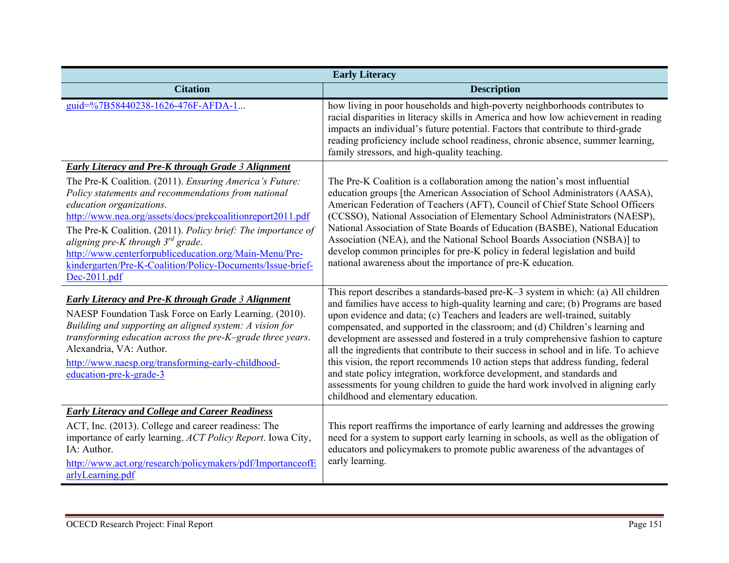| Early Literacy | |
|---|---|
| **Citation** | **Description** |
| guid=%7B58440238-1626-476F-AFDA-1... | how living in poor households and high-poverty neighborhoods contributes to racial disparities in literacy skills in America and how low achievement in reading impacts an individual's future potential. Factors that contribute to third-grade reading proficiency include school readiness, chronic absence, summer learning, family stressors, and high-quality teaching. |
| ***Early Literacy and Pre-K through Grade 3 Alignment*** <br> The Pre-K Coalition. (2011). *Ensuring America's Future: Policy statements and recommendations from national education organizations*. http://www.nea.org/assets/docs/prekcoalitionreport2011.pdf <br> The Pre-K Coalition. (2011). *Policy brief: The importance of aligning pre-K through 3rd grade*. http://www.centerforpubliceducation.org/Main-Menu/Pre-kindergarten/Pre-K-Coalition/Policy-Documents/Issue-brief-Dec-2011.pdf | The Pre-K Coalition is a collaboration among the nation's most influential education groups [the American Association of School Administrators (AASA), American Federation of Teachers (AFT), Council of Chief State School Officers (CCSSO), National Association of Elementary School Administrators (NAESP), National Association of State Boards of Education (BASBE), National Education Association (NEA), and the National School Boards Association (NSBA)] to develop common principles for pre-K policy in federal legislation and build national awareness about the importance of pre-K education. |
| ***Early Literacy and Pre-K through Grade 3 Alignment*** <br> NAESP Foundation Task Force on Early Learning. (2010). *Building and supporting an aligned system: A vision for transforming education across the pre-K–grade three years*. Alexandria, VA: Author. <br> http://www.naesp.org/transforming-early-childhood-education-pre-k-grade-3 | This report describes a standards-based pre-K–3 system in which: (a) All children and families have access to high-quality learning and care; (b) Programs are based upon evidence and data; (c) Teachers and leaders are well-trained, suitably compensated, and supported in the classroom; and (d) Children's learning and development are assessed and fostered in a truly comprehensive fashion to capture all the ingredients that contribute to their success in school and in life. To achieve this vision, the report recommends 10 action steps that address funding, federal and state policy integration, workforce development, and standards and assessments for young children to guide the hard work involved in aligning early childhood and elementary education. |
| ***Early Literacy and College and Career Readiness*** <br> ACT, Inc. (2013). College and career readiness: The importance of early learning. *ACT Policy Report*. Iowa City, IA: Author. <br> http://www.act.org/research/policymakers/pdf/ImportanceofEarlyLearning.pdf | This report reaffirms the importance of early learning and addresses the growing need for a system to support early learning in schools, as well as the obligation of educators and policymakers to promote public awareness of the advantages of early learning. |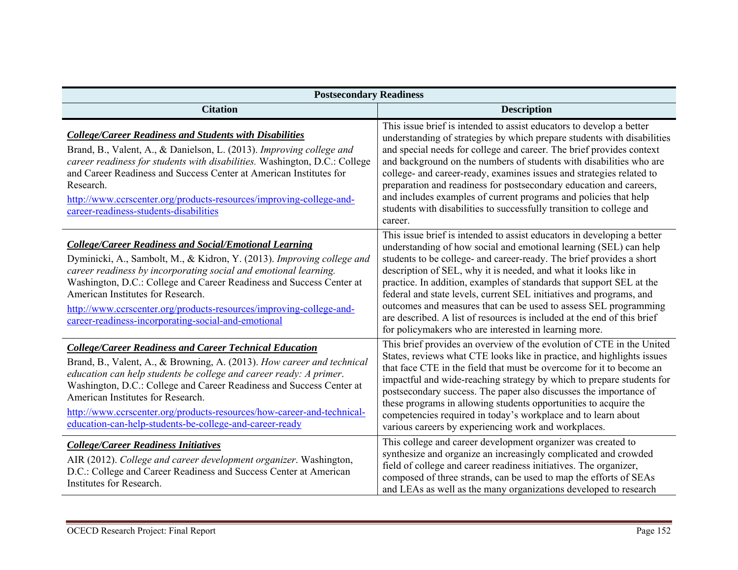| Postsecondary Readiness | |
|---|---|
| **Citation** | **Description** |
| ***College/Career Readiness and Students with Disabilities*** Brand, B., Valent, A., & Danielson, L. (2013). *Improving college and career readiness for students with disabilities.* Washington, D.C.: College and Career Readiness and Success Center at American Institutes for Research. http://www.ccrscenter.org/products-resources/improving-college-and-career-readiness-students-disabilities | This issue brief is intended to assist educators to develop a better understanding of strategies by which prepare students with disabilities and special needs for college and career. The brief provides context and background on the numbers of students with disabilities who are college- and career-ready, examines issues and strategies related to preparation and readiness for postsecondary education and careers, and includes examples of current programs and policies that help students with disabilities to successfully transition to college and career. |
| ***College/Career Readiness and Social/Emotional Learning*** Dyminicki, A., Sambolt, M., & Kidron, Y. (2013). *Improving college and career readiness by incorporating social and emotional learning.* Washington, D.C.: College and Career Readiness and Success Center at American Institutes for Research. http://www.ccrscenter.org/products-resources/improving-college-and-career-readiness-incorporating-social-and-emotional | This issue brief is intended to assist educators in developing a better understanding of how social and emotional learning (SEL) can help students to be college- and career-ready. The brief provides a short description of SEL, why it is needed, and what it looks like in practice. In addition, examples of standards that support SEL at the federal and state levels, current SEL initiatives and programs, and outcomes and measures that can be used to assess SEL programming are described. A list of resources is included at the end of this brief for policymakers who are interested in learning more. |
| ***College/Career Readiness and Career Technical Education*** Brand, B., Valent, A., & Browning, A. (2013). *How career and technical education can help students be college and career ready: A primer*. Washington, D.C.: College and Career Readiness and Success Center at American Institutes for Research. http://www.ccrscenter.org/products-resources/how-career-and-technical-education-can-help-students-be-college-and-career-ready | This brief provides an overview of the evolution of CTE in the United States, reviews what CTE looks like in practice, and highlights issues that face CTE in the field that must be overcome for it to become an impactful and wide-reaching strategy by which to prepare students for postsecondary success. The paper also discusses the importance of these programs in allowing students opportunities to acquire the competencies required in today's workplace and to learn about various careers by experiencing work and workplaces. |
| ***College/Career Readiness Initiatives*** AIR (2012). *College and career development organizer*. Washington, D.C.: College and Career Readiness and Success Center at American Institutes for Research. | This college and career development organizer was created to synthesize and organize an increasingly complicated and crowded field of college and career readiness initiatives. The organizer, composed of three strands, can be used to map the efforts of SEAs and LEAs as well as the many organizations developed to research |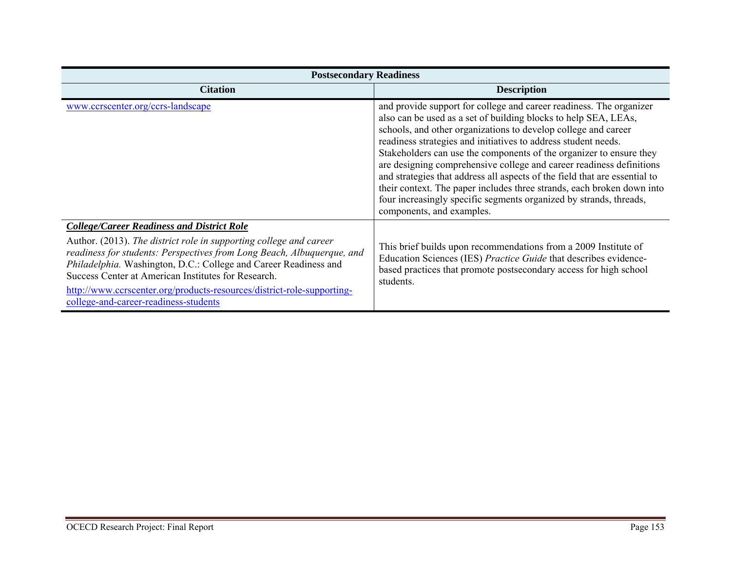| Postsecondary Readiness | |
|---|---|
| **Citation** | **Description** |
| www.ccrscenter.org/ccrs-landscape | and provide support for college and career readiness. The organizer also can be used as a set of building blocks to help SEA, LEAs, schools, and other organizations to develop college and career readiness strategies and initiatives to address student needs. Stakeholders can use the components of the organizer to ensure they are designing comprehensive college and career readiness definitions and strategies that address all aspects of the field that are essential to their context. The paper includes three strands, each broken down into four increasingly specific segments organized by strands, threads, components, and examples. |
| ***College/Career Readiness and District Role*** <br> Author. (2013). *The district role in supporting college and career readiness for students: Perspectives from Long Beach, Albuquerque, and Philadelphia.* Washington, D.C.: College and Career Readiness and Success Center at American Institutes for Research. <br> http://www.ccrscenter.org/products-resources/district-role-supporting-college-and-career-readiness-students | This brief builds upon recommendations from a 2009 Institute of Education Sciences (IES) *Practice Guide* that describes evidence-based practices that promote postsecondary access for high school students. |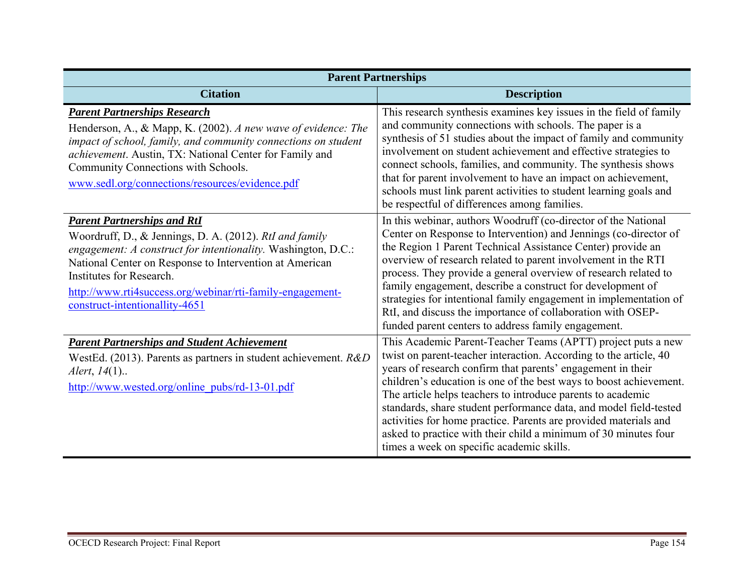| Parent Partnerships | |
|---|---|
| **Citation** | **Description** |
| ***Parent Partnerships Research*** Henderson, A., & Mapp, K. (2002). *A new wave of evidence: The impact of school, family, and community connections on student achievement*. Austin, TX: National Center for Family and Community Connections with Schools. www.sedl.org/connections/resources/evidence.pdf | This research synthesis examines key issues in the field of family and community connections with schools. The paper is a synthesis of 51 studies about the impact of family and community involvement on student achievement and effective strategies to connect schools, families, and community. The synthesis shows that for parent involvement to have an impact on achievement, schools must link parent activities to student learning goals and be respectful of differences among families. |
| ***Parent Partnerships and RtI*** Woordruff, D., & Jennings, D. A. (2012). *RtI and family engagement: A construct for intentionality.* Washington, D.C.: National Center on Response to Intervention at American Institutes for Research. http://www.rti4success.org/webinar/rti-family-engagement-construct-intentionallity-4651 | In this webinar, authors Woodruff (co-director of the National Center on Response to Intervention) and Jennings (co-director of the Region 1 Parent Technical Assistance Center) provide an overview of research related to parent involvement in the RTI process. They provide a general overview of research related to family engagement, describe a construct for development of strategies for intentional family engagement in implementation of RtI, and discuss the importance of collaboration with OSEP-funded parent centers to address family engagement. |
| ***Parent Partnerships and Student Achievement*** WestEd. (2013). Parents as partners in student achievement. *R&D Alert*, *14*(1).. http://www.wested.org/online_pubs/rd-13-01.pdf | This Academic Parent-Teacher Teams (APTT) project puts a new twist on parent-teacher interaction. According to the article, 40 years of research confirm that parents' engagement in their children's education is one of the best ways to boost achievement. The article helps teachers to introduce parents to academic standards, share student performance data, and model field-tested activities for home practice. Parents are provided materials and asked to practice with their child a minimum of 30 minutes four times a week on specific academic skills. |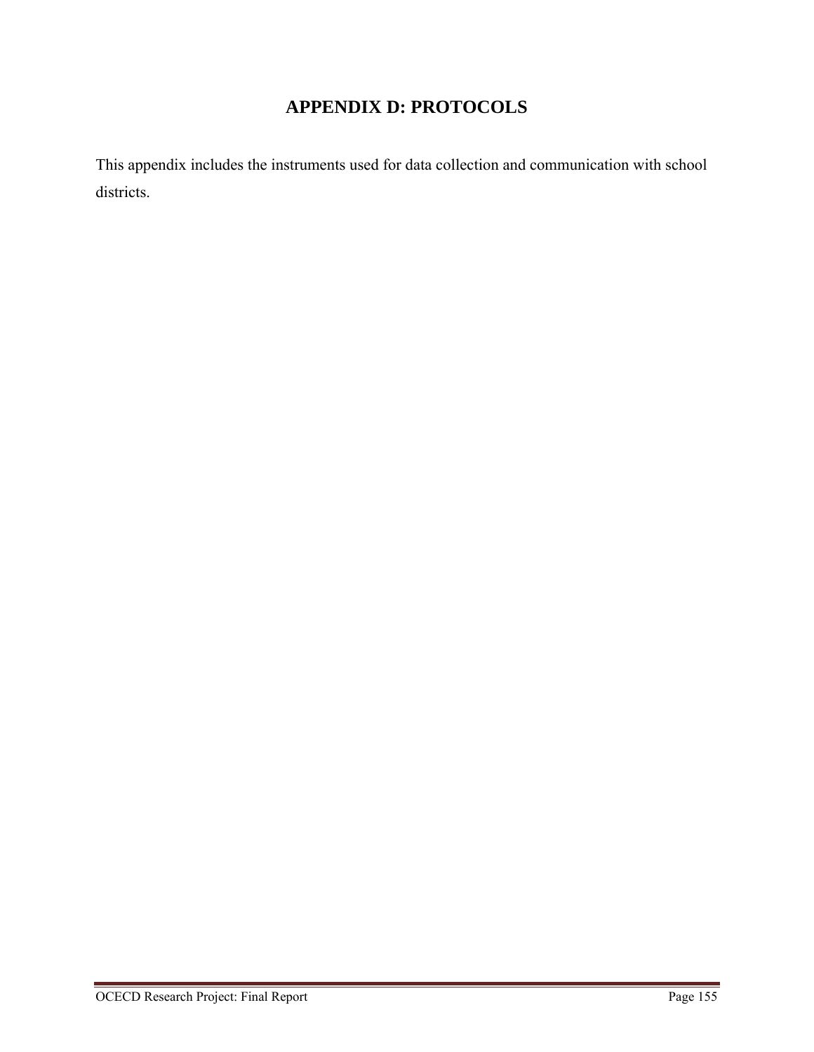# APPENDIX D: PROTOCOLS

This appendix includes the instruments used for data collection and communication with school districts.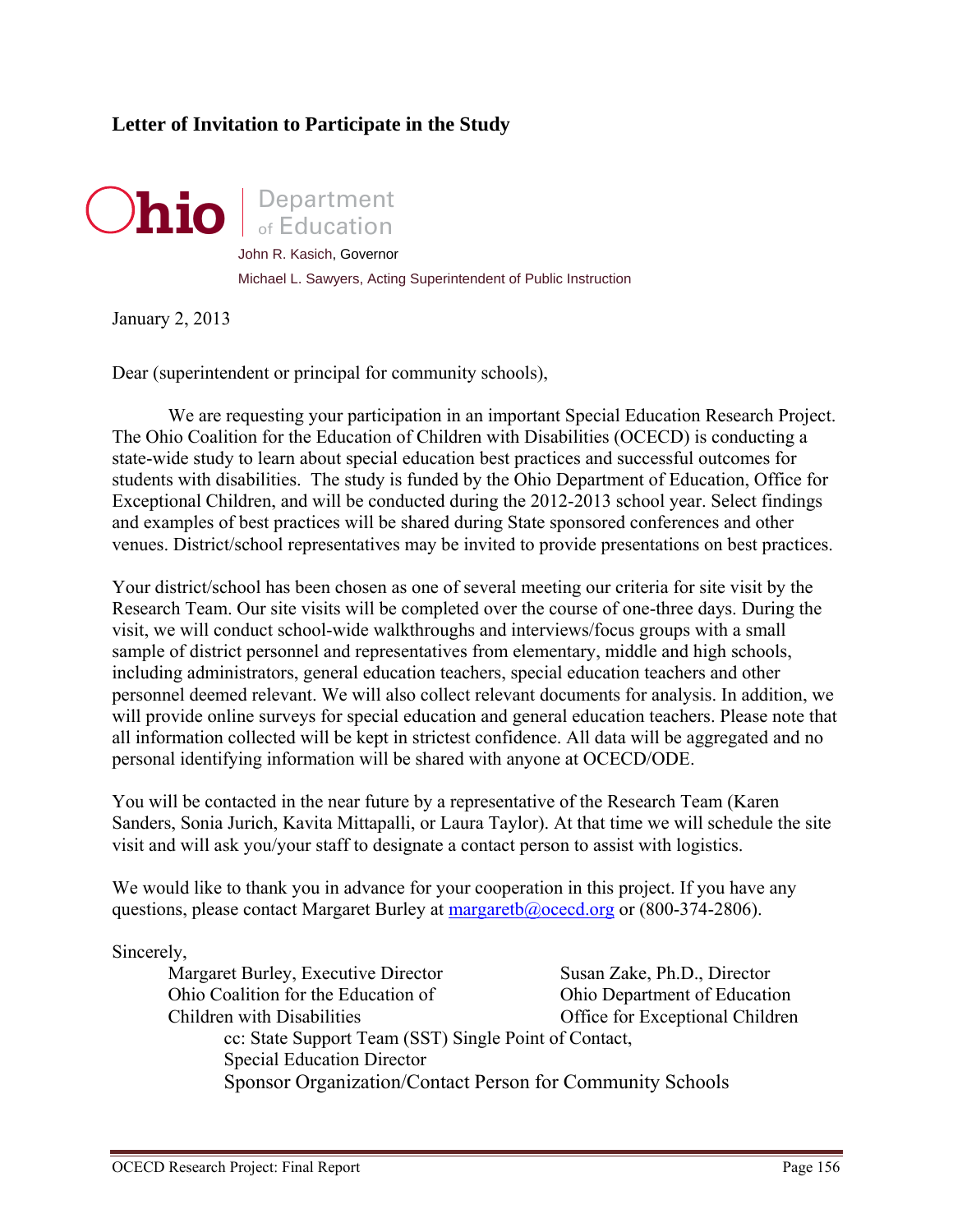## Letter of Invitation to Participate in the Study

Ohio | Department of Education

John R. Kasich, Governor

Michael L. Sawyers, Acting Superintendent of Public Instruction

January 2, 2013

Dear (superintendent or principal for community schools),

We are requesting your participation in an important Special Education Research Project. The Ohio Coalition for the Education of Children with Disabilities (OCECD) is conducting a state-wide study to learn about special education best practices and successful outcomes for students with disabilities. The study is funded by the Ohio Department of Education, Office for Exceptional Children, and will be conducted during the 2012-2013 school year. Select findings and examples of best practices will be shared during State sponsored conferences and other venues. District/school representatives may be invited to provide presentations on best practices.

Your district/school has been chosen as one of several meeting our criteria for site visit by the Research Team. Our site visits will be completed over the course of one-three days. During the visit, we will conduct school-wide walkthroughs and interviews/focus groups with a small sample of district personnel and representatives from elementary, middle and high schools, including administrators, general education teachers, special education teachers and other personnel deemed relevant. We will also collect relevant documents for analysis. In addition, we will provide online surveys for special education and general education teachers. Please note that all information collected will be kept in strictest confidence. All data will be aggregated and no personal identifying information will be shared with anyone at OCECD/ODE.

You will be contacted in the near future by a representative of the Research Team (Karen Sanders, Sonia Jurich, Kavita Mittapalli, or Laura Taylor). At that time we will schedule the site visit and will ask you/your staff to designate a contact person to assist with logistics.

We would like to thank you in advance for your cooperation in this project. If you have any questions, please contact Margaret Burley at margaretb@ocecd.org or (800-374-2806).

Sincerely,

Margaret Burley, Executive Director
Ohio Coalition for the Education of Children with Disabilities

Susan Zake, Ph.D., Director
Ohio Department of Education
Office for Exceptional Children

cc: State Support Team (SST) Single Point of Contact,
Special Education Director
Sponsor Organization/Contact Person for Community Schools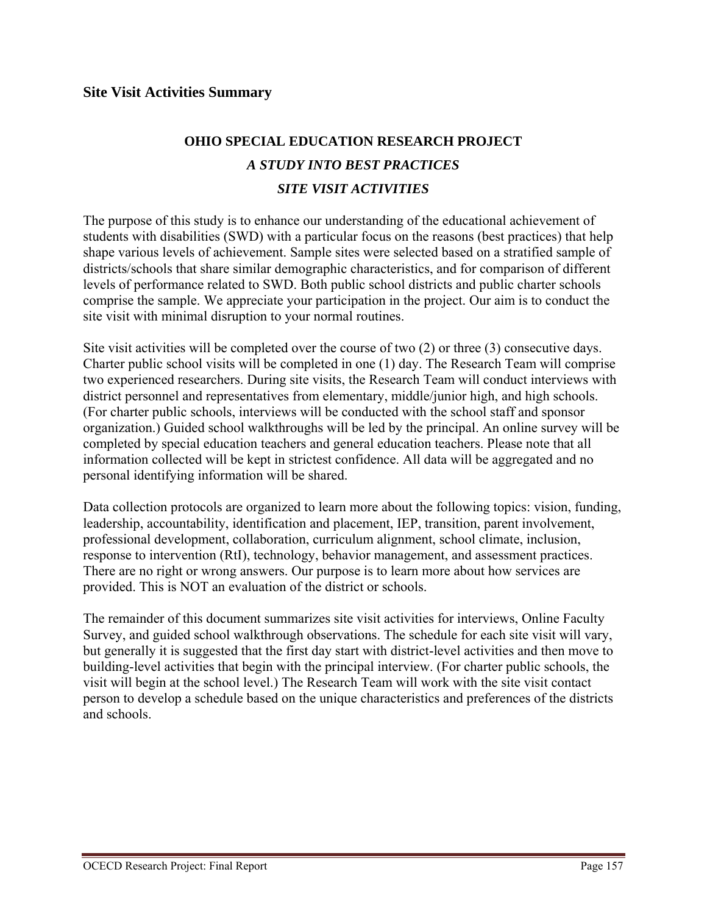## Site Visit Activities Summary

**OHIO SPECIAL EDUCATION RESEARCH PROJECT**

***A STUDY INTO BEST PRACTICES***

***SITE VISIT ACTIVITIES***

The purpose of this study is to enhance our understanding of the educational achievement of students with disabilities (SWD) with a particular focus on the reasons (best practices) that help shape various levels of achievement. Sample sites were selected based on a stratified sample of districts/schools that share similar demographic characteristics, and for comparison of different levels of performance related to SWD. Both public school districts and public charter schools comprise the sample. We appreciate your participation in the project. Our aim is to conduct the site visit with minimal disruption to your normal routines.

Site visit activities will be completed over the course of two (2) or three (3) consecutive days. Charter public school visits will be completed in one (1) day. The Research Team will comprise two experienced researchers. During site visits, the Research Team will conduct interviews with district personnel and representatives from elementary, middle/junior high, and high schools. (For charter public schools, interviews will be conducted with the school staff and sponsor organization.) Guided school walkthroughs will be led by the principal. An online survey will be completed by special education teachers and general education teachers. Please note that all information collected will be kept in strictest confidence. All data will be aggregated and no personal identifying information will be shared.

Data collection protocols are organized to learn more about the following topics: vision, funding, leadership, accountability, identification and placement, IEP, transition, parent involvement, professional development, collaboration, curriculum alignment, school climate, inclusion, response to intervention (RtI), technology, behavior management, and assessment practices. There are no right or wrong answers. Our purpose is to learn more about how services are provided. This is NOT an evaluation of the district or schools.

The remainder of this document summarizes site visit activities for interviews, Online Faculty Survey, and guided school walkthrough observations. The schedule for each site visit will vary, but generally it is suggested that the first day start with district-level activities and then move to building-level activities that begin with the principal interview. (For charter public schools, the visit will begin at the school level.) The Research Team will work with the site visit contact person to develop a schedule based on the unique characteristics and preferences of the districts and schools.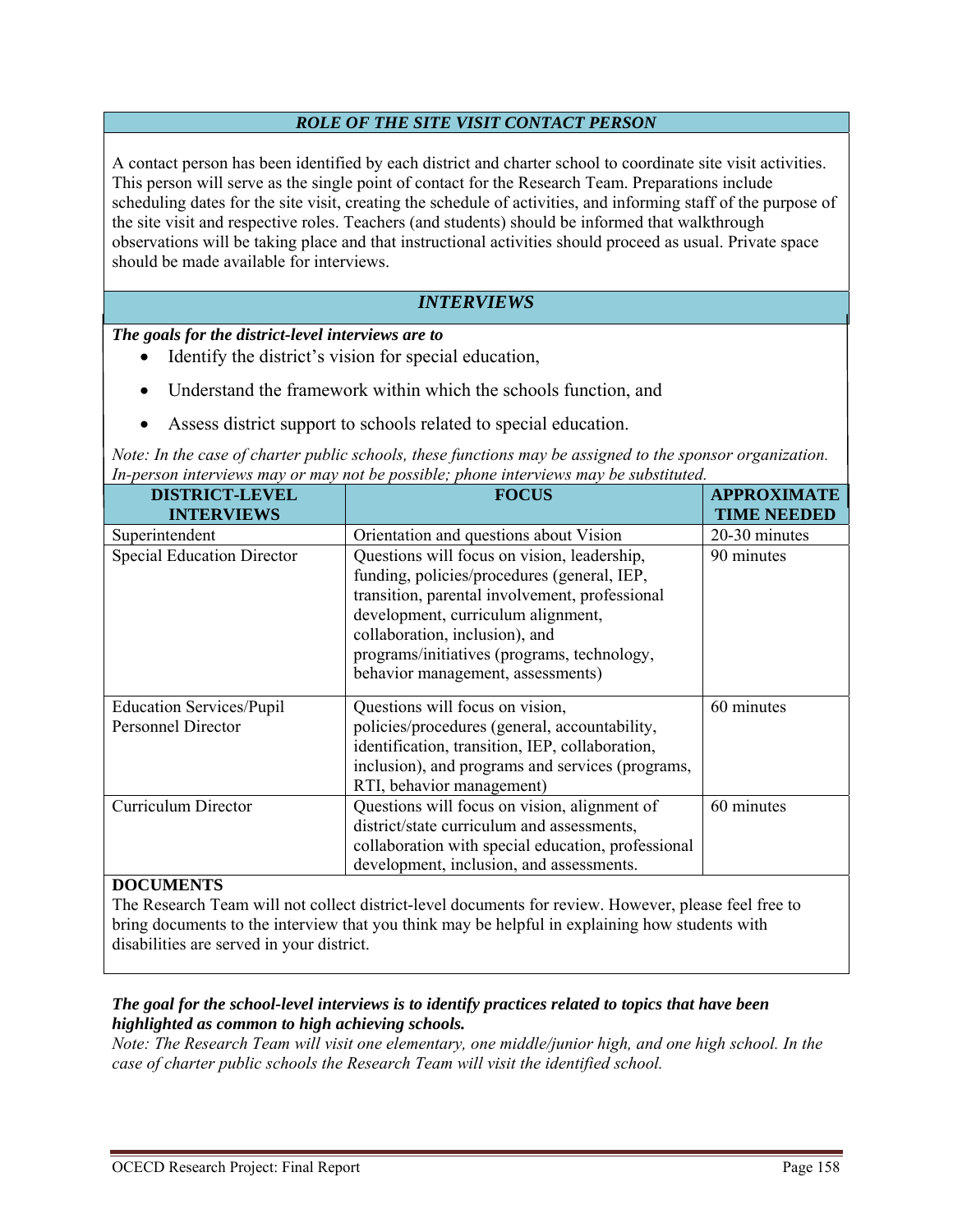## *ROLE OF THE SITE VISIT CONTACT PERSON*

A contact person has been identified by each district and charter school to coordinate site visit activities. This person will serve as the single point of contact for the Research Team. Preparations include scheduling dates for the site visit, creating the schedule of activities, and informing staff of the purpose of the site visit and respective roles. Teachers (and students) should be informed that walkthrough observations will be taking place and that instructional activities should proceed as usual. Private space should be made available for interviews.

## *INTERVIEWS*

***The goals for the district-level interviews are to***

- Identify the district's vision for special education,
- Understand the framework within which the schools function, and
- Assess district support to schools related to special education.

*Note: In the case of charter public schools, these functions may be assigned to the sponsor organization. In-person interviews may or may not be possible; phone interviews may be substituted.*

| DISTRICT-LEVEL INTERVIEWS | FOCUS | APPROXIMATE TIME NEEDED |
|---|---|---|
| Superintendent | Orientation and questions about Vision | 20-30 minutes |
| Special Education Director | Questions will focus on vision, leadership, funding, policies/procedures (general, IEP, transition, parental involvement, professional development, curriculum alignment, collaboration, inclusion), and programs/initiatives (programs, technology, behavior management, assessments) | 90 minutes |
| Education Services/Pupil Personnel Director | Questions will focus on vision, policies/procedures (general, accountability, identification, transition, IEP, collaboration, inclusion), and programs and services (programs, RTI, behavior management) | 60 minutes |
| Curriculum Director | Questions will focus on vision, alignment of district/state curriculum and assessments, collaboration with special education, professional development, inclusion, and assessments. | 60 minutes |

**DOCUMENTS**

The Research Team will not collect district-level documents for review. However, please feel free to bring documents to the interview that you think may be helpful in explaining how students with disabilities are served in your district.

***The goal for the school-level interviews is to identify practices related to topics that have been highlighted as common to high achieving schools.***

*Note: The Research Team will visit one elementary, one middle/junior high, and one high school. In the case of charter public schools the Research Team will visit the identified school.*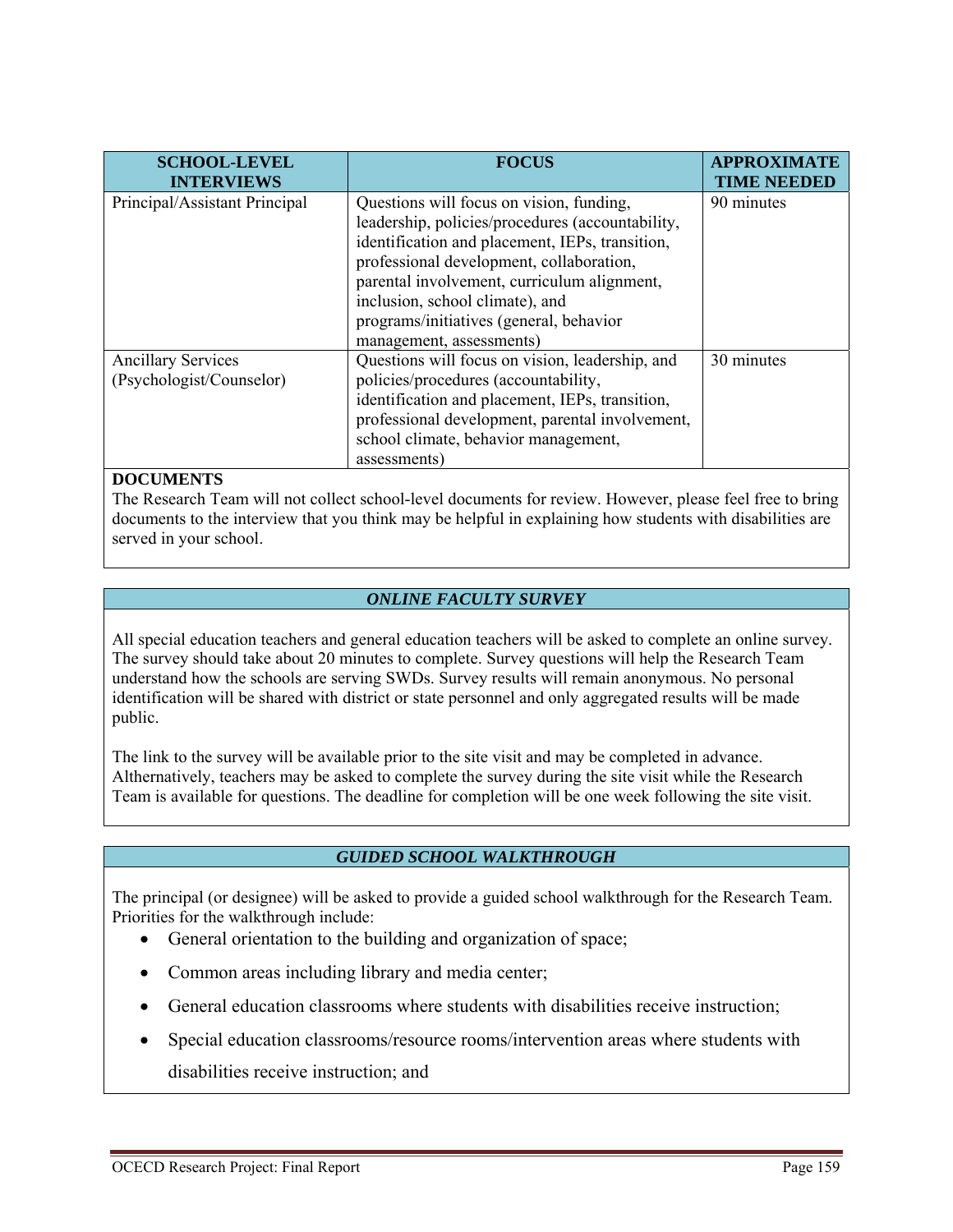| SCHOOL-LEVEL INTERVIEWS | FOCUS | APPROXIMATE TIME NEEDED |
|---|---|---|
| Principal/Assistant Principal | Questions will focus on vision, funding, leadership, policies/procedures (accountability, identification and placement, IEPs, transition, professional development, collaboration, parental involvement, curriculum alignment, inclusion, school climate), and programs/initiatives (general, behavior management, assessments) | 90 minutes |
| Ancillary Services (Psychologist/Counselor) | Questions will focus on vision, leadership, and policies/procedures (accountability, identification and placement, IEPs, transition, professional development, parental involvement, school climate, behavior management, assessments) | 30 minutes |

**DOCUMENTS**

The Research Team will not collect school-level documents for review. However, please feel free to bring documents to the interview that you think may be helpful in explaining how students with disabilities are served in your school.

### *ONLINE FACULTY SURVEY*

All special education teachers and general education teachers will be asked to complete an online survey. The survey should take about 20 minutes to complete. Survey questions will help the Research Team understand how the schools are serving SWDs. Survey results will remain anonymous. No personal identification will be shared with district or state personnel and only aggregated results will be made public.

The link to the survey will be available prior to the site visit and may be completed in advance. Althernatively, teachers may be asked to complete the survey during the site visit while the Research Team is available for questions. The deadline for completion will be one week following the site visit.

### *GUIDED SCHOOL WALKTHROUGH*

The principal (or designee) will be asked to provide a guided school walkthrough for the Research Team. Priorities for the walkthrough include:

- General orientation to the building and organization of space;
- Common areas including library and media center;
- General education classrooms where students with disabilities receive instruction;
- Special education classrooms/resource rooms/intervention areas where students with disabilities receive instruction; and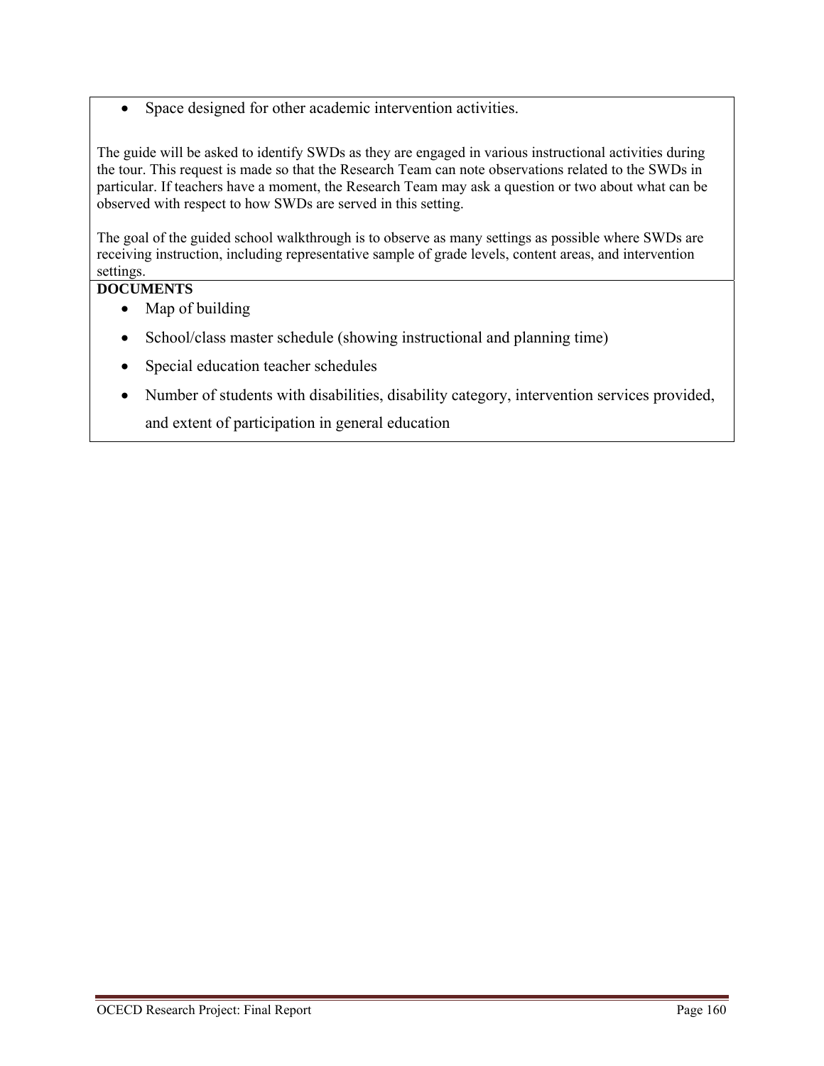- Space designed for other academic intervention activities.

The guide will be asked to identify SWDs as they are engaged in various instructional activities during the tour. This request is made so that the Research Team can note observations related to the SWDs in particular. If teachers have a moment, the Research Team may ask a question or two about what can be observed with respect to how SWDs are served in this setting.

The goal of the guided school walkthrough is to observe as many settings as possible where SWDs are receiving instruction, including representative sample of grade levels, content areas, and intervention settings.

**DOCUMENTS**

- Map of building
- School/class master schedule (showing instructional and planning time)
- Special education teacher schedules
- Number of students with disabilities, disability category, intervention services provided, and extent of participation in general education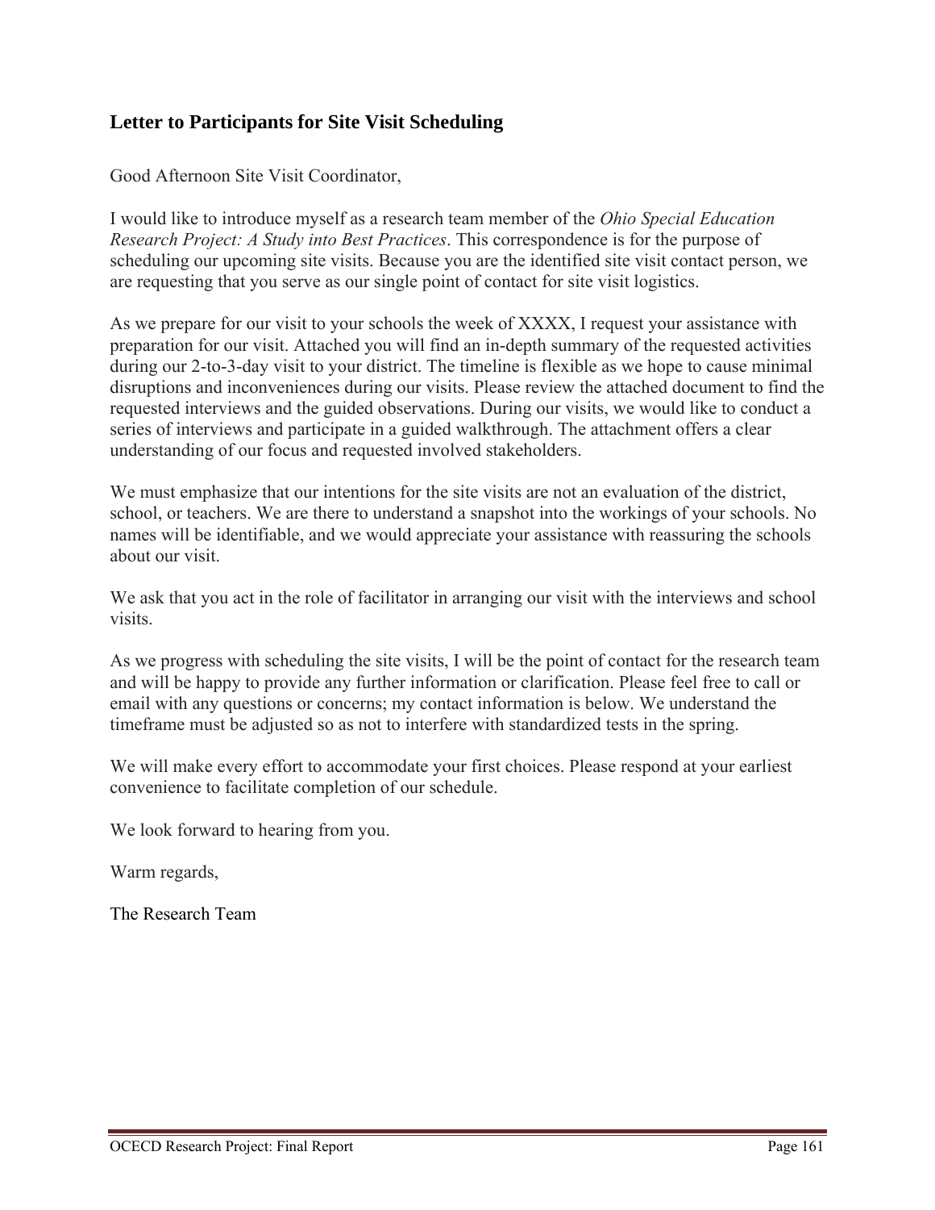## Letter to Participants for Site Visit Scheduling

Good Afternoon Site Visit Coordinator,

I would like to introduce myself as a research team member of the *Ohio Special Education Research Project: A Study into Best Practices*. This correspondence is for the purpose of scheduling our upcoming site visits. Because you are the identified site visit contact person, we are requesting that you serve as our single point of contact for site visit logistics.

As we prepare for our visit to your schools the week of XXXX, I request your assistance with preparation for our visit. Attached you will find an in-depth summary of the requested activities during our 2-to-3-day visit to your district. The timeline is flexible as we hope to cause minimal disruptions and inconveniences during our visits. Please review the attached document to find the requested interviews and the guided observations. During our visits, we would like to conduct a series of interviews and participate in a guided walkthrough. The attachment offers a clear understanding of our focus and requested involved stakeholders.

We must emphasize that our intentions for the site visits are not an evaluation of the district, school, or teachers. We are there to understand a snapshot into the workings of your schools. No names will be identifiable, and we would appreciate your assistance with reassuring the schools about our visit.

We ask that you act in the role of facilitator in arranging our visit with the interviews and school visits.

As we progress with scheduling the site visits, I will be the point of contact for the research team and will be happy to provide any further information or clarification. Please feel free to call or email with any questions or concerns; my contact information is below. We understand the timeframe must be adjusted so as not to interfere with standardized tests in the spring.

We will make every effort to accommodate your first choices. Please respond at your earliest convenience to facilitate completion of our schedule.

We look forward to hearing from you.

Warm regards,

The Research Team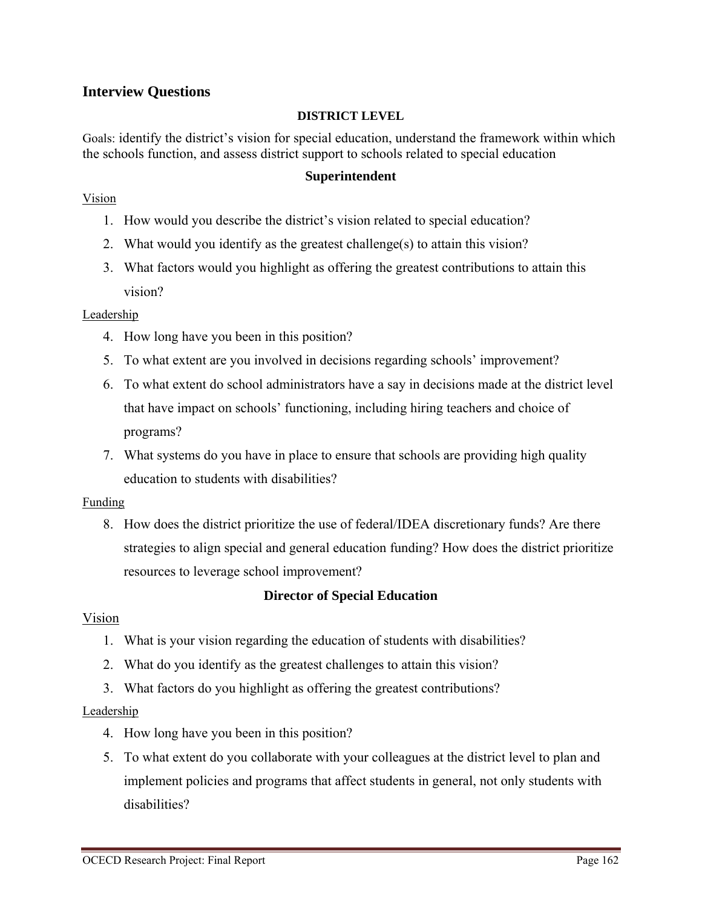## Interview Questions

**DISTRICT LEVEL**

Goals: identify the district's vision for special education, understand the framework within which the schools function, and assess district support to schools related to special education

### Superintendent

<u>Vision</u>

1. How would you describe the district's vision related to special education?
2. What would you identify as the greatest challenge(s) to attain this vision?
3. What factors would you highlight as offering the greatest contributions to attain this vision?

<u>Leadership</u>

4. How long have you been in this position?
5. To what extent are you involved in decisions regarding schools' improvement?
6. To what extent do school administrators have a say in decisions made at the district level that have impact on schools' functioning, including hiring teachers and choice of programs?
7. What systems do you have in place to ensure that schools are providing high quality education to students with disabilities?

<u>Funding</u>

8. How does the district prioritize the use of federal/IDEA discretionary funds? Are there strategies to align special and general education funding? How does the district prioritize resources to leverage school improvement?

### Director of Special Education

<u>Vision</u>

1. What is your vision regarding the education of students with disabilities?
2. What do you identify as the greatest challenges to attain this vision?
3. What factors do you highlight as offering the greatest contributions?

<u>Leadership</u>

4. How long have you been in this position?
5. To what extent do you collaborate with your colleagues at the district level to plan and implement policies and programs that affect students in general, not only students with disabilities?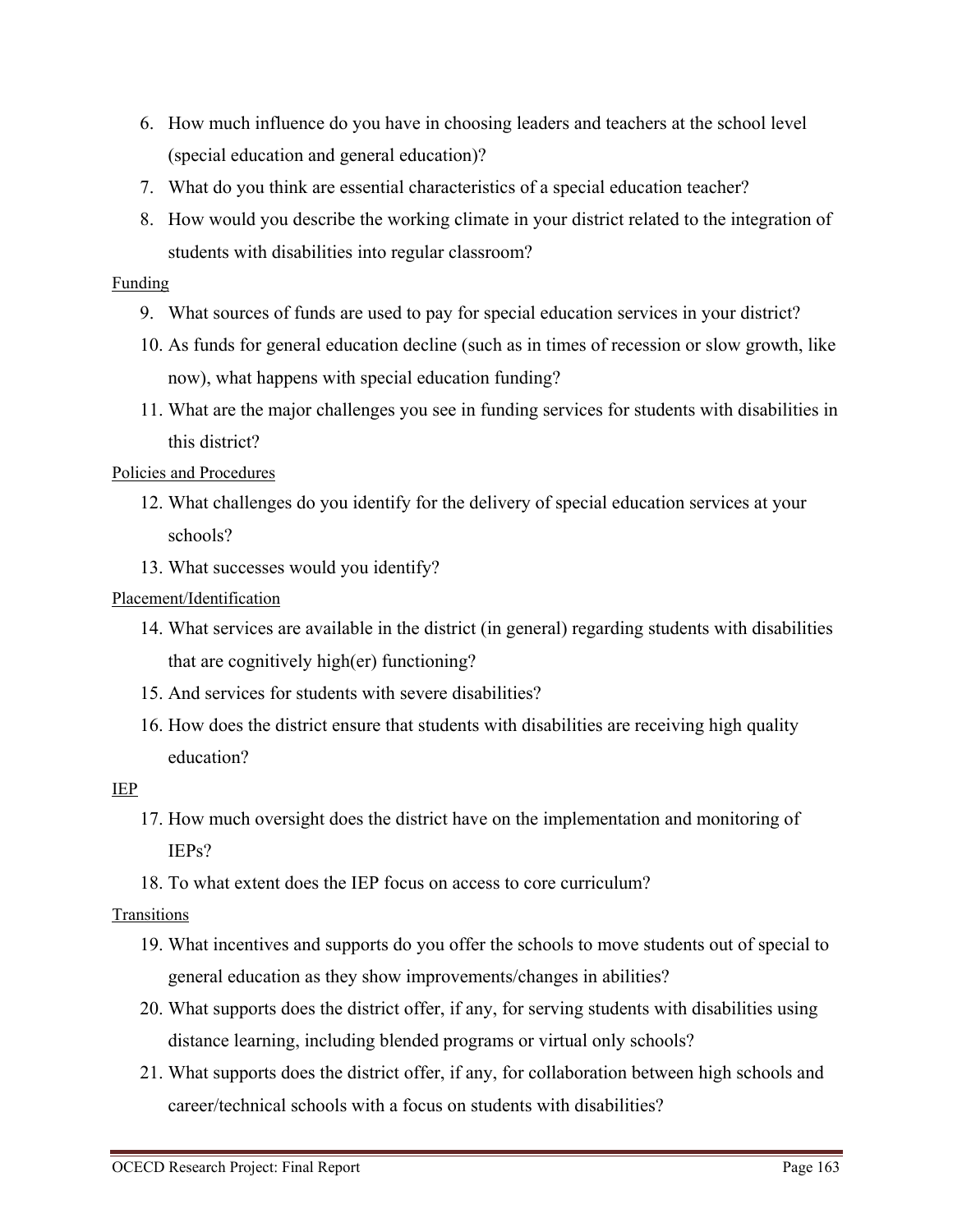6. How much influence do you have in choosing leaders and teachers at the school level (special education and general education)?
7. What do you think are essential characteristics of a special education teacher?
8. How would you describe the working climate in your district related to the integration of students with disabilities into regular classroom?

Funding

9. What sources of funds are used to pay for special education services in your district?
10. As funds for general education decline (such as in times of recession or slow growth, like now), what happens with special education funding?
11. What are the major challenges you see in funding services for students with disabilities in this district?

Policies and Procedures

12. What challenges do you identify for the delivery of special education services at your schools?
13. What successes would you identify?

Placement/Identification

14. What services are available in the district (in general) regarding students with disabilities that are cognitively high(er) functioning?
15. And services for students with severe disabilities?
16. How does the district ensure that students with disabilities are receiving high quality education?

IEP

17. How much oversight does the district have on the implementation and monitoring of IEPs?
18. To what extent does the IEP focus on access to core curriculum?

Transitions

19. What incentives and supports do you offer the schools to move students out of special to general education as they show improvements/changes in abilities?
20. What supports does the district offer, if any, for serving students with disabilities using distance learning, including blended programs or virtual only schools?
21. What supports does the district offer, if any, for collaboration between high schools and career/technical schools with a focus on students with disabilities?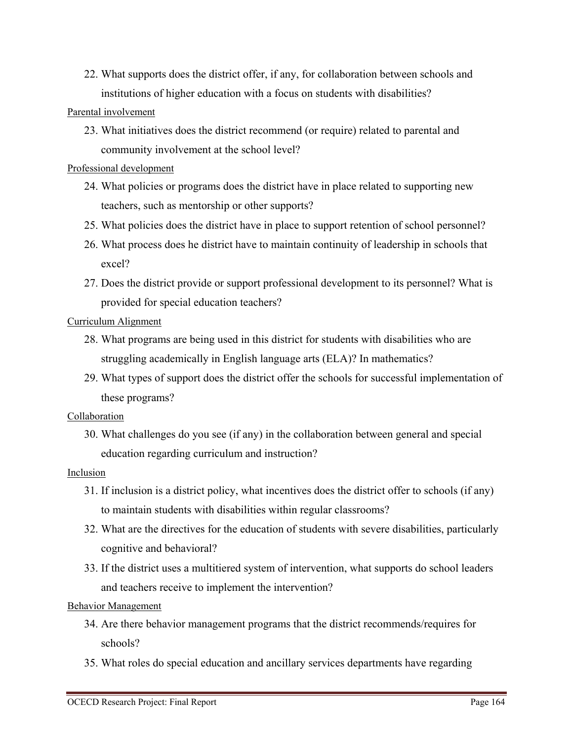22. What supports does the district offer, if any, for collaboration between schools and institutions of higher education with a focus on students with disabilities?

<u>Parental involvement</u>

23. What initiatives does the district recommend (or require) related to parental and community involvement at the school level?

<u>Professional development</u>

24. What policies or programs does the district have in place related to supporting new teachers, such as mentorship or other supports?
25. What policies does the district have in place to support retention of school personnel?
26. What process does he district have to maintain continuity of leadership in schools that excel?
27. Does the district provide or support professional development to its personnel? What is provided for special education teachers?

<u>Curriculum Alignment</u>

28. What programs are being used in this district for students with disabilities who are struggling academically in English language arts (ELA)? In mathematics?
29. What types of support does the district offer the schools for successful implementation of these programs?

<u>Collaboration</u>

30. What challenges do you see (if any) in the collaboration between general and special education regarding curriculum and instruction?

<u>Inclusion</u>

31. If inclusion is a district policy, what incentives does the district offer to schools (if any) to maintain students with disabilities within regular classrooms?
32. What are the directives for the education of students with severe disabilities, particularly cognitive and behavioral?
33. If the district uses a multitiered system of intervention, what supports do school leaders and teachers receive to implement the intervention?

<u>Behavior Management</u>

34. Are there behavior management programs that the district recommends/requires for schools?
35. What roles do special education and ancillary services departments have regarding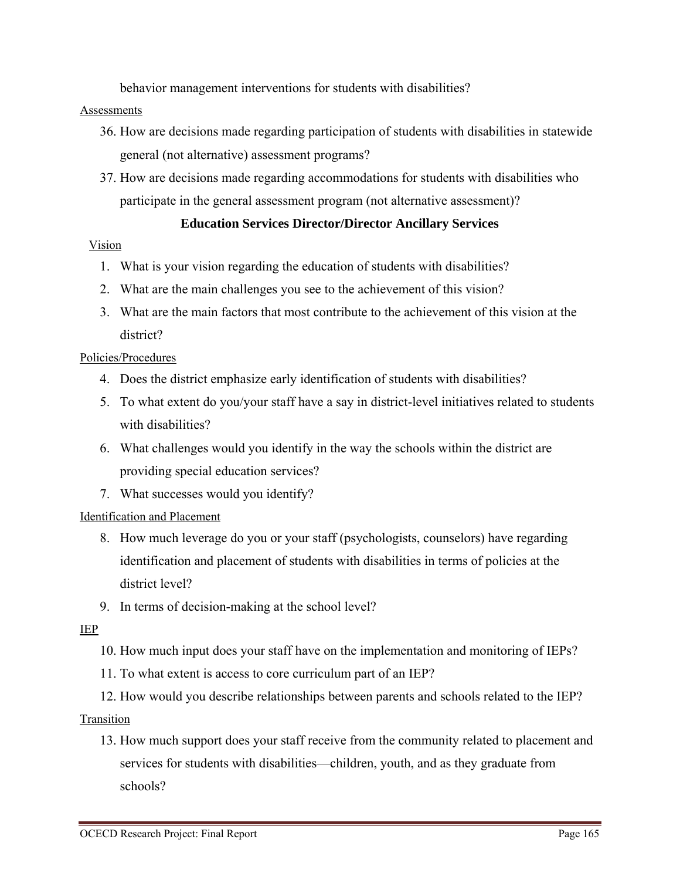behavior management interventions for students with disabilities?

Assessments

36. How are decisions made regarding participation of students with disabilities in statewide general (not alternative) assessment programs?
37. How are decisions made regarding accommodations for students with disabilities who participate in the general assessment program (not alternative assessment)?

**Education Services Director/Director Ancillary Services**

Vision

1. What is your vision regarding the education of students with disabilities?
2. What are the main challenges you see to the achievement of this vision?
3. What are the main factors that most contribute to the achievement of this vision at the district?

Policies/Procedures

4. Does the district emphasize early identification of students with disabilities?
5. To what extent do you/your staff have a say in district-level initiatives related to students with disabilities?
6. What challenges would you identify in the way the schools within the district are providing special education services?
7. What successes would you identify?

Identification and Placement

8. How much leverage do you or your staff (psychologists, counselors) have regarding identification and placement of students with disabilities in terms of policies at the district level?
9. In terms of decision-making at the school level?

IEP

10. How much input does your staff have on the implementation and monitoring of IEPs?
11. To what extent is access to core curriculum part of an IEP?
12. How would you describe relationships between parents and schools related to the IEP?

Transition

13. How much support does your staff receive from the community related to placement and services for students with disabilities—children, youth, and as they graduate from schools?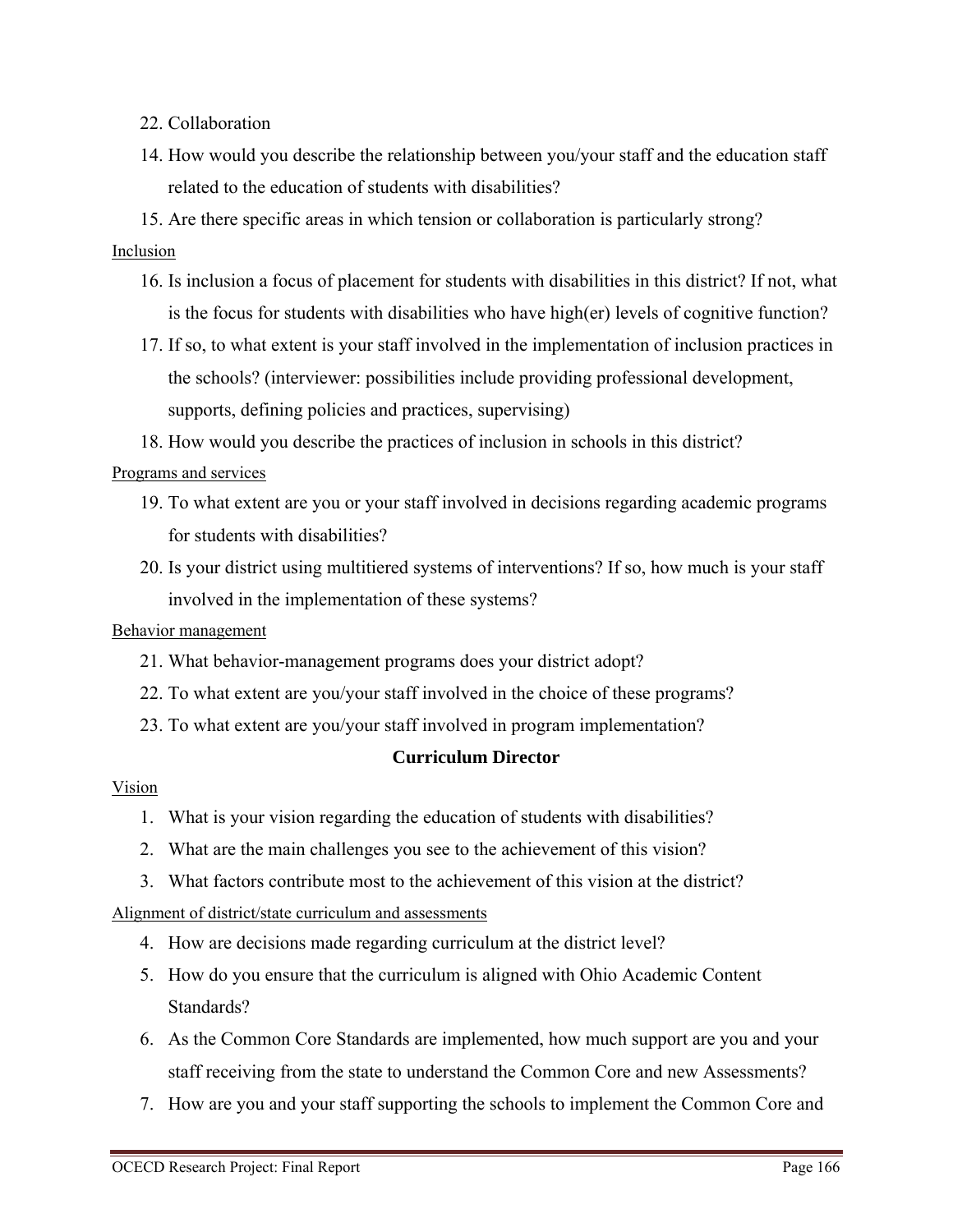22. Collaboration
14. How would you describe the relationship between you/your staff and the education staff related to the education of students with disabilities?
15. Are there specific areas in which tension or collaboration is particularly strong?

Inclusion

16. Is inclusion a focus of placement for students with disabilities in this district? If not, what is the focus for students with disabilities who have high(er) levels of cognitive function?
17. If so, to what extent is your staff involved in the implementation of inclusion practices in the schools? (interviewer: possibilities include providing professional development, supports, defining policies and practices, supervising)
18. How would you describe the practices of inclusion in schools in this district?

Programs and services

19. To what extent are you or your staff involved in decisions regarding academic programs for students with disabilities?
20. Is your district using multitiered systems of interventions? If so, how much is your staff involved in the implementation of these systems?

Behavior management

21. What behavior-management programs does your district adopt?
22. To what extent are you/your staff involved in the choice of these programs?
23. To what extent are you/your staff involved in program implementation?

**Curriculum Director**

Vision

1. What is your vision regarding the education of students with disabilities?
2. What are the main challenges you see to the achievement of this vision?
3. What factors contribute most to the achievement of this vision at the district?

Alignment of district/state curriculum and assessments

4. How are decisions made regarding curriculum at the district level?
5. How do you ensure that the curriculum is aligned with Ohio Academic Content Standards?
6. As the Common Core Standards are implemented, how much support are you and your staff receiving from the state to understand the Common Core and new Assessments?
7. How are you and your staff supporting the schools to implement the Common Core and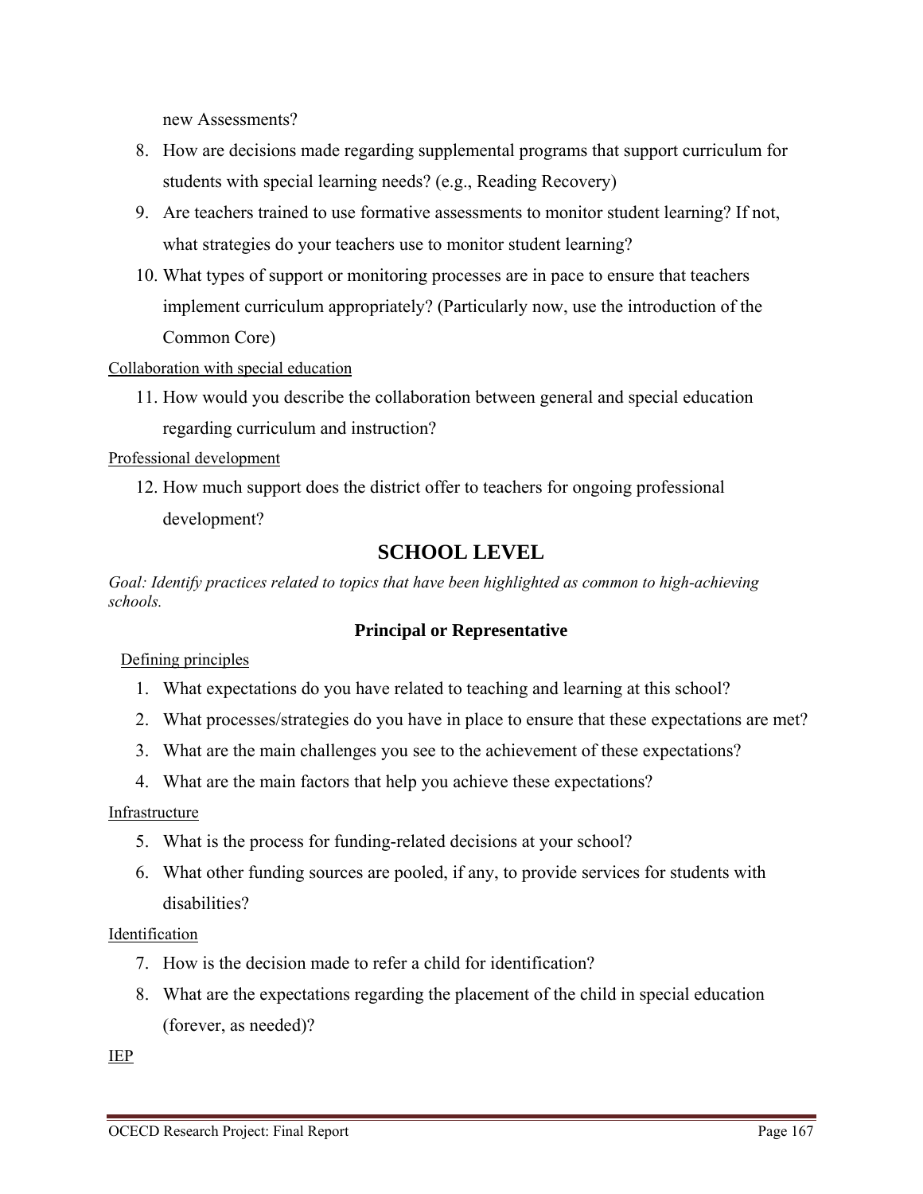new Assessments?

8. How are decisions made regarding supplemental programs that support curriculum for students with special learning needs? (e.g., Reading Recovery)
9. Are teachers trained to use formative assessments to monitor student learning? If not, what strategies do your teachers use to monitor student learning?
10. What types of support or monitoring processes are in pace to ensure that teachers implement curriculum appropriately? (Particularly now, use the introduction of the Common Core)

Collaboration with special education

11. How would you describe the collaboration between general and special education regarding curriculum and instruction?

Professional development

12. How much support does the district offer to teachers for ongoing professional development?

## SCHOOL LEVEL

*Goal: Identify practices related to topics that have been highlighted as common to high-achieving schools.*

### Principal or Representative

Defining principles

1. What expectations do you have related to teaching and learning at this school?
2. What processes/strategies do you have in place to ensure that these expectations are met?
3. What are the main challenges you see to the achievement of these expectations?
4. What are the main factors that help you achieve these expectations?

Infrastructure

5. What is the process for funding-related decisions at your school?
6. What other funding sources are pooled, if any, to provide services for students with disabilities?

Identification

7. How is the decision made to refer a child for identification?
8. What are the expectations regarding the placement of the child in special education (forever, as needed)?

IEP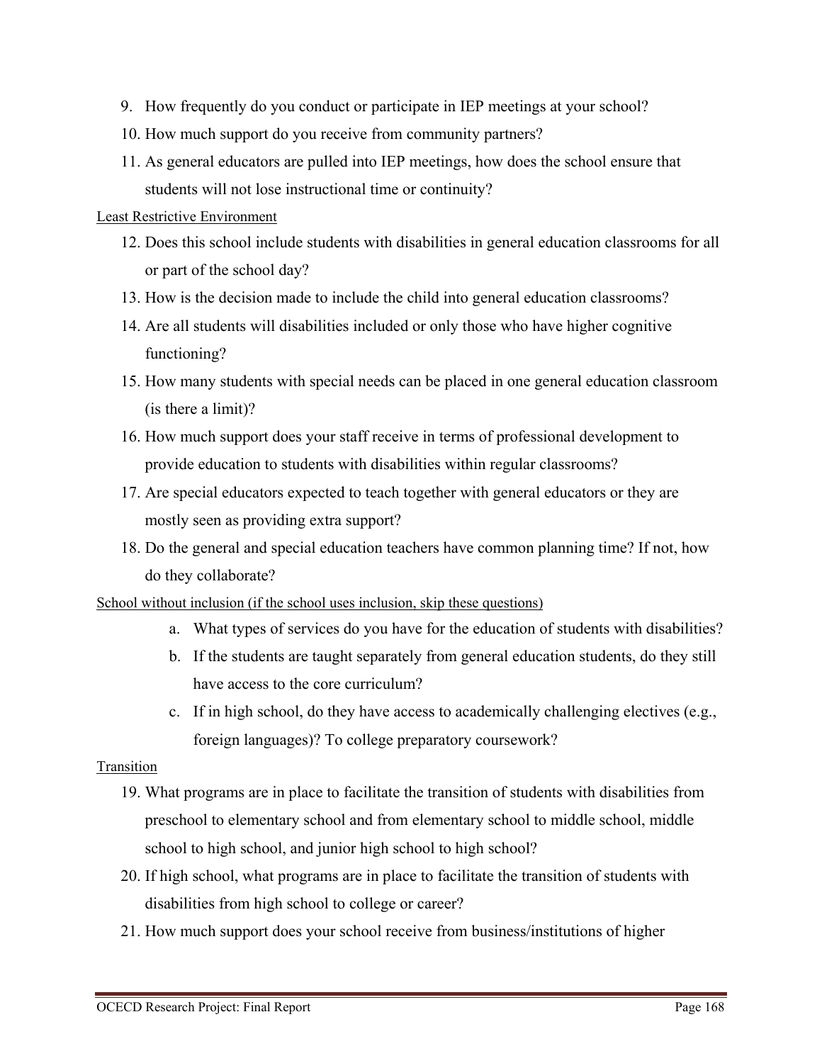9. How frequently do you conduct or participate in IEP meetings at your school?
10. How much support do you receive from community partners?
11. As general educators are pulled into IEP meetings, how does the school ensure that students will not lose instructional time or continuity?

<u>Least Restrictive Environment</u>

12. Does this school include students with disabilities in general education classrooms for all or part of the school day?
13. How is the decision made to include the child into general education classrooms?
14. Are all students will disabilities included or only those who have higher cognitive functioning?
15. How many students with special needs can be placed in one general education classroom (is there a limit)?
16. How much support does your staff receive in terms of professional development to provide education to students with disabilities within regular classrooms?
17. Are special educators expected to teach together with general educators or they are mostly seen as providing extra support?
18. Do the general and special education teachers have common planning time? If not, how do they collaborate?

<u>School without inclusion (if the school uses inclusion, skip these questions)</u>

a. What types of services do you have for the education of students with disabilities?
b. If the students are taught separately from general education students, do they still have access to the core curriculum?
c. If in high school, do they have access to academically challenging electives (e.g., foreign languages)? To college preparatory coursework?

<u>Transition</u>

19. What programs are in place to facilitate the transition of students with disabilities from preschool to elementary school and from elementary school to middle school, middle school to high school, and junior high school to high school?
20. If high school, what programs are in place to facilitate the transition of students with disabilities from high school to college or career?
21. How much support does your school receive from business/institutions of higher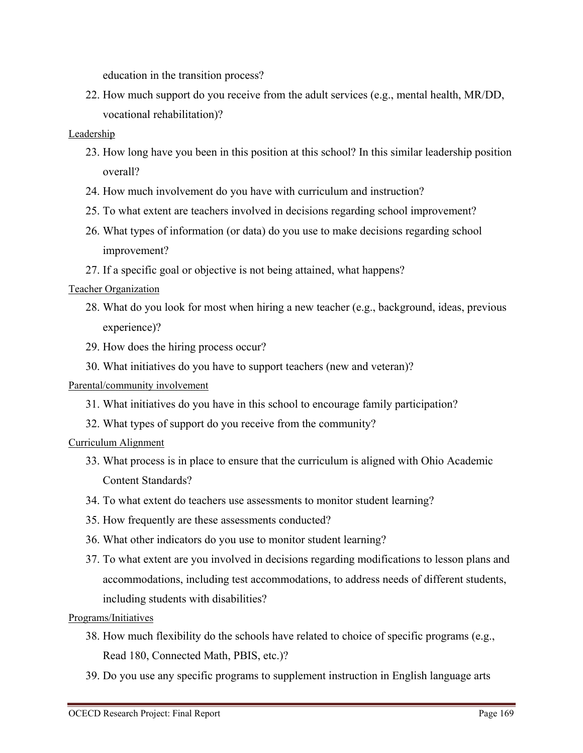education in the transition process?

22. How much support do you receive from the adult services (e.g., mental health, MR/DD, vocational rehabilitation)?

Leadership

23. How long have you been in this position at this school? In this similar leadership position overall?
24. How much involvement do you have with curriculum and instruction?
25. To what extent are teachers involved in decisions regarding school improvement?
26. What types of information (or data) do you use to make decisions regarding school improvement?
27. If a specific goal or objective is not being attained, what happens?

Teacher Organization

28. What do you look for most when hiring a new teacher (e.g., background, ideas, previous experience)?
29. How does the hiring process occur?
30. What initiatives do you have to support teachers (new and veteran)?

Parental/community involvement

31. What initiatives do you have in this school to encourage family participation?
32. What types of support do you receive from the community?

Curriculum Alignment

33. What process is in place to ensure that the curriculum is aligned with Ohio Academic Content Standards?
34. To what extent do teachers use assessments to monitor student learning?
35. How frequently are these assessments conducted?
36. What other indicators do you use to monitor student learning?
37. To what extent are you involved in decisions regarding modifications to lesson plans and accommodations, including test accommodations, to address needs of different students, including students with disabilities?

Programs/Initiatives

38. How much flexibility do the schools have related to choice of specific programs (e.g., Read 180, Connected Math, PBIS, etc.)?
39. Do you use any specific programs to supplement instruction in English language arts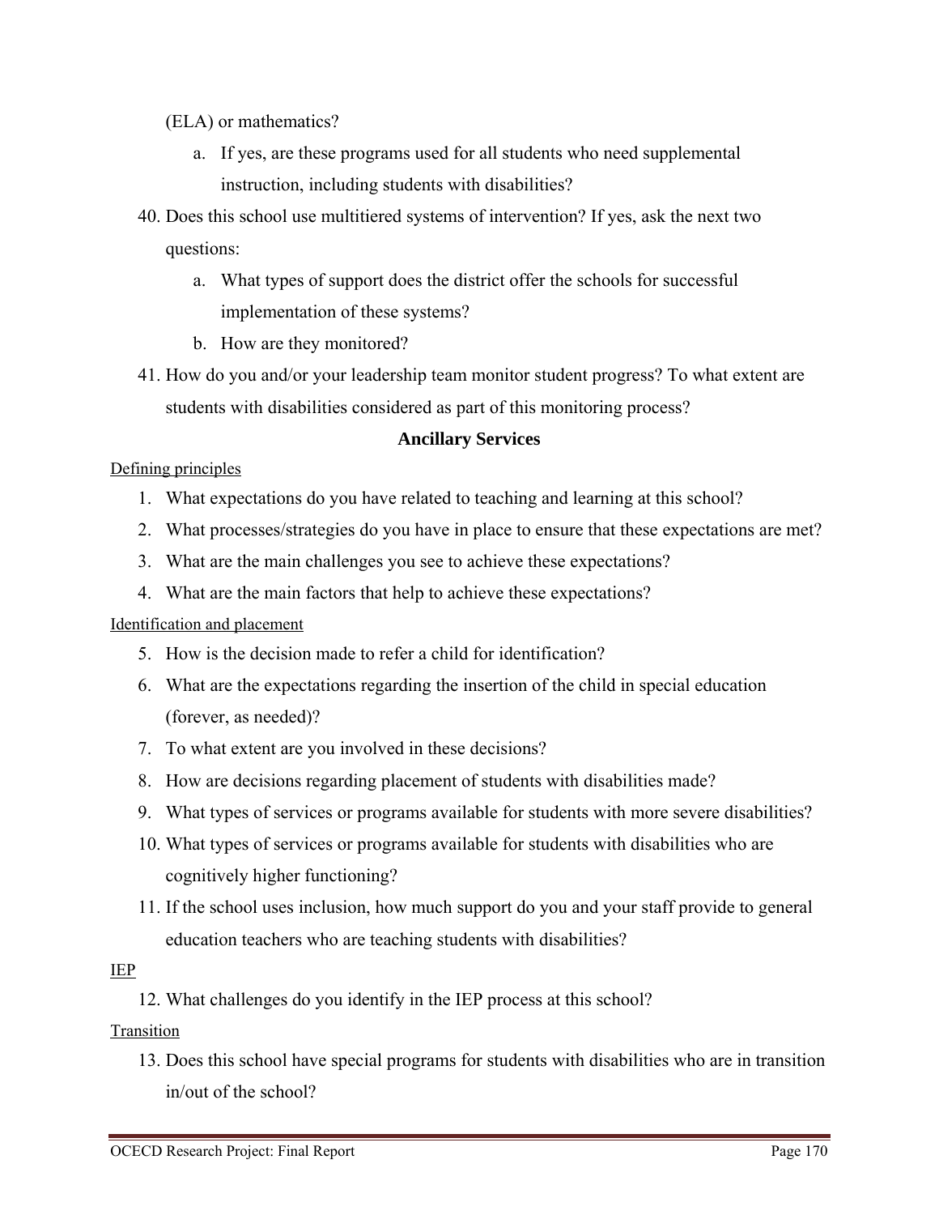(ELA) or mathematics?

   a. If yes, are these programs used for all students who need supplemental instruction, including students with disabilities?

40. Does this school use multitiered systems of intervention? If yes, ask the next two questions:
    a. What types of support does the district offer the schools for successful implementation of these systems?
    b. How are they monitored?
41. How do you and/or your leadership team monitor student progress? To what extent are students with disabilities considered as part of this monitoring process?

**Ancillary Services**

<u>Defining principles</u>

1. What expectations do you have related to teaching and learning at this school?
2. What processes/strategies do you have in place to ensure that these expectations are met?
3. What are the main challenges you see to achieve these expectations?
4. What are the main factors that help to achieve these expectations?

<u>Identification and placement</u>

5. How is the decision made to refer a child for identification?
6. What are the expectations regarding the insertion of the child in special education (forever, as needed)?
7. To what extent are you involved in these decisions?
8. How are decisions regarding placement of students with disabilities made?
9. What types of services or programs available for students with more severe disabilities?
10. What types of services or programs available for students with disabilities who are cognitively higher functioning?
11. If the school uses inclusion, how much support do you and your staff provide to general education teachers who are teaching students with disabilities?

<u>IEP</u>

12. What challenges do you identify in the IEP process at this school?

<u>Transition</u>

13. Does this school have special programs for students with disabilities who are in transition in/out of the school?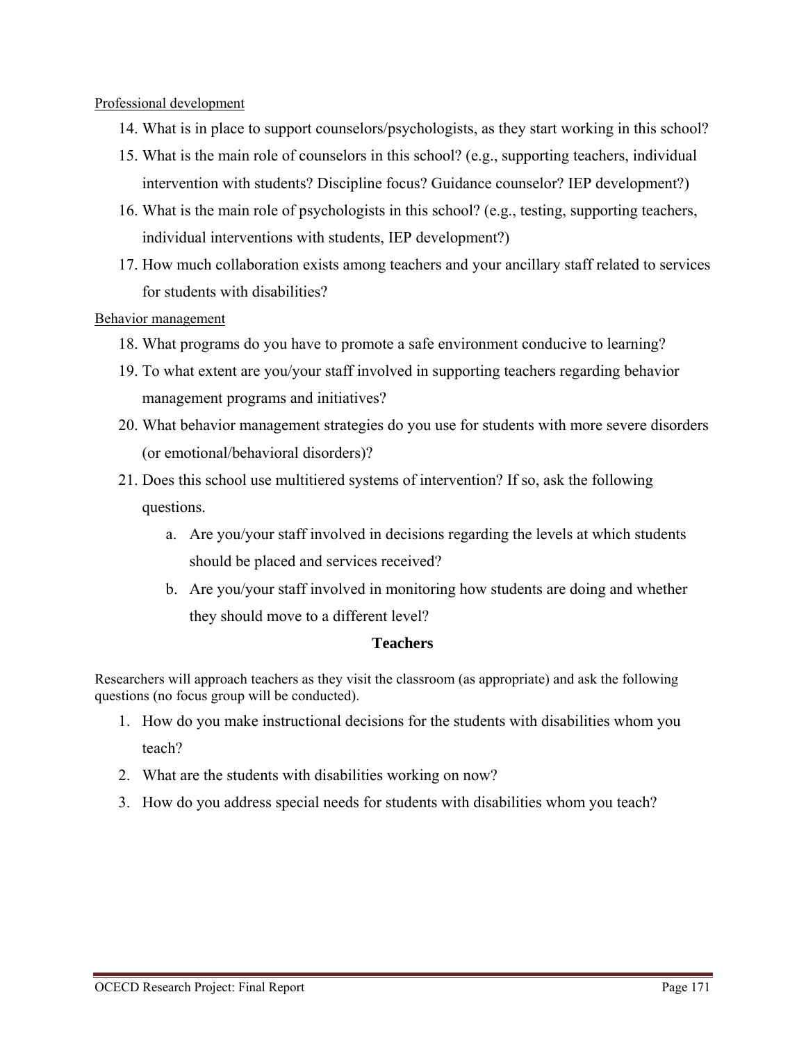Professional development

14. What is in place to support counselors/psychologists, as they start working in this school?
15. What is the main role of counselors in this school? (e.g., supporting teachers, individual intervention with students? Discipline focus? Guidance counselor? IEP development?)
16. What is the main role of psychologists in this school? (e.g., testing, supporting teachers, individual interventions with students, IEP development?)
17. How much collaboration exists among teachers and your ancillary staff related to services for students with disabilities?

Behavior management

18. What programs do you have to promote a safe environment conducive to learning?
19. To what extent are you/your staff involved in supporting teachers regarding behavior management programs and initiatives?
20. What behavior management strategies do you use for students with more severe disorders (or emotional/behavioral disorders)?
21. Does this school use multitiered systems of intervention? If so, ask the following questions.
    a. Are you/your staff involved in decisions regarding the levels at which students should be placed and services received?
    b. Are you/your staff involved in monitoring how students are doing and whether they should move to a different level?

### Teachers

Researchers will approach teachers as they visit the classroom (as appropriate) and ask the following questions (no focus group will be conducted).

1. How do you make instructional decisions for the students with disabilities whom you teach?
2. What are the students with disabilities working on now?
3. How do you address special needs for students with disabilities whom you teach?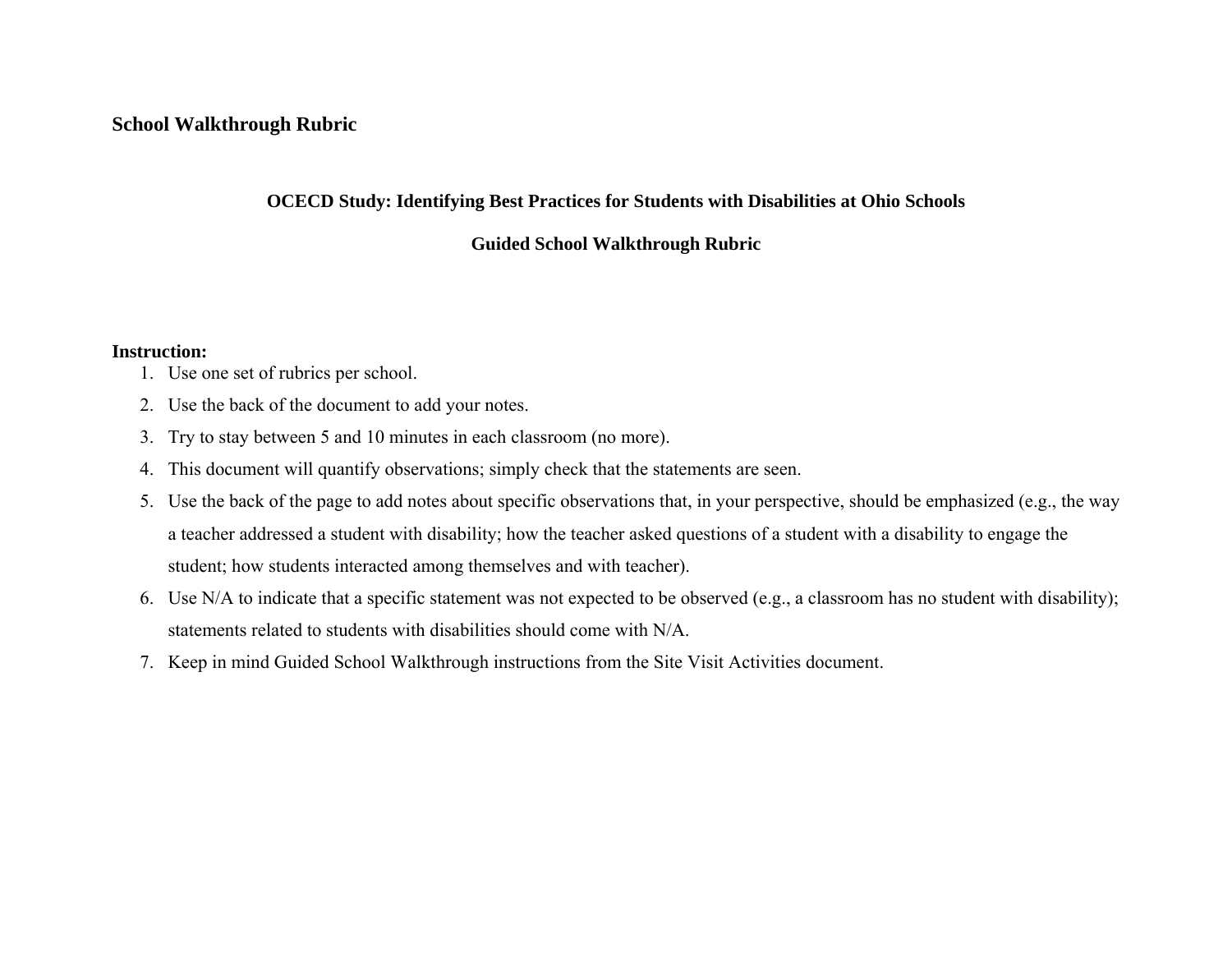## School Walkthrough Rubric

### OCECD Study: Identifying Best Practices for Students with Disabilities at Ohio Schools

### Guided School Walkthrough Rubric

**Instruction:**

1. Use one set of rubrics per school.
2. Use the back of the document to add your notes.
3. Try to stay between 5 and 10 minutes in each classroom (no more).
4. This document will quantify observations; simply check that the statements are seen.
5. Use the back of the page to add notes about specific observations that, in your perspective, should be emphasized (e.g., the way a teacher addressed a student with disability; how the teacher asked questions of a student with a disability to engage the student; how students interacted among themselves and with teacher).
6. Use N/A to indicate that a specific statement was not expected to be observed (e.g., a classroom has no student with disability); statements related to students with disabilities should come with N/A.
7. Keep in mind Guided School Walkthrough instructions from the Site Visit Activities document.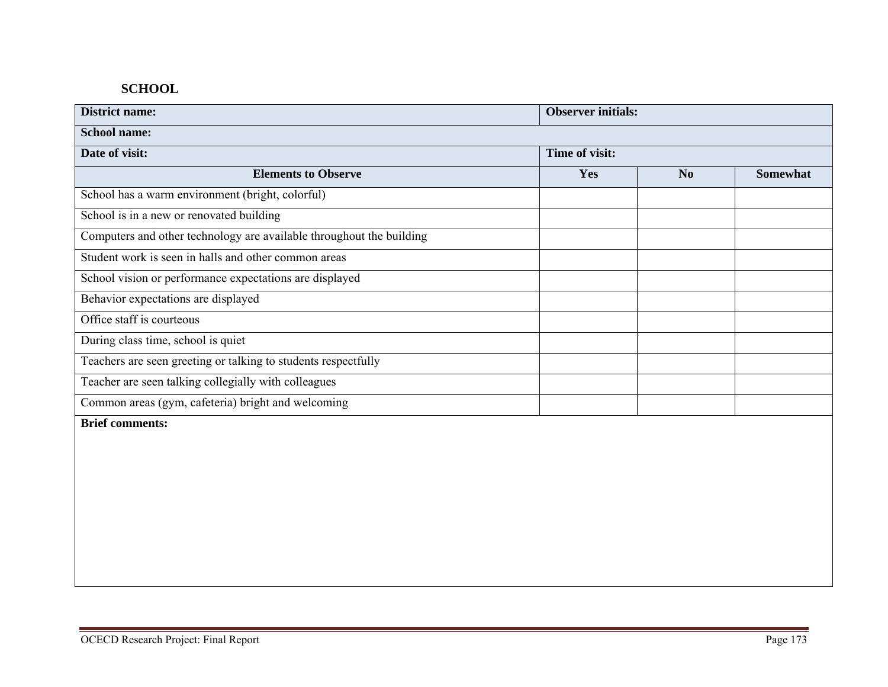**SCHOOL**

| District name: | Observer initials: | | |
|---|---|---|---|
| **School name:** | | | |
| **Date of visit:** | **Time of visit:** | | |
| **Elements to Observe** | **Yes** | **No** | **Somewhat** |
| School has a warm environment (bright, colorful) | | | |
| School is in a new or renovated building | | | |
| Computers and other technology are available throughout the building | | | |
| Student work is seen in halls and other common areas | | | |
| School vision or performance expectations are displayed | | | |
| Behavior expectations are displayed | | | |
| Office staff is courteous | | | |
| During class time, school is quiet | | | |
| Teachers are seen greeting or talking to students respectfully | | | |
| Teacher are seen talking collegially with colleagues | | | |
| Common areas (gym, cafeteria) bright and welcoming | | | |
| **Brief comments:** | | | |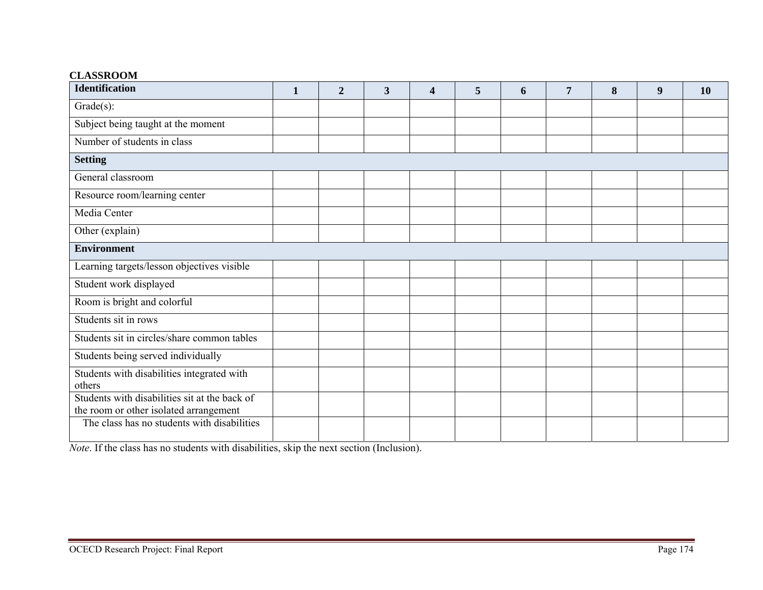**CLASSROOM**

| Identification | 1 | 2 | 3 | 4 | 5 | 6 | 7 | 8 | 9 | 10 |
|---|---|---|---|---|---|---|---|---|---|---|
| Grade(s): | | | | | | | | | | |
| Subject being taught at the moment | | | | | | | | | | |
| Number of students in class | | | | | | | | | | |
| **Setting** | | | | | | | | | | |
| General classroom | | | | | | | | | | |
| Resource room/learning center | | | | | | | | | | |
| Media Center | | | | | | | | | | |
| Other (explain) | | | | | | | | | | |
| **Environment** | | | | | | | | | | |
| Learning targets/lesson objectives visible | | | | | | | | | | |
| Student work displayed | | | | | | | | | | |
| Room is bright and colorful | | | | | | | | | | |
| Students sit in rows | | | | | | | | | | |
| Students sit in circles/share common tables | | | | | | | | | | |
| Students being served individually | | | | | | | | | | |
| Students with disabilities integrated with others | | | | | | | | | | |
| Students with disabilities sit at the back of the room or other isolated arrangement | | | | | | | | | | |
| The class has no students with disabilities | | | | | | | | | | |

*Note*. If the class has no students with disabilities, skip the next section (Inclusion).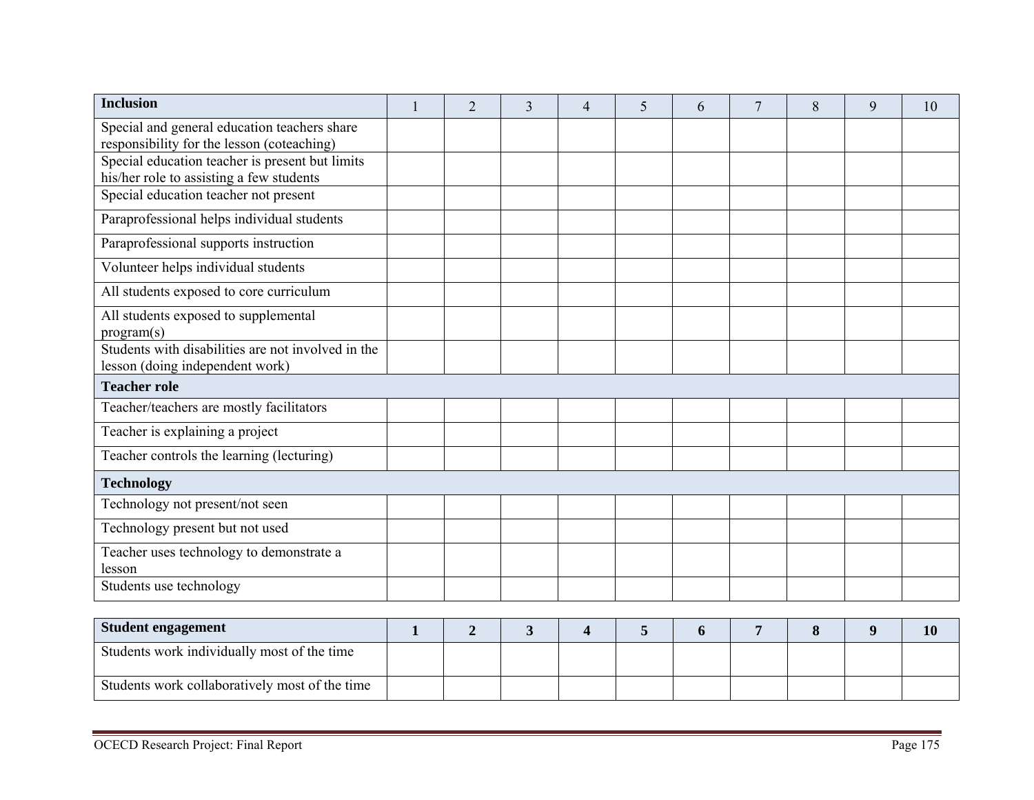| Inclusion | 1 | 2 | 3 | 4 | 5 | 6 | 7 | 8 | 9 | 10 |
|---|---|---|---|---|---|---|---|---|---|---|
| Special and general education teachers share responsibility for the lesson (coteaching) | | | | | | | | | | |
| Special education teacher is present but limits his/her role to assisting a few students | | | | | | | | | | |
| Special education teacher not present | | | | | | | | | | |
| Paraprofessional helps individual students | | | | | | | | | | |
| Paraprofessional supports instruction | | | | | | | | | | |
| Volunteer helps individual students | | | | | | | | | | |
| All students exposed to core curriculum | | | | | | | | | | |
| All students exposed to supplemental program(s) | | | | | | | | | | |
| Students with disabilities are not involved in the lesson (doing independent work) | | | | | | | | | | |
| **Teacher role** | | | | | | | | | | |
| Teacher/teachers are mostly facilitators | | | | | | | | | | |
| Teacher is explaining a project | | | | | | | | | | |
| Teacher controls the learning (lecturing) | | | | | | | | | | |
| **Technology** | | | | | | | | | | |
| Technology not present/not seen | | | | | | | | | | |
| Technology present but not used | | | | | | | | | | |
| Teacher uses technology to demonstrate a lesson | | | | | | | | | | |
| Students use technology | | | | | | | | | | |

| Student engagement | 1 | 2 | 3 | 4 | 5 | 6 | 7 | 8 | 9 | 10 |
|---|---|---|---|---|---|---|---|---|---|---|
| Students work individually most of the time | | | | | | | | | | |
| Students work collaboratively most of the time | | | | | | | | | | |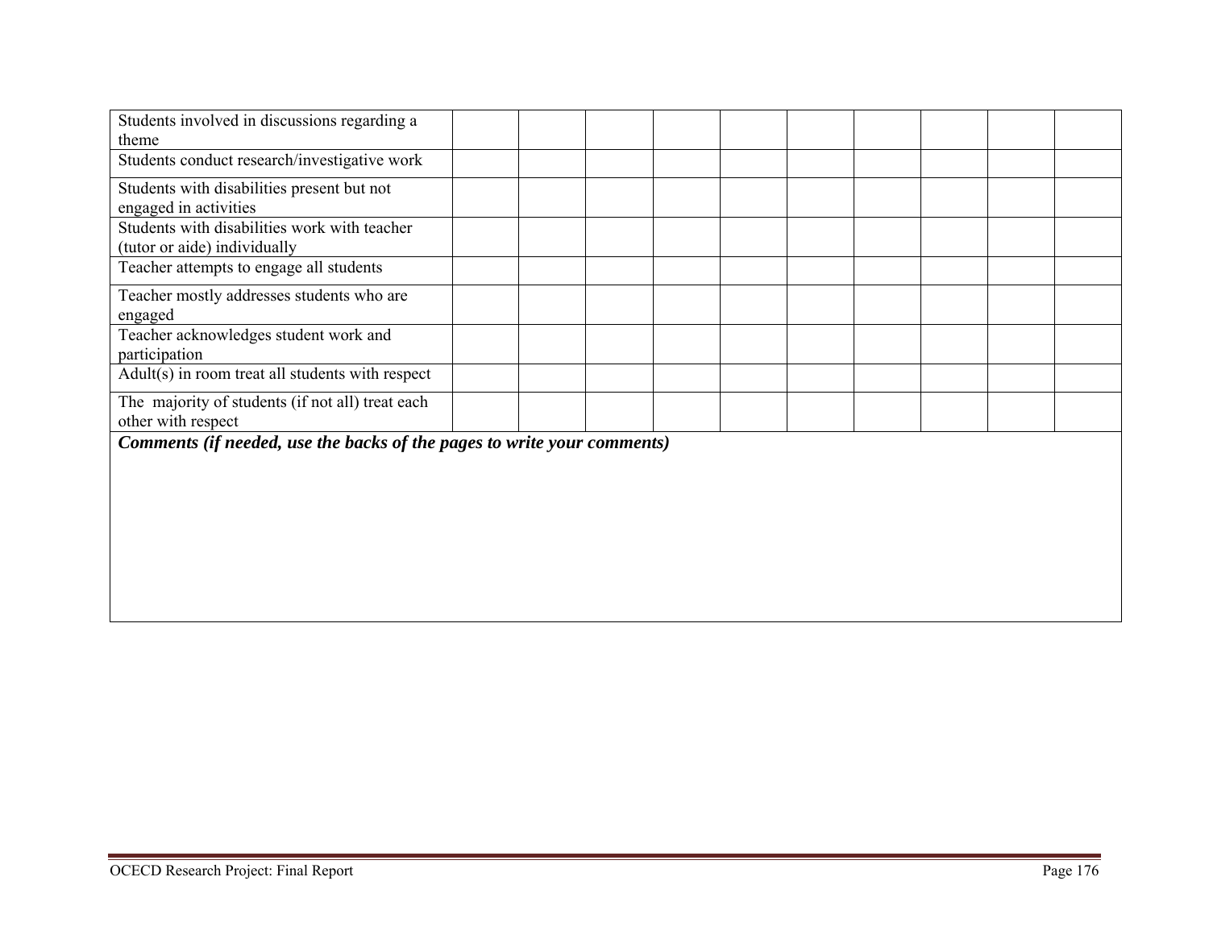| | | | | | | | | | | |
|---|---|---|---|---|---|---|---|---|---|---|
| Students involved in discussions regarding a theme | | | | | | | | | | |
| Students conduct research/investigative work | | | | | | | | | | |
| Students with disabilities present but not engaged in activities | | | | | | | | | | |
| Students with disabilities work with teacher (tutor or aide) individually | | | | | | | | | | |
| Teacher attempts to engage all students | | | | | | | | | | |
| Teacher mostly addresses students who are engaged | | | | | | | | | | |
| Teacher acknowledges student work and participation | | | | | | | | | | |
| Adult(s) in room treat all students with respect | | | | | | | | | | |
| The majority of students (if not all) treat each other with respect | | | | | | | | | | |

***Comments (if needed, use the backs of the pages to write your comments)***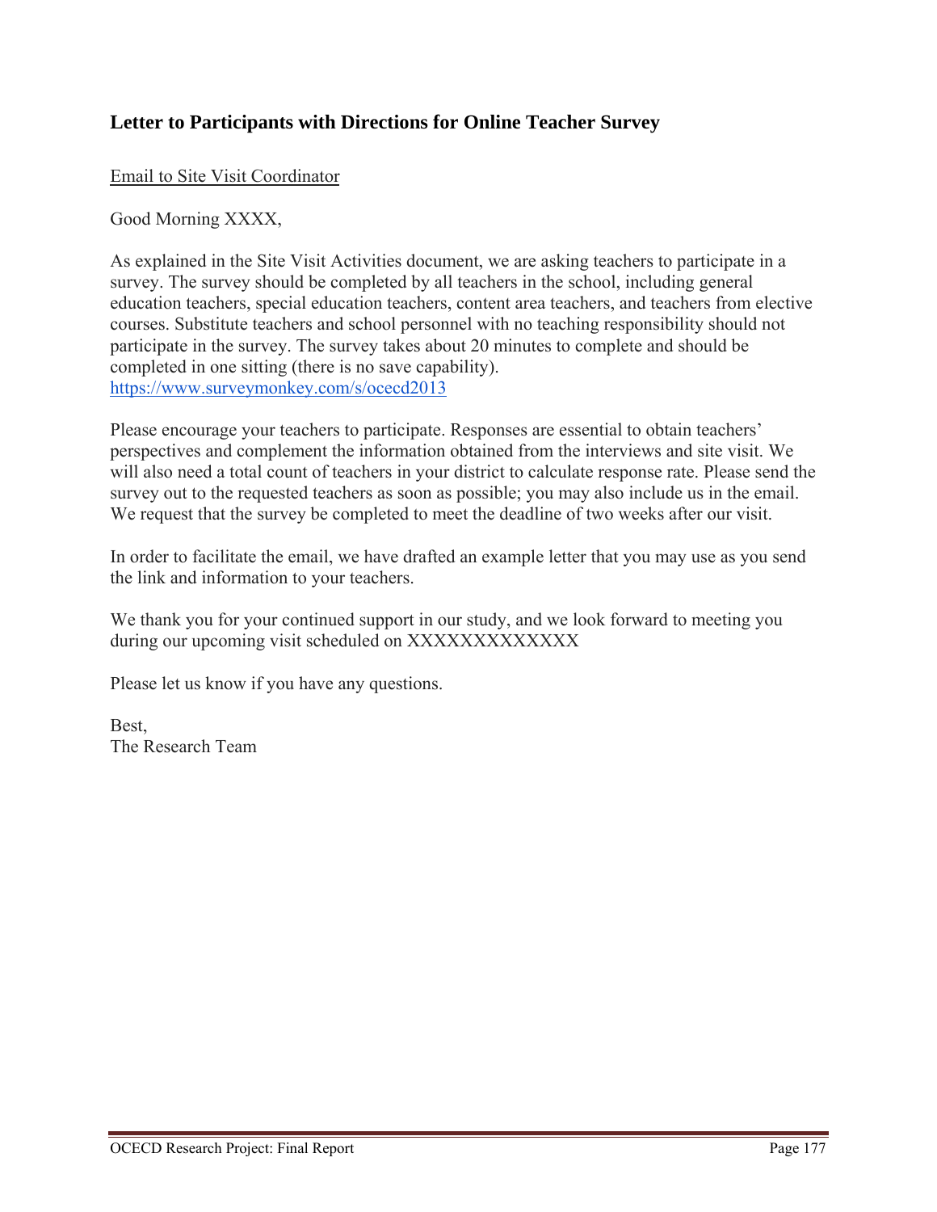## Letter to Participants with Directions for Online Teacher Survey

<u>Email to Site Visit Coordinator</u>

Good Morning XXXX,

As explained in the Site Visit Activities document, we are asking teachers to participate in a survey. The survey should be completed by all teachers in the school, including general education teachers, special education teachers, content area teachers, and teachers from elective courses. Substitute teachers and school personnel with no teaching responsibility should not participate in the survey. The survey takes about 20 minutes to complete and should be completed in one sitting (there is no save capability).
https://www.surveymonkey.com/s/ocecd2013

Please encourage your teachers to participate. Responses are essential to obtain teachers' perspectives and complement the information obtained from the interviews and site visit. We will also need a total count of teachers in your district to calculate response rate. Please send the survey out to the requested teachers as soon as possible; you may also include us in the email. We request that the survey be completed to meet the deadline of two weeks after our visit.

In order to facilitate the email, we have drafted an example letter that you may use as you send the link and information to your teachers.

We thank you for your continued support in our study, and we look forward to meeting you during our upcoming visit scheduled on XXXXXXXXXXXXX

Please let us know if you have any questions.

Best,
The Research Team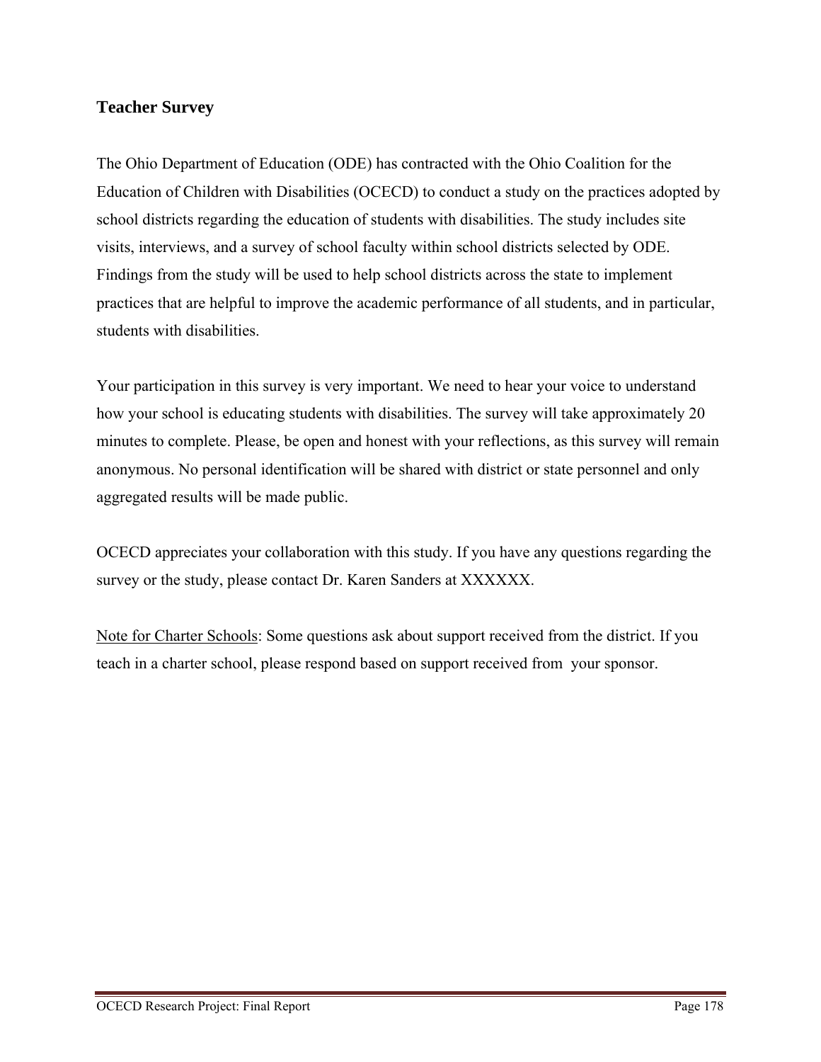## Teacher Survey

The Ohio Department of Education (ODE) has contracted with the Ohio Coalition for the Education of Children with Disabilities (OCECD) to conduct a study on the practices adopted by school districts regarding the education of students with disabilities. The study includes site visits, interviews, and a survey of school faculty within school districts selected by ODE. Findings from the study will be used to help school districts across the state to implement practices that are helpful to improve the academic performance of all students, and in particular, students with disabilities.

Your participation in this survey is very important. We need to hear your voice to understand how your school is educating students with disabilities. The survey will take approximately 20 minutes to complete. Please, be open and honest with your reflections, as this survey will remain anonymous. No personal identification will be shared with district or state personnel and only aggregated results will be made public.

OCECD appreciates your collaboration with this study. If you have any questions regarding the survey or the study, please contact Dr. Karen Sanders at XXXXXX.

<u>Note for Charter Schools</u>: Some questions ask about support received from the district. If you teach in a charter school, please respond based on support received from your sponsor.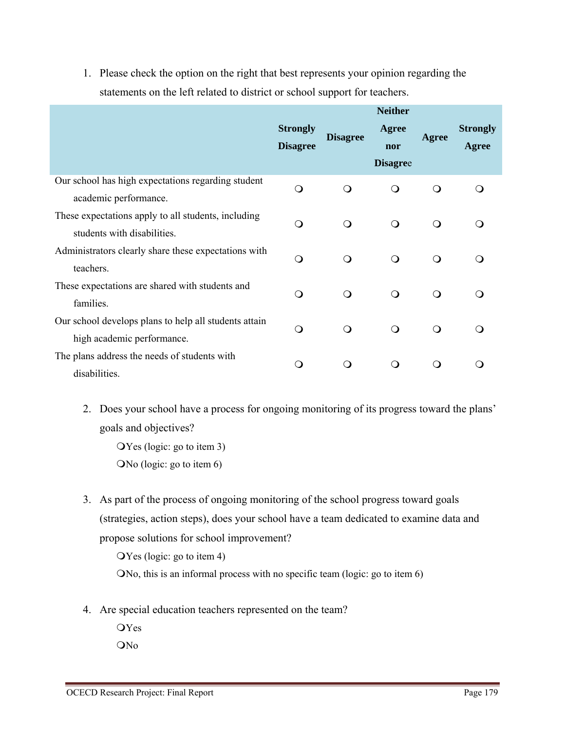1. Please check the option on the right that best represents your opinion regarding the statements on the left related to district or school support for teachers.

| | Strongly Disagree | Disagree | Neither Agree nor Disagree | Agree | Strongly Agree |
|---|---|---|---|---|---|
| Our school has high expectations regarding student academic performance. | ❍ | ❍ | ❍ | ❍ | ❍ |
| These expectations apply to all students, including students with disabilities. | ❍ | ❍ | ❍ | ❍ | ❍ |
| Administrators clearly share these expectations with teachers. | ❍ | ❍ | ❍ | ❍ | ❍ |
| These expectations are shared with students and families. | ❍ | ❍ | ❍ | ❍ | ❍ |
| Our school develops plans to help all students attain high academic performance. | ❍ | ❍ | ❍ | ❍ | ❍ |
| The plans address the needs of students with disabilities. | ❍ | ❍ | ❍ | ❍ | ❍ |

2. Does your school have a process for ongoing monitoring of its progress toward the plans' goals and objectives?

   ❍Yes (logic: go to item 3)
   
   ❍No (logic: go to item 6)

3. As part of the process of ongoing monitoring of the school progress toward goals (strategies, action steps), does your school have a team dedicated to examine data and propose solutions for school improvement?

   ❍Yes (logic: go to item 4)
   
   ❍No, this is an informal process with no specific team (logic: go to item 6)

4. Are special education teachers represented on the team?

   ❍Yes
   
   ❍No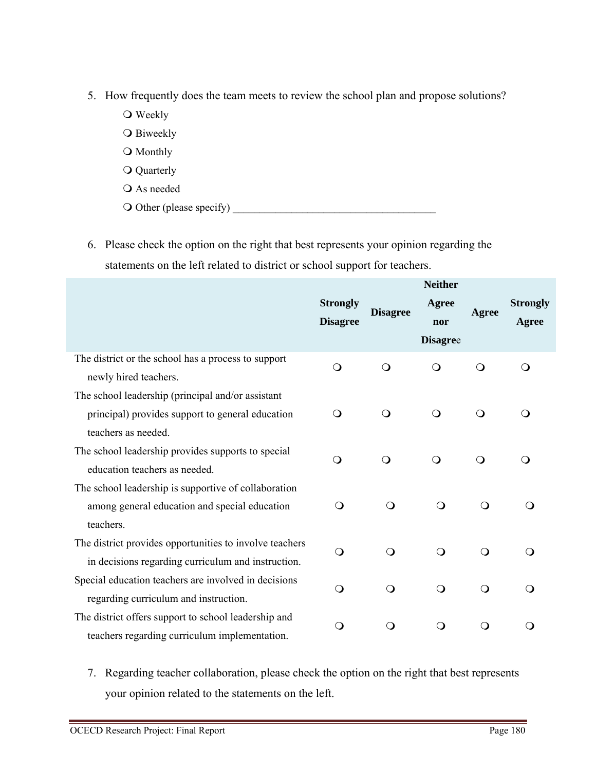5. How frequently does the team meets to review the school plan and propose solutions?
   - ❍ Weekly
   - ❍ Biweekly
   - ❍ Monthly
   - ❍ Quarterly
   - ❍ As needed
   - ❍ Other (please specify) ______________________________________

6. Please check the option on the right that best represents your opinion regarding the statements on the left related to district or school support for teachers.

| | Strongly Disagree | Disagree | Neither Agree nor Disagree | Agree | Strongly Agree |
|---|---|---|---|---|---|
| The district or the school has a process to support newly hired teachers. | ❍ | ❍ | ❍ | ❍ | ❍ |
| The school leadership (principal and/or assistant principal) provides support to general education teachers as needed. | ❍ | ❍ | ❍ | ❍ | ❍ |
| The school leadership provides supports to special education teachers as needed. | ❍ | ❍ | ❍ | ❍ | ❍ |
| The school leadership is supportive of collaboration among general education and special education teachers. | ❍ | ❍ | ❍ | ❍ | ❍ |
| The district provides opportunities to involve teachers in decisions regarding curriculum and instruction. | ❍ | ❍ | ❍ | ❍ | ❍ |
| Special education teachers are involved in decisions regarding curriculum and instruction. | ❍ | ❍ | ❍ | ❍ | ❍ |
| The district offers support to school leadership and teachers regarding curriculum implementation. | ❍ | ❍ | ❍ | ❍ | ❍ |

7. Regarding teacher collaboration, please check the option on the right that best represents your opinion related to the statements on the left.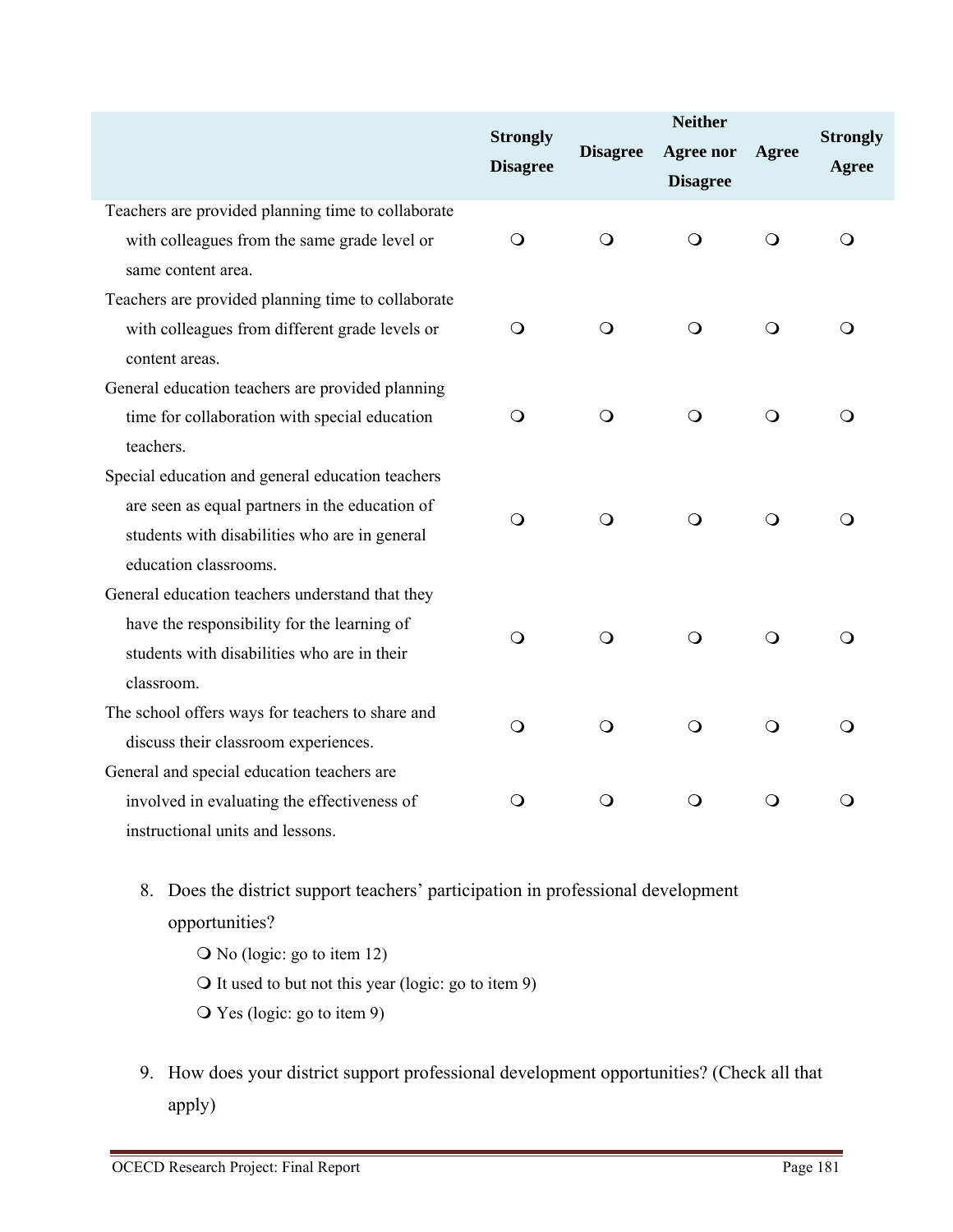| | Strongly Disagree | Disagree | Neither Agree nor Disagree | Agree | Strongly Agree |
|---|---|---|---|---|---|
| Teachers are provided planning time to collaborate with colleagues from the same grade level or same content area. | ❍ | ❍ | ❍ | ❍ | ❍ |
| Teachers are provided planning time to collaborate with colleagues from different grade levels or content areas. | ❍ | ❍ | ❍ | ❍ | ❍ |
| General education teachers are provided planning time for collaboration with special education teachers. | ❍ | ❍ | ❍ | ❍ | ❍ |
| Special education and general education teachers are seen as equal partners in the education of students with disabilities who are in general education classrooms. | ❍ | ❍ | ❍ | ❍ | ❍ |
| General education teachers understand that they have the responsibility for the learning of students with disabilities who are in their classroom. | ❍ | ❍ | ❍ | ❍ | ❍ |
| The school offers ways for teachers to share and discuss their classroom experiences. | ❍ | ❍ | ❍ | ❍ | ❍ |
| General and special education teachers are involved in evaluating the effectiveness of instructional units and lessons. | ❍ | ❍ | ❍ | ❍ | ❍ |

8. Does the district support teachers' participation in professional development opportunities?
   - ❍ No (logic: go to item 12)
   - ❍ It used to but not this year (logic: go to item 9)
   - ❍ Yes (logic: go to item 9)

9. How does your district support professional development opportunities? (Check all that apply)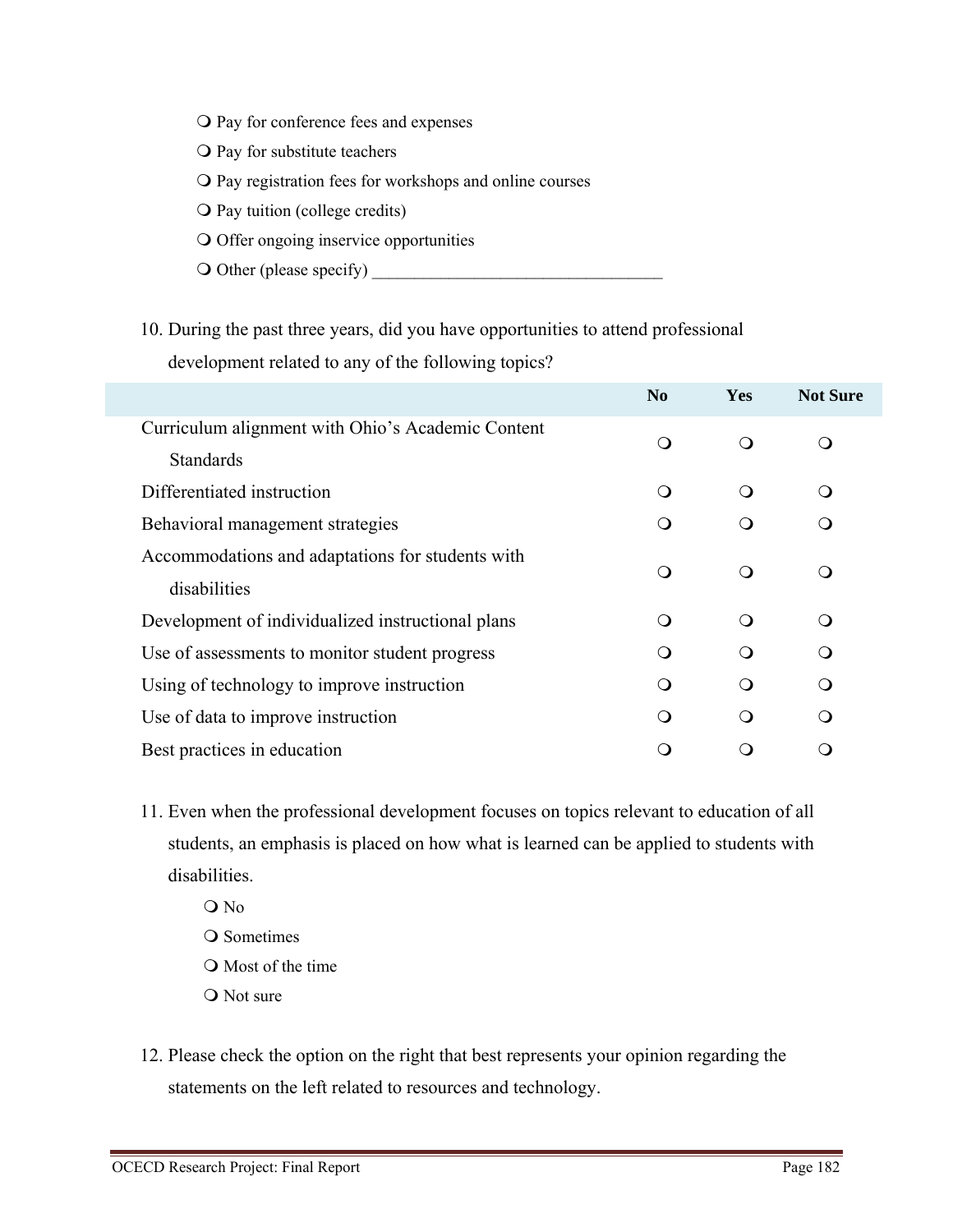- ❍ Pay for conference fees and expenses
- ❍ Pay for substitute teachers
- ❍ Pay registration fees for workshops and online courses
- ❍ Pay tuition (college credits)
- ❍ Offer ongoing inservice opportunities
- ❍ Other (please specify) ___________________________________

10. During the past three years, did you have opportunities to attend professional development related to any of the following topics?

| | No | Yes | Not Sure |
|---|---|---|---|
| Curriculum alignment with Ohio's Academic Content Standards | ❍ | ❍ | ❍ |
| Differentiated instruction | ❍ | ❍ | ❍ |
| Behavioral management strategies | ❍ | ❍ | ❍ |
| Accommodations and adaptations for students with disabilities | ❍ | ❍ | ❍ |
| Development of individualized instructional plans | ❍ | ❍ | ❍ |
| Use of assessments to monitor student progress | ❍ | ❍ | ❍ |
| Using of technology to improve instruction | ❍ | ❍ | ❍ |
| Use of data to improve instruction | ❍ | ❍ | ❍ |
| Best practices in education | ❍ | ❍ | ❍ |

11. Even when the professional development focuses on topics relevant to education of all students, an emphasis is placed on how what is learned can be applied to students with disabilities.
    - ❍ No
    - ❍ Sometimes
    - ❍ Most of the time
    - ❍ Not sure

12. Please check the option on the right that best represents your opinion regarding the statements on the left related to resources and technology.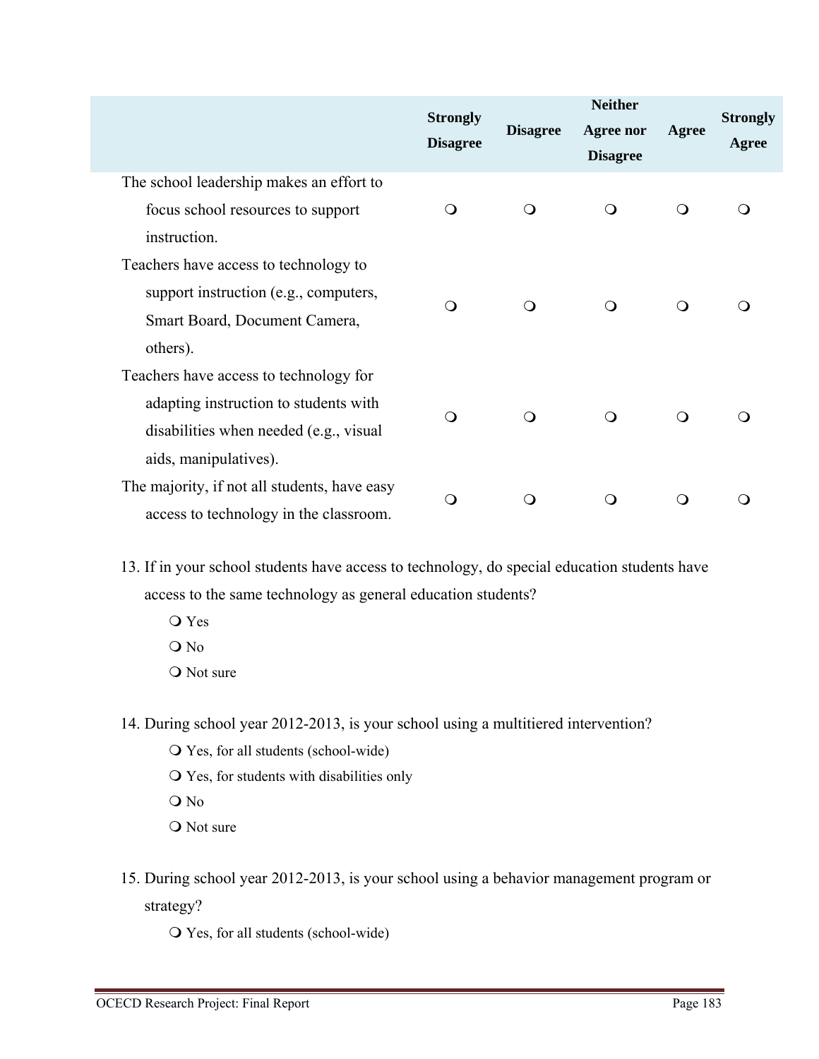| | Strongly Disagree | Disagree | Neither Agree nor Disagree | Agree | Strongly Agree |
|---|---|---|---|---|---|
| The school leadership makes an effort to focus school resources to support instruction. | ❍ | ❍ | ❍ | ❍ | ❍ |
| Teachers have access to technology to support instruction (e.g., computers, Smart Board, Document Camera, others). | ❍ | ❍ | ❍ | ❍ | ❍ |
| Teachers have access to technology for adapting instruction to students with disabilities when needed (e.g., visual aids, manipulatives). | ❍ | ❍ | ❍ | ❍ | ❍ |
| The majority, if not all students, have easy access to technology in the classroom. | ❍ | ❍ | ❍ | ❍ | ❍ |

13. If in your school students have access to technology, do special education students have access to the same technology as general education students?

   ❍ Yes
   ❍ No
   ❍ Not sure

14. During school year 2012-2013, is your school using a multitiered intervention?

   ❍ Yes, for all students (school-wide)
   ❍ Yes, for students with disabilities only
   ❍ No
   ❍ Not sure

15. During school year 2012-2013, is your school using a behavior management program or strategy?

   ❍ Yes, for all students (school-wide)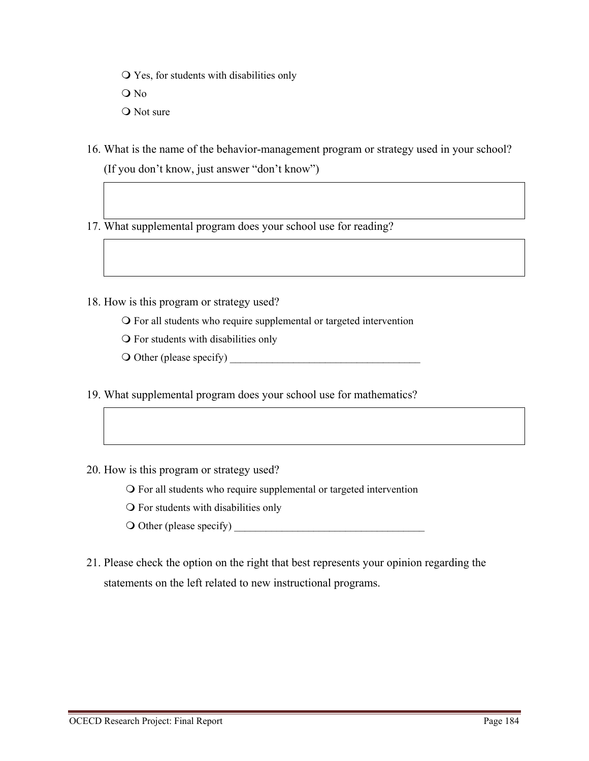- ❍ Yes, for students with disabilities only
- ❍ No
- ❍ Not sure

16. What is the name of the behavior-management program or strategy used in your school? (If you don't know, just answer "don't know")

17. What supplemental program does your school use for reading?

18. How is this program or strategy used?
    - ❍ For all students who require supplemental or targeted intervention
    - ❍ For students with disabilities only
    - ❍ Other (please specify) ____________________________________

19. What supplemental program does your school use for mathematics?

20. How is this program or strategy used?
    - ❍ For all students who require supplemental or targeted intervention
    - ❍ For students with disabilities only
    - ❍ Other (please specify) ____________________________________

21. Please check the option on the right that best represents your opinion regarding the statements on the left related to new instructional programs.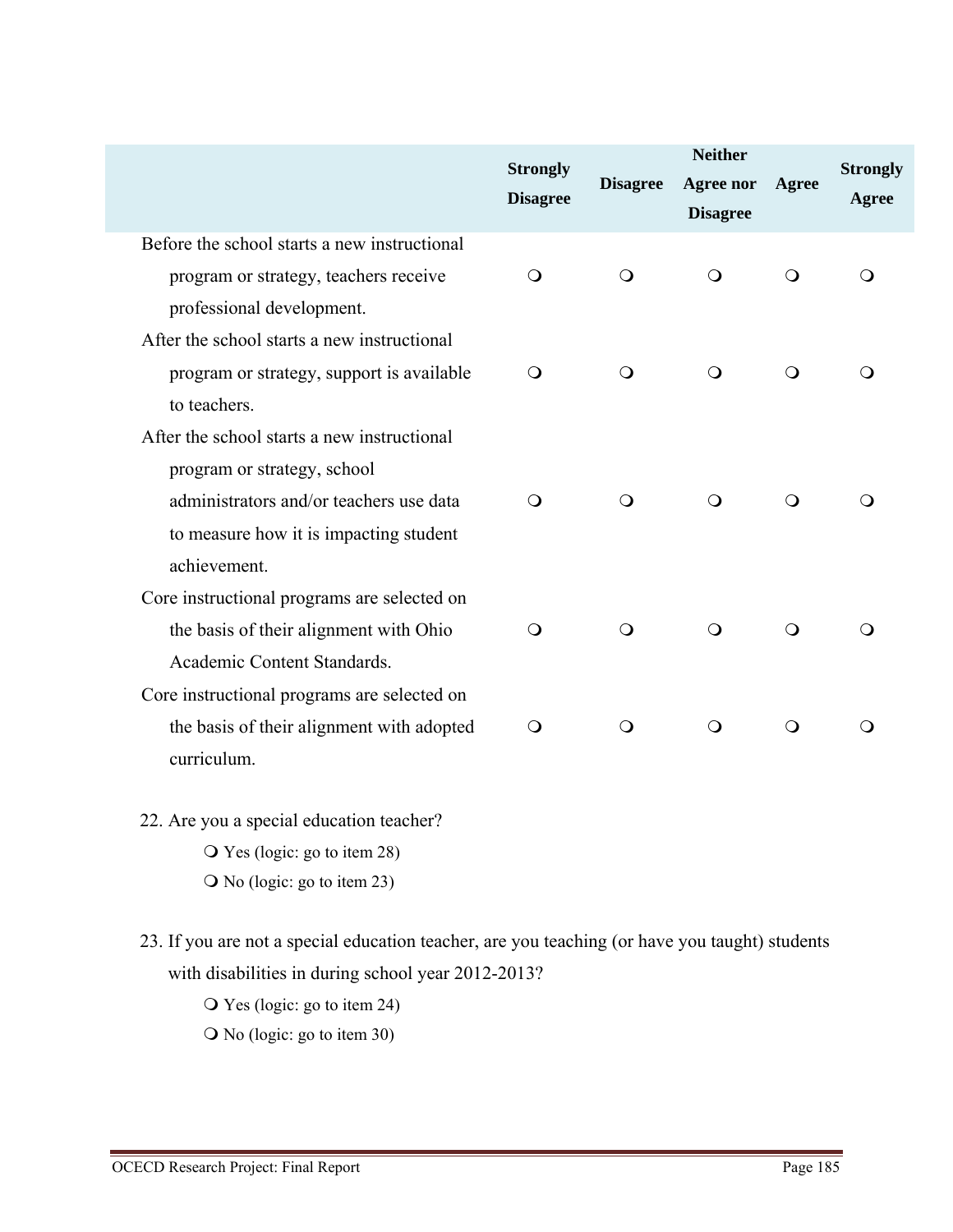| | Strongly Disagree | Disagree | Neither Agree nor Disagree | Agree | Strongly Agree |
|---|---|---|---|---|---|
| Before the school starts a new instructional program or strategy, teachers receive professional development. | ❍ | ❍ | ❍ | ❍ | ❍ |
| After the school starts a new instructional program or strategy, support is available to teachers. | ❍ | ❍ | ❍ | ❍ | ❍ |
| After the school starts a new instructional program or strategy, school administrators and/or teachers use data to measure how it is impacting student achievement. | ❍ | ❍ | ❍ | ❍ | ❍ |
| Core instructional programs are selected on the basis of their alignment with Ohio Academic Content Standards. | ❍ | ❍ | ❍ | ❍ | ❍ |
| Core instructional programs are selected on the basis of their alignment with adopted curriculum. | ❍ | ❍ | ❍ | ❍ | ❍ |

22. Are you a special education teacher?

❍ Yes (logic: go to item 28)

❍ No (logic: go to item 23)

23. If you are not a special education teacher, are you teaching (or have you taught) students with disabilities in during school year 2012-2013?

❍ Yes (logic: go to item 24)

❍ No (logic: go to item 30)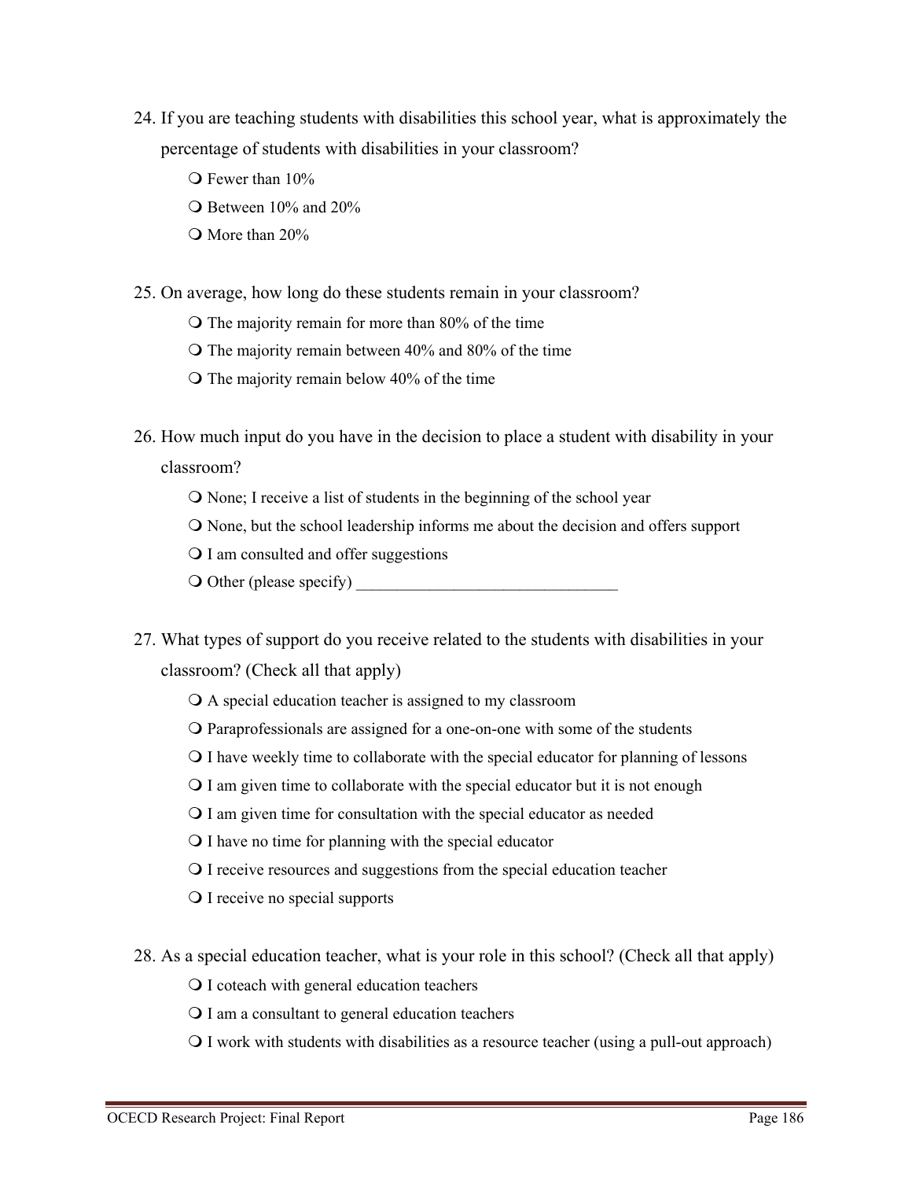24. If you are teaching students with disabilities this school year, what is approximately the percentage of students with disabilities in your classroom?

    - ❍ Fewer than 10%
    - ❍ Between 10% and 20%
    - ❍ More than 20%

25. On average, how long do these students remain in your classroom?

    - ❍ The majority remain for more than 80% of the time
    - ❍ The majority remain between 40% and 80% of the time
    - ❍ The majority remain below 40% of the time

26. How much input do you have in the decision to place a student with disability in your classroom?

    - ❍ None; I receive a list of students in the beginning of the school year
    - ❍ None, but the school leadership informs me about the decision and offers support
    - ❍ I am consulted and offer suggestions
    - ❍ Other (please specify) _________________________________

27. What types of support do you receive related to the students with disabilities in your classroom? (Check all that apply)

    - ❍ A special education teacher is assigned to my classroom
    - ❍ Paraprofessionals are assigned for a one-on-one with some of the students
    - ❍ I have weekly time to collaborate with the special educator for planning of lessons
    - ❍ I am given time to collaborate with the special educator but it is not enough
    - ❍ I am given time for consultation with the special educator as needed
    - ❍ I have no time for planning with the special educator
    - ❍ I receive resources and suggestions from the special education teacher
    - ❍ I receive no special supports

28. As a special education teacher, what is your role in this school? (Check all that apply)

    - ❍ I coteach with general education teachers
    - ❍ I am a consultant to general education teachers
    - ❍ I work with students with disabilities as a resource teacher (using a pull-out approach)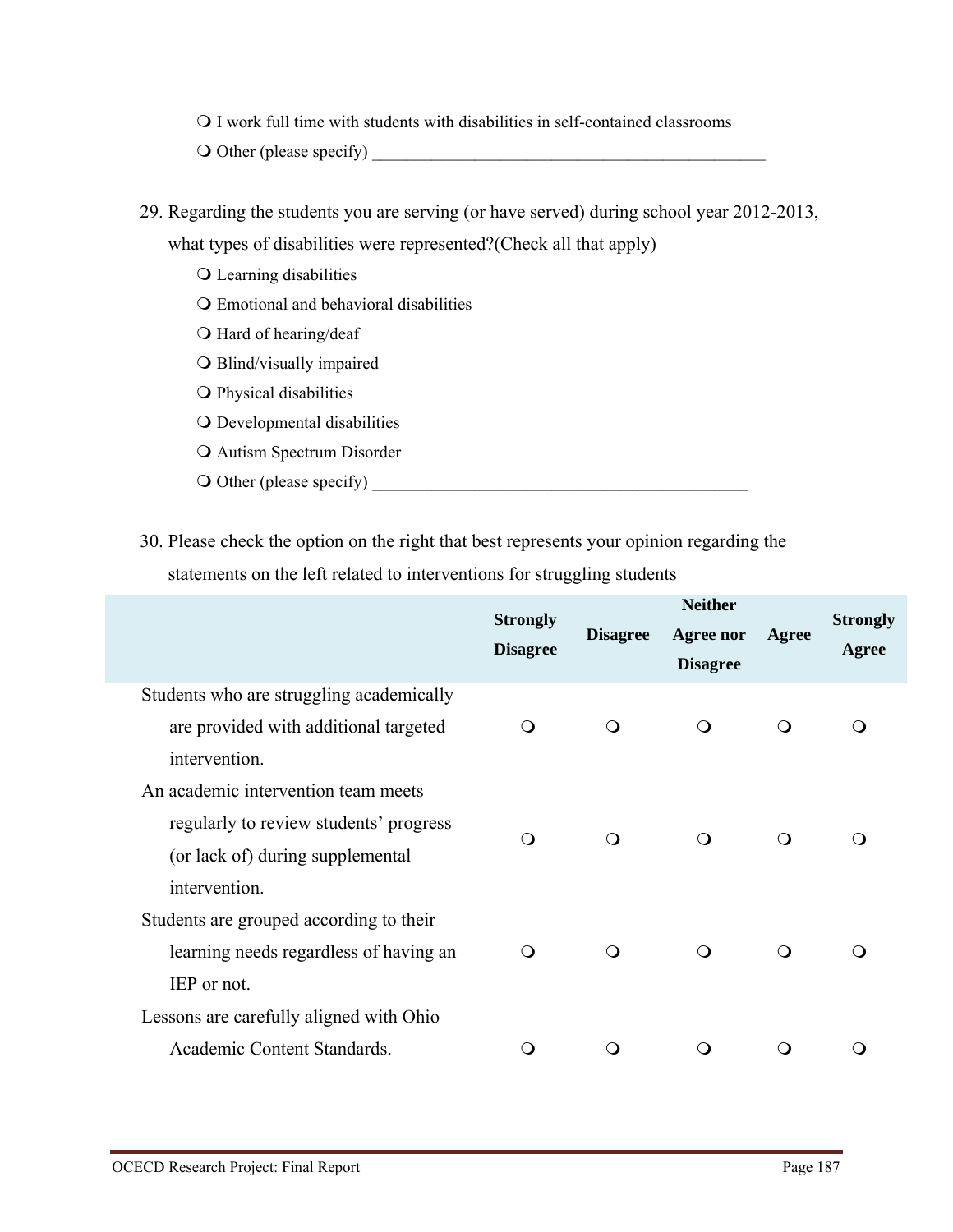- ❍ I work full time with students with disabilities in self-contained classrooms
- ❍ Other (please specify) ______________________________________________

29. Regarding the students you are serving (or have served) during school year 2012-2013, what types of disabilities were represented?(Check all that apply)
    - ❍ Learning disabilities
    - ❍ Emotional and behavioral disabilities
    - ❍ Hard of hearing/deaf
    - ❍ Blind/visually impaired
    - ❍ Physical disabilities
    - ❍ Developmental disabilities
    - ❍ Autism Spectrum Disorder
    - ❍ Other (please specify) ____________________________________________

30. Please check the option on the right that best represents your opinion regarding the statements on the left related to interventions for struggling students

| | **Strongly Disagree** | **Disagree** | **Neither Agree nor Disagree** | **Agree** | **Strongly Agree** |
|---|---|---|---|---|---|
| Students who are struggling academically are provided with additional targeted intervention. | ❍ | ❍ | ❍ | ❍ | ❍ |
| An academic intervention team meets regularly to review students' progress (or lack of) during supplemental intervention. | ❍ | ❍ | ❍ | ❍ | ❍ |
| Students are grouped according to their learning needs regardless of having an IEP or not. | ❍ | ❍ | ❍ | ❍ | ❍ |
| Lessons are carefully aligned with Ohio Academic Content Standards. | ❍ | ❍ | ❍ | ❍ | ❍ |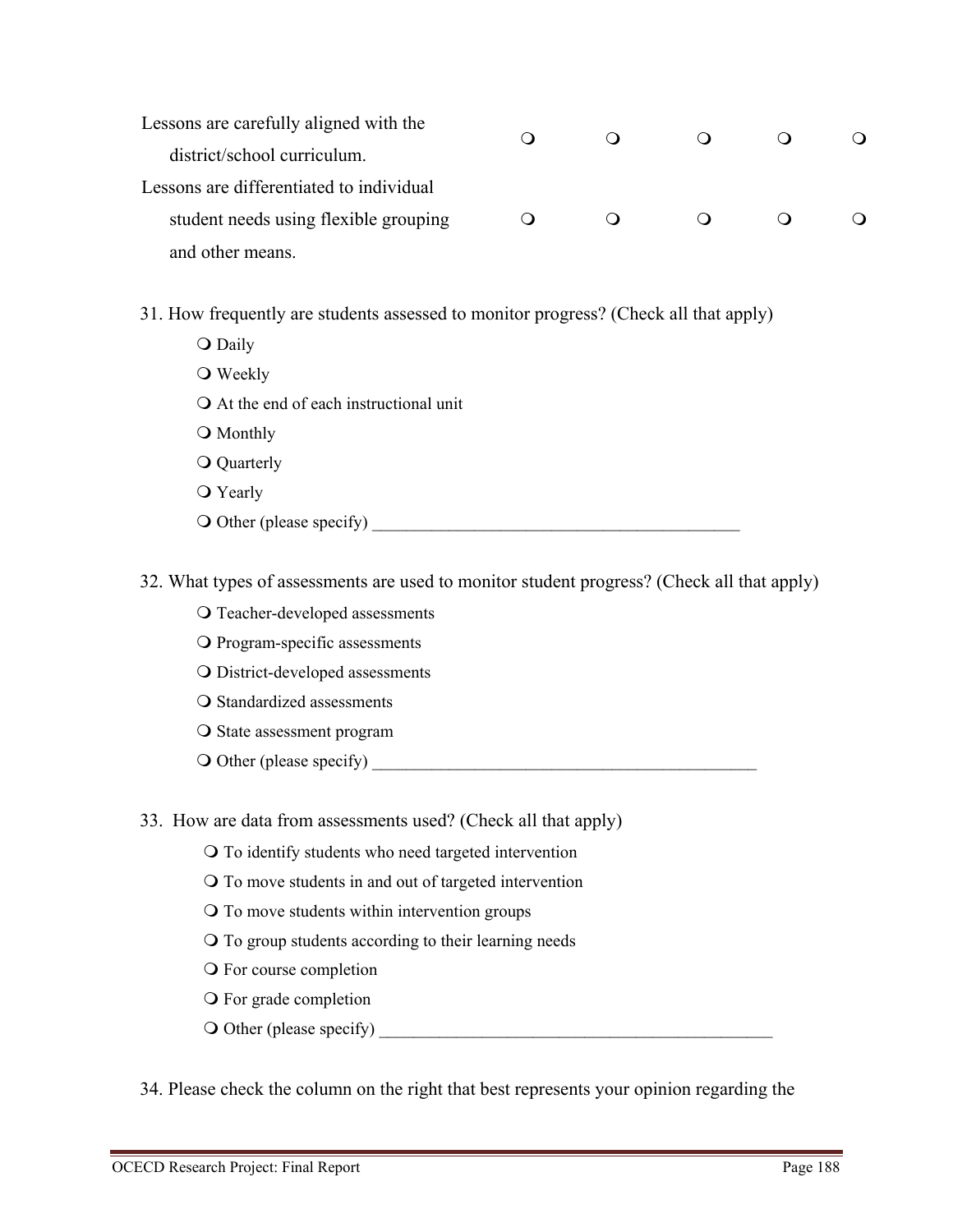| | | | | | |
|---|---|---|---|---|---|
| Lessons are carefully aligned with the district/school curriculum. | ❍ | ❍ | ❍ | ❍ | ❍ |
| Lessons are differentiated to individual student needs using flexible grouping and other means. | ❍ | ❍ | ❍ | ❍ | ❍ |

31. How frequently are students assessed to monitor progress? (Check all that apply)

- ❍ Daily
- ❍ Weekly
- ❍ At the end of each instructional unit
- ❍ Monthly
- ❍ Quarterly
- ❍ Yearly
- ❍ Other (please specify) ___________________________________________

32. What types of assessments are used to monitor student progress? (Check all that apply)

- ❍ Teacher-developed assessments
- ❍ Program-specific assessments
- ❍ District-developed assessments
- ❍ Standardized assessments
- ❍ State assessment program
- ❍ Other (please specify) _____________________________________________

33. How are data from assessments used? (Check all that apply)

- ❍ To identify students who need targeted intervention
- ❍ To move students in and out of targeted intervention
- ❍ To move students within intervention groups
- ❍ To group students according to their learning needs
- ❍ For course completion
- ❍ For grade completion
- ❍ Other (please specify) ______________________________________________

34. Please check the column on the right that best represents your opinion regarding the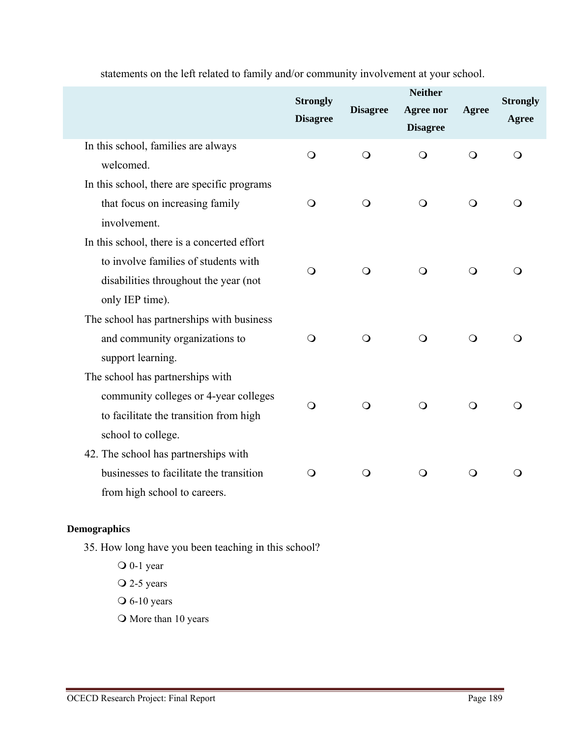statements on the left related to family and/or community involvement at your school.

| | Strongly Disagree | Disagree | Neither Agree nor Disagree | Agree | Strongly Agree |
|---|---|---|---|---|---|
| In this school, families are always welcomed. | ❍ | ❍ | ❍ | ❍ | ❍ |
| In this school, there are specific programs that focus on increasing family involvement. | ❍ | ❍ | ❍ | ❍ | ❍ |
| In this school, there is a concerted effort to involve families of students with disabilities throughout the year (not only IEP time). | ❍ | ❍ | ❍ | ❍ | ❍ |
| The school has partnerships with business and community organizations to support learning. | ❍ | ❍ | ❍ | ❍ | ❍ |
| The school has partnerships with community colleges or 4-year colleges to facilitate the transition from high school to college. | ❍ | ❍ | ❍ | ❍ | ❍ |
| 42. The school has partnerships with businesses to facilitate the transition from high school to careers. | ❍ | ❍ | ❍ | ❍ | ❍ |

**Demographics**

35. How long have you been teaching in this school?

- ❍ 0-1 year
- ❍ 2-5 years
- ❍ 6-10 years
- ❍ More than 10 years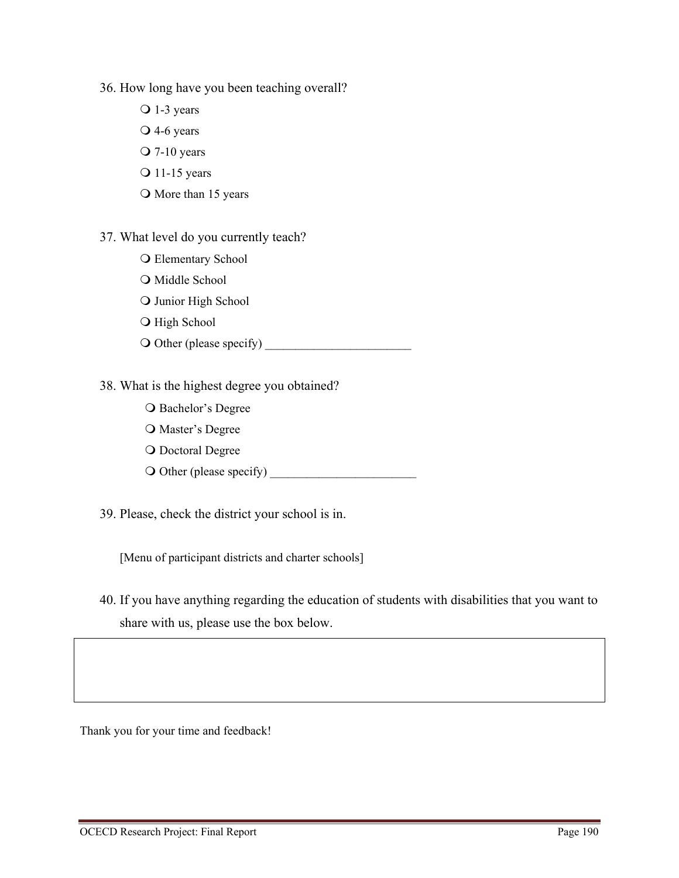36. How long have you been teaching overall?

   - ❍ 1-3 years
   - ❍ 4-6 years
   - ❍ 7-10 years
   - ❍ 11-15 years
   - ❍ More than 15 years

37. What level do you currently teach?

   - ❍ Elementary School
   - ❍ Middle School
   - ❍ Junior High School
   - ❍ High School
   - ❍ Other (please specify) ________________________

38. What is the highest degree you obtained?

   - ❍ Bachelor's Degree
   - ❍ Master's Degree
   - ❍ Doctoral Degree
   - ❍ Other (please specify) ________________________

39. Please, check the district your school is in.

   [Menu of participant districts and charter schools]

40. If you have anything regarding the education of students with disabilities that you want to share with us, please use the box below.

| |
|---|
| |

Thank you for your time and feedback!